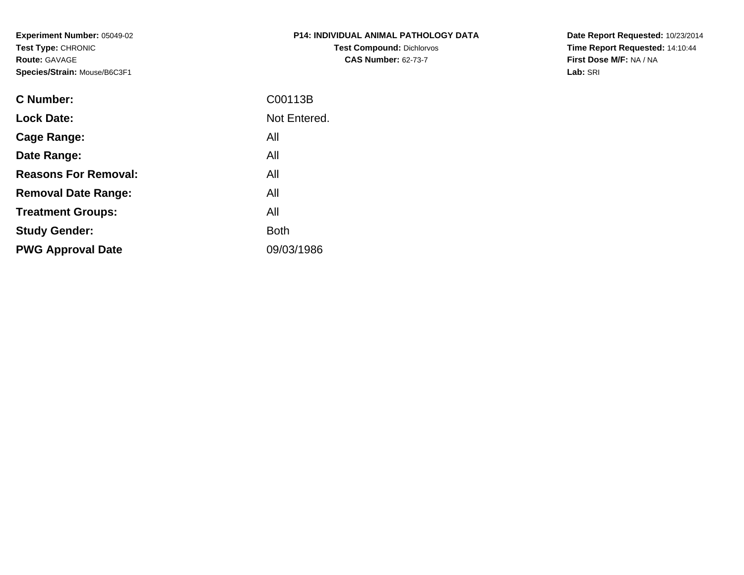**Experiment Number:** 05049-02
**Test Type:** CHRONIC
**Route:** GAVAGE
**Species/Strain:** Mouse/B6C3F1

**P14: INDIVIDUAL ANIMAL PATHOLOGY DATA**
**Test Compound:** Dichlorvos
**CAS Number:** 62-73-7

**Date Report Requested:** 10/23/2014
**Time Report Requested:** 14:10:44
**First Dose M/F:** NA / NA
**Lab:** SRI

| | |
|---|---|
| **C Number:** | C00113B |
| **Lock Date:** | Not Entered. |
| **Cage Range:** | All |
| **Date Range:** | All |
| **Reasons For Removal:** | All |
| **Removal Date Range:** | All |
| **Treatment Groups:** | All |
| **Study Gender:** | Both |
| **PWG Approval Date** | 09/03/1986 |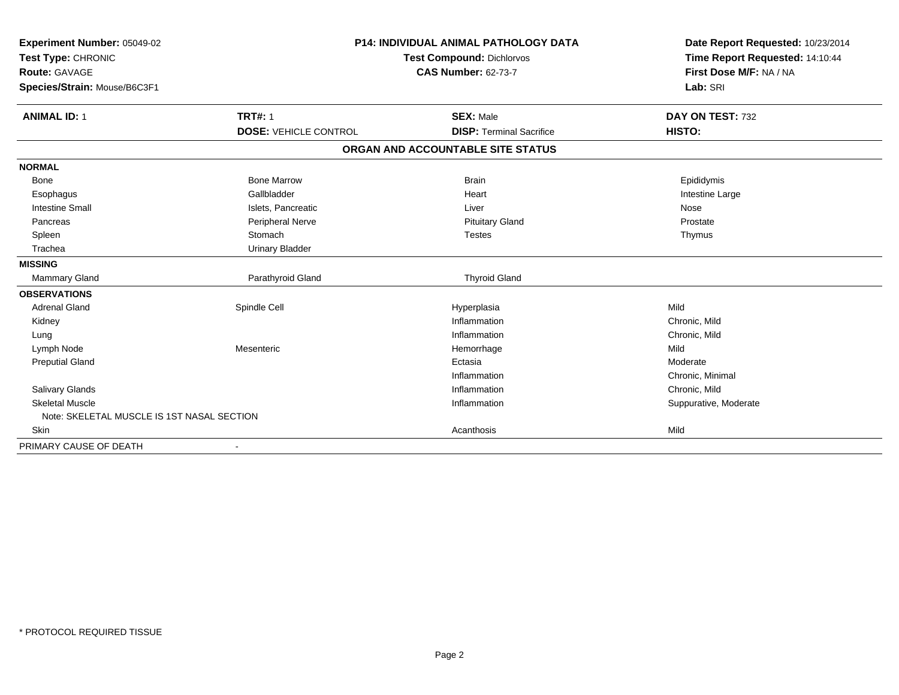**Experiment Number:** 05049-02
**Test Type:** CHRONIC
**Route:** GAVAGE
**Species/Strain:** Mouse/B6C3F1

**P14: INDIVIDUAL ANIMAL PATHOLOGY DATA**
**Test Compound:** Dichlorvos
**CAS Number:** 62-73-7

**Date Report Requested:** 10/23/2014
**Time Report Requested:** 14:10:44
**First Dose M/F:** NA / NA
**Lab:** SRI

| **ANIMAL ID:** 1 | **TRT#:** 1 | **SEX:** Male | **DAY ON TEST:** 732 |
|---|---|---|---|
| | **DOSE:** VEHICLE CONTROL | **DISP:** Terminal Sacrifice | **HISTO:** |

**ORGAN AND ACCOUNTABLE SITE STATUS**

| | | | |
|---|---|---|---|
| **NORMAL** | | | |
| Bone | Bone Marrow | Brain | Epididymis |
| Esophagus | Gallbladder | Heart | Intestine Large |
| Intestine Small | Islets, Pancreatic | Liver | Nose |
| Pancreas | Peripheral Nerve | Pituitary Gland | Prostate |
| Spleen | Stomach | Testes | Thymus |
| Trachea | Urinary Bladder | | |
| **MISSING** | | | |
| Mammary Gland | Parathyroid Gland | Thyroid Gland | |
| **OBSERVATIONS** | | | |
| Adrenal Gland | Spindle Cell | Hyperplasia | Mild |
| Kidney | | Inflammation | Chronic, Mild |
| Lung | | Inflammation | Chronic, Mild |
| Lymph Node | Mesenteric | Hemorrhage | Mild |
| Preputial Gland | | Ectasia | Moderate |
| | | Inflammation | Chronic, Minimal |
| Salivary Glands | | Inflammation | Chronic, Mild |
| Skeletal Muscle | | Inflammation | Suppurative, Moderate |
| Note: SKELETAL MUSCLE IS 1ST NASAL SECTION | | | |
| Skin | | Acanthosis | Mild |
| PRIMARY CAUSE OF DEATH | - | | |

\* PROTOCOL REQUIRED TISSUE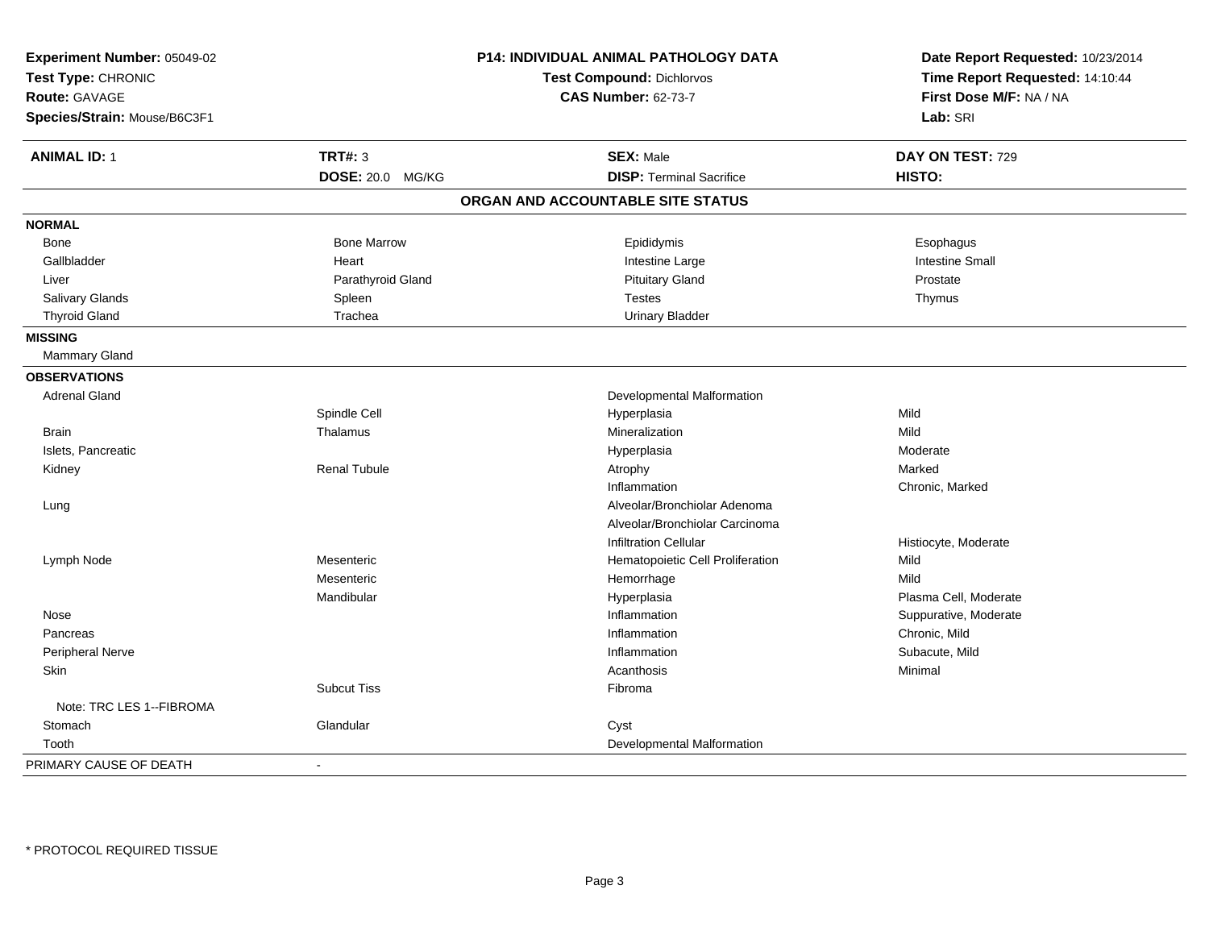**Experiment Number:** 05049-02
**Test Type:** CHRONIC
**Route:** GAVAGE
**Species/Strain:** Mouse/B6C3F1

**P14: INDIVIDUAL ANIMAL PATHOLOGY DATA**
**Test Compound:** Dichlorvos
**CAS Number:** 62-73-7

**Date Report Requested:** 10/23/2014
**Time Report Requested:** 14:10:44
**First Dose M/F:** NA / NA
**Lab:** SRI

| **ANIMAL ID:** 1 | **TRT#:** 3 | **SEX:** Male | **DAY ON TEST:** 729 |
|---|---|---|---|
| | **DOSE:** 20.0 MG/KG | **DISP:** Terminal Sacrifice | **HISTO:** |

## ORGAN AND ACCOUNTABLE SITE STATUS

| | | | |
|---|---|---|---|
| **NORMAL** | | | |
| Bone | Bone Marrow | Epididymis | Esophagus |
| Gallbladder | Heart | Intestine Large | Intestine Small |
| Liver | Parathyroid Gland | Pituitary Gland | Prostate |
| Salivary Glands | Spleen | Testes | Thymus |
| Thyroid Gland | Trachea | Urinary Bladder | |
| **MISSING** | | | |
| Mammary Gland | | | |
| **OBSERVATIONS** | | | |
| Adrenal Gland | | Developmental Malformation | |
| | Spindle Cell | Hyperplasia | Mild |
| Brain | Thalamus | Mineralization | Mild |
| Islets, Pancreatic | | Hyperplasia | Moderate |
| Kidney | Renal Tubule | Atrophy | Marked |
| | | Inflammation | Chronic, Marked |
| Lung | | Alveolar/Bronchiolar Adenoma | |
| | | Alveolar/Bronchiolar Carcinoma | |
| | | Infiltration Cellular | Histiocyte, Moderate |
| Lymph Node | Mesenteric | Hematopoietic Cell Proliferation | Mild |
| | Mesenteric | Hemorrhage | Mild |
| | Mandibular | Hyperplasia | Plasma Cell, Moderate |
| Nose | | Inflammation | Suppurative, Moderate |
| Pancreas | | Inflammation | Chronic, Mild |
| Peripheral Nerve | | Inflammation | Subacute, Mild |
| Skin | | Acanthosis | Minimal |
| | Subcut Tiss | Fibroma | |
| Note: TRC LES 1--FIBROMA | | | |
| Stomach | Glandular | Cyst | |
| Tooth | | Developmental Malformation | |
| PRIMARY CAUSE OF DEATH | - | | |

* PROTOCOL REQUIRED TISSUE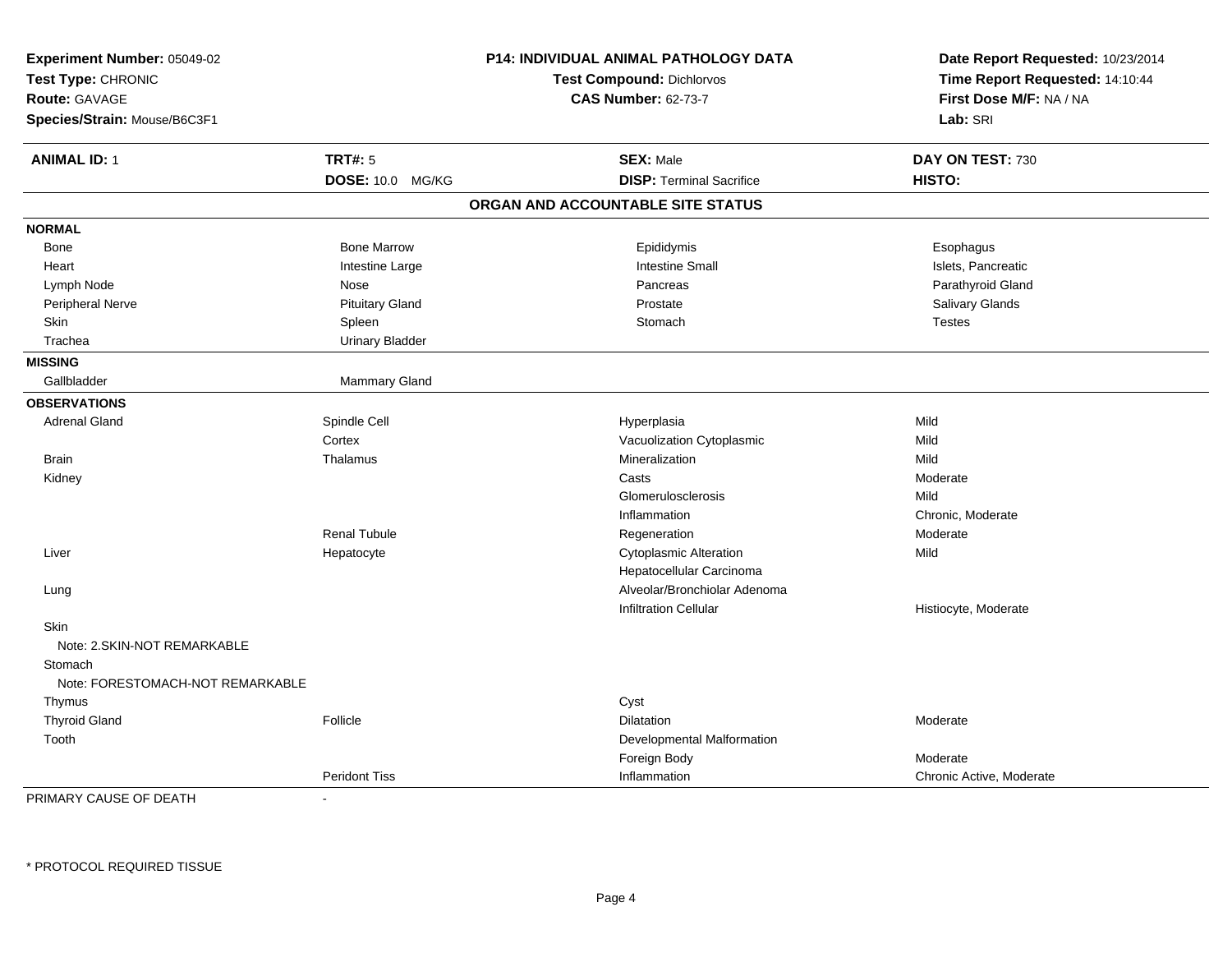**Experiment Number:** 05049-02
**Test Type:** CHRONIC
**Route:** GAVAGE
**Species/Strain:** Mouse/B6C3F1

**P14: INDIVIDUAL ANIMAL PATHOLOGY DATA**
**Test Compound:** Dichlorvos
**CAS Number:** 62-73-7

**Date Report Requested:** 10/23/2014
**Time Report Requested:** 14:10:44
**First Dose M/F:** NA / NA
**Lab:** SRI

| **ANIMAL ID:** 1 | **TRT#:** 5 | **SEX:** Male | **DAY ON TEST:** 730 |
|---|---|---|---|
| | **DOSE:** 10.0 MG/KG | **DISP:** Terminal Sacrifice | **HISTO:** |

## ORGAN AND ACCOUNTABLE SITE STATUS

| | | | |
|---|---|---|---|
| **NORMAL** | | | |
| Bone | Bone Marrow | Epididymis | Esophagus |
| Heart | Intestine Large | Intestine Small | Islets, Pancreatic |
| Lymph Node | Nose | Pancreas | Parathyroid Gland |
| Peripheral Nerve | Pituitary Gland | Prostate | Salivary Glands |
| Skin | Spleen | Stomach | Testes |
| Trachea | Urinary Bladder | | |
| **MISSING** | | | |
| Gallbladder | Mammary Gland | | |
| **OBSERVATIONS** | | | |
| Adrenal Gland | Spindle Cell | Hyperplasia | Mild |
| | Cortex | Vacuolization Cytoplasmic | Mild |
| Brain | Thalamus | Mineralization | Mild |
| Kidney | | Casts | Moderate |
| | | Glomerulosclerosis | Mild |
| | | Inflammation | Chronic, Moderate |
| | Renal Tubule | Regeneration | Moderate |
| Liver | Hepatocyte | Cytoplasmic Alteration | Mild |
| | | Hepatocellular Carcinoma | |
| Lung | | Alveolar/Bronchiolar Adenoma | |
| | | Infiltration Cellular | Histiocyte, Moderate |
| Skin | | | |
| Note: 2.SKIN-NOT REMARKABLE | | | |
| Stomach | | | |
| Note: FORESTOMACH-NOT REMARKABLE | | | |
| Thymus | | Cyst | |
| Thyroid Gland | Follicle | Dilatation | Moderate |
| Tooth | | Developmental Malformation | |
| | | Foreign Body | Moderate |
| | Peridont Tiss | Inflammation | Chronic Active, Moderate |

PRIMARY CAUSE OF DEATH -

\* PROTOCOL REQUIRED TISSUE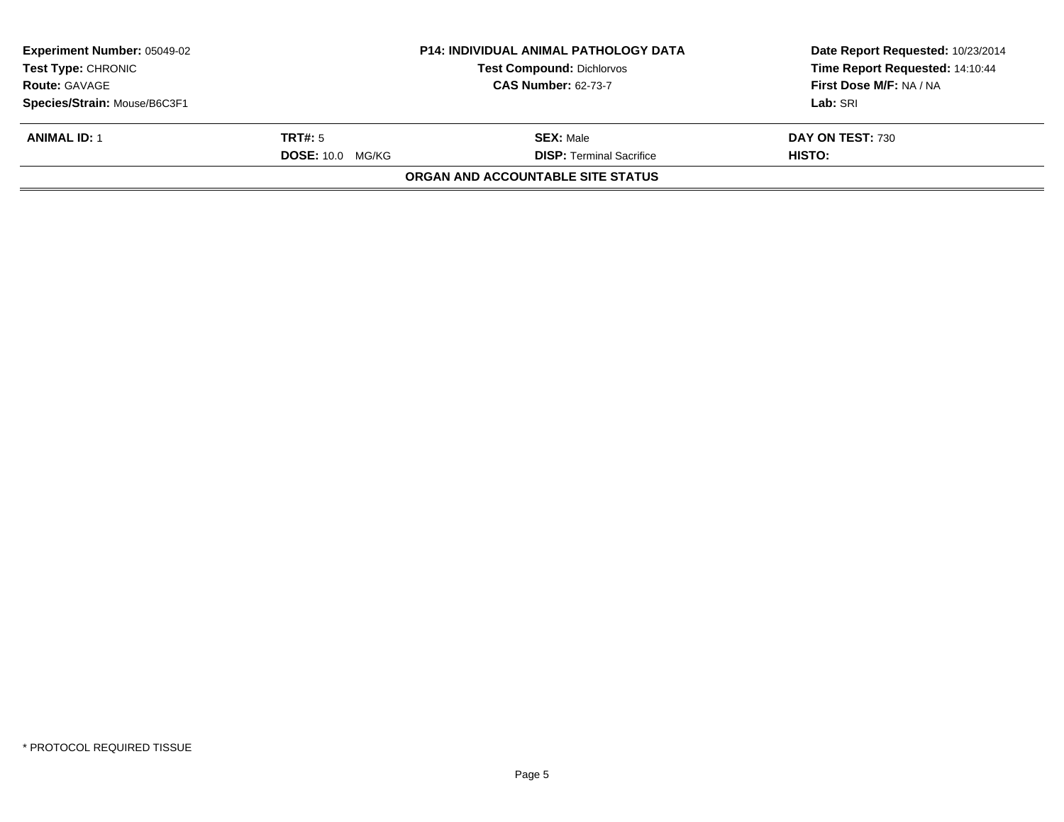| **Experiment Number:** 05049-02 | **P14: INDIVIDUAL ANIMAL PATHOLOGY DATA** | **Date Report Requested:** 10/23/2014 |
|---|---|---|
| **Test Type:** CHRONIC | **Test Compound:** Dichlorvos | **Time Report Requested:** 14:10:44 |
| **Route:** GAVAGE | **CAS Number:** 62-73-7 | **First Dose M/F:** NA / NA |
| **Species/Strain:** Mouse/B6C3F1 | | **Lab:** SRI |

| **ANIMAL ID:** 1 | **TRT#:** 5 | **SEX:** Male | **DAY ON TEST:** 730 |
|---|---|---|---|
| | **DOSE:** 10.0 MG/KG | **DISP:** Terminal Sacrifice | **HISTO:** |

**ORGAN AND ACCOUNTABLE SITE STATUS**

* PROTOCOL REQUIRED TISSUE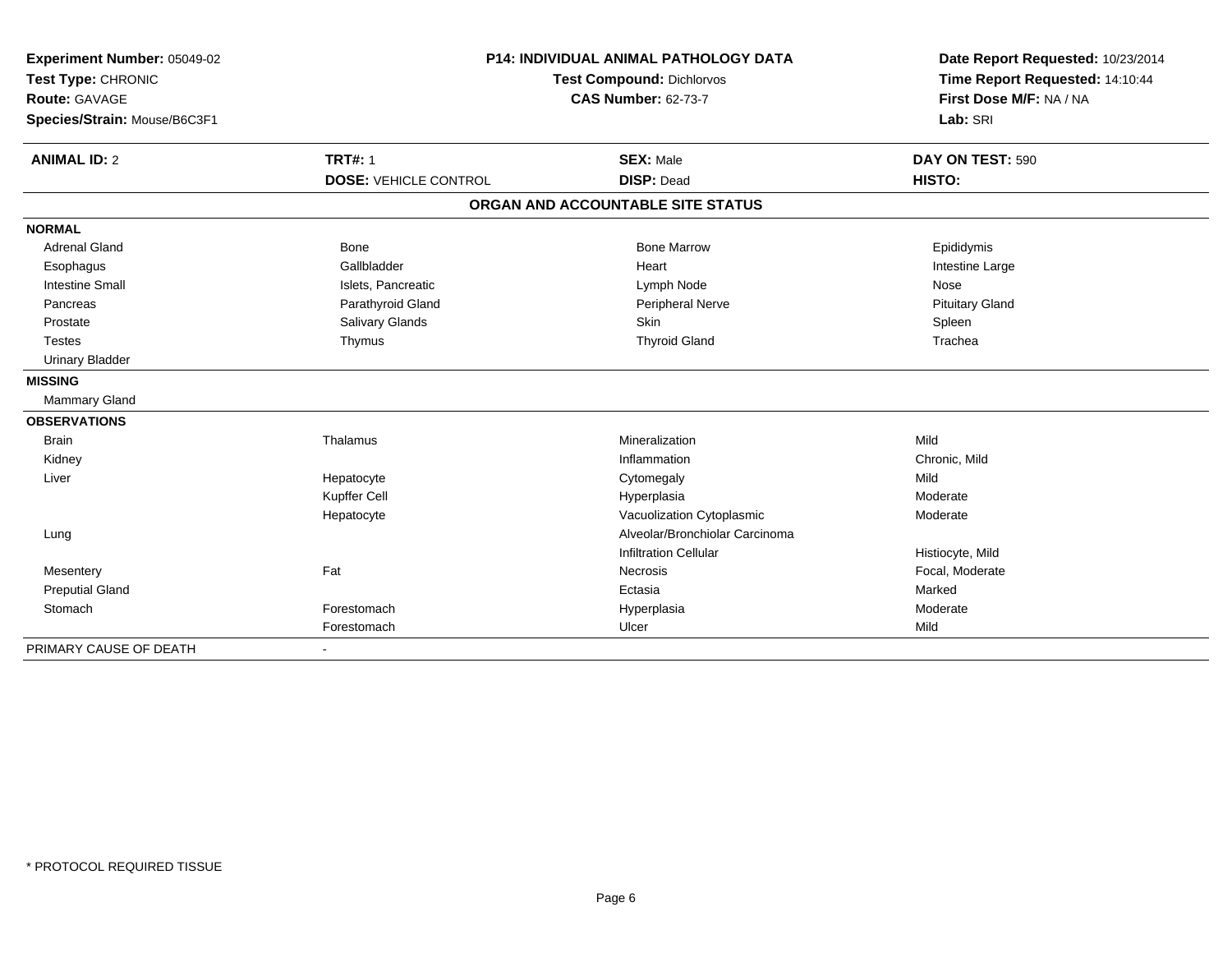**Experiment Number:** 05049-02
**Test Type:** CHRONIC
**Route:** GAVAGE
**Species/Strain:** Mouse/B6C3F1

**P14: INDIVIDUAL ANIMAL PATHOLOGY DATA**
**Test Compound:** Dichlorvos
**CAS Number:** 62-73-7

**Date Report Requested:** 10/23/2014
**Time Report Requested:** 14:10:44
**First Dose M/F:** NA / NA
**Lab:** SRI

| **ANIMAL ID:** 2 | **TRT#:** 1 | **SEX:** Male | **DAY ON TEST:** 590 |
|---|---|---|---|
| | **DOSE:** VEHICLE CONTROL | **DISP:** Dead | **HISTO:** |

**ORGAN AND ACCOUNTABLE SITE STATUS**

| | | | |
|---|---|---|---|
| **NORMAL** | | | |
| Adrenal Gland | Bone | Bone Marrow | Epididymis |
| Esophagus | Gallbladder | Heart | Intestine Large |
| Intestine Small | Islets, Pancreatic | Lymph Node | Nose |
| Pancreas | Parathyroid Gland | Peripheral Nerve | Pituitary Gland |
| Prostate | Salivary Glands | Skin | Spleen |
| Testes | Thymus | Thyroid Gland | Trachea |
| Urinary Bladder | | | |
| **MISSING** | | | |
| Mammary Gland | | | |
| **OBSERVATIONS** | | | |
| Brain | Thalamus | Mineralization | Mild |
| Kidney | | Inflammation | Chronic, Mild |
| Liver | Hepatocyte | Cytomegaly | Mild |
| | Kupffer Cell | Hyperplasia | Moderate |
| | Hepatocyte | Vacuolization Cytoplasmic | Moderate |
| Lung | | Alveolar/Bronchiolar Carcinoma | |
| | | Infiltration Cellular | Histiocyte, Mild |
| Mesentery | Fat | Necrosis | Focal, Moderate |
| Preputial Gland | | Ectasia | Marked |
| Stomach | Forestomach | Hyperplasia | Moderate |
| | Forestomach | Ulcer | Mild |
| PRIMARY CAUSE OF DEATH | - | | |

\* PROTOCOL REQUIRED TISSUE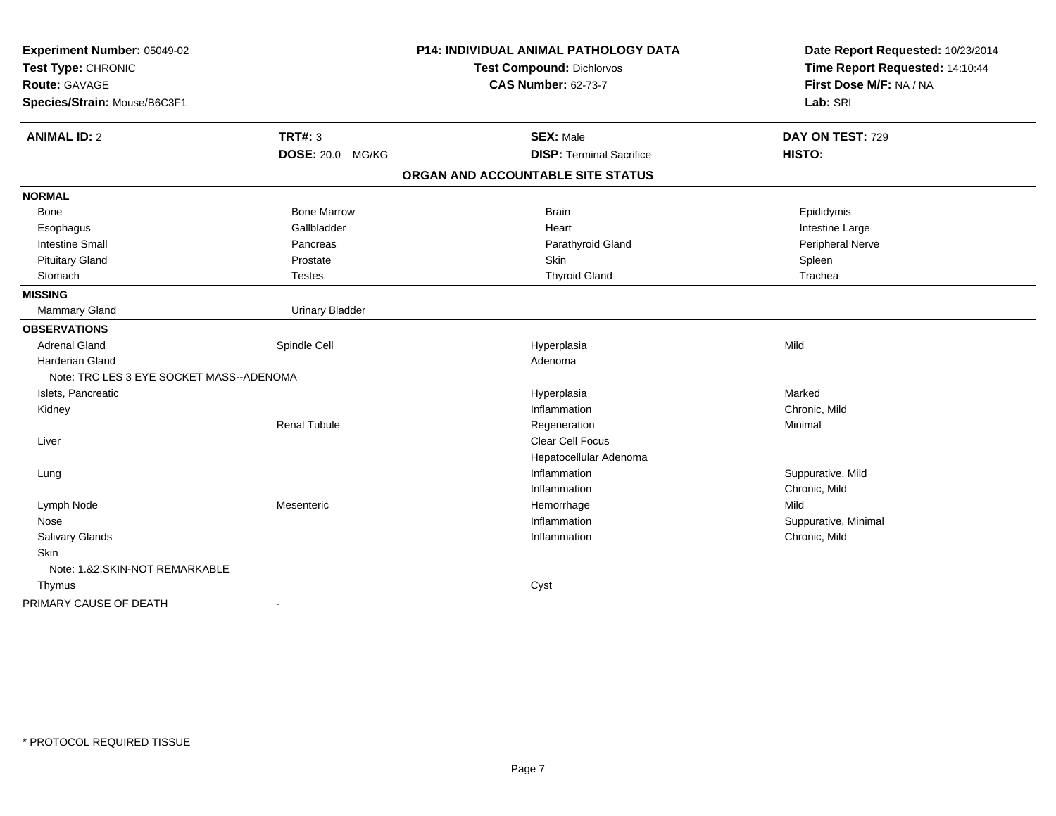**Experiment Number:** 05049-02
**Test Type:** CHRONIC
**Route:** GAVAGE
**Species/Strain:** Mouse/B6C3F1

**P14: INDIVIDUAL ANIMAL PATHOLOGY DATA**
**Test Compound:** Dichlorvos
**CAS Number:** 62-73-7

**Date Report Requested:** 10/23/2014
**Time Report Requested:** 14:10:44
**First Dose M/F:** NA / NA
**Lab:** SRI

| **ANIMAL ID:** 2 | **TRT#:** 3 | **SEX:** Male | **DAY ON TEST:** 729 |
|---|---|---|---|
| | **DOSE:** 20.0 MG/KG | **DISP:** Terminal Sacrifice | **HISTO:** |

**ORGAN AND ACCOUNTABLE SITE STATUS**

| | | | |
|---|---|---|---|
| **NORMAL** | | | |
| Bone | Bone Marrow | Brain | Epididymis |
| Esophagus | Gallbladder | Heart | Intestine Large |
| Intestine Small | Pancreas | Parathyroid Gland | Peripheral Nerve |
| Pituitary Gland | Prostate | Skin | Spleen |
| Stomach | Testes | Thyroid Gland | Trachea |
| **MISSING** | | | |
| Mammary Gland | Urinary Bladder | | |
| **OBSERVATIONS** | | | |
| Adrenal Gland | Spindle Cell | Hyperplasia | Mild |
| Harderian Gland | | Adenoma | |
| Note: TRC LES 3 EYE SOCKET MASS--ADENOMA | | | |
| Islets, Pancreatic | | Hyperplasia | Marked |
| Kidney | | Inflammation | Chronic, Mild |
| | Renal Tubule | Regeneration | Minimal |
| Liver | | Clear Cell Focus | |
| | | Hepatocellular Adenoma | |
| Lung | | Inflammation | Suppurative, Mild |
| | | Inflammation | Chronic, Mild |
| Lymph Node | Mesenteric | Hemorrhage | Mild |
| Nose | | Inflammation | Suppurative, Minimal |
| Salivary Glands | | Inflammation | Chronic, Mild |
| Skin | | | |
| Note: 1.&2.SKIN-NOT REMARKABLE | | | |
| Thymus | | Cyst | |
| PRIMARY CAUSE OF DEATH | - | | |

* PROTOCOL REQUIRED TISSUE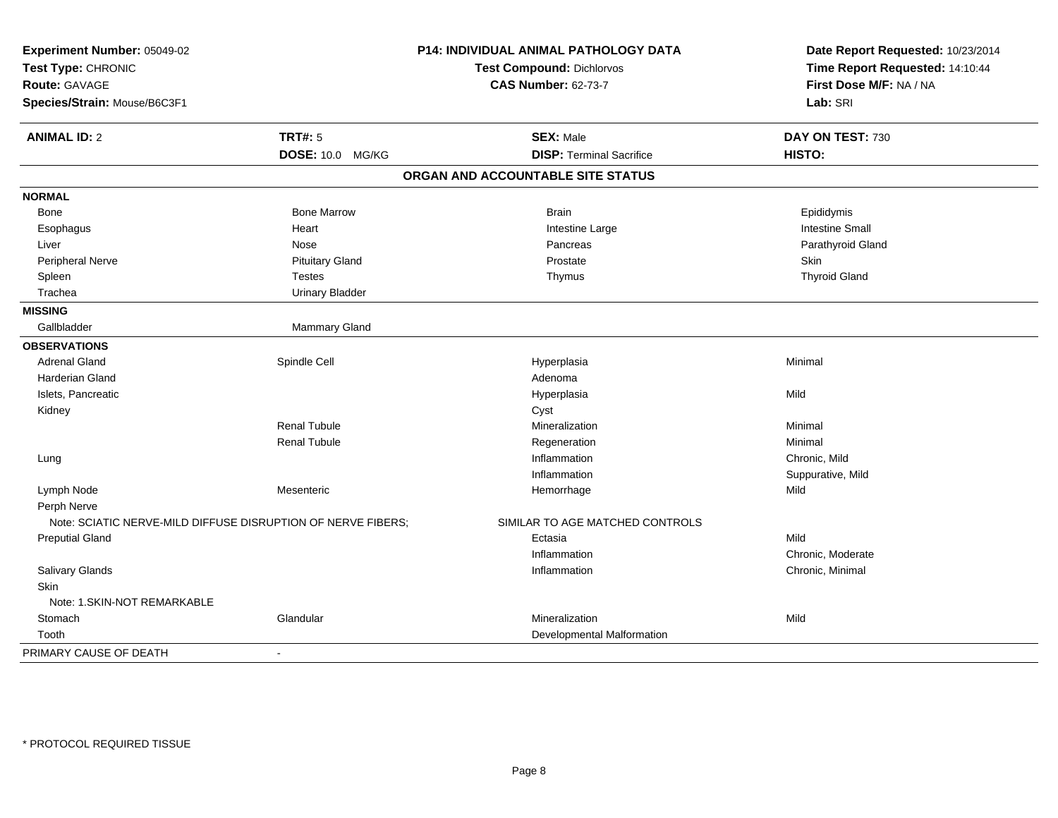**Experiment Number:** 05049-02
**Test Type:** CHRONIC
**Route:** GAVAGE
**Species/Strain:** Mouse/B6C3F1

**P14: INDIVIDUAL ANIMAL PATHOLOGY DATA**
**Test Compound:** Dichlorvos
**CAS Number:** 62-73-7

**Date Report Requested:** 10/23/2014
**Time Report Requested:** 14:10:44
**First Dose M/F:** NA / NA
**Lab:** SRI

| **ANIMAL ID:** 2 | **TRT#:** 5 | **SEX:** Male | **DAY ON TEST:** 730 |
|---|---|---|---|
| | **DOSE:** 10.0 MG/KG | **DISP:** Terminal Sacrifice | **HISTO:** |

## ORGAN AND ACCOUNTABLE SITE STATUS

| | | | |
|---|---|---|---|
| **NORMAL** | | | |
| Bone | Bone Marrow | Brain | Epididymis |
| Esophagus | Heart | Intestine Large | Intestine Small |
| Liver | Nose | Pancreas | Parathyroid Gland |
| Peripheral Nerve | Pituitary Gland | Prostate | Skin |
| Spleen | Testes | Thymus | Thyroid Gland |
| Trachea | Urinary Bladder | | |
| **MISSING** | | | |
| Gallbladder | Mammary Gland | | |
| **OBSERVATIONS** | | | |
| Adrenal Gland | Spindle Cell | Hyperplasia | Minimal |
| Harderian Gland | | Adenoma | |
| Islets, Pancreatic | | Hyperplasia | Mild |
| Kidney | | Cyst | |
| | Renal Tubule | Mineralization | Minimal |
| | Renal Tubule | Regeneration | Minimal |
| Lung | | Inflammation | Chronic, Mild |
| | | Inflammation | Suppurative, Mild |
| Lymph Node | Mesenteric | Hemorrhage | Mild |
| Perph Nerve | | | |
| Note: SCIATIC NERVE-MILD DIFFUSE DISRUPTION OF NERVE FIBERS; | | SIMILAR TO AGE MATCHED CONTROLS | |
| Preputial Gland | | Ectasia | Mild |
| | | Inflammation | Chronic, Moderate |
| Salivary Glands | | Inflammation | Chronic, Minimal |
| Skin | | | |
| Note: 1.SKIN-NOT REMARKABLE | | | |
| Stomach | Glandular | Mineralization | Mild |
| Tooth | | Developmental Malformation | |
| PRIMARY CAUSE OF DEATH | - | | |

* PROTOCOL REQUIRED TISSUE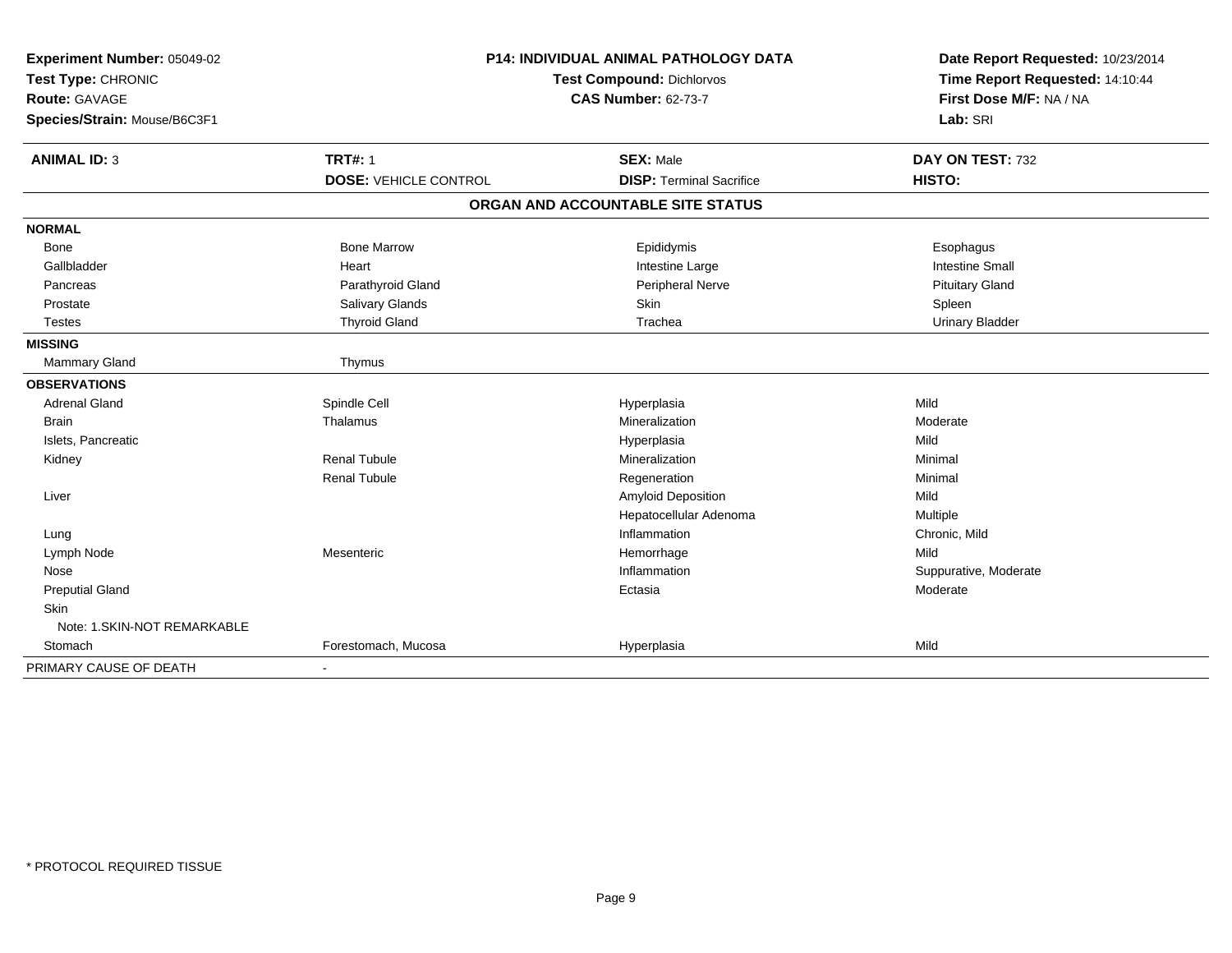**Experiment Number:** 05049-02
**Test Type:** CHRONIC
**Route:** GAVAGE
**Species/Strain:** Mouse/B6C3F1

**P14: INDIVIDUAL ANIMAL PATHOLOGY DATA**
**Test Compound:** Dichlorvos
**CAS Number:** 62-73-7

**Date Report Requested:** 10/23/2014
**Time Report Requested:** 14:10:44
**First Dose M/F:** NA / NA
**Lab:** SRI

| **ANIMAL ID:** 3 | **TRT#:** 1 | **SEX:** Male | **DAY ON TEST:** 732 |
|---|---|---|---|
| | **DOSE:** VEHICLE CONTROL | **DISP:** Terminal Sacrifice | **HISTO:** |

## ORGAN AND ACCOUNTABLE SITE STATUS

| | | | |
|---|---|---|---|
| **NORMAL** | | | |
| Bone | Bone Marrow | Epididymis | Esophagus |
| Gallbladder | Heart | Intestine Large | Intestine Small |
| Pancreas | Parathyroid Gland | Peripheral Nerve | Pituitary Gland |
| Prostate | Salivary Glands | Skin | Spleen |
| Testes | Thyroid Gland | Trachea | Urinary Bladder |
| **MISSING** | | | |
| Mammary Gland | Thymus | | |
| **OBSERVATIONS** | | | |
| Adrenal Gland | Spindle Cell | Hyperplasia | Mild |
| Brain | Thalamus | Mineralization | Moderate |
| Islets, Pancreatic | | Hyperplasia | Mild |
| Kidney | Renal Tubule | Mineralization | Minimal |
| | Renal Tubule | Regeneration | Minimal |
| Liver | | Amyloid Deposition | Mild |
| | | Hepatocellular Adenoma | Multiple |
| Lung | | Inflammation | Chronic, Mild |
| Lymph Node | Mesenteric | Hemorrhage | Mild |
| Nose | | Inflammation | Suppurative, Moderate |
| Preputial Gland | | Ectasia | Moderate |
| Skin | | | |
| Note: 1.SKIN-NOT REMARKABLE | | | |
| Stomach | Forestomach, Mucosa | Hyperplasia | Mild |
| PRIMARY CAUSE OF DEATH | - | | |

* PROTOCOL REQUIRED TISSUE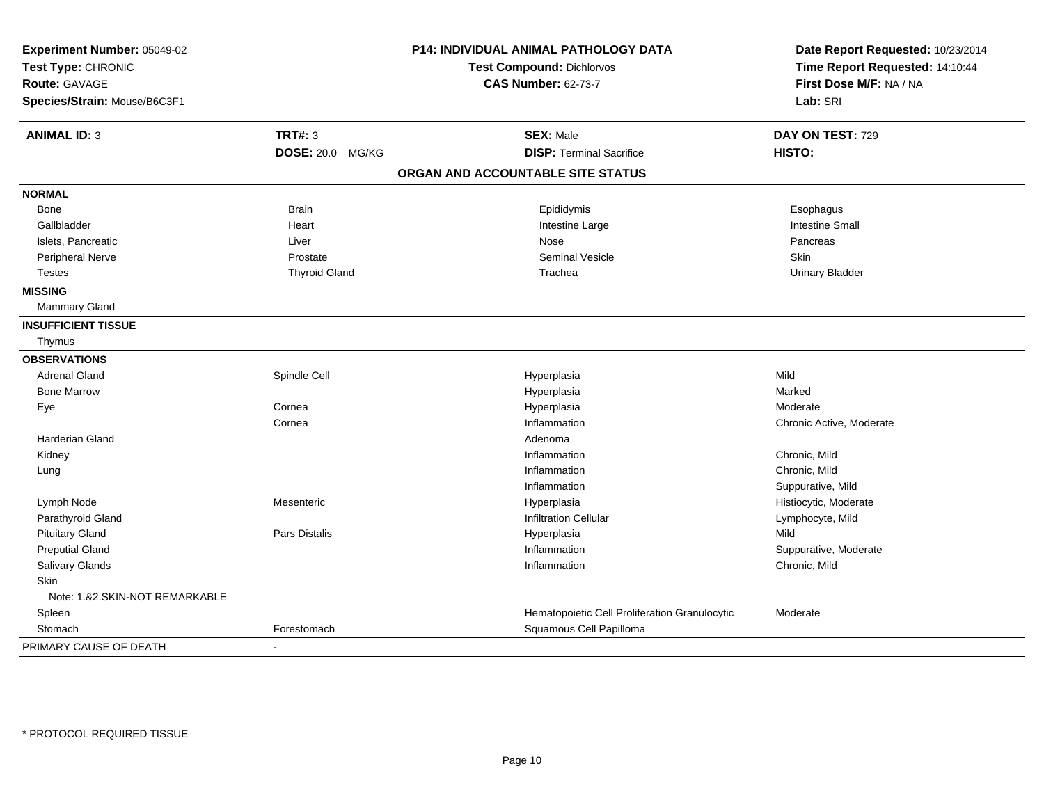**Experiment Number:** 05049-02
**Test Type:** CHRONIC
**Route:** GAVAGE
**Species/Strain:** Mouse/B6C3F1

**P14: INDIVIDUAL ANIMAL PATHOLOGY DATA**
**Test Compound:** Dichlorvos
**CAS Number:** 62-73-7

**Date Report Requested:** 10/23/2014
**Time Report Requested:** 14:10:44
**First Dose M/F:** NA / NA
**Lab:** SRI

| **ANIMAL ID:** 3 | **TRT#:** 3 | **SEX:** Male | **DAY ON TEST:** 729 |
|---|---|---|---|
| | **DOSE:** 20.0 MG/KG | **DISP:** Terminal Sacrifice | **HISTO:** |

## ORGAN AND ACCOUNTABLE SITE STATUS

| | | | |
|---|---|---|---|
| **NORMAL** | | | |
| Bone | Brain | Epididymis | Esophagus |
| Gallbladder | Heart | Intestine Large | Intestine Small |
| Islets, Pancreatic | Liver | Nose | Pancreas |
| Peripheral Nerve | Prostate | Seminal Vesicle | Skin |
| Testes | Thyroid Gland | Trachea | Urinary Bladder |
| **MISSING** | | | |
| Mammary Gland | | | |
| **INSUFFICIENT TISSUE** | | | |
| Thymus | | | |
| **OBSERVATIONS** | | | |
| Adrenal Gland | Spindle Cell | Hyperplasia | Mild |
| Bone Marrow | | Hyperplasia | Marked |
| Eye | Cornea | Hyperplasia | Moderate |
| | Cornea | Inflammation | Chronic Active, Moderate |
| Harderian Gland | | Adenoma | |
| Kidney | | Inflammation | Chronic, Mild |
| Lung | | Inflammation | Chronic, Mild |
| | | Inflammation | Suppurative, Mild |
| Lymph Node | Mesenteric | Hyperplasia | Histiocytic, Moderate |
| Parathyroid Gland | | Infiltration Cellular | Lymphocyte, Mild |
| Pituitary Gland | Pars Distalis | Hyperplasia | Mild |
| Preputial Gland | | Inflammation | Suppurative, Moderate |
| Salivary Glands | | Inflammation | Chronic, Mild |
| Skin | | | |
| Note: 1.&2.SKIN-NOT REMARKABLE | | | |
| Spleen | | Hematopoietic Cell Proliferation Granulocytic | Moderate |
| Stomach | Forestomach | Squamous Cell Papilloma | |
| PRIMARY CAUSE OF DEATH | - | | |

* PROTOCOL REQUIRED TISSUE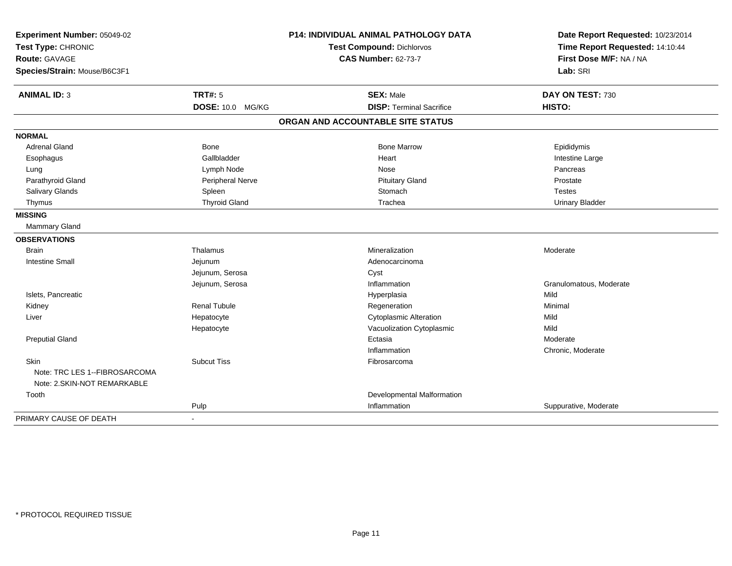**Experiment Number:** 05049-02
**Test Type:** CHRONIC
**Route:** GAVAGE
**Species/Strain:** Mouse/B6C3F1

**P14: INDIVIDUAL ANIMAL PATHOLOGY DATA**
**Test Compound:** Dichlorvos
**CAS Number:** 62-73-7

**Date Report Requested:** 10/23/2014
**Time Report Requested:** 14:10:44
**First Dose M/F:** NA / NA
**Lab:** SRI

| **ANIMAL ID:** 3 | **TRT#:** 5 | **SEX:** Male | **DAY ON TEST:** 730 |
|---|---|---|---|
| | **DOSE:** 10.0 MG/KG | **DISP:** Terminal Sacrifice | **HISTO:** |

**ORGAN AND ACCOUNTABLE SITE STATUS**

| | | | |
|---|---|---|---|
| **NORMAL** | | | |
| Adrenal Gland | Bone | Bone Marrow | Epididymis |
| Esophagus | Gallbladder | Heart | Intestine Large |
| Lung | Lymph Node | Nose | Pancreas |
| Parathyroid Gland | Peripheral Nerve | Pituitary Gland | Prostate |
| Salivary Glands | Spleen | Stomach | Testes |
| Thymus | Thyroid Gland | Trachea | Urinary Bladder |
| **MISSING** | | | |
| Mammary Gland | | | |
| **OBSERVATIONS** | | | |
| Brain | Thalamus | Mineralization | Moderate |
| Intestine Small | Jejunum | Adenocarcinoma | |
| | Jejunum, Serosa | Cyst | |
| | Jejunum, Serosa | Inflammation | Granulomatous, Moderate |
| Islets, Pancreatic | | Hyperplasia | Mild |
| Kidney | Renal Tubule | Regeneration | Minimal |
| Liver | Hepatocyte | Cytoplasmic Alteration | Mild |
| | Hepatocyte | Vacuolization Cytoplasmic | Mild |
| Preputial Gland | | Ectasia | Moderate |
| | | Inflammation | Chronic, Moderate |
| Skin | Subcut Tiss | Fibrosarcoma | |
| Note: TRC LES 1--FIBROSARCOMA | | | |
| Note: 2.SKIN-NOT REMARKABLE | | | |
| Tooth | | Developmental Malformation | |
| | Pulp | Inflammation | Suppurative, Moderate |
| PRIMARY CAUSE OF DEATH | - | | |

\* PROTOCOL REQUIRED TISSUE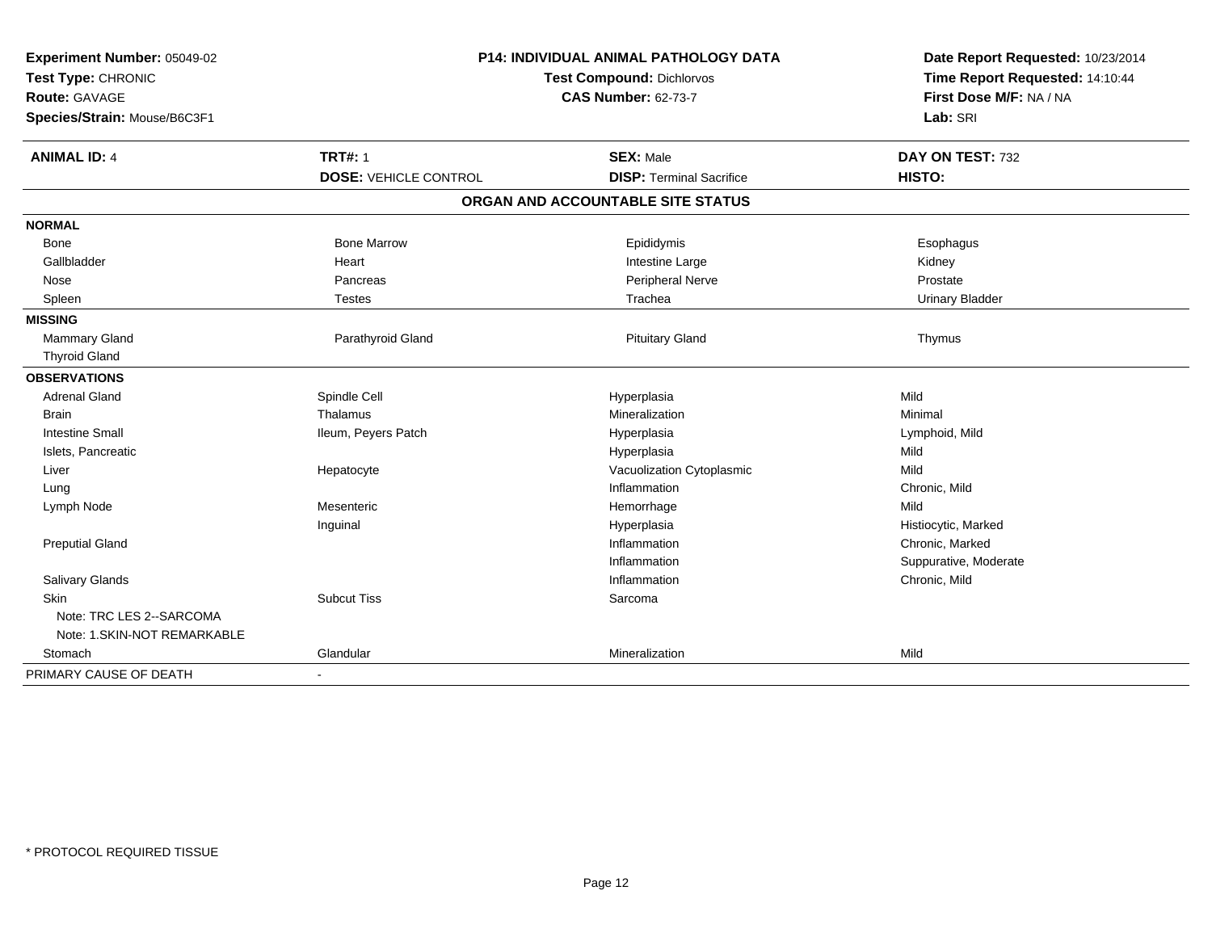**Experiment Number:** 05049-02
**Test Type:** CHRONIC
**Route:** GAVAGE
**Species/Strain:** Mouse/B6C3F1

**P14: INDIVIDUAL ANIMAL PATHOLOGY DATA**
**Test Compound:** Dichlorvos
**CAS Number:** 62-73-7

**Date Report Requested:** 10/23/2014
**Time Report Requested:** 14:10:44
**First Dose M/F:** NA / NA
**Lab:** SRI

| **ANIMAL ID:** 4 | **TRT#:** 1 | **SEX:** Male | **DAY ON TEST:** 732 |
|---|---|---|---|
| | **DOSE:** VEHICLE CONTROL | **DISP:** Terminal Sacrifice | **HISTO:** |

## ORGAN AND ACCOUNTABLE SITE STATUS

| | | | |
|---|---|---|---|
| **NORMAL** | | | |
| Bone | Bone Marrow | Epididymis | Esophagus |
| Gallbladder | Heart | Intestine Large | Kidney |
| Nose | Pancreas | Peripheral Nerve | Prostate |
| Spleen | Testes | Trachea | Urinary Bladder |
| **MISSING** | | | |
| Mammary Gland | Parathyroid Gland | Pituitary Gland | Thymus |
| Thyroid Gland | | | |
| **OBSERVATIONS** | | | |
| Adrenal Gland | Spindle Cell | Hyperplasia | Mild |
| Brain | Thalamus | Mineralization | Minimal |
| Intestine Small | Ileum, Peyers Patch | Hyperplasia | Lymphoid, Mild |
| Islets, Pancreatic | | Hyperplasia | Mild |
| Liver | Hepatocyte | Vacuolization Cytoplasmic | Mild |
| Lung | | Inflammation | Chronic, Mild |
| Lymph Node | Mesenteric | Hemorrhage | Mild |
| | Inguinal | Hyperplasia | Histiocytic, Marked |
| Preputial Gland | | Inflammation | Chronic, Marked |
| | | Inflammation | Suppurative, Moderate |
| Salivary Glands | | Inflammation | Chronic, Mild |
| Skin | Subcut Tiss | Sarcoma | |
| Note: TRC LES 2--SARCOMA | | | |
| Note: 1.SKIN-NOT REMARKABLE | | | |
| Stomach | Glandular | Mineralization | Mild |
| PRIMARY CAUSE OF DEATH | - | | |

\* PROTOCOL REQUIRED TISSUE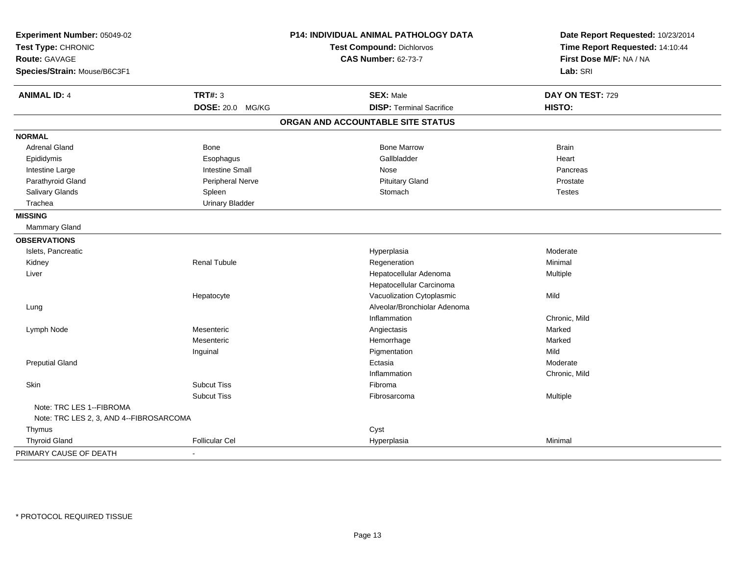**Experiment Number:** 05049-02
**Test Type:** CHRONIC
**Route:** GAVAGE
**Species/Strain:** Mouse/B6C3F1

**P14: INDIVIDUAL ANIMAL PATHOLOGY DATA**
**Test Compound:** Dichlorvos
**CAS Number:** 62-73-7

**Date Report Requested:** 10/23/2014
**Time Report Requested:** 14:10:44
**First Dose M/F:** NA / NA
**Lab:** SRI

| **ANIMAL ID:** 4 | **TRT#:** 3 | **SEX:** Male | **DAY ON TEST:** 729 |
|---|---|---|---|
| | **DOSE:** 20.0 MG/KG | **DISP:** Terminal Sacrifice | **HISTO:** |

## ORGAN AND ACCOUNTABLE SITE STATUS

| | | | |
|---|---|---|---|
| **NORMAL** | | | |
| Adrenal Gland | Bone | Bone Marrow | Brain |
| Epididymis | Esophagus | Gallbladder | Heart |
| Intestine Large | Intestine Small | Nose | Pancreas |
| Parathyroid Gland | Peripheral Nerve | Pituitary Gland | Prostate |
| Salivary Glands | Spleen | Stomach | Testes |
| Trachea | Urinary Bladder | | |
| **MISSING** | | | |
| Mammary Gland | | | |
| **OBSERVATIONS** | | | |
| Islets, Pancreatic | | Hyperplasia | Moderate |
| Kidney | Renal Tubule | Regeneration | Minimal |
| Liver | | Hepatocellular Adenoma | Multiple |
| | | Hepatocellular Carcinoma | |
| | Hepatocyte | Vacuolization Cytoplasmic | Mild |
| Lung | | Alveolar/Bronchiolar Adenoma | |
| | | Inflammation | Chronic, Mild |
| Lymph Node | Mesenteric | Angiectasis | Marked |
| | Mesenteric | Hemorrhage | Marked |
| | Inguinal | Pigmentation | Mild |
| Preputial Gland | | Ectasia | Moderate |
| | | Inflammation | Chronic, Mild |
| Skin | Subcut Tiss | Fibroma | |
| | Subcut Tiss | Fibrosarcoma | Multiple |
| Note: TRC LES 1--FIBROMA | | | |
| Note: TRC LES 2, 3, AND 4--FIBROSARCOMA | | | |
| Thymus | | Cyst | |
| Thyroid Gland | Follicular Cel | Hyperplasia | Minimal |
| PRIMARY CAUSE OF DEATH | - | | |

\* PROTOCOL REQUIRED TISSUE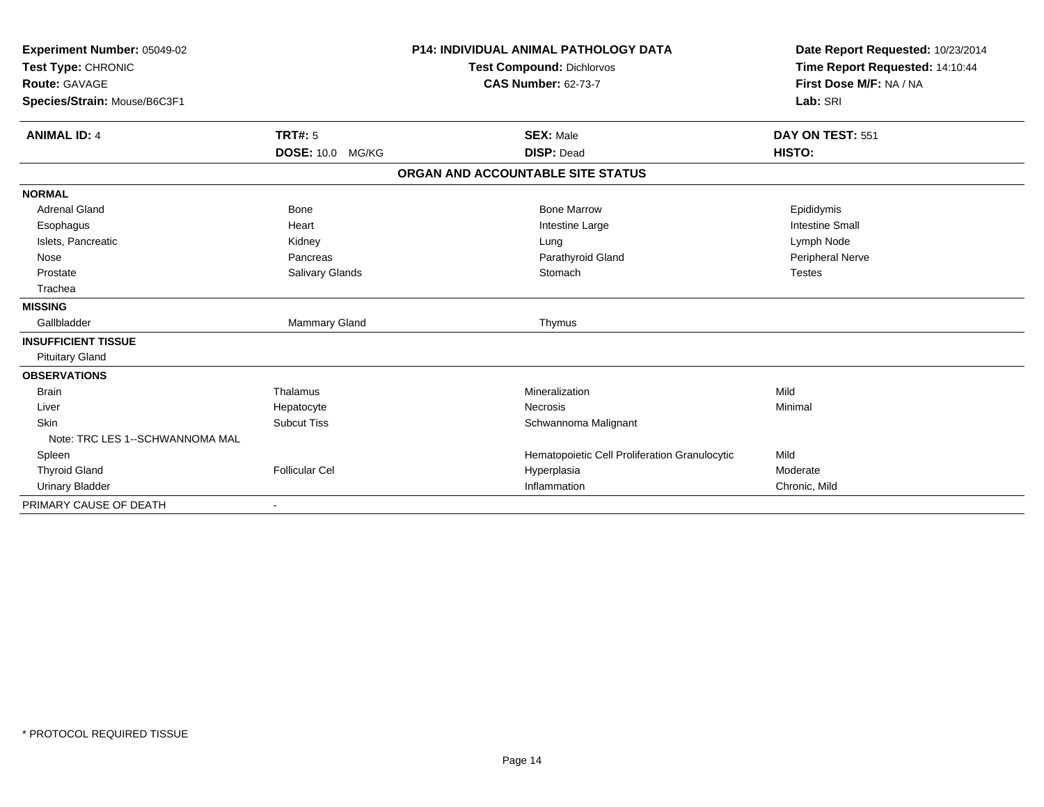**Experiment Number:** 05049-02
**Test Type:** CHRONIC
**Route:** GAVAGE
**Species/Strain:** Mouse/B6C3F1

**P14: INDIVIDUAL ANIMAL PATHOLOGY DATA**
**Test Compound:** Dichlorvos
**CAS Number:** 62-73-7

**Date Report Requested:** 10/23/2014
**Time Report Requested:** 14:10:44
**First Dose M/F:** NA / NA
**Lab:** SRI

| **ANIMAL ID:** 4 | **TRT#:** 5 | **SEX:** Male | **DAY ON TEST:** 551 |
|---|---|---|---|
| | **DOSE:** 10.0 MG/KG | **DISP:** Dead | **HISTO:** |

**ORGAN AND ACCOUNTABLE SITE STATUS**

| | | | |
|---|---|---|---|
| **NORMAL** | | | |
| Adrenal Gland | Bone | Bone Marrow | Epididymis |
| Esophagus | Heart | Intestine Large | Intestine Small |
| Islets, Pancreatic | Kidney | Lung | Lymph Node |
| Nose | Pancreas | Parathyroid Gland | Peripheral Nerve |
| Prostate | Salivary Glands | Stomach | Testes |
| Trachea | | | |
| **MISSING** | | | |
| Gallbladder | Mammary Gland | Thymus | |
| **INSUFFICIENT TISSUE** | | | |
| Pituitary Gland | | | |
| **OBSERVATIONS** | | | |
| Brain | Thalamus | Mineralization | Mild |
| Liver | Hepatocyte | Necrosis | Minimal |
| Skin | Subcut Tiss | Schwannoma Malignant | |
| Note: TRC LES 1--SCHWANNOMA MAL | | | |
| Spleen | | Hematopoietic Cell Proliferation Granulocytic | Mild |
| Thyroid Gland | Follicular Cel | Hyperplasia | Moderate |
| Urinary Bladder | | Inflammation | Chronic, Mild |
| PRIMARY CAUSE OF DEATH | - | | |

* PROTOCOL REQUIRED TISSUE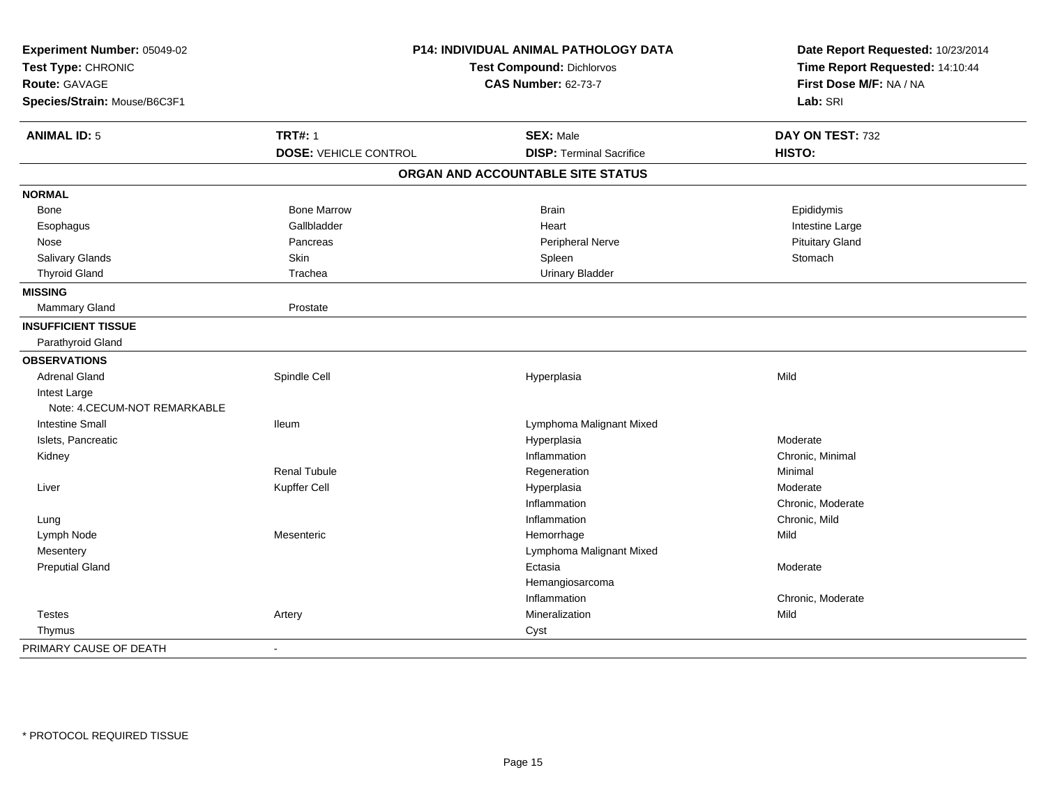**Experiment Number:** 05049-02
**Test Type:** CHRONIC
**Route:** GAVAGE
**Species/Strain:** Mouse/B6C3F1

**P14: INDIVIDUAL ANIMAL PATHOLOGY DATA**
**Test Compound:** Dichlorvos
**CAS Number:** 62-73-7

**Date Report Requested:** 10/23/2014
**Time Report Requested:** 14:10:44
**First Dose M/F:** NA / NA
**Lab:** SRI

| **ANIMAL ID:** 5 | **TRT#:** 1 | **SEX:** Male | **DAY ON TEST:** 732 |
|---|---|---|---|
| | **DOSE:** VEHICLE CONTROL | **DISP:** Terminal Sacrifice | **HISTO:** |

## ORGAN AND ACCOUNTABLE SITE STATUS

| | | | |
|---|---|---|---|
| **NORMAL** | | | |
| Bone | Bone Marrow | Brain | Epididymis |
| Esophagus | Gallbladder | Heart | Intestine Large |
| Nose | Pancreas | Peripheral Nerve | Pituitary Gland |
| Salivary Glands | Skin | Spleen | Stomach |
| Thyroid Gland | Trachea | Urinary Bladder | |
| **MISSING** | | | |
| Mammary Gland | Prostate | | |
| **INSUFFICIENT TISSUE** | | | |
| Parathyroid Gland | | | |
| **OBSERVATIONS** | | | |
| Adrenal Gland | Spindle Cell | Hyperplasia | Mild |
| Intest Large | | | |
| Note: 4.CECUM-NOT REMARKABLE | | | |
| Intestine Small | Ileum | Lymphoma Malignant Mixed | |
| Islets, Pancreatic | | Hyperplasia | Moderate |
| Kidney | | Inflammation | Chronic, Minimal |
| | Renal Tubule | Regeneration | Minimal |
| Liver | Kupffer Cell | Hyperplasia | Moderate |
| | | Inflammation | Chronic, Moderate |
| Lung | | Inflammation | Chronic, Mild |
| Lymph Node | Mesenteric | Hemorrhage | Mild |
| Mesentery | | Lymphoma Malignant Mixed | |
| Preputial Gland | | Ectasia | Moderate |
| | | Hemangiosarcoma | |
| | | Inflammation | Chronic, Moderate |
| Testes | Artery | Mineralization | Mild |
| Thymus | | Cyst | |
| PRIMARY CAUSE OF DEATH | - | | |

\* PROTOCOL REQUIRED TISSUE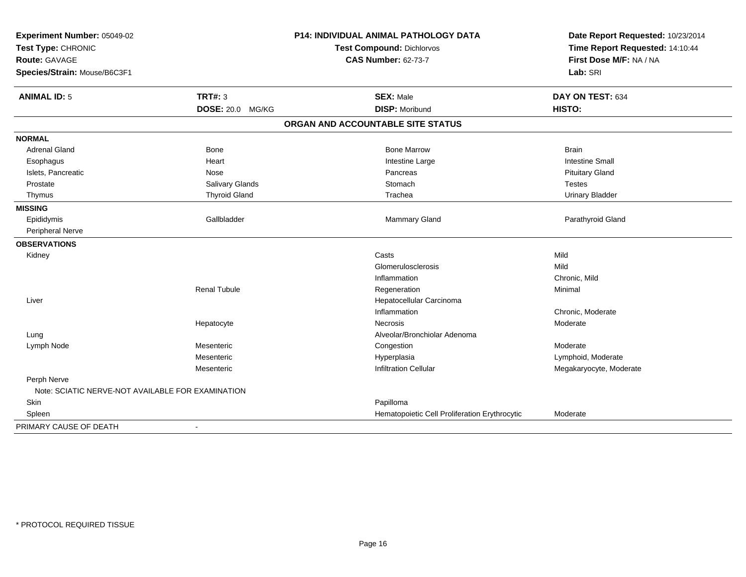**Experiment Number:** 05049-02
**Test Type:** CHRONIC
**Route:** GAVAGE
**Species/Strain:** Mouse/B6C3F1

**P14: INDIVIDUAL ANIMAL PATHOLOGY DATA**
**Test Compound:** Dichlorvos
**CAS Number:** 62-73-7

**Date Report Requested:** 10/23/2014
**Time Report Requested:** 14:10:44
**First Dose M/F:** NA / NA
**Lab:** SRI

| **ANIMAL ID:** 5 | **TRT#:** 3 | **SEX:** Male | **DAY ON TEST:** 634 |
|---|---|---|---|
| | **DOSE:** 20.0 MG/KG | **DISP:** Moribund | **HISTO:** |

## ORGAN AND ACCOUNTABLE SITE STATUS

| | | | |
|---|---|---|---|
| **NORMAL** | | | |
| Adrenal Gland | Bone | Bone Marrow | Brain |
| Esophagus | Heart | Intestine Large | Intestine Small |
| Islets, Pancreatic | Nose | Pancreas | Pituitary Gland |
| Prostate | Salivary Glands | Stomach | Testes |
| Thymus | Thyroid Gland | Trachea | Urinary Bladder |
| **MISSING** | | | |
| Epididymis | Gallbladder | Mammary Gland | Parathyroid Gland |
| Peripheral Nerve | | | |
| **OBSERVATIONS** | | | |
| Kidney | | Casts | Mild |
| | | Glomerulosclerosis | Mild |
| | | Inflammation | Chronic, Mild |
| | Renal Tubule | Regeneration | Minimal |
| Liver | | Hepatocellular Carcinoma | |
| | | Inflammation | Chronic, Moderate |
| | Hepatocyte | Necrosis | Moderate |
| Lung | | Alveolar/Bronchiolar Adenoma | |
| Lymph Node | Mesenteric | Congestion | Moderate |
| | Mesenteric | Hyperplasia | Lymphoid, Moderate |
| | Mesenteric | Infiltration Cellular | Megakaryocyte, Moderate |
| Perph Nerve | | | |
| Note: SCIATIC NERVE-NOT AVAILABLE FOR EXAMINATION | | | |
| Skin | | Papilloma | |
| Spleen | | Hematopoietic Cell Proliferation Erythrocytic | Moderate |
| PRIMARY CAUSE OF DEATH | - | | |

* PROTOCOL REQUIRED TISSUE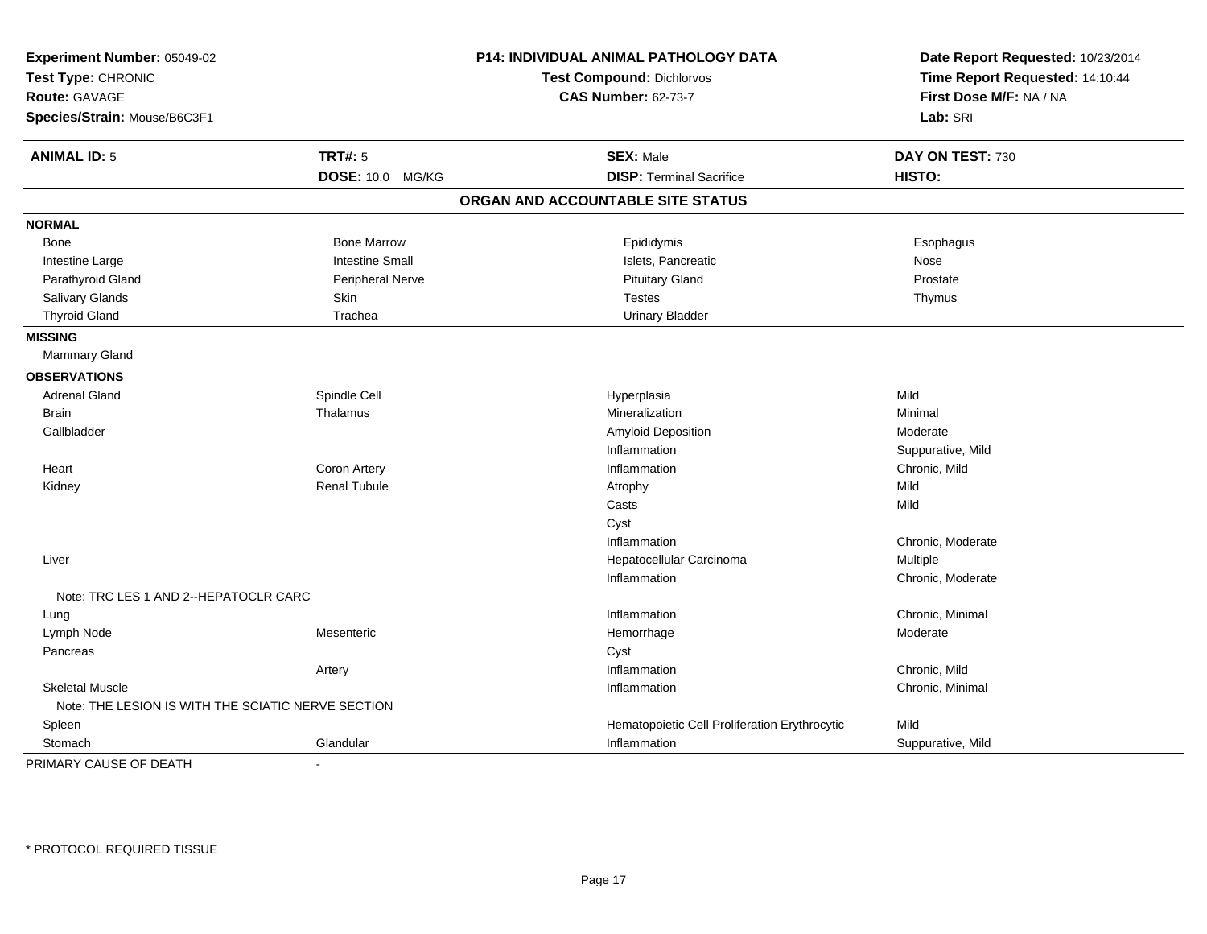**Experiment Number:** 05049-02
**Test Type:** CHRONIC
**Route:** GAVAGE
**Species/Strain:** Mouse/B6C3F1

## P14: INDIVIDUAL ANIMAL PATHOLOGY DATA

**Test Compound:** Dichlorvos
**CAS Number:** 62-73-7

**Date Report Requested:** 10/23/2014
**Time Report Requested:** 14:10:44
**First Dose M/F:** NA / NA
**Lab:** SRI

| **ANIMAL ID:** 5 | **TRT#:** 5 | **SEX:** Male | **DAY ON TEST:** 730 |
|---|---|---|---|
| | **DOSE:** 10.0 MG/KG | **DISP:** Terminal Sacrifice | **HISTO:** |

### ORGAN AND ACCOUNTABLE SITE STATUS

| | | | |
|---|---|---|---|
| **NORMAL** | | | |
| Bone | Bone Marrow | Epididymis | Esophagus |
| Intestine Large | Intestine Small | Islets, Pancreatic | Nose |
| Parathyroid Gland | Peripheral Nerve | Pituitary Gland | Prostate |
| Salivary Glands | Skin | Testes | Thymus |
| Thyroid Gland | Trachea | Urinary Bladder | |
| **MISSING** | | | |
| Mammary Gland | | | |
| **OBSERVATIONS** | | | |
| Adrenal Gland | Spindle Cell | Hyperplasia | Mild |
| Brain | Thalamus | Mineralization | Minimal |
| Gallbladder | | Amyloid Deposition | Moderate |
| | | Inflammation | Suppurative, Mild |
| Heart | Coron Artery | Inflammation | Chronic, Mild |
| Kidney | Renal Tubule | Atrophy | Mild |
| | | Casts | Mild |
| | | Cyst | |
| | | Inflammation | Chronic, Moderate |
| Liver | | Hepatocellular Carcinoma | Multiple |
| | | Inflammation | Chronic, Moderate |
| Note: TRC LES 1 AND 2--HEPATOCLR CARC | | | |
| Lung | | Inflammation | Chronic, Minimal |
| Lymph Node | Mesenteric | Hemorrhage | Moderate |
| Pancreas | | Cyst | |
| | Artery | Inflammation | Chronic, Mild |
| Skeletal Muscle | | Inflammation | Chronic, Minimal |
| Note: THE LESION IS WITH THE SCIATIC NERVE SECTION | | | |
| Spleen | | Hematopoietic Cell Proliferation Erythrocytic | Mild |
| Stomach | Glandular | Inflammation | Suppurative, Mild |
| PRIMARY CAUSE OF DEATH | - | | |

* PROTOCOL REQUIRED TISSUE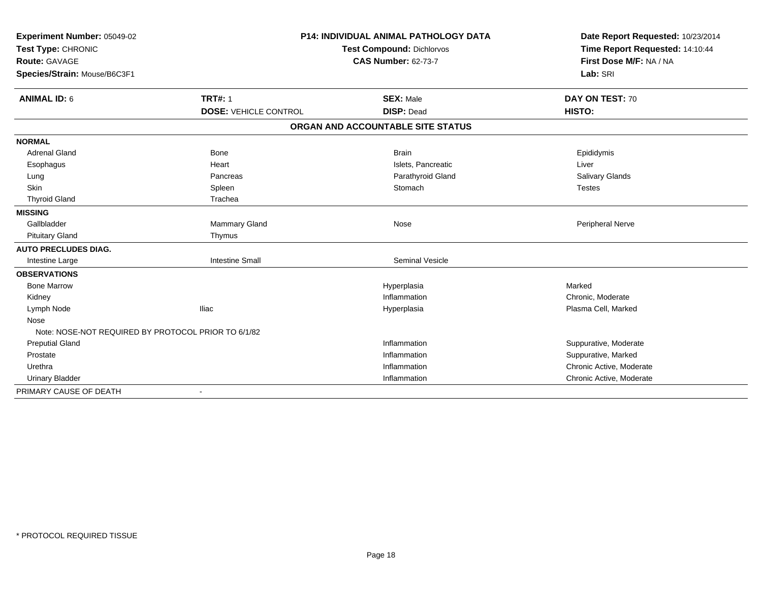**Experiment Number:** 05049-02
**Test Type:** CHRONIC
**Route:** GAVAGE
**Species/Strain:** Mouse/B6C3F1

**P14: INDIVIDUAL ANIMAL PATHOLOGY DATA**
**Test Compound:** Dichlorvos
**CAS Number:** 62-73-7

**Date Report Requested:** 10/23/2014
**Time Report Requested:** 14:10:44
**First Dose M/F:** NA / NA
**Lab:** SRI

| **ANIMAL ID:** 6 | **TRT#:** 1 | **SEX:** Male | **DAY ON TEST:** 70 |
|---|---|---|---|
| | **DOSE:** VEHICLE CONTROL | **DISP:** Dead | **HISTO:** |

**ORGAN AND ACCOUNTABLE SITE STATUS**

| | | | |
|---|---|---|---|
| **NORMAL** | | | |
| Adrenal Gland | Bone | Brain | Epididymis |
| Esophagus | Heart | Islets, Pancreatic | Liver |
| Lung | Pancreas | Parathyroid Gland | Salivary Glands |
| Skin | Spleen | Stomach | Testes |
| Thyroid Gland | Trachea | | |
| **MISSING** | | | |
| Gallbladder | Mammary Gland | Nose | Peripheral Nerve |
| Pituitary Gland | Thymus | | |
| **AUTO PRECLUDES DIAG.** | | | |
| Intestine Large | Intestine Small | Seminal Vesicle | |
| **OBSERVATIONS** | | | |
| Bone Marrow | | Hyperplasia | Marked |
| Kidney | | Inflammation | Chronic, Moderate |
| Lymph Node | Iliac | Hyperplasia | Plasma Cell, Marked |
| Nose | | | |
| Note: NOSE-NOT REQUIRED BY PROTOCOL PRIOR TO 6/1/82 | | | |
| Preputial Gland | | Inflammation | Suppurative, Moderate |
| Prostate | | Inflammation | Suppurative, Marked |
| Urethra | | Inflammation | Chronic Active, Moderate |
| Urinary Bladder | | Inflammation | Chronic Active, Moderate |
| PRIMARY CAUSE OF DEATH | - | | |

* PROTOCOL REQUIRED TISSUE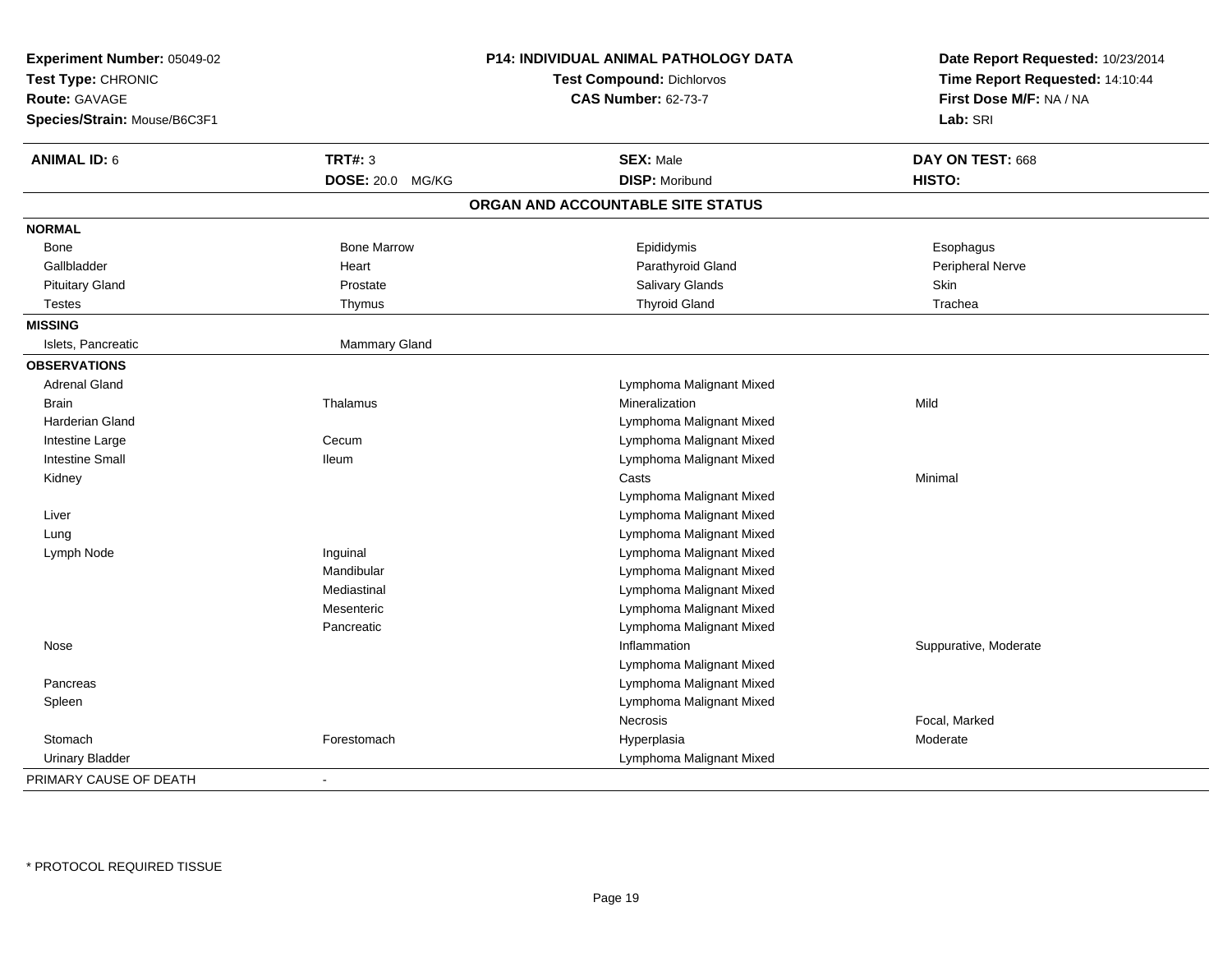**Experiment Number:** 05049-02
**Test Type:** CHRONIC
**Route:** GAVAGE
**Species/Strain:** Mouse/B6C3F1

**P14: INDIVIDUAL ANIMAL PATHOLOGY DATA**
**Test Compound:** Dichlorvos
**CAS Number:** 62-73-7

**Date Report Requested:** 10/23/2014
**Time Report Requested:** 14:10:44
**First Dose M/F:** NA / NA
**Lab:** SRI

| **ANIMAL ID:** 6 | **TRT#:** 3 | **SEX:** Male | **DAY ON TEST:** 668 |
|---|---|---|---|
| | **DOSE:** 20.0 MG/KG | **DISP:** Moribund | **HISTO:** |

**ORGAN AND ACCOUNTABLE SITE STATUS**

| | | | |
|---|---|---|---|
| **NORMAL** | | | |
| Bone | Bone Marrow | Epididymis | Esophagus |
| Gallbladder | Heart | Parathyroid Gland | Peripheral Nerve |
| Pituitary Gland | Prostate | Salivary Glands | Skin |
| Testes | Thymus | Thyroid Gland | Trachea |
| **MISSING** | | | |
| Islets, Pancreatic | Mammary Gland | | |
| **OBSERVATIONS** | | | |
| Adrenal Gland | | Lymphoma Malignant Mixed | |
| Brain | Thalamus | Mineralization | Mild |
| Harderian Gland | | Lymphoma Malignant Mixed | |
| Intestine Large | Cecum | Lymphoma Malignant Mixed | |
| Intestine Small | Ileum | Lymphoma Malignant Mixed | |
| Kidney | | Casts | Minimal |
| | | Lymphoma Malignant Mixed | |
| Liver | | Lymphoma Malignant Mixed | |
| Lung | | Lymphoma Malignant Mixed | |
| Lymph Node | Inguinal | Lymphoma Malignant Mixed | |
| | Mandibular | Lymphoma Malignant Mixed | |
| | Mediastinal | Lymphoma Malignant Mixed | |
| | Mesenteric | Lymphoma Malignant Mixed | |
| | Pancreatic | Lymphoma Malignant Mixed | |
| Nose | | Inflammation | Suppurative, Moderate |
| | | Lymphoma Malignant Mixed | |
| Pancreas | | Lymphoma Malignant Mixed | |
| Spleen | | Lymphoma Malignant Mixed | |
| | | Necrosis | Focal, Marked |
| Stomach | Forestomach | Hyperplasia | Moderate |
| Urinary Bladder | | Lymphoma Malignant Mixed | |
| PRIMARY CAUSE OF DEATH | - | | |

* PROTOCOL REQUIRED TISSUE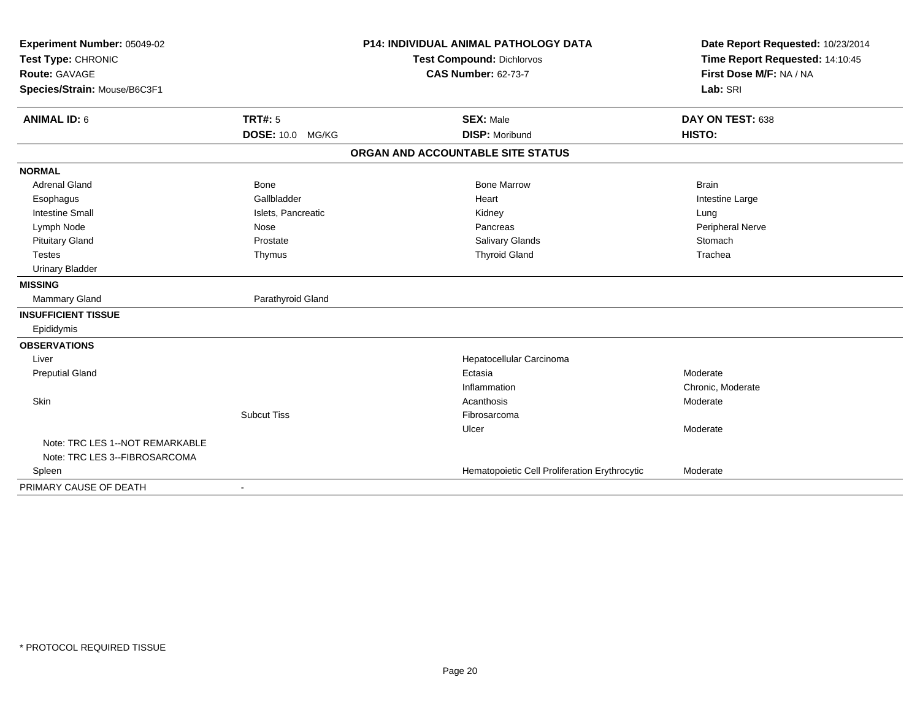**Experiment Number:** 05049-02
**Test Type:** CHRONIC
**Route:** GAVAGE
**Species/Strain:** Mouse/B6C3F1

**P14: INDIVIDUAL ANIMAL PATHOLOGY DATA**
**Test Compound:** Dichlorvos
**CAS Number:** 62-73-7

**Date Report Requested:** 10/23/2014
**Time Report Requested:** 14:10:45
**First Dose M/F:** NA / NA
**Lab:** SRI

| **ANIMAL ID:** 6 | **TRT#:** 5 | **SEX:** Male | **DAY ON TEST:** 638 |
|---|---|---|---|
| | **DOSE:** 10.0 MG/KG | **DISP:** Moribund | **HISTO:** |

**ORGAN AND ACCOUNTABLE SITE STATUS**

| | | | |
|---|---|---|---|
| **NORMAL** | | | |
| Adrenal Gland | Bone | Bone Marrow | Brain |
| Esophagus | Gallbladder | Heart | Intestine Large |
| Intestine Small | Islets, Pancreatic | Kidney | Lung |
| Lymph Node | Nose | Pancreas | Peripheral Nerve |
| Pituitary Gland | Prostate | Salivary Glands | Stomach |
| Testes | Thymus | Thyroid Gland | Trachea |
| Urinary Bladder | | | |
| **MISSING** | | | |
| Mammary Gland | Parathyroid Gland | | |
| **INSUFFICIENT TISSUE** | | | |
| Epididymis | | | |
| **OBSERVATIONS** | | | |
| Liver | | Hepatocellular Carcinoma | |
| Preputial Gland | | Ectasia | Moderate |
| | | Inflammation | Chronic, Moderate |
| Skin | | Acanthosis | Moderate |
| | Subcut Tiss | Fibrosarcoma | |
| | | Ulcer | Moderate |
| Note: TRC LES 1--NOT REMARKABLE | | | |
| Note: TRC LES 3--FIBROSARCOMA | | | |
| Spleen | | Hematopoietic Cell Proliferation Erythrocytic | Moderate |
| PRIMARY CAUSE OF DEATH | - | | |

\* PROTOCOL REQUIRED TISSUE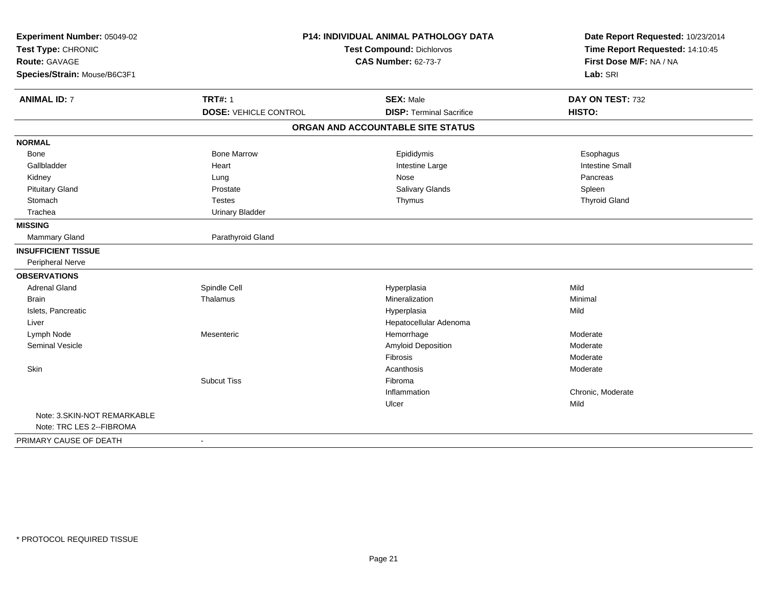**Experiment Number:** 05049-02
**Test Type:** CHRONIC
**Route:** GAVAGE
**Species/Strain:** Mouse/B6C3F1

## P14: INDIVIDUAL ANIMAL PATHOLOGY DATA

**Test Compound:** Dichlorvos
**CAS Number:** 62-73-7

**Date Report Requested:** 10/23/2014
**Time Report Requested:** 14:10:45
**First Dose M/F:** NA / NA
**Lab:** SRI

| **ANIMAL ID:** 7 | **TRT#:** 1 | **SEX:** Male | **DAY ON TEST:** 732 |
|---|---|---|---|
| | **DOSE:** VEHICLE CONTROL | **DISP:** Terminal Sacrifice | **HISTO:** |

### ORGAN AND ACCOUNTABLE SITE STATUS

| | | | |
|---|---|---|---|
| **NORMAL** | | | |
| Bone | Bone Marrow | Epididymis | Esophagus |
| Gallbladder | Heart | Intestine Large | Intestine Small |
| Kidney | Lung | Nose | Pancreas |
| Pituitary Gland | Prostate | Salivary Glands | Spleen |
| Stomach | Testes | Thymus | Thyroid Gland |
| Trachea | Urinary Bladder | | |
| **MISSING** | | | |
| Mammary Gland | Parathyroid Gland | | |
| **INSUFFICIENT TISSUE** | | | |
| Peripheral Nerve | | | |
| **OBSERVATIONS** | | | |
| Adrenal Gland | Spindle Cell | Hyperplasia | Mild |
| Brain | Thalamus | Mineralization | Minimal |
| Islets, Pancreatic | | Hyperplasia | Mild |
| Liver | | Hepatocellular Adenoma | |
| Lymph Node | Mesenteric | Hemorrhage | Moderate |
| Seminal Vesicle | | Amyloid Deposition | Moderate |
| | | Fibrosis | Moderate |
| Skin | | Acanthosis | Moderate |
| | Subcut Tiss | Fibroma | |
| | | Inflammation | Chronic, Moderate |
| | | Ulcer | Mild |
| Note: 3.SKIN-NOT REMARKABLE | | | |
| Note: TRC LES 2--FIBROMA | | | |
| PRIMARY CAUSE OF DEATH | - | | |

\* PROTOCOL REQUIRED TISSUE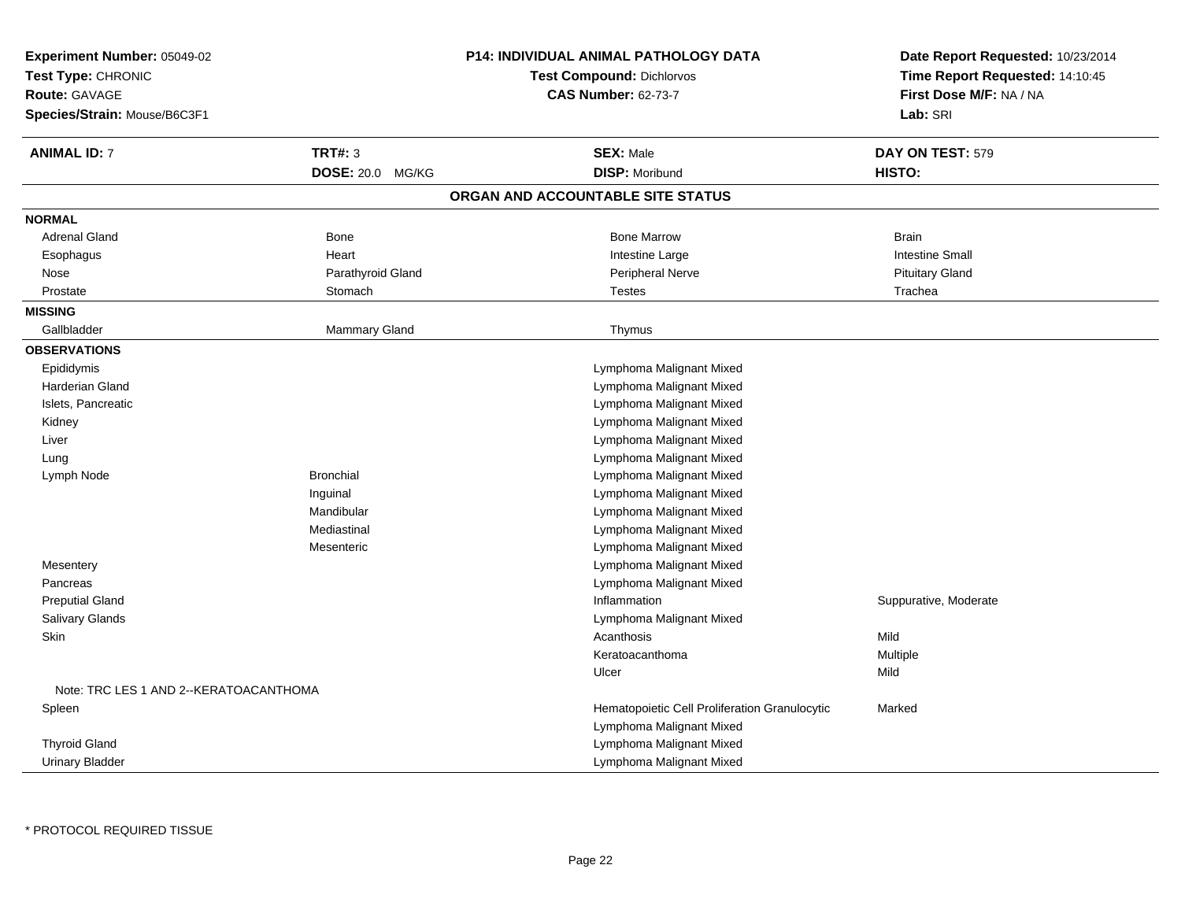**Experiment Number:** 05049-02
**Test Type:** CHRONIC
**Route:** GAVAGE
**Species/Strain:** Mouse/B6C3F1

**P14: INDIVIDUAL ANIMAL PATHOLOGY DATA**
**Test Compound:** Dichlorvos
**CAS Number:** 62-73-7

**Date Report Requested:** 10/23/2014
**Time Report Requested:** 14:10:45
**First Dose M/F:** NA / NA
**Lab:** SRI

| **ANIMAL ID:** 7 | **TRT#:** 3 | **SEX:** Male | **DAY ON TEST:** 579 |
|---|---|---|---|
| | **DOSE:** 20.0 MG/KG | **DISP:** Moribund | **HISTO:** |

## ORGAN AND ACCOUNTABLE SITE STATUS

| | | | |
|---|---|---|---|
| **NORMAL** | | | |
| Adrenal Gland | Bone | Bone Marrow | Brain |
| Esophagus | Heart | Intestine Large | Intestine Small |
| Nose | Parathyroid Gland | Peripheral Nerve | Pituitary Gland |
| Prostate | Stomach | Testes | Trachea |
| **MISSING** | | | |
| Gallbladder | Mammary Gland | Thymus | |
| **OBSERVATIONS** | | | |
| Epididymis | | Lymphoma Malignant Mixed | |
| Harderian Gland | | Lymphoma Malignant Mixed | |
| Islets, Pancreatic | | Lymphoma Malignant Mixed | |
| Kidney | | Lymphoma Malignant Mixed | |
| Liver | | Lymphoma Malignant Mixed | |
| Lung | | Lymphoma Malignant Mixed | |
| Lymph Node | Bronchial | Lymphoma Malignant Mixed | |
| | Inguinal | Lymphoma Malignant Mixed | |
| | Mandibular | Lymphoma Malignant Mixed | |
| | Mediastinal | Lymphoma Malignant Mixed | |
| | Mesenteric | Lymphoma Malignant Mixed | |
| Mesentery | | Lymphoma Malignant Mixed | |
| Pancreas | | Lymphoma Malignant Mixed | |
| Preputial Gland | | Inflammation | Suppurative, Moderate |
| Salivary Glands | | Lymphoma Malignant Mixed | |
| Skin | | Acanthosis | Mild |
| | | Keratoacanthoma | Multiple |
| | | Ulcer | Mild |
| Note: TRC LES 1 AND 2--KERATOACANTHOMA | | | |
| Spleen | | Hematopoietic Cell Proliferation Granulocytic | Marked |
| | | Lymphoma Malignant Mixed | |
| Thyroid Gland | | Lymphoma Malignant Mixed | |
| Urinary Bladder | | Lymphoma Malignant Mixed | |

\* PROTOCOL REQUIRED TISSUE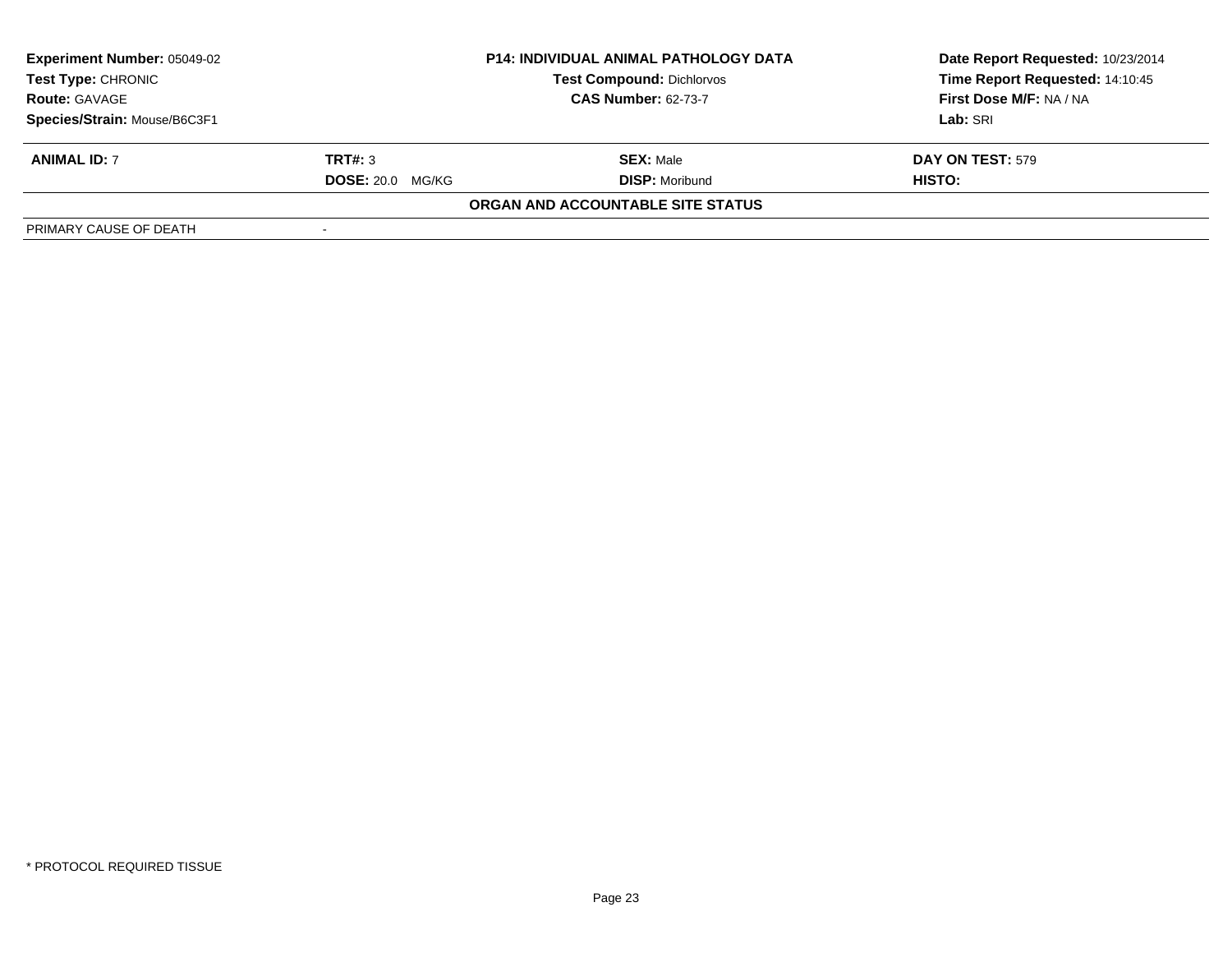| Experiment Number: 05049-02 | P14: INDIVIDUAL ANIMAL PATHOLOGY DATA | Date Report Requested: 10/23/2014 |
|---|---|---|
| Test Type: CHRONIC | Test Compound: Dichlorvos | Time Report Requested: 14:10:45 |
| Route: GAVAGE | CAS Number: 62-73-7 | First Dose M/F: NA / NA |
| Species/Strain: Mouse/B6C3F1 | | Lab: SRI |

| ANIMAL ID: 7 | TRT#: 3 | SEX: Male | DAY ON TEST: 579 |
|---|---|---|---|
| | DOSE: 20.0 MG/KG | DISP: Moribund | HISTO: |

**ORGAN AND ACCOUNTABLE SITE STATUS**

| PRIMARY CAUSE OF DEATH | - |
|---|---|

\* PROTOCOL REQUIRED TISSUE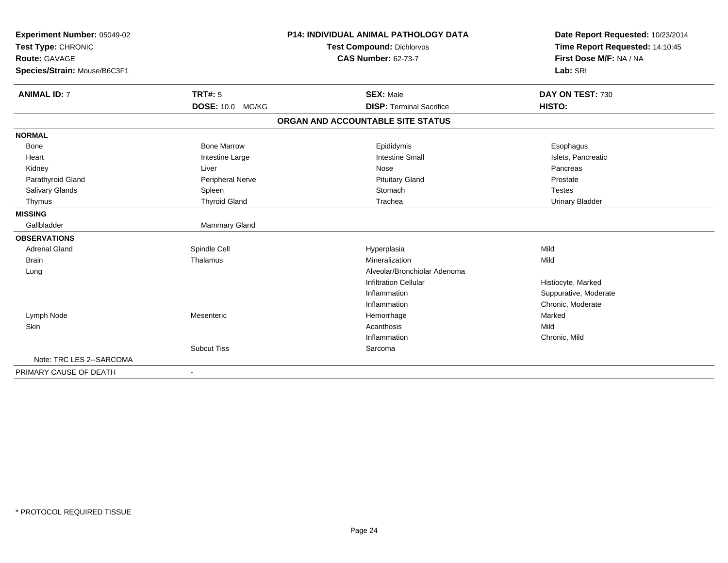**Experiment Number:** 05049-02
**Test Type:** CHRONIC
**Route:** GAVAGE
**Species/Strain:** Mouse/B6C3F1

**P14: INDIVIDUAL ANIMAL PATHOLOGY DATA**
**Test Compound:** Dichlorvos
**CAS Number:** 62-73-7

**Date Report Requested:** 10/23/2014
**Time Report Requested:** 14:10:45
**First Dose M/F:** NA / NA
**Lab:** SRI

| **ANIMAL ID:** 7 | **TRT#:** 5 | **SEX:** Male | **DAY ON TEST:** 730 |
|---|---|---|---|
| | **DOSE:** 10.0 MG/KG | **DISP:** Terminal Sacrifice | **HISTO:** |

## ORGAN AND ACCOUNTABLE SITE STATUS

| | | | |
|---|---|---|---|
| **NORMAL** | | | |
| Bone | Bone Marrow | Epididymis | Esophagus |
| Heart | Intestine Large | Intestine Small | Islets, Pancreatic |
| Kidney | Liver | Nose | Pancreas |
| Parathyroid Gland | Peripheral Nerve | Pituitary Gland | Prostate |
| Salivary Glands | Spleen | Stomach | Testes |
| Thymus | Thyroid Gland | Trachea | Urinary Bladder |
| **MISSING** | | | |
| Gallbladder | Mammary Gland | | |
| **OBSERVATIONS** | | | |
| Adrenal Gland | Spindle Cell | Hyperplasia | Mild |
| Brain | Thalamus | Mineralization | Mild |
| Lung | | Alveolar/Bronchiolar Adenoma | |
| | | Infiltration Cellular | Histiocyte, Marked |
| | | Inflammation | Suppurative, Moderate |
| | | Inflammation | Chronic, Moderate |
| Lymph Node | Mesenteric | Hemorrhage | Marked |
| Skin | | Acanthosis | Mild |
| | | Inflammation | Chronic, Mild |
| | Subcut Tiss | Sarcoma | |
| Note: TRC LES 2--SARCOMA | | | |
| PRIMARY CAUSE OF DEATH | - | | |

* PROTOCOL REQUIRED TISSUE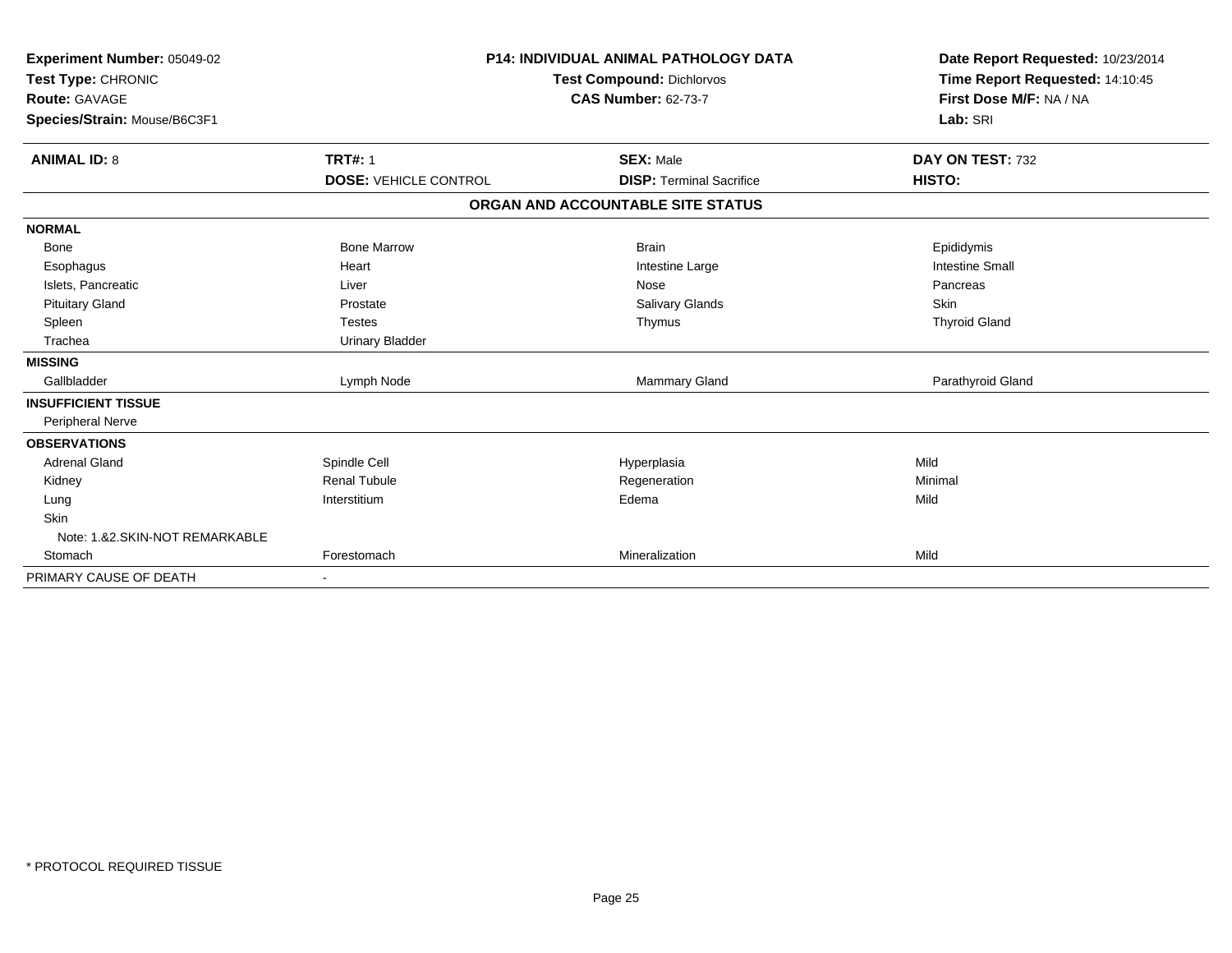**Experiment Number:** 05049-02
**Test Type:** CHRONIC
**Route:** GAVAGE
**Species/Strain:** Mouse/B6C3F1

**P14: INDIVIDUAL ANIMAL PATHOLOGY DATA**
**Test Compound:** Dichlorvos
**CAS Number:** 62-73-7

**Date Report Requested:** 10/23/2014
**Time Report Requested:** 14:10:45
**First Dose M/F:** NA / NA
**Lab:** SRI

| **ANIMAL ID:** 8 | **TRT#:** 1 | **SEX:** Male | **DAY ON TEST:** 732 |
|---|---|---|---|
| | **DOSE:** VEHICLE CONTROL | **DISP:** Terminal Sacrifice | **HISTO:** |

**ORGAN AND ACCOUNTABLE SITE STATUS**

| | | | |
|---|---|---|---|
| **NORMAL** | | | |
| Bone | Bone Marrow | Brain | Epididymis |
| Esophagus | Heart | Intestine Large | Intestine Small |
| Islets, Pancreatic | Liver | Nose | Pancreas |
| Pituitary Gland | Prostate | Salivary Glands | Skin |
| Spleen | Testes | Thymus | Thyroid Gland |
| Trachea | Urinary Bladder | | |
| **MISSING** | | | |
| Gallbladder | Lymph Node | Mammary Gland | Parathyroid Gland |
| **INSUFFICIENT TISSUE** | | | |
| Peripheral Nerve | | | |
| **OBSERVATIONS** | | | |
| Adrenal Gland | Spindle Cell | Hyperplasia | Mild |
| Kidney | Renal Tubule | Regeneration | Minimal |
| Lung | Interstitium | Edema | Mild |
| Skin | | | |
| Note: 1.&2.SKIN-NOT REMARKABLE | | | |
| Stomach | Forestomach | Mineralization | Mild |
| PRIMARY CAUSE OF DEATH | - | | |

* PROTOCOL REQUIRED TISSUE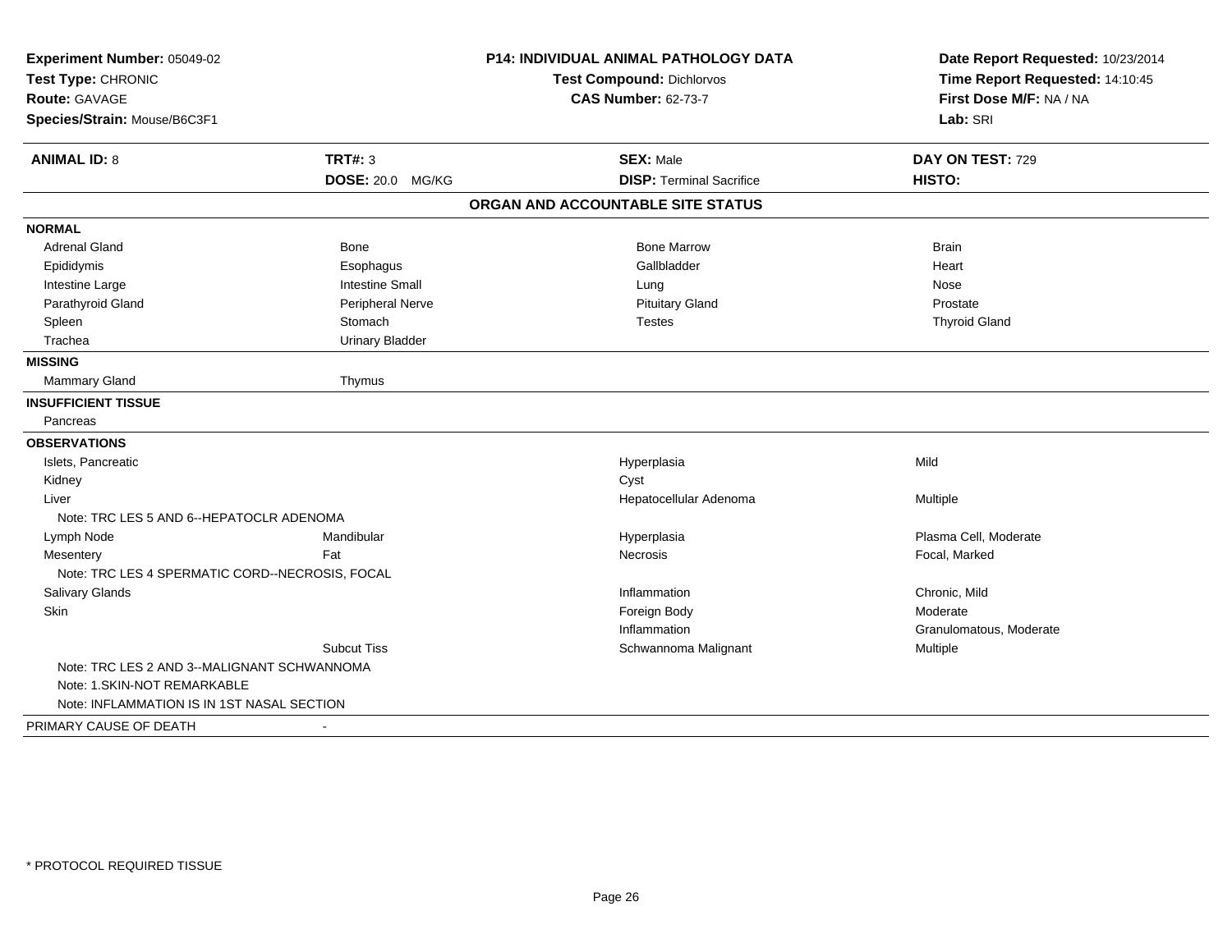**Experiment Number:** 05049-02
**Test Type:** CHRONIC
**Route:** GAVAGE
**Species/Strain:** Mouse/B6C3F1

**P14: INDIVIDUAL ANIMAL PATHOLOGY DATA**
**Test Compound:** Dichlorvos
**CAS Number:** 62-73-7

**Date Report Requested:** 10/23/2014
**Time Report Requested:** 14:10:45
**First Dose M/F:** NA / NA
**Lab:** SRI

| **ANIMAL ID:** 8 | **TRT#:** 3 | **SEX:** Male | **DAY ON TEST:** 729 |
|---|---|---|---|
| | **DOSE:** 20.0 MG/KG | **DISP:** Terminal Sacrifice | **HISTO:** |

## ORGAN AND ACCOUNTABLE SITE STATUS

| | | | |
|---|---|---|---|
| **NORMAL** | | | |
| Adrenal Gland | Bone | Bone Marrow | Brain |
| Epididymis | Esophagus | Gallbladder | Heart |
| Intestine Large | Intestine Small | Lung | Nose |
| Parathyroid Gland | Peripheral Nerve | Pituitary Gland | Prostate |
| Spleen | Stomach | Testes | Thyroid Gland |
| Trachea | Urinary Bladder | | |
| **MISSING** | | | |
| Mammary Gland | Thymus | | |
| **INSUFFICIENT TISSUE** | | | |
| Pancreas | | | |
| **OBSERVATIONS** | | | |
| Islets, Pancreatic | | Hyperplasia | Mild |
| Kidney | | Cyst | |
| Liver | | Hepatocellular Adenoma | Multiple |
| Note: TRC LES 5 AND 6--HEPATOCLR ADENOMA | | | |
| Lymph Node | Mandibular | Hyperplasia | Plasma Cell, Moderate |
| Mesentery | Fat | Necrosis | Focal, Marked |
| Note: TRC LES 4 SPERMATIC CORD--NECROSIS, FOCAL | | | |
| Salivary Glands | | Inflammation | Chronic, Mild |
| Skin | | Foreign Body | Moderate |
| | | Inflammation | Granulomatous, Moderate |
| | Subcut Tiss | Schwannoma Malignant | Multiple |
| Note: TRC LES 2 AND 3--MALIGNANT SCHWANNOMA | | | |
| Note: 1.SKIN-NOT REMARKABLE | | | |
| Note: INFLAMMATION IS IN 1ST NASAL SECTION | | | |
| PRIMARY CAUSE OF DEATH | - | | |

* PROTOCOL REQUIRED TISSUE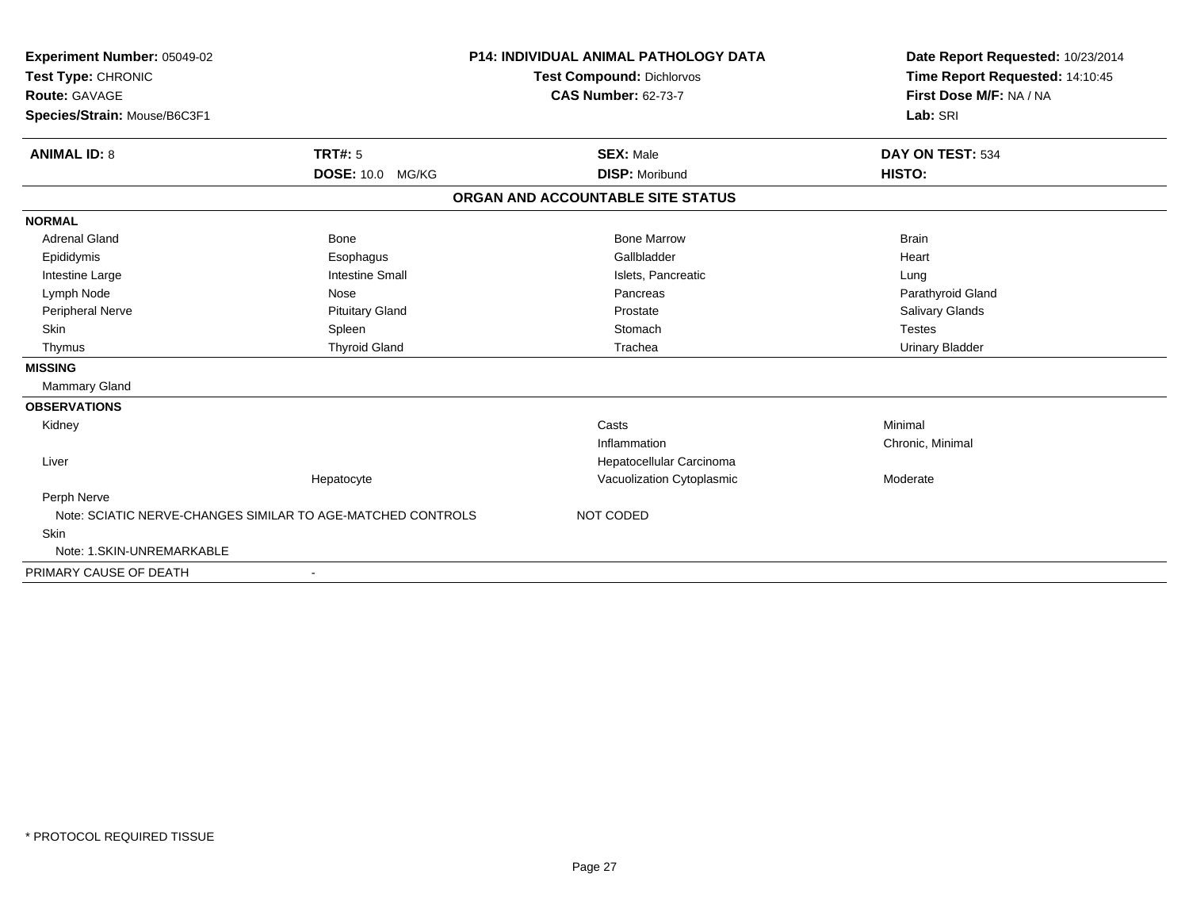**Experiment Number:** 05049-02
**Test Type:** CHRONIC
**Route:** GAVAGE
**Species/Strain:** Mouse/B6C3F1

**P14: INDIVIDUAL ANIMAL PATHOLOGY DATA**
**Test Compound:** Dichlorvos
**CAS Number:** 62-73-7

**Date Report Requested:** 10/23/2014
**Time Report Requested:** 14:10:45
**First Dose M/F:** NA / NA
**Lab:** SRI

| **ANIMAL ID:** 8 | **TRT#:** 5 | **SEX:** Male | **DAY ON TEST:** 534 |
|---|---|---|---|
| | **DOSE:** 10.0 MG/KG | **DISP:** Moribund | **HISTO:** |

**ORGAN AND ACCOUNTABLE SITE STATUS**

| | | | |
|---|---|---|---|
| **NORMAL** | | | |
| Adrenal Gland | Bone | Bone Marrow | Brain |
| Epididymis | Esophagus | Gallbladder | Heart |
| Intestine Large | Intestine Small | Islets, Pancreatic | Lung |
| Lymph Node | Nose | Pancreas | Parathyroid Gland |
| Peripheral Nerve | Pituitary Gland | Prostate | Salivary Glands |
| Skin | Spleen | Stomach | Testes |
| Thymus | Thyroid Gland | Trachea | Urinary Bladder |
| **MISSING** | | | |
| Mammary Gland | | | |
| **OBSERVATIONS** | | | |
| Kidney | | Casts | Minimal |
| | | Inflammation | Chronic, Minimal |
| Liver | | Hepatocellular Carcinoma | |
| | Hepatocyte | Vacuolization Cytoplasmic | Moderate |
| Perph Nerve | | | |
| Note: SCIATIC NERVE-CHANGES SIMILAR TO AGE-MATCHED CONTROLS | | NOT CODED | |
| Skin | | | |
| Note: 1.SKIN-UNREMARKABLE | | | |
| PRIMARY CAUSE OF DEATH | - | | |

\* PROTOCOL REQUIRED TISSUE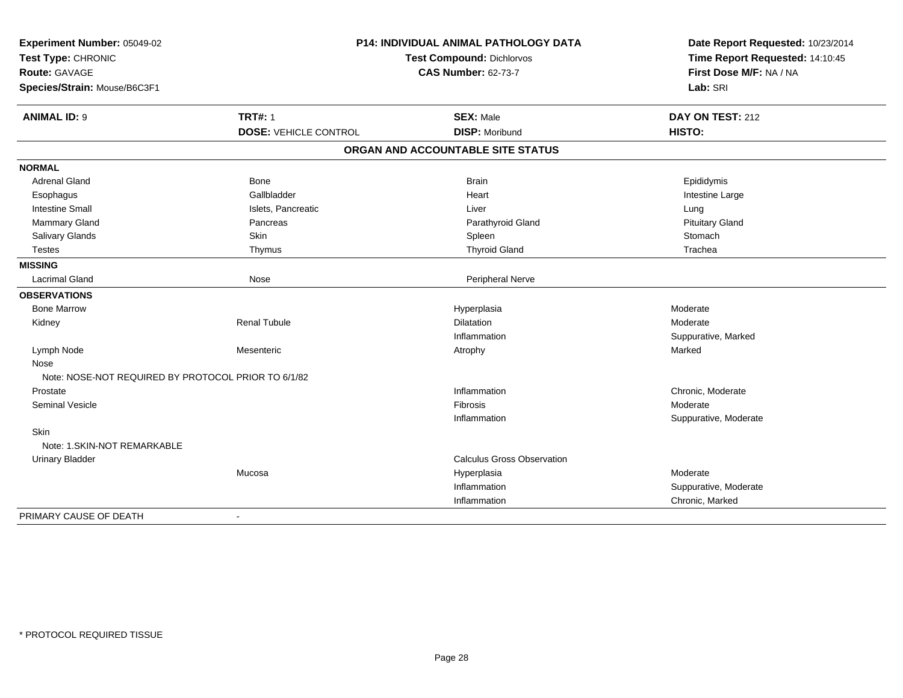**Experiment Number:** 05049-02
**Test Type:** CHRONIC
**Route:** GAVAGE
**Species/Strain:** Mouse/B6C3F1

**P14: INDIVIDUAL ANIMAL PATHOLOGY DATA**
**Test Compound:** Dichlorvos
**CAS Number:** 62-73-7

**Date Report Requested:** 10/23/2014
**Time Report Requested:** 14:10:45
**First Dose M/F:** NA / NA
**Lab:** SRI

| **ANIMAL ID:** 9 | **TRT#:** 1 | **SEX:** Male | **DAY ON TEST:** 212 |
|---|---|---|---|
| | **DOSE:** VEHICLE CONTROL | **DISP:** Moribund | **HISTO:** |

**ORGAN AND ACCOUNTABLE SITE STATUS**

| | | | |
|---|---|---|---|
| **NORMAL** | | | |
| Adrenal Gland | Bone | Brain | Epididymis |
| Esophagus | Gallbladder | Heart | Intestine Large |
| Intestine Small | Islets, Pancreatic | Liver | Lung |
| Mammary Gland | Pancreas | Parathyroid Gland | Pituitary Gland |
| Salivary Glands | Skin | Spleen | Stomach |
| Testes | Thymus | Thyroid Gland | Trachea |
| **MISSING** | | | |
| Lacrimal Gland | Nose | Peripheral Nerve | |
| **OBSERVATIONS** | | | |
| Bone Marrow | | Hyperplasia | Moderate |
| Kidney | Renal Tubule | Dilatation | Moderate |
| | | Inflammation | Suppurative, Marked |
| Lymph Node | Mesenteric | Atrophy | Marked |
| Nose | | | |
| Note: NOSE-NOT REQUIRED BY PROTOCOL PRIOR TO 6/1/82 | | | |
| Prostate | | Inflammation | Chronic, Moderate |
| Seminal Vesicle | | Fibrosis | Moderate |
| | | Inflammation | Suppurative, Moderate |
| Skin | | | |
| Note: 1.SKIN-NOT REMARKABLE | | | |
| Urinary Bladder | | Calculus Gross Observation | |
| | Mucosa | Hyperplasia | Moderate |
| | | Inflammation | Suppurative, Moderate |
| | | Inflammation | Chronic, Marked |
| PRIMARY CAUSE OF DEATH | - | | |

* PROTOCOL REQUIRED TISSUE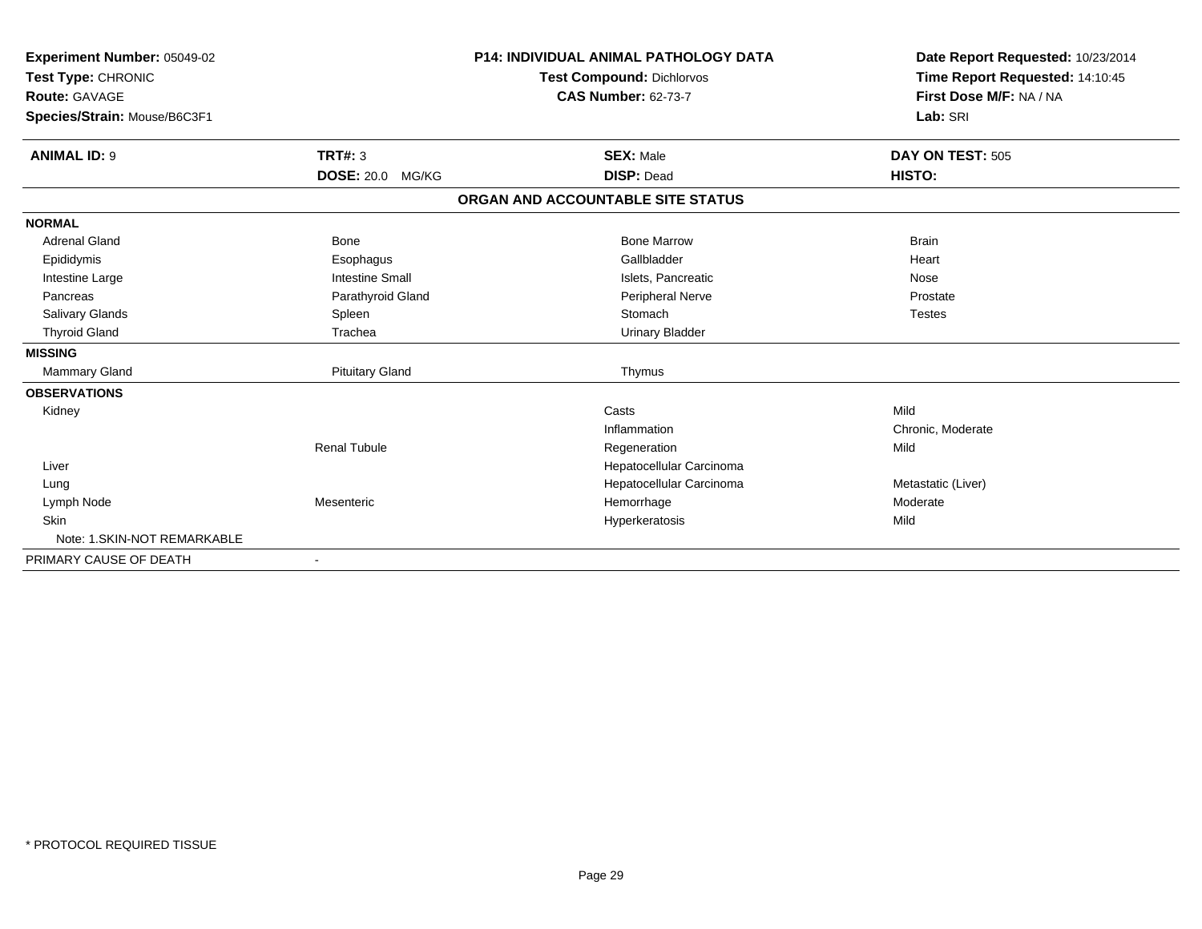**Experiment Number:** 05049-02
**Test Type:** CHRONIC
**Route:** GAVAGE
**Species/Strain:** Mouse/B6C3F1

**P14: INDIVIDUAL ANIMAL PATHOLOGY DATA**
**Test Compound:** Dichlorvos
**CAS Number:** 62-73-7

**Date Report Requested:** 10/23/2014
**Time Report Requested:** 14:10:45
**First Dose M/F:** NA / NA
**Lab:** SRI

| **ANIMAL ID:** 9 | **TRT#:** 3 | **SEX:** Male | **DAY ON TEST:** 505 |
|---|---|---|---|
| | **DOSE:** 20.0 MG/KG | **DISP:** Dead | **HISTO:** |

**ORGAN AND ACCOUNTABLE SITE STATUS**

| | | | |
|---|---|---|---|
| **NORMAL** | | | |
| Adrenal Gland | Bone | Bone Marrow | Brain |
| Epididymis | Esophagus | Gallbladder | Heart |
| Intestine Large | Intestine Small | Islets, Pancreatic | Nose |
| Pancreas | Parathyroid Gland | Peripheral Nerve | Prostate |
| Salivary Glands | Spleen | Stomach | Testes |
| Thyroid Gland | Trachea | Urinary Bladder | |
| **MISSING** | | | |
| Mammary Gland | Pituitary Gland | Thymus | |
| **OBSERVATIONS** | | | |
| Kidney | | Casts | Mild |
| | | Inflammation | Chronic, Moderate |
| | Renal Tubule | Regeneration | Mild |
| Liver | | Hepatocellular Carcinoma | |
| Lung | | Hepatocellular Carcinoma | Metastatic (Liver) |
| Lymph Node | Mesenteric | Hemorrhage | Moderate |
| Skin | | Hyperkeratosis | Mild |
| Note: 1.SKIN-NOT REMARKABLE | | | |
| PRIMARY CAUSE OF DEATH | - | | |

\* PROTOCOL REQUIRED TISSUE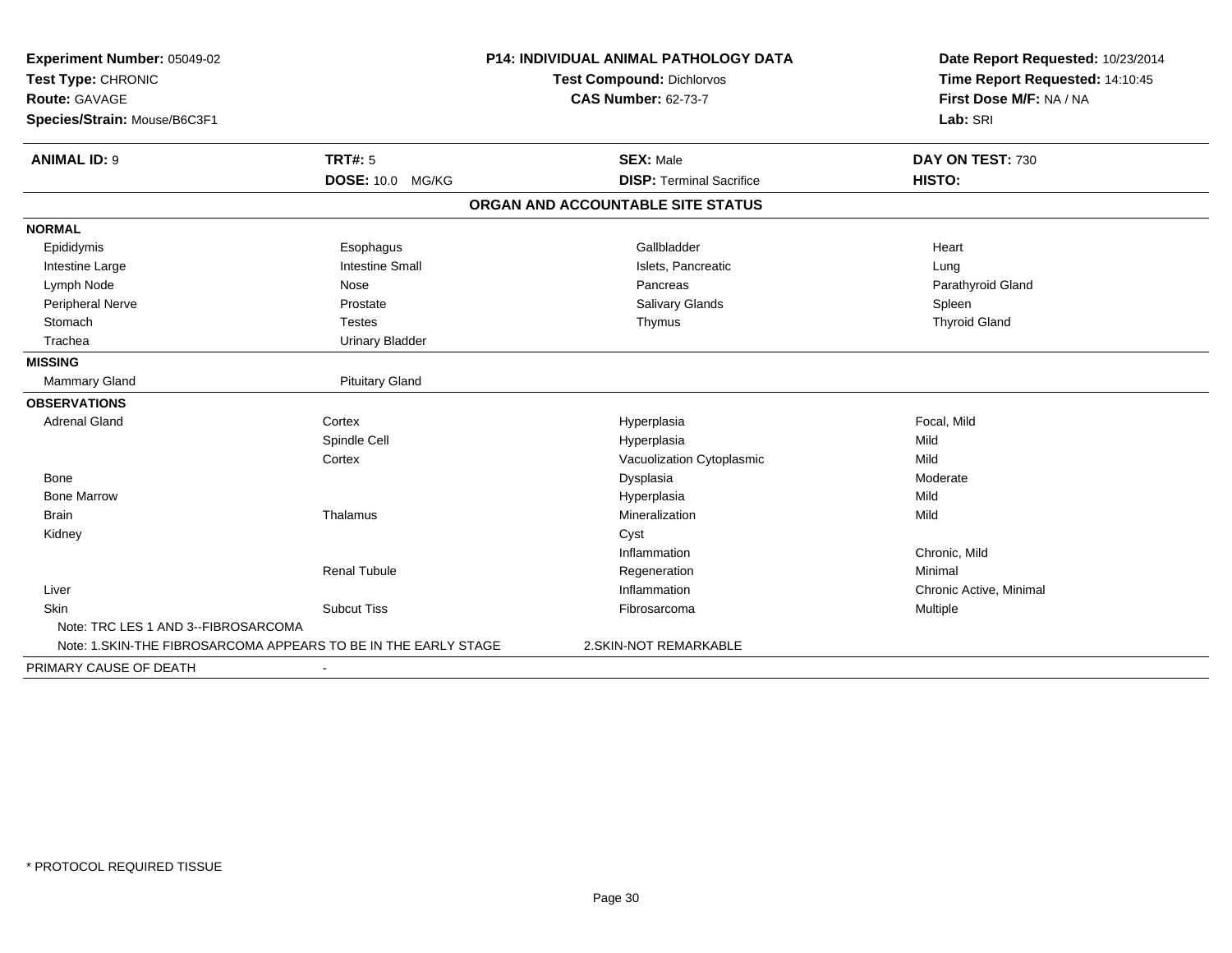**Experiment Number:** 05049-02
**Test Type:** CHRONIC
**Route:** GAVAGE
**Species/Strain:** Mouse/B6C3F1

**P14: INDIVIDUAL ANIMAL PATHOLOGY DATA**
**Test Compound:** Dichlorvos
**CAS Number:** 62-73-7

**Date Report Requested:** 10/23/2014
**Time Report Requested:** 14:10:45
**First Dose M/F:** NA / NA
**Lab:** SRI

| **ANIMAL ID:** 9 | **TRT#:** 5 | **SEX:** Male | **DAY ON TEST:** 730 |
|---|---|---|---|
| | **DOSE:** 10.0 MG/KG | **DISP:** Terminal Sacrifice | **HISTO:** |

## ORGAN AND ACCOUNTABLE SITE STATUS

| | | | |
|---|---|---|---|
| **NORMAL** | | | |
| Epididymis | Esophagus | Gallbladder | Heart |
| Intestine Large | Intestine Small | Islets, Pancreatic | Lung |
| Lymph Node | Nose | Pancreas | Parathyroid Gland |
| Peripheral Nerve | Prostate | Salivary Glands | Spleen |
| Stomach | Testes | Thymus | Thyroid Gland |
| Trachea | Urinary Bladder | | |
| **MISSING** | | | |
| Mammary Gland | Pituitary Gland | | |
| **OBSERVATIONS** | | | |
| Adrenal Gland | Cortex | Hyperplasia | Focal, Mild |
| | Spindle Cell | Hyperplasia | Mild |
| | Cortex | Vacuolization Cytoplasmic | Mild |
| Bone | | Dysplasia | Moderate |
| Bone Marrow | | Hyperplasia | Mild |
| Brain | Thalamus | Mineralization | Mild |
| Kidney | | Cyst | |
| | | Inflammation | Chronic, Mild |
| | Renal Tubule | Regeneration | Minimal |
| Liver | | Inflammation | Chronic Active, Minimal |
| Skin | Subcut Tiss | Fibrosarcoma | Multiple |

Note: TRC LES 1 AND 3--FIBROSARCOMA

Note: 1.SKIN-THE FIBROSARCOMA APPEARS TO BE IN THE EARLY STAGE 2.SKIN-NOT REMARKABLE

PRIMARY CAUSE OF DEATH -

\* PROTOCOL REQUIRED TISSUE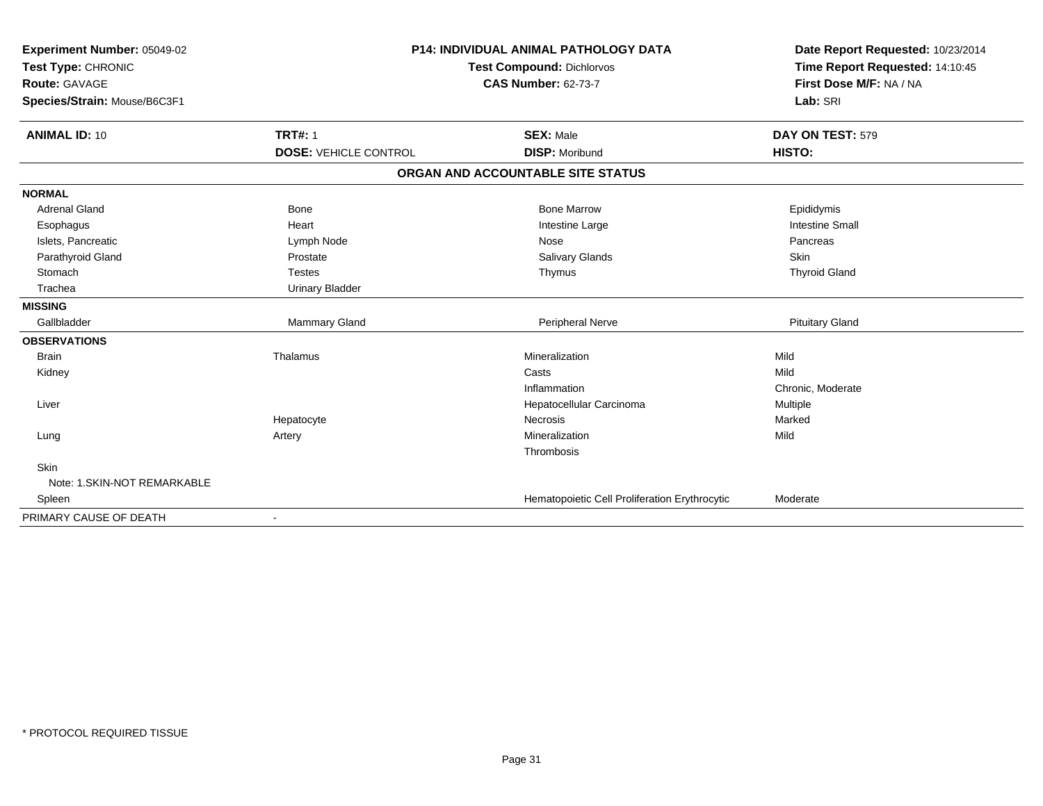**Experiment Number:** 05049-02
**Test Type:** CHRONIC
**Route:** GAVAGE
**Species/Strain:** Mouse/B6C3F1

**P14: INDIVIDUAL ANIMAL PATHOLOGY DATA**
**Test Compound:** Dichlorvos
**CAS Number:** 62-73-7

**Date Report Requested:** 10/23/2014
**Time Report Requested:** 14:10:45
**First Dose M/F:** NA / NA
**Lab:** SRI

| **ANIMAL ID:** 10 | **TRT#:** 1 | **SEX:** Male | **DAY ON TEST:** 579 |
|---|---|---|---|
| | **DOSE:** VEHICLE CONTROL | **DISP:** Moribund | **HISTO:** |

## ORGAN AND ACCOUNTABLE SITE STATUS

| | | | |
|---|---|---|---|
| **NORMAL** | | | |
| Adrenal Gland | Bone | Bone Marrow | Epididymis |
| Esophagus | Heart | Intestine Large | Intestine Small |
| Islets, Pancreatic | Lymph Node | Nose | Pancreas |
| Parathyroid Gland | Prostate | Salivary Glands | Skin |
| Stomach | Testes | Thymus | Thyroid Gland |
| Trachea | Urinary Bladder | | |
| **MISSING** | | | |
| Gallbladder | Mammary Gland | Peripheral Nerve | Pituitary Gland |
| **OBSERVATIONS** | | | |
| Brain | Thalamus | Mineralization | Mild |
| Kidney | | Casts | Mild |
| | | Inflammation | Chronic, Moderate |
| Liver | | Hepatocellular Carcinoma | Multiple |
| | Hepatocyte | Necrosis | Marked |
| Lung | Artery | Mineralization | Mild |
| | | Thrombosis | |
| Skin | | | |
| Note: 1.SKIN-NOT REMARKABLE | | | |
| Spleen | | Hematopoietic Cell Proliferation Erythrocytic | Moderate |
| PRIMARY CAUSE OF DEATH | - | | |

\* PROTOCOL REQUIRED TISSUE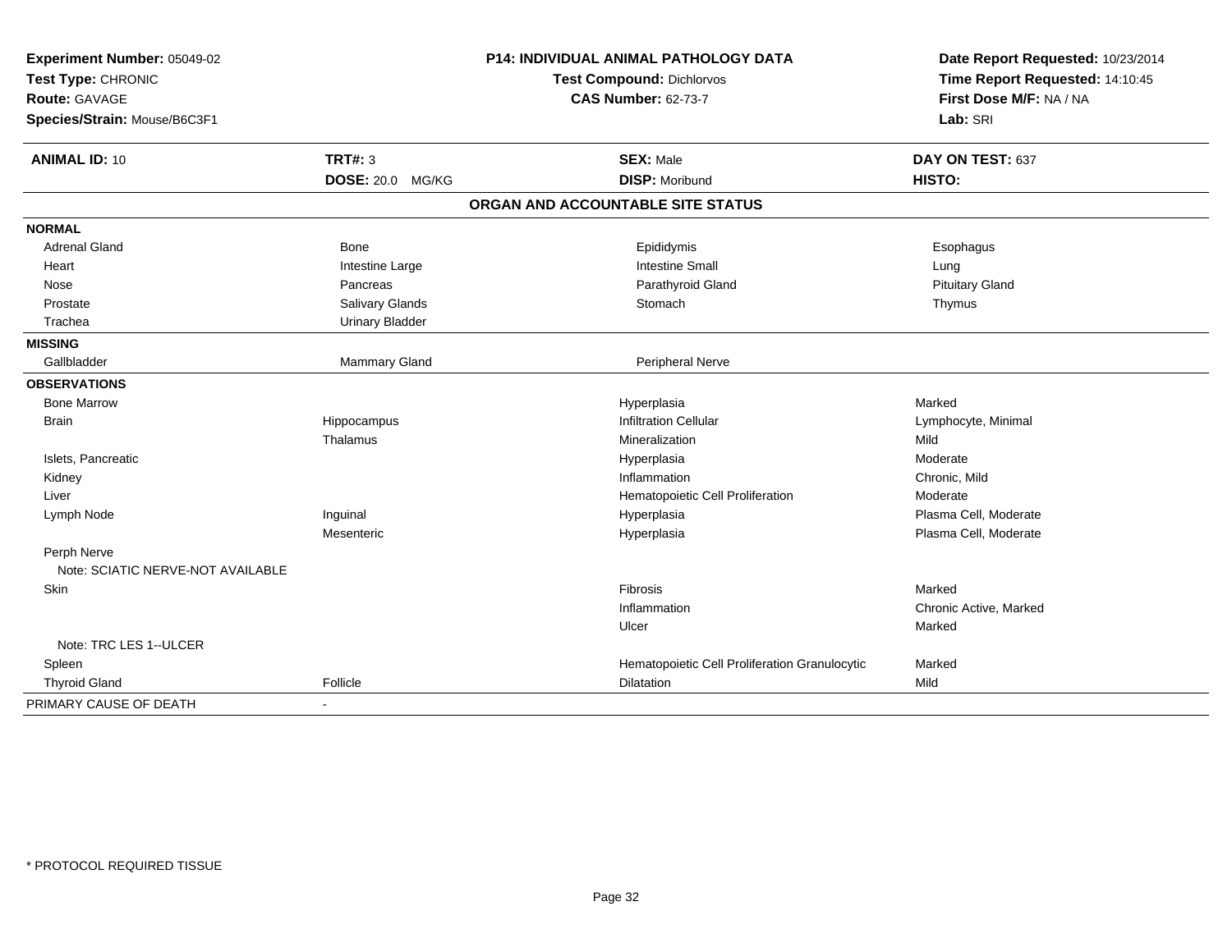**Experiment Number:** 05049-02
**Test Type:** CHRONIC
**Route:** GAVAGE
**Species/Strain:** Mouse/B6C3F1

**P14: INDIVIDUAL ANIMAL PATHOLOGY DATA**
**Test Compound:** Dichlorvos
**CAS Number:** 62-73-7

**Date Report Requested:** 10/23/2014
**Time Report Requested:** 14:10:45
**First Dose M/F:** NA / NA
**Lab:** SRI

| **ANIMAL ID:** 10 | **TRT#:** 3 | **SEX:** Male | **DAY ON TEST:** 637 |
|---|---|---|---|
| | **DOSE:** 20.0 MG/KG | **DISP:** Moribund | **HISTO:** |

## ORGAN AND ACCOUNTABLE SITE STATUS

| | | | |
|---|---|---|---|
| **NORMAL** | | | |
| Adrenal Gland | Bone | Epididymis | Esophagus |
| Heart | Intestine Large | Intestine Small | Lung |
| Nose | Pancreas | Parathyroid Gland | Pituitary Gland |
| Prostate | Salivary Glands | Stomach | Thymus |
| Trachea | Urinary Bladder | | |
| **MISSING** | | | |
| Gallbladder | Mammary Gland | Peripheral Nerve | |
| **OBSERVATIONS** | | | |
| Bone Marrow | | Hyperplasia | Marked |
| Brain | Hippocampus | Infiltration Cellular | Lymphocyte, Minimal |
| | Thalamus | Mineralization | Mild |
| Islets, Pancreatic | | Hyperplasia | Moderate |
| Kidney | | Inflammation | Chronic, Mild |
| Liver | | Hematopoietic Cell Proliferation | Moderate |
| Lymph Node | Inguinal | Hyperplasia | Plasma Cell, Moderate |
| | Mesenteric | Hyperplasia | Plasma Cell, Moderate |
| Perph Nerve | | | |
| Note: SCIATIC NERVE-NOT AVAILABLE | | | |
| Skin | | Fibrosis | Marked |
| | | Inflammation | Chronic Active, Marked |
| | | Ulcer | Marked |
| Note: TRC LES 1--ULCER | | | |
| Spleen | | Hematopoietic Cell Proliferation Granulocytic | Marked |
| Thyroid Gland | Follicle | Dilatation | Mild |
| PRIMARY CAUSE OF DEATH | - | | |

\* PROTOCOL REQUIRED TISSUE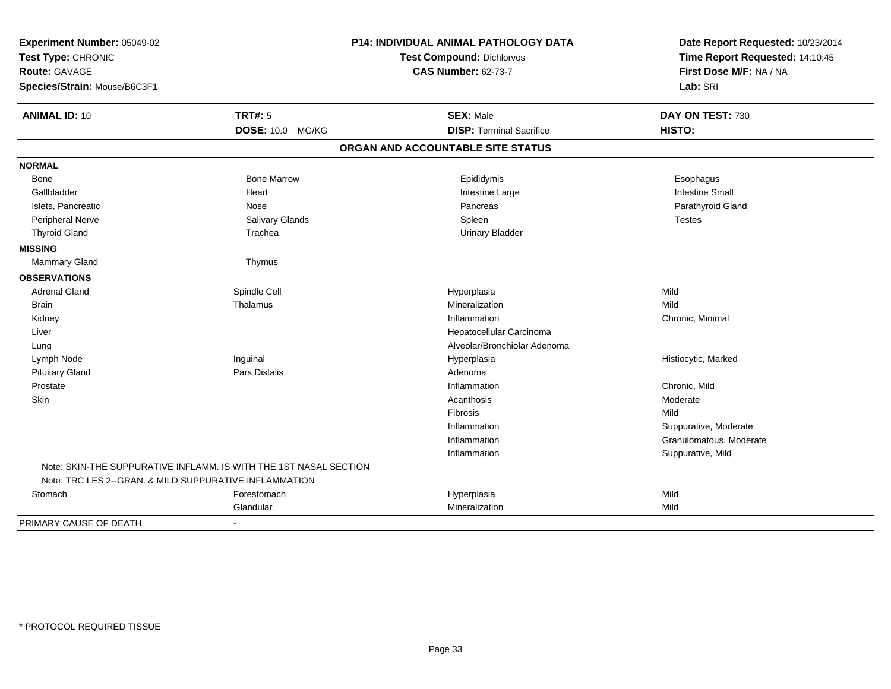**Experiment Number:** 05049-02
**Test Type:** CHRONIC
**Route:** GAVAGE
**Species/Strain:** Mouse/B6C3F1

**P14: INDIVIDUAL ANIMAL PATHOLOGY DATA**
**Test Compound:** Dichlorvos
**CAS Number:** 62-73-7

**Date Report Requested:** 10/23/2014
**Time Report Requested:** 14:10:45
**First Dose M/F:** NA / NA
**Lab:** SRI

| **ANIMAL ID:** 10 | **TRT#:** 5 | **SEX:** Male | **DAY ON TEST:** 730 |
|---|---|---|---|
| | **DOSE:** 10.0 MG/KG | **DISP:** Terminal Sacrifice | **HISTO:** |

## ORGAN AND ACCOUNTABLE SITE STATUS

| | | | |
|---|---|---|---|
| **NORMAL** | | | |
| Bone | Bone Marrow | Epididymis | Esophagus |
| Gallbladder | Heart | Intestine Large | Intestine Small |
| Islets, Pancreatic | Nose | Pancreas | Parathyroid Gland |
| Peripheral Nerve | Salivary Glands | Spleen | Testes |
| Thyroid Gland | Trachea | Urinary Bladder | |
| **MISSING** | | | |
| Mammary Gland | Thymus | | |
| **OBSERVATIONS** | | | |
| Adrenal Gland | Spindle Cell | Hyperplasia | Mild |
| Brain | Thalamus | Mineralization | Mild |
| Kidney | | Inflammation | Chronic, Minimal |
| Liver | | Hepatocellular Carcinoma | |
| Lung | | Alveolar/Bronchiolar Adenoma | |
| Lymph Node | Inguinal | Hyperplasia | Histiocytic, Marked |
| Pituitary Gland | Pars Distalis | Adenoma | |
| Prostate | | Inflammation | Chronic, Mild |
| Skin | | Acanthosis | Moderate |
| | | Fibrosis | Mild |
| | | Inflammation | Suppurative, Moderate |
| | | Inflammation | Granulomatous, Moderate |
| | | Inflammation | Suppurative, Mild |
| Note: SKIN-THE SUPPURATIVE INFLAMM. IS WITH THE 1ST NASAL SECTION | | | |
| Note: TRC LES 2--GRAN. & MILD SUPPURATIVE INFLAMMATION | | | |
| Stomach | Forestomach | Hyperplasia | Mild |
| | Glandular | Mineralization | Mild |
| PRIMARY CAUSE OF DEATH | - | | |

* PROTOCOL REQUIRED TISSUE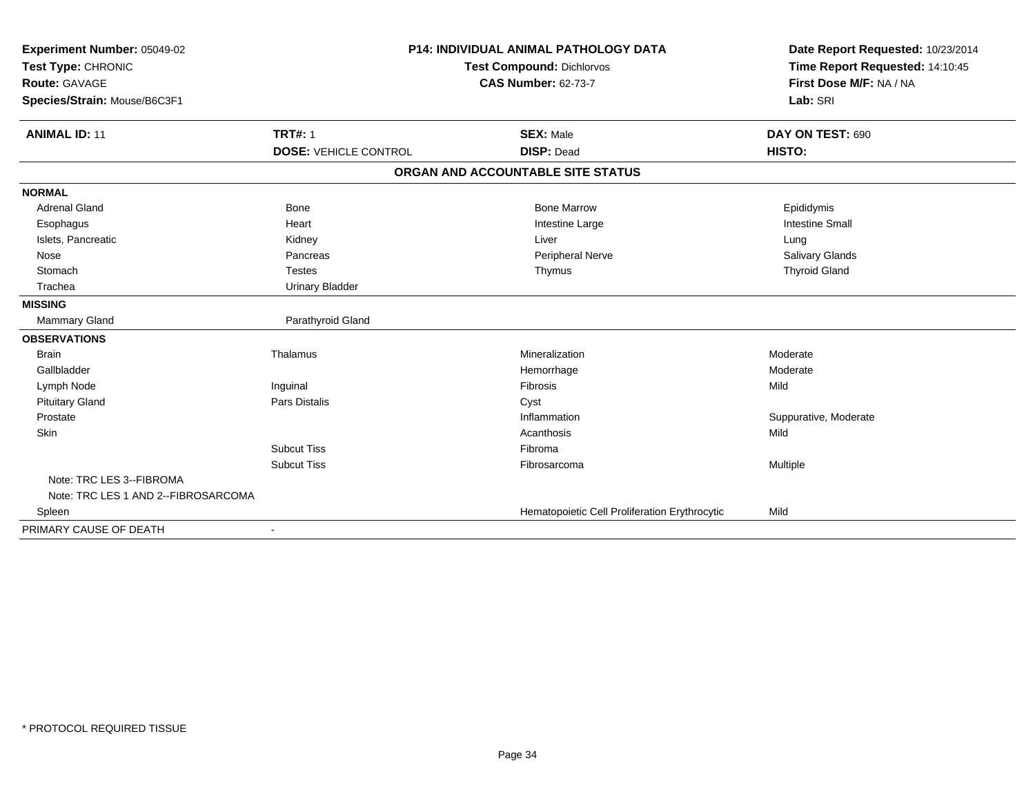**Experiment Number:** 05049-02
**Test Type:** CHRONIC
**Route:** GAVAGE
**Species/Strain:** Mouse/B6C3F1

**P14: INDIVIDUAL ANIMAL PATHOLOGY DATA**
**Test Compound:** Dichlorvos
**CAS Number:** 62-73-7

**Date Report Requested:** 10/23/2014
**Time Report Requested:** 14:10:45
**First Dose M/F:** NA / NA
**Lab:** SRI

| **ANIMAL ID:** 11 | **TRT#:** 1 | **SEX:** Male | **DAY ON TEST:** 690 |
|---|---|---|---|
| | **DOSE:** VEHICLE CONTROL | **DISP:** Dead | **HISTO:** |

**ORGAN AND ACCOUNTABLE SITE STATUS**

| | | | |
|---|---|---|---|
| **NORMAL** | | | |
| Adrenal Gland | Bone | Bone Marrow | Epididymis |
| Esophagus | Heart | Intestine Large | Intestine Small |
| Islets, Pancreatic | Kidney | Liver | Lung |
| Nose | Pancreas | Peripheral Nerve | Salivary Glands |
| Stomach | Testes | Thymus | Thyroid Gland |
| Trachea | Urinary Bladder | | |
| **MISSING** | | | |
| Mammary Gland | Parathyroid Gland | | |
| **OBSERVATIONS** | | | |
| Brain | Thalamus | Mineralization | Moderate |
| Gallbladder | | Hemorrhage | Moderate |
| Lymph Node | Inguinal | Fibrosis | Mild |
| Pituitary Gland | Pars Distalis | Cyst | |
| Prostate | | Inflammation | Suppurative, Moderate |
| Skin | | Acanthosis | Mild |
| | Subcut Tiss | Fibroma | |
| | Subcut Tiss | Fibrosarcoma | Multiple |
| Note: TRC LES 3--FIBROMA | | | |
| Note: TRC LES 1 AND 2--FIBROSARCOMA | | | |
| Spleen | | Hematopoietic Cell Proliferation Erythrocytic | Mild |
| PRIMARY CAUSE OF DEATH | - | | |

\* PROTOCOL REQUIRED TISSUE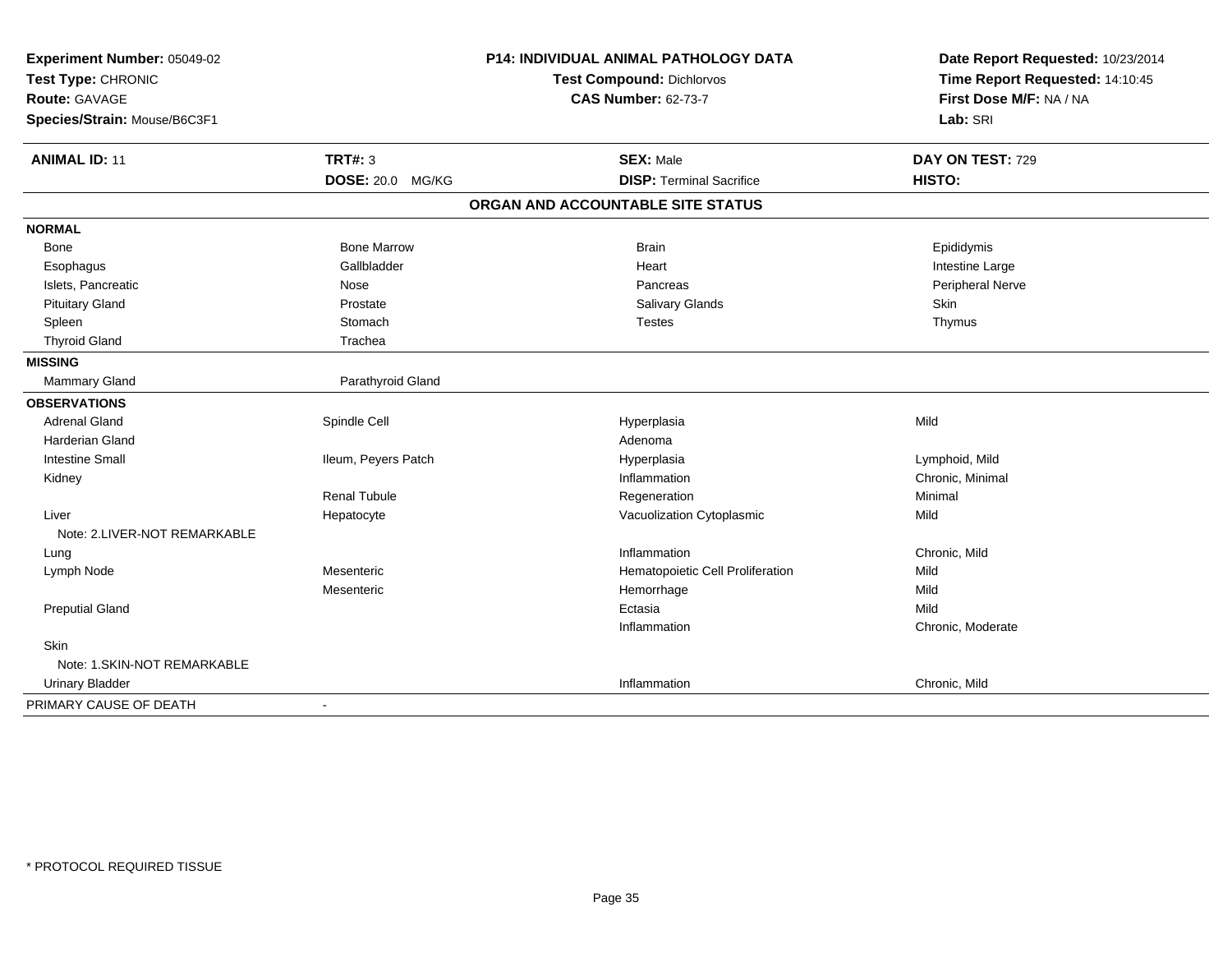**Experiment Number:** 05049-02
**Test Type:** CHRONIC
**Route:** GAVAGE
**Species/Strain:** Mouse/B6C3F1

**P14: INDIVIDUAL ANIMAL PATHOLOGY DATA**
**Test Compound:** Dichlorvos
**CAS Number:** 62-73-7

**Date Report Requested:** 10/23/2014
**Time Report Requested:** 14:10:45
**First Dose M/F:** NA / NA
**Lab:** SRI

| **ANIMAL ID:** 11 | **TRT#:** 3 | **SEX:** Male | **DAY ON TEST:** 729 |
|---|---|---|---|
| | **DOSE:** 20.0 MG/KG | **DISP:** Terminal Sacrifice | **HISTO:** |

## ORGAN AND ACCOUNTABLE SITE STATUS

| | | | |
|---|---|---|---|
| **NORMAL** | | | |
| Bone | Bone Marrow | Brain | Epididymis |
| Esophagus | Gallbladder | Heart | Intestine Large |
| Islets, Pancreatic | Nose | Pancreas | Peripheral Nerve |
| Pituitary Gland | Prostate | Salivary Glands | Skin |
| Spleen | Stomach | Testes | Thymus |
| Thyroid Gland | Trachea | | |
| **MISSING** | | | |
| Mammary Gland | Parathyroid Gland | | |
| **OBSERVATIONS** | | | |
| Adrenal Gland | Spindle Cell | Hyperplasia | Mild |
| Harderian Gland | | Adenoma | |
| Intestine Small | Ileum, Peyers Patch | Hyperplasia | Lymphoid, Mild |
| Kidney | | Inflammation | Chronic, Minimal |
| | Renal Tubule | Regeneration | Minimal |
| Liver | Hepatocyte | Vacuolization Cytoplasmic | Mild |
| Note: 2.LIVER-NOT REMARKABLE | | | |
| Lung | | Inflammation | Chronic, Mild |
| Lymph Node | Mesenteric | Hematopoietic Cell Proliferation | Mild |
| | Mesenteric | Hemorrhage | Mild |
| Preputial Gland | | Ectasia | Mild |
| | | Inflammation | Chronic, Moderate |
| Skin | | | |
| Note: 1.SKIN-NOT REMARKABLE | | | |
| Urinary Bladder | | Inflammation | Chronic, Mild |
| PRIMARY CAUSE OF DEATH | - | | |

* PROTOCOL REQUIRED TISSUE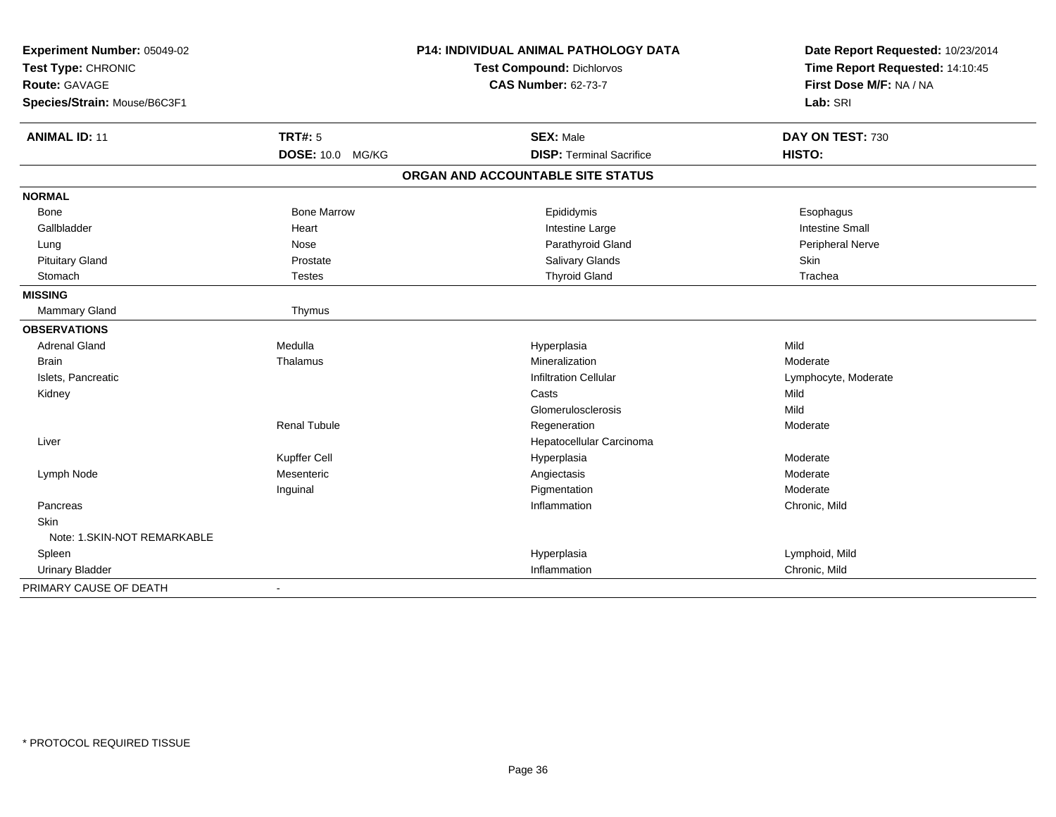**Experiment Number:** 05049-02
**Test Type:** CHRONIC
**Route:** GAVAGE
**Species/Strain:** Mouse/B6C3F1

**P14: INDIVIDUAL ANIMAL PATHOLOGY DATA**
**Test Compound:** Dichlorvos
**CAS Number:** 62-73-7

**Date Report Requested:** 10/23/2014
**Time Report Requested:** 14:10:45
**First Dose M/F:** NA / NA
**Lab:** SRI

| **ANIMAL ID:** 11 | **TRT#:** 5 | **SEX:** Male | **DAY ON TEST:** 730 |
|---|---|---|---|
| | **DOSE:** 10.0 MG/KG | **DISP:** Terminal Sacrifice | **HISTO:** |

## ORGAN AND ACCOUNTABLE SITE STATUS

| | | | |
|---|---|---|---|
| **NORMAL** | | | |
| Bone | Bone Marrow | Epididymis | Esophagus |
| Gallbladder | Heart | Intestine Large | Intestine Small |
| Lung | Nose | Parathyroid Gland | Peripheral Nerve |
| Pituitary Gland | Prostate | Salivary Glands | Skin |
| Stomach | Testes | Thyroid Gland | Trachea |
| **MISSING** | | | |
| Mammary Gland | Thymus | | |
| **OBSERVATIONS** | | | |
| Adrenal Gland | Medulla | Hyperplasia | Mild |
| Brain | Thalamus | Mineralization | Moderate |
| Islets, Pancreatic | | Infiltration Cellular | Lymphocyte, Moderate |
| Kidney | | Casts | Mild |
| | | Glomerulosclerosis | Mild |
| | Renal Tubule | Regeneration | Moderate |
| Liver | | Hepatocellular Carcinoma | |
| | Kupffer Cell | Hyperplasia | Moderate |
| Lymph Node | Mesenteric | Angiectasis | Moderate |
| | Inguinal | Pigmentation | Moderate |
| Pancreas | | Inflammation | Chronic, Mild |
| Skin | | | |
| Note: 1.SKIN-NOT REMARKABLE | | | |
| Spleen | | Hyperplasia | Lymphoid, Mild |
| Urinary Bladder | | Inflammation | Chronic, Mild |
| PRIMARY CAUSE OF DEATH | - | | |

* PROTOCOL REQUIRED TISSUE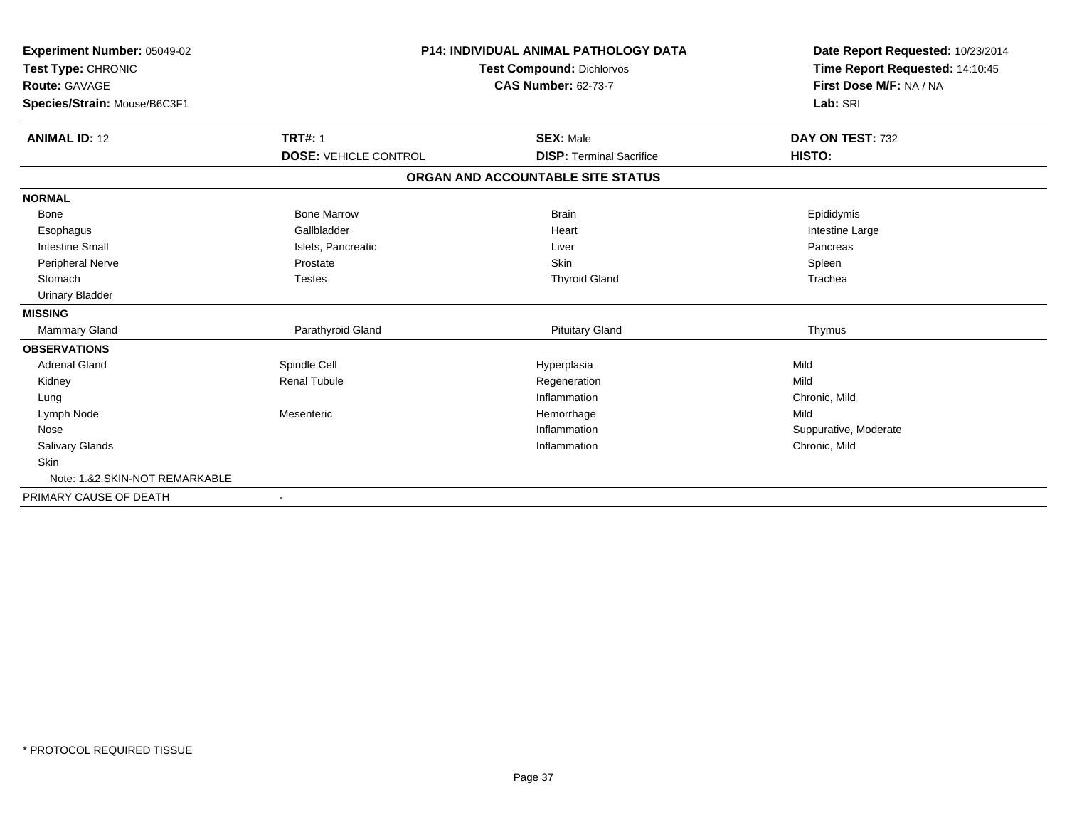**Experiment Number:** 05049-02
**Test Type:** CHRONIC
**Route:** GAVAGE
**Species/Strain:** Mouse/B6C3F1

## P14: INDIVIDUAL ANIMAL PATHOLOGY DATA

**Test Compound:** Dichlorvos
**CAS Number:** 62-73-7

**Date Report Requested:** 10/23/2014
**Time Report Requested:** 14:10:45
**First Dose M/F:** NA / NA
**Lab:** SRI

| **ANIMAL ID:** 12 | **TRT#:** 1 | **SEX:** Male | **DAY ON TEST:** 732 |
|---|---|---|---|
| | **DOSE:** VEHICLE CONTROL | **DISP:** Terminal Sacrifice | **HISTO:** |

### ORGAN AND ACCOUNTABLE SITE STATUS

| | | | |
|---|---|---|---|
| **NORMAL** | | | |
| Bone | Bone Marrow | Brain | Epididymis |
| Esophagus | Gallbladder | Heart | Intestine Large |
| Intestine Small | Islets, Pancreatic | Liver | Pancreas |
| Peripheral Nerve | Prostate | Skin | Spleen |
| Stomach | Testes | Thyroid Gland | Trachea |
| Urinary Bladder | | | |
| **MISSING** | | | |
| Mammary Gland | Parathyroid Gland | Pituitary Gland | Thymus |
| **OBSERVATIONS** | | | |
| Adrenal Gland | Spindle Cell | Hyperplasia | Mild |
| Kidney | Renal Tubule | Regeneration | Mild |
| Lung | | Inflammation | Chronic, Mild |
| Lymph Node | Mesenteric | Hemorrhage | Mild |
| Nose | | Inflammation | Suppurative, Moderate |
| Salivary Glands | | Inflammation | Chronic, Mild |
| Skin | | | |
| Note: 1.&2.SKIN-NOT REMARKABLE | | | |
| PRIMARY CAUSE OF DEATH | - | | |

* PROTOCOL REQUIRED TISSUE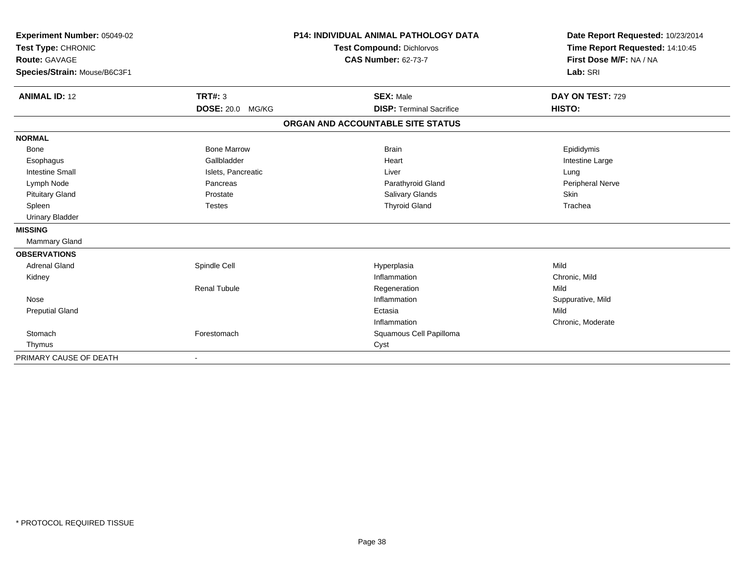**Experiment Number:** 05049-02
**Test Type:** CHRONIC
**Route:** GAVAGE
**Species/Strain:** Mouse/B6C3F1

**P14: INDIVIDUAL ANIMAL PATHOLOGY DATA**
**Test Compound:** Dichlorvos
**CAS Number:** 62-73-7

**Date Report Requested:** 10/23/2014
**Time Report Requested:** 14:10:45
**First Dose M/F:** NA / NA
**Lab:** SRI

| **ANIMAL ID:** 12 | **TRT#:** 3 | **SEX:** Male | **DAY ON TEST:** 729 |
|---|---|---|---|
| | **DOSE:** 20.0 MG/KG | **DISP:** Terminal Sacrifice | **HISTO:** |

**ORGAN AND ACCOUNTABLE SITE STATUS**

| | | | |
|---|---|---|---|
| **NORMAL** | | | |
| Bone | Bone Marrow | Brain | Epididymis |
| Esophagus | Gallbladder | Heart | Intestine Large |
| Intestine Small | Islets, Pancreatic | Liver | Lung |
| Lymph Node | Pancreas | Parathyroid Gland | Peripheral Nerve |
| Pituitary Gland | Prostate | Salivary Glands | Skin |
| Spleen | Testes | Thyroid Gland | Trachea |
| Urinary Bladder | | | |
| **MISSING** | | | |
| Mammary Gland | | | |
| **OBSERVATIONS** | | | |
| Adrenal Gland | Spindle Cell | Hyperplasia | Mild |
| Kidney | | Inflammation | Chronic, Mild |
| | Renal Tubule | Regeneration | Mild |
| Nose | | Inflammation | Suppurative, Mild |
| Preputial Gland | | Ectasia | Mild |
| | | Inflammation | Chronic, Moderate |
| Stomach | Forestomach | Squamous Cell Papilloma | |
| Thymus | | Cyst | |
| PRIMARY CAUSE OF DEATH | - | | |

* PROTOCOL REQUIRED TISSUE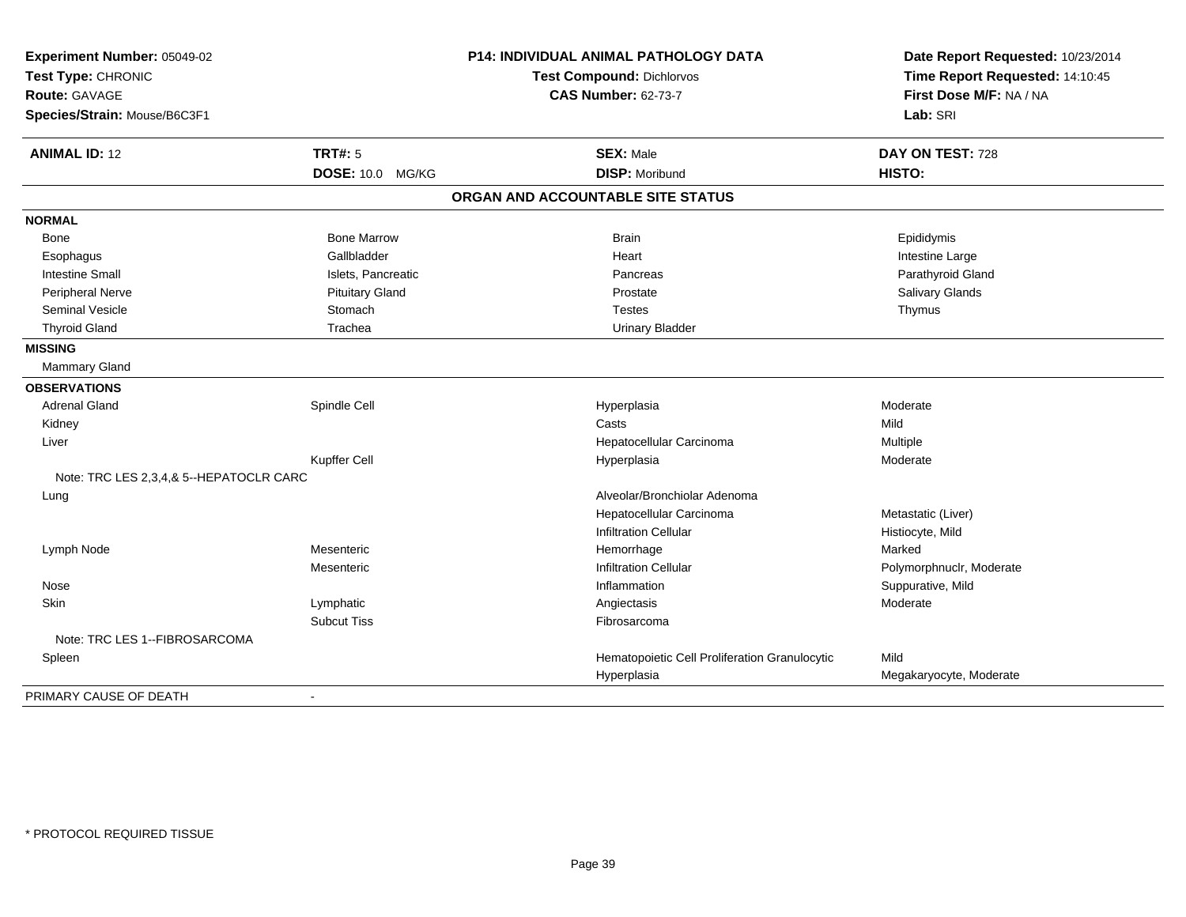**Experiment Number:** 05049-02
**Test Type:** CHRONIC
**Route:** GAVAGE
**Species/Strain:** Mouse/B6C3F1

**P14: INDIVIDUAL ANIMAL PATHOLOGY DATA**
**Test Compound:** Dichlorvos
**CAS Number:** 62-73-7

**Date Report Requested:** 10/23/2014
**Time Report Requested:** 14:10:45
**First Dose M/F:** NA / NA
**Lab:** SRI

| **ANIMAL ID:** 12 | **TRT#:** 5 | **SEX:** Male | **DAY ON TEST:** 728 |
|---|---|---|---|
| | **DOSE:** 10.0 MG/KG | **DISP:** Moribund | **HISTO:** |

**ORGAN AND ACCOUNTABLE SITE STATUS**

| | | | |
|---|---|---|---|
| **NORMAL** | | | |
| Bone | Bone Marrow | Brain | Epididymis |
| Esophagus | Gallbladder | Heart | Intestine Large |
| Intestine Small | Islets, Pancreatic | Pancreas | Parathyroid Gland |
| Peripheral Nerve | Pituitary Gland | Prostate | Salivary Glands |
| Seminal Vesicle | Stomach | Testes | Thymus |
| Thyroid Gland | Trachea | Urinary Bladder | |
| **MISSING** | | | |
| Mammary Gland | | | |
| **OBSERVATIONS** | | | |
| Adrenal Gland | Spindle Cell | Hyperplasia | Moderate |
| Kidney | | Casts | Mild |
| Liver | | Hepatocellular Carcinoma | Multiple |
| | Kupffer Cell | Hyperplasia | Moderate |
| Note: TRC LES 2,3,4,& 5--HEPATOCLR CARC | | | |
| Lung | | Alveolar/Bronchiolar Adenoma | |
| | | Hepatocellular Carcinoma | Metastatic (Liver) |
| | | Infiltration Cellular | Histiocyte, Mild |
| Lymph Node | Mesenteric | Hemorrhage | Marked |
| | Mesenteric | Infiltration Cellular | Polymorphnuclr, Moderate |
| Nose | | Inflammation | Suppurative, Mild |
| Skin | Lymphatic | Angiectasis | Moderate |
| | Subcut Tiss | Fibrosarcoma | |
| Note: TRC LES 1--FIBROSARCOMA | | | |
| Spleen | | Hematopoietic Cell Proliferation Granulocytic | Mild |
| | | Hyperplasia | Megakaryocyte, Moderate |
| PRIMARY CAUSE OF DEATH | - | | |

* PROTOCOL REQUIRED TISSUE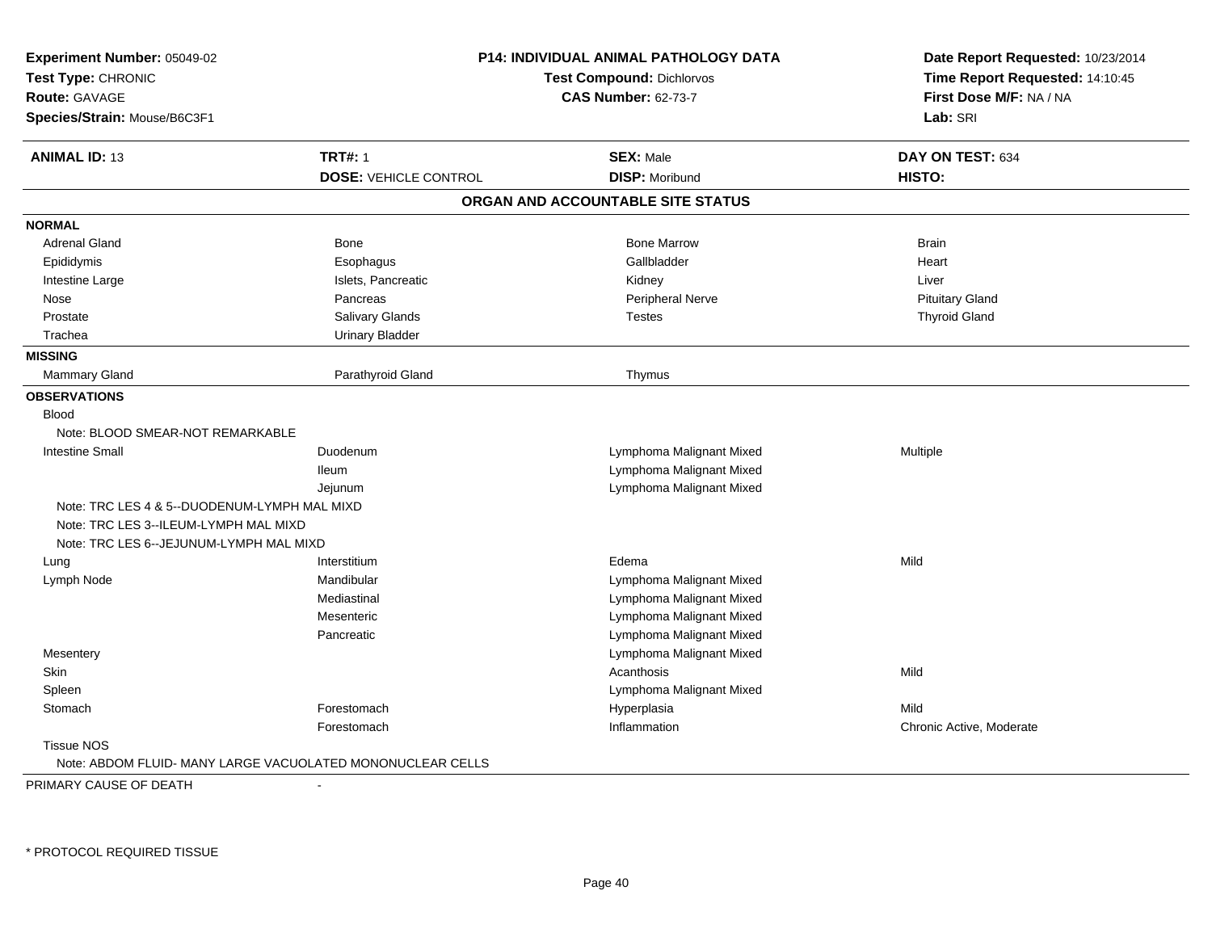**Experiment Number:** 05049-02
**Test Type:** CHRONIC
**Route:** GAVAGE
**Species/Strain:** Mouse/B6C3F1

**P14: INDIVIDUAL ANIMAL PATHOLOGY DATA**
**Test Compound:** Dichlorvos
**CAS Number:** 62-73-7

**Date Report Requested:** 10/23/2014
**Time Report Requested:** 14:10:45
**First Dose M/F:** NA / NA
**Lab:** SRI

| **ANIMAL ID:** 13 | **TRT#:** 1 | **SEX:** Male | **DAY ON TEST:** 634 |
|---|---|---|---|
| | **DOSE:** VEHICLE CONTROL | **DISP:** Moribund | **HISTO:** |

## ORGAN AND ACCOUNTABLE SITE STATUS

| | | | |
|---|---|---|---|
| **NORMAL** | | | |
| Adrenal Gland | Bone | Bone Marrow | Brain |
| Epididymis | Esophagus | Gallbladder | Heart |
| Intestine Large | Islets, Pancreatic | Kidney | Liver |
| Nose | Pancreas | Peripheral Nerve | Pituitary Gland |
| Prostate | Salivary Glands | Testes | Thyroid Gland |
| Trachea | Urinary Bladder | | |
| **MISSING** | | | |
| Mammary Gland | Parathyroid Gland | Thymus | |
| **OBSERVATIONS** | | | |
| Blood | | | |
| Note: BLOOD SMEAR-NOT REMARKABLE | | | |
| Intestine Small | Duodenum | Lymphoma Malignant Mixed | Multiple |
| | Ileum | Lymphoma Malignant Mixed | |
| | Jejunum | Lymphoma Malignant Mixed | |
| Note: TRC LES 4 & 5--DUODENUM-LYMPH MAL MIXD | | | |
| Note: TRC LES 3--ILEUM-LYMPH MAL MIXD | | | |
| Note: TRC LES 6--JEJUNUM-LYMPH MAL MIXD | | | |
| Lung | Interstitium | Edema | Mild |
| Lymph Node | Mandibular | Lymphoma Malignant Mixed | |
| | Mediastinal | Lymphoma Malignant Mixed | |
| | Mesenteric | Lymphoma Malignant Mixed | |
| | Pancreatic | Lymphoma Malignant Mixed | |
| Mesentery | | Lymphoma Malignant Mixed | |
| Skin | | Acanthosis | Mild |
| Spleen | | Lymphoma Malignant Mixed | |
| Stomach | Forestomach | Hyperplasia | Mild |
| | Forestomach | Inflammation | Chronic Active, Moderate |
| Tissue NOS | | | |
| Note: ABDOM FLUID- MANY LARGE VACUOLATED MONONUCLEAR CELLS | | | |

PRIMARY CAUSE OF DEATH -

* PROTOCOL REQUIRED TISSUE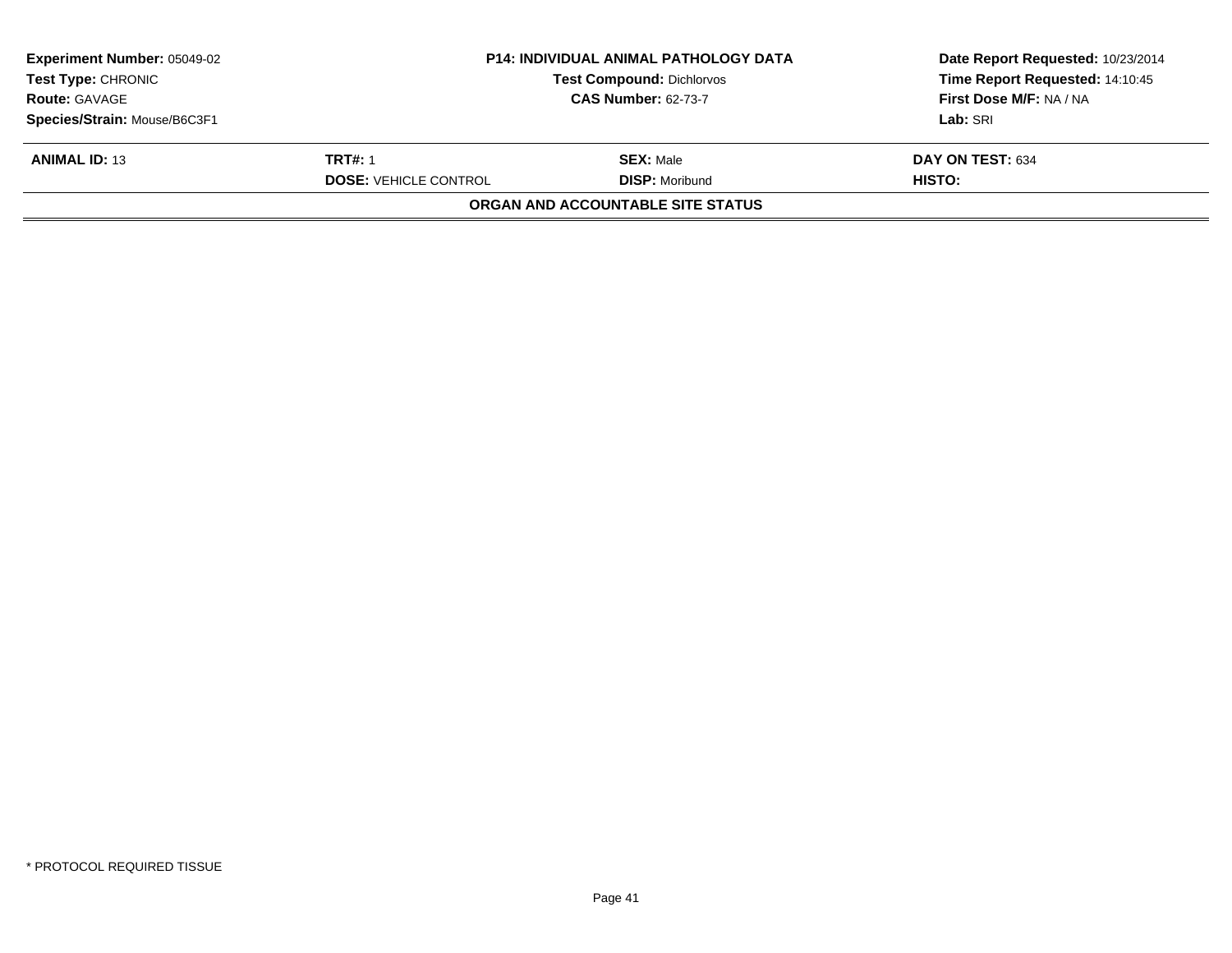| **Experiment Number:** 05049-02 | **P14: INDIVIDUAL ANIMAL PATHOLOGY DATA** | **Date Report Requested:** 10/23/2014 |
|---|---|---|
| **Test Type:** CHRONIC | **Test Compound:** Dichlorvos | **Time Report Requested:** 14:10:45 |
| **Route:** GAVAGE | **CAS Number:** 62-73-7 | **First Dose M/F:** NA / NA |
| **Species/Strain:** Mouse/B6C3F1 | | **Lab:** SRI |

| **ANIMAL ID:** 13 | **TRT#:** 1 | **SEX:** Male | **DAY ON TEST:** 634 |
|---|---|---|---|
| | **DOSE:** VEHICLE CONTROL | **DISP:** Moribund | **HISTO:** |

**ORGAN AND ACCOUNTABLE SITE STATUS**

\* PROTOCOL REQUIRED TISSUE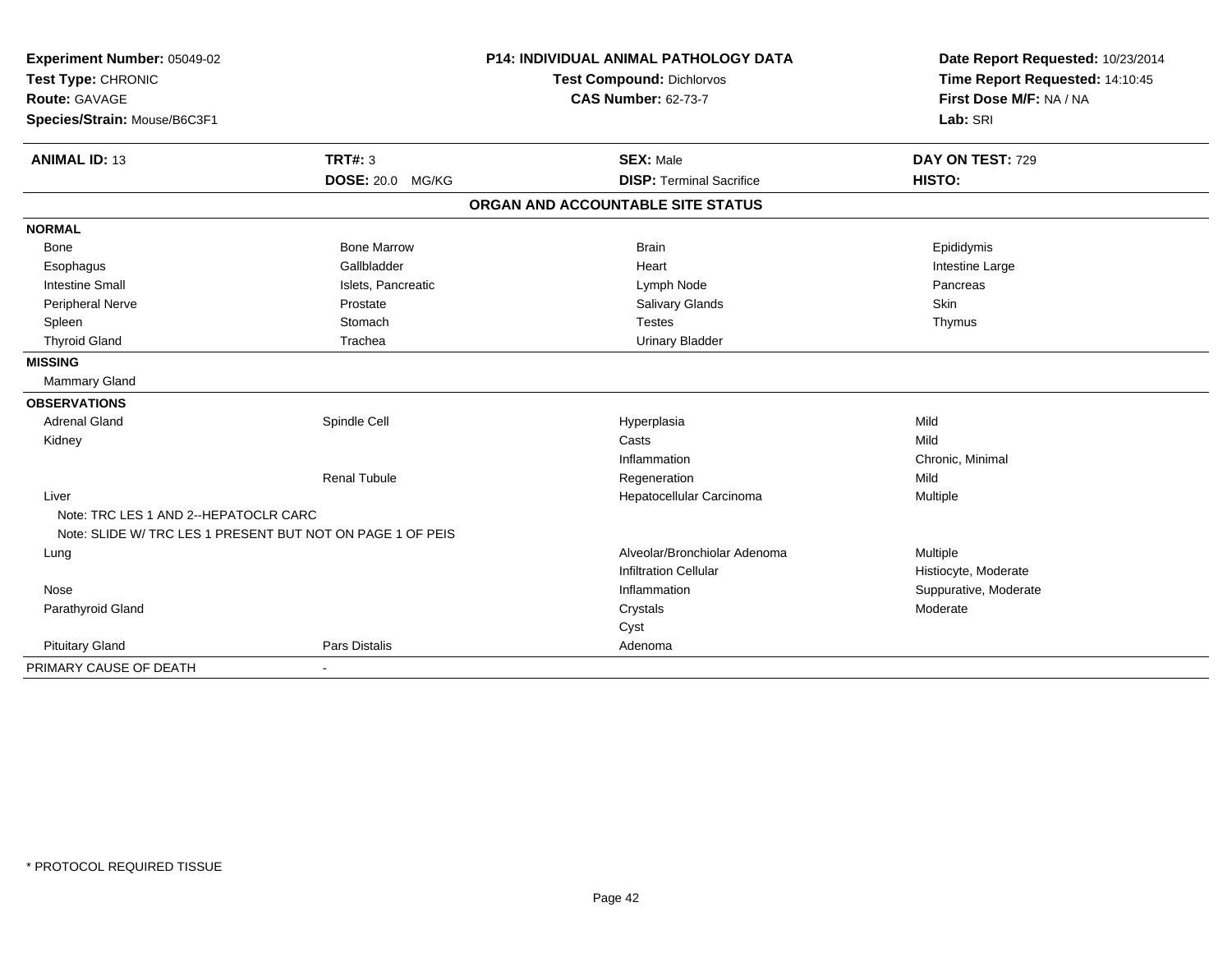**Experiment Number:** 05049-02
**Test Type:** CHRONIC
**Route:** GAVAGE
**Species/Strain:** Mouse/B6C3F1

**P14: INDIVIDUAL ANIMAL PATHOLOGY DATA**
**Test Compound:** Dichlorvos
**CAS Number:** 62-73-7

**Date Report Requested:** 10/23/2014
**Time Report Requested:** 14:10:45
**First Dose M/F:** NA / NA
**Lab:** SRI

| **ANIMAL ID:** 13 | **TRT#:** 3 | **SEX:** Male | **DAY ON TEST:** 729 |
|---|---|---|---|
| | **DOSE:** 20.0 MG/KG | **DISP:** Terminal Sacrifice | **HISTO:** |

## ORGAN AND ACCOUNTABLE SITE STATUS

| | | | |
|---|---|---|---|
| **NORMAL** | | | |
| Bone | Bone Marrow | Brain | Epididymis |
| Esophagus | Gallbladder | Heart | Intestine Large |
| Intestine Small | Islets, Pancreatic | Lymph Node | Pancreas |
| Peripheral Nerve | Prostate | Salivary Glands | Skin |
| Spleen | Stomach | Testes | Thymus |
| Thyroid Gland | Trachea | Urinary Bladder | |
| **MISSING** | | | |
| Mammary Gland | | | |
| **OBSERVATIONS** | | | |
| Adrenal Gland | Spindle Cell | Hyperplasia | Mild |
| Kidney | | Casts | Mild |
| | | Inflammation | Chronic, Minimal |
| | Renal Tubule | Regeneration | Mild |
| Liver | | Hepatocellular Carcinoma | Multiple |
| Note: TRC LES 1 AND 2--HEPATOCLR CARC | | | |
| Note: SLIDE W/ TRC LES 1 PRESENT BUT NOT ON PAGE 1 OF PEIS | | | |
| Lung | | Alveolar/Bronchiolar Adenoma | Multiple |
| | | Infiltration Cellular | Histiocyte, Moderate |
| Nose | | Inflammation | Suppurative, Moderate |
| Parathyroid Gland | | Crystals | Moderate |
| | | Cyst | |
| Pituitary Gland | Pars Distalis | Adenoma | |
| PRIMARY CAUSE OF DEATH | - | | |

* PROTOCOL REQUIRED TISSUE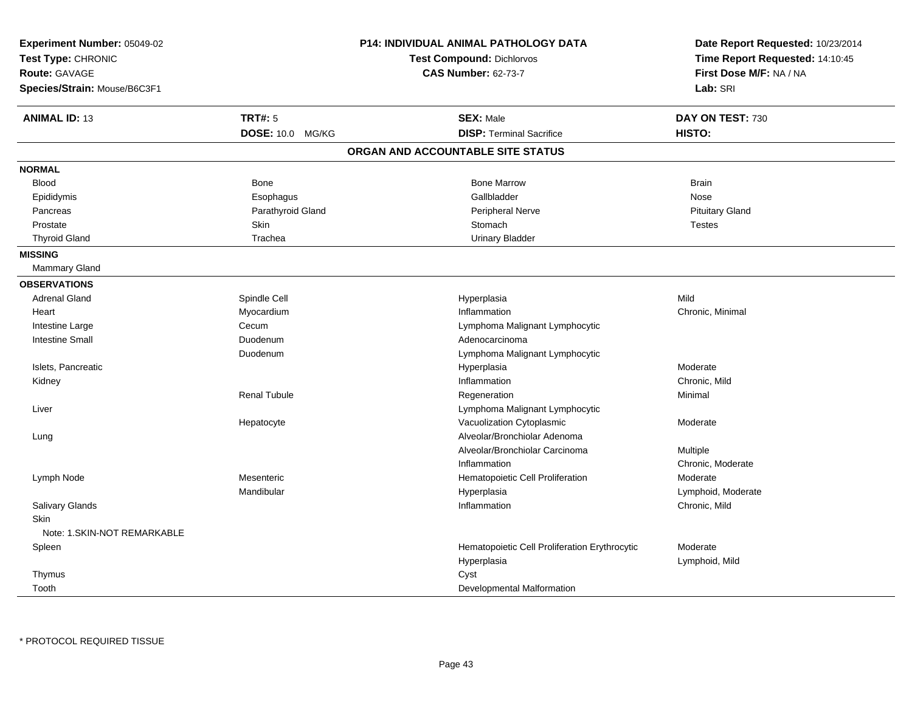**Experiment Number:** 05049-02
**Test Type:** CHRONIC
**Route:** GAVAGE
**Species/Strain:** Mouse/B6C3F1

**P14: INDIVIDUAL ANIMAL PATHOLOGY DATA**
**Test Compound:** Dichlorvos
**CAS Number:** 62-73-7

**Date Report Requested:** 10/23/2014
**Time Report Requested:** 14:10:45
**First Dose M/F:** NA / NA
**Lab:** SRI

| **ANIMAL ID:** 13 | **TRT#:** 5 | **SEX:** Male | **DAY ON TEST:** 730 |
|---|---|---|---|
| | **DOSE:** 10.0 MG/KG | **DISP:** Terminal Sacrifice | **HISTO:** |

## ORGAN AND ACCOUNTABLE SITE STATUS

**NORMAL**

| | | | |
|---|---|---|---|
| Blood | Bone | Bone Marrow | Brain |
| Epididymis | Esophagus | Gallbladder | Nose |
| Pancreas | Parathyroid Gland | Peripheral Nerve | Pituitary Gland |
| Prostate | Skin | Stomach | Testes |
| Thyroid Gland | Trachea | Urinary Bladder | |

**MISSING**

Mammary Gland

**OBSERVATIONS**

| | | | |
|---|---|---|---|
| Adrenal Gland | Spindle Cell | Hyperplasia | Mild |
| Heart | Myocardium | Inflammation | Chronic, Minimal |
| Intestine Large | Cecum | Lymphoma Malignant Lymphocytic | |
| Intestine Small | Duodenum | Adenocarcinoma | |
| | Duodenum | Lymphoma Malignant Lymphocytic | |
| Islets, Pancreatic | | Hyperplasia | Moderate |
| Kidney | | Inflammation | Chronic, Mild |
| | Renal Tubule | Regeneration | Minimal |
| Liver | | Lymphoma Malignant Lymphocytic | |
| | Hepatocyte | Vacuolization Cytoplasmic | Moderate |
| Lung | | Alveolar/Bronchiolar Adenoma | |
| | | Alveolar/Bronchiolar Carcinoma | Multiple |
| | | Inflammation | Chronic, Moderate |
| Lymph Node | Mesenteric | Hematopoietic Cell Proliferation | Moderate |
| | Mandibular | Hyperplasia | Lymphoid, Moderate |
| Salivary Glands | | Inflammation | Chronic, Mild |
| Skin | | | |
| Note: 1.SKIN-NOT REMARKABLE | | | |
| Spleen | | Hematopoietic Cell Proliferation Erythrocytic | Moderate |
| | | Hyperplasia | Lymphoid, Mild |
| Thymus | | Cyst | |
| Tooth | | Developmental Malformation | |

* PROTOCOL REQUIRED TISSUE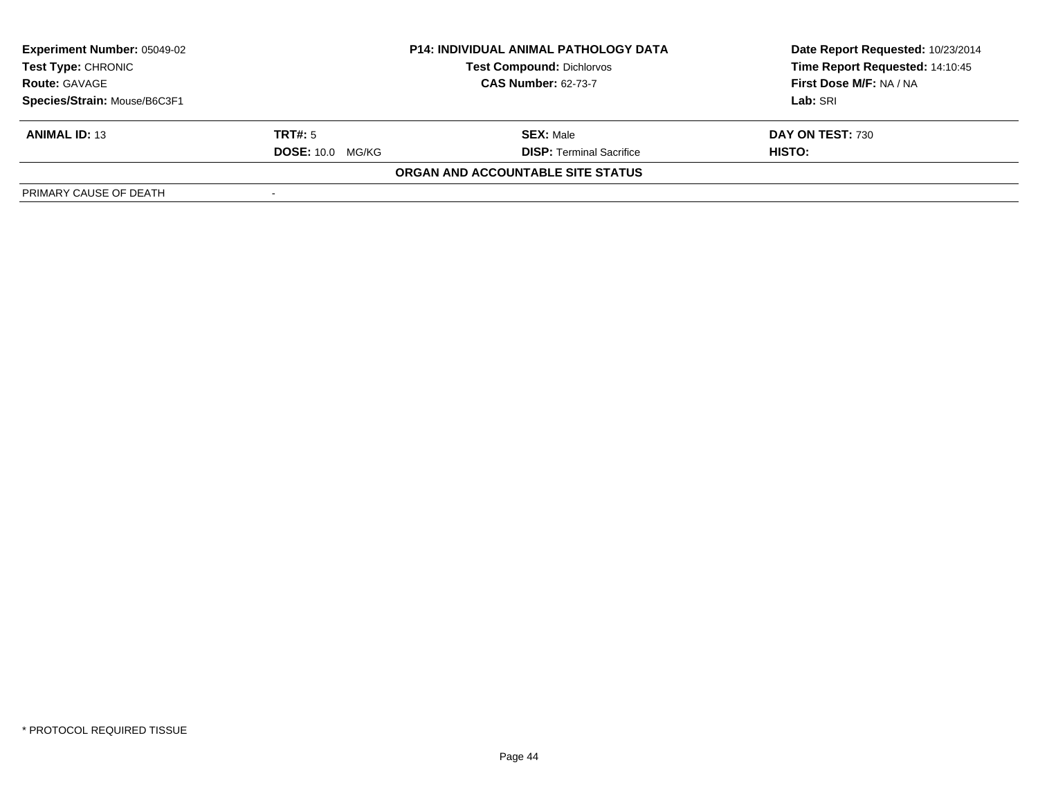| **Experiment Number:** 05049-02 | **P14: INDIVIDUAL ANIMAL PATHOLOGY DATA** | **Date Report Requested:** 10/23/2014 |
|---|---|---|
| **Test Type:** CHRONIC | **Test Compound:** Dichlorvos | **Time Report Requested:** 14:10:45 |
| **Route:** GAVAGE | **CAS Number:** 62-73-7 | **First Dose M/F:** NA / NA |
| **Species/Strain:** Mouse/B6C3F1 | | **Lab:** SRI |

| **ANIMAL ID:** 13 | **TRT#:** 5 | **SEX:** Male | **DAY ON TEST:** 730 |
|---|---|---|---|
| | **DOSE:** 10.0 MG/KG | **DISP:** Terminal Sacrifice | **HISTO:** |

**ORGAN AND ACCOUNTABLE SITE STATUS**

| | |
|---|---|
| PRIMARY CAUSE OF DEATH | - |

\* PROTOCOL REQUIRED TISSUE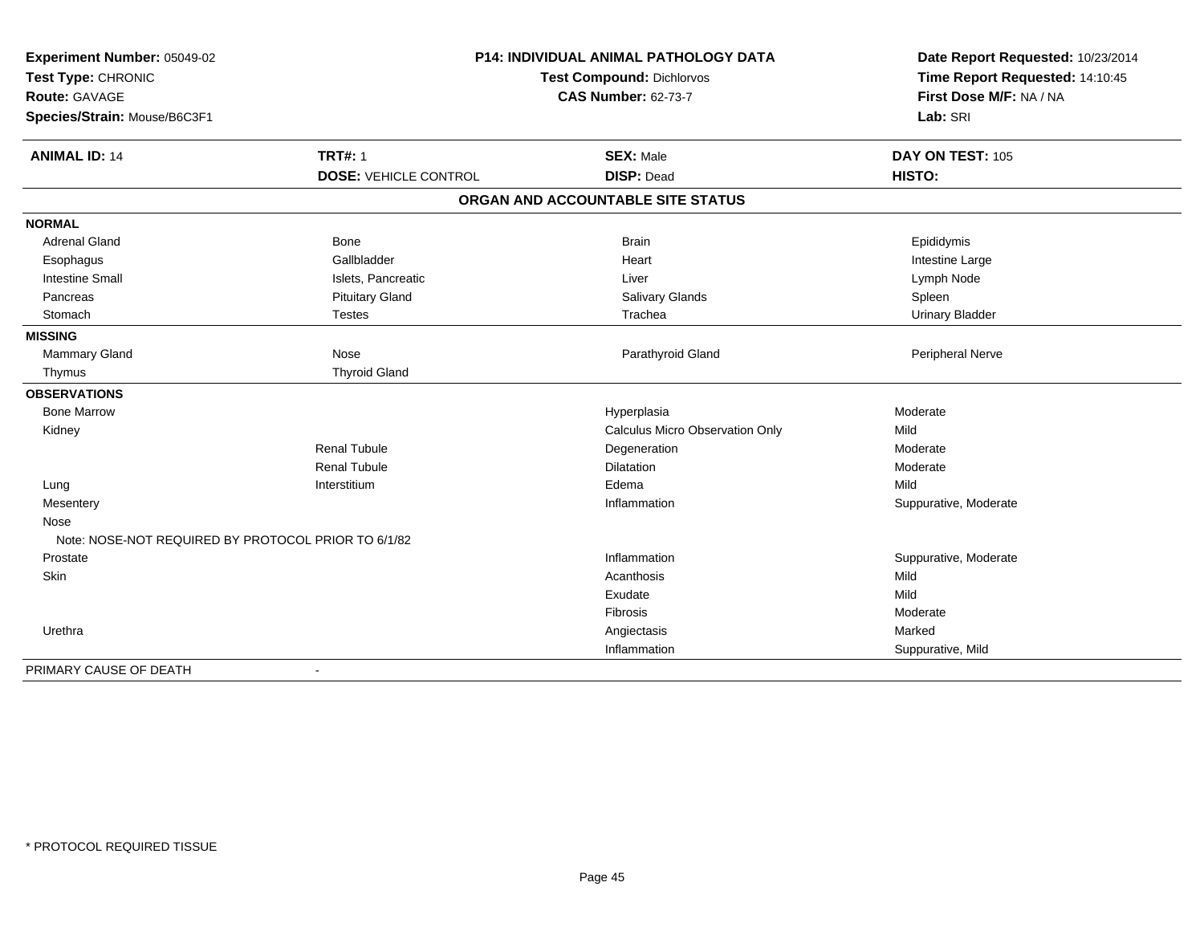**Experiment Number:** 05049-02
**Test Type:** CHRONIC
**Route:** GAVAGE
**Species/Strain:** Mouse/B6C3F1

**P14: INDIVIDUAL ANIMAL PATHOLOGY DATA**
**Test Compound:** Dichlorvos
**CAS Number:** 62-73-7

**Date Report Requested:** 10/23/2014
**Time Report Requested:** 14:10:45
**First Dose M/F:** NA / NA
**Lab:** SRI

| **ANIMAL ID:** 14 | **TRT#:** 1 | **SEX:** Male | **DAY ON TEST:** 105 |
|---|---|---|---|
| | **DOSE:** VEHICLE CONTROL | **DISP:** Dead | **HISTO:** |

## ORGAN AND ACCOUNTABLE SITE STATUS

| | | | |
|---|---|---|---|
| **NORMAL** | | | |
| Adrenal Gland | Bone | Brain | Epididymis |
| Esophagus | Gallbladder | Heart | Intestine Large |
| Intestine Small | Islets, Pancreatic | Liver | Lymph Node |
| Pancreas | Pituitary Gland | Salivary Glands | Spleen |
| Stomach | Testes | Trachea | Urinary Bladder |
| **MISSING** | | | |
| Mammary Gland | Nose | Parathyroid Gland | Peripheral Nerve |
| Thymus | Thyroid Gland | | |
| **OBSERVATIONS** | | | |
| Bone Marrow | | Hyperplasia | Moderate |
| Kidney | | Calculus Micro Observation Only | Mild |
| | Renal Tubule | Degeneration | Moderate |
| | Renal Tubule | Dilatation | Moderate |
| Lung | Interstitium | Edema | Mild |
| Mesentery | | Inflammation | Suppurative, Moderate |
| Nose | | | |
| Note: NOSE-NOT REQUIRED BY PROTOCOL PRIOR TO 6/1/82 | | | |
| Prostate | | Inflammation | Suppurative, Moderate |
| Skin | | Acanthosis | Mild |
| | | Exudate | Mild |
| | | Fibrosis | Moderate |
| Urethra | | Angiectasis | Marked |
| | | Inflammation | Suppurative, Mild |
| PRIMARY CAUSE OF DEATH | - | | |

* PROTOCOL REQUIRED TISSUE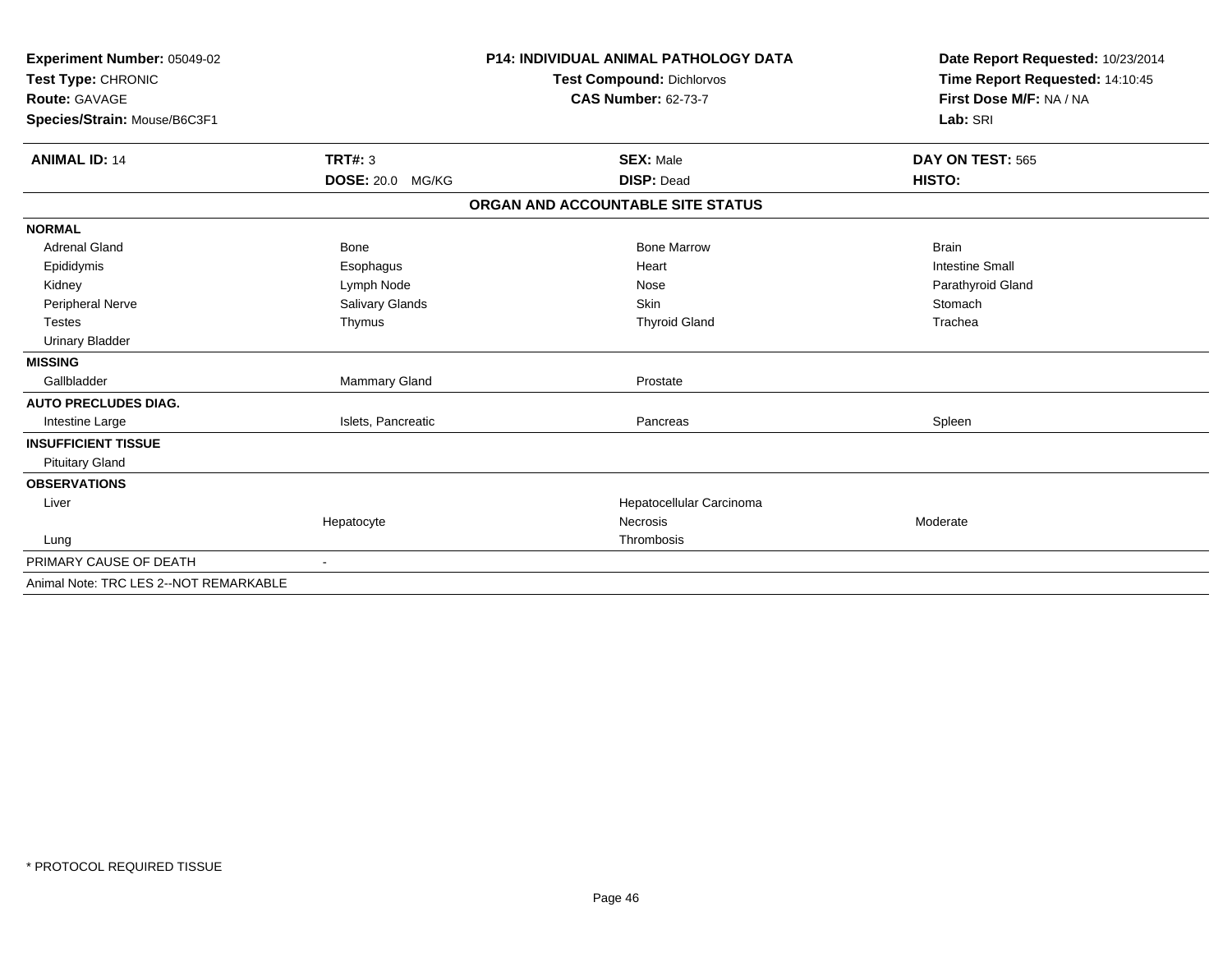**Experiment Number:** 05049-02
**Test Type:** CHRONIC
**Route:** GAVAGE
**Species/Strain:** Mouse/B6C3F1

**P14: INDIVIDUAL ANIMAL PATHOLOGY DATA**
**Test Compound:** Dichlorvos
**CAS Number:** 62-73-7

**Date Report Requested:** 10/23/2014
**Time Report Requested:** 14:10:45
**First Dose M/F:** NA / NA
**Lab:** SRI

| **ANIMAL ID:** 14 | **TRT#:** 3 | **SEX:** Male | **DAY ON TEST:** 565 |
|---|---|---|---|
| | **DOSE:** 20.0 MG/KG | **DISP:** Dead | **HISTO:** |

**ORGAN AND ACCOUNTABLE SITE STATUS**

| | | | |
|---|---|---|---|
| **NORMAL** | | | |
| Adrenal Gland | Bone | Bone Marrow | Brain |
| Epididymis | Esophagus | Heart | Intestine Small |
| Kidney | Lymph Node | Nose | Parathyroid Gland |
| Peripheral Nerve | Salivary Glands | Skin | Stomach |
| Testes | Thymus | Thyroid Gland | Trachea |
| Urinary Bladder | | | |
| **MISSING** | | | |
| Gallbladder | Mammary Gland | Prostate | |
| **AUTO PRECLUDES DIAG.** | | | |
| Intestine Large | Islets, Pancreatic | Pancreas | Spleen |
| **INSUFFICIENT TISSUE** | | | |
| Pituitary Gland | | | |
| **OBSERVATIONS** | | | |
| Liver | | Hepatocellular Carcinoma | |
| | Hepatocyte | Necrosis | Moderate |
| Lung | | Thrombosis | |
| PRIMARY CAUSE OF DEATH | - | | |
| Animal Note: TRC LES 2--NOT REMARKABLE | | | |

* PROTOCOL REQUIRED TISSUE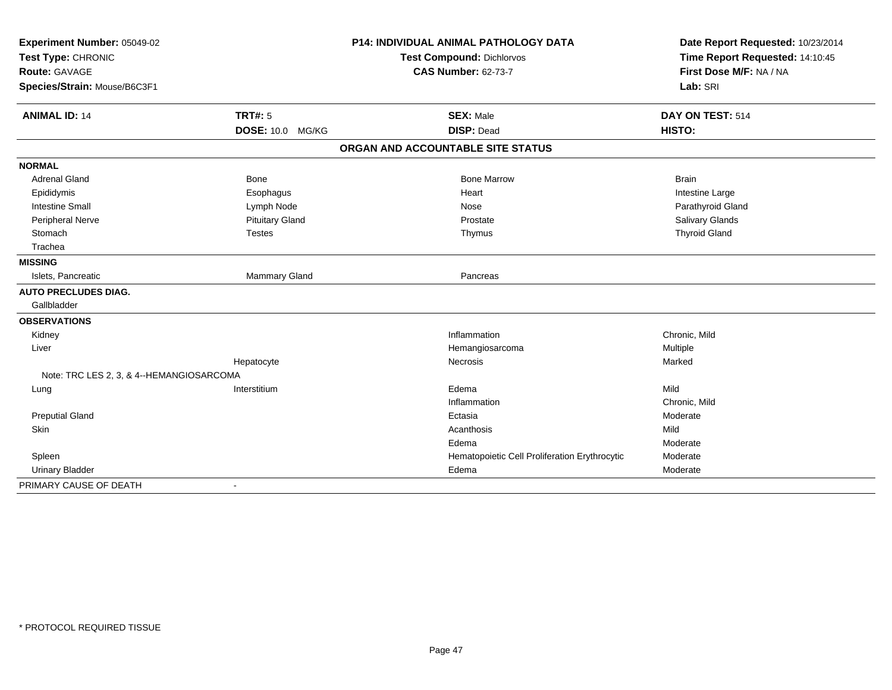**Experiment Number:** 05049-02
**Test Type:** CHRONIC
**Route:** GAVAGE
**Species/Strain:** Mouse/B6C3F1

**P14: INDIVIDUAL ANIMAL PATHOLOGY DATA**
**Test Compound:** Dichlorvos
**CAS Number:** 62-73-7

**Date Report Requested:** 10/23/2014
**Time Report Requested:** 14:10:45
**First Dose M/F:** NA / NA
**Lab:** SRI

| **ANIMAL ID:** 14 | **TRT#:** 5 | **SEX:** Male | **DAY ON TEST:** 514 |
|---|---|---|---|
| | **DOSE:** 10.0 MG/KG | **DISP:** Dead | **HISTO:** |

**ORGAN AND ACCOUNTABLE SITE STATUS**

| | | | |
|---|---|---|---|
| **NORMAL** | | | |
| Adrenal Gland | Bone | Bone Marrow | Brain |
| Epididymis | Esophagus | Heart | Intestine Large |
| Intestine Small | Lymph Node | Nose | Parathyroid Gland |
| Peripheral Nerve | Pituitary Gland | Prostate | Salivary Glands |
| Stomach | Testes | Thymus | Thyroid Gland |
| Trachea | | | |
| **MISSING** | | | |
| Islets, Pancreatic | Mammary Gland | Pancreas | |
| **AUTO PRECLUDES DIAG.** | | | |
| Gallbladder | | | |
| **OBSERVATIONS** | | | |
| Kidney | | Inflammation | Chronic, Mild |
| Liver | | Hemangiosarcoma | Multiple |
| | Hepatocyte | Necrosis | Marked |
| Note: TRC LES 2, 3, & 4--HEMANGIOSARCOMA | | | |
| Lung | Interstitium | Edema | Mild |
| | | Inflammation | Chronic, Mild |
| Preputial Gland | | Ectasia | Moderate |
| Skin | | Acanthosis | Mild |
| | | Edema | Moderate |
| Spleen | | Hematopoietic Cell Proliferation Erythrocytic | Moderate |
| Urinary Bladder | | Edema | Moderate |
| PRIMARY CAUSE OF DEATH | - | | |

\* PROTOCOL REQUIRED TISSUE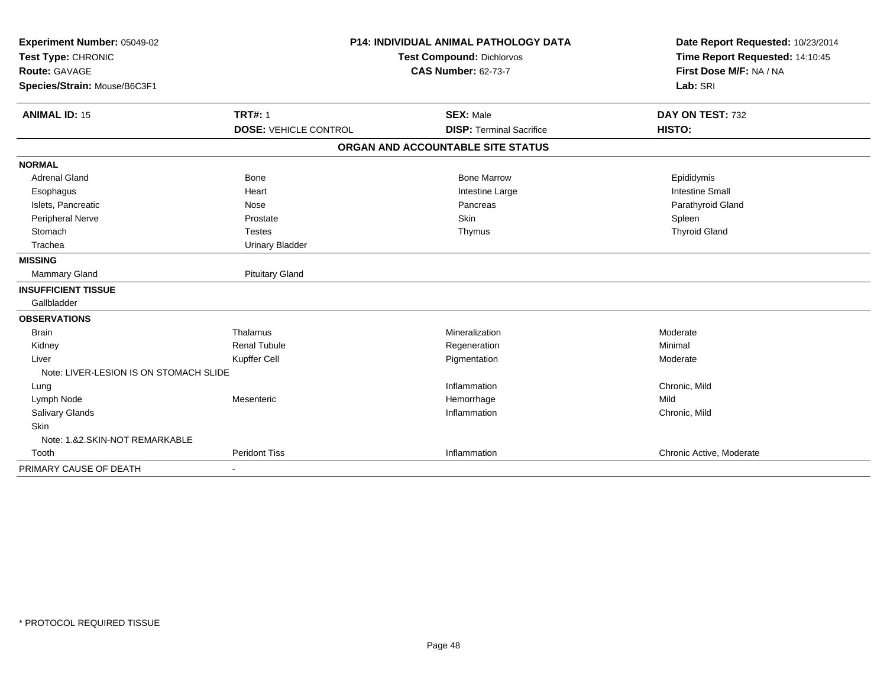**Experiment Number:** 05049-02
**Test Type:** CHRONIC
**Route:** GAVAGE
**Species/Strain:** Mouse/B6C3F1

**P14: INDIVIDUAL ANIMAL PATHOLOGY DATA**
**Test Compound:** Dichlorvos
**CAS Number:** 62-73-7

**Date Report Requested:** 10/23/2014
**Time Report Requested:** 14:10:45
**First Dose M/F:** NA / NA
**Lab:** SRI

| **ANIMAL ID:** 15 | **TRT#:** 1 | **SEX:** Male | **DAY ON TEST:** 732 |
|---|---|---|---|
| | **DOSE:** VEHICLE CONTROL | **DISP:** Terminal Sacrifice | **HISTO:** |

## ORGAN AND ACCOUNTABLE SITE STATUS

| | | | |
|---|---|---|---|
| **NORMAL** | | | |
| Adrenal Gland | Bone | Bone Marrow | Epididymis |
| Esophagus | Heart | Intestine Large | Intestine Small |
| Islets, Pancreatic | Nose | Pancreas | Parathyroid Gland |
| Peripheral Nerve | Prostate | Skin | Spleen |
| Stomach | Testes | Thymus | Thyroid Gland |
| Trachea | Urinary Bladder | | |
| **MISSING** | | | |
| Mammary Gland | Pituitary Gland | | |
| **INSUFFICIENT TISSUE** | | | |
| Gallbladder | | | |
| **OBSERVATIONS** | | | |
| Brain | Thalamus | Mineralization | Moderate |
| Kidney | Renal Tubule | Regeneration | Minimal |
| Liver | Kupffer Cell | Pigmentation | Moderate |
| Note: LIVER-LESION IS ON STOMACH SLIDE | | | |
| Lung | | Inflammation | Chronic, Mild |
| Lymph Node | Mesenteric | Hemorrhage | Mild |
| Salivary Glands | | Inflammation | Chronic, Mild |
| Skin | | | |
| Note: 1.&2.SKIN-NOT REMARKABLE | | | |
| Tooth | Peridont Tiss | Inflammation | Chronic Active, Moderate |
| PRIMARY CAUSE OF DEATH | - | | |

* PROTOCOL REQUIRED TISSUE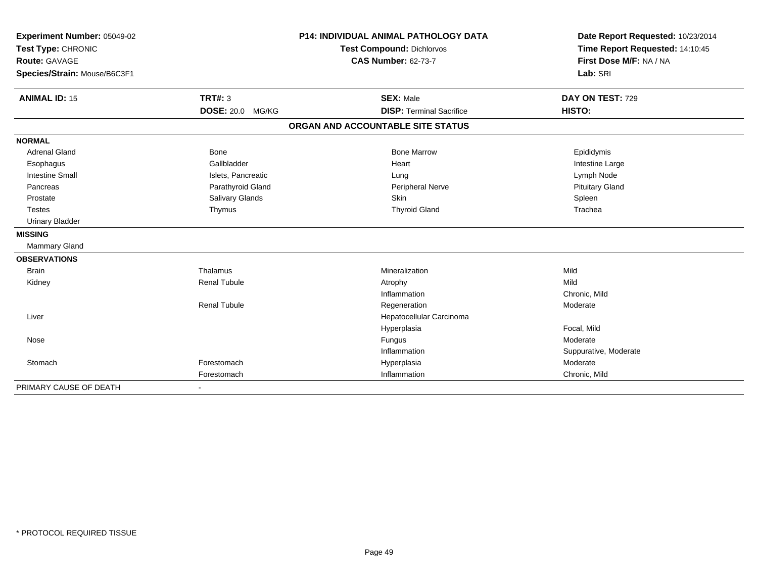**Experiment Number:** 05049-02
**Test Type:** CHRONIC
**Route:** GAVAGE
**Species/Strain:** Mouse/B6C3F1

## P14: INDIVIDUAL ANIMAL PATHOLOGY DATA

**Test Compound:** Dichlorvos
**CAS Number:** 62-73-7

**Date Report Requested:** 10/23/2014
**Time Report Requested:** 14:10:45
**First Dose M/F:** NA / NA
**Lab:** SRI

| **ANIMAL ID:** 15 | **TRT#:** 3 | **SEX:** Male | **DAY ON TEST:** 729 |
|---|---|---|---|
| | **DOSE:** 20.0 MG/KG | **DISP:** Terminal Sacrifice | **HISTO:** |

### ORGAN AND ACCOUNTABLE SITE STATUS

| | | | |
|---|---|---|---|
| **NORMAL** | | | |
| Adrenal Gland | Bone | Bone Marrow | Epididymis |
| Esophagus | Gallbladder | Heart | Intestine Large |
| Intestine Small | Islets, Pancreatic | Lung | Lymph Node |
| Pancreas | Parathyroid Gland | Peripheral Nerve | Pituitary Gland |
| Prostate | Salivary Glands | Skin | Spleen |
| Testes | Thymus | Thyroid Gland | Trachea |
| Urinary Bladder | | | |
| **MISSING** | | | |
| Mammary Gland | | | |
| **OBSERVATIONS** | | | |
| Brain | Thalamus | Mineralization | Mild |
| Kidney | Renal Tubule | Atrophy | Mild |
| | | Inflammation | Chronic, Mild |
| | Renal Tubule | Regeneration | Moderate |
| Liver | | Hepatocellular Carcinoma | |
| | | Hyperplasia | Focal, Mild |
| Nose | | Fungus | Moderate |
| | | Inflammation | Suppurative, Moderate |
| Stomach | Forestomach | Hyperplasia | Moderate |
| | Forestomach | Inflammation | Chronic, Mild |
| PRIMARY CAUSE OF DEATH | - | | |

* PROTOCOL REQUIRED TISSUE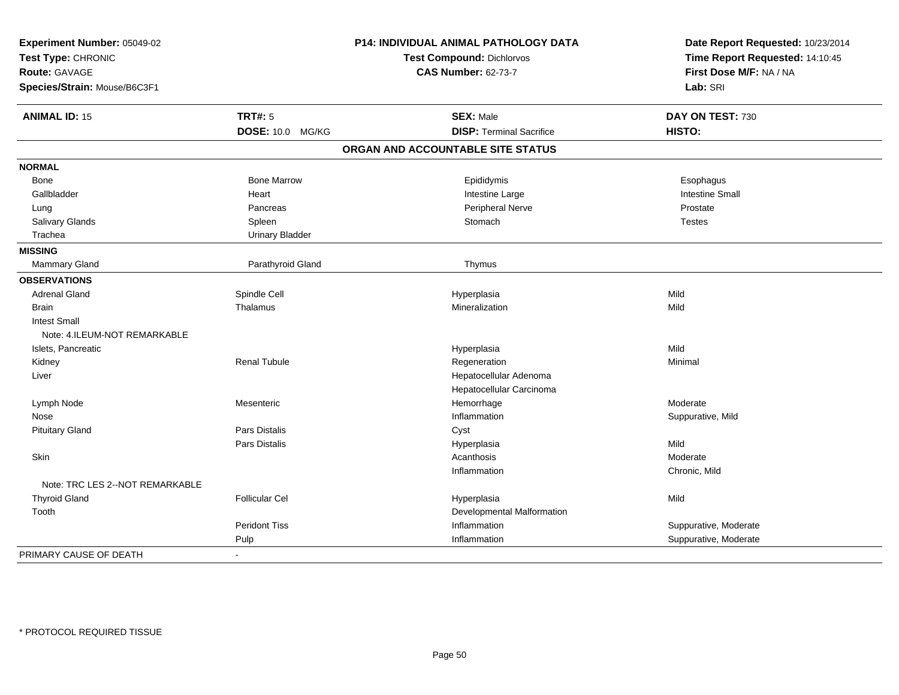**Experiment Number:** 05049-02
**Test Type:** CHRONIC
**Route:** GAVAGE
**Species/Strain:** Mouse/B6C3F1

**P14: INDIVIDUAL ANIMAL PATHOLOGY DATA**
**Test Compound:** Dichlorvos
**CAS Number:** 62-73-7

**Date Report Requested:** 10/23/2014
**Time Report Requested:** 14:10:45
**First Dose M/F:** NA / NA
**Lab:** SRI

| **ANIMAL ID:** 15 | **TRT#:** 5 | **SEX:** Male | **DAY ON TEST:** 730 |
|---|---|---|---|
| | **DOSE:** 10.0 MG/KG | **DISP:** Terminal Sacrifice | **HISTO:** |

## ORGAN AND ACCOUNTABLE SITE STATUS

| | | | |
|---|---|---|---|
| **NORMAL** | | | |
| Bone | Bone Marrow | Epididymis | Esophagus |
| Gallbladder | Heart | Intestine Large | Intestine Small |
| Lung | Pancreas | Peripheral Nerve | Prostate |
| Salivary Glands | Spleen | Stomach | Testes |
| Trachea | Urinary Bladder | | |
| **MISSING** | | | |
| Mammary Gland | Parathyroid Gland | Thymus | |
| **OBSERVATIONS** | | | |
| Adrenal Gland | Spindle Cell | Hyperplasia | Mild |
| Brain | Thalamus | Mineralization | Mild |
| Intest Small | | | |
| Note: 4.ILEUM-NOT REMARKABLE | | | |
| Islets, Pancreatic | | Hyperplasia | Mild |
| Kidney | Renal Tubule | Regeneration | Minimal |
| Liver | | Hepatocellular Adenoma | |
| | | Hepatocellular Carcinoma | |
| Lymph Node | Mesenteric | Hemorrhage | Moderate |
| Nose | | Inflammation | Suppurative, Mild |
| Pituitary Gland | Pars Distalis | Cyst | |
| | Pars Distalis | Hyperplasia | Mild |
| Skin | | Acanthosis | Moderate |
| | | Inflammation | Chronic, Mild |
| Note: TRC LES 2--NOT REMARKABLE | | | |
| Thyroid Gland | Follicular Cel | Hyperplasia | Mild |
| Tooth | | Developmental Malformation | |
| | Peridont Tiss | Inflammation | Suppurative, Moderate |
| | Pulp | Inflammation | Suppurative, Moderate |
| PRIMARY CAUSE OF DEATH | - | | |

\* PROTOCOL REQUIRED TISSUE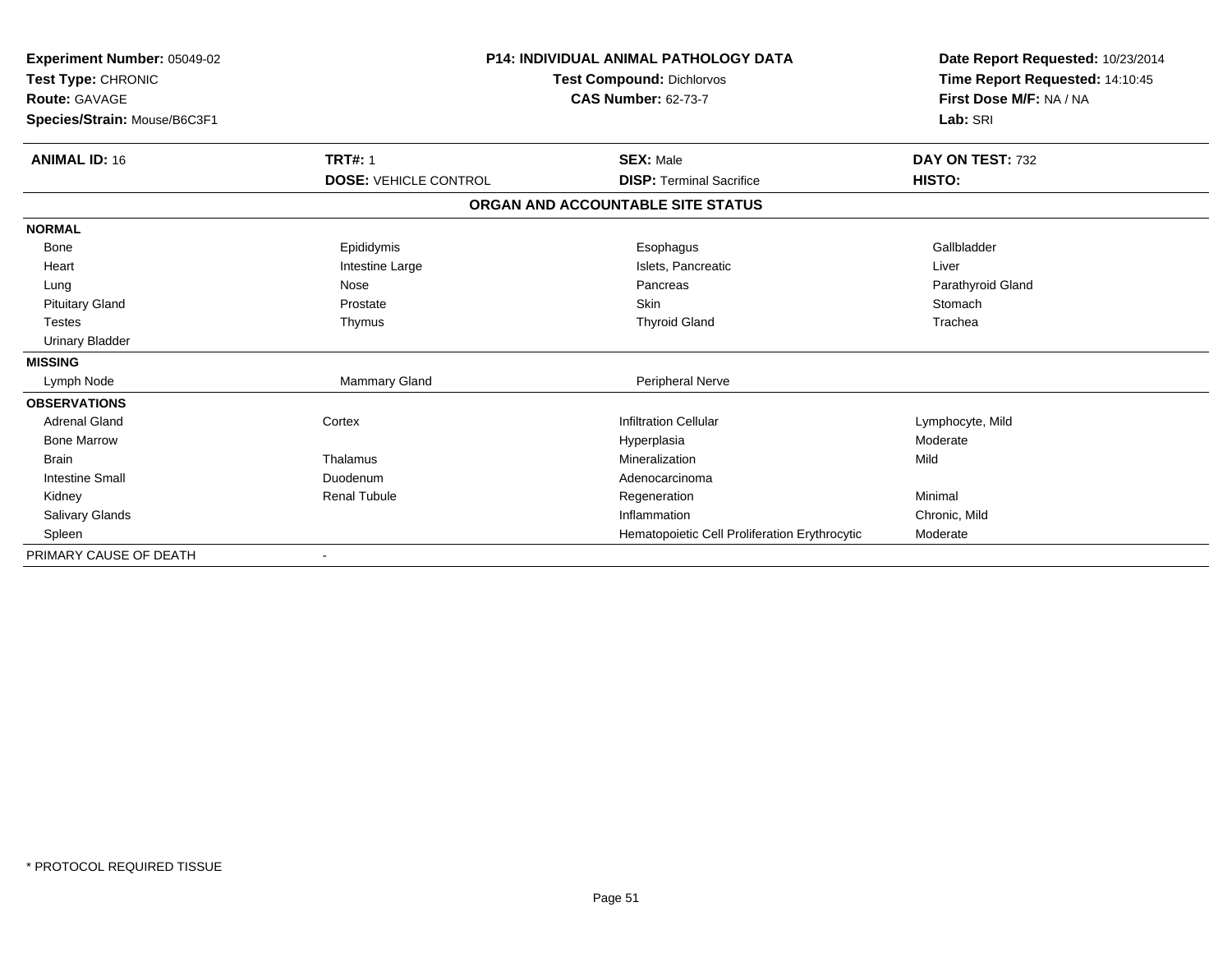**Experiment Number:** 05049-02
**Test Type:** CHRONIC
**Route:** GAVAGE
**Species/Strain:** Mouse/B6C3F1

**P14: INDIVIDUAL ANIMAL PATHOLOGY DATA**
**Test Compound:** Dichlorvos
**CAS Number:** 62-73-7

**Date Report Requested:** 10/23/2014
**Time Report Requested:** 14:10:45
**First Dose M/F:** NA / NA
**Lab:** SRI

| **ANIMAL ID:** 16 | **TRT#:** 1 | **SEX:** Male | **DAY ON TEST:** 732 |
|---|---|---|---|
| | **DOSE:** VEHICLE CONTROL | **DISP:** Terminal Sacrifice | **HISTO:** |

**ORGAN AND ACCOUNTABLE SITE STATUS**

| | | | |
|---|---|---|---|
| **NORMAL** | | | |
| Bone | Epididymis | Esophagus | Gallbladder |
| Heart | Intestine Large | Islets, Pancreatic | Liver |
| Lung | Nose | Pancreas | Parathyroid Gland |
| Pituitary Gland | Prostate | Skin | Stomach |
| Testes | Thymus | Thyroid Gland | Trachea |
| Urinary Bladder | | | |
| **MISSING** | | | |
| Lymph Node | Mammary Gland | Peripheral Nerve | |
| **OBSERVATIONS** | | | |
| Adrenal Gland | Cortex | Infiltration Cellular | Lymphocyte, Mild |
| Bone Marrow | | Hyperplasia | Moderate |
| Brain | Thalamus | Mineralization | Mild |
| Intestine Small | Duodenum | Adenocarcinoma | |
| Kidney | Renal Tubule | Regeneration | Minimal |
| Salivary Glands | | Inflammation | Chronic, Mild |
| Spleen | | Hematopoietic Cell Proliferation Erythrocytic | Moderate |
| PRIMARY CAUSE OF DEATH | - | | |

* PROTOCOL REQUIRED TISSUE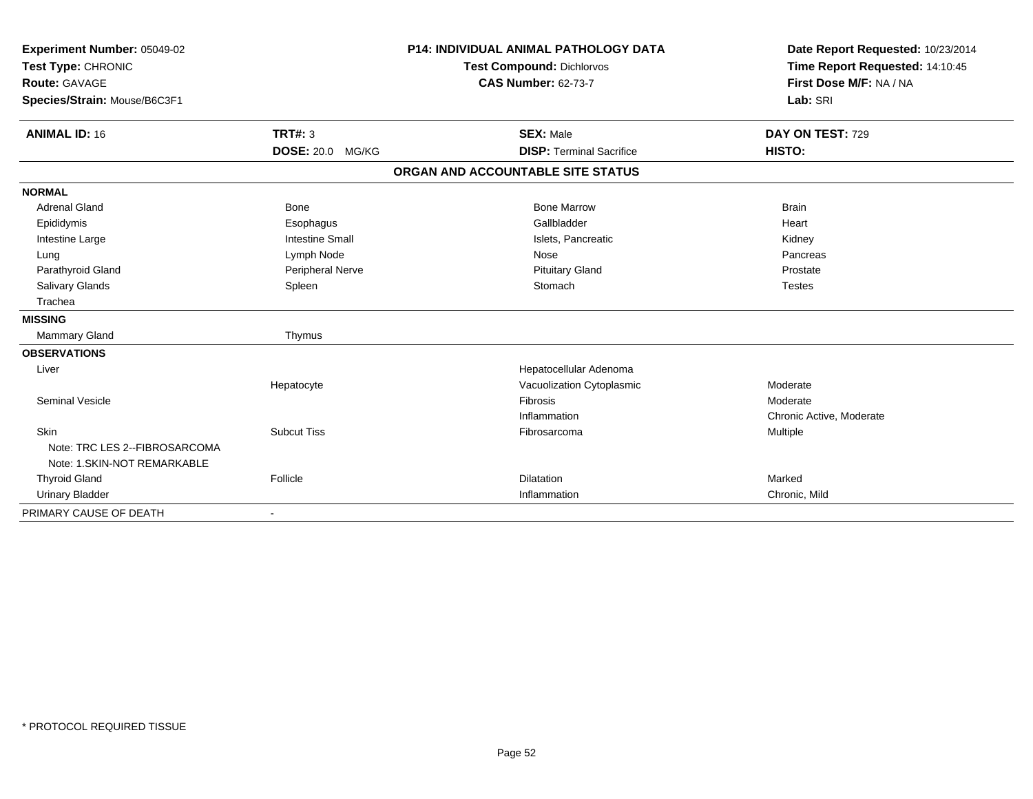**Experiment Number:** 05049-02
**Test Type:** CHRONIC
**Route:** GAVAGE
**Species/Strain:** Mouse/B6C3F1

**P14: INDIVIDUAL ANIMAL PATHOLOGY DATA**
**Test Compound:** Dichlorvos
**CAS Number:** 62-73-7

**Date Report Requested:** 10/23/2014
**Time Report Requested:** 14:10:45
**First Dose M/F:** NA / NA
**Lab:** SRI

| **ANIMAL ID:** 16 | **TRT#:** 3 | **SEX:** Male | **DAY ON TEST:** 729 |
|---|---|---|---|
| | **DOSE:** 20.0 MG/KG | **DISP:** Terminal Sacrifice | **HISTO:** |

**ORGAN AND ACCOUNTABLE SITE STATUS**

| | | | |
|---|---|---|---|
| **NORMAL** | | | |
| Adrenal Gland | Bone | Bone Marrow | Brain |
| Epididymis | Esophagus | Gallbladder | Heart |
| Intestine Large | Intestine Small | Islets, Pancreatic | Kidney |
| Lung | Lymph Node | Nose | Pancreas |
| Parathyroid Gland | Peripheral Nerve | Pituitary Gland | Prostate |
| Salivary Glands | Spleen | Stomach | Testes |
| Trachea | | | |
| **MISSING** | | | |
| Mammary Gland | Thymus | | |
| **OBSERVATIONS** | | | |
| Liver | | Hepatocellular Adenoma | |
| | Hepatocyte | Vacuolization Cytoplasmic | Moderate |
| Seminal Vesicle | | Fibrosis | Moderate |
| | | Inflammation | Chronic Active, Moderate |
| Skin | Subcut Tiss | Fibrosarcoma | Multiple |
| Note: TRC LES 2--FIBROSARCOMA | | | |
| Note: 1.SKIN-NOT REMARKABLE | | | |
| Thyroid Gland | Follicle | Dilatation | Marked |
| Urinary Bladder | | Inflammation | Chronic, Mild |
| PRIMARY CAUSE OF DEATH | - | | |

* PROTOCOL REQUIRED TISSUE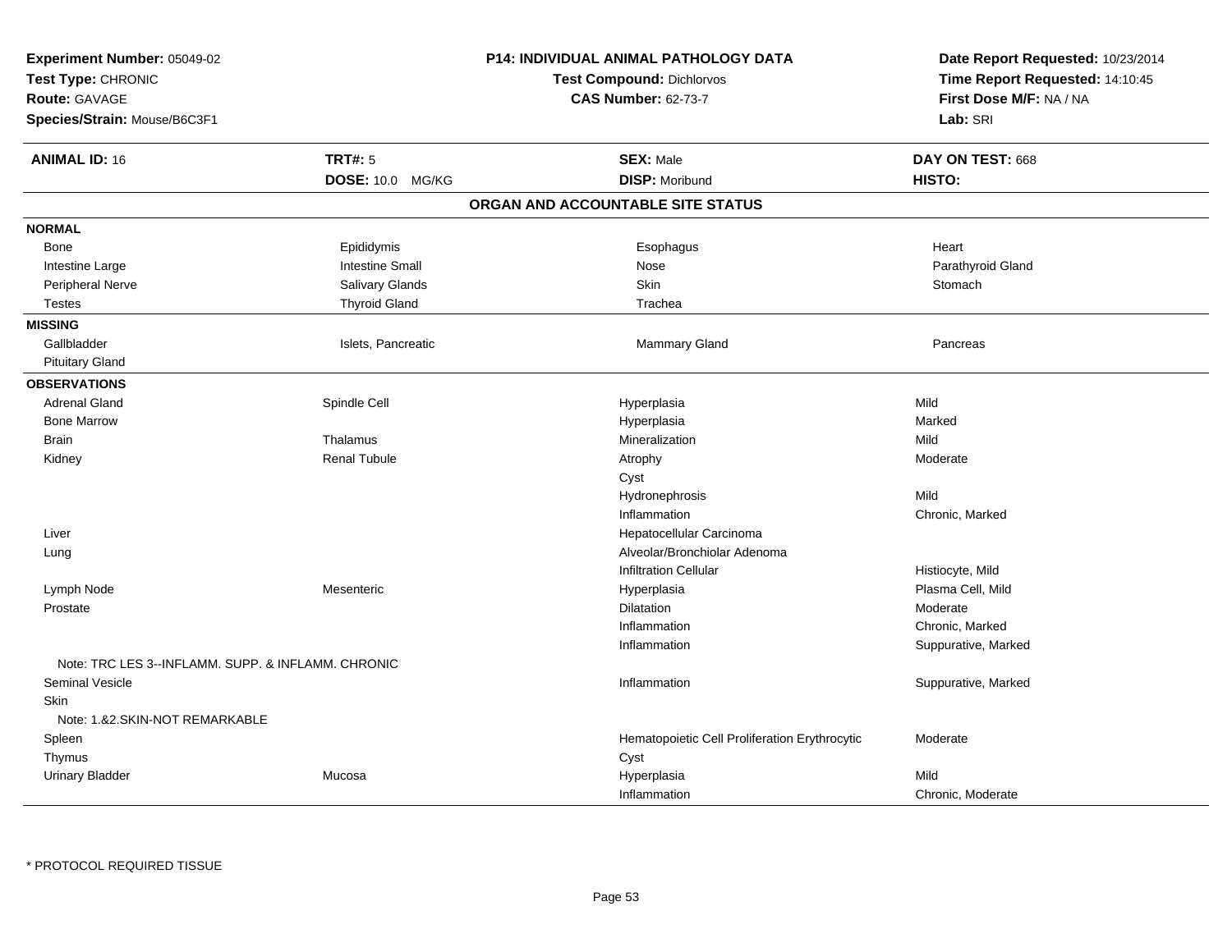**Experiment Number:** 05049-02
**Test Type:** CHRONIC
**Route:** GAVAGE
**Species/Strain:** Mouse/B6C3F1

**P14: INDIVIDUAL ANIMAL PATHOLOGY DATA**
**Test Compound:** Dichlorvos
**CAS Number:** 62-73-7

**Date Report Requested:** 10/23/2014
**Time Report Requested:** 14:10:45
**First Dose M/F:** NA / NA
**Lab:** SRI

| **ANIMAL ID:** 16 | **TRT#:** 5 | **SEX:** Male | **DAY ON TEST:** 668 |
|---|---|---|---|
| | **DOSE:** 10.0 MG/KG | **DISP:** Moribund | **HISTO:** |

## ORGAN AND ACCOUNTABLE SITE STATUS

**NORMAL**

| | | | |
|---|---|---|---|
| Bone | Epididymis | Esophagus | Heart |
| Intestine Large | Intestine Small | Nose | Parathyroid Gland |
| Peripheral Nerve | Salivary Glands | Skin | Stomach |
| Testes | Thyroid Gland | Trachea | |

**MISSING**

| | | | |
|---|---|---|---|
| Gallbladder | Islets, Pancreatic | Mammary Gland | Pancreas |
| Pituitary Gland | | | |

**OBSERVATIONS**

| Organ | Site | Observation | Severity |
|---|---|---|---|
| Adrenal Gland | Spindle Cell | Hyperplasia | Mild |
| Bone Marrow | | Hyperplasia | Marked |
| Brain | Thalamus | Mineralization | Mild |
| Kidney | Renal Tubule | Atrophy | Moderate |
| | | Cyst | |
| | | Hydronephrosis | Mild |
| | | Inflammation | Chronic, Marked |
| Liver | | Hepatocellular Carcinoma | |
| Lung | | Alveolar/Bronchiolar Adenoma | |
| | | Infiltration Cellular | Histiocyte, Mild |
| Lymph Node | Mesenteric | Hyperplasia | Plasma Cell, Mild |
| Prostate | | Dilatation | Moderate |
| | | Inflammation | Chronic, Marked |
| | | Inflammation | Suppurative, Marked |
| Note: TRC LES 3--INFLAMM. SUPP. & INFLAMM. CHRONIC | | | |
| Seminal Vesicle | | Inflammation | Suppurative, Marked |
| Skin | | | |
| Note: 1.&2.SKIN-NOT REMARKABLE | | | |
| Spleen | | Hematopoietic Cell Proliferation Erythrocytic | Moderate |
| Thymus | | Cyst | |
| Urinary Bladder | Mucosa | Hyperplasia | Mild |
| | | Inflammation | Chronic, Moderate |

* PROTOCOL REQUIRED TISSUE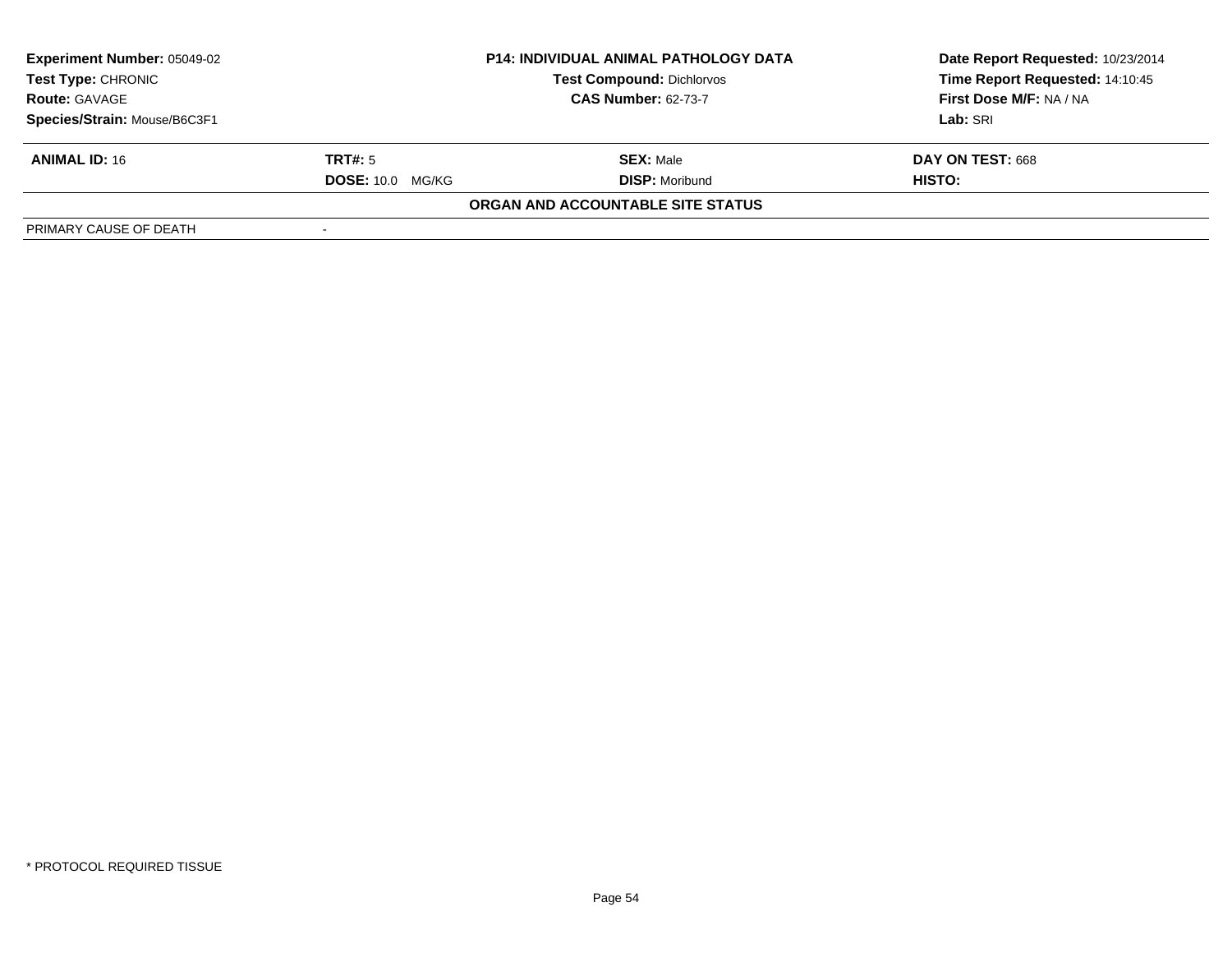| Experiment Number: 05049-02 | P14: INDIVIDUAL ANIMAL PATHOLOGY DATA | Date Report Requested: 10/23/2014 |
|---|---|---|
| Test Type: CHRONIC | Test Compound: Dichlorvos | Time Report Requested: 14:10:45 |
| Route: GAVAGE | CAS Number: 62-73-7 | First Dose M/F: NA / NA |
| Species/Strain: Mouse/B6C3F1 | | Lab: SRI |

| ANIMAL ID: 16 | TRT#: 5 | SEX: Male | DAY ON TEST: 668 |
|---|---|---|---|
| | DOSE: 10.0 MG/KG | DISP: Moribund | HISTO: |

**ORGAN AND ACCOUNTABLE SITE STATUS**

| PRIMARY CAUSE OF DEATH | - |
|---|---|

* PROTOCOL REQUIRED TISSUE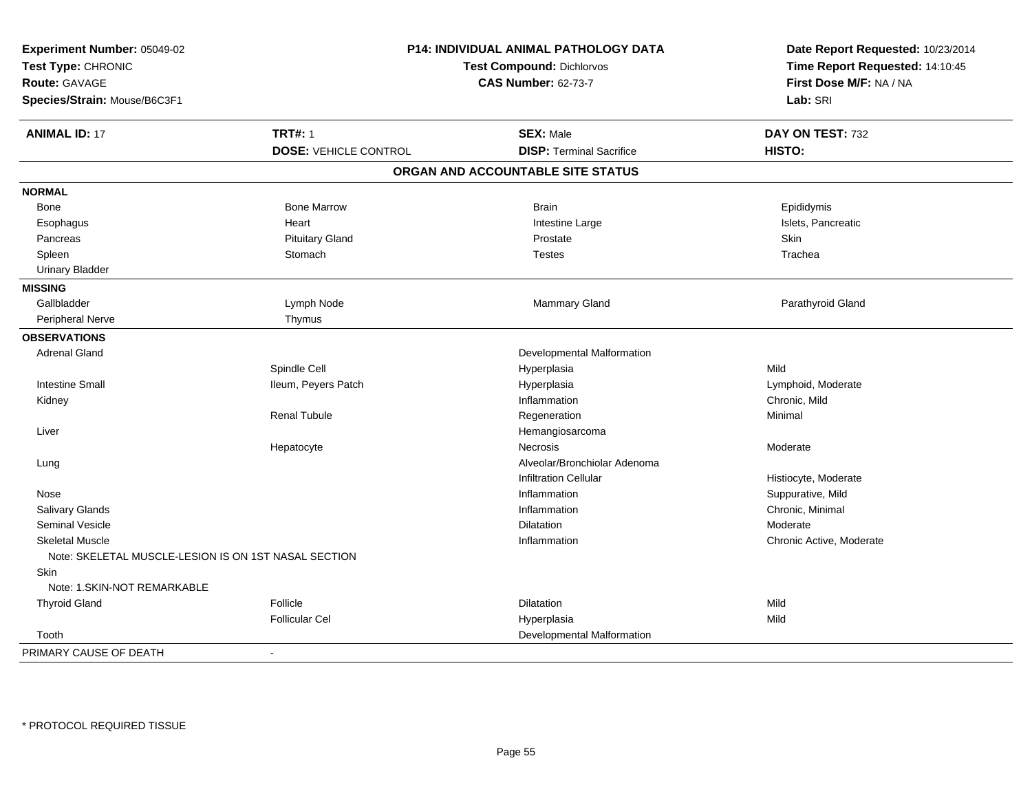**Experiment Number:** 05049-02
**Test Type:** CHRONIC
**Route:** GAVAGE
**Species/Strain:** Mouse/B6C3F1

## P14: INDIVIDUAL ANIMAL PATHOLOGY DATA

**Test Compound:** Dichlorvos
**CAS Number:** 62-73-7

**Date Report Requested:** 10/23/2014
**Time Report Requested:** 14:10:45
**First Dose M/F:** NA / NA
**Lab:** SRI

| **ANIMAL ID:** 17 | **TRT#:** 1 | **SEX:** Male | **DAY ON TEST:** 732 |
|---|---|---|---|
| | **DOSE:** VEHICLE CONTROL | **DISP:** Terminal Sacrifice | **HISTO:** |

### ORGAN AND ACCOUNTABLE SITE STATUS

| | | | |
|---|---|---|---|
| **NORMAL** | | | |
| Bone | Bone Marrow | Brain | Epididymis |
| Esophagus | Heart | Intestine Large | Islets, Pancreatic |
| Pancreas | Pituitary Gland | Prostate | Skin |
| Spleen | Stomach | Testes | Trachea |
| Urinary Bladder | | | |
| **MISSING** | | | |
| Gallbladder | Lymph Node | Mammary Gland | Parathyroid Gland |
| Peripheral Nerve | Thymus | | |
| **OBSERVATIONS** | | | |
| Adrenal Gland | | Developmental Malformation | |
| | Spindle Cell | Hyperplasia | Mild |
| Intestine Small | Ileum, Peyers Patch | Hyperplasia | Lymphoid, Moderate |
| Kidney | | Inflammation | Chronic, Mild |
| | Renal Tubule | Regeneration | Minimal |
| Liver | | Hemangiosarcoma | |
| | Hepatocyte | Necrosis | Moderate |
| Lung | | Alveolar/Bronchiolar Adenoma | |
| | | Infiltration Cellular | Histiocyte, Moderate |
| Nose | | Inflammation | Suppurative, Mild |
| Salivary Glands | | Inflammation | Chronic, Minimal |
| Seminal Vesicle | | Dilatation | Moderate |
| Skeletal Muscle | | Inflammation | Chronic Active, Moderate |
| Note: SKELETAL MUSCLE-LESION IS ON 1ST NASAL SECTION | | | |
| Skin | | | |
| Note: 1.SKIN-NOT REMARKABLE | | | |
| Thyroid Gland | Follicle | Dilatation | Mild |
| | Follicular Cel | Hyperplasia | Mild |
| Tooth | | Developmental Malformation | |
| PRIMARY CAUSE OF DEATH | - | | |

\* PROTOCOL REQUIRED TISSUE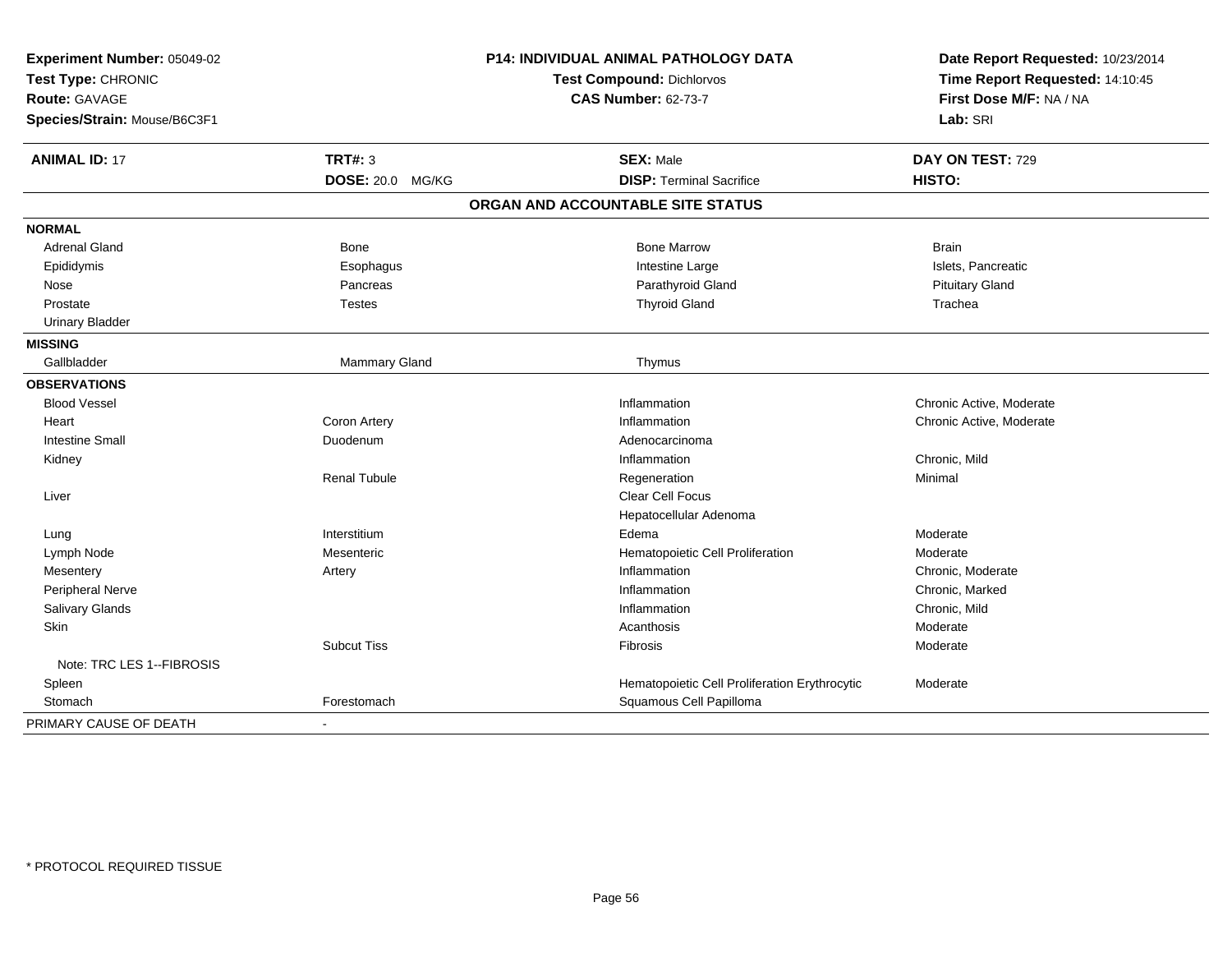**Experiment Number:** 05049-02
**Test Type:** CHRONIC
**Route:** GAVAGE
**Species/Strain:** Mouse/B6C3F1

**P14: INDIVIDUAL ANIMAL PATHOLOGY DATA**
**Test Compound:** Dichlorvos
**CAS Number:** 62-73-7

**Date Report Requested:** 10/23/2014
**Time Report Requested:** 14:10:45
**First Dose M/F:** NA / NA
**Lab:** SRI

| **ANIMAL ID:** 17 | **TRT#:** 3 | **SEX:** Male | **DAY ON TEST:** 729 |
|---|---|---|---|
| | **DOSE:** 20.0 MG/KG | **DISP:** Terminal Sacrifice | **HISTO:** |

**ORGAN AND ACCOUNTABLE SITE STATUS**

| | | | |
|---|---|---|---|
| **NORMAL** | | | |
| Adrenal Gland | Bone | Bone Marrow | Brain |
| Epididymis | Esophagus | Intestine Large | Islets, Pancreatic |
| Nose | Pancreas | Parathyroid Gland | Pituitary Gland |
| Prostate | Testes | Thyroid Gland | Trachea |
| Urinary Bladder | | | |
| **MISSING** | | | |
| Gallbladder | Mammary Gland | Thymus | |
| **OBSERVATIONS** | | | |
| Blood Vessel | | Inflammation | Chronic Active, Moderate |
| Heart | Coron Artery | Inflammation | Chronic Active, Moderate |
| Intestine Small | Duodenum | Adenocarcinoma | |
| Kidney | | Inflammation | Chronic, Mild |
| | Renal Tubule | Regeneration | Minimal |
| Liver | | Clear Cell Focus | |
| | | Hepatocellular Adenoma | |
| Lung | Interstitium | Edema | Moderate |
| Lymph Node | Mesenteric | Hematopoietic Cell Proliferation | Moderate |
| Mesentery | Artery | Inflammation | Chronic, Moderate |
| Peripheral Nerve | | Inflammation | Chronic, Marked |
| Salivary Glands | | Inflammation | Chronic, Mild |
| Skin | | Acanthosis | Moderate |
| | Subcut Tiss | Fibrosis | Moderate |
| Note: TRC LES 1--FIBROSIS | | | |
| Spleen | | Hematopoietic Cell Proliferation Erythrocytic | Moderate |
| Stomach | Forestomach | Squamous Cell Papilloma | |
| PRIMARY CAUSE OF DEATH | - | | |

\* PROTOCOL REQUIRED TISSUE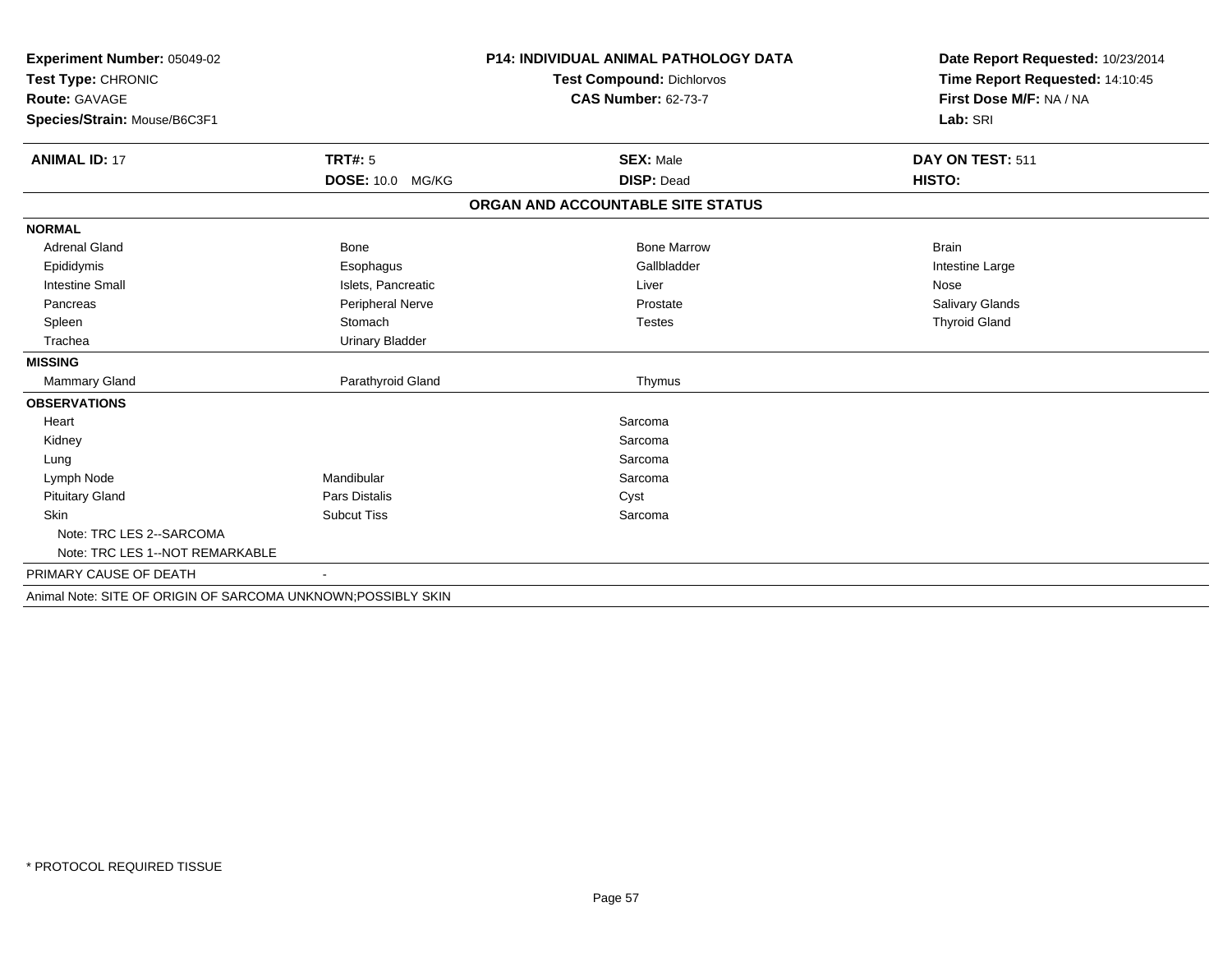**Experiment Number:** 05049-02
**Test Type:** CHRONIC
**Route:** GAVAGE
**Species/Strain:** Mouse/B6C3F1

**P14: INDIVIDUAL ANIMAL PATHOLOGY DATA**
**Test Compound:** Dichlorvos
**CAS Number:** 62-73-7

**Date Report Requested:** 10/23/2014
**Time Report Requested:** 14:10:45
**First Dose M/F:** NA / NA
**Lab:** SRI

| **ANIMAL ID:** 17 | **TRT#:** 5 | **SEX:** Male | **DAY ON TEST:** 511 |
|---|---|---|---|
| | **DOSE:** 10.0 MG/KG | **DISP:** Dead | **HISTO:** |

**ORGAN AND ACCOUNTABLE SITE STATUS**

| | | | |
|---|---|---|---|
| **NORMAL** | | | |
| Adrenal Gland | Bone | Bone Marrow | Brain |
| Epididymis | Esophagus | Gallbladder | Intestine Large |
| Intestine Small | Islets, Pancreatic | Liver | Nose |
| Pancreas | Peripheral Nerve | Prostate | Salivary Glands |
| Spleen | Stomach | Testes | Thyroid Gland |
| Trachea | Urinary Bladder | | |
| **MISSING** | | | |
| Mammary Gland | Parathyroid Gland | Thymus | |
| **OBSERVATIONS** | | | |
| Heart | | Sarcoma | |
| Kidney | | Sarcoma | |
| Lung | | Sarcoma | |
| Lymph Node | Mandibular | Sarcoma | |
| Pituitary Gland | Pars Distalis | Cyst | |
| Skin | Subcut Tiss | Sarcoma | |
| Note: TRC LES 2--SARCOMA | | | |
| Note: TRC LES 1--NOT REMARKABLE | | | |
| PRIMARY CAUSE OF DEATH | - | | |
| Animal Note: SITE OF ORIGIN OF SARCOMA UNKNOWN;POSSIBLY SKIN | | | |

* PROTOCOL REQUIRED TISSUE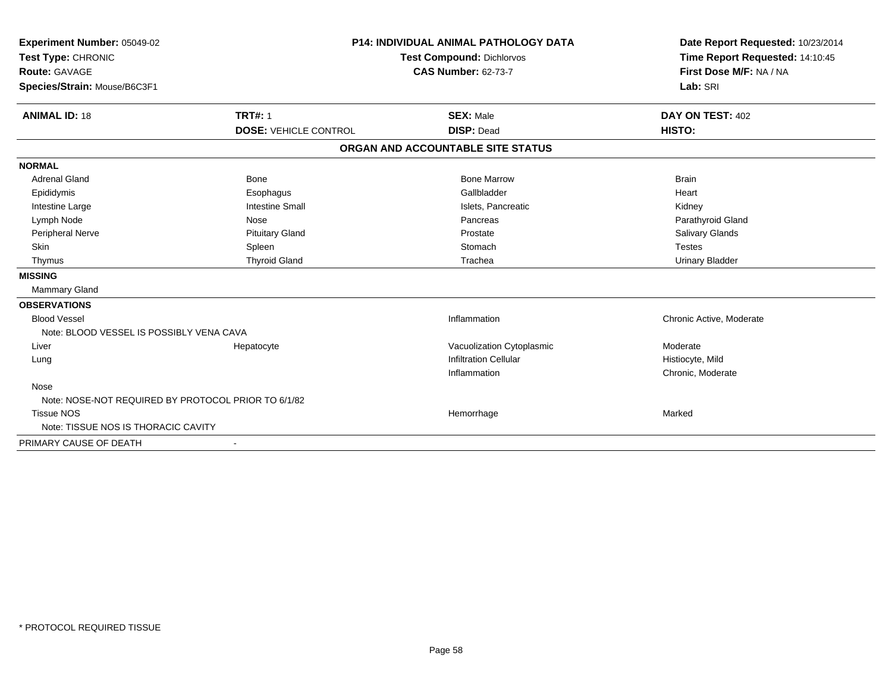**Experiment Number:** 05049-02
**Test Type:** CHRONIC
**Route:** GAVAGE
**Species/Strain:** Mouse/B6C3F1

**P14: INDIVIDUAL ANIMAL PATHOLOGY DATA**
**Test Compound:** Dichlorvos
**CAS Number:** 62-73-7

**Date Report Requested:** 10/23/2014
**Time Report Requested:** 14:10:45
**First Dose M/F:** NA / NA
**Lab:** SRI

| **ANIMAL ID:** 18 | **TRT#:** 1 | **SEX:** Male | **DAY ON TEST:** 402 |
|---|---|---|---|
| | **DOSE:** VEHICLE CONTROL | **DISP:** Dead | **HISTO:** |

**ORGAN AND ACCOUNTABLE SITE STATUS**

**NORMAL**

| | | | |
|---|---|---|---|
| Adrenal Gland | Bone | Bone Marrow | Brain |
| Epididymis | Esophagus | Gallbladder | Heart |
| Intestine Large | Intestine Small | Islets, Pancreatic | Kidney |
| Lymph Node | Nose | Pancreas | Parathyroid Gland |
| Peripheral Nerve | Pituitary Gland | Prostate | Salivary Glands |
| Skin | Spleen | Stomach | Testes |
| Thymus | Thyroid Gland | Trachea | Urinary Bladder |

**MISSING**

Mammary Gland

**OBSERVATIONS**

| | | | |
|---|---|---|---|
| Blood Vessel | | Inflammation | Chronic Active, Moderate |
| Note: BLOOD VESSEL IS POSSIBLY VENA CAVA | | | |
| Liver | Hepatocyte | Vacuolization Cytoplasmic | Moderate |
| Lung | | Infiltration Cellular | Histiocyte, Mild |
| | | Inflammation | Chronic, Moderate |
| Nose | | | |
| Note: NOSE-NOT REQUIRED BY PROTOCOL PRIOR TO 6/1/82 | | | |
| Tissue NOS | | Hemorrhage | Marked |
| Note: TISSUE NOS IS THORACIC CAVITY | | | |

PRIMARY CAUSE OF DEATH -

* PROTOCOL REQUIRED TISSUE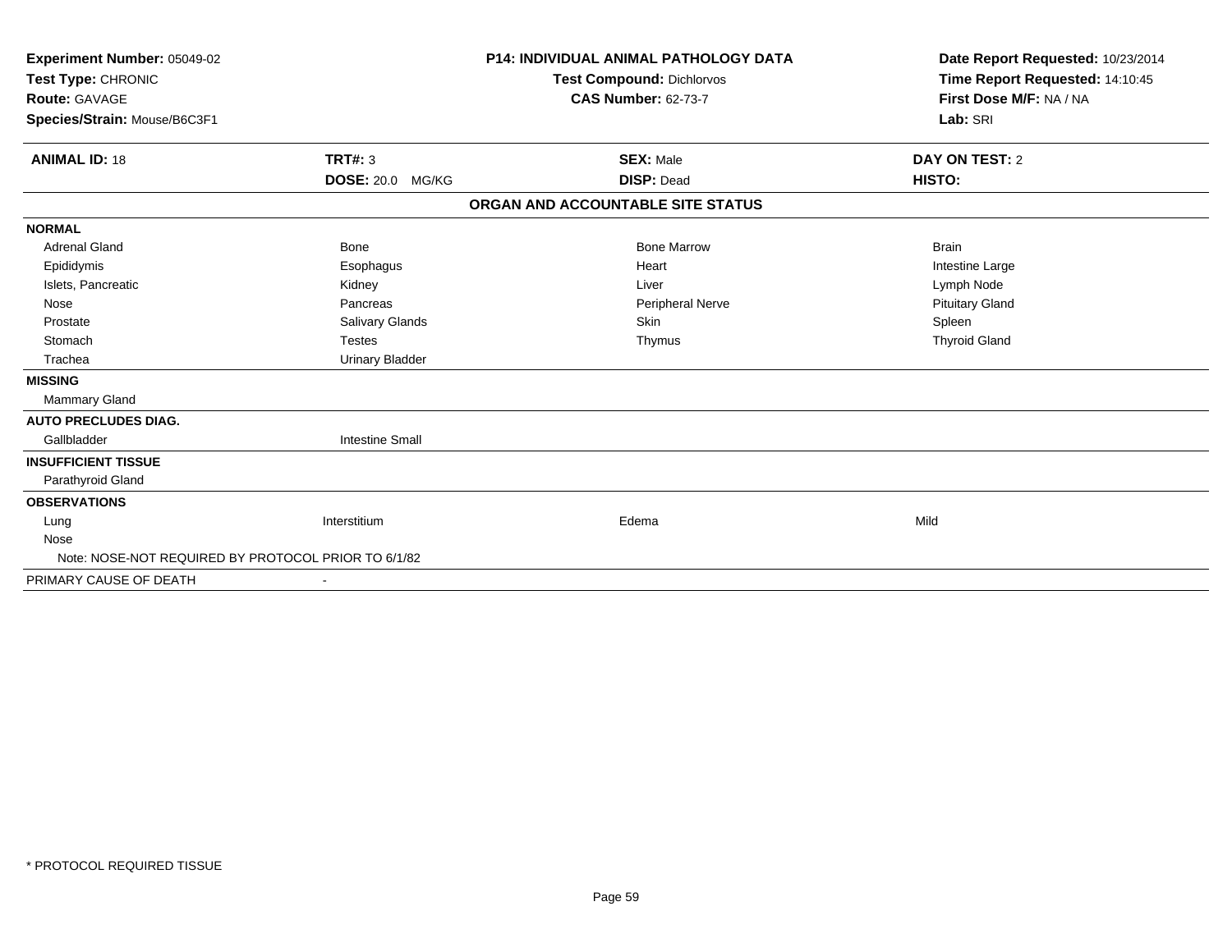**Experiment Number:** 05049-02
**Test Type:** CHRONIC
**Route:** GAVAGE
**Species/Strain:** Mouse/B6C3F1

**P14: INDIVIDUAL ANIMAL PATHOLOGY DATA**
**Test Compound:** Dichlorvos
**CAS Number:** 62-73-7

**Date Report Requested:** 10/23/2014
**Time Report Requested:** 14:10:45
**First Dose M/F:** NA / NA
**Lab:** SRI

| **ANIMAL ID:** 18 | **TRT#:** 3 | **SEX:** Male | **DAY ON TEST:** 2 |
|---|---|---|---|
| | **DOSE:** 20.0 MG/KG | **DISP:** Dead | **HISTO:** |

**ORGAN AND ACCOUNTABLE SITE STATUS**

| | | | |
|---|---|---|---|
| **NORMAL** | | | |
| Adrenal Gland | Bone | Bone Marrow | Brain |
| Epididymis | Esophagus | Heart | Intestine Large |
| Islets, Pancreatic | Kidney | Liver | Lymph Node |
| Nose | Pancreas | Peripheral Nerve | Pituitary Gland |
| Prostate | Salivary Glands | Skin | Spleen |
| Stomach | Testes | Thymus | Thyroid Gland |
| Trachea | Urinary Bladder | | |
| **MISSING** | | | |
| Mammary Gland | | | |
| **AUTO PRECLUDES DIAG.** | | | |
| Gallbladder | Intestine Small | | |
| **INSUFFICIENT TISSUE** | | | |
| Parathyroid Gland | | | |
| **OBSERVATIONS** | | | |
| Lung | Interstitium | Edema | Mild |
| Nose | | | |
| Note: NOSE-NOT REQUIRED BY PROTOCOL PRIOR TO 6/1/82 | | | |
| PRIMARY CAUSE OF DEATH | - | | |

* PROTOCOL REQUIRED TISSUE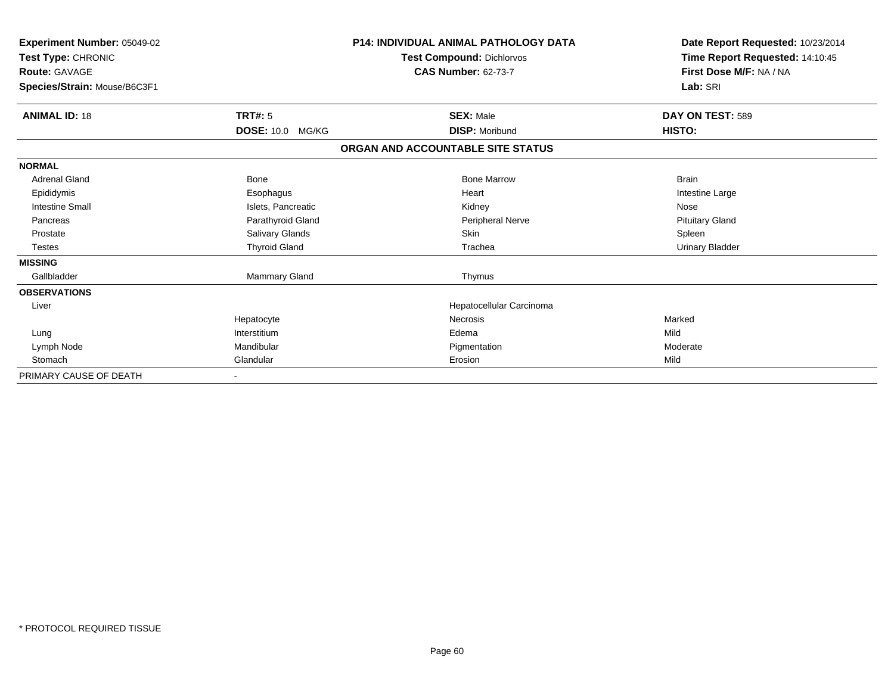**Experiment Number:** 05049-02
**Test Type:** CHRONIC
**Route:** GAVAGE
**Species/Strain:** Mouse/B6C3F1

**P14: INDIVIDUAL ANIMAL PATHOLOGY DATA**
**Test Compound:** Dichlorvos
**CAS Number:** 62-73-7

**Date Report Requested:** 10/23/2014
**Time Report Requested:** 14:10:45
**First Dose M/F:** NA / NA
**Lab:** SRI

| **ANIMAL ID:** 18 | **TRT#:** 5 | **SEX:** Male | **DAY ON TEST:** 589 |
|---|---|---|---|
| | **DOSE:** 10.0 MG/KG | **DISP:** Moribund | **HISTO:** |

**ORGAN AND ACCOUNTABLE SITE STATUS**

| | | | |
|---|---|---|---|
| **NORMAL** | | | |
| Adrenal Gland | Bone | Bone Marrow | Brain |
| Epididymis | Esophagus | Heart | Intestine Large |
| Intestine Small | Islets, Pancreatic | Kidney | Nose |
| Pancreas | Parathyroid Gland | Peripheral Nerve | Pituitary Gland |
| Prostate | Salivary Glands | Skin | Spleen |
| Testes | Thyroid Gland | Trachea | Urinary Bladder |
| **MISSING** | | | |
| Gallbladder | Mammary Gland | Thymus | |
| **OBSERVATIONS** | | | |
| Liver | | Hepatocellular Carcinoma | |
| | Hepatocyte | Necrosis | Marked |
| Lung | Interstitium | Edema | Mild |
| Lymph Node | Mandibular | Pigmentation | Moderate |
| Stomach | Glandular | Erosion | Mild |
| PRIMARY CAUSE OF DEATH | - | | |

* PROTOCOL REQUIRED TISSUE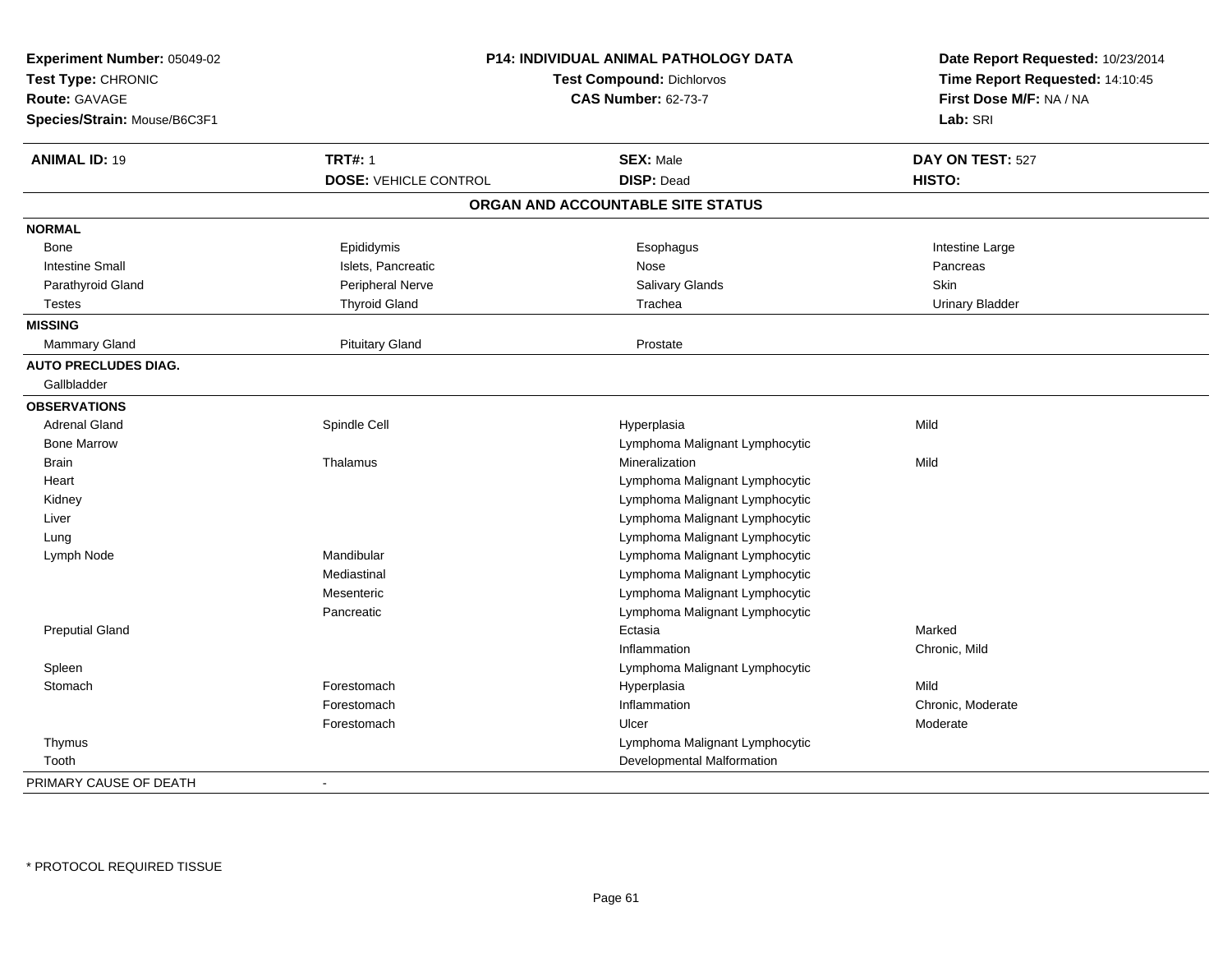**Experiment Number:** 05049-02
**Test Type:** CHRONIC
**Route:** GAVAGE
**Species/Strain:** Mouse/B6C3F1

**P14: INDIVIDUAL ANIMAL PATHOLOGY DATA**
**Test Compound:** Dichlorvos
**CAS Number:** 62-73-7

**Date Report Requested:** 10/23/2014
**Time Report Requested:** 14:10:45
**First Dose M/F:** NA / NA
**Lab:** SRI

| **ANIMAL ID:** 19 | **TRT#:** 1 | **SEX:** Male | **DAY ON TEST:** 527 |
|---|---|---|---|
| | **DOSE:** VEHICLE CONTROL | **DISP:** Dead | **HISTO:** |

## ORGAN AND ACCOUNTABLE SITE STATUS

| | | | |
|---|---|---|---|
| **NORMAL** | | | |
| Bone | Epididymis | Esophagus | Intestine Large |
| Intestine Small | Islets, Pancreatic | Nose | Pancreas |
| Parathyroid Gland | Peripheral Nerve | Salivary Glands | Skin |
| Testes | Thyroid Gland | Trachea | Urinary Bladder |
| **MISSING** | | | |
| Mammary Gland | Pituitary Gland | Prostate | |
| **AUTO PRECLUDES DIAG.** | | | |
| Gallbladder | | | |
| **OBSERVATIONS** | | | |
| Adrenal Gland | Spindle Cell | Hyperplasia | Mild |
| Bone Marrow | | Lymphoma Malignant Lymphocytic | |
| Brain | Thalamus | Mineralization | Mild |
| Heart | | Lymphoma Malignant Lymphocytic | |
| Kidney | | Lymphoma Malignant Lymphocytic | |
| Liver | | Lymphoma Malignant Lymphocytic | |
| Lung | | Lymphoma Malignant Lymphocytic | |
| Lymph Node | Mandibular | Lymphoma Malignant Lymphocytic | |
| | Mediastinal | Lymphoma Malignant Lymphocytic | |
| | Mesenteric | Lymphoma Malignant Lymphocytic | |
| | Pancreatic | Lymphoma Malignant Lymphocytic | |
| Preputial Gland | | Ectasia | Marked |
| | | Inflammation | Chronic, Mild |
| Spleen | | Lymphoma Malignant Lymphocytic | |
| Stomach | Forestomach | Hyperplasia | Mild |
| | Forestomach | Inflammation | Chronic, Moderate |
| | Forestomach | Ulcer | Moderate |
| Thymus | | Lymphoma Malignant Lymphocytic | |
| Tooth | | Developmental Malformation | |
| PRIMARY CAUSE OF DEATH | - | | |

* PROTOCOL REQUIRED TISSUE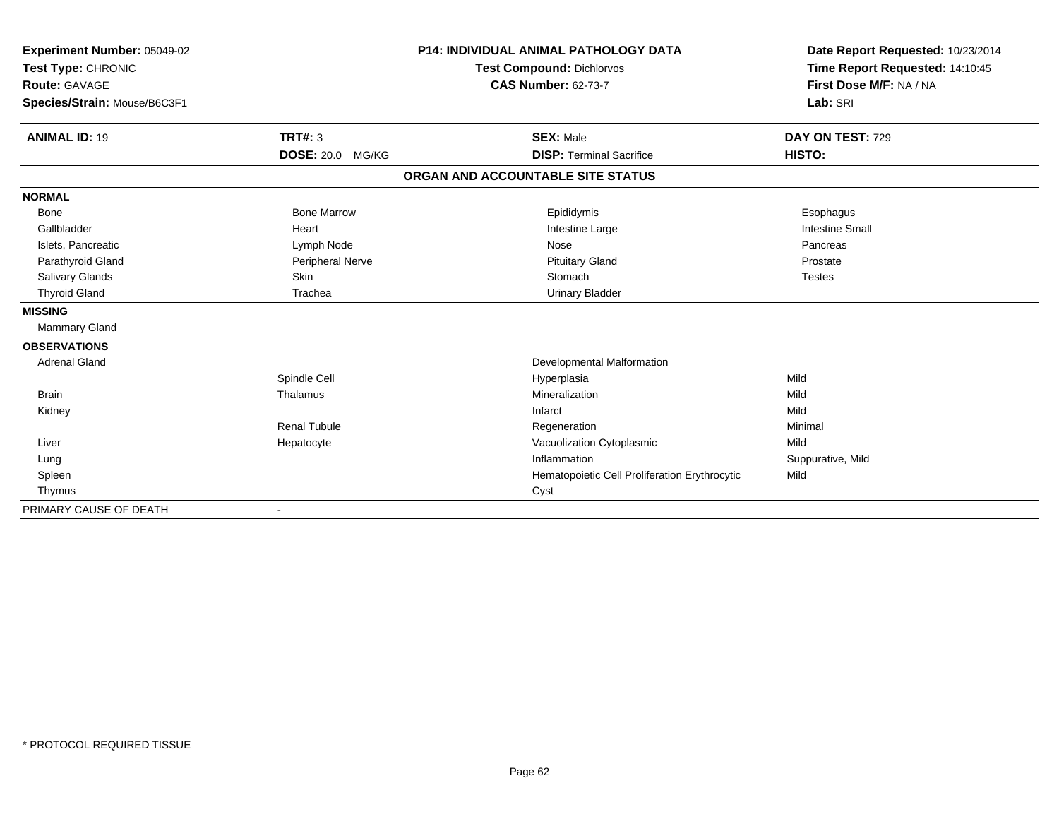**Experiment Number:** 05049-02
**Test Type:** CHRONIC
**Route:** GAVAGE
**Species/Strain:** Mouse/B6C3F1

**P14: INDIVIDUAL ANIMAL PATHOLOGY DATA**
**Test Compound:** Dichlorvos
**CAS Number:** 62-73-7

**Date Report Requested:** 10/23/2014
**Time Report Requested:** 14:10:45
**First Dose M/F:** NA / NA
**Lab:** SRI

| **ANIMAL ID:** 19 | **TRT#:** 3 | **SEX:** Male | **DAY ON TEST:** 729 |
|---|---|---|---|
| | **DOSE:** 20.0 MG/KG | **DISP:** Terminal Sacrifice | **HISTO:** |

**ORGAN AND ACCOUNTABLE SITE STATUS**

| | | | |
|---|---|---|---|
| **NORMAL** | | | |
| Bone | Bone Marrow | Epididymis | Esophagus |
| Gallbladder | Heart | Intestine Large | Intestine Small |
| Islets, Pancreatic | Lymph Node | Nose | Pancreas |
| Parathyroid Gland | Peripheral Nerve | Pituitary Gland | Prostate |
| Salivary Glands | Skin | Stomach | Testes |
| Thyroid Gland | Trachea | Urinary Bladder | |
| **MISSING** | | | |
| Mammary Gland | | | |
| **OBSERVATIONS** | | | |
| Adrenal Gland | | Developmental Malformation | |
| | Spindle Cell | Hyperplasia | Mild |
| Brain | Thalamus | Mineralization | Mild |
| Kidney | | Infarct | Mild |
| | Renal Tubule | Regeneration | Minimal |
| Liver | Hepatocyte | Vacuolization Cytoplasmic | Mild |
| Lung | | Inflammation | Suppurative, Mild |
| Spleen | | Hematopoietic Cell Proliferation Erythrocytic | Mild |
| Thymus | | Cyst | |
| PRIMARY CAUSE OF DEATH | - | | |

\* PROTOCOL REQUIRED TISSUE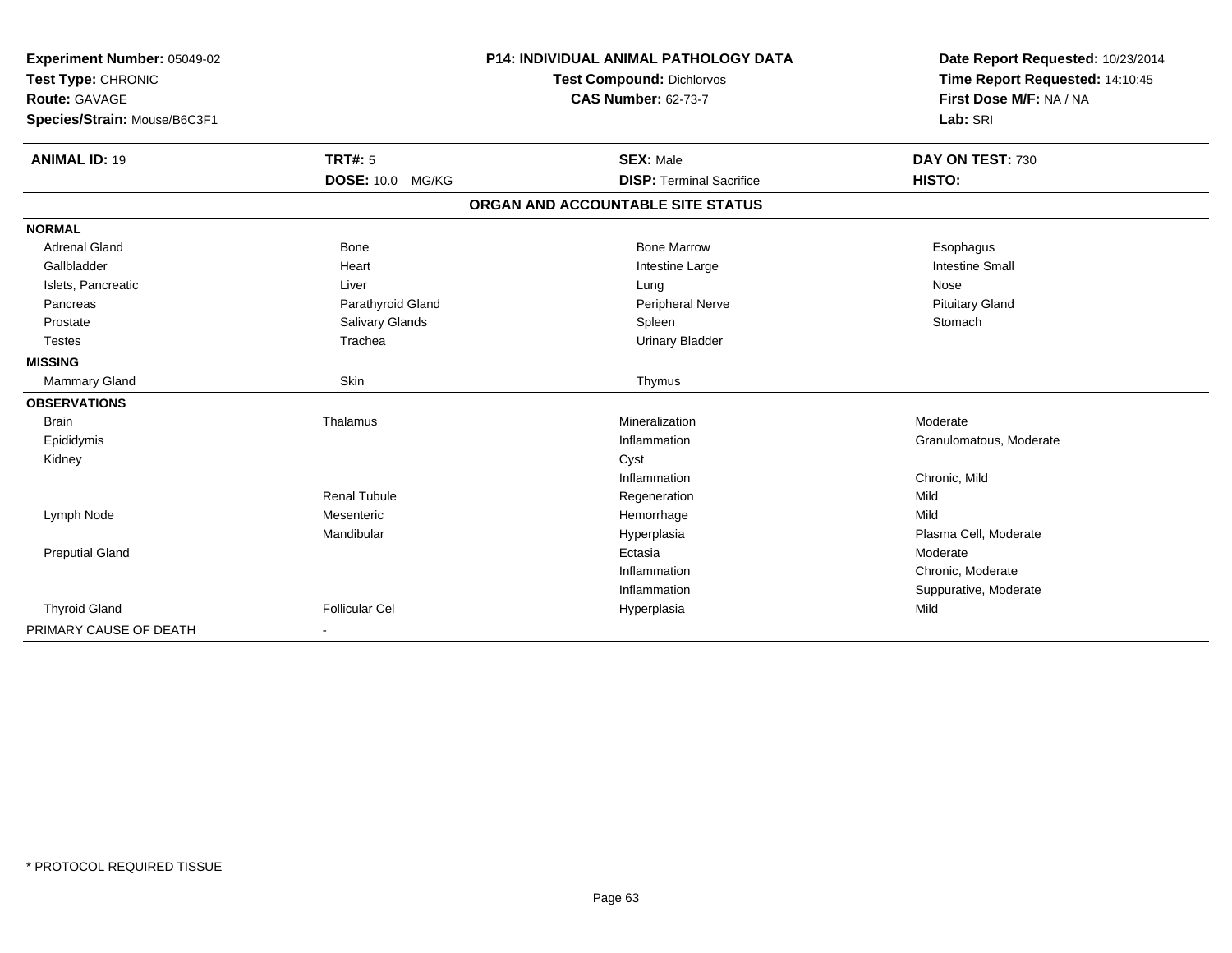**Experiment Number:** 05049-02
**Test Type:** CHRONIC
**Route:** GAVAGE
**Species/Strain:** Mouse/B6C3F1

**P14: INDIVIDUAL ANIMAL PATHOLOGY DATA**
**Test Compound:** Dichlorvos
**CAS Number:** 62-73-7

**Date Report Requested:** 10/23/2014
**Time Report Requested:** 14:10:45
**First Dose M/F:** NA / NA
**Lab:** SRI

| **ANIMAL ID:** 19 | **TRT#:** 5 | **SEX:** Male | **DAY ON TEST:** 730 |
|---|---|---|---|
| | **DOSE:** 10.0 MG/KG | **DISP:** Terminal Sacrifice | **HISTO:** |

## ORGAN AND ACCOUNTABLE SITE STATUS

| | | | |
|---|---|---|---|
| **NORMAL** | | | |
| Adrenal Gland | Bone | Bone Marrow | Esophagus |
| Gallbladder | Heart | Intestine Large | Intestine Small |
| Islets, Pancreatic | Liver | Lung | Nose |
| Pancreas | Parathyroid Gland | Peripheral Nerve | Pituitary Gland |
| Prostate | Salivary Glands | Spleen | Stomach |
| Testes | Trachea | Urinary Bladder | |
| **MISSING** | | | |
| Mammary Gland | Skin | Thymus | |
| **OBSERVATIONS** | | | |
| Brain | Thalamus | Mineralization | Moderate |
| Epididymis | | Inflammation | Granulomatous, Moderate |
| Kidney | | Cyst | |
| | | Inflammation | Chronic, Mild |
| | Renal Tubule | Regeneration | Mild |
| Lymph Node | Mesenteric | Hemorrhage | Mild |
| | Mandibular | Hyperplasia | Plasma Cell, Moderate |
| Preputial Gland | | Ectasia | Moderate |
| | | Inflammation | Chronic, Moderate |
| | | Inflammation | Suppurative, Moderate |
| Thyroid Gland | Follicular Cel | Hyperplasia | Mild |
| PRIMARY CAUSE OF DEATH | - | | |

* PROTOCOL REQUIRED TISSUE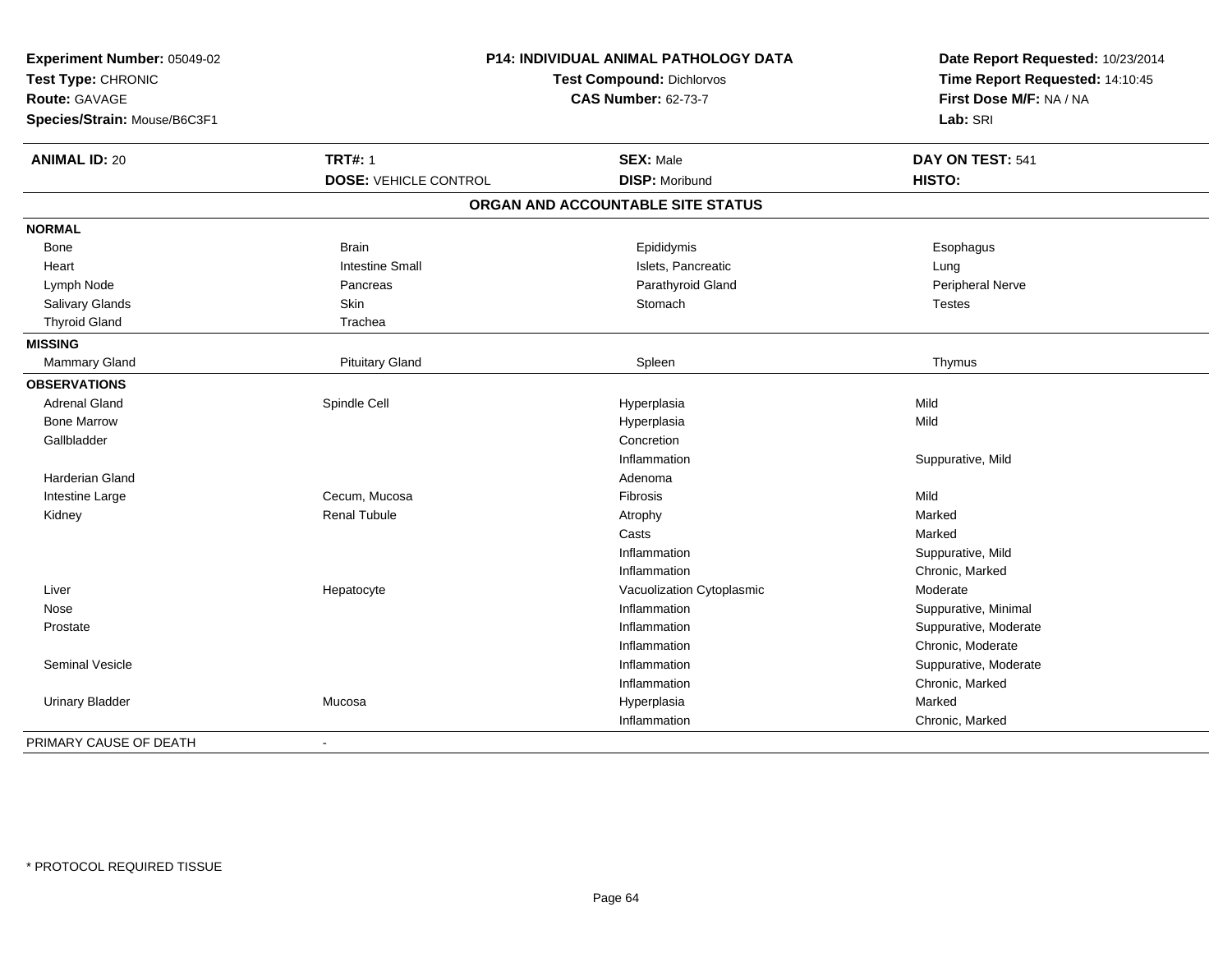**Experiment Number:** 05049-02
**Test Type:** CHRONIC
**Route:** GAVAGE
**Species/Strain:** Mouse/B6C3F1

**P14: INDIVIDUAL ANIMAL PATHOLOGY DATA**
**Test Compound:** Dichlorvos
**CAS Number:** 62-73-7

**Date Report Requested:** 10/23/2014
**Time Report Requested:** 14:10:45
**First Dose M/F:** NA / NA
**Lab:** SRI

| **ANIMAL ID:** 20 | **TRT#:** 1 | **SEX:** Male | **DAY ON TEST:** 541 |
|---|---|---|---|
| | **DOSE:** VEHICLE CONTROL | **DISP:** Moribund | **HISTO:** |

**ORGAN AND ACCOUNTABLE SITE STATUS**

| | | | |
|---|---|---|---|
| **NORMAL** | | | |
| Bone | Brain | Epididymis | Esophagus |
| Heart | Intestine Small | Islets, Pancreatic | Lung |
| Lymph Node | Pancreas | Parathyroid Gland | Peripheral Nerve |
| Salivary Glands | Skin | Stomach | Testes |
| Thyroid Gland | Trachea | | |
| **MISSING** | | | |
| Mammary Gland | Pituitary Gland | Spleen | Thymus |
| **OBSERVATIONS** | | | |
| Adrenal Gland | Spindle Cell | Hyperplasia | Mild |
| Bone Marrow | | Hyperplasia | Mild |
| Gallbladder | | Concretion | |
| | | Inflammation | Suppurative, Mild |
| Harderian Gland | | Adenoma | |
| Intestine Large | Cecum, Mucosa | Fibrosis | Mild |
| Kidney | Renal Tubule | Atrophy | Marked |
| | | Casts | Marked |
| | | Inflammation | Suppurative, Mild |
| | | Inflammation | Chronic, Marked |
| Liver | Hepatocyte | Vacuolization Cytoplasmic | Moderate |
| Nose | | Inflammation | Suppurative, Minimal |
| Prostate | | Inflammation | Suppurative, Moderate |
| | | Inflammation | Chronic, Moderate |
| Seminal Vesicle | | Inflammation | Suppurative, Moderate |
| | | Inflammation | Chronic, Marked |
| Urinary Bladder | Mucosa | Hyperplasia | Marked |
| | | Inflammation | Chronic, Marked |
| PRIMARY CAUSE OF DEATH | - | | |

* PROTOCOL REQUIRED TISSUE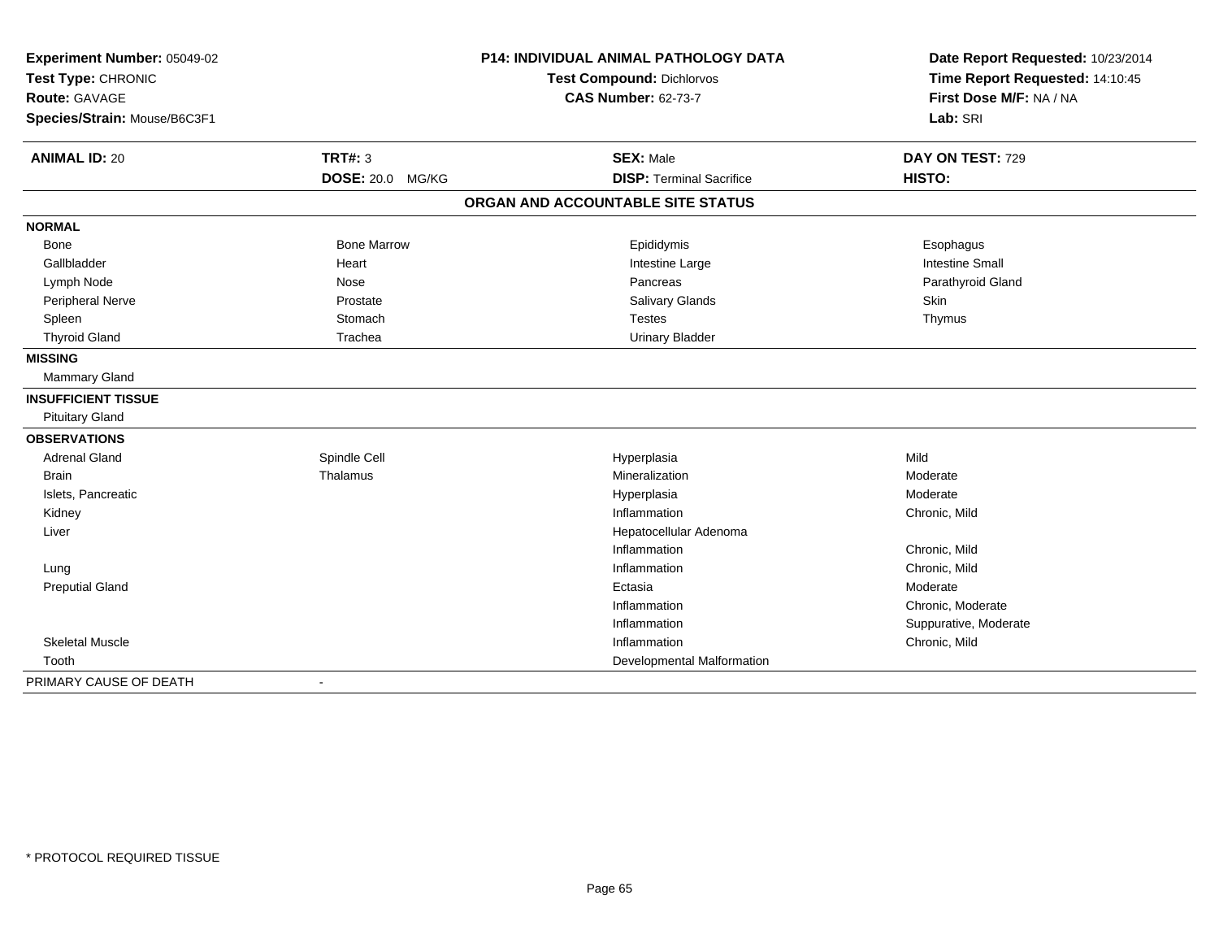**Experiment Number:** 05049-02
**Test Type:** CHRONIC
**Route:** GAVAGE
**Species/Strain:** Mouse/B6C3F1

**P14: INDIVIDUAL ANIMAL PATHOLOGY DATA**
**Test Compound:** Dichlorvos
**CAS Number:** 62-73-7

**Date Report Requested:** 10/23/2014
**Time Report Requested:** 14:10:45
**First Dose M/F:** NA / NA
**Lab:** SRI

| **ANIMAL ID:** 20 | **TRT#:** 3 | **SEX:** Male | **DAY ON TEST:** 729 |
|---|---|---|---|
| | **DOSE:** 20.0 MG/KG | **DISP:** Terminal Sacrifice | **HISTO:** |

## ORGAN AND ACCOUNTABLE SITE STATUS

| | | | |
|---|---|---|---|
| **NORMAL** | | | |
| Bone | Bone Marrow | Epididymis | Esophagus |
| Gallbladder | Heart | Intestine Large | Intestine Small |
| Lymph Node | Nose | Pancreas | Parathyroid Gland |
| Peripheral Nerve | Prostate | Salivary Glands | Skin |
| Spleen | Stomach | Testes | Thymus |
| Thyroid Gland | Trachea | Urinary Bladder | |
| **MISSING** | | | |
| Mammary Gland | | | |
| **INSUFFICIENT TISSUE** | | | |
| Pituitary Gland | | | |
| **OBSERVATIONS** | | | |
| Adrenal Gland | Spindle Cell | Hyperplasia | Mild |
| Brain | Thalamus | Mineralization | Moderate |
| Islets, Pancreatic | | Hyperplasia | Moderate |
| Kidney | | Inflammation | Chronic, Mild |
| Liver | | Hepatocellular Adenoma | |
| | | Inflammation | Chronic, Mild |
| Lung | | Inflammation | Chronic, Mild |
| Preputial Gland | | Ectasia | Moderate |
| | | Inflammation | Chronic, Moderate |
| | | Inflammation | Suppurative, Moderate |
| Skeletal Muscle | | Inflammation | Chronic, Mild |
| Tooth | | Developmental Malformation | |
| PRIMARY CAUSE OF DEATH | - | | |

* PROTOCOL REQUIRED TISSUE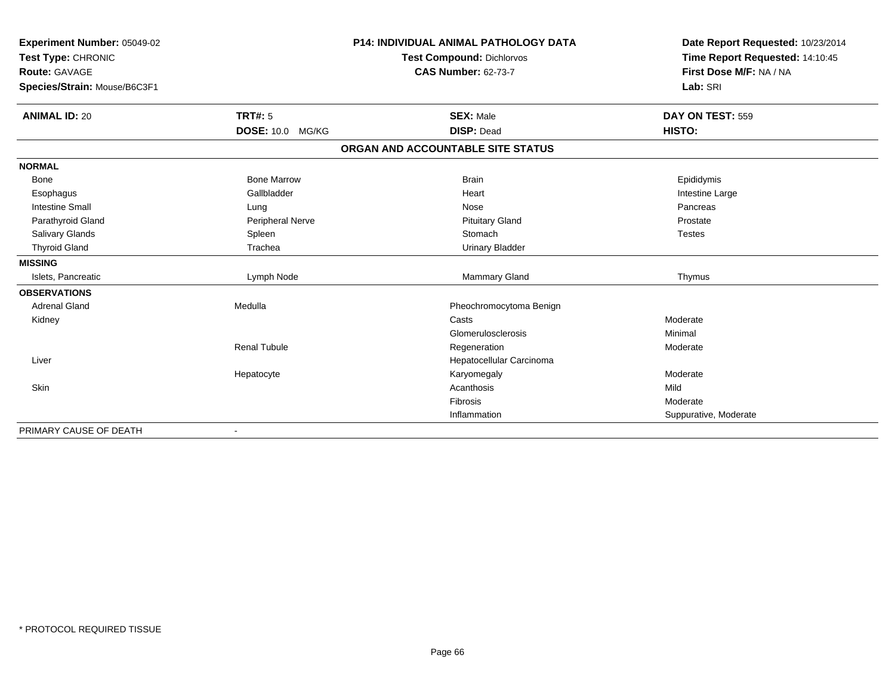**Experiment Number:** 05049-02
**Test Type:** CHRONIC
**Route:** GAVAGE
**Species/Strain:** Mouse/B6C3F1

**P14: INDIVIDUAL ANIMAL PATHOLOGY DATA**
**Test Compound:** Dichlorvos
**CAS Number:** 62-73-7

**Date Report Requested:** 10/23/2014
**Time Report Requested:** 14:10:45
**First Dose M/F:** NA / NA
**Lab:** SRI

| **ANIMAL ID:** 20 | **TRT#:** 5 | **SEX:** Male | **DAY ON TEST:** 559 |
|---|---|---|---|
| | **DOSE:** 10.0 MG/KG | **DISP:** Dead | **HISTO:** |

**ORGAN AND ACCOUNTABLE SITE STATUS**

| | | | |
|---|---|---|---|
| **NORMAL** | | | |
| Bone | Bone Marrow | Brain | Epididymis |
| Esophagus | Gallbladder | Heart | Intestine Large |
| Intestine Small | Lung | Nose | Pancreas |
| Parathyroid Gland | Peripheral Nerve | Pituitary Gland | Prostate |
| Salivary Glands | Spleen | Stomach | Testes |
| Thyroid Gland | Trachea | Urinary Bladder | |
| **MISSING** | | | |
| Islets, Pancreatic | Lymph Node | Mammary Gland | Thymus |
| **OBSERVATIONS** | | | |
| Adrenal Gland | Medulla | Pheochromocytoma Benign | |
| Kidney | | Casts | Moderate |
| | | Glomerulosclerosis | Minimal |
| | Renal Tubule | Regeneration | Moderate |
| Liver | | Hepatocellular Carcinoma | |
| | Hepatocyte | Karyomegaly | Moderate |
| Skin | | Acanthosis | Mild |
| | | Fibrosis | Moderate |
| | | Inflammation | Suppurative, Moderate |
| PRIMARY CAUSE OF DEATH | - | | |

* PROTOCOL REQUIRED TISSUE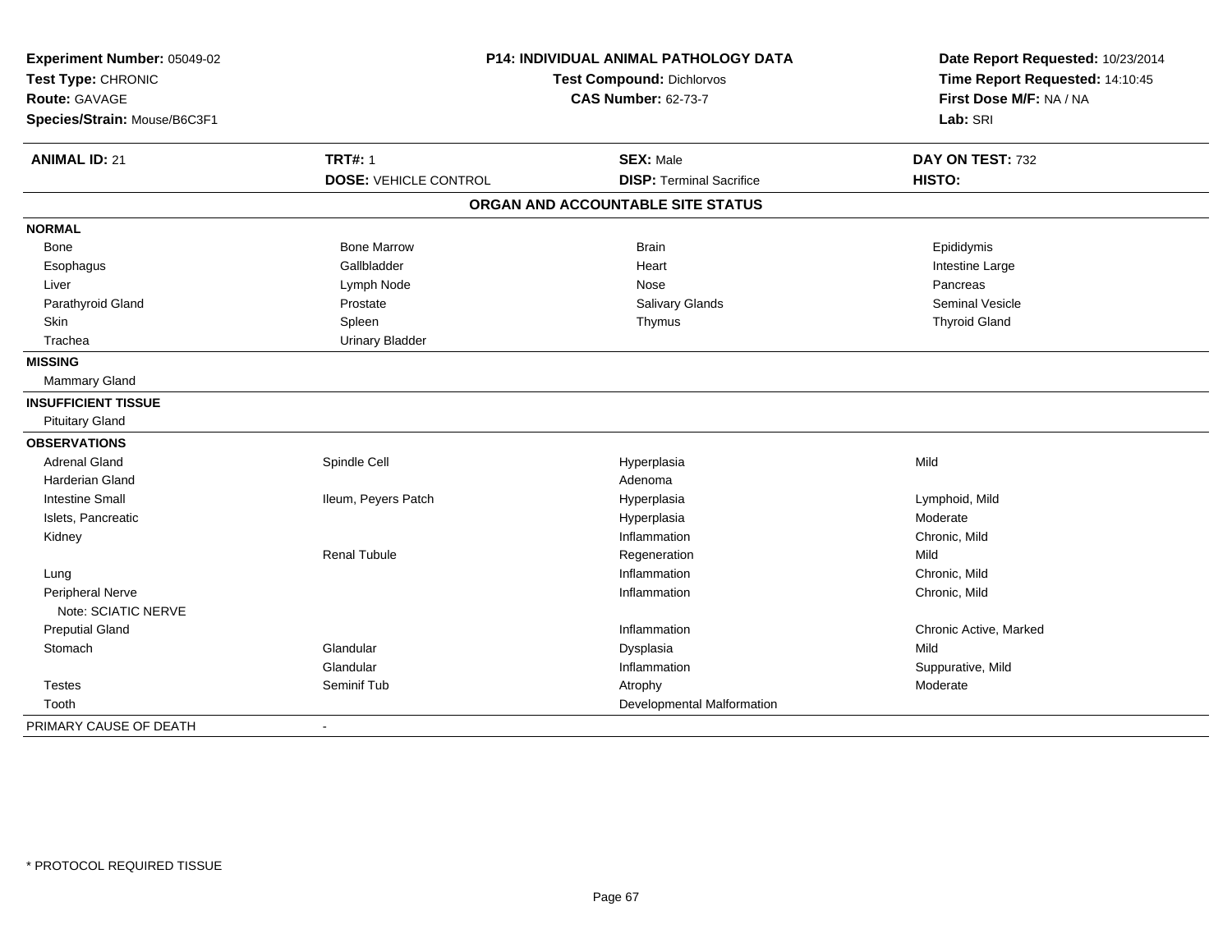**Experiment Number:** 05049-02
**Test Type:** CHRONIC
**Route:** GAVAGE
**Species/Strain:** Mouse/B6C3F1

**P14: INDIVIDUAL ANIMAL PATHOLOGY DATA**
**Test Compound:** Dichlorvos
**CAS Number:** 62-73-7

**Date Report Requested:** 10/23/2014
**Time Report Requested:** 14:10:45
**First Dose M/F:** NA / NA
**Lab:** SRI

| **ANIMAL ID:** 21 | **TRT#:** 1 | **SEX:** Male | **DAY ON TEST:** 732 |
|---|---|---|---|
| | **DOSE:** VEHICLE CONTROL | **DISP:** Terminal Sacrifice | **HISTO:** |

## ORGAN AND ACCOUNTABLE SITE STATUS

| | | | |
|---|---|---|---|
| **NORMAL** | | | |
| Bone | Bone Marrow | Brain | Epididymis |
| Esophagus | Gallbladder | Heart | Intestine Large |
| Liver | Lymph Node | Nose | Pancreas |
| Parathyroid Gland | Prostate | Salivary Glands | Seminal Vesicle |
| Skin | Spleen | Thymus | Thyroid Gland |
| Trachea | Urinary Bladder | | |
| **MISSING** | | | |
| Mammary Gland | | | |
| **INSUFFICIENT TISSUE** | | | |
| Pituitary Gland | | | |
| **OBSERVATIONS** | | | |
| Adrenal Gland | Spindle Cell | Hyperplasia | Mild |
| Harderian Gland | | Adenoma | |
| Intestine Small | Ileum, Peyers Patch | Hyperplasia | Lymphoid, Mild |
| Islets, Pancreatic | | Hyperplasia | Moderate |
| Kidney | | Inflammation | Chronic, Mild |
| | Renal Tubule | Regeneration | Mild |
| Lung | | Inflammation | Chronic, Mild |
| Peripheral Nerve | | Inflammation | Chronic, Mild |
| Note: SCIATIC NERVE | | | |
| Preputial Gland | | Inflammation | Chronic Active, Marked |
| Stomach | Glandular | Dysplasia | Mild |
| | Glandular | Inflammation | Suppurative, Mild |
| Testes | Seminif Tub | Atrophy | Moderate |
| Tooth | | Developmental Malformation | |
| PRIMARY CAUSE OF DEATH | - | | |

* PROTOCOL REQUIRED TISSUE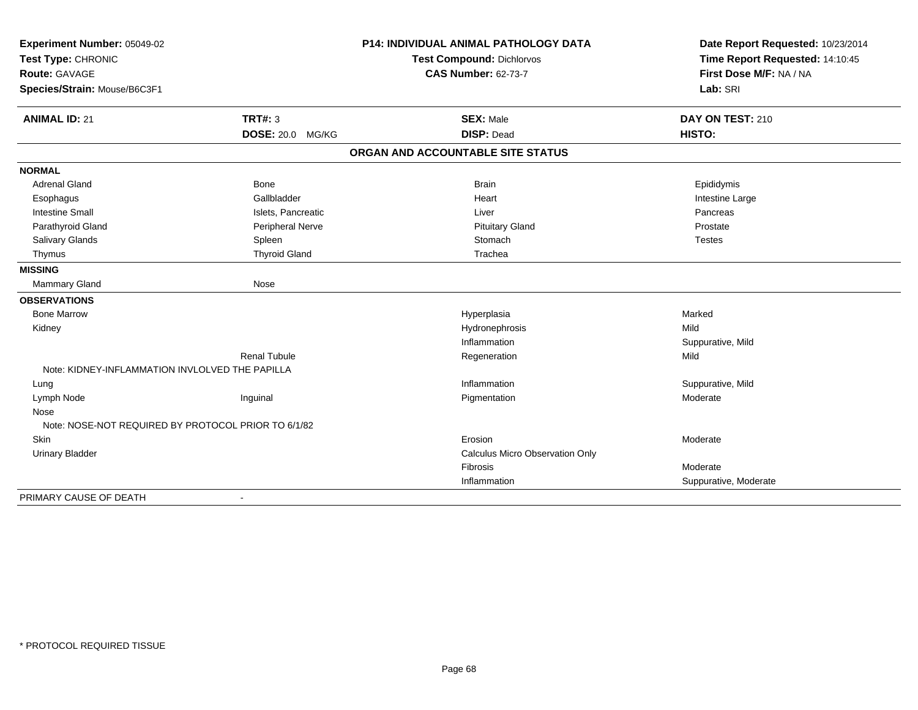**Experiment Number:** 05049-02
**Test Type:** CHRONIC
**Route:** GAVAGE
**Species/Strain:** Mouse/B6C3F1

**P14: INDIVIDUAL ANIMAL PATHOLOGY DATA**
**Test Compound:** Dichlorvos
**CAS Number:** 62-73-7

**Date Report Requested:** 10/23/2014
**Time Report Requested:** 14:10:45
**First Dose M/F:** NA / NA
**Lab:** SRI

| **ANIMAL ID:** 21 | **TRT#:** 3 | **SEX:** Male | **DAY ON TEST:** 210 |
|---|---|---|---|
| | **DOSE:** 20.0 MG/KG | **DISP:** Dead | **HISTO:** |

**ORGAN AND ACCOUNTABLE SITE STATUS**

| | | | |
|---|---|---|---|
| **NORMAL** | | | |
| Adrenal Gland | Bone | Brain | Epididymis |
| Esophagus | Gallbladder | Heart | Intestine Large |
| Intestine Small | Islets, Pancreatic | Liver | Pancreas |
| Parathyroid Gland | Peripheral Nerve | Pituitary Gland | Prostate |
| Salivary Glands | Spleen | Stomach | Testes |
| Thymus | Thyroid Gland | Trachea | |
| **MISSING** | | | |
| Mammary Gland | Nose | | |
| **OBSERVATIONS** | | | |
| Bone Marrow | | Hyperplasia | Marked |
| Kidney | | Hydronephrosis | Mild |
| | | Inflammation | Suppurative, Mild |
| | Renal Tubule | Regeneration | Mild |
| Note: KIDNEY-INFLAMMATION INVLOLVED THE PAPILLA | | | |
| Lung | | Inflammation | Suppurative, Mild |
| Lymph Node | Inguinal | Pigmentation | Moderate |
| Nose | | | |
| Note: NOSE-NOT REQUIRED BY PROTOCOL PRIOR TO 6/1/82 | | | |
| Skin | | Erosion | Moderate |
| Urinary Bladder | | Calculus Micro Observation Only | |
| | | Fibrosis | Moderate |
| | | Inflammation | Suppurative, Moderate |
| PRIMARY CAUSE OF DEATH | - | | |

\* PROTOCOL REQUIRED TISSUE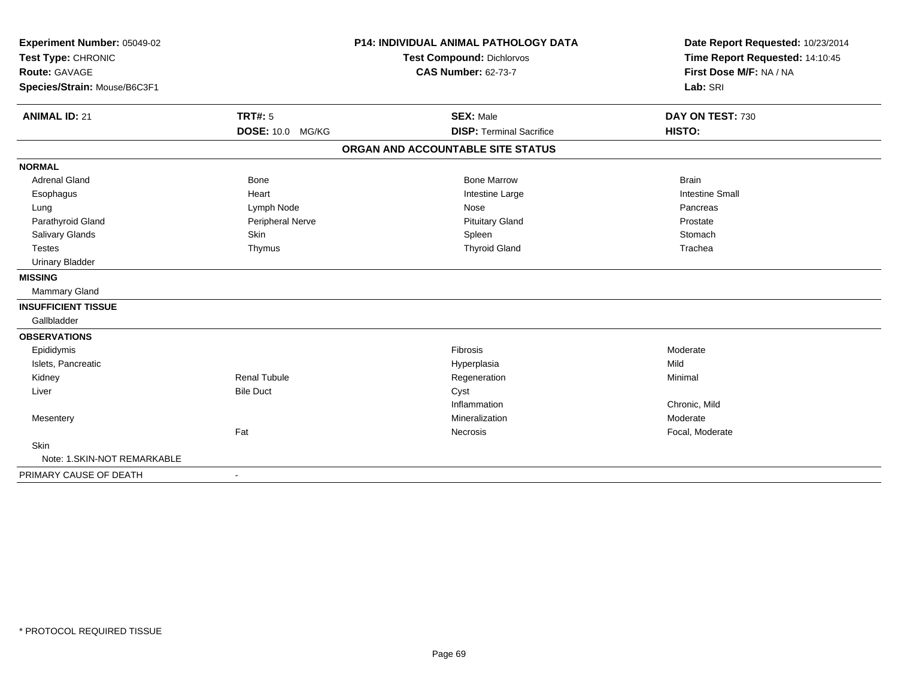**Experiment Number:** 05049-02
**Test Type:** CHRONIC
**Route:** GAVAGE
**Species/Strain:** Mouse/B6C3F1

**P14: INDIVIDUAL ANIMAL PATHOLOGY DATA**
**Test Compound:** Dichlorvos
**CAS Number:** 62-73-7

**Date Report Requested:** 10/23/2014
**Time Report Requested:** 14:10:45
**First Dose M/F:** NA / NA
**Lab:** SRI

| **ANIMAL ID:** 21 | **TRT#:** 5 | **SEX:** Male | **DAY ON TEST:** 730 |
|---|---|---|---|
| | **DOSE:** 10.0 MG/KG | **DISP:** Terminal Sacrifice | **HISTO:** |

**ORGAN AND ACCOUNTABLE SITE STATUS**

| | | | |
|---|---|---|---|
| **NORMAL** | | | |
| Adrenal Gland | Bone | Bone Marrow | Brain |
| Esophagus | Heart | Intestine Large | Intestine Small |
| Lung | Lymph Node | Nose | Pancreas |
| Parathyroid Gland | Peripheral Nerve | Pituitary Gland | Prostate |
| Salivary Glands | Skin | Spleen | Stomach |
| Testes | Thymus | Thyroid Gland | Trachea |
| Urinary Bladder | | | |
| **MISSING** | | | |
| Mammary Gland | | | |
| **INSUFFICIENT TISSUE** | | | |
| Gallbladder | | | |
| **OBSERVATIONS** | | | |
| Epididymis | | Fibrosis | Moderate |
| Islets, Pancreatic | | Hyperplasia | Mild |
| Kidney | Renal Tubule | Regeneration | Minimal |
| Liver | Bile Duct | Cyst | |
| | | Inflammation | Chronic, Mild |
| Mesentery | | Mineralization | Moderate |
| | Fat | Necrosis | Focal, Moderate |
| Skin | | | |
| Note: 1.SKIN-NOT REMARKABLE | | | |
| PRIMARY CAUSE OF DEATH | - | | |

\* PROTOCOL REQUIRED TISSUE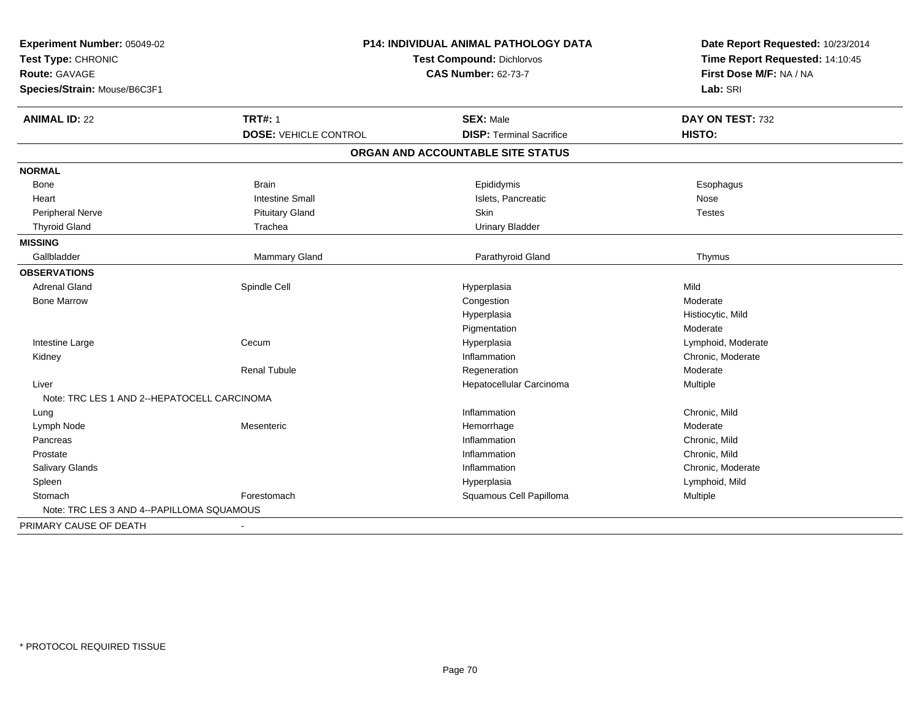**Experiment Number:** 05049-02
**Test Type:** CHRONIC
**Route:** GAVAGE
**Species/Strain:** Mouse/B6C3F1

**P14: INDIVIDUAL ANIMAL PATHOLOGY DATA**
**Test Compound:** Dichlorvos
**CAS Number:** 62-73-7

**Date Report Requested:** 10/23/2014
**Time Report Requested:** 14:10:45
**First Dose M/F:** NA / NA
**Lab:** SRI

| **ANIMAL ID:** 22 | **TRT#:** 1 | **SEX:** Male | **DAY ON TEST:** 732 |
|---|---|---|---|
| | **DOSE:** VEHICLE CONTROL | **DISP:** Terminal Sacrifice | **HISTO:** |

## ORGAN AND ACCOUNTABLE SITE STATUS

| | | | |
|---|---|---|---|
| **NORMAL** | | | |
| Bone | Brain | Epididymis | Esophagus |
| Heart | Intestine Small | Islets, Pancreatic | Nose |
| Peripheral Nerve | Pituitary Gland | Skin | Testes |
| Thyroid Gland | Trachea | Urinary Bladder | |
| **MISSING** | | | |
| Gallbladder | Mammary Gland | Parathyroid Gland | Thymus |
| **OBSERVATIONS** | | | |
| Adrenal Gland | Spindle Cell | Hyperplasia | Mild |
| Bone Marrow | | Congestion | Moderate |
| | | Hyperplasia | Histiocytic, Mild |
| | | Pigmentation | Moderate |
| Intestine Large | Cecum | Hyperplasia | Lymphoid, Moderate |
| Kidney | | Inflammation | Chronic, Moderate |
| | Renal Tubule | Regeneration | Moderate |
| Liver | | Hepatocellular Carcinoma | Multiple |
| Note: TRC LES 1 AND 2--HEPATOCELL CARCINOMA | | | |
| Lung | | Inflammation | Chronic, Mild |
| Lymph Node | Mesenteric | Hemorrhage | Moderate |
| Pancreas | | Inflammation | Chronic, Mild |
| Prostate | | Inflammation | Chronic, Mild |
| Salivary Glands | | Inflammation | Chronic, Moderate |
| Spleen | | Hyperplasia | Lymphoid, Mild |
| Stomach | Forestomach | Squamous Cell Papilloma | Multiple |
| Note: TRC LES 3 AND 4--PAPILLOMA SQUAMOUS | | | |
| PRIMARY CAUSE OF DEATH | - | | |

* PROTOCOL REQUIRED TISSUE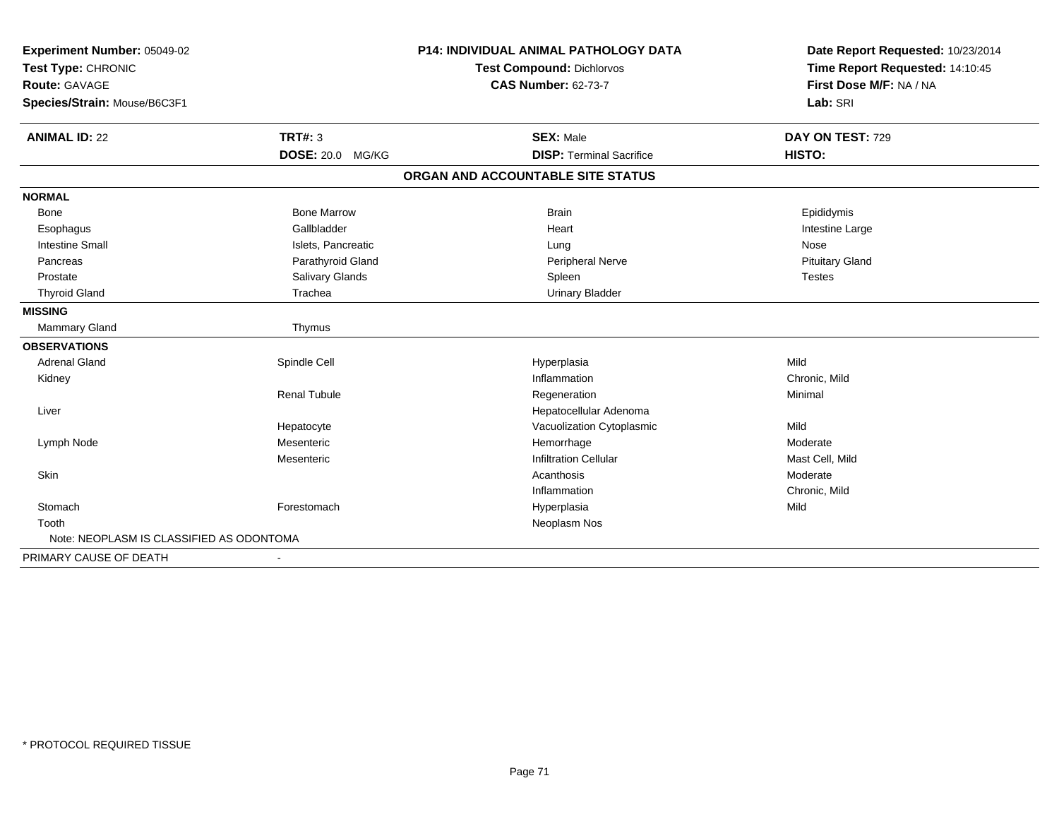**Experiment Number:** 05049-02
**Test Type:** CHRONIC
**Route:** GAVAGE
**Species/Strain:** Mouse/B6C3F1

**P14: INDIVIDUAL ANIMAL PATHOLOGY DATA**
**Test Compound:** Dichlorvos
**CAS Number:** 62-73-7

**Date Report Requested:** 10/23/2014
**Time Report Requested:** 14:10:45
**First Dose M/F:** NA / NA
**Lab:** SRI

| **ANIMAL ID:** 22 | **TRT#:** 3 | **SEX:** Male | **DAY ON TEST:** 729 |
|---|---|---|---|
| | **DOSE:** 20.0 MG/KG | **DISP:** Terminal Sacrifice | **HISTO:** |

## ORGAN AND ACCOUNTABLE SITE STATUS

| | | | |
|---|---|---|---|
| **NORMAL** | | | |
| Bone | Bone Marrow | Brain | Epididymis |
| Esophagus | Gallbladder | Heart | Intestine Large |
| Intestine Small | Islets, Pancreatic | Lung | Nose |
| Pancreas | Parathyroid Gland | Peripheral Nerve | Pituitary Gland |
| Prostate | Salivary Glands | Spleen | Testes |
| Thyroid Gland | Trachea | Urinary Bladder | |
| **MISSING** | | | |
| Mammary Gland | Thymus | | |
| **OBSERVATIONS** | | | |
| Adrenal Gland | Spindle Cell | Hyperplasia | Mild |
| Kidney | | Inflammation | Chronic, Mild |
| | Renal Tubule | Regeneration | Minimal |
| Liver | | Hepatocellular Adenoma | |
| | Hepatocyte | Vacuolization Cytoplasmic | Mild |
| Lymph Node | Mesenteric | Hemorrhage | Moderate |
| | Mesenteric | Infiltration Cellular | Mast Cell, Mild |
| Skin | | Acanthosis | Moderate |
| | | Inflammation | Chronic, Mild |
| Stomach | Forestomach | Hyperplasia | Mild |
| Tooth | | Neoplasm Nos | |
| Note: NEOPLASM IS CLASSIFIED AS ODONTOMA | | | |
| PRIMARY CAUSE OF DEATH | - | | |

* PROTOCOL REQUIRED TISSUE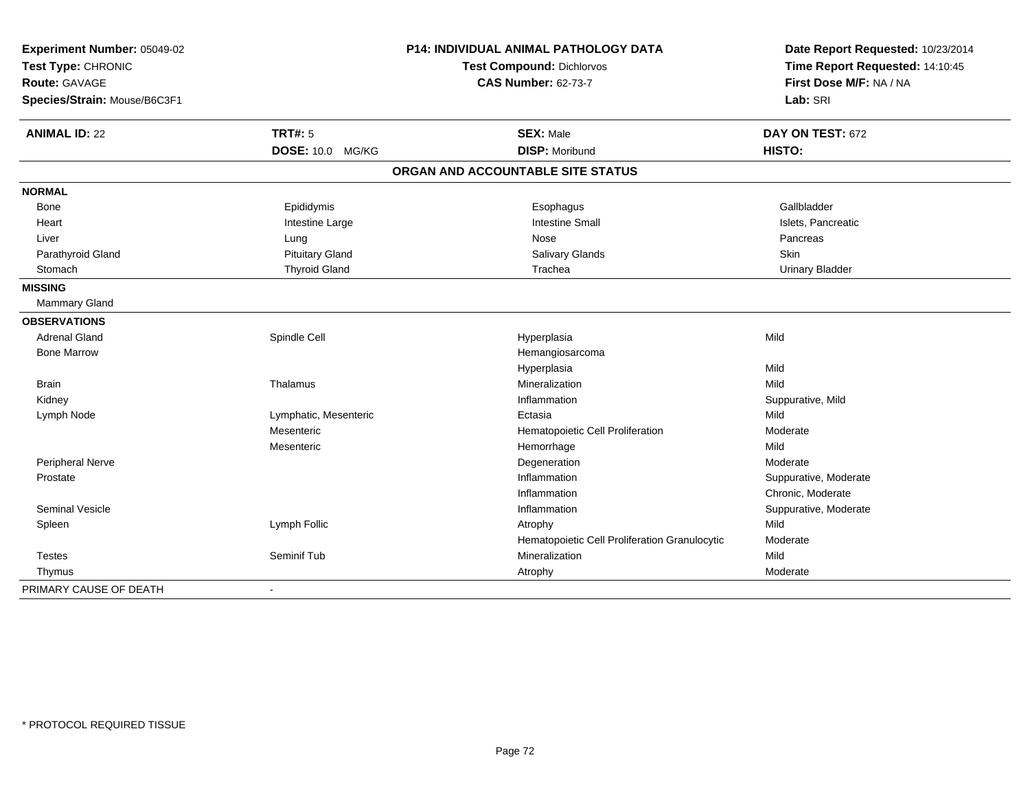**Experiment Number:** 05049-02
**Test Type:** CHRONIC
**Route:** GAVAGE
**Species/Strain:** Mouse/B6C3F1

**P14: INDIVIDUAL ANIMAL PATHOLOGY DATA**
**Test Compound:** Dichlorvos
**CAS Number:** 62-73-7

**Date Report Requested:** 10/23/2014
**Time Report Requested:** 14:10:45
**First Dose M/F:** NA / NA
**Lab:** SRI

| **ANIMAL ID:** 22 | **TRT#:** 5 | **SEX:** Male | **DAY ON TEST:** 672 |
|---|---|---|---|
| | **DOSE:** 10.0 MG/KG | **DISP:** Moribund | **HISTO:** |

## ORGAN AND ACCOUNTABLE SITE STATUS

| | | | |
|---|---|---|---|
| **NORMAL** | | | |
| Bone | Epididymis | Esophagus | Gallbladder |
| Heart | Intestine Large | Intestine Small | Islets, Pancreatic |
| Liver | Lung | Nose | Pancreas |
| Parathyroid Gland | Pituitary Gland | Salivary Glands | Skin |
| Stomach | Thyroid Gland | Trachea | Urinary Bladder |
| **MISSING** | | | |
| Mammary Gland | | | |
| **OBSERVATIONS** | | | |
| Adrenal Gland | Spindle Cell | Hyperplasia | Mild |
| Bone Marrow | | Hemangiosarcoma | |
| | | Hyperplasia | Mild |
| Brain | Thalamus | Mineralization | Mild |
| Kidney | | Inflammation | Suppurative, Mild |
| Lymph Node | Lymphatic, Mesenteric | Ectasia | Mild |
| | Mesenteric | Hematopoietic Cell Proliferation | Moderate |
| | Mesenteric | Hemorrhage | Mild |
| Peripheral Nerve | | Degeneration | Moderate |
| Prostate | | Inflammation | Suppurative, Moderate |
| | | Inflammation | Chronic, Moderate |
| Seminal Vesicle | | Inflammation | Suppurative, Moderate |
| Spleen | Lymph Follic | Atrophy | Mild |
| | | Hematopoietic Cell Proliferation Granulocytic | Moderate |
| Testes | Seminif Tub | Mineralization | Mild |
| Thymus | | Atrophy | Moderate |
| PRIMARY CAUSE OF DEATH | - | | |

\* PROTOCOL REQUIRED TISSUE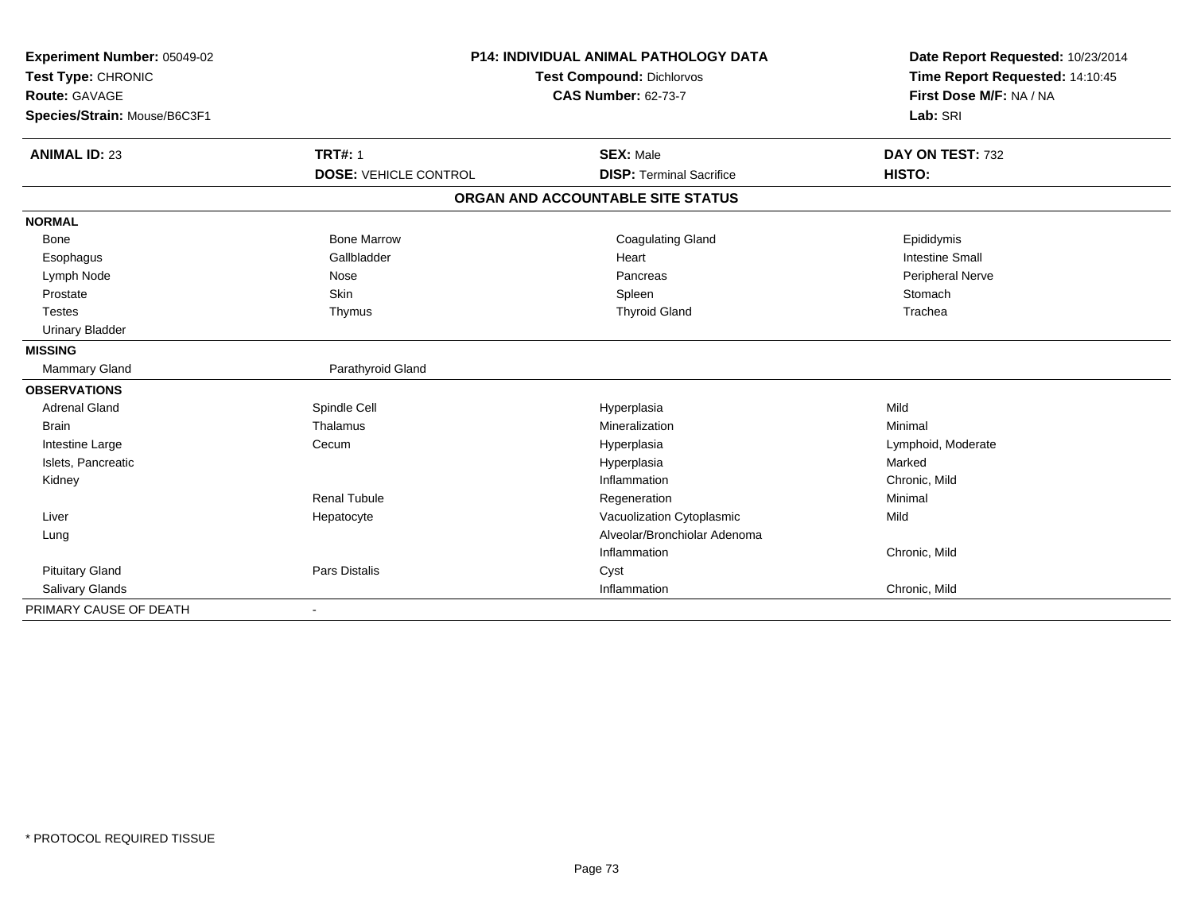**Experiment Number:** 05049-02
**Test Type:** CHRONIC
**Route:** GAVAGE
**Species/Strain:** Mouse/B6C3F1

**P14: INDIVIDUAL ANIMAL PATHOLOGY DATA**
**Test Compound:** Dichlorvos
**CAS Number:** 62-73-7

**Date Report Requested:** 10/23/2014
**Time Report Requested:** 14:10:45
**First Dose M/F:** NA / NA
**Lab:** SRI

| **ANIMAL ID:** 23 | **TRT#:** 1 | **SEX:** Male | **DAY ON TEST:** 732 |
|---|---|---|---|
| | **DOSE:** VEHICLE CONTROL | **DISP:** Terminal Sacrifice | **HISTO:** |

**ORGAN AND ACCOUNTABLE SITE STATUS**

| | | | |
|---|---|---|---|
| **NORMAL** | | | |
| Bone | Bone Marrow | Coagulating Gland | Epididymis |
| Esophagus | Gallbladder | Heart | Intestine Small |
| Lymph Node | Nose | Pancreas | Peripheral Nerve |
| Prostate | Skin | Spleen | Stomach |
| Testes | Thymus | Thyroid Gland | Trachea |
| Urinary Bladder | | | |
| **MISSING** | | | |
| Mammary Gland | Parathyroid Gland | | |
| **OBSERVATIONS** | | | |
| Adrenal Gland | Spindle Cell | Hyperplasia | Mild |
| Brain | Thalamus | Mineralization | Minimal |
| Intestine Large | Cecum | Hyperplasia | Lymphoid, Moderate |
| Islets, Pancreatic | | Hyperplasia | Marked |
| Kidney | | Inflammation | Chronic, Mild |
| | Renal Tubule | Regeneration | Minimal |
| Liver | Hepatocyte | Vacuolization Cytoplasmic | Mild |
| Lung | | Alveolar/Bronchiolar Adenoma | |
| | | Inflammation | Chronic, Mild |
| Pituitary Gland | Pars Distalis | Cyst | |
| Salivary Glands | | Inflammation | Chronic, Mild |
| PRIMARY CAUSE OF DEATH | - | | |

\* PROTOCOL REQUIRED TISSUE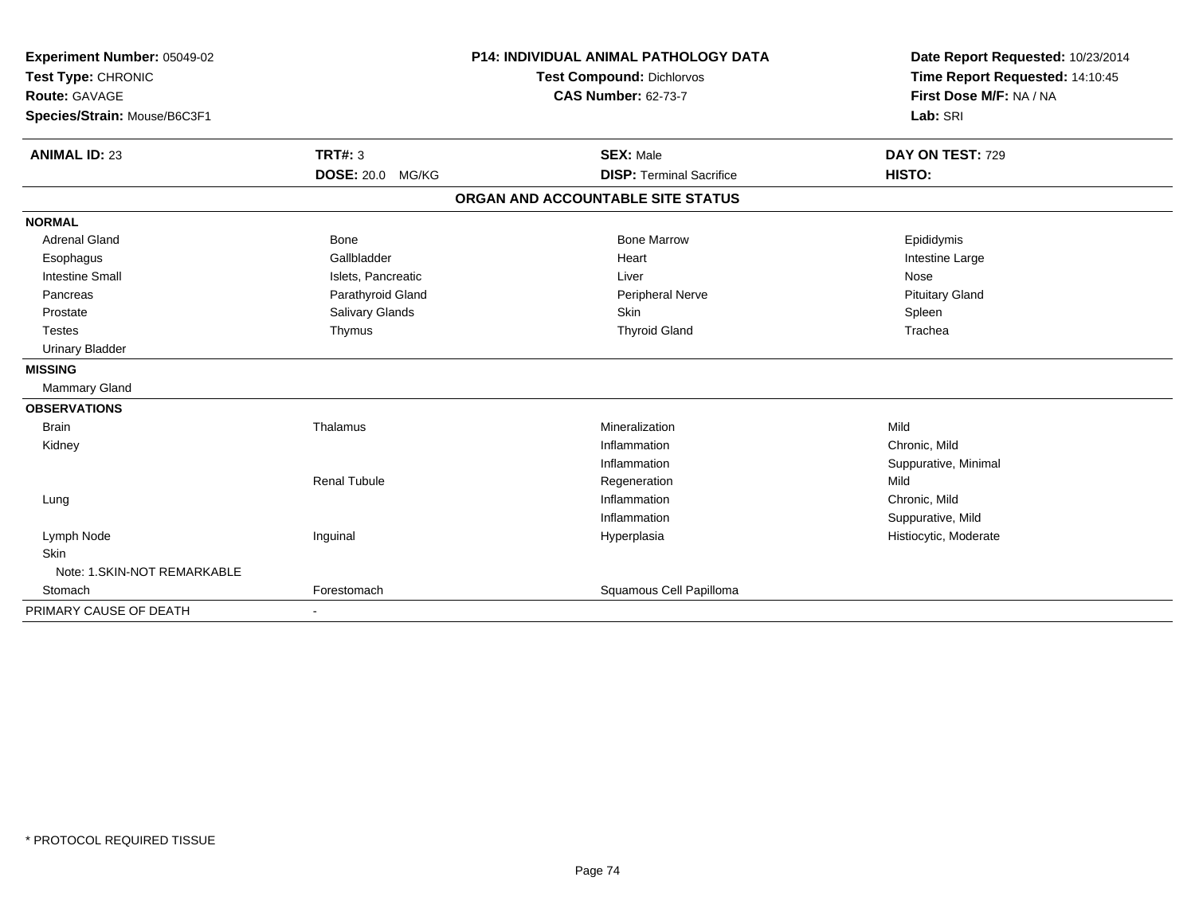**Experiment Number:** 05049-02
**Test Type:** CHRONIC
**Route:** GAVAGE
**Species/Strain:** Mouse/B6C3F1

**P14: INDIVIDUAL ANIMAL PATHOLOGY DATA**
**Test Compound:** Dichlorvos
**CAS Number:** 62-73-7

**Date Report Requested:** 10/23/2014
**Time Report Requested:** 14:10:45
**First Dose M/F:** NA / NA
**Lab:** SRI

| **ANIMAL ID:** 23 | **TRT#:** 3 | **SEX:** Male | **DAY ON TEST:** 729 |
|---|---|---|---|
| | **DOSE:** 20.0 MG/KG | **DISP:** Terminal Sacrifice | **HISTO:** |

**ORGAN AND ACCOUNTABLE SITE STATUS**

| | | | |
|---|---|---|---|
| **NORMAL** | | | |
| Adrenal Gland | Bone | Bone Marrow | Epididymis |
| Esophagus | Gallbladder | Heart | Intestine Large |
| Intestine Small | Islets, Pancreatic | Liver | Nose |
| Pancreas | Parathyroid Gland | Peripheral Nerve | Pituitary Gland |
| Prostate | Salivary Glands | Skin | Spleen |
| Testes | Thymus | Thyroid Gland | Trachea |
| Urinary Bladder | | | |
| **MISSING** | | | |
| Mammary Gland | | | |
| **OBSERVATIONS** | | | |
| Brain | Thalamus | Mineralization | Mild |
| Kidney | | Inflammation | Chronic, Mild |
| | | Inflammation | Suppurative, Minimal |
| | Renal Tubule | Regeneration | Mild |
| Lung | | Inflammation | Chronic, Mild |
| | | Inflammation | Suppurative, Mild |
| Lymph Node | Inguinal | Hyperplasia | Histiocytic, Moderate |
| Skin | | | |
| Note: 1.SKIN-NOT REMARKABLE | | | |
| Stomach | Forestomach | Squamous Cell Papilloma | |
| PRIMARY CAUSE OF DEATH | - | | |

* PROTOCOL REQUIRED TISSUE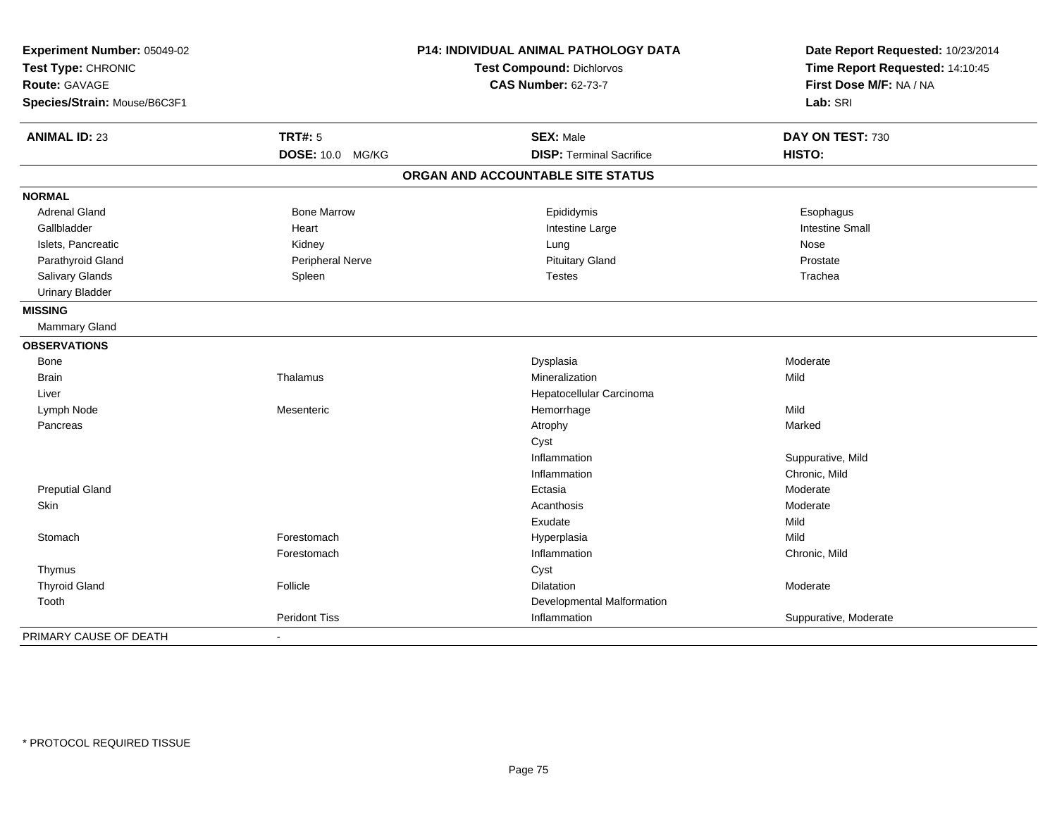**Experiment Number:** 05049-02
**Test Type:** CHRONIC
**Route:** GAVAGE
**Species/Strain:** Mouse/B6C3F1

**P14: INDIVIDUAL ANIMAL PATHOLOGY DATA**
**Test Compound:** Dichlorvos
**CAS Number:** 62-73-7

**Date Report Requested:** 10/23/2014
**Time Report Requested:** 14:10:45
**First Dose M/F:** NA / NA
**Lab:** SRI

| **ANIMAL ID:** 23 | **TRT#:** 5 | **SEX:** Male | **DAY ON TEST:** 730 |
|---|---|---|---|
| | **DOSE:** 10.0 MG/KG | **DISP:** Terminal Sacrifice | **HISTO:** |

## ORGAN AND ACCOUNTABLE SITE STATUS

| | | | |
|---|---|---|---|
| **NORMAL** | | | |
| Adrenal Gland | Bone Marrow | Epididymis | Esophagus |
| Gallbladder | Heart | Intestine Large | Intestine Small |
| Islets, Pancreatic | Kidney | Lung | Nose |
| Parathyroid Gland | Peripheral Nerve | Pituitary Gland | Prostate |
| Salivary Glands | Spleen | Testes | Trachea |
| Urinary Bladder | | | |
| **MISSING** | | | |
| Mammary Gland | | | |
| **OBSERVATIONS** | | | |
| Bone | | Dysplasia | Moderate |
| Brain | Thalamus | Mineralization | Mild |
| Liver | | Hepatocellular Carcinoma | |
| Lymph Node | Mesenteric | Hemorrhage | Mild |
| Pancreas | | Atrophy | Marked |
| | | Cyst | |
| | | Inflammation | Suppurative, Mild |
| | | Inflammation | Chronic, Mild |
| Preputial Gland | | Ectasia | Moderate |
| Skin | | Acanthosis | Moderate |
| | | Exudate | Mild |
| Stomach | Forestomach | Hyperplasia | Mild |
| | Forestomach | Inflammation | Chronic, Mild |
| Thymus | | Cyst | |
| Thyroid Gland | Follicle | Dilatation | Moderate |
| Tooth | | Developmental Malformation | |
| | Peridont Tiss | Inflammation | Suppurative, Moderate |
| PRIMARY CAUSE OF DEATH | - | | |

* PROTOCOL REQUIRED TISSUE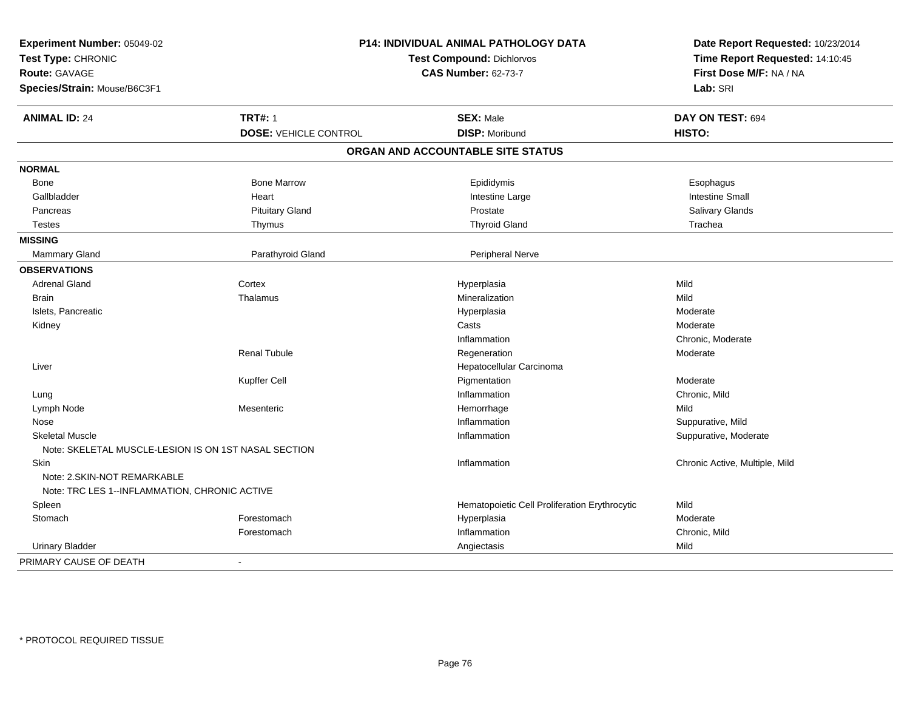**Experiment Number:** 05049-02
**Test Type:** CHRONIC
**Route:** GAVAGE
**Species/Strain:** Mouse/B6C3F1

**P14: INDIVIDUAL ANIMAL PATHOLOGY DATA**
**Test Compound:** Dichlorvos
**CAS Number:** 62-73-7

**Date Report Requested:** 10/23/2014
**Time Report Requested:** 14:10:45
**First Dose M/F:** NA / NA
**Lab:** SRI

| **ANIMAL ID:** 24 | **TRT#:** 1 | **SEX:** Male | **DAY ON TEST:** 694 |
|---|---|---|---|
| | **DOSE:** VEHICLE CONTROL | **DISP:** Moribund | **HISTO:** |

## ORGAN AND ACCOUNTABLE SITE STATUS

| | | | |
|---|---|---|---|
| **NORMAL** | | | |
| Bone | Bone Marrow | Epididymis | Esophagus |
| Gallbladder | Heart | Intestine Large | Intestine Small |
| Pancreas | Pituitary Gland | Prostate | Salivary Glands |
| Testes | Thymus | Thyroid Gland | Trachea |
| **MISSING** | | | |
| Mammary Gland | Parathyroid Gland | Peripheral Nerve | |
| **OBSERVATIONS** | | | |
| Adrenal Gland | Cortex | Hyperplasia | Mild |
| Brain | Thalamus | Mineralization | Mild |
| Islets, Pancreatic | | Hyperplasia | Moderate |
| Kidney | | Casts | Moderate |
| | | Inflammation | Chronic, Moderate |
| | Renal Tubule | Regeneration | Moderate |
| Liver | | Hepatocellular Carcinoma | |
| | Kupffer Cell | Pigmentation | Moderate |
| Lung | | Inflammation | Chronic, Mild |
| Lymph Node | Mesenteric | Hemorrhage | Mild |
| Nose | | Inflammation | Suppurative, Mild |
| Skeletal Muscle | | Inflammation | Suppurative, Moderate |
| Note: SKELETAL MUSCLE-LESION IS ON 1ST NASAL SECTION | | | |
| Skin | | Inflammation | Chronic Active, Multiple, Mild |
| Note: 2.SKIN-NOT REMARKABLE | | | |
| Note: TRC LES 1--INFLAMMATION, CHRONIC ACTIVE | | | |
| Spleen | | Hematopoietic Cell Proliferation Erythrocytic | Mild |
| Stomach | Forestomach | Hyperplasia | Moderate |
| | Forestomach | Inflammation | Chronic, Mild |
| Urinary Bladder | | Angiectasis | Mild |
| PRIMARY CAUSE OF DEATH | - | | |

\* PROTOCOL REQUIRED TISSUE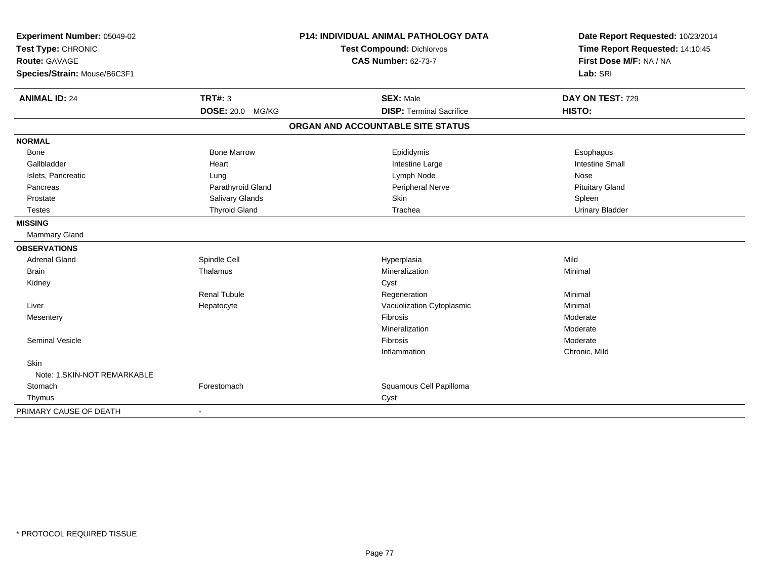**Experiment Number:** 05049-02
**Test Type:** CHRONIC
**Route:** GAVAGE
**Species/Strain:** Mouse/B6C3F1

**P14: INDIVIDUAL ANIMAL PATHOLOGY DATA**
**Test Compound:** Dichlorvos
**CAS Number:** 62-73-7

**Date Report Requested:** 10/23/2014
**Time Report Requested:** 14:10:45
**First Dose M/F:** NA / NA
**Lab:** SRI

| **ANIMAL ID:** 24 | **TRT#:** 3 | **SEX:** Male | **DAY ON TEST:** 729 |
|---|---|---|---|
| | **DOSE:** 20.0 MG/KG | **DISP:** Terminal Sacrifice | **HISTO:** |

**ORGAN AND ACCOUNTABLE SITE STATUS**

| | | | |
|---|---|---|---|
| **NORMAL** | | | |
| Bone | Bone Marrow | Epididymis | Esophagus |
| Gallbladder | Heart | Intestine Large | Intestine Small |
| Islets, Pancreatic | Lung | Lymph Node | Nose |
| Pancreas | Parathyroid Gland | Peripheral Nerve | Pituitary Gland |
| Prostate | Salivary Glands | Skin | Spleen |
| Testes | Thyroid Gland | Trachea | Urinary Bladder |
| **MISSING** | | | |
| Mammary Gland | | | |
| **OBSERVATIONS** | | | |
| Adrenal Gland | Spindle Cell | Hyperplasia | Mild |
| Brain | Thalamus | Mineralization | Minimal |
| Kidney | | Cyst | |
| | Renal Tubule | Regeneration | Minimal |
| Liver | Hepatocyte | Vacuolization Cytoplasmic | Minimal |
| Mesentery | | Fibrosis | Moderate |
| | | Mineralization | Moderate |
| Seminal Vesicle | | Fibrosis | Moderate |
| | | Inflammation | Chronic, Mild |
| Skin | | | |
| Note: 1.SKIN-NOT REMARKABLE | | | |
| Stomach | Forestomach | Squamous Cell Papilloma | |
| Thymus | | Cyst | |
| PRIMARY CAUSE OF DEATH | - | | |

* PROTOCOL REQUIRED TISSUE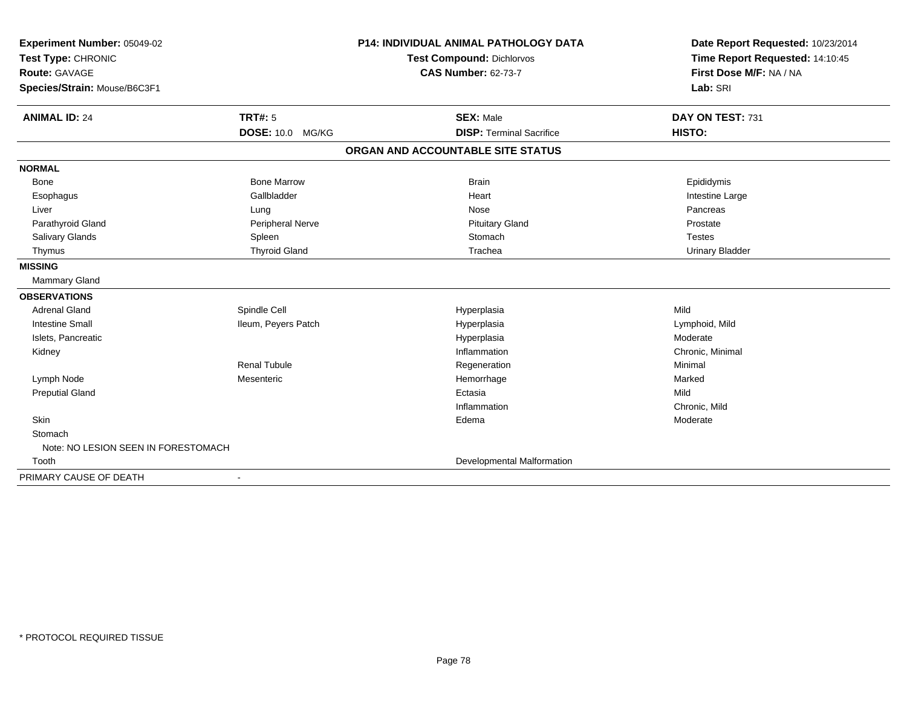**Experiment Number:** 05049-02
**Test Type:** CHRONIC
**Route:** GAVAGE
**Species/Strain:** Mouse/B6C3F1

**P14: INDIVIDUAL ANIMAL PATHOLOGY DATA**
**Test Compound:** Dichlorvos
**CAS Number:** 62-73-7

**Date Report Requested:** 10/23/2014
**Time Report Requested:** 14:10:45
**First Dose M/F:** NA / NA
**Lab:** SRI

| **ANIMAL ID:** 24 | **TRT#:** 5 | **SEX:** Male | **DAY ON TEST:** 731 |
|---|---|---|---|
| | **DOSE:** 10.0 MG/KG | **DISP:** Terminal Sacrifice | **HISTO:** |

**ORGAN AND ACCOUNTABLE SITE STATUS**

| | | | |
|---|---|---|---|
| **NORMAL** | | | |
| Bone | Bone Marrow | Brain | Epididymis |
| Esophagus | Gallbladder | Heart | Intestine Large |
| Liver | Lung | Nose | Pancreas |
| Parathyroid Gland | Peripheral Nerve | Pituitary Gland | Prostate |
| Salivary Glands | Spleen | Stomach | Testes |
| Thymus | Thyroid Gland | Trachea | Urinary Bladder |
| **MISSING** | | | |
| Mammary Gland | | | |
| **OBSERVATIONS** | | | |
| Adrenal Gland | Spindle Cell | Hyperplasia | Mild |
| Intestine Small | Ileum, Peyers Patch | Hyperplasia | Lymphoid, Mild |
| Islets, Pancreatic | | Hyperplasia | Moderate |
| Kidney | | Inflammation | Chronic, Minimal |
| | Renal Tubule | Regeneration | Minimal |
| Lymph Node | Mesenteric | Hemorrhage | Marked |
| Preputial Gland | | Ectasia | Mild |
| | | Inflammation | Chronic, Mild |
| Skin | | Edema | Moderate |
| Stomach | | | |
| Note: NO LESION SEEN IN FORESTOMACH | | | |
| Tooth | | Developmental Malformation | |
| PRIMARY CAUSE OF DEATH | - | | |

\* PROTOCOL REQUIRED TISSUE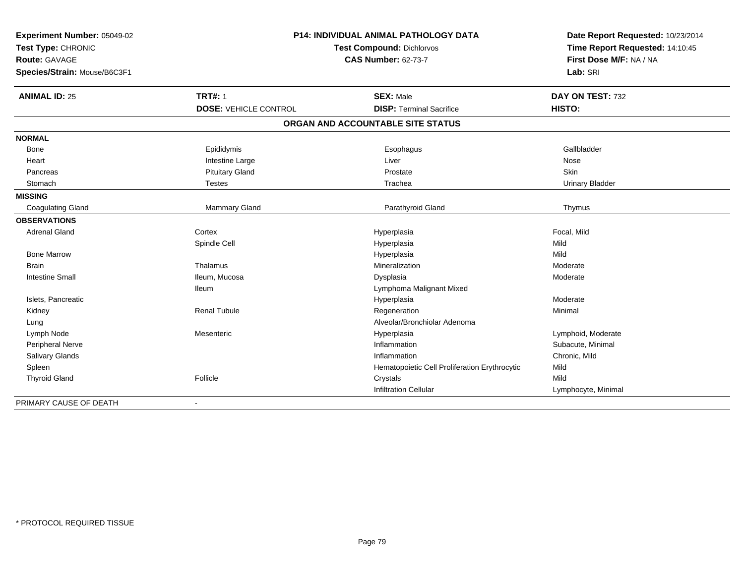**Experiment Number:** 05049-02
**Test Type:** CHRONIC
**Route:** GAVAGE
**Species/Strain:** Mouse/B6C3F1

**P14: INDIVIDUAL ANIMAL PATHOLOGY DATA**
**Test Compound:** Dichlorvos
**CAS Number:** 62-73-7

**Date Report Requested:** 10/23/2014
**Time Report Requested:** 14:10:45
**First Dose M/F:** NA / NA
**Lab:** SRI

| **ANIMAL ID:** 25 | **TRT#:** 1 | **SEX:** Male | **DAY ON TEST:** 732 |
|---|---|---|---|
| | **DOSE:** VEHICLE CONTROL | **DISP:** Terminal Sacrifice | **HISTO:** |

**ORGAN AND ACCOUNTABLE SITE STATUS**

| | | | |
|---|---|---|---|
| **NORMAL** | | | |
| Bone | Epididymis | Esophagus | Gallbladder |
| Heart | Intestine Large | Liver | Nose |
| Pancreas | Pituitary Gland | Prostate | Skin |
| Stomach | Testes | Trachea | Urinary Bladder |
| **MISSING** | | | |
| Coagulating Gland | Mammary Gland | Parathyroid Gland | Thymus |
| **OBSERVATIONS** | | | |
| Adrenal Gland | Cortex | Hyperplasia | Focal, Mild |
| | Spindle Cell | Hyperplasia | Mild |
| Bone Marrow | | Hyperplasia | Mild |
| Brain | Thalamus | Mineralization | Moderate |
| Intestine Small | Ileum, Mucosa | Dysplasia | Moderate |
| | Ileum | Lymphoma Malignant Mixed | |
| Islets, Pancreatic | | Hyperplasia | Moderate |
| Kidney | Renal Tubule | Regeneration | Minimal |
| Lung | | Alveolar/Bronchiolar Adenoma | |
| Lymph Node | Mesenteric | Hyperplasia | Lymphoid, Moderate |
| Peripheral Nerve | | Inflammation | Subacute, Minimal |
| Salivary Glands | | Inflammation | Chronic, Mild |
| Spleen | | Hematopoietic Cell Proliferation Erythrocytic | Mild |
| Thyroid Gland | Follicle | Crystals | Mild |
| | | Infiltration Cellular | Lymphocyte, Minimal |
| PRIMARY CAUSE OF DEATH | - | | |

* PROTOCOL REQUIRED TISSUE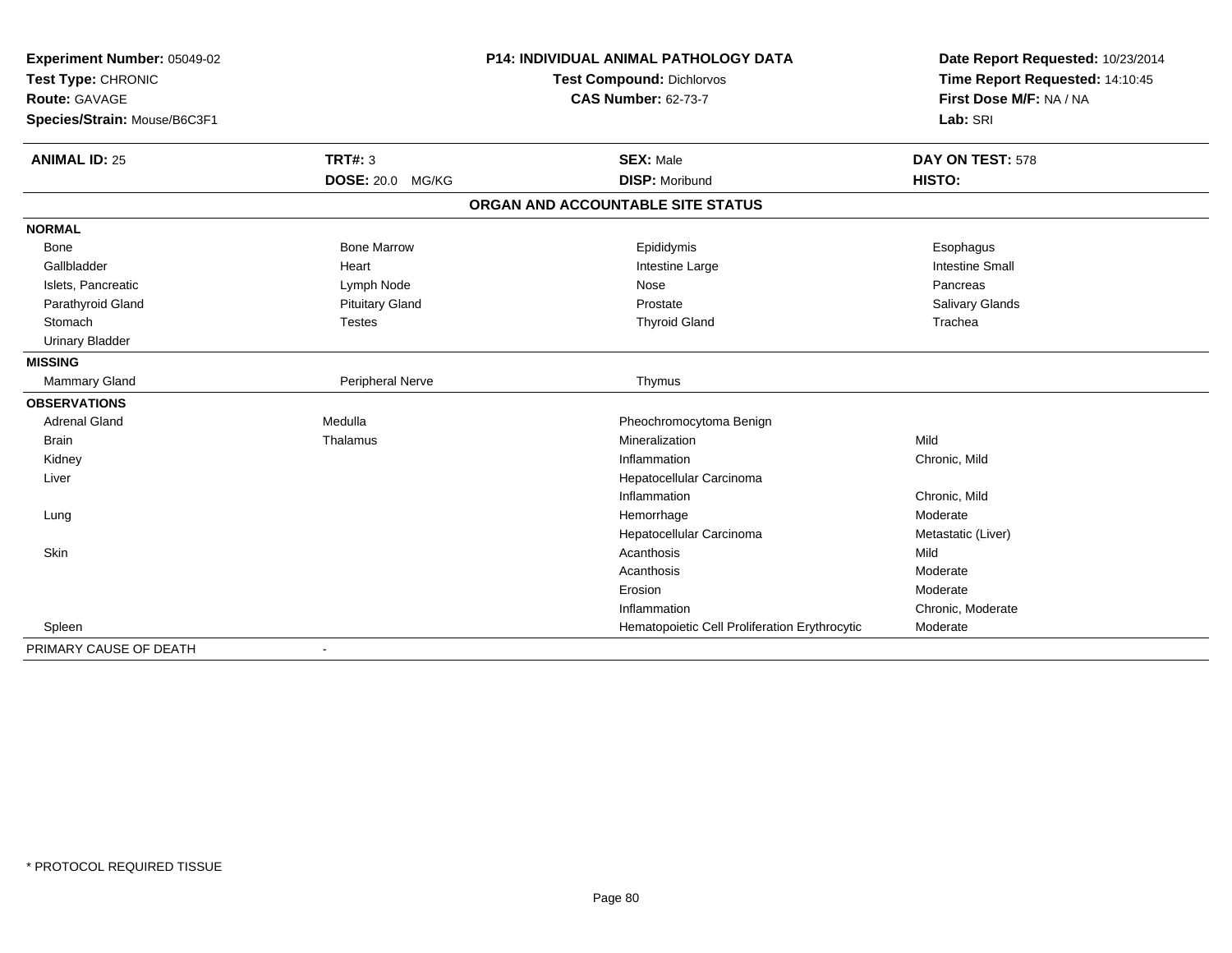**Experiment Number:** 05049-02
**Test Type:** CHRONIC
**Route:** GAVAGE
**Species/Strain:** Mouse/B6C3F1

**P14: INDIVIDUAL ANIMAL PATHOLOGY DATA**
**Test Compound:** Dichlorvos
**CAS Number:** 62-73-7

**Date Report Requested:** 10/23/2014
**Time Report Requested:** 14:10:45
**First Dose M/F:** NA / NA
**Lab:** SRI

| **ANIMAL ID:** 25 | **TRT#:** 3 | **SEX:** Male | **DAY ON TEST:** 578 |
|---|---|---|---|
| | **DOSE:** 20.0 MG/KG | **DISP:** Moribund | **HISTO:** |

**ORGAN AND ACCOUNTABLE SITE STATUS**

| | | | |
|---|---|---|---|
| **NORMAL** | | | |
| Bone | Bone Marrow | Epididymis | Esophagus |
| Gallbladder | Heart | Intestine Large | Intestine Small |
| Islets, Pancreatic | Lymph Node | Nose | Pancreas |
| Parathyroid Gland | Pituitary Gland | Prostate | Salivary Glands |
| Stomach | Testes | Thyroid Gland | Trachea |
| Urinary Bladder | | | |
| **MISSING** | | | |
| Mammary Gland | Peripheral Nerve | Thymus | |
| **OBSERVATIONS** | | | |
| Adrenal Gland | Medulla | Pheochromocytoma Benign | |
| Brain | Thalamus | Mineralization | Mild |
| Kidney | | Inflammation | Chronic, Mild |
| Liver | | Hepatocellular Carcinoma | |
| | | Inflammation | Chronic, Mild |
| Lung | | Hemorrhage | Moderate |
| | | Hepatocellular Carcinoma | Metastatic (Liver) |
| Skin | | Acanthosis | Mild |
| | | Acanthosis | Moderate |
| | | Erosion | Moderate |
| | | Inflammation | Chronic, Moderate |
| Spleen | | Hematopoietic Cell Proliferation Erythrocytic | Moderate |
| PRIMARY CAUSE OF DEATH | - | | |

* PROTOCOL REQUIRED TISSUE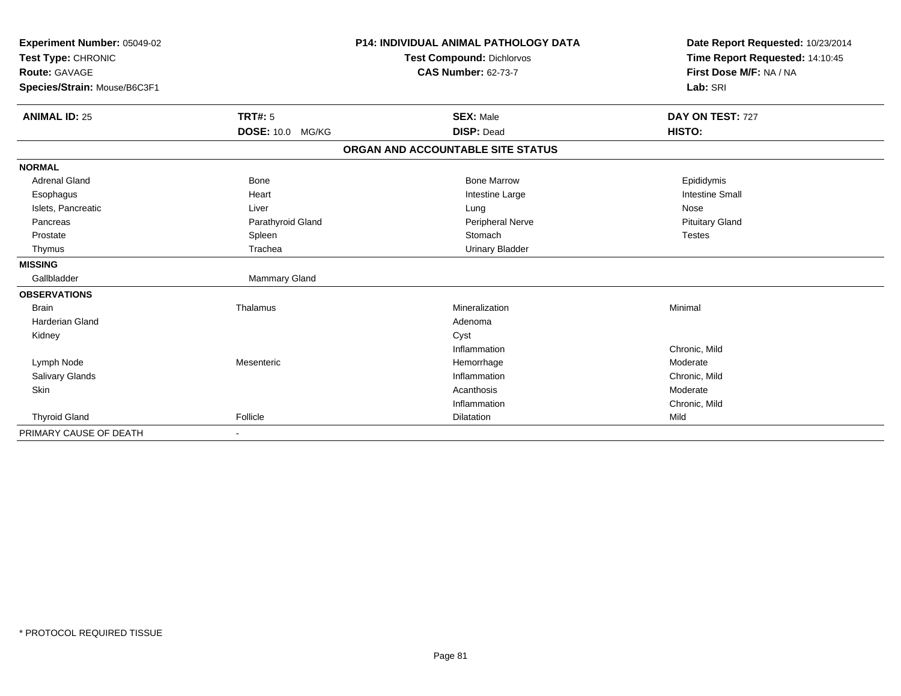**Experiment Number:** 05049-02
**Test Type:** CHRONIC
**Route:** GAVAGE
**Species/Strain:** Mouse/B6C3F1

**P14: INDIVIDUAL ANIMAL PATHOLOGY DATA**
**Test Compound:** Dichlorvos
**CAS Number:** 62-73-7

**Date Report Requested:** 10/23/2014
**Time Report Requested:** 14:10:45
**First Dose M/F:** NA / NA
**Lab:** SRI

| **ANIMAL ID:** 25 | **TRT#:** 5 | **SEX:** Male | **DAY ON TEST:** 727 |
|---|---|---|---|
| | **DOSE:** 10.0 MG/KG | **DISP:** Dead | **HISTO:** |

**ORGAN AND ACCOUNTABLE SITE STATUS**

| | | | |
|---|---|---|---|
| **NORMAL** | | | |
| Adrenal Gland | Bone | Bone Marrow | Epididymis |
| Esophagus | Heart | Intestine Large | Intestine Small |
| Islets, Pancreatic | Liver | Lung | Nose |
| Pancreas | Parathyroid Gland | Peripheral Nerve | Pituitary Gland |
| Prostate | Spleen | Stomach | Testes |
| Thymus | Trachea | Urinary Bladder | |
| **MISSING** | | | |
| Gallbladder | Mammary Gland | | |
| **OBSERVATIONS** | | | |
| Brain | Thalamus | Mineralization | Minimal |
| Harderian Gland | | Adenoma | |
| Kidney | | Cyst | |
| | | Inflammation | Chronic, Mild |
| Lymph Node | Mesenteric | Hemorrhage | Moderate |
| Salivary Glands | | Inflammation | Chronic, Mild |
| Skin | | Acanthosis | Moderate |
| | | Inflammation | Chronic, Mild |
| Thyroid Gland | Follicle | Dilatation | Mild |
| PRIMARY CAUSE OF DEATH | - | | |

* PROTOCOL REQUIRED TISSUE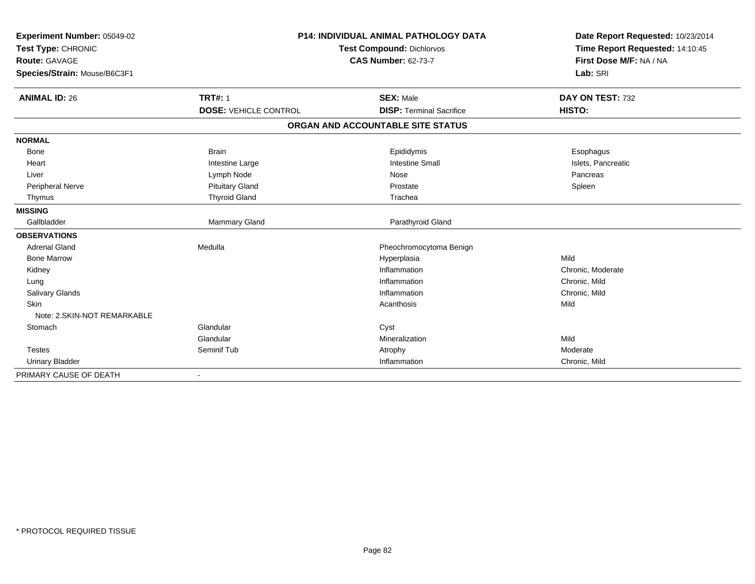**Experiment Number:** 05049-02
**Test Type:** CHRONIC
**Route:** GAVAGE
**Species/Strain:** Mouse/B6C3F1

**P14: INDIVIDUAL ANIMAL PATHOLOGY DATA**
**Test Compound:** Dichlorvos
**CAS Number:** 62-73-7

**Date Report Requested:** 10/23/2014
**Time Report Requested:** 14:10:45
**First Dose M/F:** NA / NA
**Lab:** SRI

| **ANIMAL ID:** 26 | **TRT#:** 1 | **SEX:** Male | **DAY ON TEST:** 732 |
|---|---|---|---|
| | **DOSE:** VEHICLE CONTROL | **DISP:** Terminal Sacrifice | **HISTO:** |

**ORGAN AND ACCOUNTABLE SITE STATUS**

| | | | |
|---|---|---|---|
| **NORMAL** | | | |
| Bone | Brain | Epididymis | Esophagus |
| Heart | Intestine Large | Intestine Small | Islets, Pancreatic |
| Liver | Lymph Node | Nose | Pancreas |
| Peripheral Nerve | Pituitary Gland | Prostate | Spleen |
| Thymus | Thyroid Gland | Trachea | |
| **MISSING** | | | |
| Gallbladder | Mammary Gland | Parathyroid Gland | |
| **OBSERVATIONS** | | | |
| Adrenal Gland | Medulla | Pheochromocytoma Benign | |
| Bone Marrow | | Hyperplasia | Mild |
| Kidney | | Inflammation | Chronic, Moderate |
| Lung | | Inflammation | Chronic, Mild |
| Salivary Glands | | Inflammation | Chronic, Mild |
| Skin | | Acanthosis | Mild |
| Note: 2.SKIN-NOT REMARKABLE | | | |
| Stomach | Glandular | Cyst | |
| | Glandular | Mineralization | Mild |
| Testes | Seminif Tub | Atrophy | Moderate |
| Urinary Bladder | | Inflammation | Chronic, Mild |
| PRIMARY CAUSE OF DEATH | - | | |

\* PROTOCOL REQUIRED TISSUE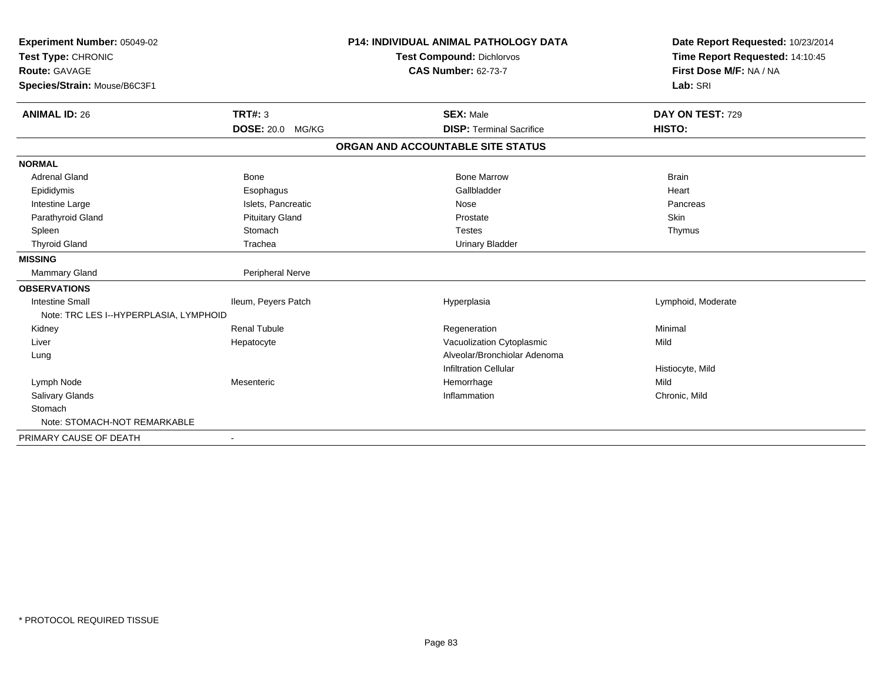| **Experiment Number:** 05049-02 | **P14: INDIVIDUAL ANIMAL PATHOLOGY DATA** | **Date Report Requested:** 10/23/2014 |
|---|---|---|
| **Test Type:** CHRONIC | **Test Compound:** Dichlorvos | **Time Report Requested:** 14:10:45 |
| **Route:** GAVAGE | **CAS Number:** 62-73-7 | **First Dose M/F:** NA / NA |
| **Species/Strain:** Mouse/B6C3F1 | | **Lab:** SRI |

| **ANIMAL ID:** 26 | **TRT#:** 3 | **SEX:** Male | **DAY ON TEST:** 729 |
|---|---|---|---|
| | **DOSE:** 20.0 MG/KG | **DISP:** Terminal Sacrifice | **HISTO:** |

**ORGAN AND ACCOUNTABLE SITE STATUS**

| | | | |
|---|---|---|---|
| **NORMAL** | | | |
| Adrenal Gland | Bone | Bone Marrow | Brain |
| Epididymis | Esophagus | Gallbladder | Heart |
| Intestine Large | Islets, Pancreatic | Nose | Pancreas |
| Parathyroid Gland | Pituitary Gland | Prostate | Skin |
| Spleen | Stomach | Testes | Thymus |
| Thyroid Gland | Trachea | Urinary Bladder | |
| **MISSING** | | | |
| Mammary Gland | Peripheral Nerve | | |
| **OBSERVATIONS** | | | |
| Intestine Small | Ileum, Peyers Patch | Hyperplasia | Lymphoid, Moderate |
| Note: TRC LES I--HYPERPLASIA, LYMPHOID | | | |
| Kidney | Renal Tubule | Regeneration | Minimal |
| Liver | Hepatocyte | Vacuolization Cytoplasmic | Mild |
| Lung | | Alveolar/Bronchiolar Adenoma | |
| | | Infiltration Cellular | Histiocyte, Mild |
| Lymph Node | Mesenteric | Hemorrhage | Mild |
| Salivary Glands | | Inflammation | Chronic, Mild |
| Stomach | | | |
| Note: STOMACH-NOT REMARKABLE | | | |
| PRIMARY CAUSE OF DEATH | - | | |

\* PROTOCOL REQUIRED TISSUE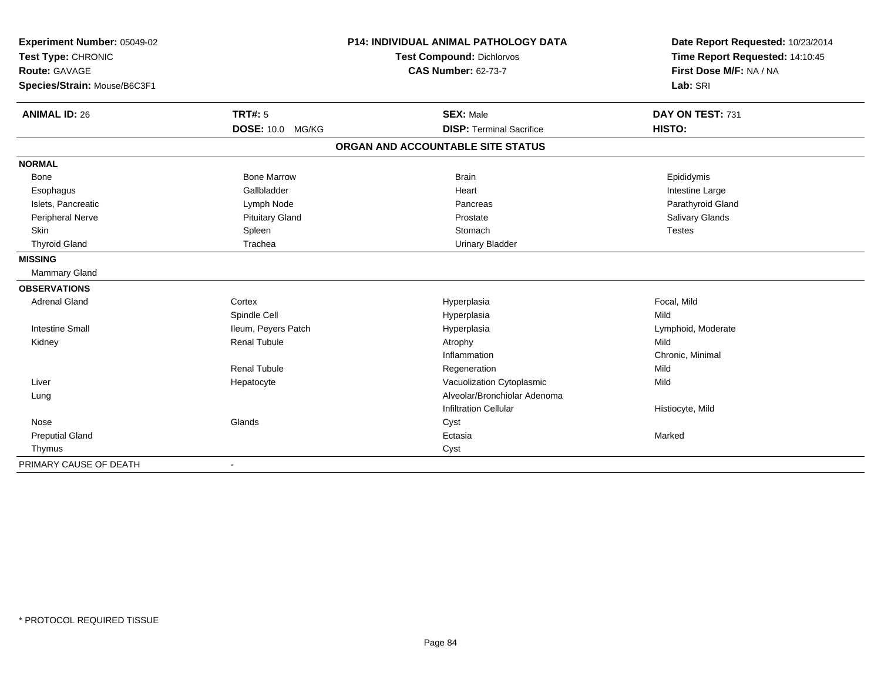**Experiment Number:** 05049-02
**Test Type:** CHRONIC
**Route:** GAVAGE
**Species/Strain:** Mouse/B6C3F1

**P14: INDIVIDUAL ANIMAL PATHOLOGY DATA**
**Test Compound:** Dichlorvos
**CAS Number:** 62-73-7

**Date Report Requested:** 10/23/2014
**Time Report Requested:** 14:10:45
**First Dose M/F:** NA / NA
**Lab:** SRI

| **ANIMAL ID:** 26 | **TRT#:** 5 | **SEX:** Male | **DAY ON TEST:** 731 |
|---|---|---|---|
| | **DOSE:** 10.0 MG/KG | **DISP:** Terminal Sacrifice | **HISTO:** |

## ORGAN AND ACCOUNTABLE SITE STATUS

| | | | |
|---|---|---|---|
| **NORMAL** | | | |
| Bone | Bone Marrow | Brain | Epididymis |
| Esophagus | Gallbladder | Heart | Intestine Large |
| Islets, Pancreatic | Lymph Node | Pancreas | Parathyroid Gland |
| Peripheral Nerve | Pituitary Gland | Prostate | Salivary Glands |
| Skin | Spleen | Stomach | Testes |
| Thyroid Gland | Trachea | Urinary Bladder | |
| **MISSING** | | | |
| Mammary Gland | | | |
| **OBSERVATIONS** | | | |
| Adrenal Gland | Cortex | Hyperplasia | Focal, Mild |
| | Spindle Cell | Hyperplasia | Mild |
| Intestine Small | Ileum, Peyers Patch | Hyperplasia | Lymphoid, Moderate |
| Kidney | Renal Tubule | Atrophy | Mild |
| | | Inflammation | Chronic, Minimal |
| | Renal Tubule | Regeneration | Mild |
| Liver | Hepatocyte | Vacuolization Cytoplasmic | Mild |
| Lung | | Alveolar/Bronchiolar Adenoma | |
| | | Infiltration Cellular | Histiocyte, Mild |
| Nose | Glands | Cyst | |
| Preputial Gland | | Ectasia | Marked |
| Thymus | | Cyst | |
| PRIMARY CAUSE OF DEATH | - | | |

* PROTOCOL REQUIRED TISSUE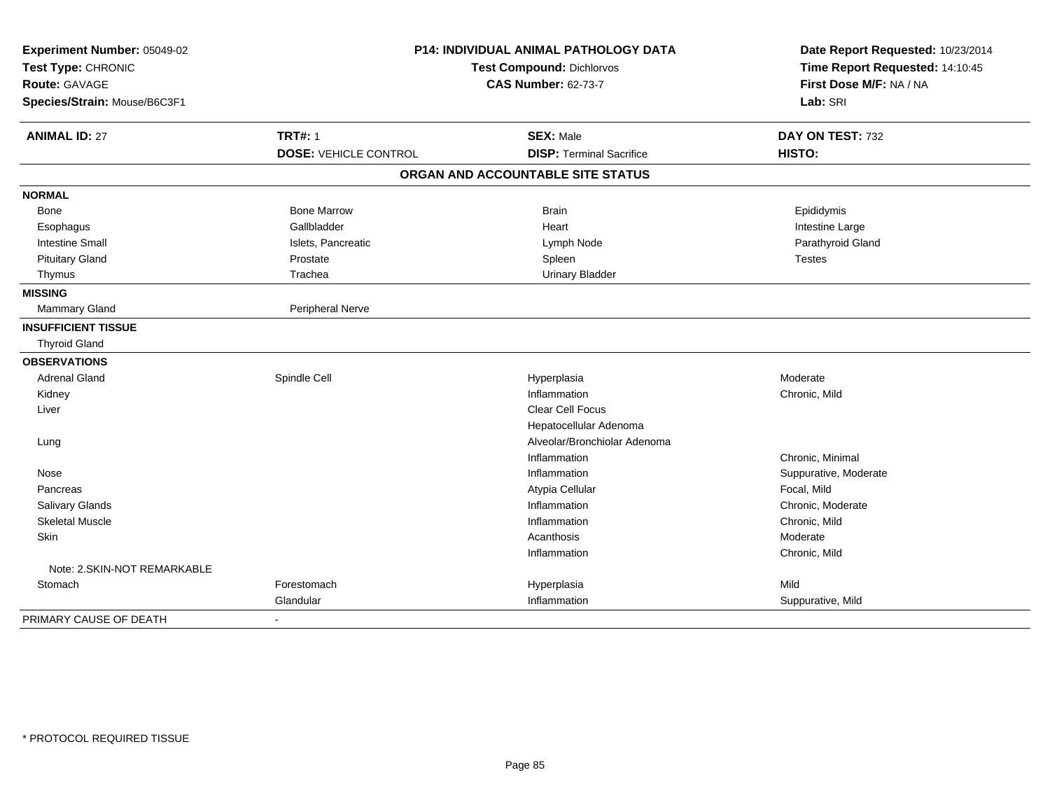**Experiment Number:** 05049-02
**Test Type:** CHRONIC
**Route:** GAVAGE
**Species/Strain:** Mouse/B6C3F1

**P14: INDIVIDUAL ANIMAL PATHOLOGY DATA**
**Test Compound:** Dichlorvos
**CAS Number:** 62-73-7

**Date Report Requested:** 10/23/2014
**Time Report Requested:** 14:10:45
**First Dose M/F:** NA / NA
**Lab:** SRI

| **ANIMAL ID:** 27 | **TRT#:** 1 | **SEX:** Male | **DAY ON TEST:** 732 |
|---|---|---|---|
| | **DOSE:** VEHICLE CONTROL | **DISP:** Terminal Sacrifice | **HISTO:** |

## ORGAN AND ACCOUNTABLE SITE STATUS

| | | | |
|---|---|---|---|
| **NORMAL** | | | |
| Bone | Bone Marrow | Brain | Epididymis |
| Esophagus | Gallbladder | Heart | Intestine Large |
| Intestine Small | Islets, Pancreatic | Lymph Node | Parathyroid Gland |
| Pituitary Gland | Prostate | Spleen | Testes |
| Thymus | Trachea | Urinary Bladder | |
| **MISSING** | | | |
| Mammary Gland | Peripheral Nerve | | |
| **INSUFFICIENT TISSUE** | | | |
| Thyroid Gland | | | |
| **OBSERVATIONS** | | | |
| Adrenal Gland | Spindle Cell | Hyperplasia | Moderate |
| Kidney | | Inflammation | Chronic, Mild |
| Liver | | Clear Cell Focus | |
| | | Hepatocellular Adenoma | |
| Lung | | Alveolar/Bronchiolar Adenoma | |
| | | Inflammation | Chronic, Minimal |
| Nose | | Inflammation | Suppurative, Moderate |
| Pancreas | | Atypia Cellular | Focal, Mild |
| Salivary Glands | | Inflammation | Chronic, Moderate |
| Skeletal Muscle | | Inflammation | Chronic, Mild |
| Skin | | Acanthosis | Moderate |
| | | Inflammation | Chronic, Mild |
| Note: 2.SKIN-NOT REMARKABLE | | | |
| Stomach | Forestomach | Hyperplasia | Mild |
| | Glandular | Inflammation | Suppurative, Mild |
| PRIMARY CAUSE OF DEATH | - | | |

* PROTOCOL REQUIRED TISSUE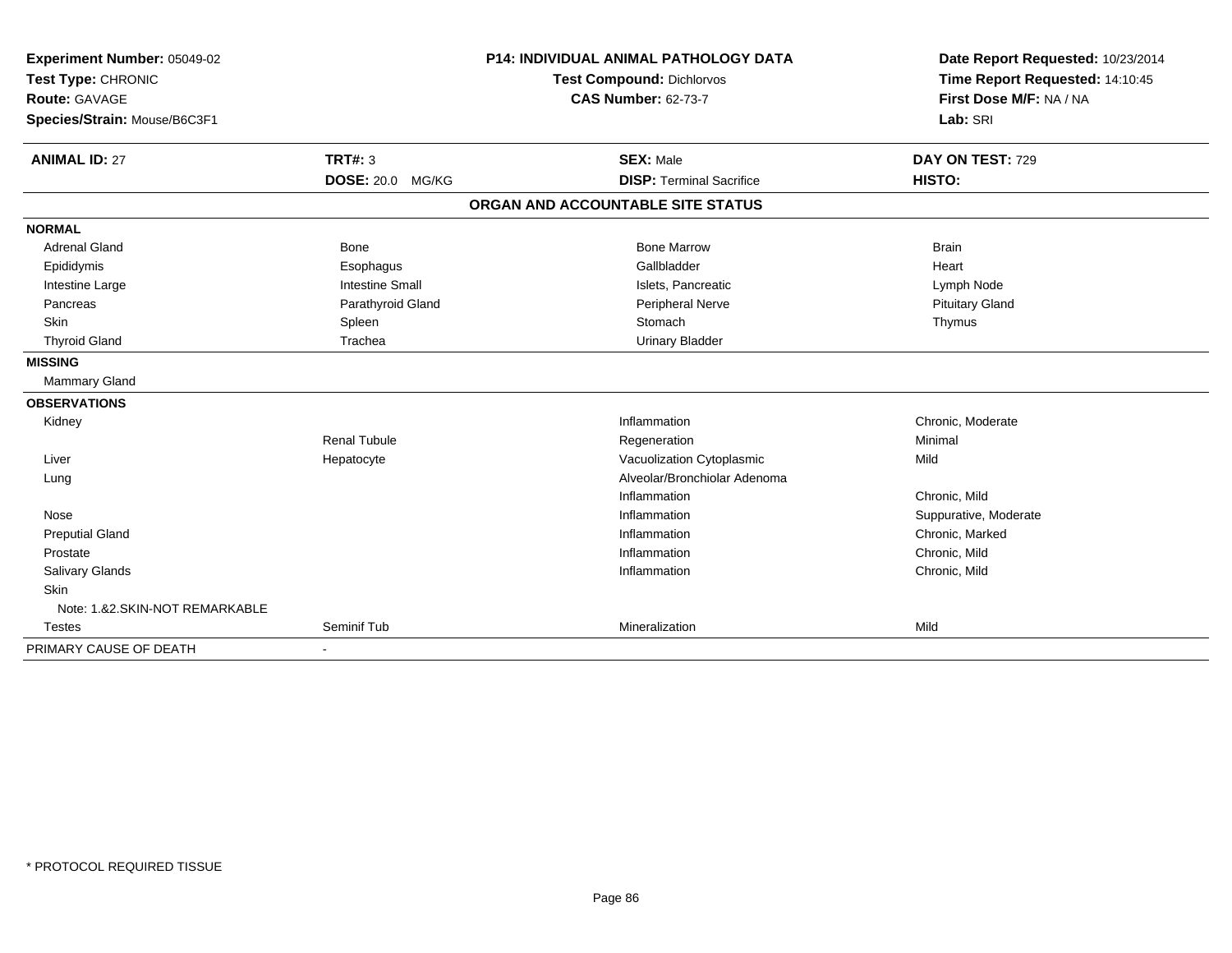**Experiment Number:** 05049-02
**Test Type:** CHRONIC
**Route:** GAVAGE
**Species/Strain:** Mouse/B6C3F1

**P14: INDIVIDUAL ANIMAL PATHOLOGY DATA**
**Test Compound:** Dichlorvos
**CAS Number:** 62-73-7

**Date Report Requested:** 10/23/2014
**Time Report Requested:** 14:10:45
**First Dose M/F:** NA / NA
**Lab:** SRI

| **ANIMAL ID:** 27 | **TRT#:** 3 | **SEX:** Male | **DAY ON TEST:** 729 |
|---|---|---|---|
| | **DOSE:** 20.0 MG/KG | **DISP:** Terminal Sacrifice | **HISTO:** |

**ORGAN AND ACCOUNTABLE SITE STATUS**

| | | | |
|---|---|---|---|
| **NORMAL** | | | |
| Adrenal Gland | Bone | Bone Marrow | Brain |
| Epididymis | Esophagus | Gallbladder | Heart |
| Intestine Large | Intestine Small | Islets, Pancreatic | Lymph Node |
| Pancreas | Parathyroid Gland | Peripheral Nerve | Pituitary Gland |
| Skin | Spleen | Stomach | Thymus |
| Thyroid Gland | Trachea | Urinary Bladder | |
| **MISSING** | | | |
| Mammary Gland | | | |
| **OBSERVATIONS** | | | |
| Kidney | | Inflammation | Chronic, Moderate |
| | Renal Tubule | Regeneration | Minimal |
| Liver | Hepatocyte | Vacuolization Cytoplasmic | Mild |
| Lung | | Alveolar/Bronchiolar Adenoma | |
| | | Inflammation | Chronic, Mild |
| Nose | | Inflammation | Suppurative, Moderate |
| Preputial Gland | | Inflammation | Chronic, Marked |
| Prostate | | Inflammation | Chronic, Mild |
| Salivary Glands | | Inflammation | Chronic, Mild |
| Skin | | | |
| Note: 1.&2.SKIN-NOT REMARKABLE | | | |
| Testes | Seminif Tub | Mineralization | Mild |
| PRIMARY CAUSE OF DEATH | - | | |

* PROTOCOL REQUIRED TISSUE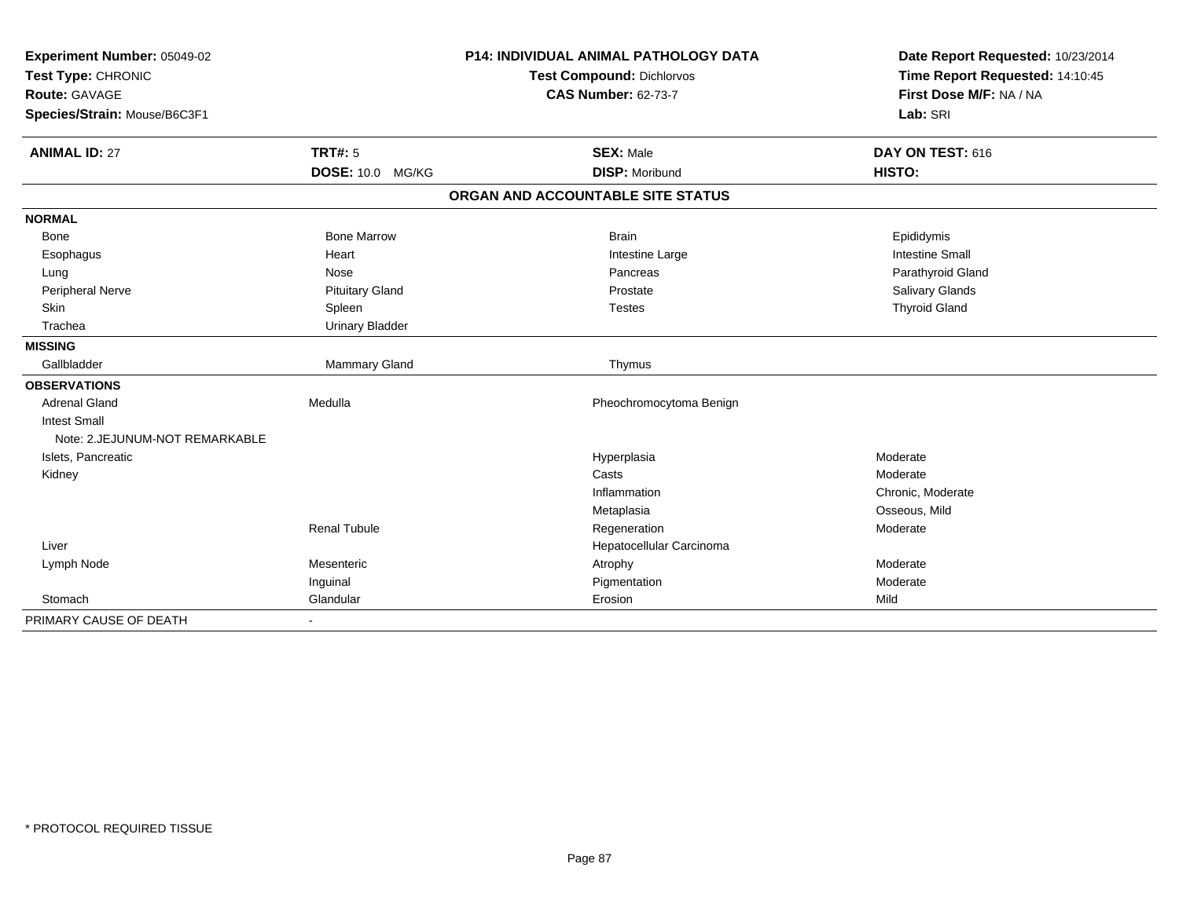**Experiment Number:** 05049-02
**Test Type:** CHRONIC
**Route:** GAVAGE
**Species/Strain:** Mouse/B6C3F1

**P14: INDIVIDUAL ANIMAL PATHOLOGY DATA**
**Test Compound:** Dichlorvos
**CAS Number:** 62-73-7

**Date Report Requested:** 10/23/2014
**Time Report Requested:** 14:10:45
**First Dose M/F:** NA / NA
**Lab:** SRI

| **ANIMAL ID:** 27 | **TRT#:** 5 | **SEX:** Male | **DAY ON TEST:** 616 |
|---|---|---|---|
| | **DOSE:** 10.0 MG/KG | **DISP:** Moribund | **HISTO:** |

**ORGAN AND ACCOUNTABLE SITE STATUS**

| | | | |
|---|---|---|---|
| **NORMAL** | | | |
| Bone | Bone Marrow | Brain | Epididymis |
| Esophagus | Heart | Intestine Large | Intestine Small |
| Lung | Nose | Pancreas | Parathyroid Gland |
| Peripheral Nerve | Pituitary Gland | Prostate | Salivary Glands |
| Skin | Spleen | Testes | Thyroid Gland |
| Trachea | Urinary Bladder | | |
| **MISSING** | | | |
| Gallbladder | Mammary Gland | Thymus | |
| **OBSERVATIONS** | | | |
| Adrenal Gland | Medulla | Pheochromocytoma Benign | |
| Intest Small | | | |
| Note: 2.JEJUNUM-NOT REMARKABLE | | | |
| Islets, Pancreatic | | Hyperplasia | Moderate |
| Kidney | | Casts | Moderate |
| | | Inflammation | Chronic, Moderate |
| | | Metaplasia | Osseous, Mild |
| | Renal Tubule | Regeneration | Moderate |
| Liver | | Hepatocellular Carcinoma | |
| Lymph Node | Mesenteric | Atrophy | Moderate |
| | Inguinal | Pigmentation | Moderate |
| Stomach | Glandular | Erosion | Mild |
| PRIMARY CAUSE OF DEATH | - | | |

* PROTOCOL REQUIRED TISSUE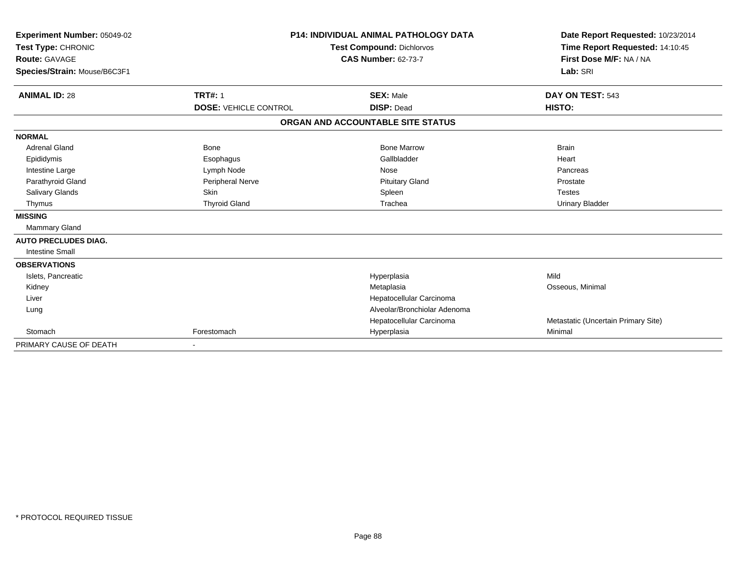**Experiment Number:** 05049-02
**Test Type:** CHRONIC
**Route:** GAVAGE
**Species/Strain:** Mouse/B6C3F1

**P14: INDIVIDUAL ANIMAL PATHOLOGY DATA**
**Test Compound:** Dichlorvos
**CAS Number:** 62-73-7

**Date Report Requested:** 10/23/2014
**Time Report Requested:** 14:10:45
**First Dose M/F:** NA / NA
**Lab:** SRI

| **ANIMAL ID:** 28 | **TRT#:** 1 | **SEX:** Male | **DAY ON TEST:** 543 |
|---|---|---|---|
| | **DOSE:** VEHICLE CONTROL | **DISP:** Dead | **HISTO:** |

**ORGAN AND ACCOUNTABLE SITE STATUS**

| | | | |
|---|---|---|---|
| **NORMAL** | | | |
| Adrenal Gland | Bone | Bone Marrow | Brain |
| Epididymis | Esophagus | Gallbladder | Heart |
| Intestine Large | Lymph Node | Nose | Pancreas |
| Parathyroid Gland | Peripheral Nerve | Pituitary Gland | Prostate |
| Salivary Glands | Skin | Spleen | Testes |
| Thymus | Thyroid Gland | Trachea | Urinary Bladder |
| **MISSING** | | | |
| Mammary Gland | | | |
| **AUTO PRECLUDES DIAG.** | | | |
| Intestine Small | | | |
| **OBSERVATIONS** | | | |
| Islets, Pancreatic | | Hyperplasia | Mild |
| Kidney | | Metaplasia | Osseous, Minimal |
| Liver | | Hepatocellular Carcinoma | |
| Lung | | Alveolar/Bronchiolar Adenoma | |
| | | Hepatocellular Carcinoma | Metastatic (Uncertain Primary Site) |
| Stomach | Forestomach | Hyperplasia | Minimal |
| PRIMARY CAUSE OF DEATH | - | | |

* PROTOCOL REQUIRED TISSUE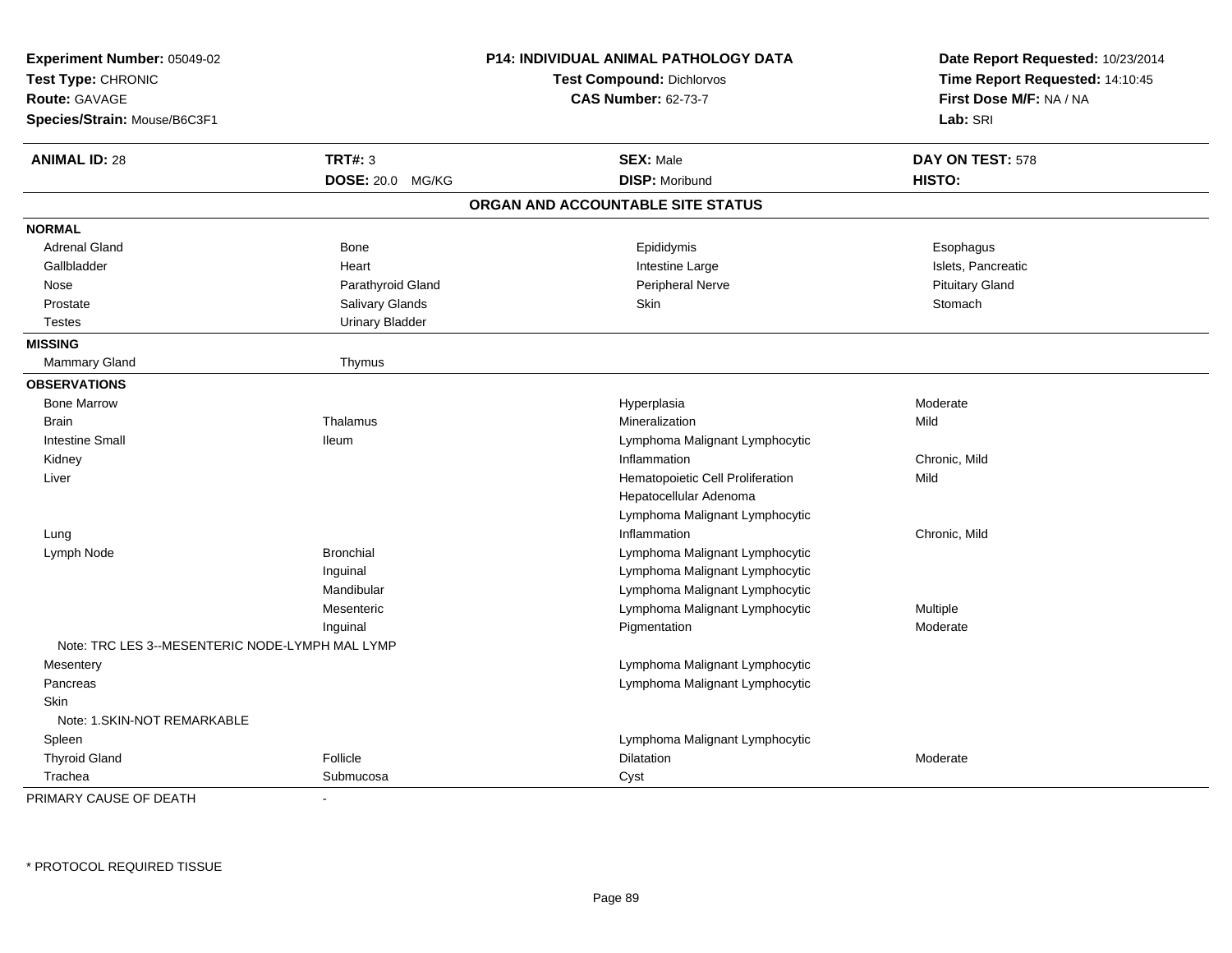**Experiment Number:** 05049-02
**Test Type:** CHRONIC
**Route:** GAVAGE
**Species/Strain:** Mouse/B6C3F1

## P14: INDIVIDUAL ANIMAL PATHOLOGY DATA

**Test Compound:** Dichlorvos
**CAS Number:** 62-73-7

**Date Report Requested:** 10/23/2014
**Time Report Requested:** 14:10:45
**First Dose M/F:** NA / NA
**Lab:** SRI

| **ANIMAL ID:** 28 | **TRT#:** 3 | **SEX:** Male | **DAY ON TEST:** 578 |
|---|---|---|---|
| | **DOSE:** 20.0 MG/KG | **DISP:** Moribund | **HISTO:** |

### ORGAN AND ACCOUNTABLE SITE STATUS

| | | | |
|---|---|---|---|
| **NORMAL** | | | |
| Adrenal Gland | Bone | Epididymis | Esophagus |
| Gallbladder | Heart | Intestine Large | Islets, Pancreatic |
| Nose | Parathyroid Gland | Peripheral Nerve | Pituitary Gland |
| Prostate | Salivary Glands | Skin | Stomach |
| Testes | Urinary Bladder | | |
| **MISSING** | | | |
| Mammary Gland | Thymus | | |
| **OBSERVATIONS** | | | |
| Bone Marrow | | Hyperplasia | Moderate |
| Brain | Thalamus | Mineralization | Mild |
| Intestine Small | Ileum | Lymphoma Malignant Lymphocytic | |
| Kidney | | Inflammation | Chronic, Mild |
| Liver | | Hematopoietic Cell Proliferation | Mild |
| | | Hepatocellular Adenoma | |
| | | Lymphoma Malignant Lymphocytic | |
| Lung | | Inflammation | Chronic, Mild |
| Lymph Node | Bronchial | Lymphoma Malignant Lymphocytic | |
| | Inguinal | Lymphoma Malignant Lymphocytic | |
| | Mandibular | Lymphoma Malignant Lymphocytic | |
| | Mesenteric | Lymphoma Malignant Lymphocytic | Multiple |
| | Inguinal | Pigmentation | Moderate |
| Note: TRC LES 3--MESENTERIC NODE-LYMPH MAL LYMP | | | |
| Mesentery | | Lymphoma Malignant Lymphocytic | |
| Pancreas | | Lymphoma Malignant Lymphocytic | |
| Skin | | | |
| Note: 1.SKIN-NOT REMARKABLE | | | |
| Spleen | | Lymphoma Malignant Lymphocytic | |
| Thyroid Gland | Follicle | Dilatation | Moderate |
| Trachea | Submucosa | Cyst | |

PRIMARY CAUSE OF DEATH -

* PROTOCOL REQUIRED TISSUE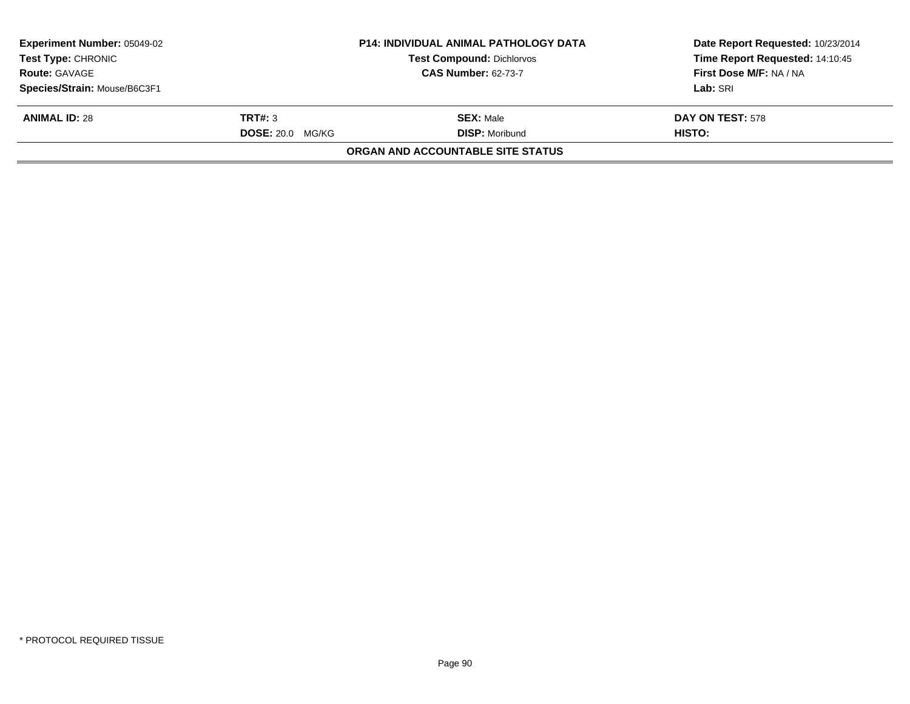| **Experiment Number:** 05049-02 | **P14: INDIVIDUAL ANIMAL PATHOLOGY DATA** | **Date Report Requested:** 10/23/2014 |
|---|---|---|
| **Test Type:** CHRONIC | **Test Compound:** Dichlorvos | **Time Report Requested:** 14:10:45 |
| **Route:** GAVAGE | **CAS Number:** 62-73-7 | **First Dose M/F:** NA / NA |
| **Species/Strain:** Mouse/B6C3F1 | | **Lab:** SRI |

| **ANIMAL ID:** 28 | **TRT#:** 3 | **SEX:** Male | **DAY ON TEST:** 578 |
|---|---|---|---|
| | **DOSE:** 20.0 MG/KG | **DISP:** Moribund | **HISTO:** |

**ORGAN AND ACCOUNTABLE SITE STATUS**

\* PROTOCOL REQUIRED TISSUE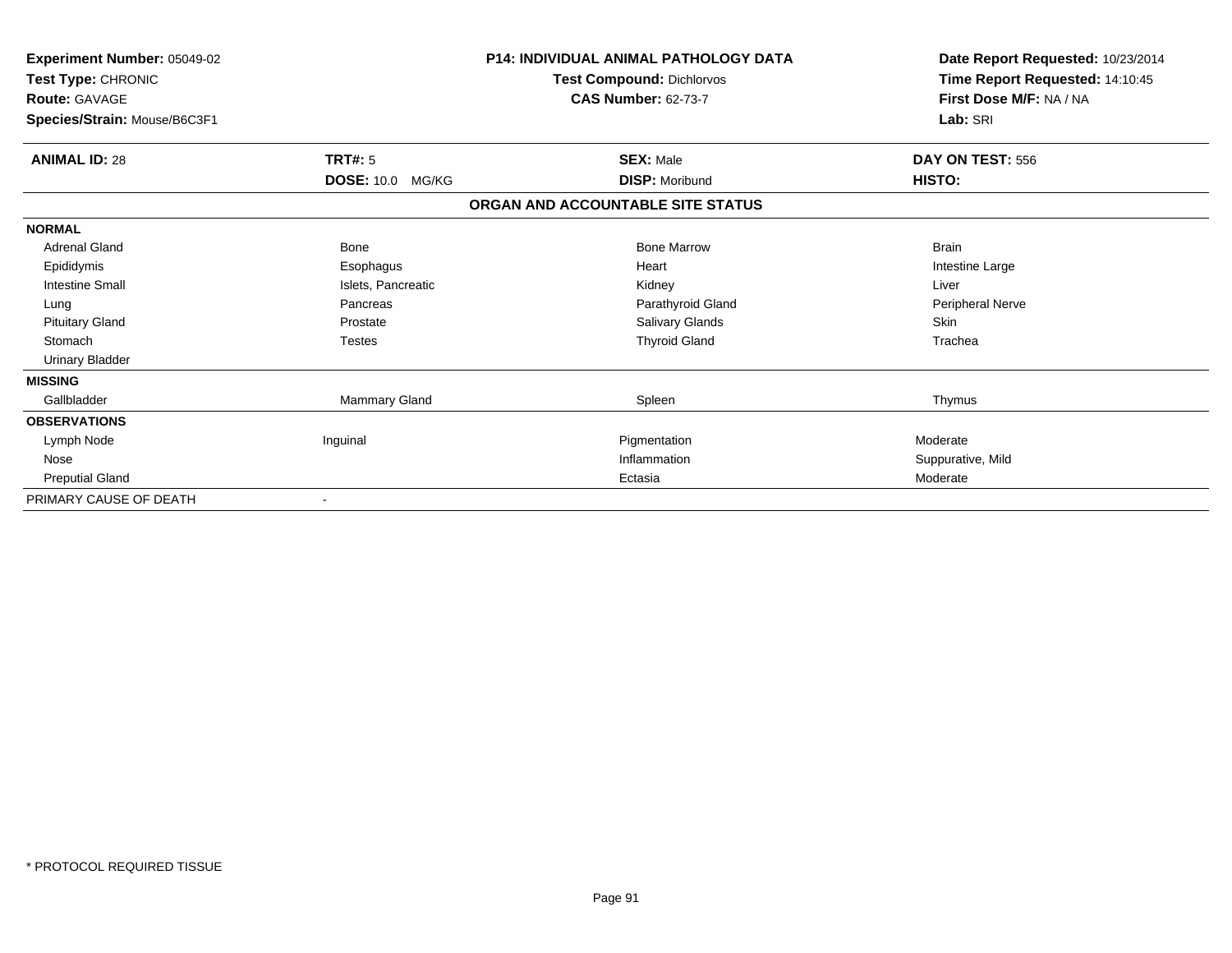**Experiment Number:** 05049-02
**Test Type:** CHRONIC
**Route:** GAVAGE
**Species/Strain:** Mouse/B6C3F1

**P14: INDIVIDUAL ANIMAL PATHOLOGY DATA**
**Test Compound:** Dichlorvos
**CAS Number:** 62-73-7

**Date Report Requested:** 10/23/2014
**Time Report Requested:** 14:10:45
**First Dose M/F:** NA / NA
**Lab:** SRI

| **ANIMAL ID:** 28 | **TRT#:** 5 | **SEX:** Male | **DAY ON TEST:** 556 |
|---|---|---|---|
| | **DOSE:** 10.0 MG/KG | **DISP:** Moribund | **HISTO:** |

**ORGAN AND ACCOUNTABLE SITE STATUS**

| | | | |
|---|---|---|---|
| **NORMAL** | | | |
| Adrenal Gland | Bone | Bone Marrow | Brain |
| Epididymis | Esophagus | Heart | Intestine Large |
| Intestine Small | Islets, Pancreatic | Kidney | Liver |
| Lung | Pancreas | Parathyroid Gland | Peripheral Nerve |
| Pituitary Gland | Prostate | Salivary Glands | Skin |
| Stomach | Testes | Thyroid Gland | Trachea |
| Urinary Bladder | | | |
| **MISSING** | | | |
| Gallbladder | Mammary Gland | Spleen | Thymus |
| **OBSERVATIONS** | | | |
| Lymph Node | Inguinal | Pigmentation | Moderate |
| Nose | | Inflammation | Suppurative, Mild |
| Preputial Gland | | Ectasia | Moderate |
| PRIMARY CAUSE OF DEATH | - | | |

* PROTOCOL REQUIRED TISSUE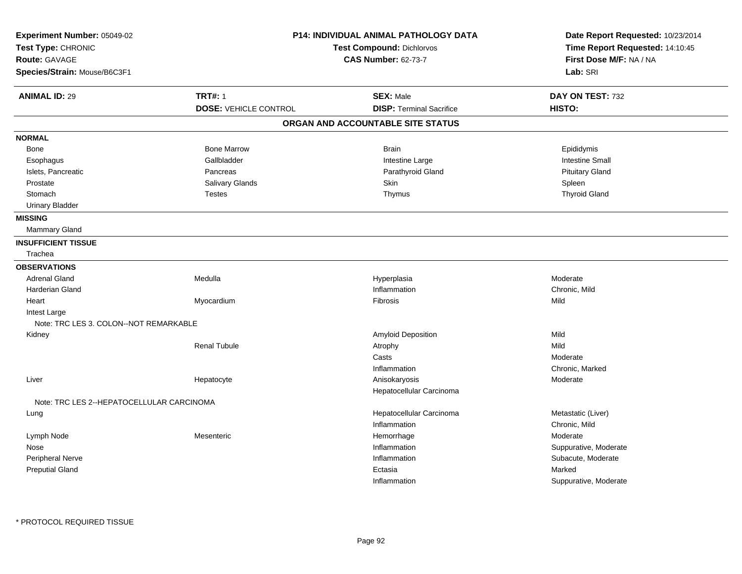**Experiment Number:** 05049-02
**Test Type:** CHRONIC
**Route:** GAVAGE
**Species/Strain:** Mouse/B6C3F1

**P14: INDIVIDUAL ANIMAL PATHOLOGY DATA**
**Test Compound:** Dichlorvos
**CAS Number:** 62-73-7

**Date Report Requested:** 10/23/2014
**Time Report Requested:** 14:10:45
**First Dose M/F:** NA / NA
**Lab:** SRI

| **ANIMAL ID:** 29 | **TRT#:** 1 | **SEX:** Male | **DAY ON TEST:** 732 |
|---|---|---|---|
| | **DOSE:** VEHICLE CONTROL | **DISP:** Terminal Sacrifice | **HISTO:** |

## ORGAN AND ACCOUNTABLE SITE STATUS

| | | | |
|---|---|---|---|
| **NORMAL** | | | |
| Bone | Bone Marrow | Brain | Epididymis |
| Esophagus | Gallbladder | Intestine Large | Intestine Small |
| Islets, Pancreatic | Pancreas | Parathyroid Gland | Pituitary Gland |
| Prostate | Salivary Glands | Skin | Spleen |
| Stomach | Testes | Thymus | Thyroid Gland |
| Urinary Bladder | | | |
| **MISSING** | | | |
| Mammary Gland | | | |
| **INSUFFICIENT TISSUE** | | | |
| Trachea | | | |
| **OBSERVATIONS** | | | |
| Adrenal Gland | Medulla | Hyperplasia | Moderate |
| Harderian Gland | | Inflammation | Chronic, Mild |
| Heart | Myocardium | Fibrosis | Mild |
| Intest Large | | | |
| Note: TRC LES 3. COLON--NOT REMARKABLE | | | |
| Kidney | | Amyloid Deposition | Mild |
| | Renal Tubule | Atrophy | Mild |
| | | Casts | Moderate |
| | | Inflammation | Chronic, Marked |
| Liver | Hepatocyte | Anisokaryosis | Moderate |
| | | Hepatocellular Carcinoma | |
| Note: TRC LES 2--HEPATOCELLULAR CARCINOMA | | | |
| Lung | | Hepatocellular Carcinoma | Metastatic (Liver) |
| | | Inflammation | Chronic, Mild |
| Lymph Node | Mesenteric | Hemorrhage | Moderate |
| Nose | | Inflammation | Suppurative, Moderate |
| Peripheral Nerve | | Inflammation | Subacute, Moderate |
| Preputial Gland | | Ectasia | Marked |
| | | Inflammation | Suppurative, Moderate |

\* PROTOCOL REQUIRED TISSUE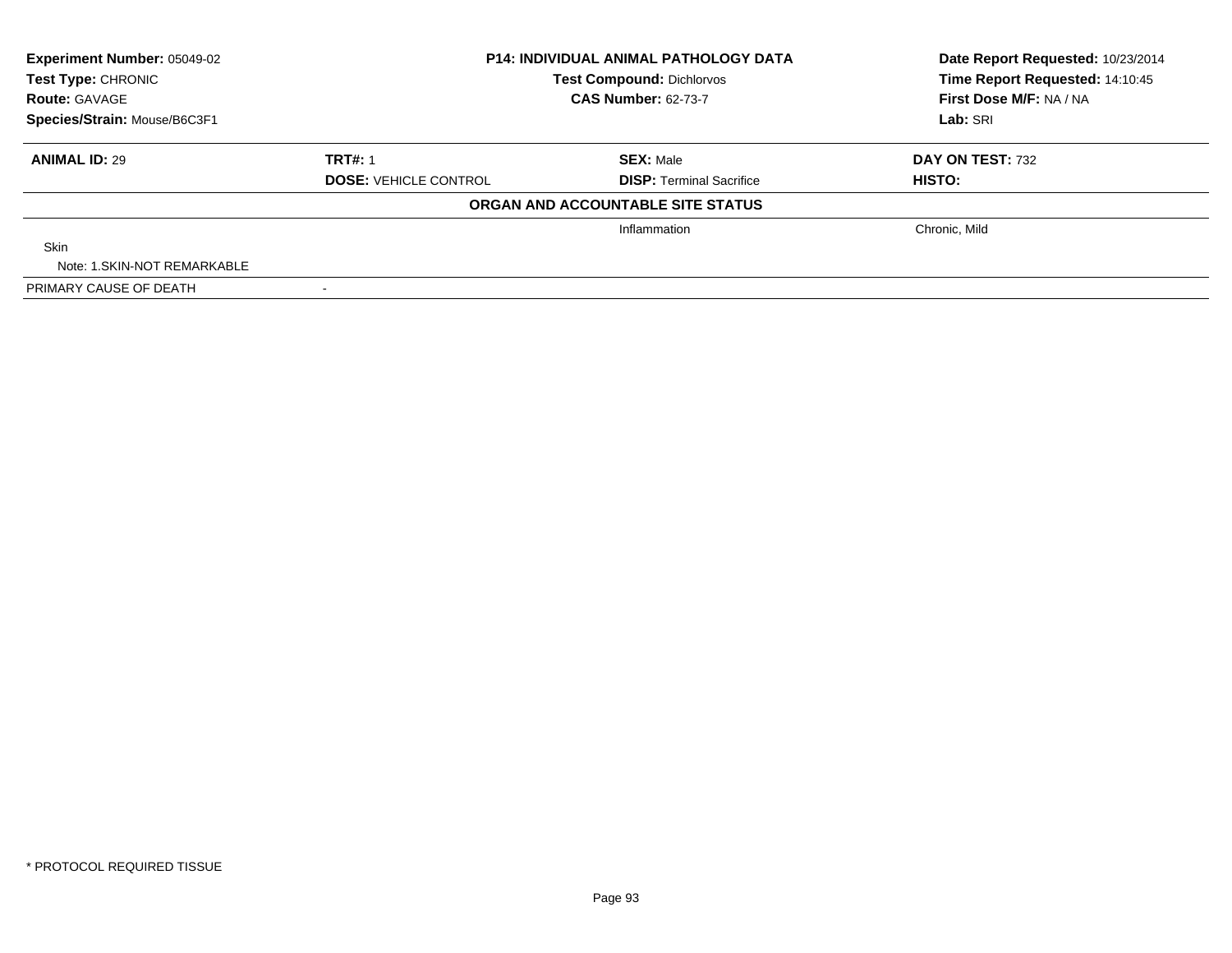| **Experiment Number:** 05049-02 | **P14: INDIVIDUAL ANIMAL PATHOLOGY DATA** | | **Date Report Requested:** 10/23/2014 |
|---|---|---|---|
| **Test Type:** CHRONIC | **Test Compound:** Dichlorvos | | **Time Report Requested:** 14:10:45 |
| **Route:** GAVAGE | **CAS Number:** 62-73-7 | | **First Dose M/F:** NA / NA |
| **Species/Strain:** Mouse/B6C3F1 | | | **Lab:** SRI |

| **ANIMAL ID:** 29 | **TRT#:** 1 | **SEX:** Male | **DAY ON TEST:** 732 |
|---|---|---|---|
| | **DOSE:** VEHICLE CONTROL | **DISP:** Terminal Sacrifice | **HISTO:** |

**ORGAN AND ACCOUNTABLE SITE STATUS**

| | | | |
|---|---|---|---|
| | | Inflammation | Chronic, Mild |
| Skin | | | |
| Note: 1.SKIN-NOT REMARKABLE | | | |
| PRIMARY CAUSE OF DEATH | - | | |

* PROTOCOL REQUIRED TISSUE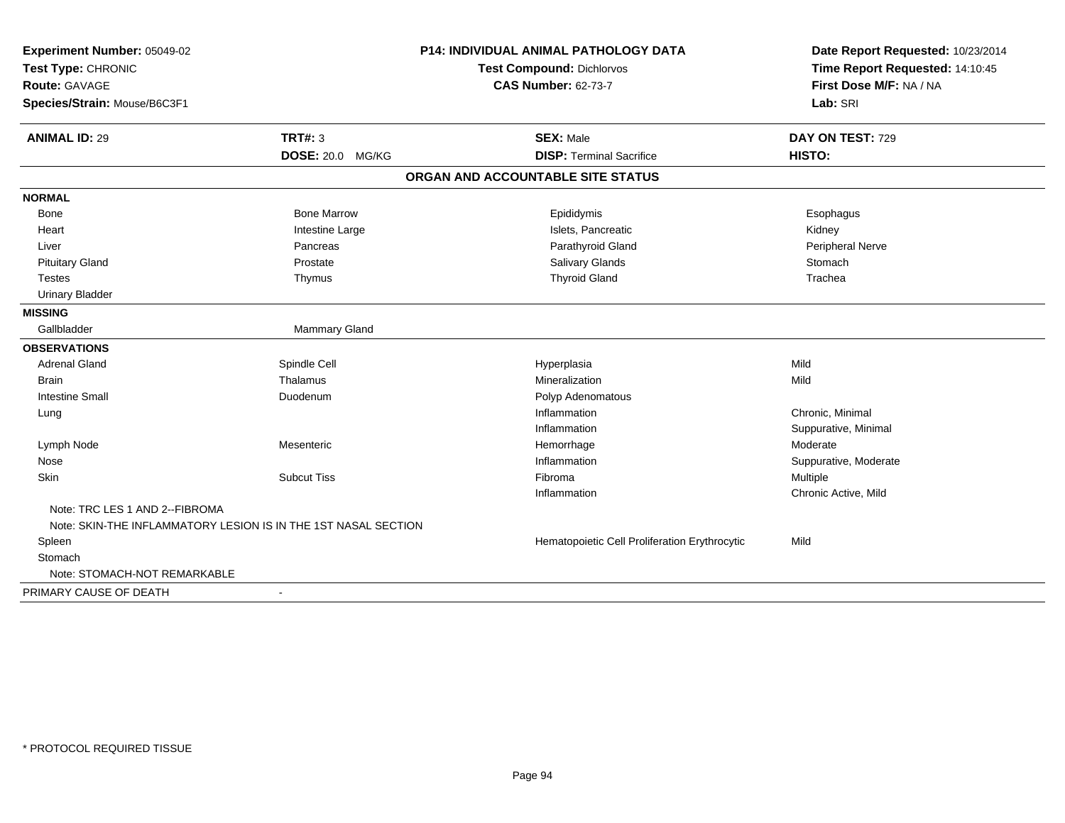**Experiment Number:** 05049-02
**Test Type:** CHRONIC
**Route:** GAVAGE
**Species/Strain:** Mouse/B6C3F1

## P14: INDIVIDUAL ANIMAL PATHOLOGY DATA

**Test Compound:** Dichlorvos
**CAS Number:** 62-73-7

**Date Report Requested:** 10/23/2014
**Time Report Requested:** 14:10:45
**First Dose M/F:** NA / NA
**Lab:** SRI

| **ANIMAL ID:** 29 | **TRT#:** 3 | **SEX:** Male | **DAY ON TEST:** 729 |
|---|---|---|---|
| | **DOSE:** 20.0 MG/KG | **DISP:** Terminal Sacrifice | **HISTO:** |

### ORGAN AND ACCOUNTABLE SITE STATUS

| | | | |
|---|---|---|---|
| **NORMAL** | | | |
| Bone | Bone Marrow | Epididymis | Esophagus |
| Heart | Intestine Large | Islets, Pancreatic | Kidney |
| Liver | Pancreas | Parathyroid Gland | Peripheral Nerve |
| Pituitary Gland | Prostate | Salivary Glands | Stomach |
| Testes | Thymus | Thyroid Gland | Trachea |
| Urinary Bladder | | | |
| **MISSING** | | | |
| Gallbladder | Mammary Gland | | |
| **OBSERVATIONS** | | | |
| Adrenal Gland | Spindle Cell | Hyperplasia | Mild |
| Brain | Thalamus | Mineralization | Mild |
| Intestine Small | Duodenum | Polyp Adenomatous | |
| Lung | | Inflammation | Chronic, Minimal |
| | | Inflammation | Suppurative, Minimal |
| Lymph Node | Mesenteric | Hemorrhage | Moderate |
| Nose | | Inflammation | Suppurative, Moderate |
| Skin | Subcut Tiss | Fibroma | Multiple |
| | | Inflammation | Chronic Active, Mild |
| Note: TRC LES 1 AND 2--FIBROMA | | | |
| Note: SKIN-THE INFLAMMATORY LESION IS IN THE 1ST NASAL SECTION | | | |
| Spleen | | Hematopoietic Cell Proliferation Erythrocytic | Mild |
| Stomach | | | |
| Note: STOMACH-NOT REMARKABLE | | | |
| PRIMARY CAUSE OF DEATH | - | | |

* PROTOCOL REQUIRED TISSUE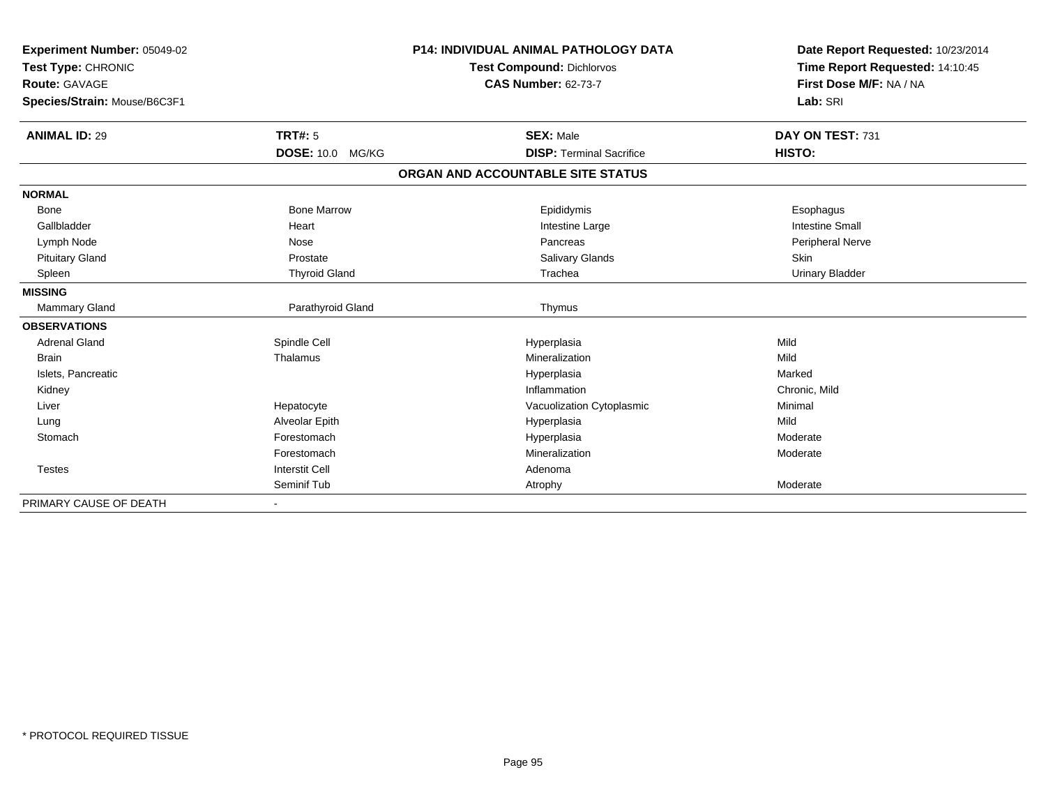**Experiment Number:** 05049-02
**Test Type:** CHRONIC
**Route:** GAVAGE
**Species/Strain:** Mouse/B6C3F1

**P14: INDIVIDUAL ANIMAL PATHOLOGY DATA**
**Test Compound:** Dichlorvos
**CAS Number:** 62-73-7

**Date Report Requested:** 10/23/2014
**Time Report Requested:** 14:10:45
**First Dose M/F:** NA / NA
**Lab:** SRI

| **ANIMAL ID:** 29 | **TRT#:** 5 | **SEX:** Male | **DAY ON TEST:** 731 |
|---|---|---|---|
| | **DOSE:** 10.0 MG/KG | **DISP:** Terminal Sacrifice | **HISTO:** |

## ORGAN AND ACCOUNTABLE SITE STATUS

| | | | |
|---|---|---|---|
| **NORMAL** | | | |
| Bone | Bone Marrow | Epididymis | Esophagus |
| Gallbladder | Heart | Intestine Large | Intestine Small |
| Lymph Node | Nose | Pancreas | Peripheral Nerve |
| Pituitary Gland | Prostate | Salivary Glands | Skin |
| Spleen | Thyroid Gland | Trachea | Urinary Bladder |
| **MISSING** | | | |
| Mammary Gland | Parathyroid Gland | Thymus | |
| **OBSERVATIONS** | | | |
| Adrenal Gland | Spindle Cell | Hyperplasia | Mild |
| Brain | Thalamus | Mineralization | Mild |
| Islets, Pancreatic | | Hyperplasia | Marked |
| Kidney | | Inflammation | Chronic, Mild |
| Liver | Hepatocyte | Vacuolization Cytoplasmic | Minimal |
| Lung | Alveolar Epith | Hyperplasia | Mild |
| Stomach | Forestomach | Hyperplasia | Moderate |
| | Forestomach | Mineralization | Moderate |
| Testes | Interstit Cell | Adenoma | |
| | Seminif Tub | Atrophy | Moderate |
| PRIMARY CAUSE OF DEATH | - | | |

* PROTOCOL REQUIRED TISSUE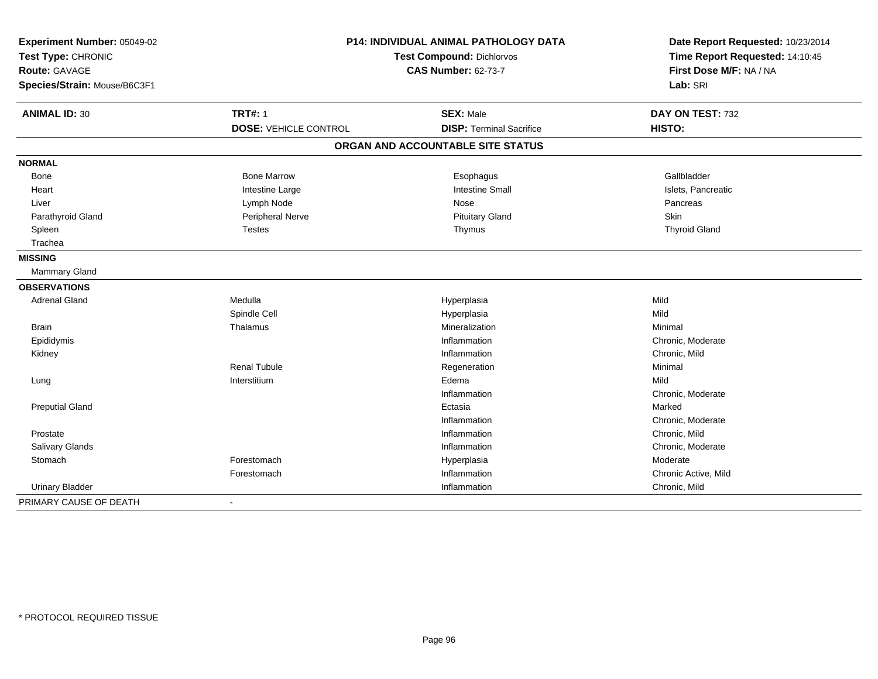**Experiment Number:** 05049-02
**Test Type:** CHRONIC
**Route:** GAVAGE
**Species/Strain:** Mouse/B6C3F1

**P14: INDIVIDUAL ANIMAL PATHOLOGY DATA**
**Test Compound:** Dichlorvos
**CAS Number:** 62-73-7

**Date Report Requested:** 10/23/2014
**Time Report Requested:** 14:10:45
**First Dose M/F:** NA / NA
**Lab:** SRI

| **ANIMAL ID:** 30 | **TRT#:** 1 | **SEX:** Male | **DAY ON TEST:** 732 |
|---|---|---|---|
| | **DOSE:** VEHICLE CONTROL | **DISP:** Terminal Sacrifice | **HISTO:** |

## ORGAN AND ACCOUNTABLE SITE STATUS

| | | | |
|---|---|---|---|
| **NORMAL** | | | |
| Bone | Bone Marrow | Esophagus | Gallbladder |
| Heart | Intestine Large | Intestine Small | Islets, Pancreatic |
| Liver | Lymph Node | Nose | Pancreas |
| Parathyroid Gland | Peripheral Nerve | Pituitary Gland | Skin |
| Spleen | Testes | Thymus | Thyroid Gland |
| Trachea | | | |
| **MISSING** | | | |
| Mammary Gland | | | |
| **OBSERVATIONS** | | | |
| Adrenal Gland | Medulla | Hyperplasia | Mild |
| | Spindle Cell | Hyperplasia | Mild |
| Brain | Thalamus | Mineralization | Minimal |
| Epididymis | | Inflammation | Chronic, Moderate |
| Kidney | | Inflammation | Chronic, Mild |
| | Renal Tubule | Regeneration | Minimal |
| Lung | Interstitium | Edema | Mild |
| | | Inflammation | Chronic, Moderate |
| Preputial Gland | | Ectasia | Marked |
| | | Inflammation | Chronic, Moderate |
| Prostate | | Inflammation | Chronic, Mild |
| Salivary Glands | | Inflammation | Chronic, Moderate |
| Stomach | Forestomach | Hyperplasia | Moderate |
| | Forestomach | Inflammation | Chronic Active, Mild |
| Urinary Bladder | | Inflammation | Chronic, Mild |
| PRIMARY CAUSE OF DEATH | - | | |

* PROTOCOL REQUIRED TISSUE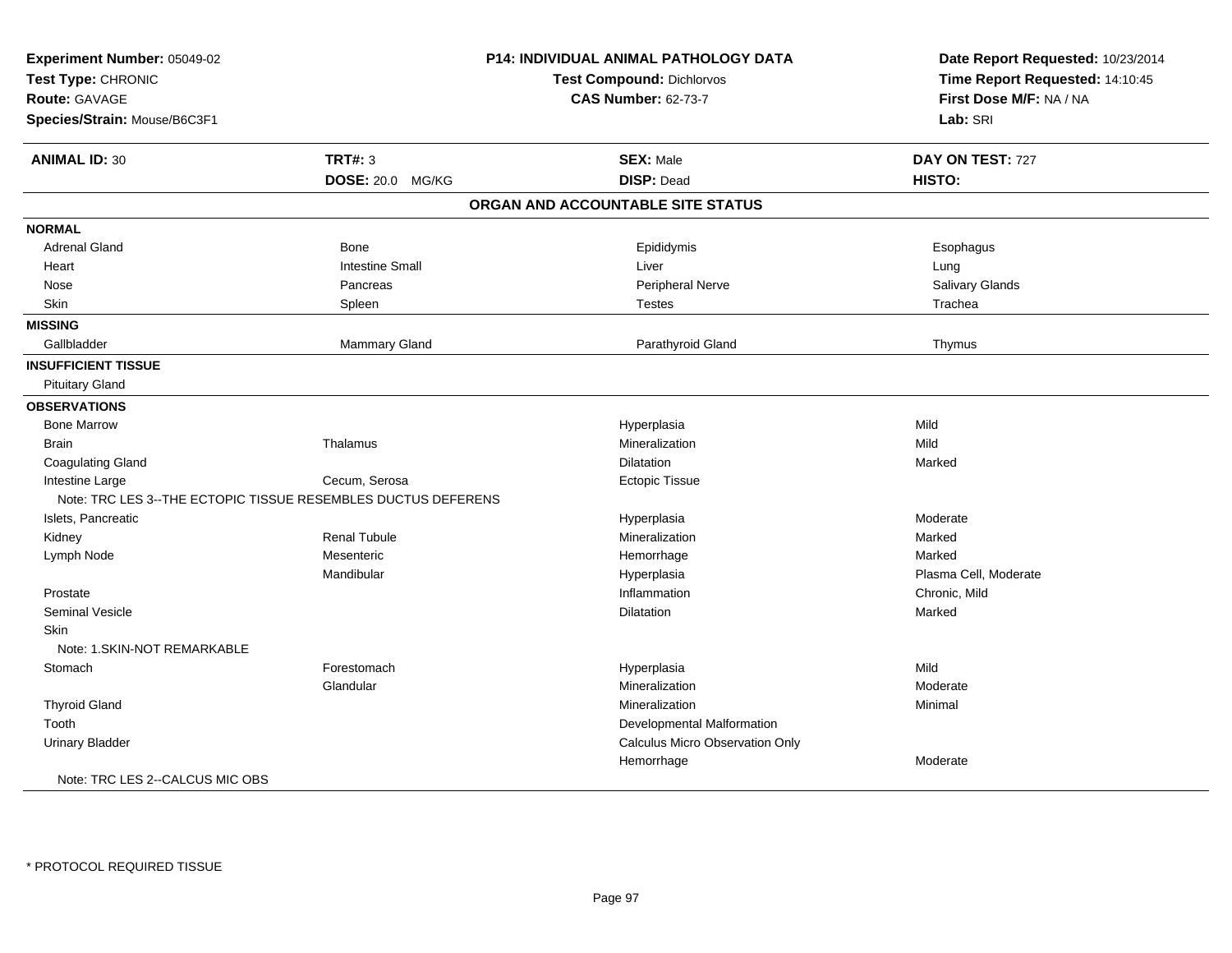**Experiment Number:** 05049-02
**Test Type:** CHRONIC
**Route:** GAVAGE
**Species/Strain:** Mouse/B6C3F1

**P14: INDIVIDUAL ANIMAL PATHOLOGY DATA**
**Test Compound:** Dichlorvos
**CAS Number:** 62-73-7

**Date Report Requested:** 10/23/2014
**Time Report Requested:** 14:10:45
**First Dose M/F:** NA / NA
**Lab:** SRI

| **ANIMAL ID:** 30 | **TRT#:** 3 | **SEX:** Male | **DAY ON TEST:** 727 |
|---|---|---|---|
| | **DOSE:** 20.0 MG/KG | **DISP:** Dead | **HISTO:** |

## ORGAN AND ACCOUNTABLE SITE STATUS

| | | | |
|---|---|---|---|
| **NORMAL** | | | |
| Adrenal Gland | Bone | Epididymis | Esophagus |
| Heart | Intestine Small | Liver | Lung |
| Nose | Pancreas | Peripheral Nerve | Salivary Glands |
| Skin | Spleen | Testes | Trachea |
| **MISSING** | | | |
| Gallbladder | Mammary Gland | Parathyroid Gland | Thymus |
| **INSUFFICIENT TISSUE** | | | |
| Pituitary Gland | | | |
| **OBSERVATIONS** | | | |
| Bone Marrow | | Hyperplasia | Mild |
| Brain | Thalamus | Mineralization | Mild |
| Coagulating Gland | | Dilatation | Marked |
| Intestine Large | Cecum, Serosa | Ectopic Tissue | |
| Note: TRC LES 3--THE ECTOPIC TISSUE RESEMBLES DUCTUS DEFERENS | | | |
| Islets, Pancreatic | | Hyperplasia | Moderate |
| Kidney | Renal Tubule | Mineralization | Marked |
| Lymph Node | Mesenteric | Hemorrhage | Marked |
| | Mandibular | Hyperplasia | Plasma Cell, Moderate |
| Prostate | | Inflammation | Chronic, Mild |
| Seminal Vesicle | | Dilatation | Marked |
| Skin | | | |
| Note: 1.SKIN-NOT REMARKABLE | | | |
| Stomach | Forestomach | Hyperplasia | Mild |
| | Glandular | Mineralization | Moderate |
| Thyroid Gland | | Mineralization | Minimal |
| Tooth | | Developmental Malformation | |
| Urinary Bladder | | Calculus Micro Observation Only | |
| | | Hemorrhage | Moderate |
| Note: TRC LES 2--CALCUS MIC OBS | | | |

\* PROTOCOL REQUIRED TISSUE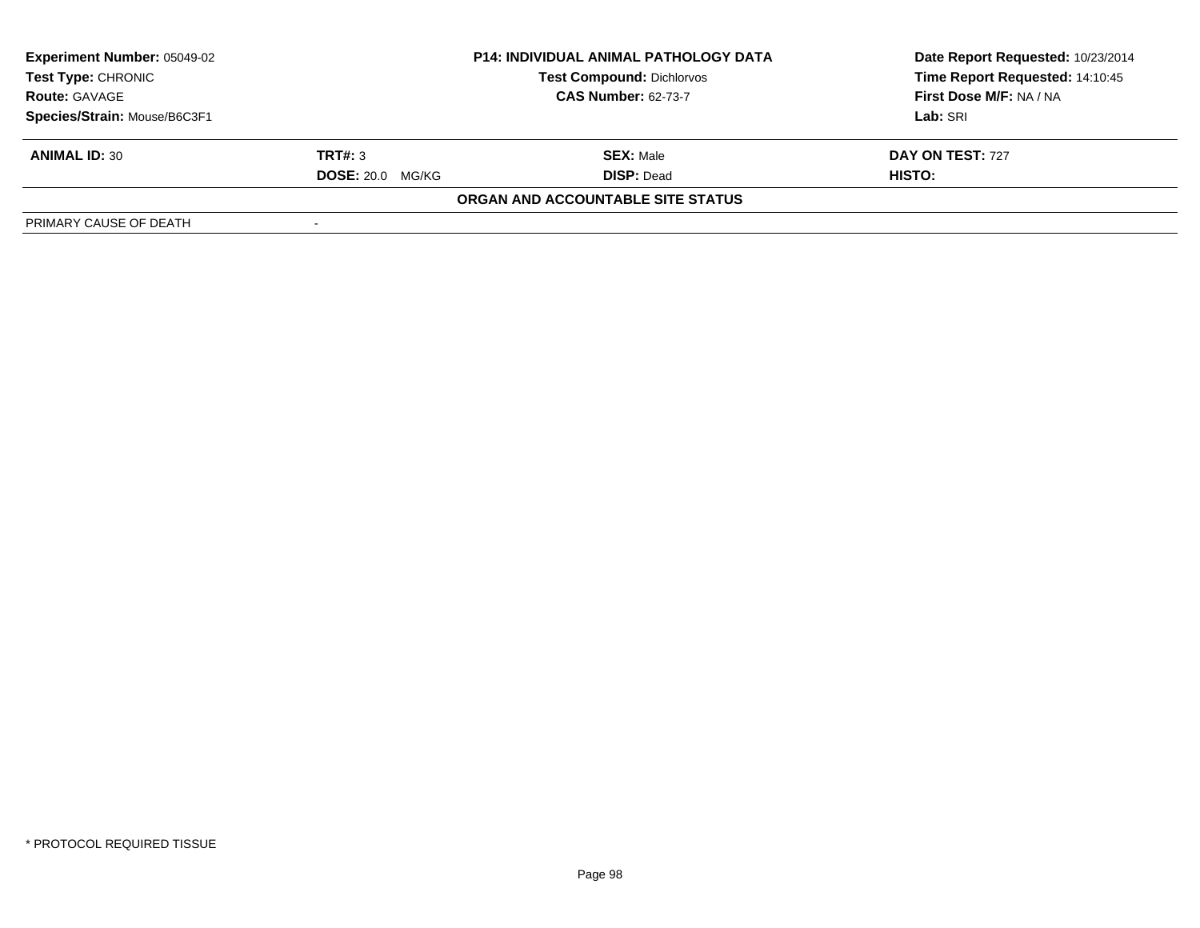| Experiment Number: 05049-02 | P14: INDIVIDUAL ANIMAL PATHOLOGY DATA | Date Report Requested: 10/23/2014 |
|---|---|---|
| Test Type: CHRONIC | Test Compound: Dichlorvos | Time Report Requested: 14:10:45 |
| Route: GAVAGE | CAS Number: 62-73-7 | First Dose M/F: NA / NA |
| Species/Strain: Mouse/B6C3F1 | | Lab: SRI |

| ANIMAL ID: 30 | TRT#: 3 | SEX: Male | DAY ON TEST: 727 |
|---|---|---|---|
| | DOSE: 20.0 MG/KG | DISP: Dead | HISTO: |

**ORGAN AND ACCOUNTABLE SITE STATUS**

| PRIMARY CAUSE OF DEATH | - |
|---|---|

* PROTOCOL REQUIRED TISSUE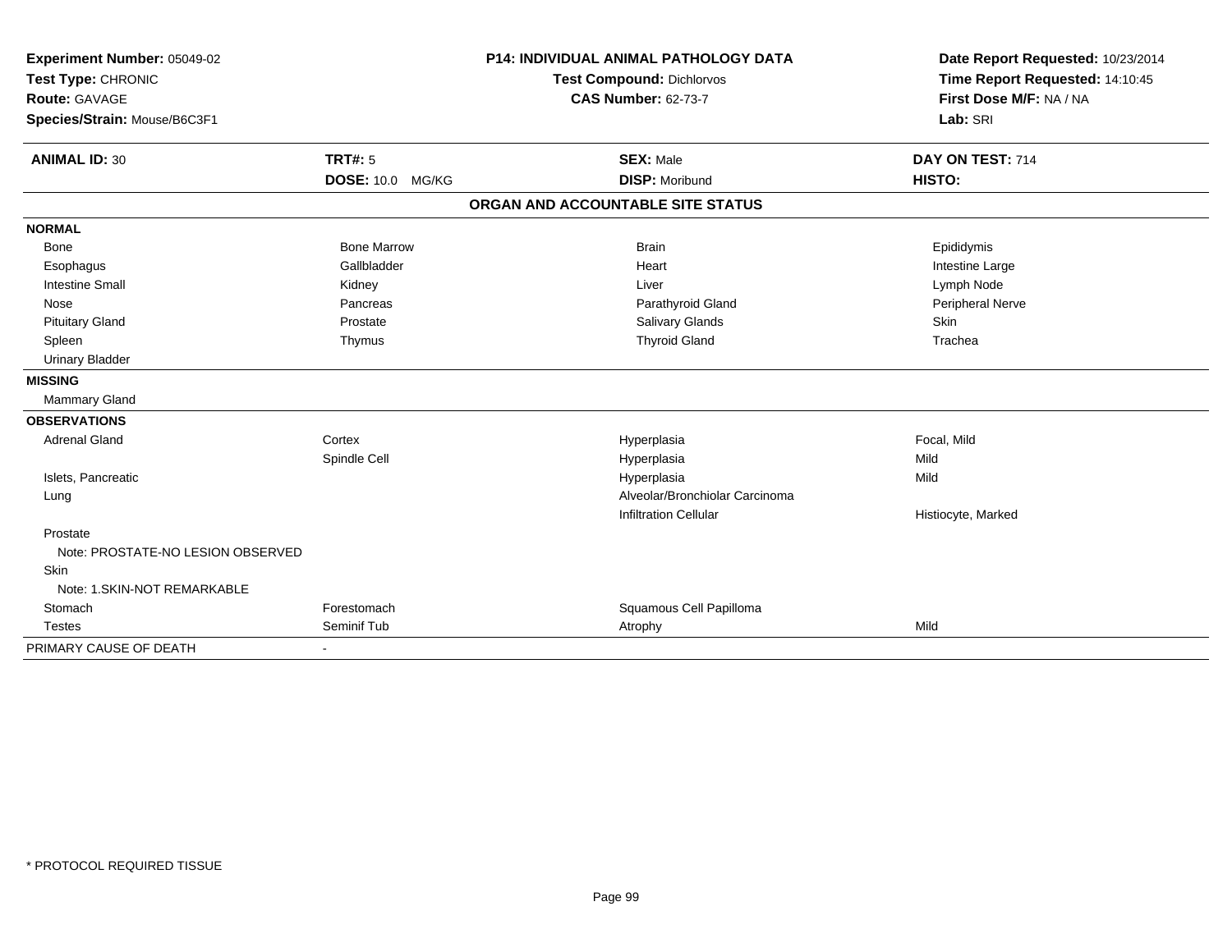**Experiment Number:** 05049-02
**Test Type:** CHRONIC
**Route:** GAVAGE
**Species/Strain:** Mouse/B6C3F1

**P14: INDIVIDUAL ANIMAL PATHOLOGY DATA**
**Test Compound:** Dichlorvos
**CAS Number:** 62-73-7

**Date Report Requested:** 10/23/2014
**Time Report Requested:** 14:10:45
**First Dose M/F:** NA / NA
**Lab:** SRI

| **ANIMAL ID:** 30 | **TRT#:** 5 | **SEX:** Male | **DAY ON TEST:** 714 |
|---|---|---|---|
| | **DOSE:** 10.0 MG/KG | **DISP:** Moribund | **HISTO:** |

## ORGAN AND ACCOUNTABLE SITE STATUS

| | | | |
|---|---|---|---|
| **NORMAL** | | | |
| Bone | Bone Marrow | Brain | Epididymis |
| Esophagus | Gallbladder | Heart | Intestine Large |
| Intestine Small | Kidney | Liver | Lymph Node |
| Nose | Pancreas | Parathyroid Gland | Peripheral Nerve |
| Pituitary Gland | Prostate | Salivary Glands | Skin |
| Spleen | Thymus | Thyroid Gland | Trachea |
| Urinary Bladder | | | |
| **MISSING** | | | |
| Mammary Gland | | | |
| **OBSERVATIONS** | | | |
| Adrenal Gland | Cortex | Hyperplasia | Focal, Mild |
| | Spindle Cell | Hyperplasia | Mild |
| Islets, Pancreatic | | Hyperplasia | Mild |
| Lung | | Alveolar/Bronchiolar Carcinoma | |
| | | Infiltration Cellular | Histiocyte, Marked |
| Prostate | | | |
| Note: PROSTATE-NO LESION OBSERVED | | | |
| Skin | | | |
| Note: 1.SKIN-NOT REMARKABLE | | | |
| Stomach | Forestomach | Squamous Cell Papilloma | |
| Testes | Seminif Tub | Atrophy | Mild |
| PRIMARY CAUSE OF DEATH | - | | |

* PROTOCOL REQUIRED TISSUE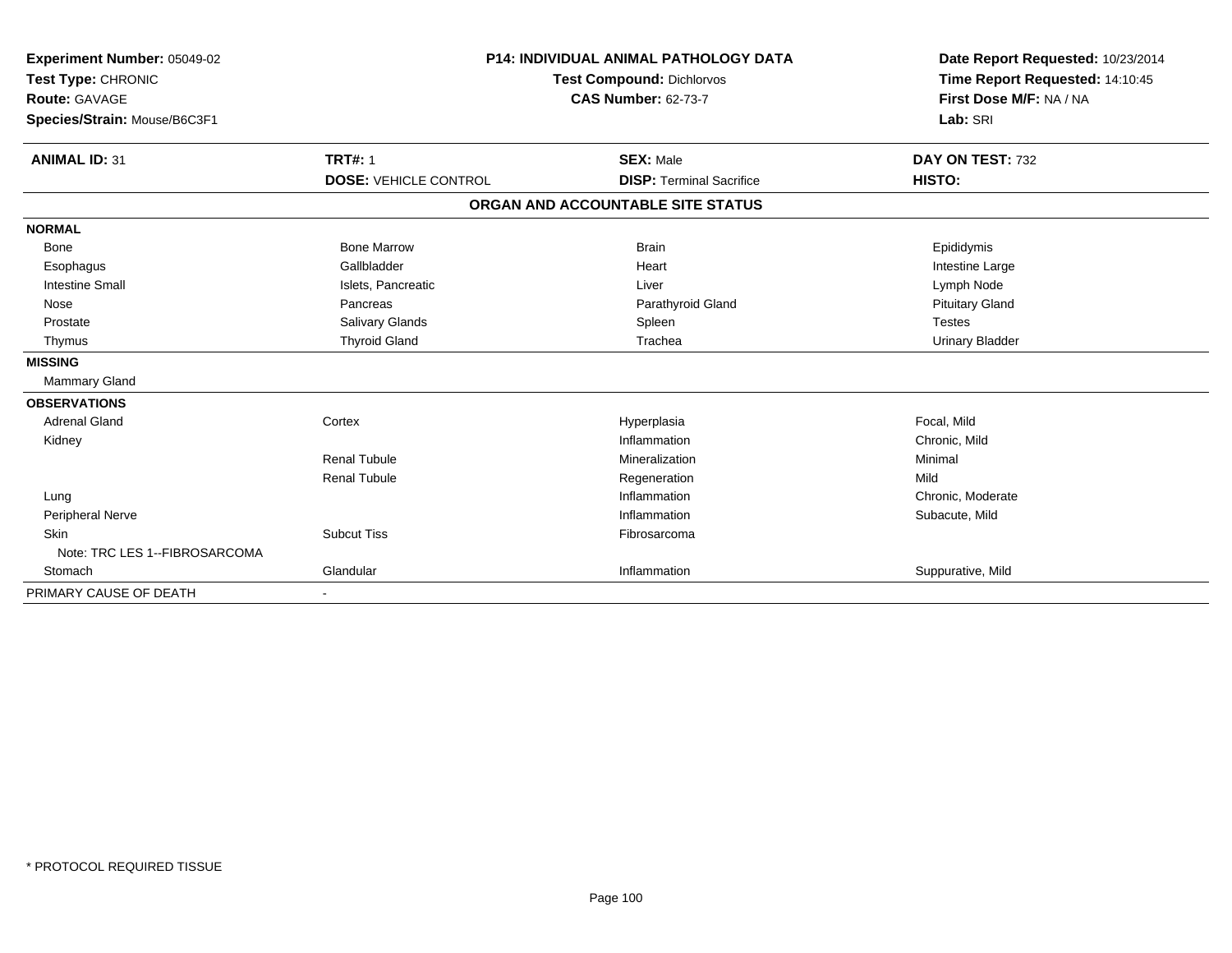**Experiment Number:** 05049-02
**Test Type:** CHRONIC
**Route:** GAVAGE
**Species/Strain:** Mouse/B6C3F1

**P14: INDIVIDUAL ANIMAL PATHOLOGY DATA**
**Test Compound:** Dichlorvos
**CAS Number:** 62-73-7

**Date Report Requested:** 10/23/2014
**Time Report Requested:** 14:10:45
**First Dose M/F:** NA / NA
**Lab:** SRI

| **ANIMAL ID:** 31 | **TRT#:** 1 | **SEX:** Male | **DAY ON TEST:** 732 |
|---|---|---|---|
| | **DOSE:** VEHICLE CONTROL | **DISP:** Terminal Sacrifice | **HISTO:** |

**ORGAN AND ACCOUNTABLE SITE STATUS**

| | | | |
|---|---|---|---|
| **NORMAL** | | | |
| Bone | Bone Marrow | Brain | Epididymis |
| Esophagus | Gallbladder | Heart | Intestine Large |
| Intestine Small | Islets, Pancreatic | Liver | Lymph Node |
| Nose | Pancreas | Parathyroid Gland | Pituitary Gland |
| Prostate | Salivary Glands | Spleen | Testes |
| Thymus | Thyroid Gland | Trachea | Urinary Bladder |
| **MISSING** | | | |
| Mammary Gland | | | |
| **OBSERVATIONS** | | | |
| Adrenal Gland | Cortex | Hyperplasia | Focal, Mild |
| Kidney | | Inflammation | Chronic, Mild |
| | Renal Tubule | Mineralization | Minimal |
| | Renal Tubule | Regeneration | Mild |
| Lung | | Inflammation | Chronic, Moderate |
| Peripheral Nerve | | Inflammation | Subacute, Mild |
| Skin | Subcut Tiss | Fibrosarcoma | |
| Note: TRC LES 1--FIBROSARCOMA | | | |
| Stomach | Glandular | Inflammation | Suppurative, Mild |
| PRIMARY CAUSE OF DEATH | - | | |

* PROTOCOL REQUIRED TISSUE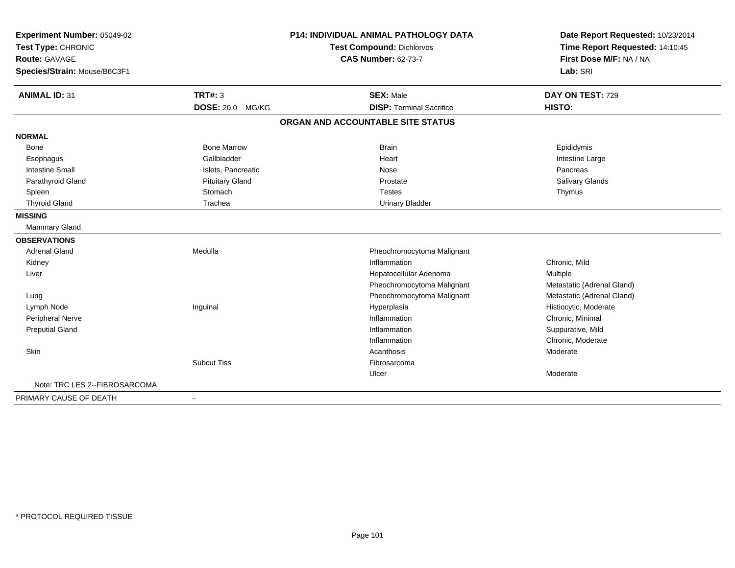**Experiment Number:** 05049-02
**Test Type:** CHRONIC
**Route:** GAVAGE
**Species/Strain:** Mouse/B6C3F1

**P14: INDIVIDUAL ANIMAL PATHOLOGY DATA**
**Test Compound:** Dichlorvos
**CAS Number:** 62-73-7

**Date Report Requested:** 10/23/2014
**Time Report Requested:** 14:10:45
**First Dose M/F:** NA / NA
**Lab:** SRI

| **ANIMAL ID:** 31 | **TRT#:** 3 | **SEX:** Male | **DAY ON TEST:** 729 |
|---|---|---|---|
| | **DOSE:** 20.0 MG/KG | **DISP:** Terminal Sacrifice | **HISTO:** |

**ORGAN AND ACCOUNTABLE SITE STATUS**

| | | | |
|---|---|---|---|
| **NORMAL** | | | |
| Bone | Bone Marrow | Brain | Epididymis |
| Esophagus | Gallbladder | Heart | Intestine Large |
| Intestine Small | Islets, Pancreatic | Nose | Pancreas |
| Parathyroid Gland | Pituitary Gland | Prostate | Salivary Glands |
| Spleen | Stomach | Testes | Thymus |
| Thyroid Gland | Trachea | Urinary Bladder | |
| **MISSING** | | | |
| Mammary Gland | | | |
| **OBSERVATIONS** | | | |
| Adrenal Gland | Medulla | Pheochromocytoma Malignant | |
| Kidney | | Inflammation | Chronic, Mild |
| Liver | | Hepatocellular Adenoma | Multiple |
| | | Pheochromocytoma Malignant | Metastatic (Adrenal Gland) |
| Lung | | Pheochromocytoma Malignant | Metastatic (Adrenal Gland) |
| Lymph Node | Inguinal | Hyperplasia | Histiocytic, Moderate |
| Peripheral Nerve | | Inflammation | Chronic, Minimal |
| Preputial Gland | | Inflammation | Suppurative, Mild |
| | | Inflammation | Chronic, Moderate |
| Skin | | Acanthosis | Moderate |
| | Subcut Tiss | Fibrosarcoma | |
| | | Ulcer | Moderate |
| Note: TRC LES 2--FIBROSARCOMA | | | |
| PRIMARY CAUSE OF DEATH | - | | |

* PROTOCOL REQUIRED TISSUE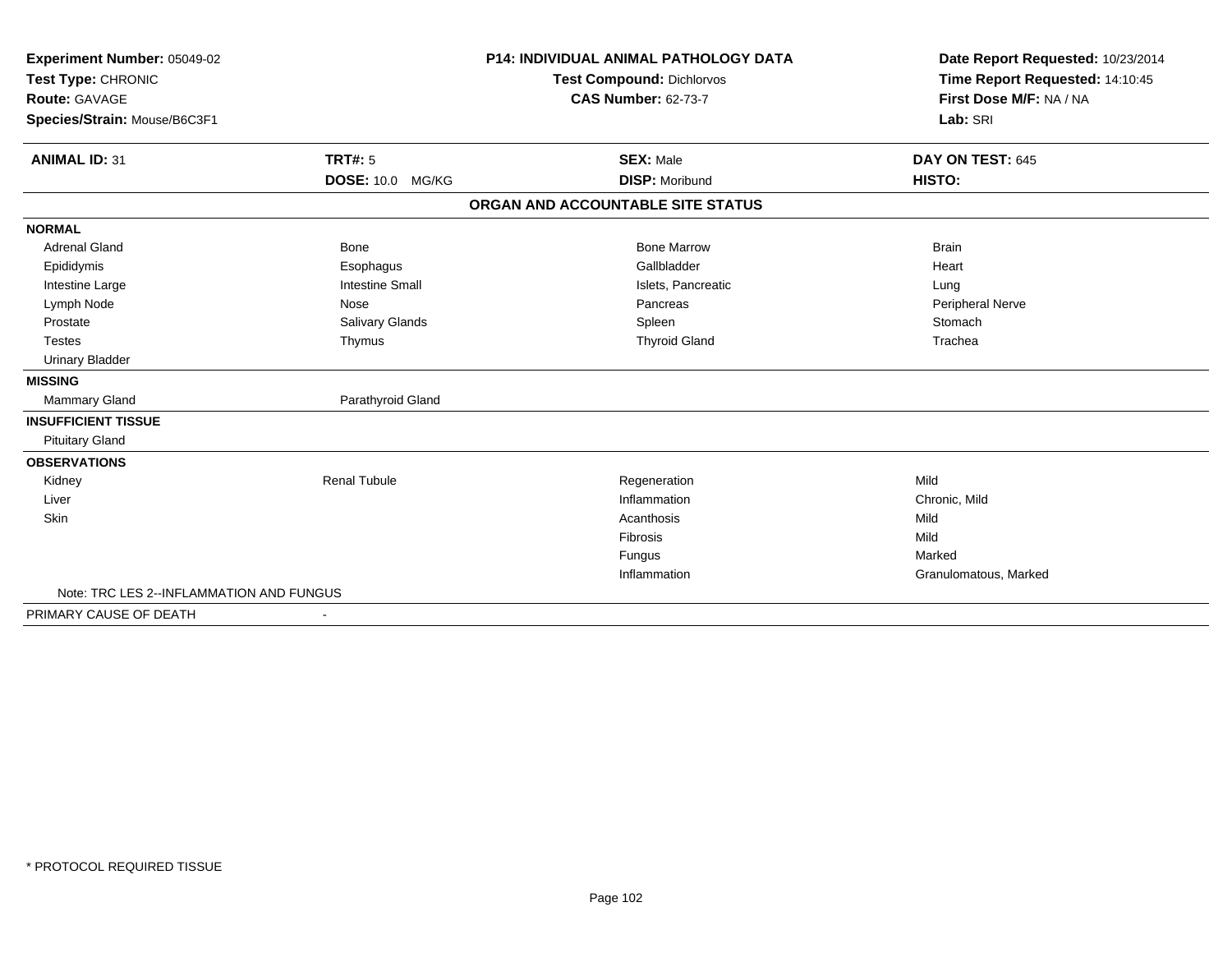**Experiment Number:** 05049-02
**Test Type:** CHRONIC
**Route:** GAVAGE
**Species/Strain:** Mouse/B6C3F1

**P14: INDIVIDUAL ANIMAL PATHOLOGY DATA**
**Test Compound:** Dichlorvos
**CAS Number:** 62-73-7

**Date Report Requested:** 10/23/2014
**Time Report Requested:** 14:10:45
**First Dose M/F:** NA / NA
**Lab:** SRI

| **ANIMAL ID:** 31 | **TRT#:** 5 | **SEX:** Male | **DAY ON TEST:** 645 |
|---|---|---|---|
| | **DOSE:** 10.0 MG/KG | **DISP:** Moribund | **HISTO:** |

**ORGAN AND ACCOUNTABLE SITE STATUS**

| | | | |
|---|---|---|---|
| **NORMAL** | | | |
| Adrenal Gland | Bone | Bone Marrow | Brain |
| Epididymis | Esophagus | Gallbladder | Heart |
| Intestine Large | Intestine Small | Islets, Pancreatic | Lung |
| Lymph Node | Nose | Pancreas | Peripheral Nerve |
| Prostate | Salivary Glands | Spleen | Stomach |
| Testes | Thymus | Thyroid Gland | Trachea |
| Urinary Bladder | | | |
| **MISSING** | | | |
| Mammary Gland | Parathyroid Gland | | |
| **INSUFFICIENT TISSUE** | | | |
| Pituitary Gland | | | |
| **OBSERVATIONS** | | | |
| Kidney | Renal Tubule | Regeneration | Mild |
| Liver | | Inflammation | Chronic, Mild |
| Skin | | Acanthosis | Mild |
| | | Fibrosis | Mild |
| | | Fungus | Marked |
| | | Inflammation | Granulomatous, Marked |
| Note: TRC LES 2--INFLAMMATION AND FUNGUS | | | |
| PRIMARY CAUSE OF DEATH | - | | |

* PROTOCOL REQUIRED TISSUE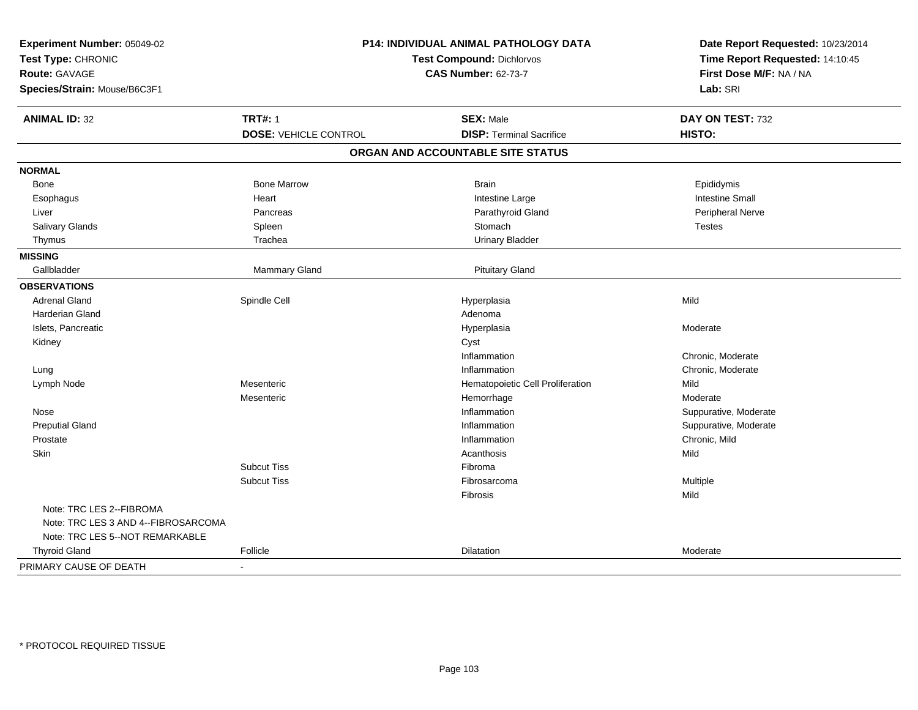**Experiment Number:** 05049-02
**Test Type:** CHRONIC
**Route:** GAVAGE
**Species/Strain:** Mouse/B6C3F1

**P14: INDIVIDUAL ANIMAL PATHOLOGY DATA**
**Test Compound:** Dichlorvos
**CAS Number:** 62-73-7

**Date Report Requested:** 10/23/2014
**Time Report Requested:** 14:10:45
**First Dose M/F:** NA / NA
**Lab:** SRI

| **ANIMAL ID:** 32 | **TRT#:** 1 | **SEX:** Male | **DAY ON TEST:** 732 |
|---|---|---|---|
| | **DOSE:** VEHICLE CONTROL | **DISP:** Terminal Sacrifice | **HISTO:** |

## ORGAN AND ACCOUNTABLE SITE STATUS

| | | | |
|---|---|---|---|
| **NORMAL** | | | |
| Bone | Bone Marrow | Brain | Epididymis |
| Esophagus | Heart | Intestine Large | Intestine Small |
| Liver | Pancreas | Parathyroid Gland | Peripheral Nerve |
| Salivary Glands | Spleen | Stomach | Testes |
| Thymus | Trachea | Urinary Bladder | |
| **MISSING** | | | |
| Gallbladder | Mammary Gland | Pituitary Gland | |
| **OBSERVATIONS** | | | |
| Adrenal Gland | Spindle Cell | Hyperplasia | Mild |
| Harderian Gland | | Adenoma | |
| Islets, Pancreatic | | Hyperplasia | Moderate |
| Kidney | | Cyst | |
| | | Inflammation | Chronic, Moderate |
| Lung | | Inflammation | Chronic, Moderate |
| Lymph Node | Mesenteric | Hematopoietic Cell Proliferation | Mild |
| | Mesenteric | Hemorrhage | Moderate |
| Nose | | Inflammation | Suppurative, Moderate |
| Preputial Gland | | Inflammation | Suppurative, Moderate |
| Prostate | | Inflammation | Chronic, Mild |
| Skin | | Acanthosis | Mild |
| | Subcut Tiss | Fibroma | |
| | Subcut Tiss | Fibrosarcoma | Multiple |
| | | Fibrosis | Mild |
| Note: TRC LES 2--FIBROMA | | | |
| Note: TRC LES 3 AND 4--FIBROSARCOMA | | | |
| Note: TRC LES 5--NOT REMARKABLE | | | |
| Thyroid Gland | Follicle | Dilatation | Moderate |
| PRIMARY CAUSE OF DEATH | - | | |

* PROTOCOL REQUIRED TISSUE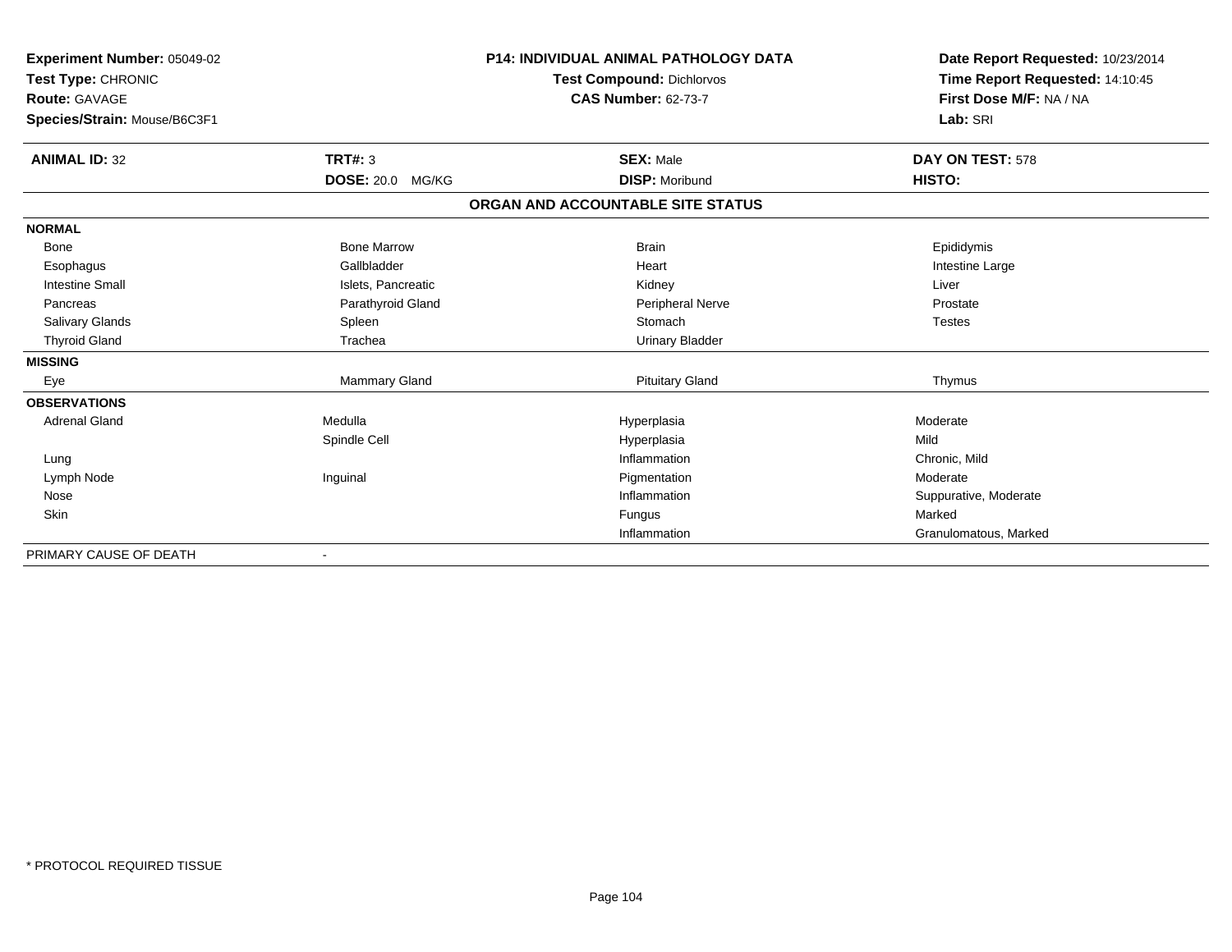**Experiment Number:** 05049-02
**Test Type:** CHRONIC
**Route:** GAVAGE
**Species/Strain:** Mouse/B6C3F1

**P14: INDIVIDUAL ANIMAL PATHOLOGY DATA**
**Test Compound:** Dichlorvos
**CAS Number:** 62-73-7

**Date Report Requested:** 10/23/2014
**Time Report Requested:** 14:10:45
**First Dose M/F:** NA / NA
**Lab:** SRI

| **ANIMAL ID:** 32 | **TRT#:** 3 | **SEX:** Male | **DAY ON TEST:** 578 |
|---|---|---|---|
| | **DOSE:** 20.0 MG/KG | **DISP:** Moribund | **HISTO:** |

**ORGAN AND ACCOUNTABLE SITE STATUS**

| | | | |
|---|---|---|---|
| **NORMAL** | | | |
| Bone | Bone Marrow | Brain | Epididymis |
| Esophagus | Gallbladder | Heart | Intestine Large |
| Intestine Small | Islets, Pancreatic | Kidney | Liver |
| Pancreas | Parathyroid Gland | Peripheral Nerve | Prostate |
| Salivary Glands | Spleen | Stomach | Testes |
| Thyroid Gland | Trachea | Urinary Bladder | |
| **MISSING** | | | |
| Eye | Mammary Gland | Pituitary Gland | Thymus |
| **OBSERVATIONS** | | | |
| Adrenal Gland | Medulla | Hyperplasia | Moderate |
| | Spindle Cell | Hyperplasia | Mild |
| Lung | | Inflammation | Chronic, Mild |
| Lymph Node | Inguinal | Pigmentation | Moderate |
| Nose | | Inflammation | Suppurative, Moderate |
| Skin | | Fungus | Marked |
| | | Inflammation | Granulomatous, Marked |
| PRIMARY CAUSE OF DEATH | - | | |

\* PROTOCOL REQUIRED TISSUE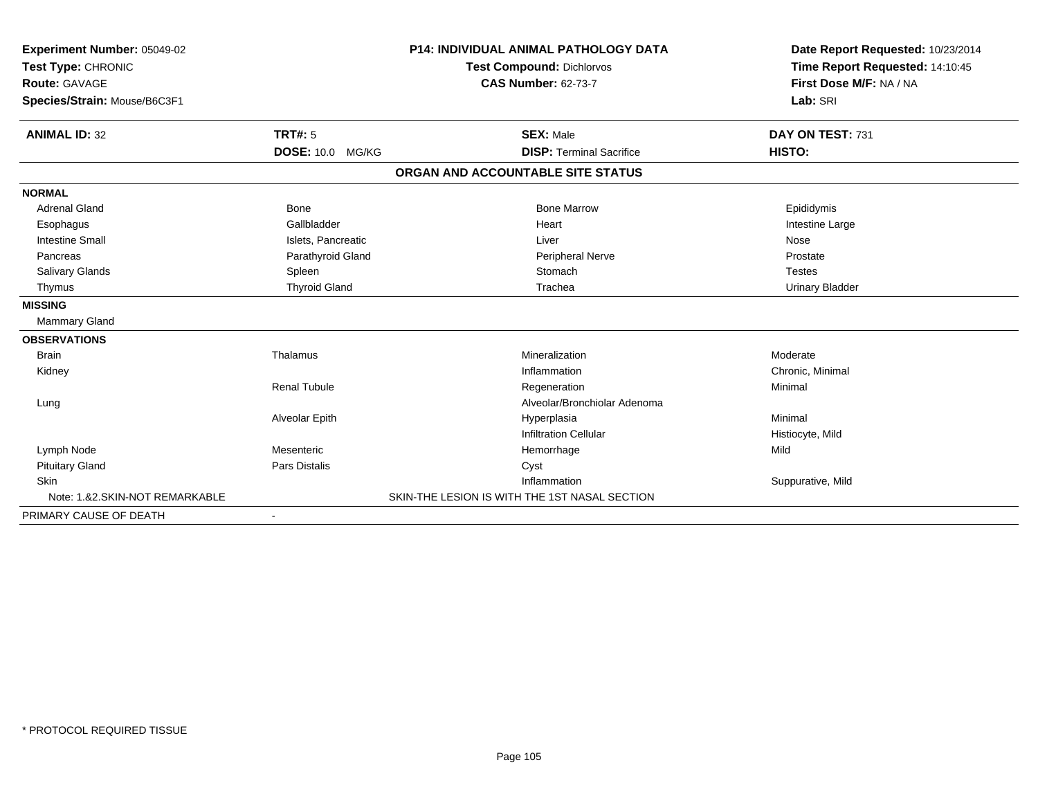**Experiment Number:** 05049-02
**Test Type:** CHRONIC
**Route:** GAVAGE
**Species/Strain:** Mouse/B6C3F1

**P14: INDIVIDUAL ANIMAL PATHOLOGY DATA**
**Test Compound:** Dichlorvos
**CAS Number:** 62-73-7

**Date Report Requested:** 10/23/2014
**Time Report Requested:** 14:10:45
**First Dose M/F:** NA / NA
**Lab:** SRI

| **ANIMAL ID:** 32 | **TRT#:** 5 | **SEX:** Male | **DAY ON TEST:** 731 |
|---|---|---|---|
| | **DOSE:** 10.0 MG/KG | **DISP:** Terminal Sacrifice | **HISTO:** |

## ORGAN AND ACCOUNTABLE SITE STATUS

| | | | |
|---|---|---|---|
| **NORMAL** | | | |
| Adrenal Gland | Bone | Bone Marrow | Epididymis |
| Esophagus | Gallbladder | Heart | Intestine Large |
| Intestine Small | Islets, Pancreatic | Liver | Nose |
| Pancreas | Parathyroid Gland | Peripheral Nerve | Prostate |
| Salivary Glands | Spleen | Stomach | Testes |
| Thymus | Thyroid Gland | Trachea | Urinary Bladder |
| **MISSING** | | | |
| Mammary Gland | | | |
| **OBSERVATIONS** | | | |
| Brain | Thalamus | Mineralization | Moderate |
| Kidney | | Inflammation | Chronic, Minimal |
| | Renal Tubule | Regeneration | Minimal |
| Lung | | Alveolar/Bronchiolar Adenoma | |
| | Alveolar Epith | Hyperplasia | Minimal |
| | | Infiltration Cellular | Histiocyte, Mild |
| Lymph Node | Mesenteric | Hemorrhage | Mild |
| Pituitary Gland | Pars Distalis | Cyst | |
| Skin | | Inflammation | Suppurative, Mild |
| Note: 1.&2.SKIN-NOT REMARKABLE | SKIN-THE LESION IS WITH THE 1ST NASAL SECTION | | |
| PRIMARY CAUSE OF DEATH | - | | |

* PROTOCOL REQUIRED TISSUE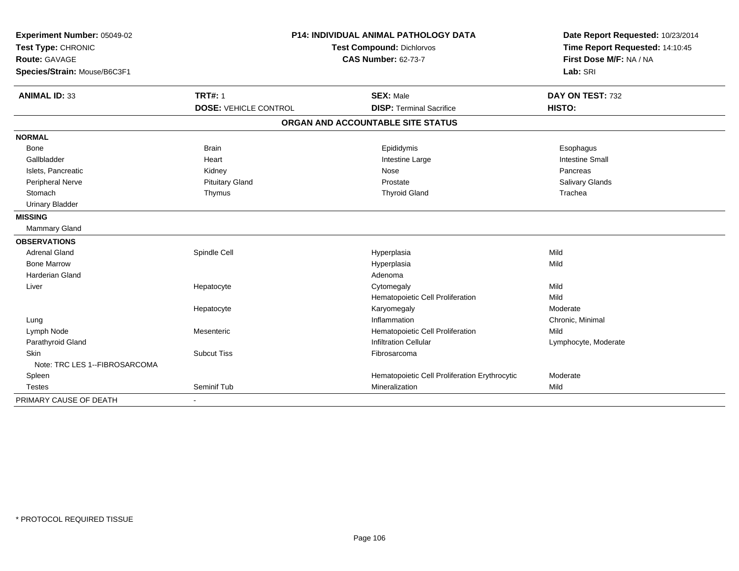**Experiment Number:** 05049-02
**Test Type:** CHRONIC
**Route:** GAVAGE
**Species/Strain:** Mouse/B6C3F1

**P14: INDIVIDUAL ANIMAL PATHOLOGY DATA**
**Test Compound:** Dichlorvos
**CAS Number:** 62-73-7

**Date Report Requested:** 10/23/2014
**Time Report Requested:** 14:10:45
**First Dose M/F:** NA / NA
**Lab:** SRI

| **ANIMAL ID:** 33 | **TRT#:** 1 | **SEX:** Male | **DAY ON TEST:** 732 |
|---|---|---|---|
| | **DOSE:** VEHICLE CONTROL | **DISP:** Terminal Sacrifice | **HISTO:** |

**ORGAN AND ACCOUNTABLE SITE STATUS**

| | | | |
|---|---|---|---|
| **NORMAL** | | | |
| Bone | Brain | Epididymis | Esophagus |
| Gallbladder | Heart | Intestine Large | Intestine Small |
| Islets, Pancreatic | Kidney | Nose | Pancreas |
| Peripheral Nerve | Pituitary Gland | Prostate | Salivary Glands |
| Stomach | Thymus | Thyroid Gland | Trachea |
| Urinary Bladder | | | |
| **MISSING** | | | |
| Mammary Gland | | | |
| **OBSERVATIONS** | | | |
| Adrenal Gland | Spindle Cell | Hyperplasia | Mild |
| Bone Marrow | | Hyperplasia | Mild |
| Harderian Gland | | Adenoma | |
| Liver | Hepatocyte | Cytomegaly | Mild |
| | | Hematopoietic Cell Proliferation | Mild |
| | Hepatocyte | Karyomegaly | Moderate |
| Lung | | Inflammation | Chronic, Minimal |
| Lymph Node | Mesenteric | Hematopoietic Cell Proliferation | Mild |
| Parathyroid Gland | | Infiltration Cellular | Lymphocyte, Moderate |
| Skin | Subcut Tiss | Fibrosarcoma | |
| Note: TRC LES 1--FIBROSARCOMA | | | |
| Spleen | | Hematopoietic Cell Proliferation Erythrocytic | Moderate |
| Testes | Seminif Tub | Mineralization | Mild |
| PRIMARY CAUSE OF DEATH | - | | |

* PROTOCOL REQUIRED TISSUE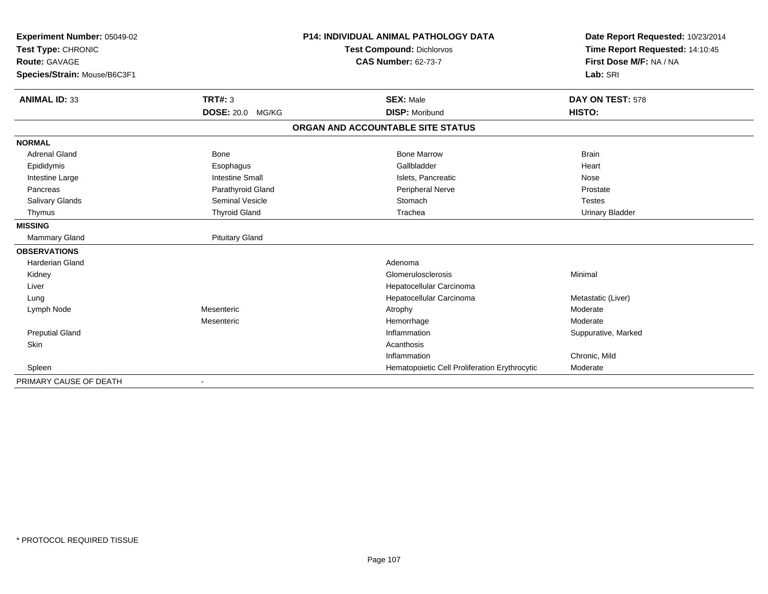**Experiment Number:** 05049-02
**Test Type:** CHRONIC
**Route:** GAVAGE
**Species/Strain:** Mouse/B6C3F1

**P14: INDIVIDUAL ANIMAL PATHOLOGY DATA**
**Test Compound:** Dichlorvos
**CAS Number:** 62-73-7

**Date Report Requested:** 10/23/2014
**Time Report Requested:** 14:10:45
**First Dose M/F:** NA / NA
**Lab:** SRI

| **ANIMAL ID:** 33 | **TRT#:** 3 | **SEX:** Male | **DAY ON TEST:** 578 |
|---|---|---|---|
| | **DOSE:** 20.0 MG/KG | **DISP:** Moribund | **HISTO:** |

**ORGAN AND ACCOUNTABLE SITE STATUS**

| | | | |
|---|---|---|---|
| **NORMAL** | | | |
| Adrenal Gland | Bone | Bone Marrow | Brain |
| Epididymis | Esophagus | Gallbladder | Heart |
| Intestine Large | Intestine Small | Islets, Pancreatic | Nose |
| Pancreas | Parathyroid Gland | Peripheral Nerve | Prostate |
| Salivary Glands | Seminal Vesicle | Stomach | Testes |
| Thymus | Thyroid Gland | Trachea | Urinary Bladder |
| **MISSING** | | | |
| Mammary Gland | Pituitary Gland | | |
| **OBSERVATIONS** | | | |
| Harderian Gland | | Adenoma | |
| Kidney | | Glomerulosclerosis | Minimal |
| Liver | | Hepatocellular Carcinoma | |
| Lung | | Hepatocellular Carcinoma | Metastatic (Liver) |
| Lymph Node | Mesenteric | Atrophy | Moderate |
| | Mesenteric | Hemorrhage | Moderate |
| Preputial Gland | | Inflammation | Suppurative, Marked |
| Skin | | Acanthosis | |
| | | Inflammation | Chronic, Mild |
| Spleen | | Hematopoietic Cell Proliferation Erythrocytic | Moderate |
| PRIMARY CAUSE OF DEATH | - | | |

\* PROTOCOL REQUIRED TISSUE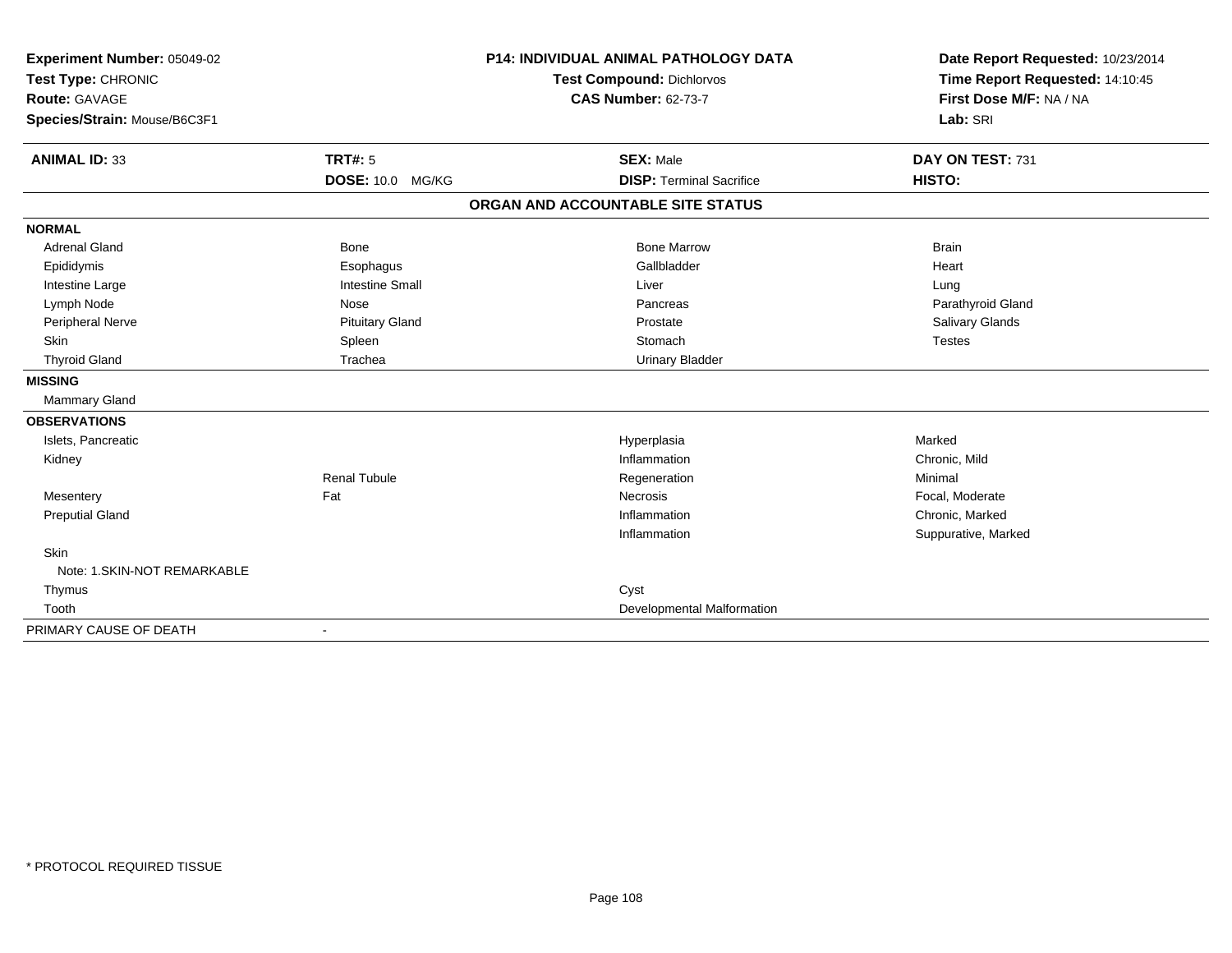**Experiment Number:** 05049-02
**Test Type:** CHRONIC
**Route:** GAVAGE
**Species/Strain:** Mouse/B6C3F1

**P14: INDIVIDUAL ANIMAL PATHOLOGY DATA**
**Test Compound:** Dichlorvos
**CAS Number:** 62-73-7

**Date Report Requested:** 10/23/2014
**Time Report Requested:** 14:10:45
**First Dose M/F:** NA / NA
**Lab:** SRI

| **ANIMAL ID:** 33 | **TRT#:** 5 | **SEX:** Male | **DAY ON TEST:** 731 |
|---|---|---|---|
| | **DOSE:** 10.0 MG/KG | **DISP:** Terminal Sacrifice | **HISTO:** |

**ORGAN AND ACCOUNTABLE SITE STATUS**

| | | | |
|---|---|---|---|
| **NORMAL** | | | |
| Adrenal Gland | Bone | Bone Marrow | Brain |
| Epididymis | Esophagus | Gallbladder | Heart |
| Intestine Large | Intestine Small | Liver | Lung |
| Lymph Node | Nose | Pancreas | Parathyroid Gland |
| Peripheral Nerve | Pituitary Gland | Prostate | Salivary Glands |
| Skin | Spleen | Stomach | Testes |
| Thyroid Gland | Trachea | Urinary Bladder | |
| **MISSING** | | | |
| Mammary Gland | | | |
| **OBSERVATIONS** | | | |
| Islets, Pancreatic | | Hyperplasia | Marked |
| Kidney | | Inflammation | Chronic, Mild |
| | Renal Tubule | Regeneration | Minimal |
| Mesentery | Fat | Necrosis | Focal, Moderate |
| Preputial Gland | | Inflammation | Chronic, Marked |
| | | Inflammation | Suppurative, Marked |
| Skin | | | |
| Note: 1.SKIN-NOT REMARKABLE | | | |
| Thymus | | Cyst | |
| Tooth | | Developmental Malformation | |
| PRIMARY CAUSE OF DEATH | - | | |

* PROTOCOL REQUIRED TISSUE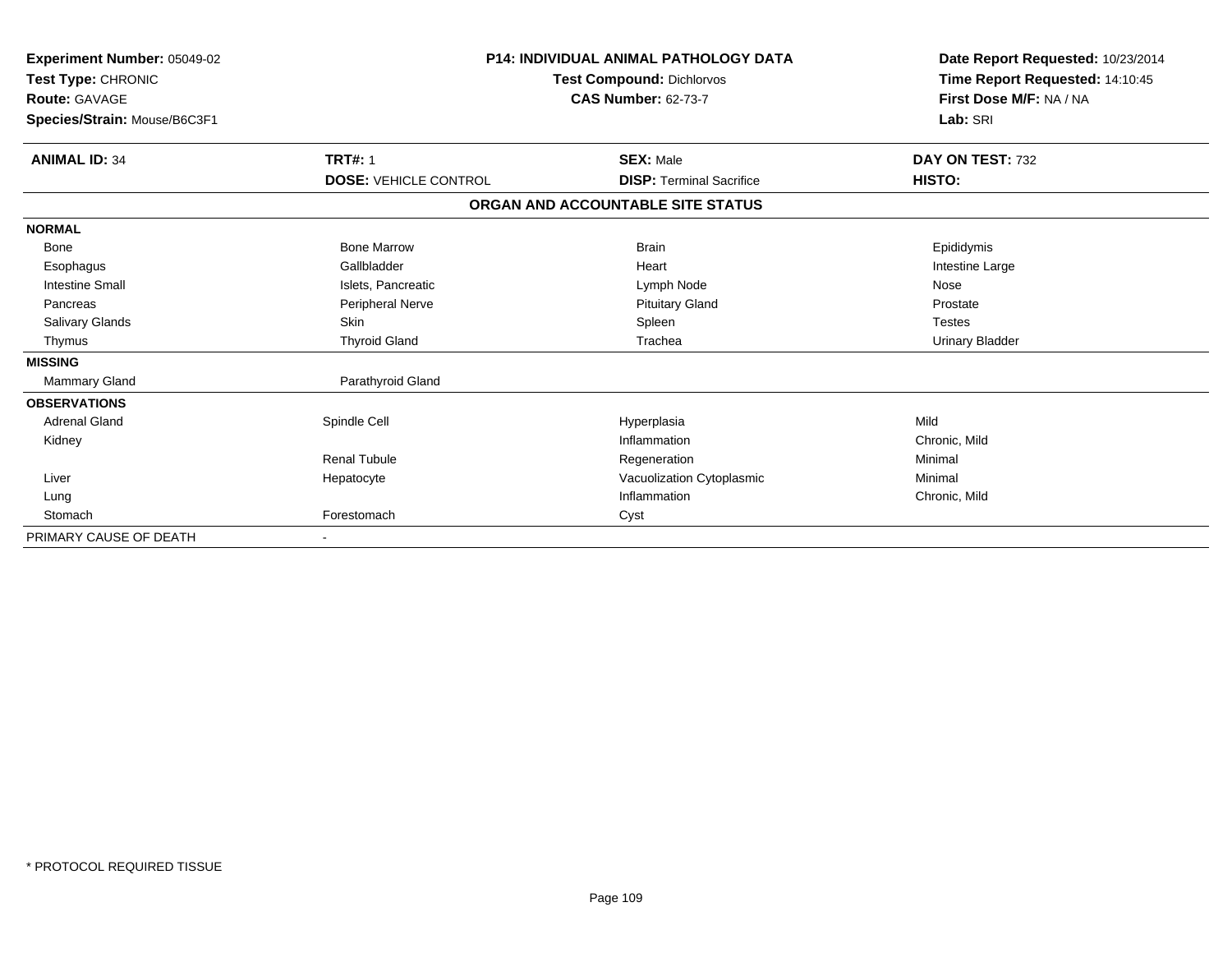**Experiment Number:** 05049-02
**Test Type:** CHRONIC
**Route:** GAVAGE
**Species/Strain:** Mouse/B6C3F1

**P14: INDIVIDUAL ANIMAL PATHOLOGY DATA**
**Test Compound:** Dichlorvos
**CAS Number:** 62-73-7

**Date Report Requested:** 10/23/2014
**Time Report Requested:** 14:10:45
**First Dose M/F:** NA / NA
**Lab:** SRI

| **ANIMAL ID:** 34 | **TRT#:** 1 | **SEX:** Male | **DAY ON TEST:** 732 |
|---|---|---|---|
| | **DOSE:** VEHICLE CONTROL | **DISP:** Terminal Sacrifice | **HISTO:** |

**ORGAN AND ACCOUNTABLE SITE STATUS**

| | | | |
|---|---|---|---|
| **NORMAL** | | | |
| Bone | Bone Marrow | Brain | Epididymis |
| Esophagus | Gallbladder | Heart | Intestine Large |
| Intestine Small | Islets, Pancreatic | Lymph Node | Nose |
| Pancreas | Peripheral Nerve | Pituitary Gland | Prostate |
| Salivary Glands | Skin | Spleen | Testes |
| Thymus | Thyroid Gland | Trachea | Urinary Bladder |
| **MISSING** | | | |
| Mammary Gland | Parathyroid Gland | | |
| **OBSERVATIONS** | | | |
| Adrenal Gland | Spindle Cell | Hyperplasia | Mild |
| Kidney | | Inflammation | Chronic, Mild |
| | Renal Tubule | Regeneration | Minimal |
| Liver | Hepatocyte | Vacuolization Cytoplasmic | Minimal |
| Lung | | Inflammation | Chronic, Mild |
| Stomach | Forestomach | Cyst | |
| PRIMARY CAUSE OF DEATH | - | | |

* PROTOCOL REQUIRED TISSUE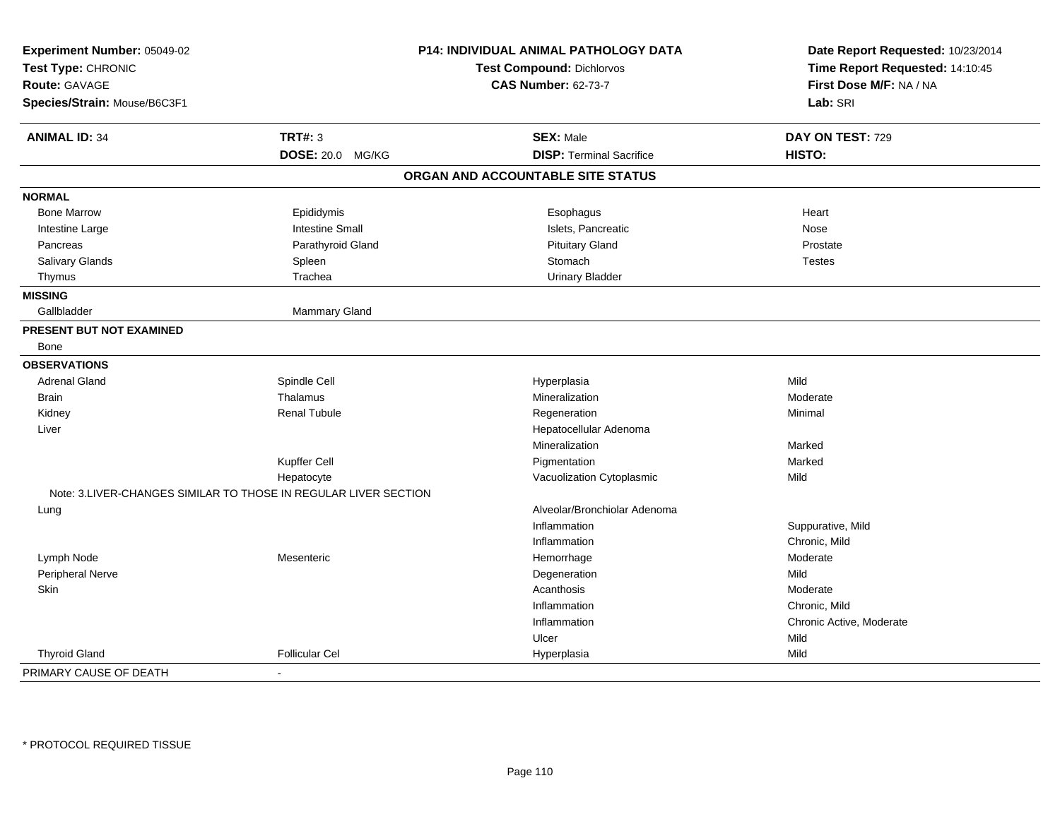**Experiment Number:** 05049-02
**Test Type:** CHRONIC
**Route:** GAVAGE
**Species/Strain:** Mouse/B6C3F1

**P14: INDIVIDUAL ANIMAL PATHOLOGY DATA**
**Test Compound:** Dichlorvos
**CAS Number:** 62-73-7

**Date Report Requested:** 10/23/2014
**Time Report Requested:** 14:10:45
**First Dose M/F:** NA / NA
**Lab:** SRI

| **ANIMAL ID:** 34 | **TRT#:** 3 | **SEX:** Male | **DAY ON TEST:** 729 |
|---|---|---|---|
| | **DOSE:** 20.0 MG/KG | **DISP:** Terminal Sacrifice | **HISTO:** |

**ORGAN AND ACCOUNTABLE SITE STATUS**

| | | | |
|---|---|---|---|
| **NORMAL** | | | |
| Bone Marrow | Epididymis | Esophagus | Heart |
| Intestine Large | Intestine Small | Islets, Pancreatic | Nose |
| Pancreas | Parathyroid Gland | Pituitary Gland | Prostate |
| Salivary Glands | Spleen | Stomach | Testes |
| Thymus | Trachea | Urinary Bladder | |
| **MISSING** | | | |
| Gallbladder | Mammary Gland | | |
| **PRESENT BUT NOT EXAMINED** | | | |
| Bone | | | |
| **OBSERVATIONS** | | | |
| Adrenal Gland | Spindle Cell | Hyperplasia | Mild |
| Brain | Thalamus | Mineralization | Moderate |
| Kidney | Renal Tubule | Regeneration | Minimal |
| Liver | | Hepatocellular Adenoma | |
| | | Mineralization | Marked |
| | Kupffer Cell | Pigmentation | Marked |
| | Hepatocyte | Vacuolization Cytoplasmic | Mild |
| Note: 3.LIVER-CHANGES SIMILAR TO THOSE IN REGULAR LIVER SECTION | | | |
| Lung | | Alveolar/Bronchiolar Adenoma | |
| | | Inflammation | Suppurative, Mild |
| | | Inflammation | Chronic, Mild |
| Lymph Node | Mesenteric | Hemorrhage | Moderate |
| Peripheral Nerve | | Degeneration | Mild |
| Skin | | Acanthosis | Moderate |
| | | Inflammation | Chronic, Mild |
| | | Inflammation | Chronic Active, Moderate |
| | | Ulcer | Mild |
| Thyroid Gland | Follicular Cel | Hyperplasia | Mild |
| PRIMARY CAUSE OF DEATH | - | | |

* PROTOCOL REQUIRED TISSUE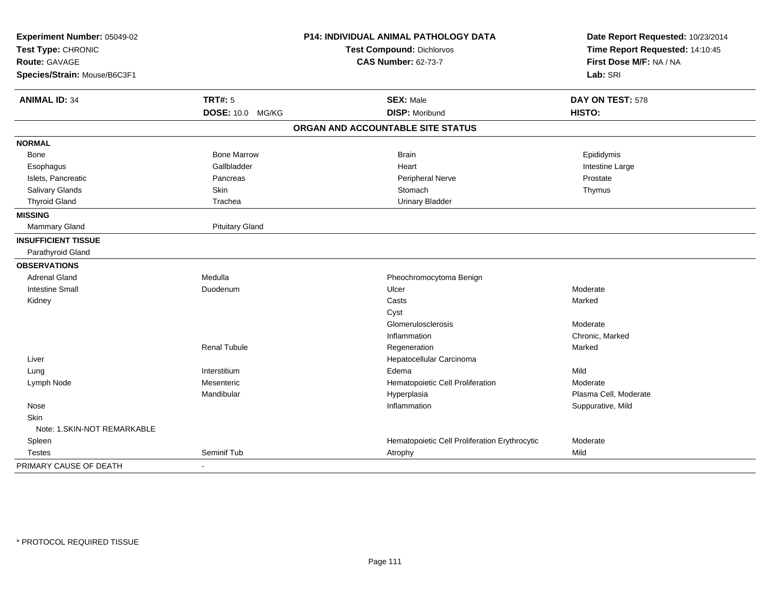**Experiment Number:** 05049-02
**Test Type:** CHRONIC
**Route:** GAVAGE
**Species/Strain:** Mouse/B6C3F1

**P14: INDIVIDUAL ANIMAL PATHOLOGY DATA**
**Test Compound:** Dichlorvos
**CAS Number:** 62-73-7

**Date Report Requested:** 10/23/2014
**Time Report Requested:** 14:10:45
**First Dose M/F:** NA / NA
**Lab:** SRI

| **ANIMAL ID:** 34 | **TRT#:** 5 | **SEX:** Male | **DAY ON TEST:** 578 |
|---|---|---|---|
| | **DOSE:** 10.0 MG/KG | **DISP:** Moribund | **HISTO:** |

## ORGAN AND ACCOUNTABLE SITE STATUS

| | | | |
|---|---|---|---|
| **NORMAL** | | | |
| Bone | Bone Marrow | Brain | Epididymis |
| Esophagus | Gallbladder | Heart | Intestine Large |
| Islets, Pancreatic | Pancreas | Peripheral Nerve | Prostate |
| Salivary Glands | Skin | Stomach | Thymus |
| Thyroid Gland | Trachea | Urinary Bladder | |
| **MISSING** | | | |
| Mammary Gland | Pituitary Gland | | |
| **INSUFFICIENT TISSUE** | | | |
| Parathyroid Gland | | | |
| **OBSERVATIONS** | | | |
| Adrenal Gland | Medulla | Pheochromocytoma Benign | |
| Intestine Small | Duodenum | Ulcer | Moderate |
| Kidney | | Casts | Marked |
| | | Cyst | |
| | | Glomerulosclerosis | Moderate |
| | | Inflammation | Chronic, Marked |
| | Renal Tubule | Regeneration | Marked |
| Liver | | Hepatocellular Carcinoma | |
| Lung | Interstitium | Edema | Mild |
| Lymph Node | Mesenteric | Hematopoietic Cell Proliferation | Moderate |
| | Mandibular | Hyperplasia | Plasma Cell, Moderate |
| Nose | | Inflammation | Suppurative, Mild |
| Skin | | | |
| Note: 1.SKIN-NOT REMARKABLE | | | |
| Spleen | | Hematopoietic Cell Proliferation Erythrocytic | Moderate |
| Testes | Seminif Tub | Atrophy | Mild |
| PRIMARY CAUSE OF DEATH | - | | |

\* PROTOCOL REQUIRED TISSUE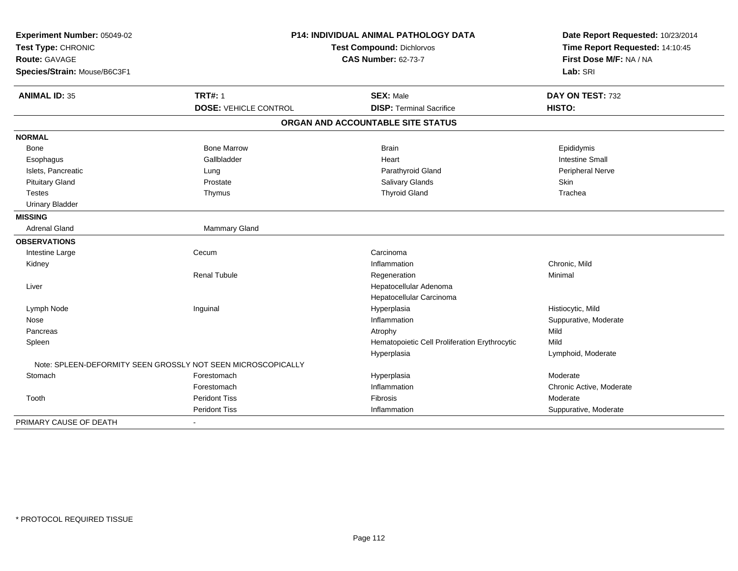**Experiment Number:** 05049-02
**Test Type:** CHRONIC
**Route:** GAVAGE
**Species/Strain:** Mouse/B6C3F1

**P14: INDIVIDUAL ANIMAL PATHOLOGY DATA**
**Test Compound:** Dichlorvos
**CAS Number:** 62-73-7

**Date Report Requested:** 10/23/2014
**Time Report Requested:** 14:10:45
**First Dose M/F:** NA / NA
**Lab:** SRI

| **ANIMAL ID:** 35 | **TRT#:** 1 | **SEX:** Male | **DAY ON TEST:** 732 |
|---|---|---|---|
| | **DOSE:** VEHICLE CONTROL | **DISP:** Terminal Sacrifice | **HISTO:** |

**ORGAN AND ACCOUNTABLE SITE STATUS**

| | | | |
|---|---|---|---|
| **NORMAL** | | | |
| Bone | Bone Marrow | Brain | Epididymis |
| Esophagus | Gallbladder | Heart | Intestine Small |
| Islets, Pancreatic | Lung | Parathyroid Gland | Peripheral Nerve |
| Pituitary Gland | Prostate | Salivary Glands | Skin |
| Testes | Thymus | Thyroid Gland | Trachea |
| Urinary Bladder | | | |
| **MISSING** | | | |
| Adrenal Gland | Mammary Gland | | |
| **OBSERVATIONS** | | | |
| Intestine Large | Cecum | Carcinoma | |
| Kidney | | Inflammation | Chronic, Mild |
| | Renal Tubule | Regeneration | Minimal |
| Liver | | Hepatocellular Adenoma | |
| | | Hepatocellular Carcinoma | |
| Lymph Node | Inguinal | Hyperplasia | Histiocytic, Mild |
| Nose | | Inflammation | Suppurative, Moderate |
| Pancreas | | Atrophy | Mild |
| Spleen | | Hematopoietic Cell Proliferation Erythrocytic | Mild |
| | | Hyperplasia | Lymphoid, Moderate |
| Note: SPLEEN-DEFORMITY SEEN GROSSLY NOT SEEN MICROSCOPICALLY | | | |
| Stomach | Forestomach | Hyperplasia | Moderate |
| | Forestomach | Inflammation | Chronic Active, Moderate |
| Tooth | Peridont Tiss | Fibrosis | Moderate |
| | Peridont Tiss | Inflammation | Suppurative, Moderate |
| PRIMARY CAUSE OF DEATH | - | | |

* PROTOCOL REQUIRED TISSUE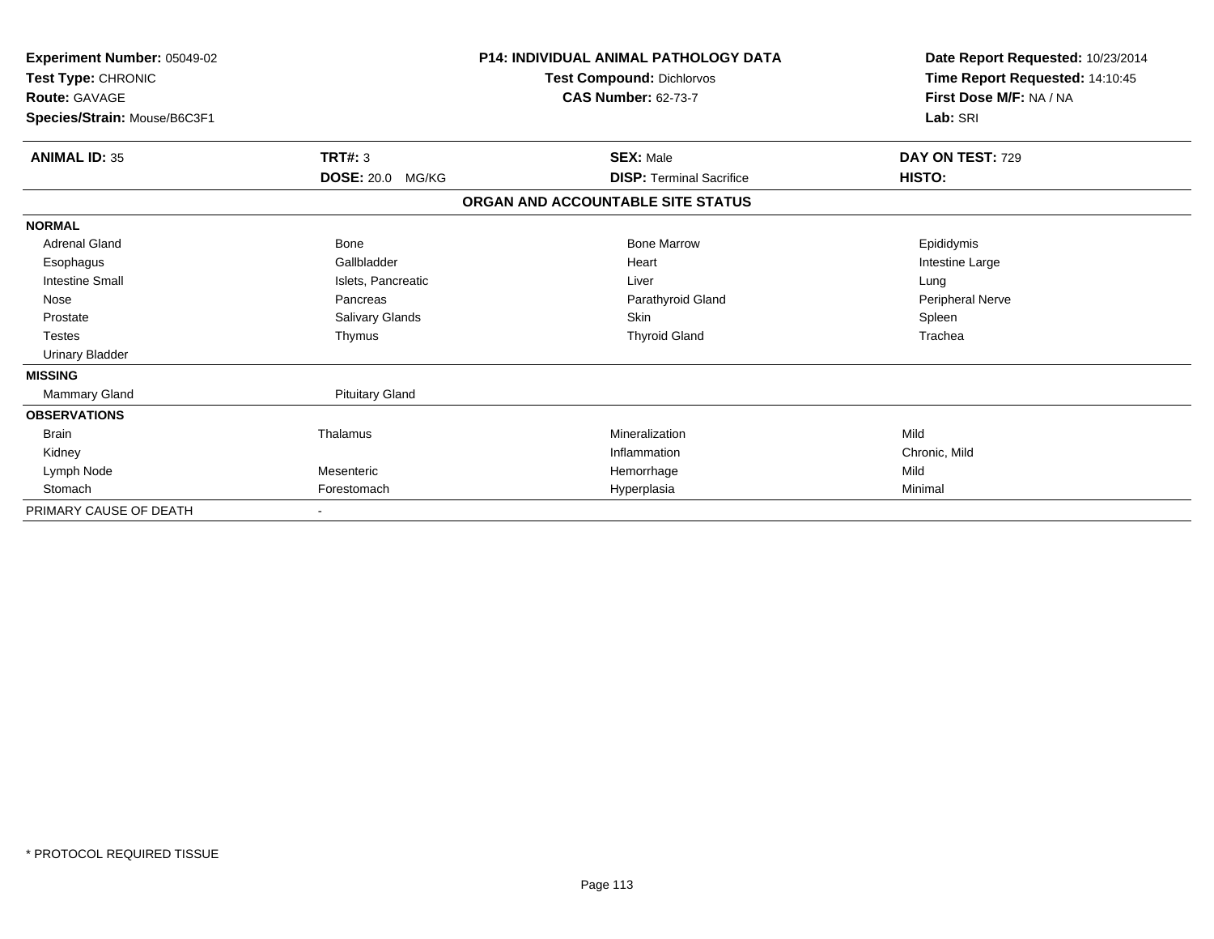**Experiment Number:** 05049-02
**Test Type:** CHRONIC
**Route:** GAVAGE
**Species/Strain:** Mouse/B6C3F1

**P14: INDIVIDUAL ANIMAL PATHOLOGY DATA**
**Test Compound:** Dichlorvos
**CAS Number:** 62-73-7

**Date Report Requested:** 10/23/2014
**Time Report Requested:** 14:10:45
**First Dose M/F:** NA / NA
**Lab:** SRI

| **ANIMAL ID:** 35 | **TRT#:** 3 | **SEX:** Male | **DAY ON TEST:** 729 |
|---|---|---|---|
| | **DOSE:** 20.0 MG/KG | **DISP:** Terminal Sacrifice | **HISTO:** |

**ORGAN AND ACCOUNTABLE SITE STATUS**

| | | | |
|---|---|---|---|
| **NORMAL** | | | |
| Adrenal Gland | Bone | Bone Marrow | Epididymis |
| Esophagus | Gallbladder | Heart | Intestine Large |
| Intestine Small | Islets, Pancreatic | Liver | Lung |
| Nose | Pancreas | Parathyroid Gland | Peripheral Nerve |
| Prostate | Salivary Glands | Skin | Spleen |
| Testes | Thymus | Thyroid Gland | Trachea |
| Urinary Bladder | | | |
| **MISSING** | | | |
| Mammary Gland | Pituitary Gland | | |
| **OBSERVATIONS** | | | |
| Brain | Thalamus | Mineralization | Mild |
| Kidney | | Inflammation | Chronic, Mild |
| Lymph Node | Mesenteric | Hemorrhage | Mild |
| Stomach | Forestomach | Hyperplasia | Minimal |
| PRIMARY CAUSE OF DEATH | - | | |

\* PROTOCOL REQUIRED TISSUE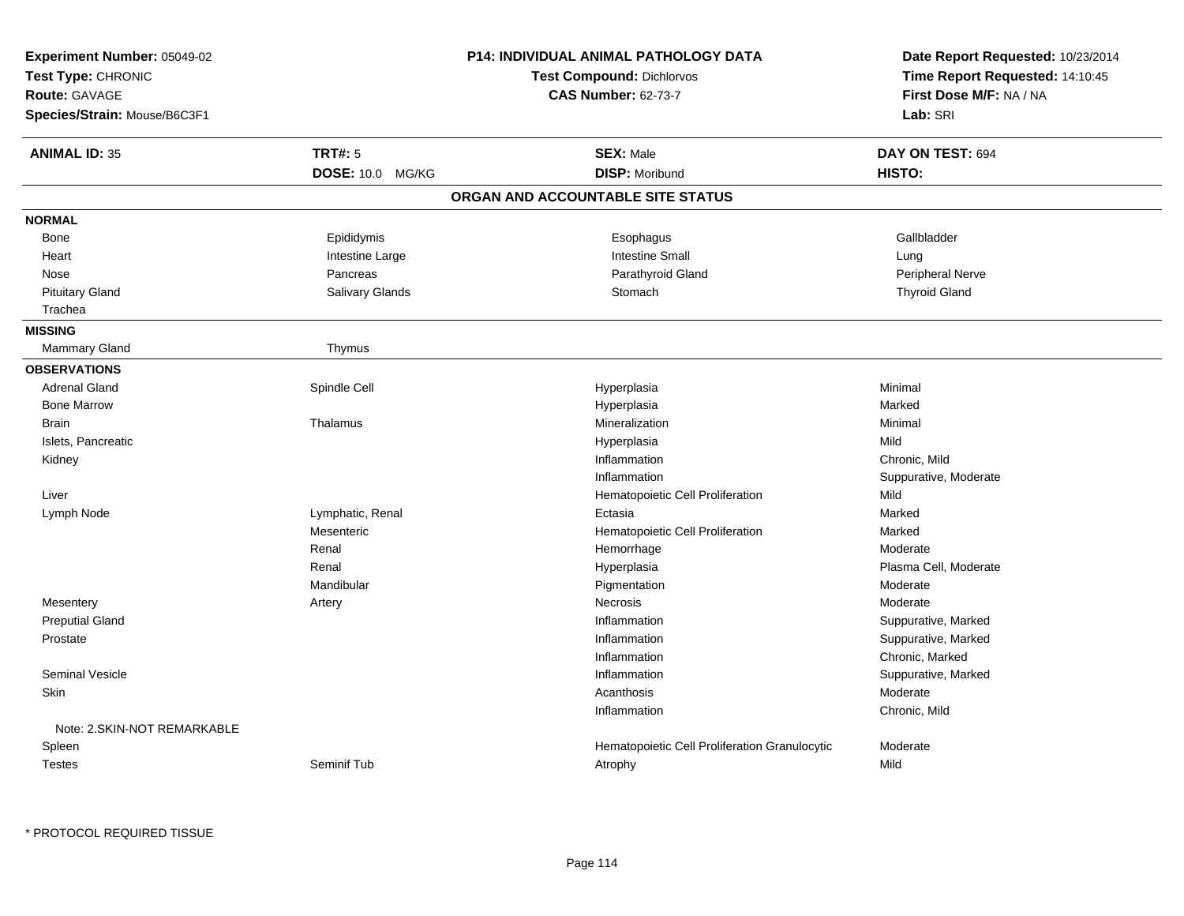**Experiment Number:** 05049-02
**Test Type:** CHRONIC
**Route:** GAVAGE
**Species/Strain:** Mouse/B6C3F1

**P14: INDIVIDUAL ANIMAL PATHOLOGY DATA**
**Test Compound:** Dichlorvos
**CAS Number:** 62-73-7

**Date Report Requested:** 10/23/2014
**Time Report Requested:** 14:10:45
**First Dose M/F:** NA / NA
**Lab:** SRI

| **ANIMAL ID:** 35 | **TRT#:** 5 | **SEX:** Male | **DAY ON TEST:** 694 |
|---|---|---|---|
| | **DOSE:** 10.0 MG/KG | **DISP:** Moribund | **HISTO:** |

## ORGAN AND ACCOUNTABLE SITE STATUS

**NORMAL**

| | | | |
|---|---|---|---|
| Bone | Epididymis | Esophagus | Gallbladder |
| Heart | Intestine Large | Intestine Small | Lung |
| Nose | Pancreas | Parathyroid Gland | Peripheral Nerve |
| Pituitary Gland | Salivary Glands | Stomach | Thyroid Gland |
| Trachea | | | |

**MISSING**

| | |
|---|---|
| Mammary Gland | Thymus |

**OBSERVATIONS**

| Organ | Site | Observation | Severity |
|---|---|---|---|
| Adrenal Gland | Spindle Cell | Hyperplasia | Minimal |
| Bone Marrow | | Hyperplasia | Marked |
| Brain | Thalamus | Mineralization | Minimal |
| Islets, Pancreatic | | Hyperplasia | Mild |
| Kidney | | Inflammation | Chronic, Mild |
| | | Inflammation | Suppurative, Moderate |
| Liver | | Hematopoietic Cell Proliferation | Mild |
| Lymph Node | Lymphatic, Renal | Ectasia | Marked |
| | Mesenteric | Hematopoietic Cell Proliferation | Marked |
| | Renal | Hemorrhage | Moderate |
| | Renal | Hyperplasia | Plasma Cell, Moderate |
| | Mandibular | Pigmentation | Moderate |
| Mesentery | Artery | Necrosis | Moderate |
| Preputial Gland | | Inflammation | Suppurative, Marked |
| Prostate | | Inflammation | Suppurative, Marked |
| | | Inflammation | Chronic, Marked |
| Seminal Vesicle | | Inflammation | Suppurative, Marked |
| Skin | | Acanthosis | Moderate |
| | | Inflammation | Chronic, Mild |
| Note: 2.SKIN-NOT REMARKABLE | | | |
| Spleen | | Hematopoietic Cell Proliferation Granulocytic | Moderate |
| Testes | Seminif Tub | Atrophy | Mild |

* PROTOCOL REQUIRED TISSUE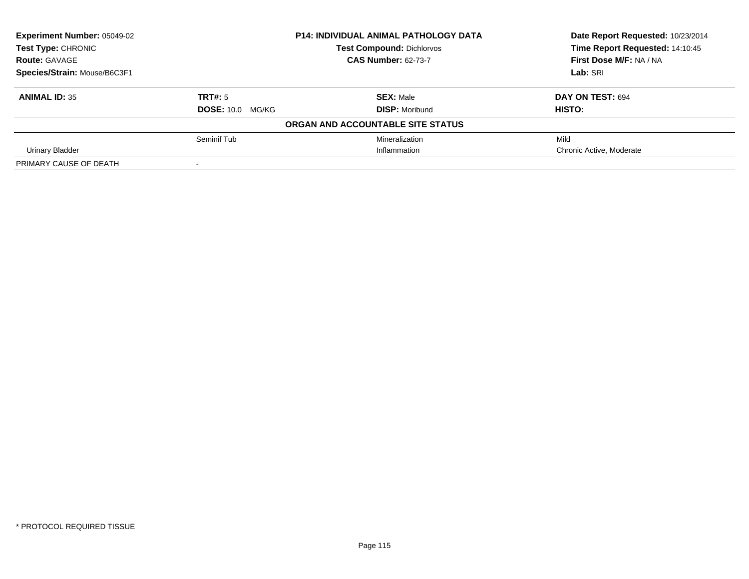**Experiment Number:** 05049-02
**Test Type:** CHRONIC
**Route:** GAVAGE
**Species/Strain:** Mouse/B6C3F1

**P14: INDIVIDUAL ANIMAL PATHOLOGY DATA**
**Test Compound:** Dichlorvos
**CAS Number:** 62-73-7

**Date Report Requested:** 10/23/2014
**Time Report Requested:** 14:10:45
**First Dose M/F:** NA / NA
**Lab:** SRI

| **ANIMAL ID:** 35 | **TRT#:** 5 | **SEX:** Male | **DAY ON TEST:** 694 |
|---|---|---|---|
| | **DOSE:** 10.0 MG/KG | **DISP:** Moribund | **HISTO:** |
| | | **ORGAN AND ACCOUNTABLE SITE STATUS** | |
| | Seminif Tub | Mineralization | Mild |
| Urinary Bladder | | Inflammation | Chronic Active, Moderate |
| PRIMARY CAUSE OF DEATH | - | | |

\* PROTOCOL REQUIRED TISSUE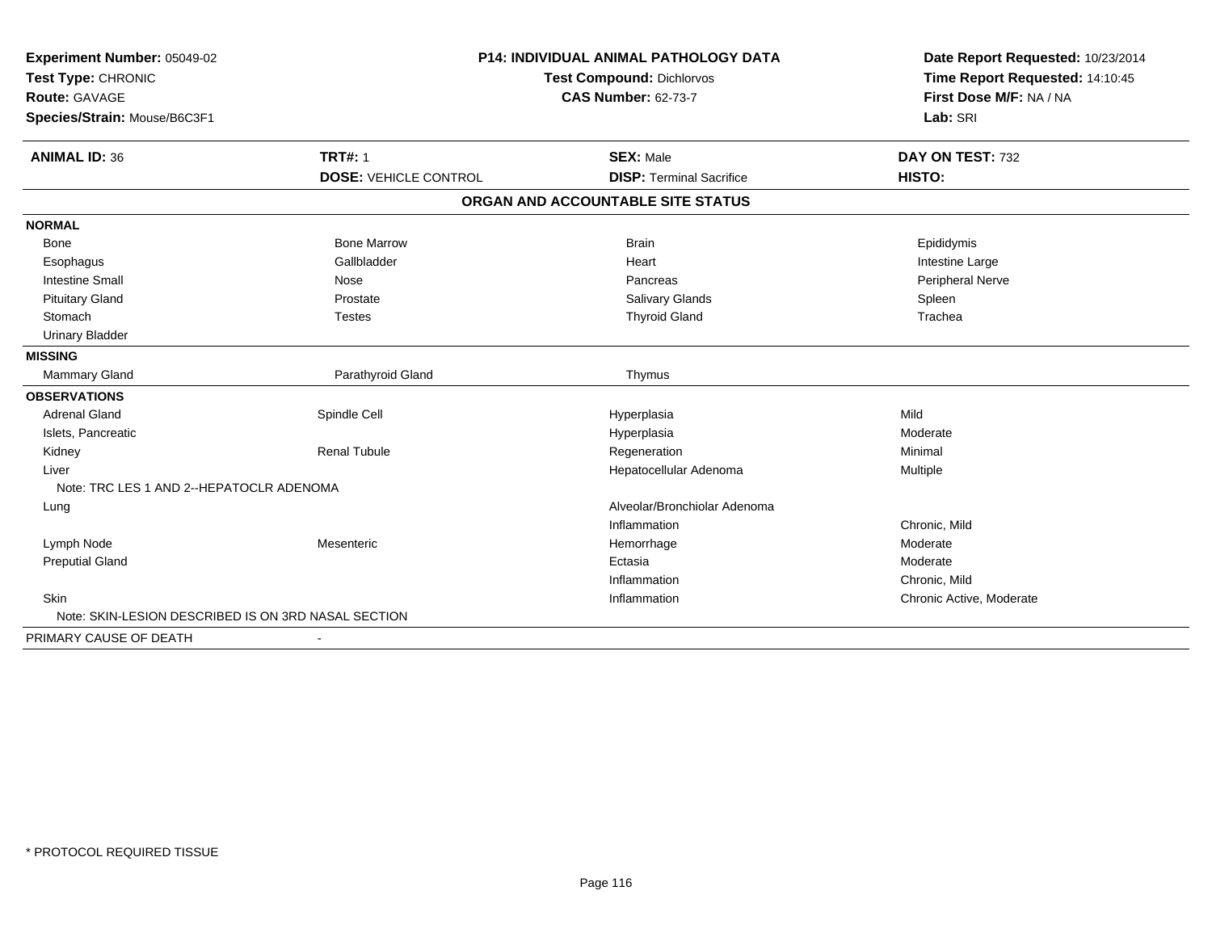**Experiment Number:** 05049-02
**Test Type:** CHRONIC
**Route:** GAVAGE
**Species/Strain:** Mouse/B6C3F1

**P14: INDIVIDUAL ANIMAL PATHOLOGY DATA**
**Test Compound:** Dichlorvos
**CAS Number:** 62-73-7

**Date Report Requested:** 10/23/2014
**Time Report Requested:** 14:10:45
**First Dose M/F:** NA / NA
**Lab:** SRI

| **ANIMAL ID:** 36 | **TRT#:** 1 | **SEX:** Male | **DAY ON TEST:** 732 |
|---|---|---|---|
| | **DOSE:** VEHICLE CONTROL | **DISP:** Terminal Sacrifice | **HISTO:** |

**ORGAN AND ACCOUNTABLE SITE STATUS**

| | | | |
|---|---|---|---|
| **NORMAL** | | | |
| Bone | Bone Marrow | Brain | Epididymis |
| Esophagus | Gallbladder | Heart | Intestine Large |
| Intestine Small | Nose | Pancreas | Peripheral Nerve |
| Pituitary Gland | Prostate | Salivary Glands | Spleen |
| Stomach | Testes | Thyroid Gland | Trachea |
| Urinary Bladder | | | |
| **MISSING** | | | |
| Mammary Gland | Parathyroid Gland | Thymus | |
| **OBSERVATIONS** | | | |
| Adrenal Gland | Spindle Cell | Hyperplasia | Mild |
| Islets, Pancreatic | | Hyperplasia | Moderate |
| Kidney | Renal Tubule | Regeneration | Minimal |
| Liver | | Hepatocellular Adenoma | Multiple |
| Note: TRC LES 1 AND 2--HEPATOCLR ADENOMA | | | |
| Lung | | Alveolar/Bronchiolar Adenoma | |
| | | Inflammation | Chronic, Mild |
| Lymph Node | Mesenteric | Hemorrhage | Moderate |
| Preputial Gland | | Ectasia | Moderate |
| | | Inflammation | Chronic, Mild |
| Skin | | Inflammation | Chronic Active, Moderate |
| Note: SKIN-LESION DESCRIBED IS ON 3RD NASAL SECTION | | | |
| PRIMARY CAUSE OF DEATH | - | | |

* PROTOCOL REQUIRED TISSUE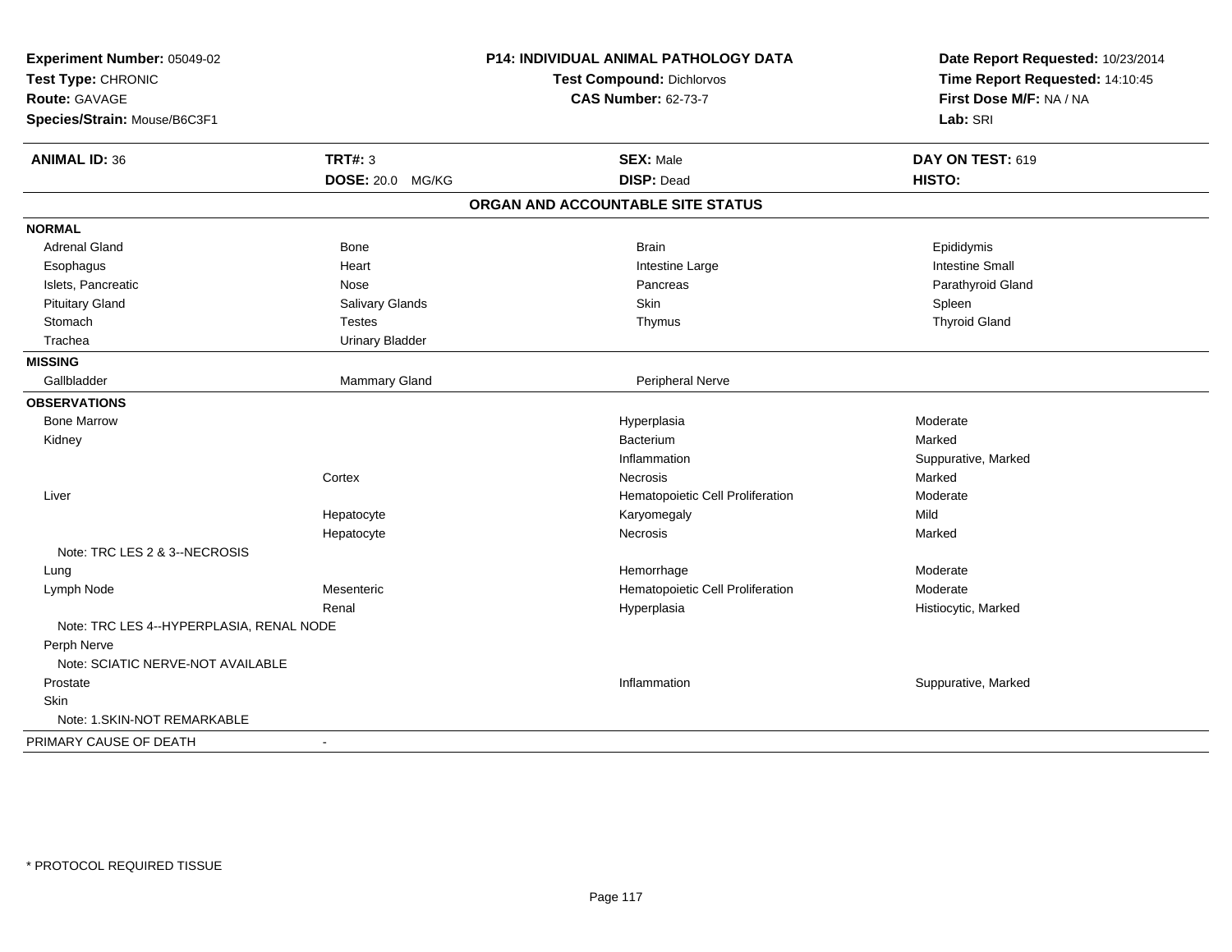**Experiment Number:** 05049-02
**Test Type:** CHRONIC
**Route:** GAVAGE
**Species/Strain:** Mouse/B6C3F1

**P14: INDIVIDUAL ANIMAL PATHOLOGY DATA**
**Test Compound:** Dichlorvos
**CAS Number:** 62-73-7

**Date Report Requested:** 10/23/2014
**Time Report Requested:** 14:10:45
**First Dose M/F:** NA / NA
**Lab:** SRI

| **ANIMAL ID:** 36 | **TRT#:** 3 | **SEX:** Male | **DAY ON TEST:** 619 |
|---|---|---|---|
| | **DOSE:** 20.0 MG/KG | **DISP:** Dead | **HISTO:** |

## ORGAN AND ACCOUNTABLE SITE STATUS

| | | | |
|---|---|---|---|
| **NORMAL** | | | |
| Adrenal Gland | Bone | Brain | Epididymis |
| Esophagus | Heart | Intestine Large | Intestine Small |
| Islets, Pancreatic | Nose | Pancreas | Parathyroid Gland |
| Pituitary Gland | Salivary Glands | Skin | Spleen |
| Stomach | Testes | Thymus | Thyroid Gland |
| Trachea | Urinary Bladder | | |
| **MISSING** | | | |
| Gallbladder | Mammary Gland | Peripheral Nerve | |
| **OBSERVATIONS** | | | |
| Bone Marrow | | Hyperplasia | Moderate |
| Kidney | | Bacterium | Marked |
| | | Inflammation | Suppurative, Marked |
| | Cortex | Necrosis | Marked |
| Liver | | Hematopoietic Cell Proliferation | Moderate |
| | Hepatocyte | Karyomegaly | Mild |
| | Hepatocyte | Necrosis | Marked |
| Note: TRC LES 2 & 3--NECROSIS | | | |
| Lung | | Hemorrhage | Moderate |
| Lymph Node | Mesenteric | Hematopoietic Cell Proliferation | Moderate |
| | Renal | Hyperplasia | Histiocytic, Marked |
| Note: TRC LES 4--HYPERPLASIA, RENAL NODE | | | |
| Perph Nerve | | | |
| Note: SCIATIC NERVE-NOT AVAILABLE | | | |
| Prostate | | Inflammation | Suppurative, Marked |
| Skin | | | |
| Note: 1.SKIN-NOT REMARKABLE | | | |
| PRIMARY CAUSE OF DEATH | - | | |

\* PROTOCOL REQUIRED TISSUE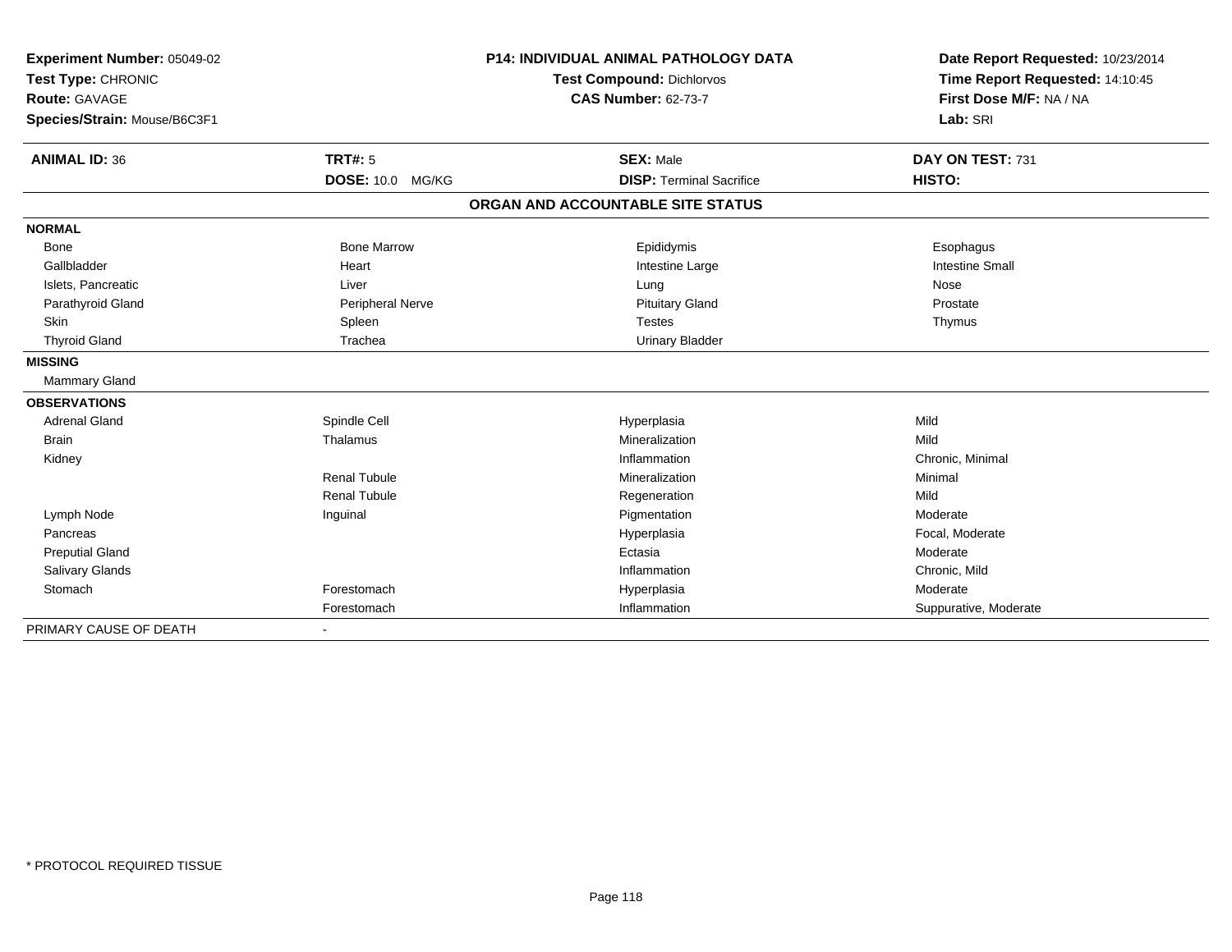**Experiment Number:** 05049-02
**Test Type:** CHRONIC
**Route:** GAVAGE
**Species/Strain:** Mouse/B6C3F1

**P14: INDIVIDUAL ANIMAL PATHOLOGY DATA**
**Test Compound:** Dichlorvos
**CAS Number:** 62-73-7

**Date Report Requested:** 10/23/2014
**Time Report Requested:** 14:10:45
**First Dose M/F:** NA / NA
**Lab:** SRI

| **ANIMAL ID:** 36 | **TRT#:** 5 | **SEX:** Male | **DAY ON TEST:** 731 |
|---|---|---|---|
| | **DOSE:** 10.0 MG/KG | **DISP:** Terminal Sacrifice | **HISTO:** |

**ORGAN AND ACCOUNTABLE SITE STATUS**

| | | | |
|---|---|---|---|
| **NORMAL** | | | |
| Bone | Bone Marrow | Epididymis | Esophagus |
| Gallbladder | Heart | Intestine Large | Intestine Small |
| Islets, Pancreatic | Liver | Lung | Nose |
| Parathyroid Gland | Peripheral Nerve | Pituitary Gland | Prostate |
| Skin | Spleen | Testes | Thymus |
| Thyroid Gland | Trachea | Urinary Bladder | |
| **MISSING** | | | |
| Mammary Gland | | | |
| **OBSERVATIONS** | | | |
| Adrenal Gland | Spindle Cell | Hyperplasia | Mild |
| Brain | Thalamus | Mineralization | Mild |
| Kidney | | Inflammation | Chronic, Minimal |
| | Renal Tubule | Mineralization | Minimal |
| | Renal Tubule | Regeneration | Mild |
| Lymph Node | Inguinal | Pigmentation | Moderate |
| Pancreas | | Hyperplasia | Focal, Moderate |
| Preputial Gland | | Ectasia | Moderate |
| Salivary Glands | | Inflammation | Chronic, Mild |
| Stomach | Forestomach | Hyperplasia | Moderate |
| | Forestomach | Inflammation | Suppurative, Moderate |
| PRIMARY CAUSE OF DEATH | - | | |

* PROTOCOL REQUIRED TISSUE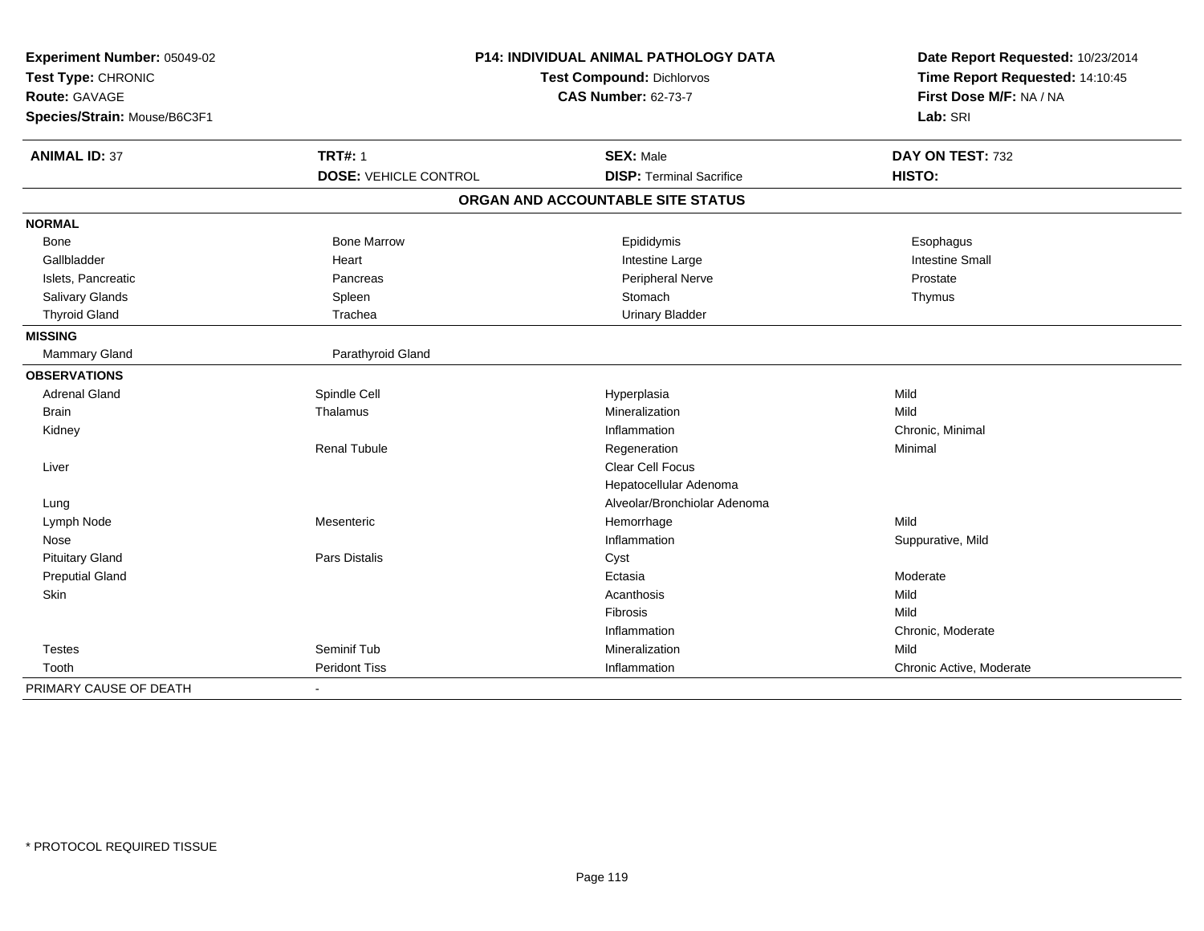**Experiment Number:** 05049-02
**Test Type:** CHRONIC
**Route:** GAVAGE
**Species/Strain:** Mouse/B6C3F1

**P14: INDIVIDUAL ANIMAL PATHOLOGY DATA**
**Test Compound:** Dichlorvos
**CAS Number:** 62-73-7

**Date Report Requested:** 10/23/2014
**Time Report Requested:** 14:10:45
**First Dose M/F:** NA / NA
**Lab:** SRI

| **ANIMAL ID:** 37 | **TRT#:** 1 | **SEX:** Male | **DAY ON TEST:** 732 |
|---|---|---|---|
| | **DOSE:** VEHICLE CONTROL | **DISP:** Terminal Sacrifice | **HISTO:** |

## ORGAN AND ACCOUNTABLE SITE STATUS

| | | | |
|---|---|---|---|
| **NORMAL** | | | |
| Bone | Bone Marrow | Epididymis | Esophagus |
| Gallbladder | Heart | Intestine Large | Intestine Small |
| Islets, Pancreatic | Pancreas | Peripheral Nerve | Prostate |
| Salivary Glands | Spleen | Stomach | Thymus |
| Thyroid Gland | Trachea | Urinary Bladder | |
| **MISSING** | | | |
| Mammary Gland | Parathyroid Gland | | |
| **OBSERVATIONS** | | | |
| Adrenal Gland | Spindle Cell | Hyperplasia | Mild |
| Brain | Thalamus | Mineralization | Mild |
| Kidney | | Inflammation | Chronic, Minimal |
| | Renal Tubule | Regeneration | Minimal |
| Liver | | Clear Cell Focus | |
| | | Hepatocellular Adenoma | |
| Lung | | Alveolar/Bronchiolar Adenoma | |
| Lymph Node | Mesenteric | Hemorrhage | Mild |
| Nose | | Inflammation | Suppurative, Mild |
| Pituitary Gland | Pars Distalis | Cyst | |
| Preputial Gland | | Ectasia | Moderate |
| Skin | | Acanthosis | Mild |
| | | Fibrosis | Mild |
| | | Inflammation | Chronic, Moderate |
| Testes | Seminif Tub | Mineralization | Mild |
| Tooth | Peridont Tiss | Inflammation | Chronic Active, Moderate |
| PRIMARY CAUSE OF DEATH | - | | |

\* PROTOCOL REQUIRED TISSUE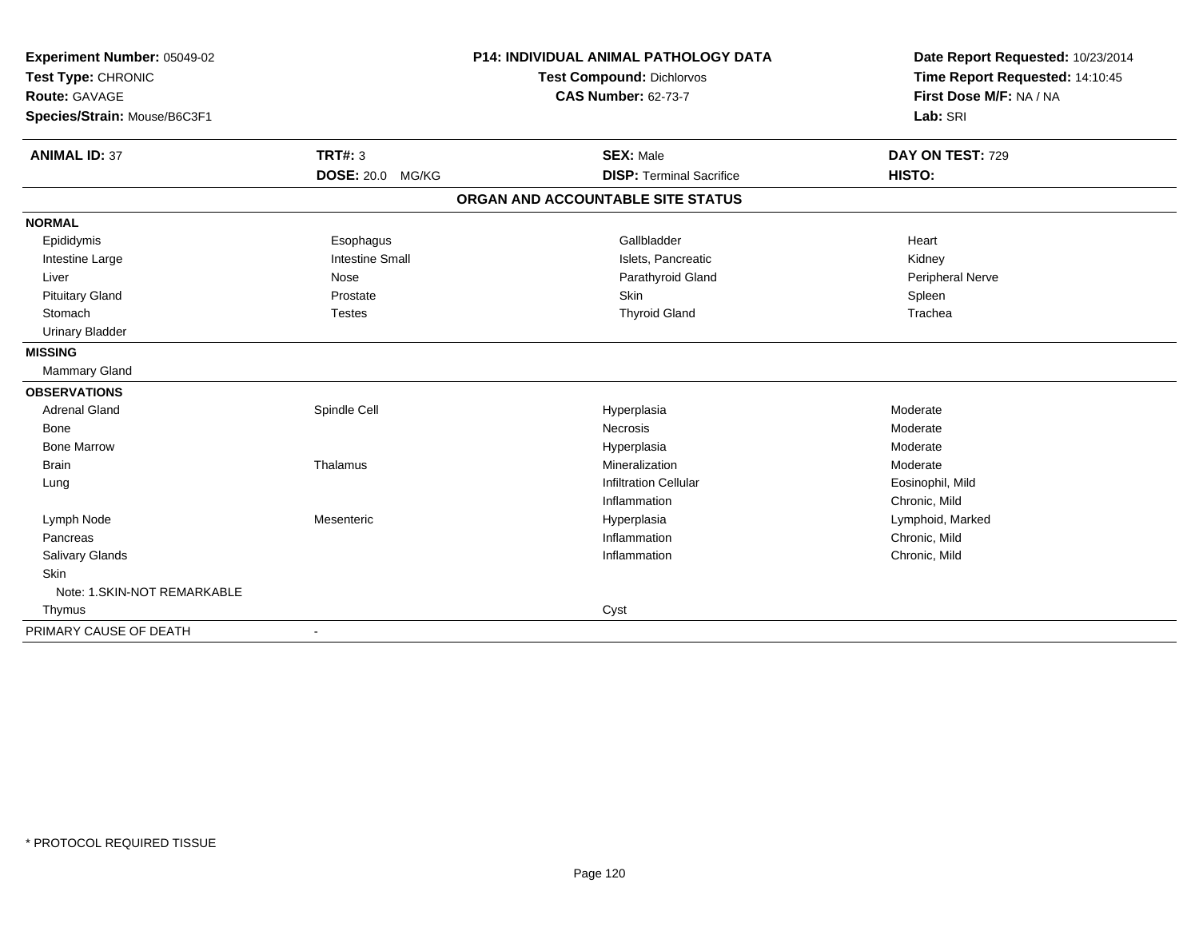**Experiment Number:** 05049-02
**Test Type:** CHRONIC
**Route:** GAVAGE
**Species/Strain:** Mouse/B6C3F1

**P14: INDIVIDUAL ANIMAL PATHOLOGY DATA**
**Test Compound:** Dichlorvos
**CAS Number:** 62-73-7

**Date Report Requested:** 10/23/2014
**Time Report Requested:** 14:10:45
**First Dose M/F:** NA / NA
**Lab:** SRI

| **ANIMAL ID:** 37 | **TRT#:** 3 | **SEX:** Male | **DAY ON TEST:** 729 |
|---|---|---|---|
| | **DOSE:** 20.0 MG/KG | **DISP:** Terminal Sacrifice | **HISTO:** |

## ORGAN AND ACCOUNTABLE SITE STATUS

| | | | |
|---|---|---|---|
| **NORMAL** | | | |
| Epididymis | Esophagus | Gallbladder | Heart |
| Intestine Large | Intestine Small | Islets, Pancreatic | Kidney |
| Liver | Nose | Parathyroid Gland | Peripheral Nerve |
| Pituitary Gland | Prostate | Skin | Spleen |
| Stomach | Testes | Thyroid Gland | Trachea |
| Urinary Bladder | | | |
| **MISSING** | | | |
| Mammary Gland | | | |
| **OBSERVATIONS** | | | |
| Adrenal Gland | Spindle Cell | Hyperplasia | Moderate |
| Bone | | Necrosis | Moderate |
| Bone Marrow | | Hyperplasia | Moderate |
| Brain | Thalamus | Mineralization | Moderate |
| Lung | | Infiltration Cellular | Eosinophil, Mild |
| | | Inflammation | Chronic, Mild |
| Lymph Node | Mesenteric | Hyperplasia | Lymphoid, Marked |
| Pancreas | | Inflammation | Chronic, Mild |
| Salivary Glands | | Inflammation | Chronic, Mild |
| Skin | | | |
| Note: 1.SKIN-NOT REMARKABLE | | | |
| Thymus | | Cyst | |
| PRIMARY CAUSE OF DEATH | - | | |

\* PROTOCOL REQUIRED TISSUE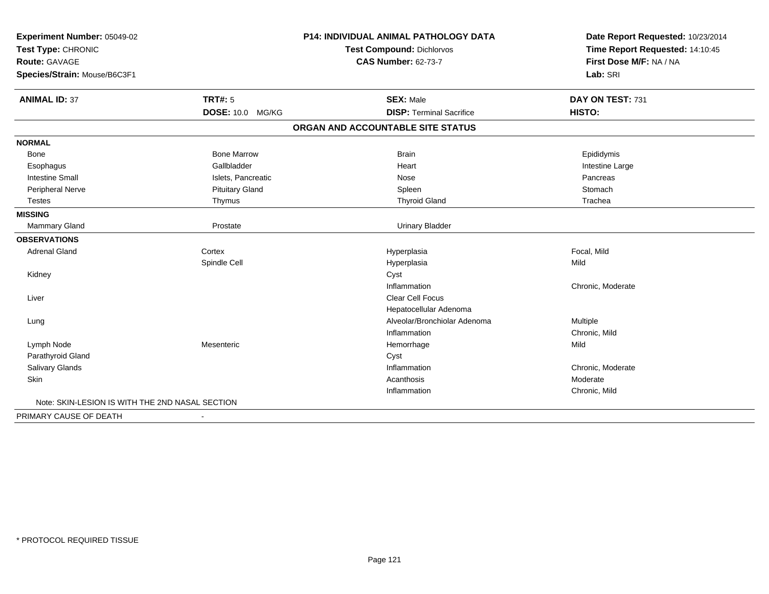**Experiment Number:** 05049-02
**Test Type:** CHRONIC
**Route:** GAVAGE
**Species/Strain:** Mouse/B6C3F1

**P14: INDIVIDUAL ANIMAL PATHOLOGY DATA**
**Test Compound:** Dichlorvos
**CAS Number:** 62-73-7

**Date Report Requested:** 10/23/2014
**Time Report Requested:** 14:10:45
**First Dose M/F:** NA / NA
**Lab:** SRI

| **ANIMAL ID:** 37 | **TRT#:** 5 | **SEX:** Male | **DAY ON TEST:** 731 |
|---|---|---|---|
| | **DOSE:** 10.0 MG/KG | **DISP:** Terminal Sacrifice | **HISTO:** |

**ORGAN AND ACCOUNTABLE SITE STATUS**

| | | | |
|---|---|---|---|
| **NORMAL** | | | |
| Bone | Bone Marrow | Brain | Epididymis |
| Esophagus | Gallbladder | Heart | Intestine Large |
| Intestine Small | Islets, Pancreatic | Nose | Pancreas |
| Peripheral Nerve | Pituitary Gland | Spleen | Stomach |
| Testes | Thymus | Thyroid Gland | Trachea |
| **MISSING** | | | |
| Mammary Gland | Prostate | Urinary Bladder | |
| **OBSERVATIONS** | | | |
| Adrenal Gland | Cortex | Hyperplasia | Focal, Mild |
| | Spindle Cell | Hyperplasia | Mild |
| Kidney | | Cyst | |
| | | Inflammation | Chronic, Moderate |
| Liver | | Clear Cell Focus | |
| | | Hepatocellular Adenoma | |
| Lung | | Alveolar/Bronchiolar Adenoma | Multiple |
| | | Inflammation | Chronic, Mild |
| Lymph Node | Mesenteric | Hemorrhage | Mild |
| Parathyroid Gland | | Cyst | |
| Salivary Glands | | Inflammation | Chronic, Moderate |
| Skin | | Acanthosis | Moderate |
| | | Inflammation | Chronic, Mild |

Note: SKIN-LESION IS WITH THE 2ND NASAL SECTION

PRIMARY CAUSE OF DEATH -

* PROTOCOL REQUIRED TISSUE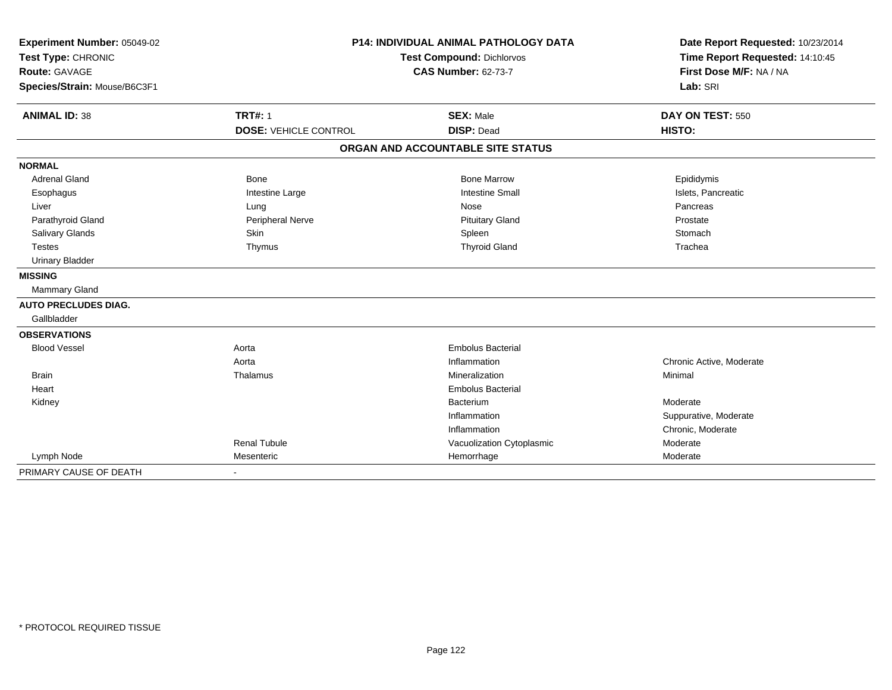**Experiment Number:** 05049-02
**Test Type:** CHRONIC
**Route:** GAVAGE
**Species/Strain:** Mouse/B6C3F1

**P14: INDIVIDUAL ANIMAL PATHOLOGY DATA**
**Test Compound:** Dichlorvos
**CAS Number:** 62-73-7

**Date Report Requested:** 10/23/2014
**Time Report Requested:** 14:10:45
**First Dose M/F:** NA / NA
**Lab:** SRI

| **ANIMAL ID:** 38 | **TRT#:** 1 | **SEX:** Male | **DAY ON TEST:** 550 |
|---|---|---|---|
| | **DOSE:** VEHICLE CONTROL | **DISP:** Dead | **HISTO:** |

## ORGAN AND ACCOUNTABLE SITE STATUS

| | | | |
|---|---|---|---|
| **NORMAL** | | | |
| Adrenal Gland | Bone | Bone Marrow | Epididymis |
| Esophagus | Intestine Large | Intestine Small | Islets, Pancreatic |
| Liver | Lung | Nose | Pancreas |
| Parathyroid Gland | Peripheral Nerve | Pituitary Gland | Prostate |
| Salivary Glands | Skin | Spleen | Stomach |
| Testes | Thymus | Thyroid Gland | Trachea |
| Urinary Bladder | | | |
| **MISSING** | | | |
| Mammary Gland | | | |
| **AUTO PRECLUDES DIAG.** | | | |
| Gallbladder | | | |
| **OBSERVATIONS** | | | |
| Blood Vessel | Aorta | Embolus Bacterial | |
| | Aorta | Inflammation | Chronic Active, Moderate |
| Brain | Thalamus | Mineralization | Minimal |
| Heart | | Embolus Bacterial | |
| Kidney | | Bacterium | Moderate |
| | | Inflammation | Suppurative, Moderate |
| | | Inflammation | Chronic, Moderate |
| | Renal Tubule | Vacuolization Cytoplasmic | Moderate |
| Lymph Node | Mesenteric | Hemorrhage | Moderate |
| PRIMARY CAUSE OF DEATH | - | | |

\* PROTOCOL REQUIRED TISSUE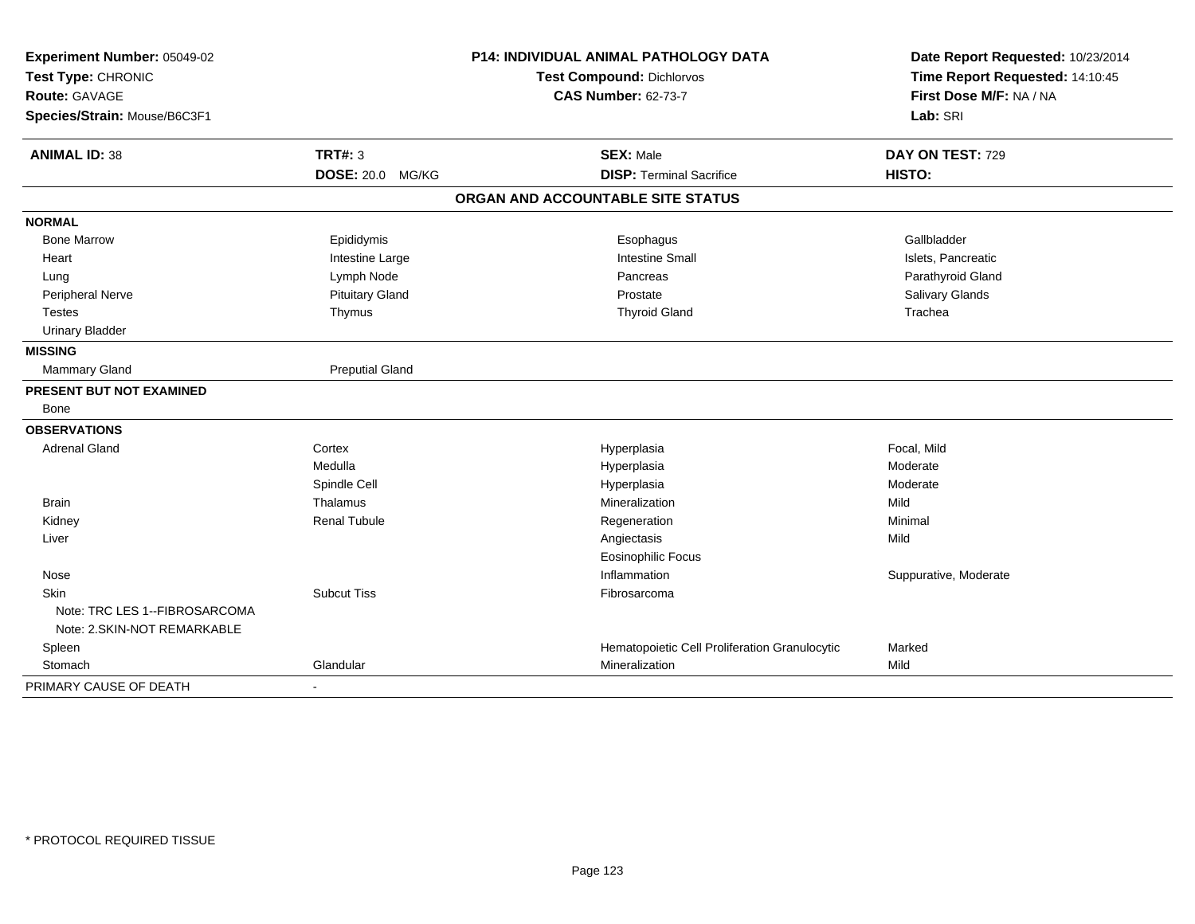**Experiment Number:** 05049-02
**Test Type:** CHRONIC
**Route:** GAVAGE
**Species/Strain:** Mouse/B6C3F1

**P14: INDIVIDUAL ANIMAL PATHOLOGY DATA**
**Test Compound:** Dichlorvos
**CAS Number:** 62-73-7

**Date Report Requested:** 10/23/2014
**Time Report Requested:** 14:10:45
**First Dose M/F:** NA / NA
**Lab:** SRI

| **ANIMAL ID:** 38 | **TRT#:** 3 | **SEX:** Male | **DAY ON TEST:** 729 |
|---|---|---|---|
| | **DOSE:** 20.0 MG/KG | **DISP:** Terminal Sacrifice | **HISTO:** |

## ORGAN AND ACCOUNTABLE SITE STATUS

| | | | |
|---|---|---|---|
| **NORMAL** | | | |
| Bone Marrow | Epididymis | Esophagus | Gallbladder |
| Heart | Intestine Large | Intestine Small | Islets, Pancreatic |
| Lung | Lymph Node | Pancreas | Parathyroid Gland |
| Peripheral Nerve | Pituitary Gland | Prostate | Salivary Glands |
| Testes | Thymus | Thyroid Gland | Trachea |
| Urinary Bladder | | | |
| **MISSING** | | | |
| Mammary Gland | Preputial Gland | | |
| **PRESENT BUT NOT EXAMINED** | | | |
| Bone | | | |
| **OBSERVATIONS** | | | |
| Adrenal Gland | Cortex | Hyperplasia | Focal, Mild |
| | Medulla | Hyperplasia | Moderate |
| | Spindle Cell | Hyperplasia | Moderate |
| Brain | Thalamus | Mineralization | Mild |
| Kidney | Renal Tubule | Regeneration | Minimal |
| Liver | | Angiectasis | Mild |
| | | Eosinophilic Focus | |
| Nose | | Inflammation | Suppurative, Moderate |
| Skin | Subcut Tiss | Fibrosarcoma | |
| Note: TRC LES 1--FIBROSARCOMA | | | |
| Note: 2.SKIN-NOT REMARKABLE | | | |
| Spleen | | Hematopoietic Cell Proliferation Granulocytic | Marked |
| Stomach | Glandular | Mineralization | Mild |
| PRIMARY CAUSE OF DEATH | - | | |

\* PROTOCOL REQUIRED TISSUE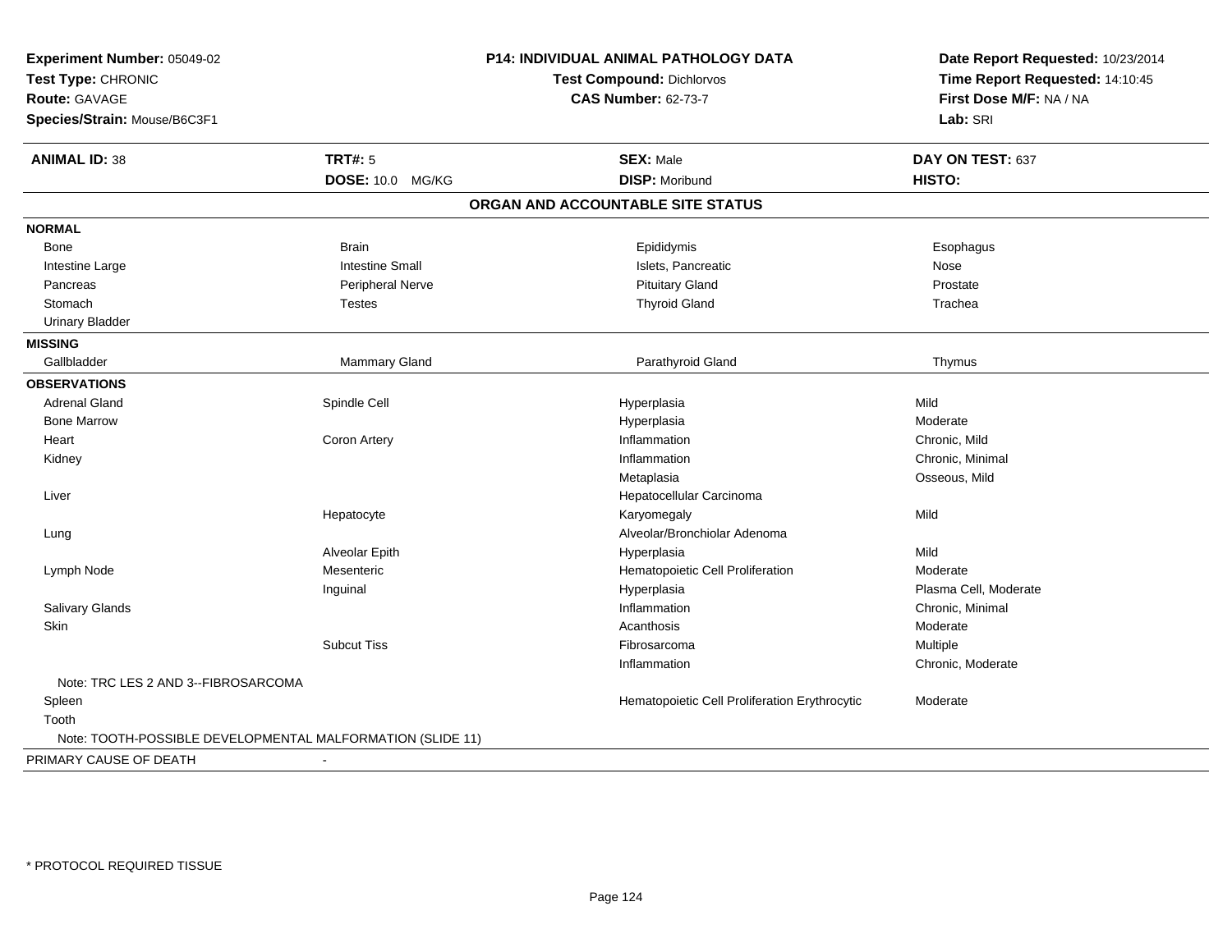**Experiment Number:** 05049-02
**Test Type:** CHRONIC
**Route:** GAVAGE
**Species/Strain:** Mouse/B6C3F1

**P14: INDIVIDUAL ANIMAL PATHOLOGY DATA**
**Test Compound:** Dichlorvos
**CAS Number:** 62-73-7

**Date Report Requested:** 10/23/2014
**Time Report Requested:** 14:10:45
**First Dose M/F:** NA / NA
**Lab:** SRI

| **ANIMAL ID:** 38 | **TRT#:** 5 | **SEX:** Male | **DAY ON TEST:** 637 |
|---|---|---|---|
| | **DOSE:** 10.0 MG/KG | **DISP:** Moribund | **HISTO:** |

## ORGAN AND ACCOUNTABLE SITE STATUS

**NORMAL**

| | | | |
|---|---|---|---|
| Bone | Brain | Epididymis | Esophagus |
| Intestine Large | Intestine Small | Islets, Pancreatic | Nose |
| Pancreas | Peripheral Nerve | Pituitary Gland | Prostate |
| Stomach | Testes | Thyroid Gland | Trachea |
| Urinary Bladder | | | |

**MISSING**

| | | | |
|---|---|---|---|
| Gallbladder | Mammary Gland | Parathyroid Gland | Thymus |

**OBSERVATIONS**

| Organ | Site | Observation | Qualifier |
|---|---|---|---|
| Adrenal Gland | Spindle Cell | Hyperplasia | Mild |
| Bone Marrow | | Hyperplasia | Moderate |
| Heart | Coron Artery | Inflammation | Chronic, Mild |
| Kidney | | Inflammation | Chronic, Minimal |
| | | Metaplasia | Osseous, Mild |
| Liver | | Hepatocellular Carcinoma | |
| | Hepatocyte | Karyomegaly | Mild |
| Lung | | Alveolar/Bronchiolar Adenoma | |
| | Alveolar Epith | Hyperplasia | Mild |
| Lymph Node | Mesenteric | Hematopoietic Cell Proliferation | Moderate |
| | Inguinal | Hyperplasia | Plasma Cell, Moderate |
| Salivary Glands | | Inflammation | Chronic, Minimal |
| Skin | | Acanthosis | Moderate |
| | Subcut Tiss | Fibrosarcoma | Multiple |
| | | Inflammation | Chronic, Moderate |
| Note: TRC LES 2 AND 3--FIBROSARCOMA | | | |
| Spleen | | Hematopoietic Cell Proliferation Erythrocytic | Moderate |
| Tooth | | | |
| Note: TOOTH-POSSIBLE DEVELOPMENTAL MALFORMATION (SLIDE 11) | | | |

PRIMARY CAUSE OF DEATH -

* PROTOCOL REQUIRED TISSUE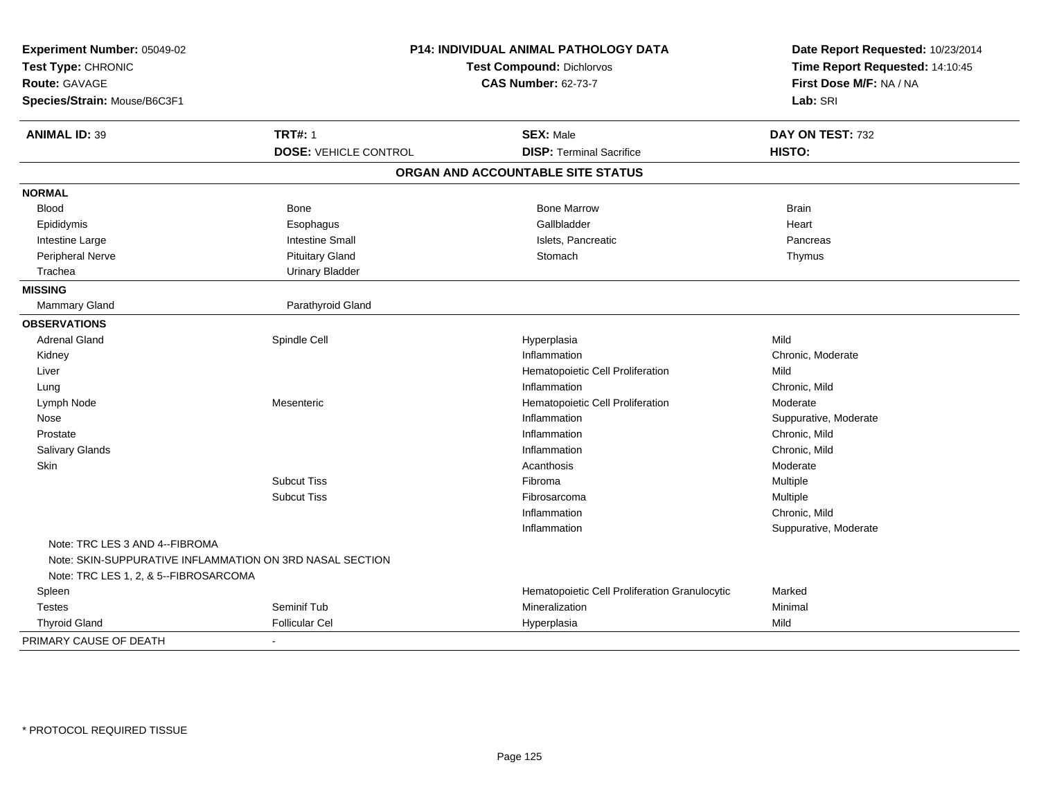**Experiment Number:** 05049-02
**Test Type:** CHRONIC
**Route:** GAVAGE
**Species/Strain:** Mouse/B6C3F1

**P14: INDIVIDUAL ANIMAL PATHOLOGY DATA**
**Test Compound:** Dichlorvos
**CAS Number:** 62-73-7

**Date Report Requested:** 10/23/2014
**Time Report Requested:** 14:10:45
**First Dose M/F:** NA / NA
**Lab:** SRI

| **ANIMAL ID:** 39 | **TRT#:** 1 | **SEX:** Male | **DAY ON TEST:** 732 |
|---|---|---|---|
| | **DOSE:** VEHICLE CONTROL | **DISP:** Terminal Sacrifice | **HISTO:** |

## ORGAN AND ACCOUNTABLE SITE STATUS

| | | | |
|---|---|---|---|
| **NORMAL** | | | |
| Blood | Bone | Bone Marrow | Brain |
| Epididymis | Esophagus | Gallbladder | Heart |
| Intestine Large | Intestine Small | Islets, Pancreatic | Pancreas |
| Peripheral Nerve | Pituitary Gland | Stomach | Thymus |
| Trachea | Urinary Bladder | | |
| **MISSING** | | | |
| Mammary Gland | Parathyroid Gland | | |
| **OBSERVATIONS** | | | |
| Adrenal Gland | Spindle Cell | Hyperplasia | Mild |
| Kidney | | Inflammation | Chronic, Moderate |
| Liver | | Hematopoietic Cell Proliferation | Mild |
| Lung | | Inflammation | Chronic, Mild |
| Lymph Node | Mesenteric | Hematopoietic Cell Proliferation | Moderate |
| Nose | | Inflammation | Suppurative, Moderate |
| Prostate | | Inflammation | Chronic, Mild |
| Salivary Glands | | Inflammation | Chronic, Mild |
| Skin | | Acanthosis | Moderate |
| | Subcut Tiss | Fibroma | Multiple |
| | Subcut Tiss | Fibrosarcoma | Multiple |
| | | Inflammation | Chronic, Mild |
| | | Inflammation | Suppurative, Moderate |
| Note: TRC LES 3 AND 4--FIBROMA | | | |
| Note: SKIN-SUPPURATIVE INFLAMMATION ON 3RD NASAL SECTION | | | |
| Note: TRC LES 1, 2, & 5--FIBROSARCOMA | | | |
| Spleen | | Hematopoietic Cell Proliferation Granulocytic | Marked |
| Testes | Seminif Tub | Mineralization | Minimal |
| Thyroid Gland | Follicular Cel | Hyperplasia | Mild |
| PRIMARY CAUSE OF DEATH | - | | |

* PROTOCOL REQUIRED TISSUE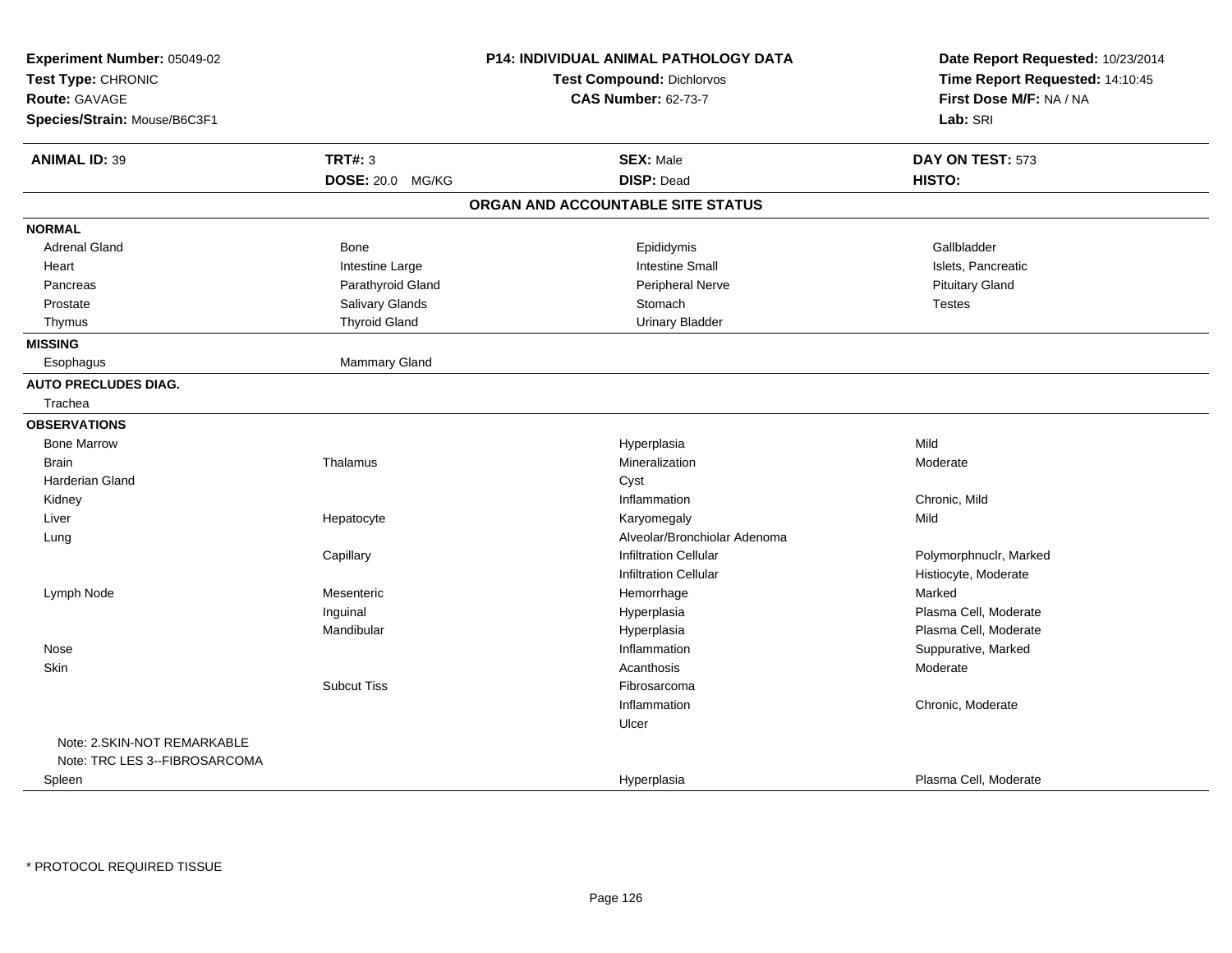**Experiment Number:** 05049-02
**Test Type:** CHRONIC
**Route:** GAVAGE
**Species/Strain:** Mouse/B6C3F1

**P14: INDIVIDUAL ANIMAL PATHOLOGY DATA**
**Test Compound:** Dichlorvos
**CAS Number:** 62-73-7

**Date Report Requested:** 10/23/2014
**Time Report Requested:** 14:10:45
**First Dose M/F:** NA / NA
**Lab:** SRI

| **ANIMAL ID:** 39 | **TRT#:** 3 | **SEX:** Male | **DAY ON TEST:** 573 |
|---|---|---|---|
| | **DOSE:** 20.0 MG/KG | **DISP:** Dead | **HISTO:** |

## ORGAN AND ACCOUNTABLE SITE STATUS

| | | | |
|---|---|---|---|
| **NORMAL** | | | |
| Adrenal Gland | Bone | Epididymis | Gallbladder |
| Heart | Intestine Large | Intestine Small | Islets, Pancreatic |
| Pancreas | Parathyroid Gland | Peripheral Nerve | Pituitary Gland |
| Prostate | Salivary Glands | Stomach | Testes |
| Thymus | Thyroid Gland | Urinary Bladder | |
| **MISSING** | | | |
| Esophagus | Mammary Gland | | |
| **AUTO PRECLUDES DIAG.** | | | |
| Trachea | | | |
| **OBSERVATIONS** | | | |
| Bone Marrow | | Hyperplasia | Mild |
| Brain | Thalamus | Mineralization | Moderate |
| Harderian Gland | | Cyst | |
| Kidney | | Inflammation | Chronic, Mild |
| Liver | Hepatocyte | Karyomegaly | Mild |
| Lung | | Alveolar/Bronchiolar Adenoma | |
| | Capillary | Infiltration Cellular | Polymorphnuclr, Marked |
| | | Infiltration Cellular | Histiocyte, Moderate |
| Lymph Node | Mesenteric | Hemorrhage | Marked |
| | Inguinal | Hyperplasia | Plasma Cell, Moderate |
| | Mandibular | Hyperplasia | Plasma Cell, Moderate |
| Nose | | Inflammation | Suppurative, Marked |
| Skin | | Acanthosis | Moderate |
| | Subcut Tiss | Fibrosarcoma | |
| | | Inflammation | Chronic, Moderate |
| | | Ulcer | |
| Note: 2.SKIN-NOT REMARKABLE | | | |
| Note: TRC LES 3--FIBROSARCOMA | | | |
| Spleen | | Hyperplasia | Plasma Cell, Moderate |

\* PROTOCOL REQUIRED TISSUE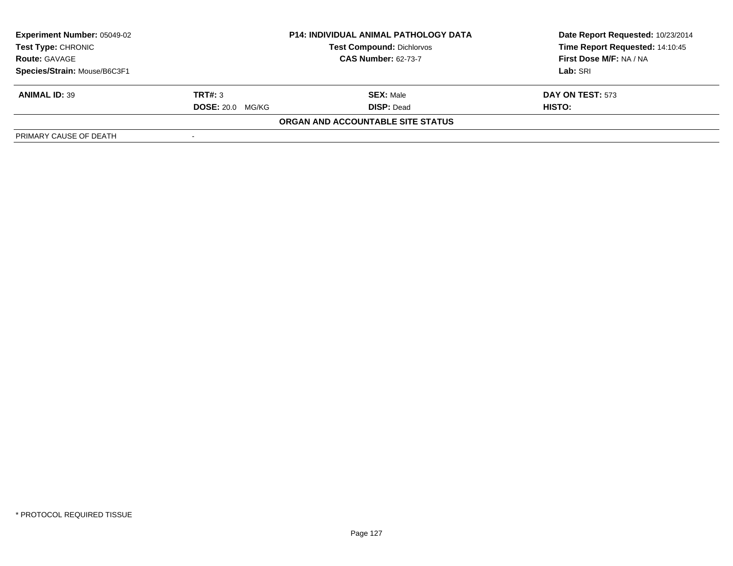| **Experiment Number:** 05049-02 | **P14: INDIVIDUAL ANIMAL PATHOLOGY DATA** | **Date Report Requested:** 10/23/2014 |
|---|---|---|
| **Test Type:** CHRONIC | **Test Compound:** Dichlorvos | **Time Report Requested:** 14:10:45 |
| **Route:** GAVAGE | **CAS Number:** 62-73-7 | **First Dose M/F:** NA / NA |
| **Species/Strain:** Mouse/B6C3F1 | | **Lab:** SRI |

| **ANIMAL ID:** 39 | **TRT#:** 3 | **SEX:** Male | **DAY ON TEST:** 573 |
|---|---|---|---|
| | **DOSE:** 20.0 MG/KG | **DISP:** Dead | **HISTO:** |

**ORGAN AND ACCOUNTABLE SITE STATUS**

| PRIMARY CAUSE OF DEATH | - |
|---|---|

* PROTOCOL REQUIRED TISSUE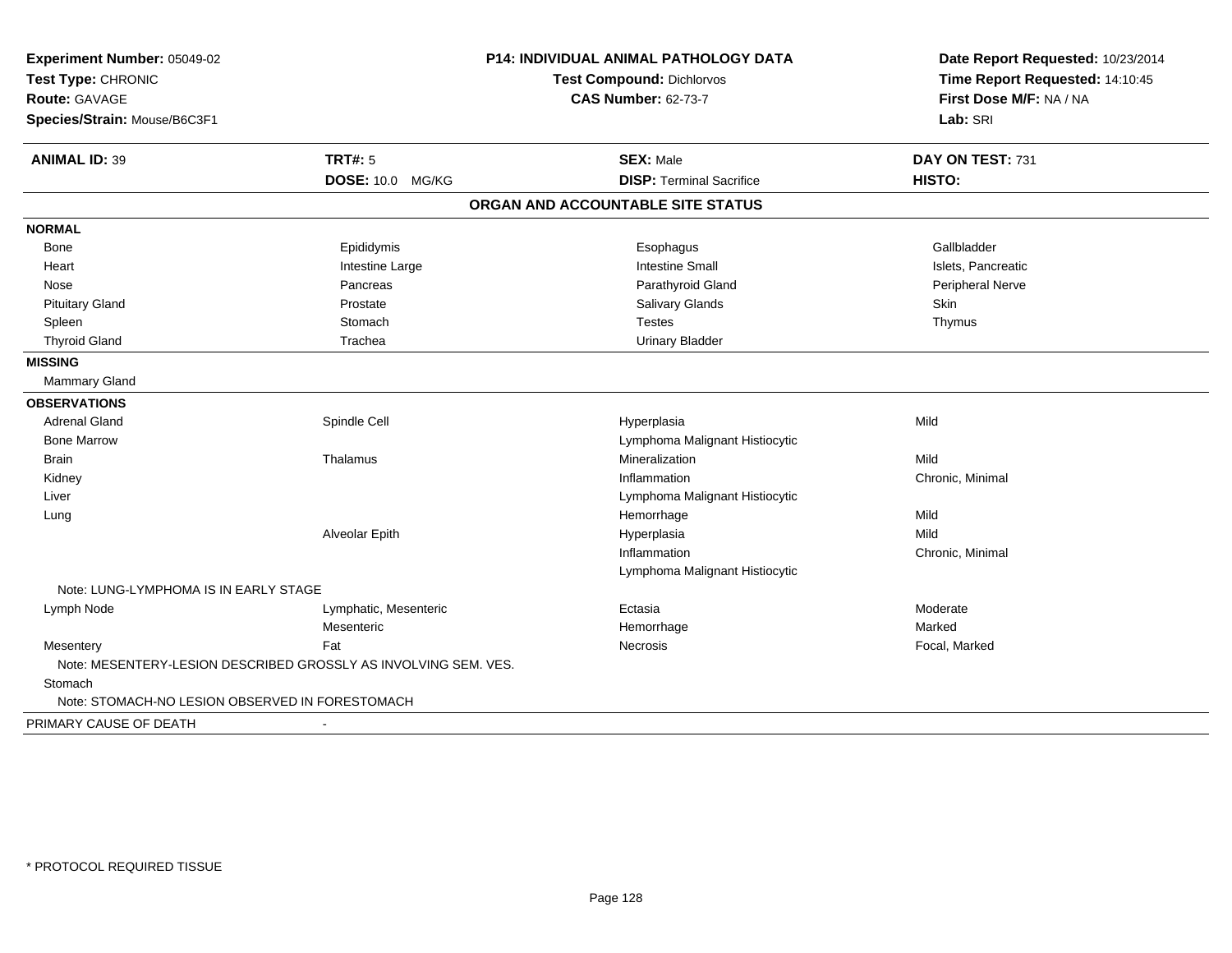**Experiment Number:** 05049-02
**Test Type:** CHRONIC
**Route:** GAVAGE
**Species/Strain:** Mouse/B6C3F1

**P14: INDIVIDUAL ANIMAL PATHOLOGY DATA**
**Test Compound:** Dichlorvos
**CAS Number:** 62-73-7

**Date Report Requested:** 10/23/2014
**Time Report Requested:** 14:10:45
**First Dose M/F:** NA / NA
**Lab:** SRI

| **ANIMAL ID:** 39 | **TRT#:** 5 | **SEX:** Male | **DAY ON TEST:** 731 |
|---|---|---|---|
| | **DOSE:** 10.0 MG/KG | **DISP:** Terminal Sacrifice | **HISTO:** |

## ORGAN AND ACCOUNTABLE SITE STATUS

| | | | |
|---|---|---|---|
| **NORMAL** | | | |
| Bone | Epididymis | Esophagus | Gallbladder |
| Heart | Intestine Large | Intestine Small | Islets, Pancreatic |
| Nose | Pancreas | Parathyroid Gland | Peripheral Nerve |
| Pituitary Gland | Prostate | Salivary Glands | Skin |
| Spleen | Stomach | Testes | Thymus |
| Thyroid Gland | Trachea | Urinary Bladder | |
| **MISSING** | | | |
| Mammary Gland | | | |
| **OBSERVATIONS** | | | |
| Adrenal Gland | Spindle Cell | Hyperplasia | Mild |
| Bone Marrow | | Lymphoma Malignant Histiocytic | |
| Brain | Thalamus | Mineralization | Mild |
| Kidney | | Inflammation | Chronic, Minimal |
| Liver | | Lymphoma Malignant Histiocytic | |
| Lung | | Hemorrhage | Mild |
| | Alveolar Epith | Hyperplasia | Mild |
| | | Inflammation | Chronic, Minimal |
| | | Lymphoma Malignant Histiocytic | |
| Note: LUNG-LYMPHOMA IS IN EARLY STAGE | | | |
| Lymph Node | Lymphatic, Mesenteric | Ectasia | Moderate |
| | Mesenteric | Hemorrhage | Marked |
| Mesentery | Fat | Necrosis | Focal, Marked |
| Note: MESENTERY-LESION DESCRIBED GROSSLY AS INVOLVING SEM. VES. | | | |
| Stomach | | | |
| Note: STOMACH-NO LESION OBSERVED IN FORESTOMACH | | | |
| PRIMARY CAUSE OF DEATH | - | | |

\* PROTOCOL REQUIRED TISSUE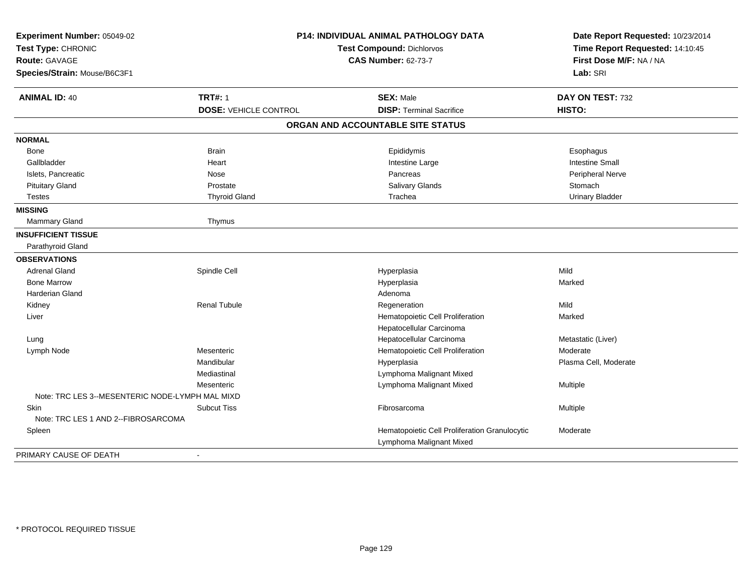**Experiment Number:** 05049-02
**Test Type:** CHRONIC
**Route:** GAVAGE
**Species/Strain:** Mouse/B6C3F1

## P14: INDIVIDUAL ANIMAL PATHOLOGY DATA

**Test Compound:** Dichlorvos
**CAS Number:** 62-73-7

**Date Report Requested:** 10/23/2014
**Time Report Requested:** 14:10:45
**First Dose M/F:** NA / NA
**Lab:** SRI

| **ANIMAL ID:** 40 | **TRT#:** 1 | **SEX:** Male | **DAY ON TEST:** 732 |
|---|---|---|---|
| | **DOSE:** VEHICLE CONTROL | **DISP:** Terminal Sacrifice | **HISTO:** |

### ORGAN AND ACCOUNTABLE SITE STATUS

| | | | |
|---|---|---|---|
| **NORMAL** | | | |
| Bone | Brain | Epididymis | Esophagus |
| Gallbladder | Heart | Intestine Large | Intestine Small |
| Islets, Pancreatic | Nose | Pancreas | Peripheral Nerve |
| Pituitary Gland | Prostate | Salivary Glands | Stomach |
| Testes | Thyroid Gland | Trachea | Urinary Bladder |
| **MISSING** | | | |
| Mammary Gland | Thymus | | |
| **INSUFFICIENT TISSUE** | | | |
| Parathyroid Gland | | | |
| **OBSERVATIONS** | | | |
| Adrenal Gland | Spindle Cell | Hyperplasia | Mild |
| Bone Marrow | | Hyperplasia | Marked |
| Harderian Gland | | Adenoma | |
| Kidney | Renal Tubule | Regeneration | Mild |
| Liver | | Hematopoietic Cell Proliferation | Marked |
| | | Hepatocellular Carcinoma | |
| Lung | | Hepatocellular Carcinoma | Metastatic (Liver) |
| Lymph Node | Mesenteric | Hematopoietic Cell Proliferation | Moderate |
| | Mandibular | Hyperplasia | Plasma Cell, Moderate |
| | Mediastinal | Lymphoma Malignant Mixed | |
| | Mesenteric | Lymphoma Malignant Mixed | Multiple |
| Note: TRC LES 3--MESENTERIC NODE-LYMPH MAL MIXD | | | |
| Skin | Subcut Tiss | Fibrosarcoma | Multiple |
| Note: TRC LES 1 AND 2--FIBROSARCOMA | | | |
| Spleen | | Hematopoietic Cell Proliferation Granulocytic | Moderate |
| | | Lymphoma Malignant Mixed | |
| PRIMARY CAUSE OF DEATH | - | | |

\* PROTOCOL REQUIRED TISSUE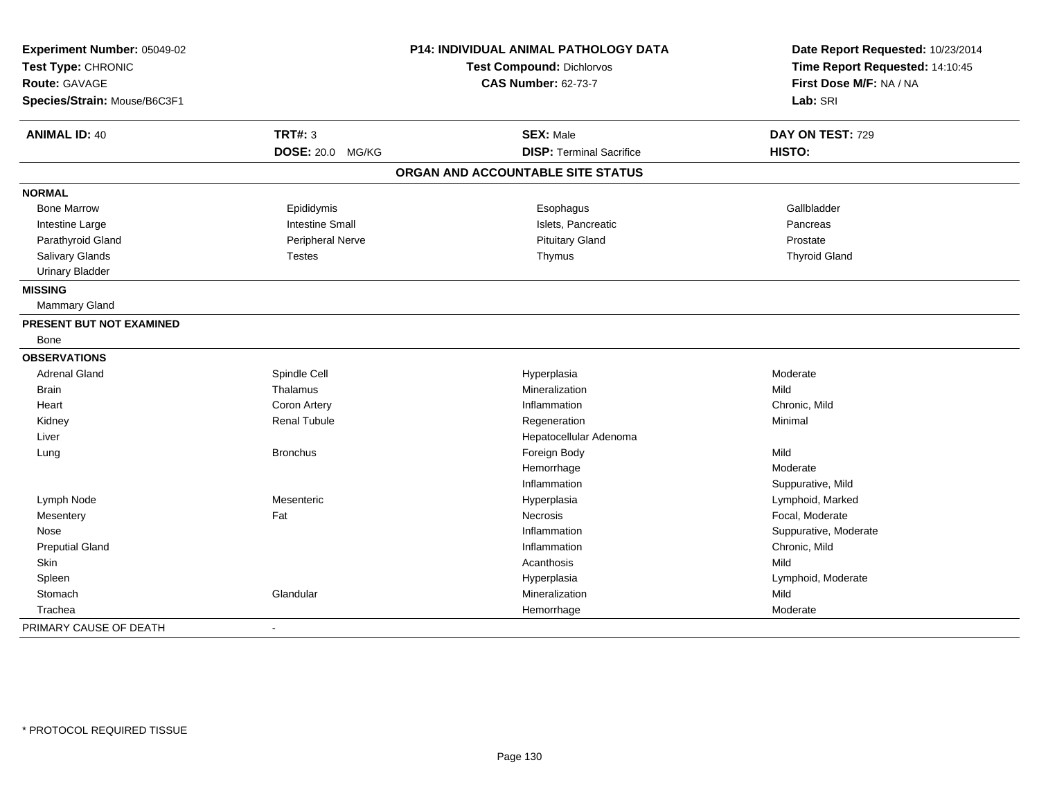**Experiment Number:** 05049-02
**Test Type:** CHRONIC
**Route:** GAVAGE
**Species/Strain:** Mouse/B6C3F1

**P14: INDIVIDUAL ANIMAL PATHOLOGY DATA**
**Test Compound:** Dichlorvos
**CAS Number:** 62-73-7

**Date Report Requested:** 10/23/2014
**Time Report Requested:** 14:10:45
**First Dose M/F:** NA / NA
**Lab:** SRI

| **ANIMAL ID:** 40 | **TRT#:** 3 | **SEX:** Male | **DAY ON TEST:** 729 |
|---|---|---|---|
| | **DOSE:** 20.0 MG/KG | **DISP:** Terminal Sacrifice | **HISTO:** |

## ORGAN AND ACCOUNTABLE SITE STATUS

| | | | |
|---|---|---|---|
| **NORMAL** | | | |
| Bone Marrow | Epididymis | Esophagus | Gallbladder |
| Intestine Large | Intestine Small | Islets, Pancreatic | Pancreas |
| Parathyroid Gland | Peripheral Nerve | Pituitary Gland | Prostate |
| Salivary Glands | Testes | Thymus | Thyroid Gland |
| Urinary Bladder | | | |
| **MISSING** | | | |
| Mammary Gland | | | |
| **PRESENT BUT NOT EXAMINED** | | | |
| Bone | | | |
| **OBSERVATIONS** | | | |
| Adrenal Gland | Spindle Cell | Hyperplasia | Moderate |
| Brain | Thalamus | Mineralization | Mild |
| Heart | Coron Artery | Inflammation | Chronic, Mild |
| Kidney | Renal Tubule | Regeneration | Minimal |
| Liver | | Hepatocellular Adenoma | |
| Lung | Bronchus | Foreign Body | Mild |
| | | Hemorrhage | Moderate |
| | | Inflammation | Suppurative, Mild |
| Lymph Node | Mesenteric | Hyperplasia | Lymphoid, Marked |
| Mesentery | Fat | Necrosis | Focal, Moderate |
| Nose | | Inflammation | Suppurative, Moderate |
| Preputial Gland | | Inflammation | Chronic, Mild |
| Skin | | Acanthosis | Mild |
| Spleen | | Hyperplasia | Lymphoid, Moderate |
| Stomach | Glandular | Mineralization | Mild |
| Trachea | | Hemorrhage | Moderate |
| PRIMARY CAUSE OF DEATH | - | | |

* PROTOCOL REQUIRED TISSUE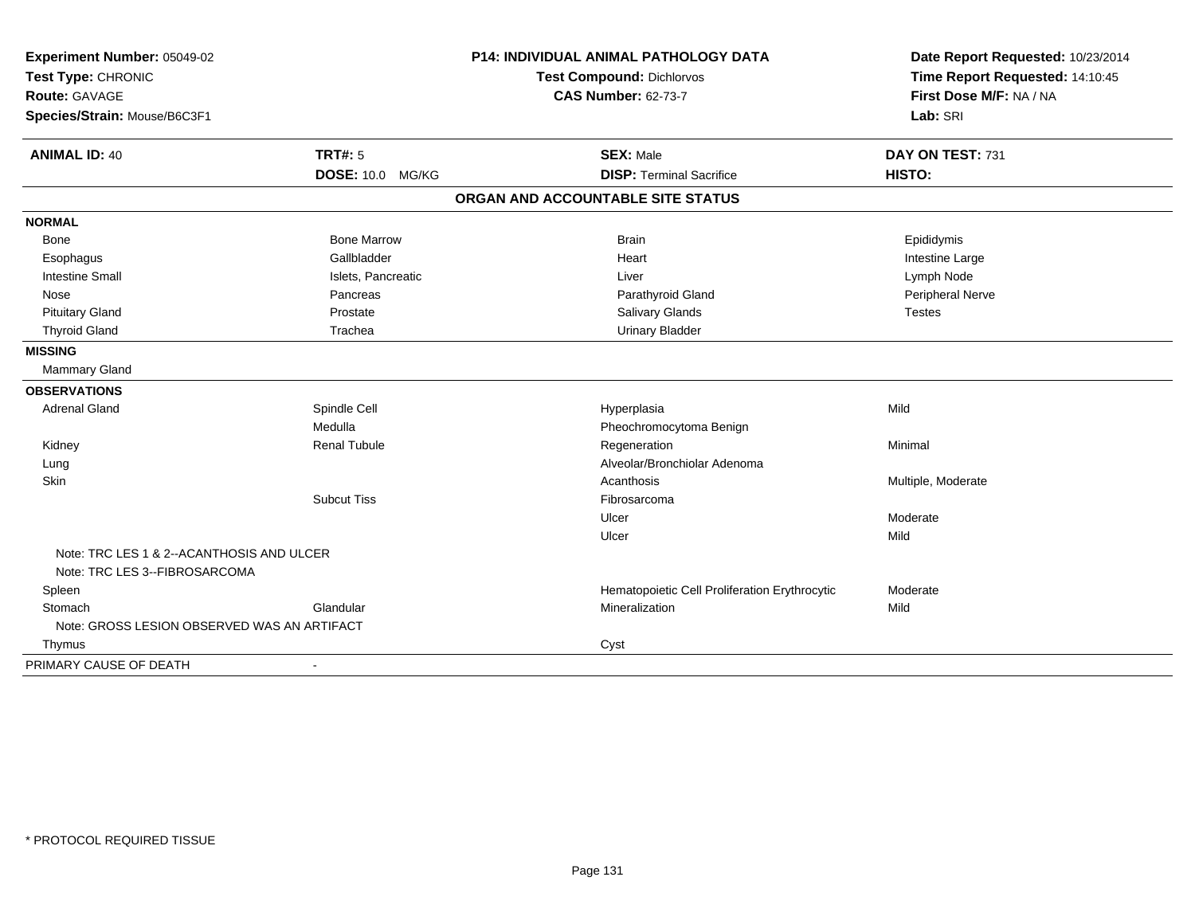**Experiment Number:** 05049-02
**Test Type:** CHRONIC
**Route:** GAVAGE
**Species/Strain:** Mouse/B6C3F1

**P14: INDIVIDUAL ANIMAL PATHOLOGY DATA**
**Test Compound:** Dichlorvos
**CAS Number:** 62-73-7

**Date Report Requested:** 10/23/2014
**Time Report Requested:** 14:10:45
**First Dose M/F:** NA / NA
**Lab:** SRI

| **ANIMAL ID:** 40 | **TRT#:** 5 | **SEX:** Male | **DAY ON TEST:** 731 |
|---|---|---|---|
| | **DOSE:** 10.0 MG/KG | **DISP:** Terminal Sacrifice | **HISTO:** |

## ORGAN AND ACCOUNTABLE SITE STATUS

| | | | |
|---|---|---|---|
| **NORMAL** | | | |
| Bone | Bone Marrow | Brain | Epididymis |
| Esophagus | Gallbladder | Heart | Intestine Large |
| Intestine Small | Islets, Pancreatic | Liver | Lymph Node |
| Nose | Pancreas | Parathyroid Gland | Peripheral Nerve |
| Pituitary Gland | Prostate | Salivary Glands | Testes |
| Thyroid Gland | Trachea | Urinary Bladder | |
| **MISSING** | | | |
| Mammary Gland | | | |
| **OBSERVATIONS** | | | |
| Adrenal Gland | Spindle Cell | Hyperplasia | Mild |
| | Medulla | Pheochromocytoma Benign | |
| Kidney | Renal Tubule | Regeneration | Minimal |
| Lung | | Alveolar/Bronchiolar Adenoma | |
| Skin | | Acanthosis | Multiple, Moderate |
| | Subcut Tiss | Fibrosarcoma | |
| | | Ulcer | Moderate |
| | | Ulcer | Mild |
| Note: TRC LES 1 & 2--ACANTHOSIS AND ULCER | | | |
| Note: TRC LES 3--FIBROSARCOMA | | | |
| Spleen | | Hematopoietic Cell Proliferation Erythrocytic | Moderate |
| Stomach | Glandular | Mineralization | Mild |
| Note: GROSS LESION OBSERVED WAS AN ARTIFACT | | | |
| Thymus | | Cyst | |
| PRIMARY CAUSE OF DEATH | - | | |

* PROTOCOL REQUIRED TISSUE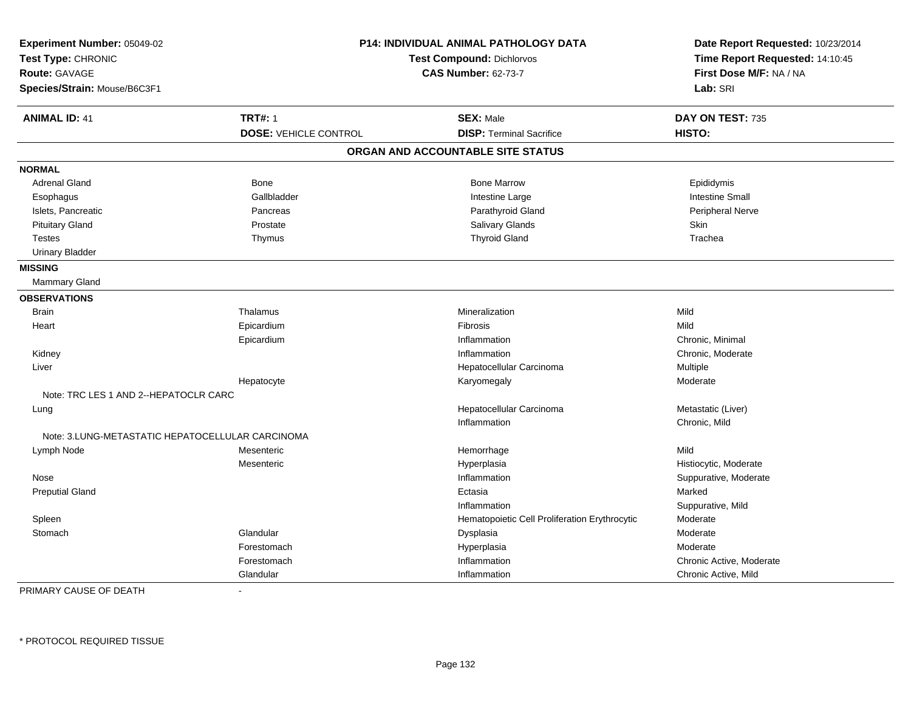**Experiment Number:** 05049-02
**Test Type:** CHRONIC
**Route:** GAVAGE
**Species/Strain:** Mouse/B6C3F1

**P14: INDIVIDUAL ANIMAL PATHOLOGY DATA**
**Test Compound:** Dichlorvos
**CAS Number:** 62-73-7

**Date Report Requested:** 10/23/2014
**Time Report Requested:** 14:10:45
**First Dose M/F:** NA / NA
**Lab:** SRI

| **ANIMAL ID:** 41 | **TRT#:** 1 | **SEX:** Male | **DAY ON TEST:** 735 |
|---|---|---|---|
| | **DOSE:** VEHICLE CONTROL | **DISP:** Terminal Sacrifice | **HISTO:** |

## ORGAN AND ACCOUNTABLE SITE STATUS

| | | | |
|---|---|---|---|
| **NORMAL** | | | |
| Adrenal Gland | Bone | Bone Marrow | Epididymis |
| Esophagus | Gallbladder | Intestine Large | Intestine Small |
| Islets, Pancreatic | Pancreas | Parathyroid Gland | Peripheral Nerve |
| Pituitary Gland | Prostate | Salivary Glands | Skin |
| Testes | Thymus | Thyroid Gland | Trachea |
| Urinary Bladder | | | |
| **MISSING** | | | |
| Mammary Gland | | | |
| **OBSERVATIONS** | | | |
| Brain | Thalamus | Mineralization | Mild |
| Heart | Epicardium | Fibrosis | Mild |
| | Epicardium | Inflammation | Chronic, Minimal |
| Kidney | | Inflammation | Chronic, Moderate |
| Liver | | Hepatocellular Carcinoma | Multiple |
| | Hepatocyte | Karyomegaly | Moderate |
| Note: TRC LES 1 AND 2--HEPATOCLR CARC | | | |
| Lung | | Hepatocellular Carcinoma | Metastatic (Liver) |
| | | Inflammation | Chronic, Mild |
| Note: 3.LUNG-METASTATIC HEPATOCELLULAR CARCINOMA | | | |
| Lymph Node | Mesenteric | Hemorrhage | Mild |
| | Mesenteric | Hyperplasia | Histiocytic, Moderate |
| Nose | | Inflammation | Suppurative, Moderate |
| Preputial Gland | | Ectasia | Marked |
| | | Inflammation | Suppurative, Mild |
| Spleen | | Hematopoietic Cell Proliferation Erythrocytic | Moderate |
| Stomach | Glandular | Dysplasia | Moderate |
| | Forestomach | Hyperplasia | Moderate |
| | Forestomach | Inflammation | Chronic Active, Moderate |
| | Glandular | Inflammation | Chronic Active, Mild |

PRIMARY CAUSE OF DEATH -

* PROTOCOL REQUIRED TISSUE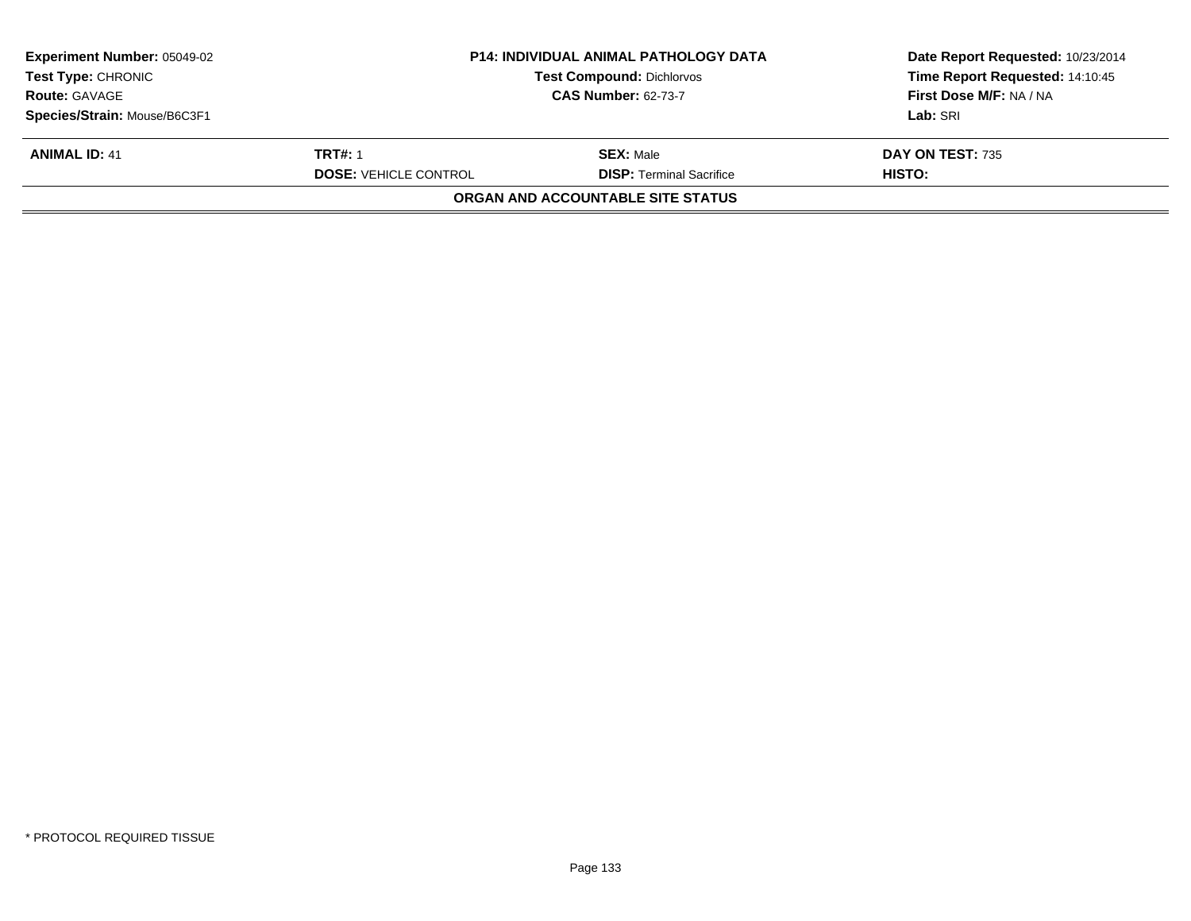| Experiment Number: 05049-02 | P14: INDIVIDUAL ANIMAL PATHOLOGY DATA | Date Report Requested: 10/23/2014 |
|---|---|---|
| Test Type: CHRONIC | Test Compound: Dichlorvos | Time Report Requested: 14:10:45 |
| Route: GAVAGE | CAS Number: 62-73-7 | First Dose M/F: NA / NA |
| Species/Strain: Mouse/B6C3F1 | | Lab: SRI |

| ANIMAL ID: 41 | TRT#: 1 | SEX: Male | DAY ON TEST: 735 |
|---|---|---|---|
| | DOSE: VEHICLE CONTROL | DISP: Terminal Sacrifice | HISTO: |

**ORGAN AND ACCOUNTABLE SITE STATUS**

\* PROTOCOL REQUIRED TISSUE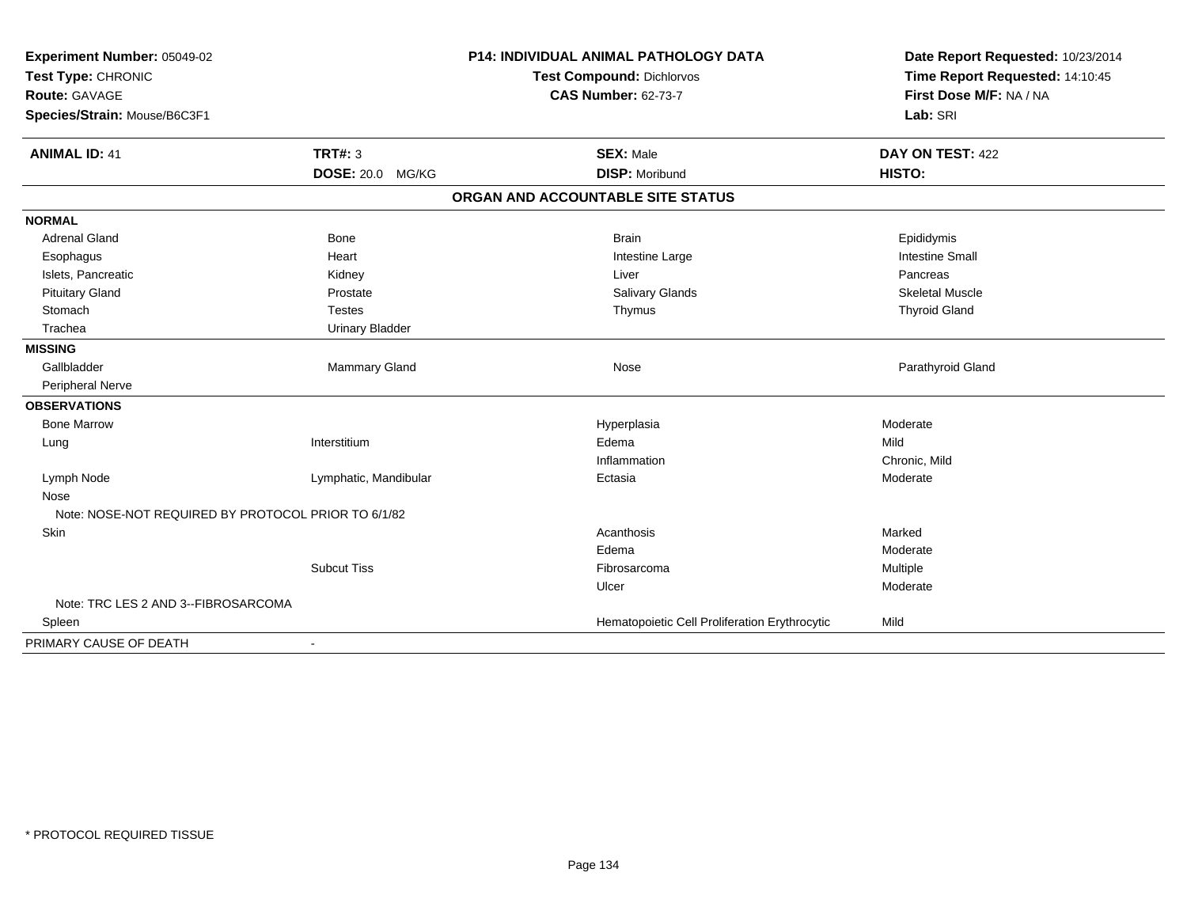**Experiment Number:** 05049-02
**Test Type:** CHRONIC
**Route:** GAVAGE
**Species/Strain:** Mouse/B6C3F1

**P14: INDIVIDUAL ANIMAL PATHOLOGY DATA**
**Test Compound:** Dichlorvos
**CAS Number:** 62-73-7

**Date Report Requested:** 10/23/2014
**Time Report Requested:** 14:10:45
**First Dose M/F:** NA / NA
**Lab:** SRI

| **ANIMAL ID:** 41 | **TRT#:** 3 | **SEX:** Male | **DAY ON TEST:** 422 |
|---|---|---|---|
| | **DOSE:** 20.0 MG/KG | **DISP:** Moribund | **HISTO:** |

## ORGAN AND ACCOUNTABLE SITE STATUS

| | | | |
|---|---|---|---|
| **NORMAL** | | | |
| Adrenal Gland | Bone | Brain | Epididymis |
| Esophagus | Heart | Intestine Large | Intestine Small |
| Islets, Pancreatic | Kidney | Liver | Pancreas |
| Pituitary Gland | Prostate | Salivary Glands | Skeletal Muscle |
| Stomach | Testes | Thymus | Thyroid Gland |
| Trachea | Urinary Bladder | | |
| **MISSING** | | | |
| Gallbladder | Mammary Gland | Nose | Parathyroid Gland |
| Peripheral Nerve | | | |
| **OBSERVATIONS** | | | |
| Bone Marrow | | Hyperplasia | Moderate |
| Lung | Interstitium | Edema | Mild |
| | | Inflammation | Chronic, Mild |
| Lymph Node | Lymphatic, Mandibular | Ectasia | Moderate |
| Nose | | | |
| Note: NOSE-NOT REQUIRED BY PROTOCOL PRIOR TO 6/1/82 | | | |
| Skin | | Acanthosis | Marked |
| | | Edema | Moderate |
| | Subcut Tiss | Fibrosarcoma | Multiple |
| | | Ulcer | Moderate |
| Note: TRC LES 2 AND 3--FIBROSARCOMA | | | |
| Spleen | | Hematopoietic Cell Proliferation Erythrocytic | Mild |
| PRIMARY CAUSE OF DEATH | - | | |

* PROTOCOL REQUIRED TISSUE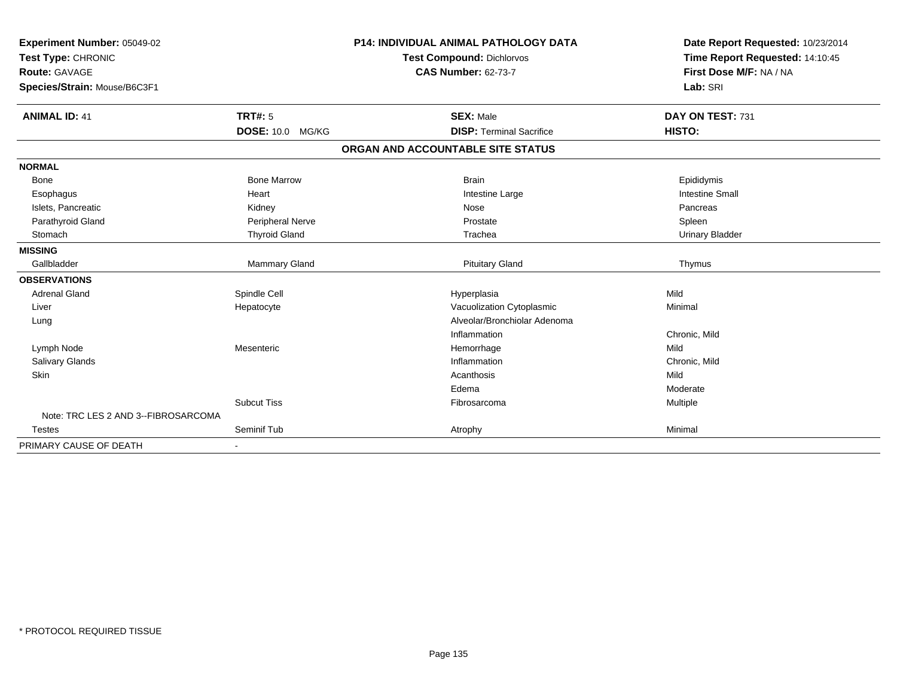**Experiment Number:** 05049-02
**Test Type:** CHRONIC
**Route:** GAVAGE
**Species/Strain:** Mouse/B6C3F1

**P14: INDIVIDUAL ANIMAL PATHOLOGY DATA**
**Test Compound:** Dichlorvos
**CAS Number:** 62-73-7

**Date Report Requested:** 10/23/2014
**Time Report Requested:** 14:10:45
**First Dose M/F:** NA / NA
**Lab:** SRI

| **ANIMAL ID:** 41 | **TRT#:** 5 | **SEX:** Male | **DAY ON TEST:** 731 |
|---|---|---|---|
| | **DOSE:** 10.0 MG/KG | **DISP:** Terminal Sacrifice | **HISTO:** |

**ORGAN AND ACCOUNTABLE SITE STATUS**

| | | | |
|---|---|---|---|
| **NORMAL** | | | |
| Bone | Bone Marrow | Brain | Epididymis |
| Esophagus | Heart | Intestine Large | Intestine Small |
| Islets, Pancreatic | Kidney | Nose | Pancreas |
| Parathyroid Gland | Peripheral Nerve | Prostate | Spleen |
| Stomach | Thyroid Gland | Trachea | Urinary Bladder |
| **MISSING** | | | |
| Gallbladder | Mammary Gland | Pituitary Gland | Thymus |
| **OBSERVATIONS** | | | |
| Adrenal Gland | Spindle Cell | Hyperplasia | Mild |
| Liver | Hepatocyte | Vacuolization Cytoplasmic | Minimal |
| Lung | | Alveolar/Bronchiolar Adenoma | |
| | | Inflammation | Chronic, Mild |
| Lymph Node | Mesenteric | Hemorrhage | Mild |
| Salivary Glands | | Inflammation | Chronic, Mild |
| Skin | | Acanthosis | Mild |
| | | Edema | Moderate |
| | Subcut Tiss | Fibrosarcoma | Multiple |
| Note: TRC LES 2 AND 3--FIBROSARCOMA | | | |
| Testes | Seminif Tub | Atrophy | Minimal |
| PRIMARY CAUSE OF DEATH | - | | |

* PROTOCOL REQUIRED TISSUE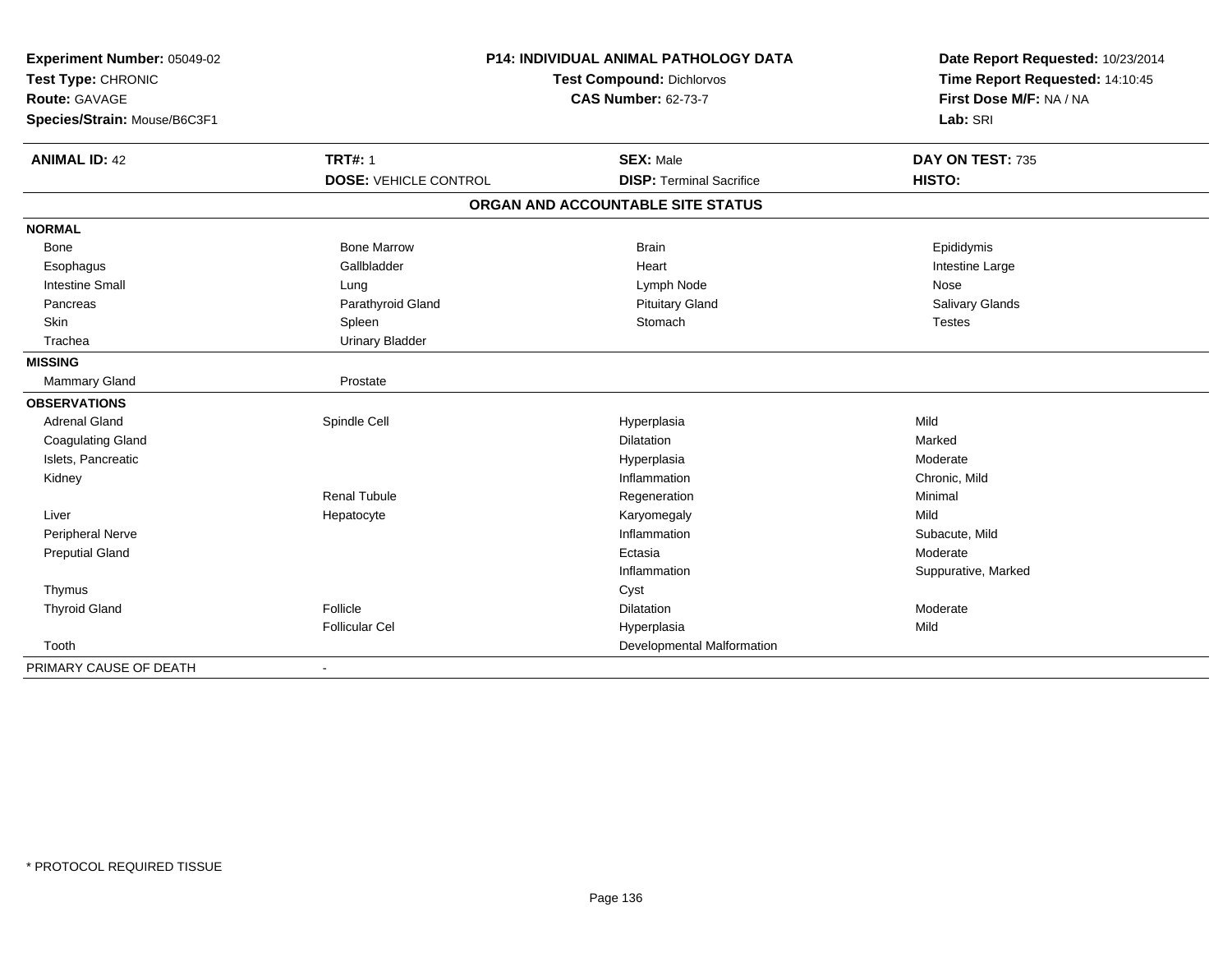**Experiment Number:** 05049-02
**Test Type:** CHRONIC
**Route:** GAVAGE
**Species/Strain:** Mouse/B6C3F1

**P14: INDIVIDUAL ANIMAL PATHOLOGY DATA**
**Test Compound:** Dichlorvos
**CAS Number:** 62-73-7

**Date Report Requested:** 10/23/2014
**Time Report Requested:** 14:10:45
**First Dose M/F:** NA / NA
**Lab:** SRI

| **ANIMAL ID:** 42 | **TRT#:** 1 | **SEX:** Male | **DAY ON TEST:** 735 |
|---|---|---|---|
| | **DOSE:** VEHICLE CONTROL | **DISP:** Terminal Sacrifice | **HISTO:** |

**ORGAN AND ACCOUNTABLE SITE STATUS**

| | | | |
|---|---|---|---|
| **NORMAL** | | | |
| Bone | Bone Marrow | Brain | Epididymis |
| Esophagus | Gallbladder | Heart | Intestine Large |
| Intestine Small | Lung | Lymph Node | Nose |
| Pancreas | Parathyroid Gland | Pituitary Gland | Salivary Glands |
| Skin | Spleen | Stomach | Testes |
| Trachea | Urinary Bladder | | |
| **MISSING** | | | |
| Mammary Gland | Prostate | | |
| **OBSERVATIONS** | | | |
| Adrenal Gland | Spindle Cell | Hyperplasia | Mild |
| Coagulating Gland | | Dilatation | Marked |
| Islets, Pancreatic | | Hyperplasia | Moderate |
| Kidney | | Inflammation | Chronic, Mild |
| | Renal Tubule | Regeneration | Minimal |
| Liver | Hepatocyte | Karyomegaly | Mild |
| Peripheral Nerve | | Inflammation | Subacute, Mild |
| Preputial Gland | | Ectasia | Moderate |
| | | Inflammation | Suppurative, Marked |
| Thymus | | Cyst | |
| Thyroid Gland | Follicle | Dilatation | Moderate |
| | Follicular Cel | Hyperplasia | Mild |
| Tooth | | Developmental Malformation | |
| PRIMARY CAUSE OF DEATH | - | | |

* PROTOCOL REQUIRED TISSUE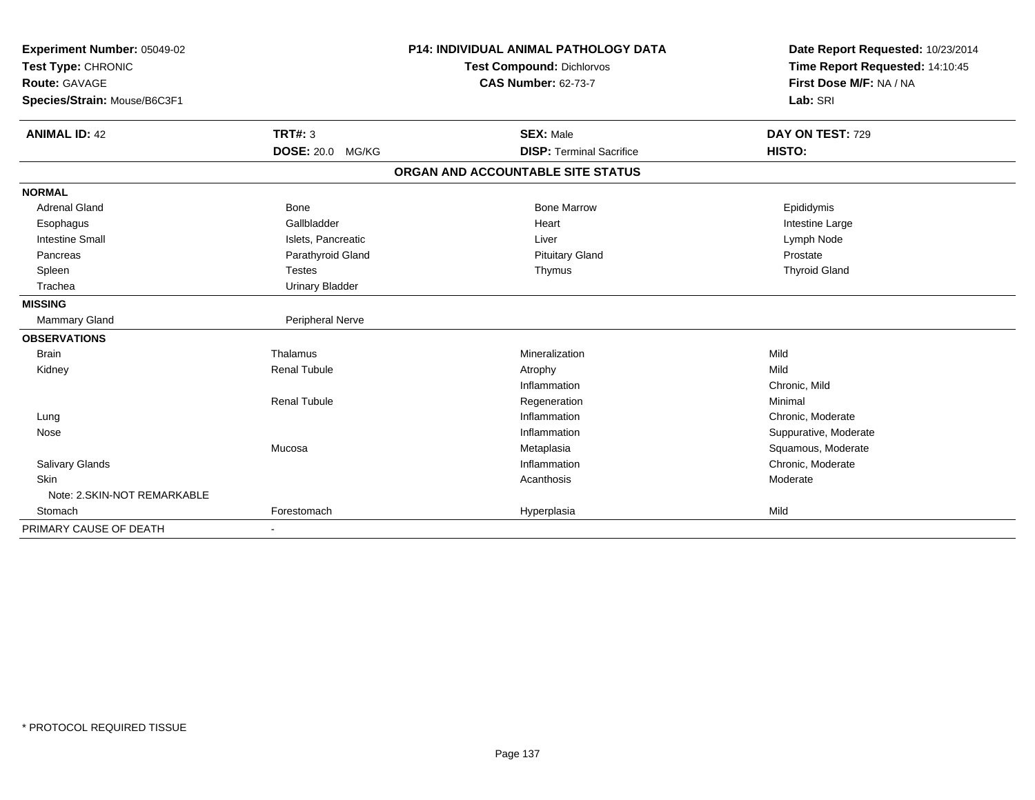**Experiment Number:** 05049-02
**Test Type:** CHRONIC
**Route:** GAVAGE
**Species/Strain:** Mouse/B6C3F1

**P14: INDIVIDUAL ANIMAL PATHOLOGY DATA**
**Test Compound:** Dichlorvos
**CAS Number:** 62-73-7

**Date Report Requested:** 10/23/2014
**Time Report Requested:** 14:10:45
**First Dose M/F:** NA / NA
**Lab:** SRI

| **ANIMAL ID:** 42 | **TRT#:** 3 | **SEX:** Male | **DAY ON TEST:** 729 |
|---|---|---|---|
| | **DOSE:** 20.0 MG/KG | **DISP:** Terminal Sacrifice | **HISTO:** |

**ORGAN AND ACCOUNTABLE SITE STATUS**

| | | | |
|---|---|---|---|
| **NORMAL** | | | |
| Adrenal Gland | Bone | Bone Marrow | Epididymis |
| Esophagus | Gallbladder | Heart | Intestine Large |
| Intestine Small | Islets, Pancreatic | Liver | Lymph Node |
| Pancreas | Parathyroid Gland | Pituitary Gland | Prostate |
| Spleen | Testes | Thymus | Thyroid Gland |
| Trachea | Urinary Bladder | | |
| **MISSING** | | | |
| Mammary Gland | Peripheral Nerve | | |
| **OBSERVATIONS** | | | |
| Brain | Thalamus | Mineralization | Mild |
| Kidney | Renal Tubule | Atrophy | Mild |
| | | Inflammation | Chronic, Mild |
| | Renal Tubule | Regeneration | Minimal |
| Lung | | Inflammation | Chronic, Moderate |
| Nose | | Inflammation | Suppurative, Moderate |
| | Mucosa | Metaplasia | Squamous, Moderate |
| Salivary Glands | | Inflammation | Chronic, Moderate |
| Skin | | Acanthosis | Moderate |
| Note: 2.SKIN-NOT REMARKABLE | | | |
| Stomach | Forestomach | Hyperplasia | Mild |
| PRIMARY CAUSE OF DEATH | - | | |

* PROTOCOL REQUIRED TISSUE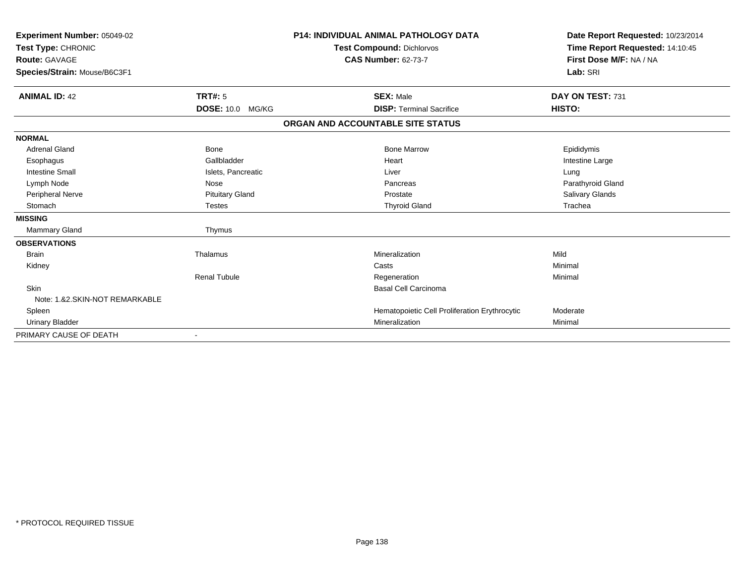**Experiment Number:** 05049-02
**Test Type:** CHRONIC
**Route:** GAVAGE
**Species/Strain:** Mouse/B6C3F1

**P14: INDIVIDUAL ANIMAL PATHOLOGY DATA**
**Test Compound:** Dichlorvos
**CAS Number:** 62-73-7

**Date Report Requested:** 10/23/2014
**Time Report Requested:** 14:10:45
**First Dose M/F:** NA / NA
**Lab:** SRI

| **ANIMAL ID:** 42 | **TRT#:** 5 | **SEX:** Male | **DAY ON TEST:** 731 |
|---|---|---|---|
| | **DOSE:** 10.0 MG/KG | **DISP:** Terminal Sacrifice | **HISTO:** |

## ORGAN AND ACCOUNTABLE SITE STATUS

| | | | |
|---|---|---|---|
| **NORMAL** | | | |
| Adrenal Gland | Bone | Bone Marrow | Epididymis |
| Esophagus | Gallbladder | Heart | Intestine Large |
| Intestine Small | Islets, Pancreatic | Liver | Lung |
| Lymph Node | Nose | Pancreas | Parathyroid Gland |
| Peripheral Nerve | Pituitary Gland | Prostate | Salivary Glands |
| Stomach | Testes | Thyroid Gland | Trachea |
| **MISSING** | | | |
| Mammary Gland | Thymus | | |
| **OBSERVATIONS** | | | |
| Brain | Thalamus | Mineralization | Mild |
| Kidney | | Casts | Minimal |
| | Renal Tubule | Regeneration | Minimal |
| Skin | | Basal Cell Carcinoma | |
| Note: 1.&2.SKIN-NOT REMARKABLE | | | |
| Spleen | | Hematopoietic Cell Proliferation Erythrocytic | Moderate |
| Urinary Bladder | | Mineralization | Minimal |
| PRIMARY CAUSE OF DEATH | - | | |

* PROTOCOL REQUIRED TISSUE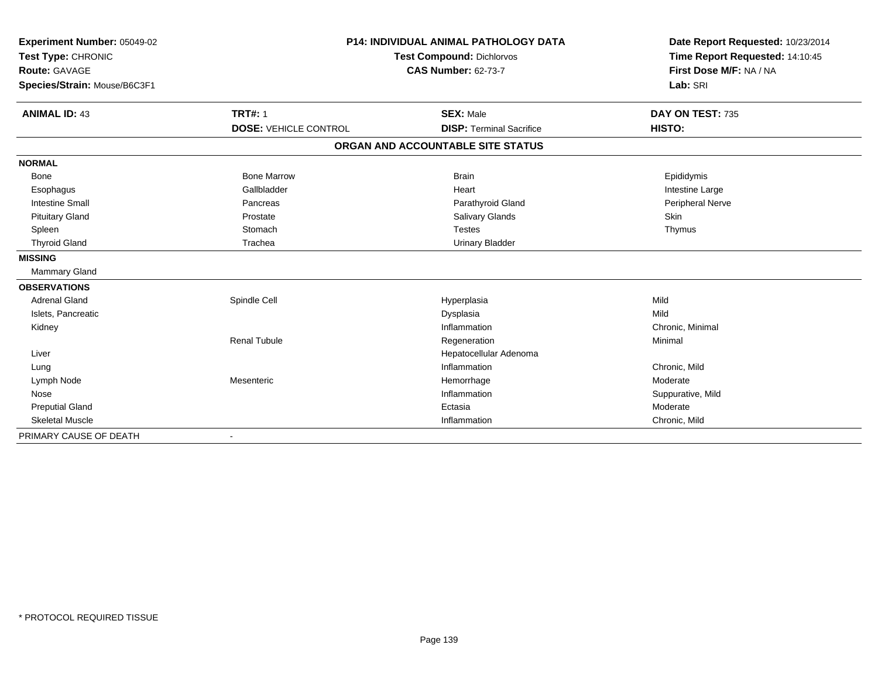**Experiment Number:** 05049-02
**Test Type:** CHRONIC
**Route:** GAVAGE
**Species/Strain:** Mouse/B6C3F1

**P14: INDIVIDUAL ANIMAL PATHOLOGY DATA**
**Test Compound:** Dichlorvos
**CAS Number:** 62-73-7

**Date Report Requested:** 10/23/2014
**Time Report Requested:** 14:10:45
**First Dose M/F:** NA / NA
**Lab:** SRI

| **ANIMAL ID:** 43 | **TRT#:** 1 | **SEX:** Male | **DAY ON TEST:** 735 |
|---|---|---|---|
| | **DOSE:** VEHICLE CONTROL | **DISP:** Terminal Sacrifice | **HISTO:** |

**ORGAN AND ACCOUNTABLE SITE STATUS**

| | | | |
|---|---|---|---|
| **NORMAL** | | | |
| Bone | Bone Marrow | Brain | Epididymis |
| Esophagus | Gallbladder | Heart | Intestine Large |
| Intestine Small | Pancreas | Parathyroid Gland | Peripheral Nerve |
| Pituitary Gland | Prostate | Salivary Glands | Skin |
| Spleen | Stomach | Testes | Thymus |
| Thyroid Gland | Trachea | Urinary Bladder | |
| **MISSING** | | | |
| Mammary Gland | | | |
| **OBSERVATIONS** | | | |
| Adrenal Gland | Spindle Cell | Hyperplasia | Mild |
| Islets, Pancreatic | | Dysplasia | Mild |
| Kidney | | Inflammation | Chronic, Minimal |
| | Renal Tubule | Regeneration | Minimal |
| Liver | | Hepatocellular Adenoma | |
| Lung | | Inflammation | Chronic, Mild |
| Lymph Node | Mesenteric | Hemorrhage | Moderate |
| Nose | | Inflammation | Suppurative, Mild |
| Preputial Gland | | Ectasia | Moderate |
| Skeletal Muscle | | Inflammation | Chronic, Mild |
| PRIMARY CAUSE OF DEATH | - | | |

* PROTOCOL REQUIRED TISSUE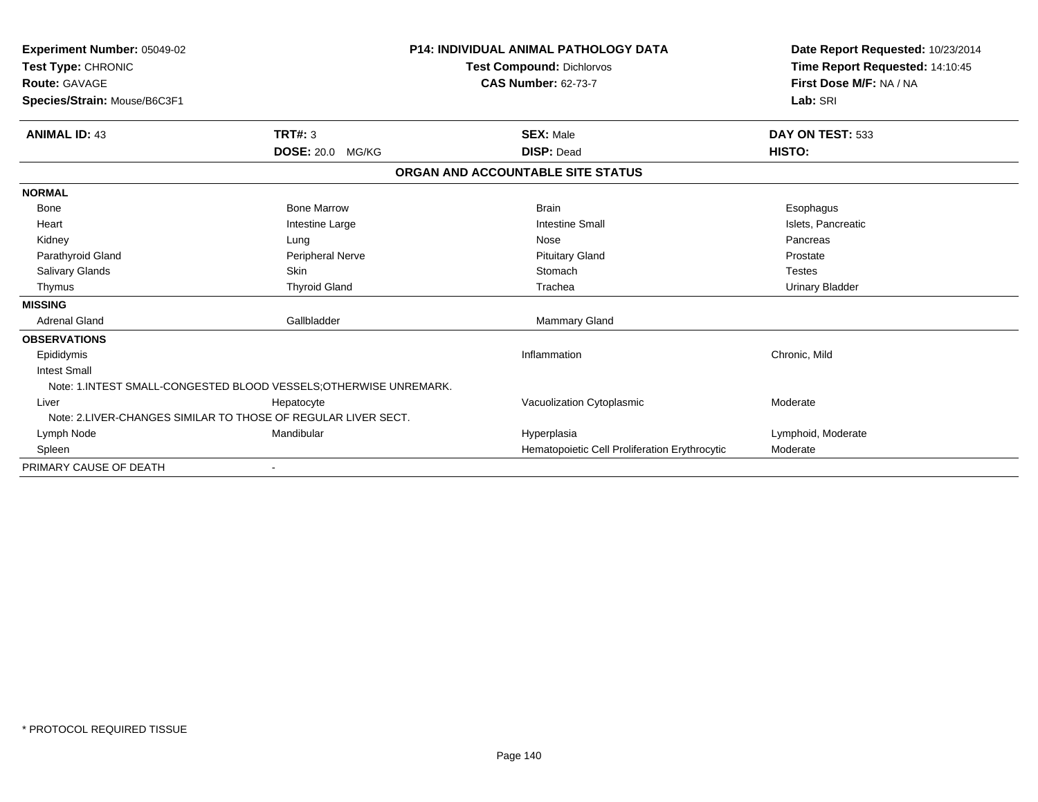**Experiment Number:** 05049-02
**Test Type:** CHRONIC
**Route:** GAVAGE
**Species/Strain:** Mouse/B6C3F1

**P14: INDIVIDUAL ANIMAL PATHOLOGY DATA**
**Test Compound:** Dichlorvos
**CAS Number:** 62-73-7

**Date Report Requested:** 10/23/2014
**Time Report Requested:** 14:10:45
**First Dose M/F:** NA / NA
**Lab:** SRI

| **ANIMAL ID:** 43 | **TRT#:** 3 | **SEX:** Male | **DAY ON TEST:** 533 |
|---|---|---|---|
| | **DOSE:** 20.0 MG/KG | **DISP:** Dead | **HISTO:** |

**ORGAN AND ACCOUNTABLE SITE STATUS**

| | | | |
|---|---|---|---|
| **NORMAL** | | | |
| Bone | Bone Marrow | Brain | Esophagus |
| Heart | Intestine Large | Intestine Small | Islets, Pancreatic |
| Kidney | Lung | Nose | Pancreas |
| Parathyroid Gland | Peripheral Nerve | Pituitary Gland | Prostate |
| Salivary Glands | Skin | Stomach | Testes |
| Thymus | Thyroid Gland | Trachea | Urinary Bladder |
| **MISSING** | | | |
| Adrenal Gland | Gallbladder | Mammary Gland | |
| **OBSERVATIONS** | | | |
| Epididymis | | Inflammation | Chronic, Mild |
| Intest Small | | | |
| Note: 1.INTEST SMALL-CONGESTED BLOOD VESSELS;OTHERWISE UNREMARK. | | | |
| Liver | Hepatocyte | Vacuolization Cytoplasmic | Moderate |
| Note: 2.LIVER-CHANGES SIMILAR TO THOSE OF REGULAR LIVER SECT. | | | |
| Lymph Node | Mandibular | Hyperplasia | Lymphoid, Moderate |
| Spleen | | Hematopoietic Cell Proliferation Erythrocytic | Moderate |
| PRIMARY CAUSE OF DEATH | - | | |

* PROTOCOL REQUIRED TISSUE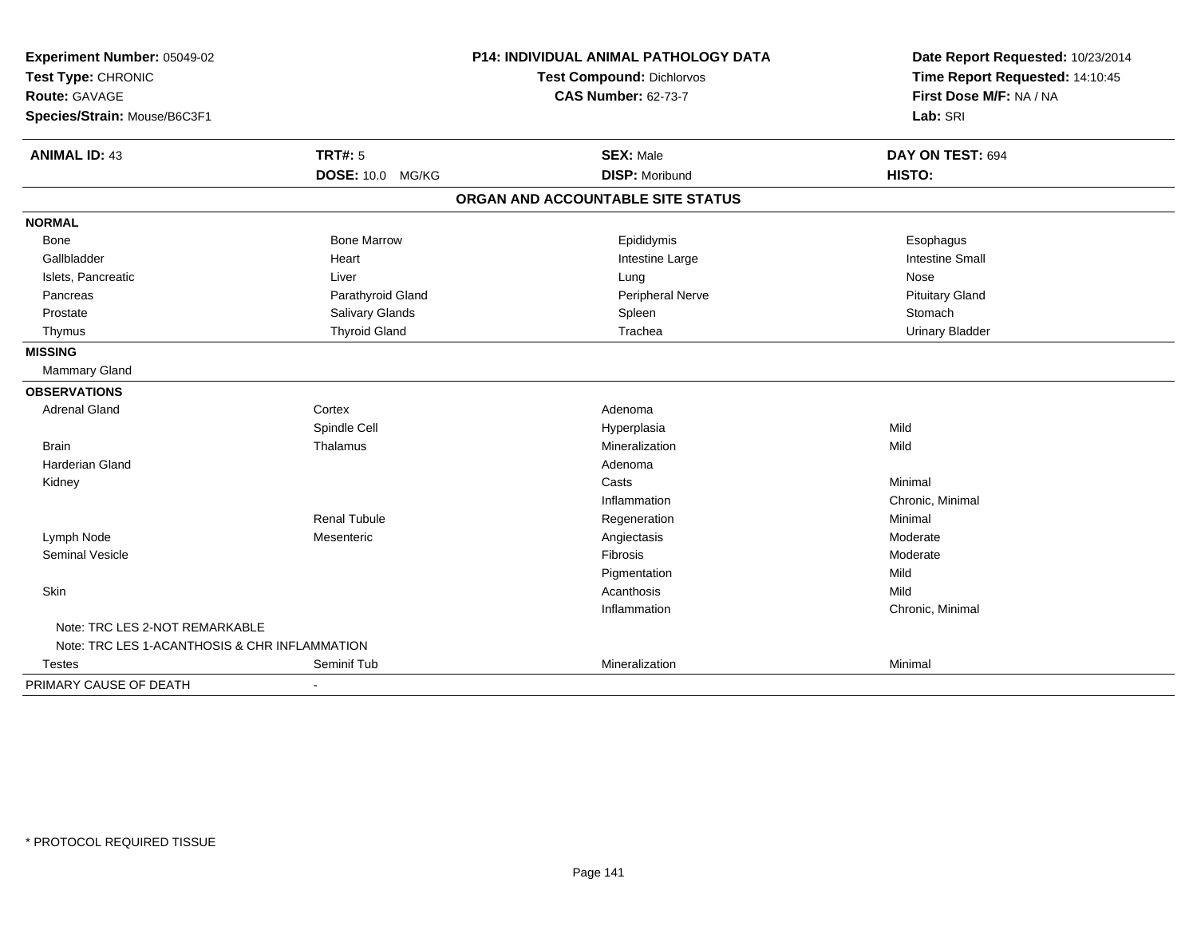**Experiment Number:** 05049-02
**Test Type:** CHRONIC
**Route:** GAVAGE
**Species/Strain:** Mouse/B6C3F1

**P14: INDIVIDUAL ANIMAL PATHOLOGY DATA**
**Test Compound:** Dichlorvos
**CAS Number:** 62-73-7

**Date Report Requested:** 10/23/2014
**Time Report Requested:** 14:10:45
**First Dose M/F:** NA / NA
**Lab:** SRI

| **ANIMAL ID:** 43 | **TRT#:** 5 | **SEX:** Male | **DAY ON TEST:** 694 |
|---|---|---|---|
| | **DOSE:** 10.0 MG/KG | **DISP:** Moribund | **HISTO:** |

## ORGAN AND ACCOUNTABLE SITE STATUS

**NORMAL**

| | | | |
|---|---|---|---|
| Bone | Bone Marrow | Epididymis | Esophagus |
| Gallbladder | Heart | Intestine Large | Intestine Small |
| Islets, Pancreatic | Liver | Lung | Nose |
| Pancreas | Parathyroid Gland | Peripheral Nerve | Pituitary Gland |
| Prostate | Salivary Glands | Spleen | Stomach |
| Thymus | Thyroid Gland | Trachea | Urinary Bladder |

**MISSING**

Mammary Gland

**OBSERVATIONS**

| | | | |
|---|---|---|---|
| Adrenal Gland | Cortex | Adenoma | |
| | Spindle Cell | Hyperplasia | Mild |
| Brain | Thalamus | Mineralization | Mild |
| Harderian Gland | | Adenoma | |
| Kidney | | Casts | Minimal |
| | | Inflammation | Chronic, Minimal |
| | Renal Tubule | Regeneration | Minimal |
| Lymph Node | Mesenteric | Angiectasis | Moderate |
| Seminal Vesicle | | Fibrosis | Moderate |
| | | Pigmentation | Mild |
| Skin | | Acanthosis | Mild |
| | | Inflammation | Chronic, Minimal |

Note: TRC LES 2-NOT REMARKABLE
Note: TRC LES 1-ACANTHOSIS & CHR INFLAMMATION

| | | | |
|---|---|---|---|
| Testes | Seminif Tub | Mineralization | Minimal |

PRIMARY CAUSE OF DEATH -

\* PROTOCOL REQUIRED TISSUE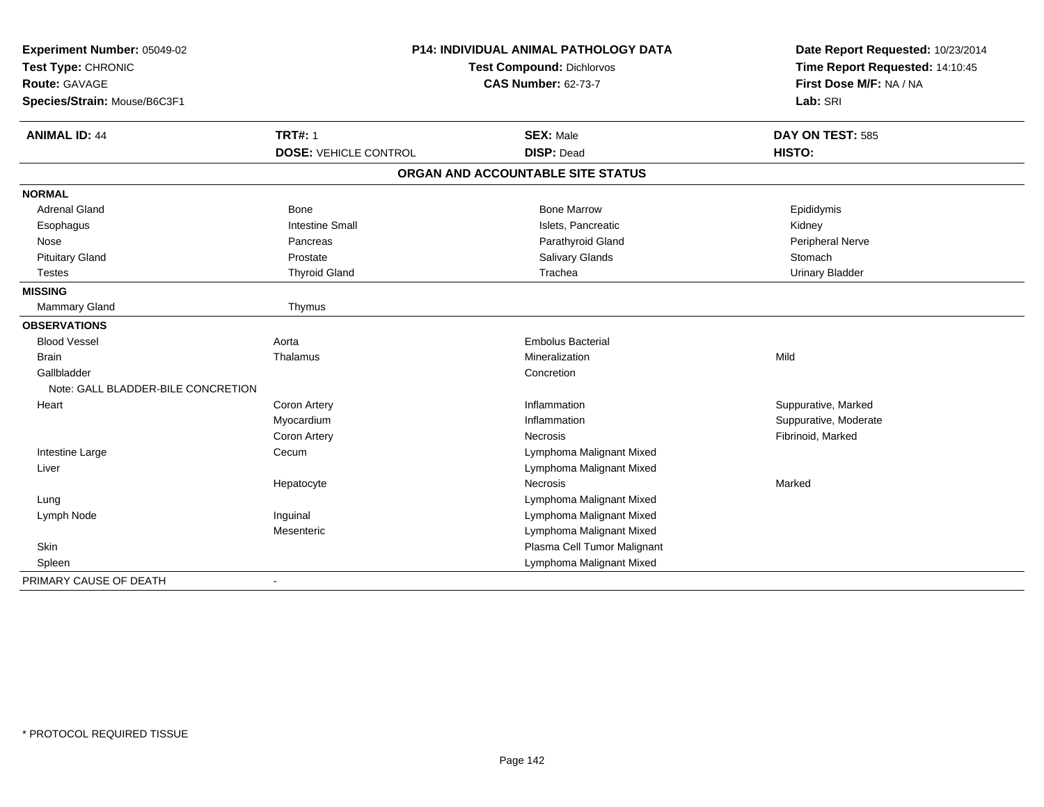**Experiment Number:** 05049-02
**Test Type:** CHRONIC
**Route:** GAVAGE
**Species/Strain:** Mouse/B6C3F1

**P14: INDIVIDUAL ANIMAL PATHOLOGY DATA**
**Test Compound:** Dichlorvos
**CAS Number:** 62-73-7

**Date Report Requested:** 10/23/2014
**Time Report Requested:** 14:10:45
**First Dose M/F:** NA / NA
**Lab:** SRI

| **ANIMAL ID:** 44 | **TRT#:** 1 | **SEX:** Male | **DAY ON TEST:** 585 |
|---|---|---|---|
| | **DOSE:** VEHICLE CONTROL | **DISP:** Dead | **HISTO:** |

## ORGAN AND ACCOUNTABLE SITE STATUS

| | | | |
|---|---|---|---|
| **NORMAL** | | | |
| Adrenal Gland | Bone | Bone Marrow | Epididymis |
| Esophagus | Intestine Small | Islets, Pancreatic | Kidney |
| Nose | Pancreas | Parathyroid Gland | Peripheral Nerve |
| Pituitary Gland | Prostate | Salivary Glands | Stomach |
| Testes | Thyroid Gland | Trachea | Urinary Bladder |
| **MISSING** | | | |
| Mammary Gland | Thymus | | |
| **OBSERVATIONS** | | | |
| Blood Vessel | Aorta | Embolus Bacterial | |
| Brain | Thalamus | Mineralization | Mild |
| Gallbladder | | Concretion | |
| Note: GALL BLADDER-BILE CONCRETION | | | |
| Heart | Coron Artery | Inflammation | Suppurative, Marked |
| | Myocardium | Inflammation | Suppurative, Moderate |
| | Coron Artery | Necrosis | Fibrinoid, Marked |
| Intestine Large | Cecum | Lymphoma Malignant Mixed | |
| Liver | | Lymphoma Malignant Mixed | |
| | Hepatocyte | Necrosis | Marked |
| Lung | | Lymphoma Malignant Mixed | |
| Lymph Node | Inguinal | Lymphoma Malignant Mixed | |
| | Mesenteric | Lymphoma Malignant Mixed | |
| Skin | | Plasma Cell Tumor Malignant | |
| Spleen | | Lymphoma Malignant Mixed | |
| PRIMARY CAUSE OF DEATH | - | | |

* PROTOCOL REQUIRED TISSUE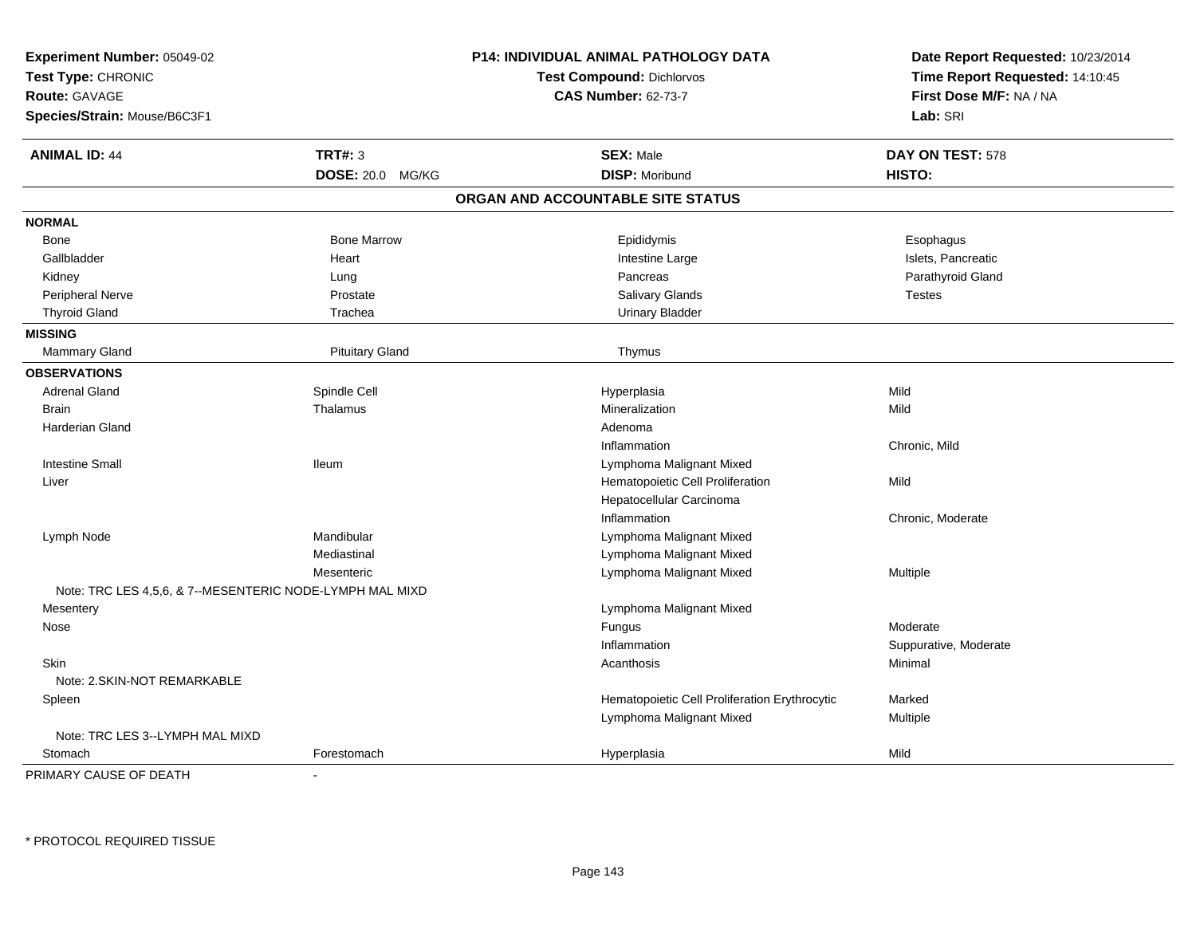**Experiment Number:** 05049-02
**Test Type:** CHRONIC
**Route:** GAVAGE
**Species/Strain:** Mouse/B6C3F1

**P14: INDIVIDUAL ANIMAL PATHOLOGY DATA**
**Test Compound:** Dichlorvos
**CAS Number:** 62-73-7

**Date Report Requested:** 10/23/2014
**Time Report Requested:** 14:10:45
**First Dose M/F:** NA / NA
**Lab:** SRI

| **ANIMAL ID:** 44 | **TRT#:** 3 | **SEX:** Male | **DAY ON TEST:** 578 |
|---|---|---|---|
| | **DOSE:** 20.0 MG/KG | **DISP:** Moribund | **HISTO:** |

## ORGAN AND ACCOUNTABLE SITE STATUS

| | | | |
|---|---|---|---|
| **NORMAL** | | | |
| Bone | Bone Marrow | Epididymis | Esophagus |
| Gallbladder | Heart | Intestine Large | Islets, Pancreatic |
| Kidney | Lung | Pancreas | Parathyroid Gland |
| Peripheral Nerve | Prostate | Salivary Glands | Testes |
| Thyroid Gland | Trachea | Urinary Bladder | |
| **MISSING** | | | |
| Mammary Gland | Pituitary Gland | Thymus | |
| **OBSERVATIONS** | | | |
| Adrenal Gland | Spindle Cell | Hyperplasia | Mild |
| Brain | Thalamus | Mineralization | Mild |
| Harderian Gland | | Adenoma | |
| | | Inflammation | Chronic, Mild |
| Intestine Small | Ileum | Lymphoma Malignant Mixed | |
| Liver | | Hematopoietic Cell Proliferation | Mild |
| | | Hepatocellular Carcinoma | |
| | | Inflammation | Chronic, Moderate |
| Lymph Node | Mandibular | Lymphoma Malignant Mixed | |
| | Mediastinal | Lymphoma Malignant Mixed | |
| | Mesenteric | Lymphoma Malignant Mixed | Multiple |
| Note: TRC LES 4,5,6, & 7--MESENTERIC NODE-LYMPH MAL MIXD | | | |
| Mesentery | | Lymphoma Malignant Mixed | |
| Nose | | Fungus | Moderate |
| | | Inflammation | Suppurative, Moderate |
| Skin | | Acanthosis | Minimal |
| Note: 2.SKIN-NOT REMARKABLE | | | |
| Spleen | | Hematopoietic Cell Proliferation Erythrocytic | Marked |
| | | Lymphoma Malignant Mixed | Multiple |
| Note: TRC LES 3--LYMPH MAL MIXD | | | |
| Stomach | Forestomach | Hyperplasia | Mild |

PRIMARY CAUSE OF DEATH -

\* PROTOCOL REQUIRED TISSUE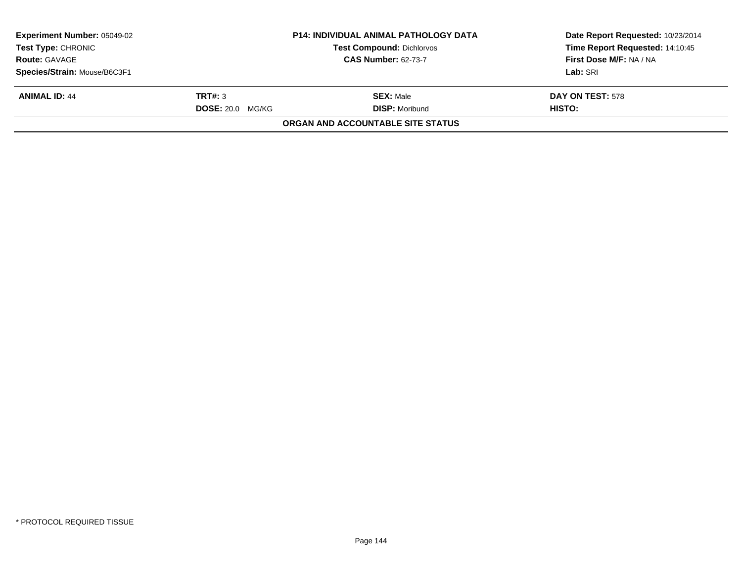| **Experiment Number:** 05049-02 | **P14: INDIVIDUAL ANIMAL PATHOLOGY DATA** | **Date Report Requested:** 10/23/2014 |
|---|---|---|
| **Test Type:** CHRONIC | **Test Compound:** Dichlorvos | **Time Report Requested:** 14:10:45 |
| **Route:** GAVAGE | **CAS Number:** 62-73-7 | **First Dose M/F:** NA / NA |
| **Species/Strain:** Mouse/B6C3F1 | | **Lab:** SRI |

| **ANIMAL ID:** 44 | **TRT#:** 3 | **SEX:** Male | **DAY ON TEST:** 578 |
|---|---|---|---|
| | **DOSE:** 20.0 MG/KG | **DISP:** Moribund | **HISTO:** |

**ORGAN AND ACCOUNTABLE SITE STATUS**

* PROTOCOL REQUIRED TISSUE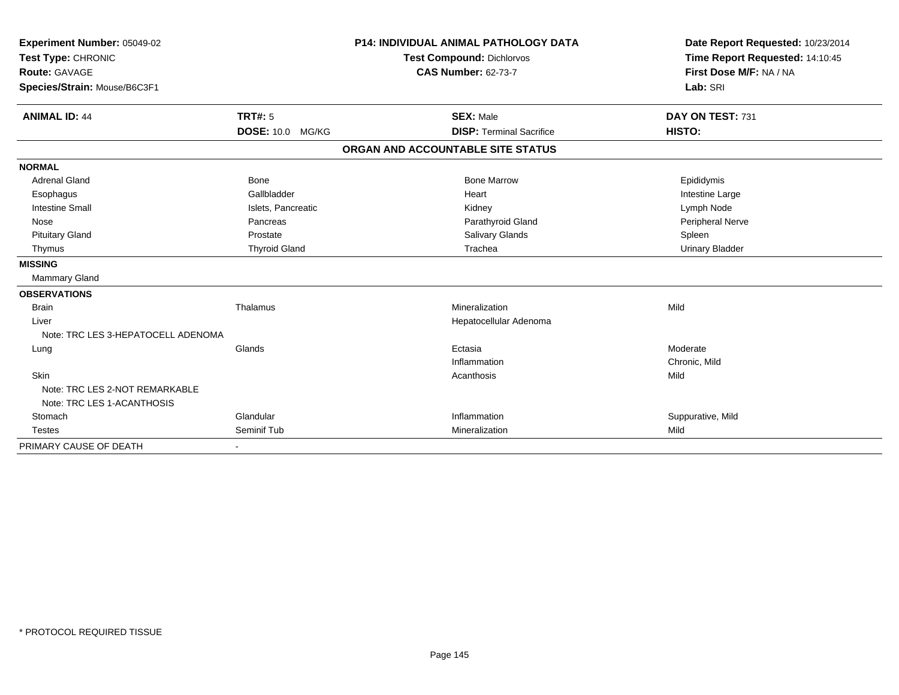**Experiment Number:** 05049-02
**Test Type:** CHRONIC
**Route:** GAVAGE
**Species/Strain:** Mouse/B6C3F1

**P14: INDIVIDUAL ANIMAL PATHOLOGY DATA**
**Test Compound:** Dichlorvos
**CAS Number:** 62-73-7

**Date Report Requested:** 10/23/2014
**Time Report Requested:** 14:10:45
**First Dose M/F:** NA / NA
**Lab:** SRI

| **ANIMAL ID:** 44 | **TRT#:** 5 | **SEX:** Male | **DAY ON TEST:** 731 |
|---|---|---|---|
| | **DOSE:** 10.0 MG/KG | **DISP:** Terminal Sacrifice | **HISTO:** |

**ORGAN AND ACCOUNTABLE SITE STATUS**

| | | | |
|---|---|---|---|
| **NORMAL** | | | |
| Adrenal Gland | Bone | Bone Marrow | Epididymis |
| Esophagus | Gallbladder | Heart | Intestine Large |
| Intestine Small | Islets, Pancreatic | Kidney | Lymph Node |
| Nose | Pancreas | Parathyroid Gland | Peripheral Nerve |
| Pituitary Gland | Prostate | Salivary Glands | Spleen |
| Thymus | Thyroid Gland | Trachea | Urinary Bladder |
| **MISSING** | | | |
| Mammary Gland | | | |
| **OBSERVATIONS** | | | |
| Brain | Thalamus | Mineralization | Mild |
| Liver | | Hepatocellular Adenoma | |
| Note: TRC LES 3-HEPATOCELL ADENOMA | | | |
| Lung | Glands | Ectasia | Moderate |
| | | Inflammation | Chronic, Mild |
| Skin | | Acanthosis | Mild |
| Note: TRC LES 2-NOT REMARKABLE | | | |
| Note: TRC LES 1-ACANTHOSIS | | | |
| Stomach | Glandular | Inflammation | Suppurative, Mild |
| Testes | Seminif Tub | Mineralization | Mild |
| PRIMARY CAUSE OF DEATH | - | | |

* PROTOCOL REQUIRED TISSUE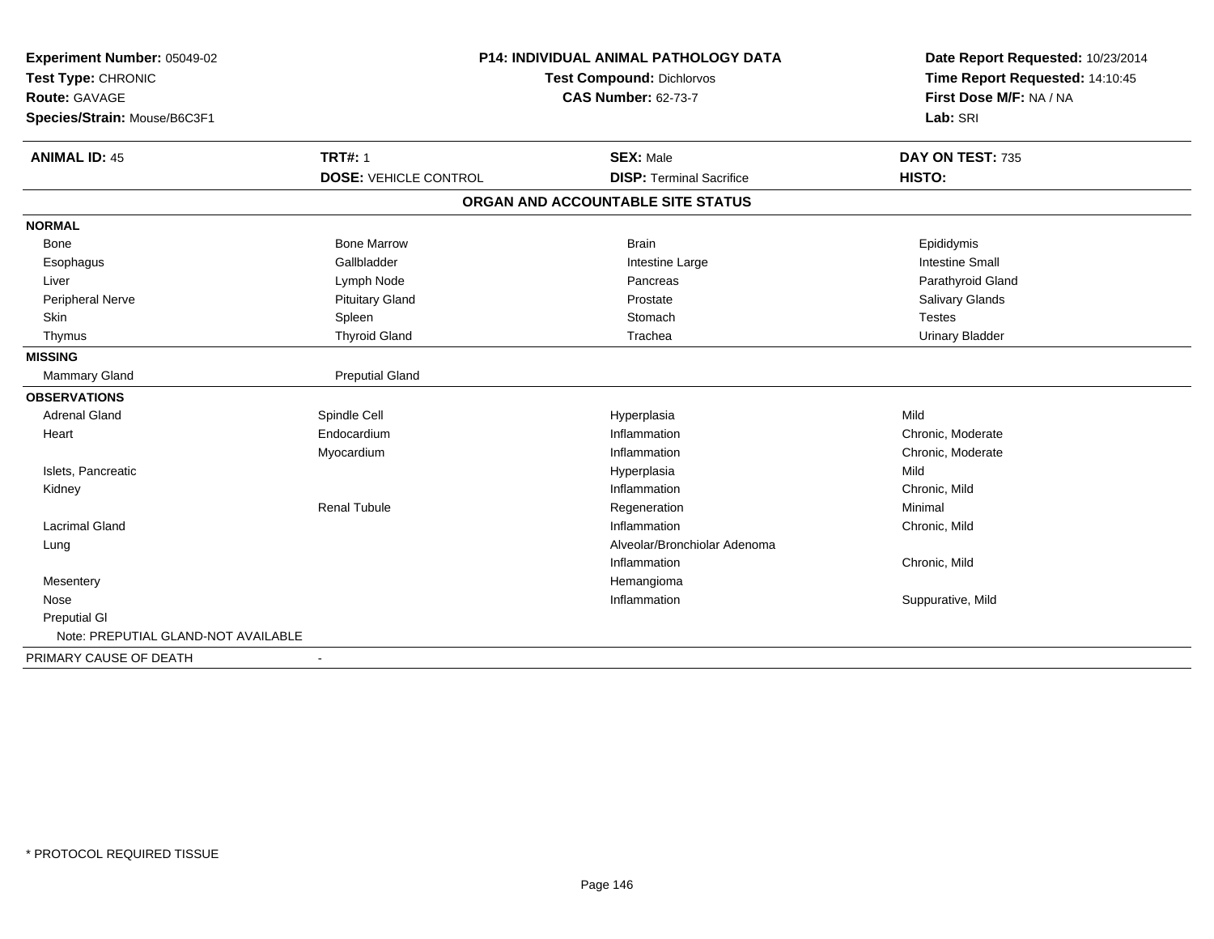**Experiment Number:** 05049-02
**Test Type:** CHRONIC
**Route:** GAVAGE
**Species/Strain:** Mouse/B6C3F1

## P14: INDIVIDUAL ANIMAL PATHOLOGY DATA

**Test Compound:** Dichlorvos
**CAS Number:** 62-73-7

**Date Report Requested:** 10/23/2014
**Time Report Requested:** 14:10:45
**First Dose M/F:** NA / NA
**Lab:** SRI

| **ANIMAL ID:** 45 | **TRT#:** 1 | **SEX:** Male | **DAY ON TEST:** 735 |
|---|---|---|---|
| | **DOSE:** VEHICLE CONTROL | **DISP:** Terminal Sacrifice | **HISTO:** |

### ORGAN AND ACCOUNTABLE SITE STATUS

| | | | |
|---|---|---|---|
| **NORMAL** | | | |
| Bone | Bone Marrow | Brain | Epididymis |
| Esophagus | Gallbladder | Intestine Large | Intestine Small |
| Liver | Lymph Node | Pancreas | Parathyroid Gland |
| Peripheral Nerve | Pituitary Gland | Prostate | Salivary Glands |
| Skin | Spleen | Stomach | Testes |
| Thymus | Thyroid Gland | Trachea | Urinary Bladder |
| **MISSING** | | | |
| Mammary Gland | Preputial Gland | | |
| **OBSERVATIONS** | | | |
| Adrenal Gland | Spindle Cell | Hyperplasia | Mild |
| Heart | Endocardium | Inflammation | Chronic, Moderate |
| | Myocardium | Inflammation | Chronic, Moderate |
| Islets, Pancreatic | | Hyperplasia | Mild |
| Kidney | | Inflammation | Chronic, Mild |
| | Renal Tubule | Regeneration | Minimal |
| Lacrimal Gland | | Inflammation | Chronic, Mild |
| Lung | | Alveolar/Bronchiolar Adenoma | |
| | | Inflammation | Chronic, Mild |
| Mesentery | | Hemangioma | |
| Nose | | Inflammation | Suppurative, Mild |
| Preputial Gl | | | |
| Note: PREPUTIAL GLAND-NOT AVAILABLE | | | |
| PRIMARY CAUSE OF DEATH | - | | |

* PROTOCOL REQUIRED TISSUE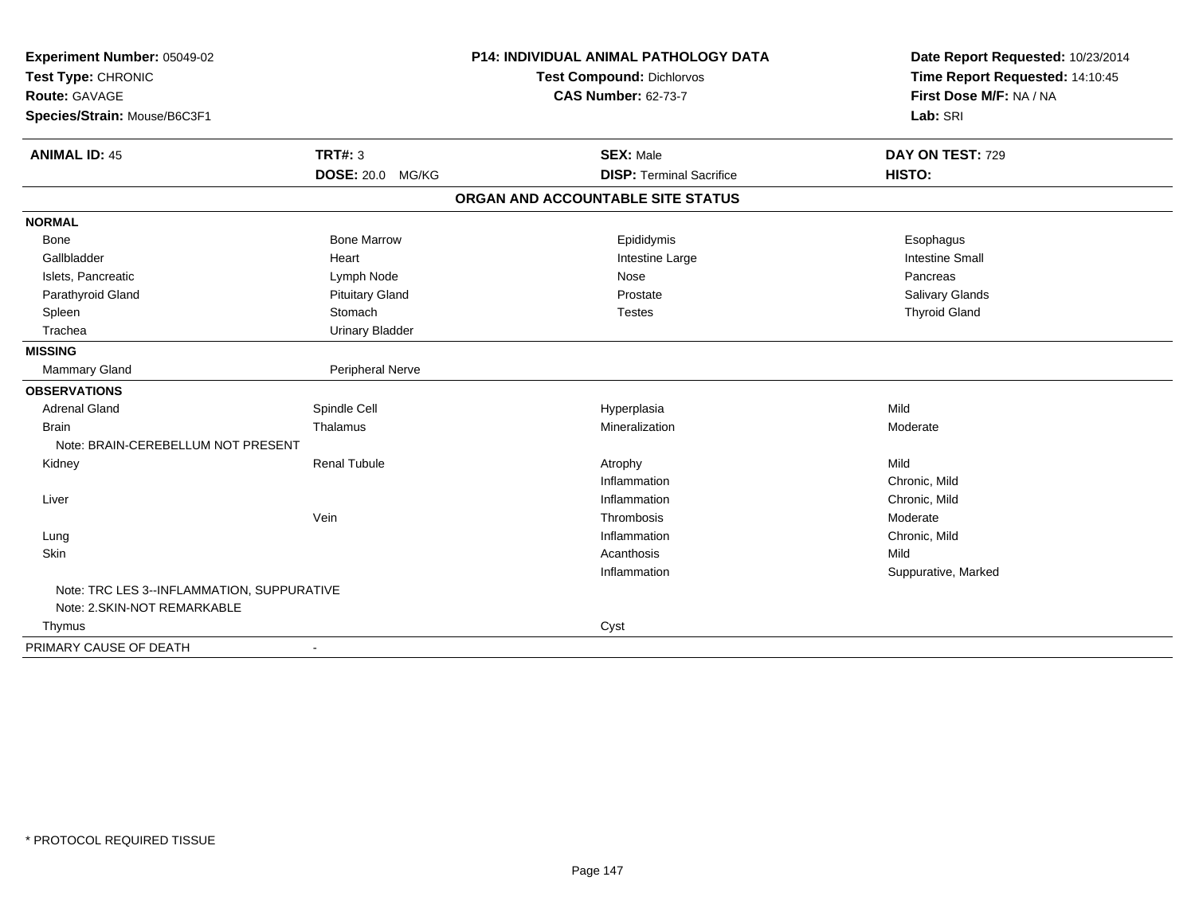**Experiment Number:** 05049-02
**Test Type:** CHRONIC
**Route:** GAVAGE
**Species/Strain:** Mouse/B6C3F1

**P14: INDIVIDUAL ANIMAL PATHOLOGY DATA**
**Test Compound:** Dichlorvos
**CAS Number:** 62-73-7

**Date Report Requested:** 10/23/2014
**Time Report Requested:** 14:10:45
**First Dose M/F:** NA / NA
**Lab:** SRI

| **ANIMAL ID:** 45 | **TRT#:** 3 | **SEX:** Male | **DAY ON TEST:** 729 |
|---|---|---|---|
| | **DOSE:** 20.0 MG/KG | **DISP:** Terminal Sacrifice | **HISTO:** |

**ORGAN AND ACCOUNTABLE SITE STATUS**

| | | | |
|---|---|---|---|
| **NORMAL** | | | |
| Bone | Bone Marrow | Epididymis | Esophagus |
| Gallbladder | Heart | Intestine Large | Intestine Small |
| Islets, Pancreatic | Lymph Node | Nose | Pancreas |
| Parathyroid Gland | Pituitary Gland | Prostate | Salivary Glands |
| Spleen | Stomach | Testes | Thyroid Gland |
| Trachea | Urinary Bladder | | |
| **MISSING** | | | |
| Mammary Gland | Peripheral Nerve | | |
| **OBSERVATIONS** | | | |
| Adrenal Gland | Spindle Cell | Hyperplasia | Mild |
| Brain | Thalamus | Mineralization | Moderate |
| Note: BRAIN-CEREBELLUM NOT PRESENT | | | |
| Kidney | Renal Tubule | Atrophy | Mild |
| | | Inflammation | Chronic, Mild |
| Liver | | Inflammation | Chronic, Mild |
| | Vein | Thrombosis | Moderate |
| Lung | | Inflammation | Chronic, Mild |
| Skin | | Acanthosis | Mild |
| | | Inflammation | Suppurative, Marked |
| Note: TRC LES 3--INFLAMMATION, SUPPURATIVE | | | |
| Note: 2.SKIN-NOT REMARKABLE | | | |
| Thymus | | Cyst | |
| PRIMARY CAUSE OF DEATH | - | | |

* PROTOCOL REQUIRED TISSUE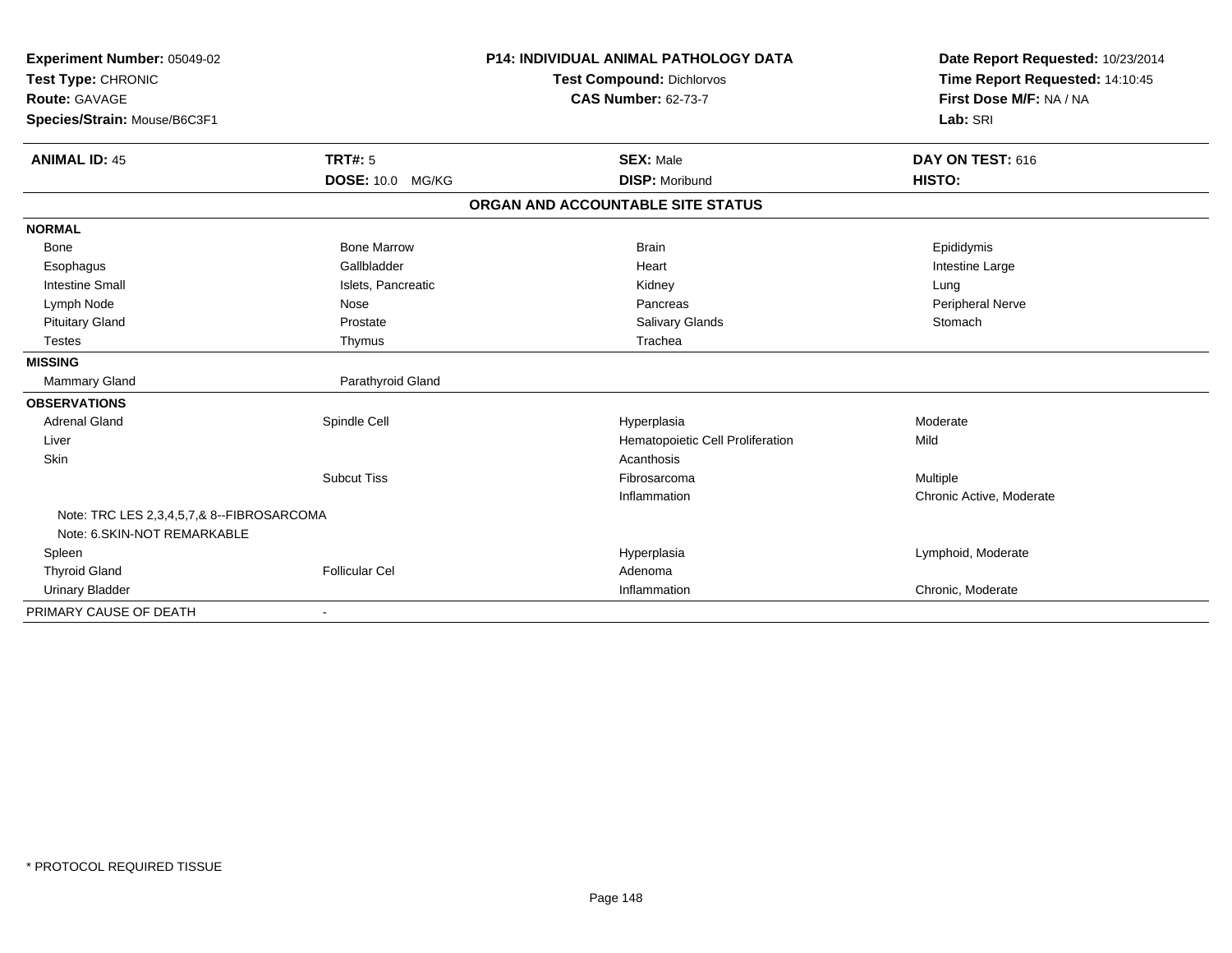**Experiment Number:** 05049-02
**Test Type:** CHRONIC
**Route:** GAVAGE
**Species/Strain:** Mouse/B6C3F1

**P14: INDIVIDUAL ANIMAL PATHOLOGY DATA**
**Test Compound:** Dichlorvos
**CAS Number:** 62-73-7

**Date Report Requested:** 10/23/2014
**Time Report Requested:** 14:10:45
**First Dose M/F:** NA / NA
**Lab:** SRI

| **ANIMAL ID:** 45 | **TRT#:** 5 | **SEX:** Male | **DAY ON TEST:** 616 |
|---|---|---|---|
| | **DOSE:** 10.0 MG/KG | **DISP:** Moribund | **HISTO:** |

**ORGAN AND ACCOUNTABLE SITE STATUS**

| | | | |
|---|---|---|---|
| **NORMAL** | | | |
| Bone | Bone Marrow | Brain | Epididymis |
| Esophagus | Gallbladder | Heart | Intestine Large |
| Intestine Small | Islets, Pancreatic | Kidney | Lung |
| Lymph Node | Nose | Pancreas | Peripheral Nerve |
| Pituitary Gland | Prostate | Salivary Glands | Stomach |
| Testes | Thymus | Trachea | |
| **MISSING** | | | |
| Mammary Gland | Parathyroid Gland | | |
| **OBSERVATIONS** | | | |
| Adrenal Gland | Spindle Cell | Hyperplasia | Moderate |
| Liver | | Hematopoietic Cell Proliferation | Mild |
| Skin | | Acanthosis | |
| | Subcut Tiss | Fibrosarcoma | Multiple |
| | | Inflammation | Chronic Active, Moderate |
| Note: TRC LES 2,3,4,5,7,& 8--FIBROSARCOMA | | | |
| Note: 6.SKIN-NOT REMARKABLE | | | |
| Spleen | | Hyperplasia | Lymphoid, Moderate |
| Thyroid Gland | Follicular Cel | Adenoma | |
| Urinary Bladder | | Inflammation | Chronic, Moderate |
| PRIMARY CAUSE OF DEATH | - | | |

* PROTOCOL REQUIRED TISSUE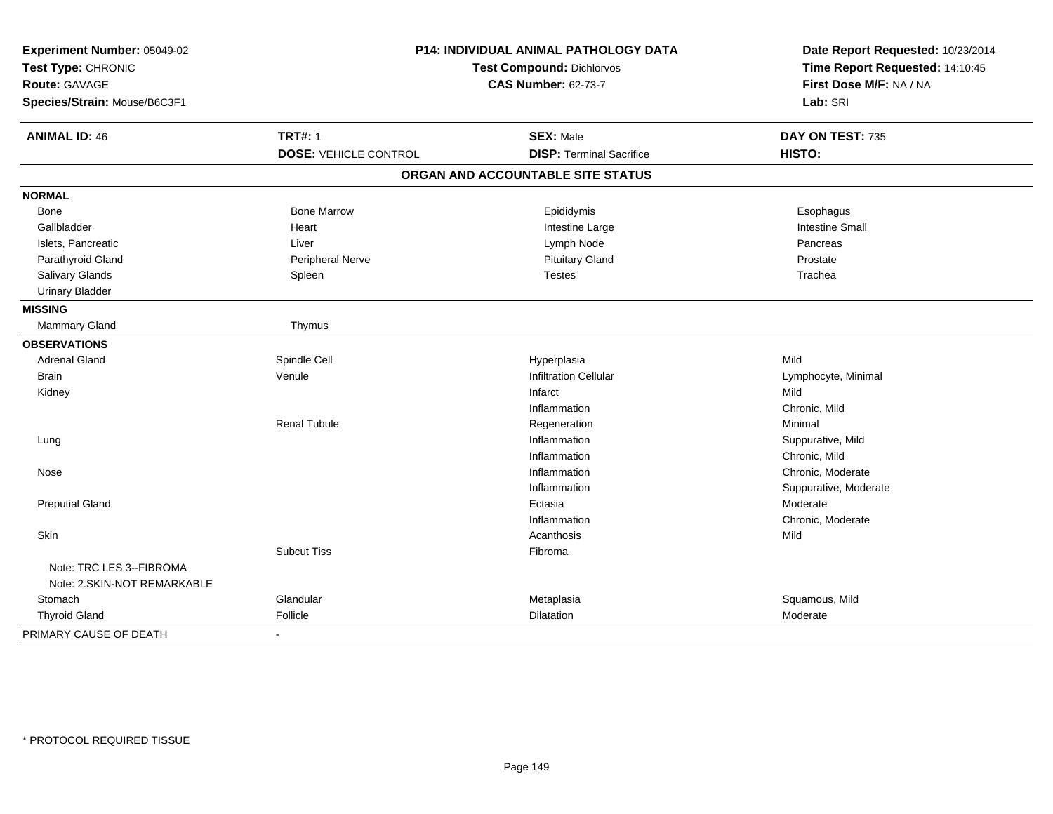**Experiment Number:** 05049-02
**Test Type:** CHRONIC
**Route:** GAVAGE
**Species/Strain:** Mouse/B6C3F1

**P14: INDIVIDUAL ANIMAL PATHOLOGY DATA**
**Test Compound:** Dichlorvos
**CAS Number:** 62-73-7

**Date Report Requested:** 10/23/2014
**Time Report Requested:** 14:10:45
**First Dose M/F:** NA / NA
**Lab:** SRI

| **ANIMAL ID:** 46 | **TRT#:** 1 | **SEX:** Male | **DAY ON TEST:** 735 |
|---|---|---|---|
| | **DOSE:** VEHICLE CONTROL | **DISP:** Terminal Sacrifice | **HISTO:** |

## ORGAN AND ACCOUNTABLE SITE STATUS

| | | | |
|---|---|---|---|
| **NORMAL** | | | |
| Bone | Bone Marrow | Epididymis | Esophagus |
| Gallbladder | Heart | Intestine Large | Intestine Small |
| Islets, Pancreatic | Liver | Lymph Node | Pancreas |
| Parathyroid Gland | Peripheral Nerve | Pituitary Gland | Prostate |
| Salivary Glands | Spleen | Testes | Trachea |
| Urinary Bladder | | | |
| **MISSING** | | | |
| Mammary Gland | Thymus | | |
| **OBSERVATIONS** | | | |
| Adrenal Gland | Spindle Cell | Hyperplasia | Mild |
| Brain | Venule | Infiltration Cellular | Lymphocyte, Minimal |
| Kidney | | Infarct | Mild |
| | | Inflammation | Chronic, Mild |
| | Renal Tubule | Regeneration | Minimal |
| Lung | | Inflammation | Suppurative, Mild |
| | | Inflammation | Chronic, Mild |
| Nose | | Inflammation | Chronic, Moderate |
| | | Inflammation | Suppurative, Moderate |
| Preputial Gland | | Ectasia | Moderate |
| | | Inflammation | Chronic, Moderate |
| Skin | | Acanthosis | Mild |
| | Subcut Tiss | Fibroma | |
| Note: TRC LES 3--FIBROMA | | | |
| Note: 2.SKIN-NOT REMARKABLE | | | |
| Stomach | Glandular | Metaplasia | Squamous, Mild |
| Thyroid Gland | Follicle | Dilatation | Moderate |
| PRIMARY CAUSE OF DEATH | - | | |

* PROTOCOL REQUIRED TISSUE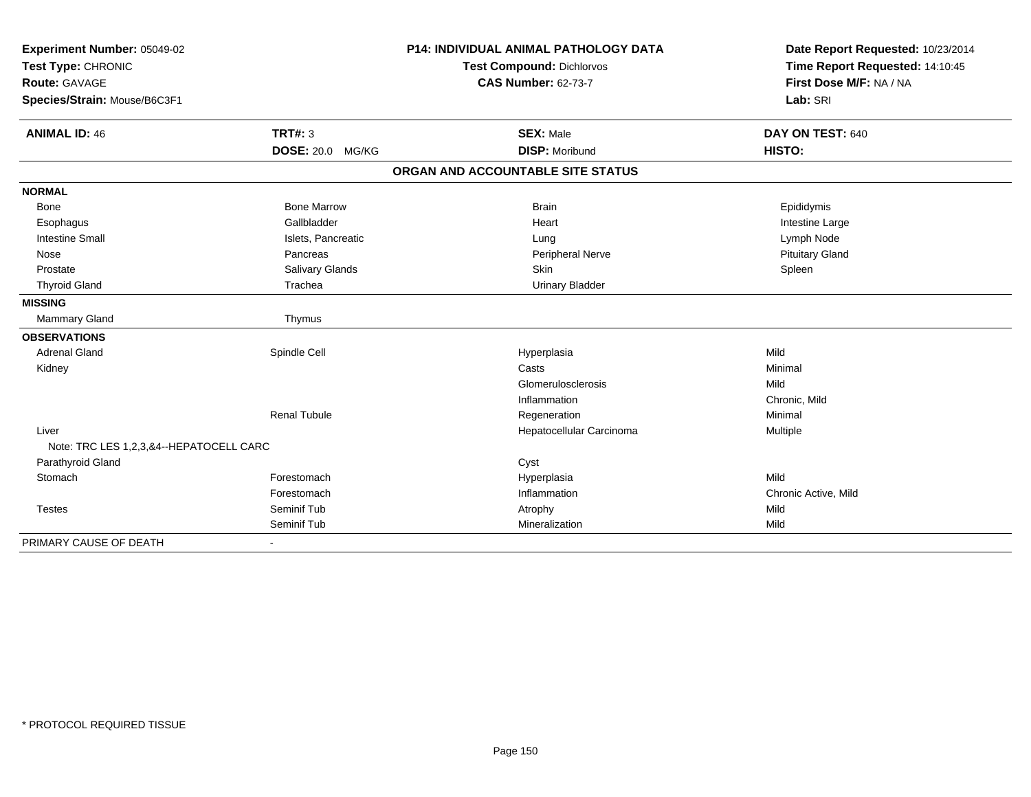**Experiment Number:** 05049-02
**Test Type:** CHRONIC
**Route:** GAVAGE
**Species/Strain:** Mouse/B6C3F1

## P14: INDIVIDUAL ANIMAL PATHOLOGY DATA

**Test Compound:** Dichlorvos
**CAS Number:** 62-73-7

**Date Report Requested:** 10/23/2014
**Time Report Requested:** 14:10:45
**First Dose M/F:** NA / NA
**Lab:** SRI

| **ANIMAL ID:** 46 | **TRT#:** 3 | **SEX:** Male | **DAY ON TEST:** 640 |
|---|---|---|---|
| | **DOSE:** 20.0 MG/KG | **DISP:** Moribund | **HISTO:** |

### ORGAN AND ACCOUNTABLE SITE STATUS

| | | | |
|---|---|---|---|
| **NORMAL** | | | |
| Bone | Bone Marrow | Brain | Epididymis |
| Esophagus | Gallbladder | Heart | Intestine Large |
| Intestine Small | Islets, Pancreatic | Lung | Lymph Node |
| Nose | Pancreas | Peripheral Nerve | Pituitary Gland |
| Prostate | Salivary Glands | Skin | Spleen |
| Thyroid Gland | Trachea | Urinary Bladder | |
| **MISSING** | | | |
| Mammary Gland | Thymus | | |
| **OBSERVATIONS** | | | |
| Adrenal Gland | Spindle Cell | Hyperplasia | Mild |
| Kidney | | Casts | Minimal |
| | | Glomerulosclerosis | Mild |
| | | Inflammation | Chronic, Mild |
| | Renal Tubule | Regeneration | Minimal |
| Liver | | Hepatocellular Carcinoma | Multiple |
| Note: TRC LES 1,2,3,&4--HEPATOCELL CARC | | | |
| Parathyroid Gland | | Cyst | |
| Stomach | Forestomach | Hyperplasia | Mild |
| | Forestomach | Inflammation | Chronic Active, Mild |
| Testes | Seminif Tub | Atrophy | Mild |
| | Seminif Tub | Mineralization | Mild |
| PRIMARY CAUSE OF DEATH | - | | |

\* PROTOCOL REQUIRED TISSUE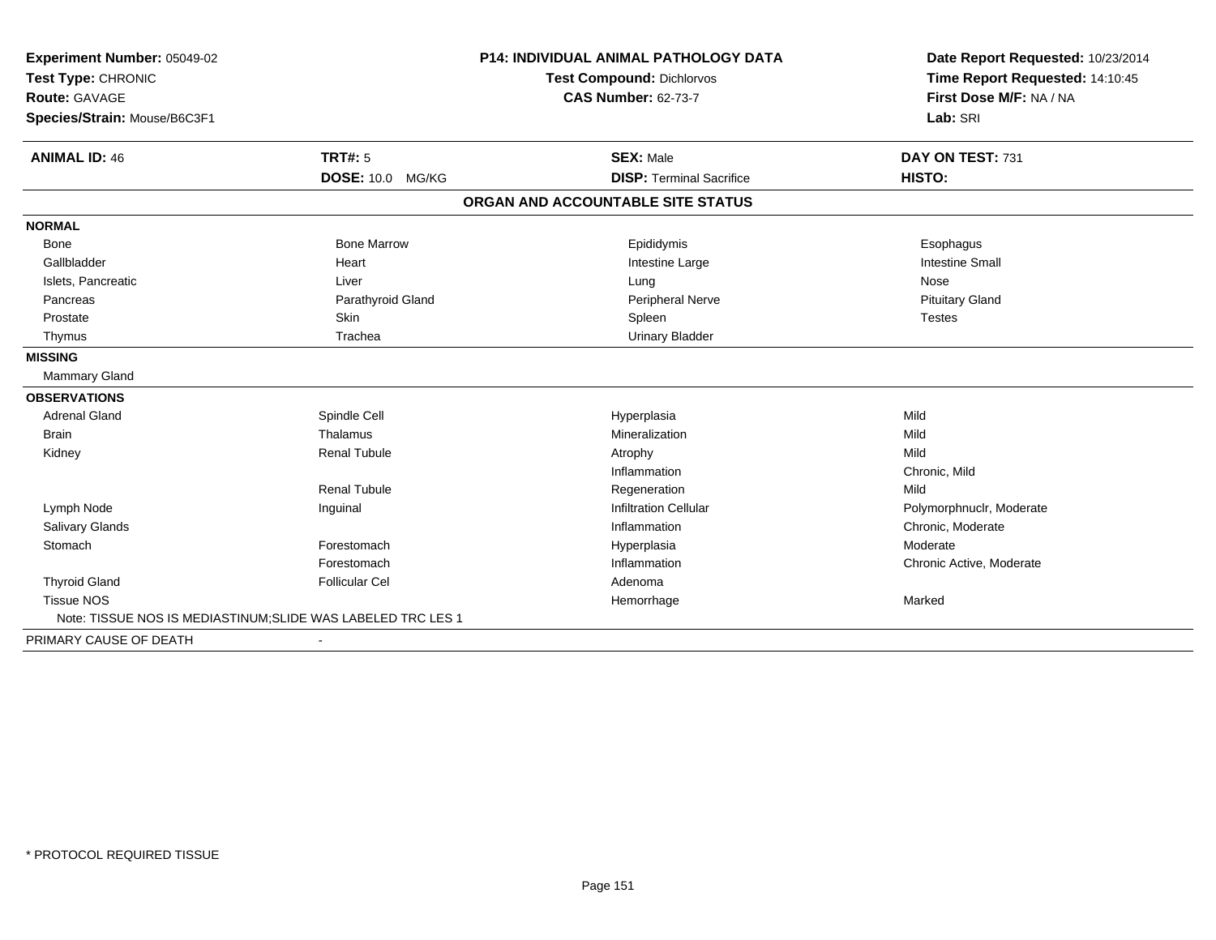**Experiment Number:** 05049-02
**Test Type:** CHRONIC
**Route:** GAVAGE
**Species/Strain:** Mouse/B6C3F1

**P14: INDIVIDUAL ANIMAL PATHOLOGY DATA**
**Test Compound:** Dichlorvos
**CAS Number:** 62-73-7

**Date Report Requested:** 10/23/2014
**Time Report Requested:** 14:10:45
**First Dose M/F:** NA / NA
**Lab:** SRI

| **ANIMAL ID:** 46 | **TRT#:** 5 | **SEX:** Male | **DAY ON TEST:** 731 |
|---|---|---|---|
| | **DOSE:** 10.0 MG/KG | **DISP:** Terminal Sacrifice | **HISTO:** |

**ORGAN AND ACCOUNTABLE SITE STATUS**

| | | | |
|---|---|---|---|
| **NORMAL** | | | |
| Bone | Bone Marrow | Epididymis | Esophagus |
| Gallbladder | Heart | Intestine Large | Intestine Small |
| Islets, Pancreatic | Liver | Lung | Nose |
| Pancreas | Parathyroid Gland | Peripheral Nerve | Pituitary Gland |
| Prostate | Skin | Spleen | Testes |
| Thymus | Trachea | Urinary Bladder | |
| **MISSING** | | | |
| Mammary Gland | | | |
| **OBSERVATIONS** | | | |
| Adrenal Gland | Spindle Cell | Hyperplasia | Mild |
| Brain | Thalamus | Mineralization | Mild |
| Kidney | Renal Tubule | Atrophy | Mild |
| | | Inflammation | Chronic, Mild |
| | Renal Tubule | Regeneration | Mild |
| Lymph Node | Inguinal | Infiltration Cellular | Polymorphnuclr, Moderate |
| Salivary Glands | | Inflammation | Chronic, Moderate |
| Stomach | Forestomach | Hyperplasia | Moderate |
| | Forestomach | Inflammation | Chronic Active, Moderate |
| Thyroid Gland | Follicular Cel | Adenoma | |
| Tissue NOS | | Hemorrhage | Marked |
| Note: TISSUE NOS IS MEDIASTINUM;SLIDE WAS LABELED TRC LES 1 | | | |
| PRIMARY CAUSE OF DEATH | - | | |

* PROTOCOL REQUIRED TISSUE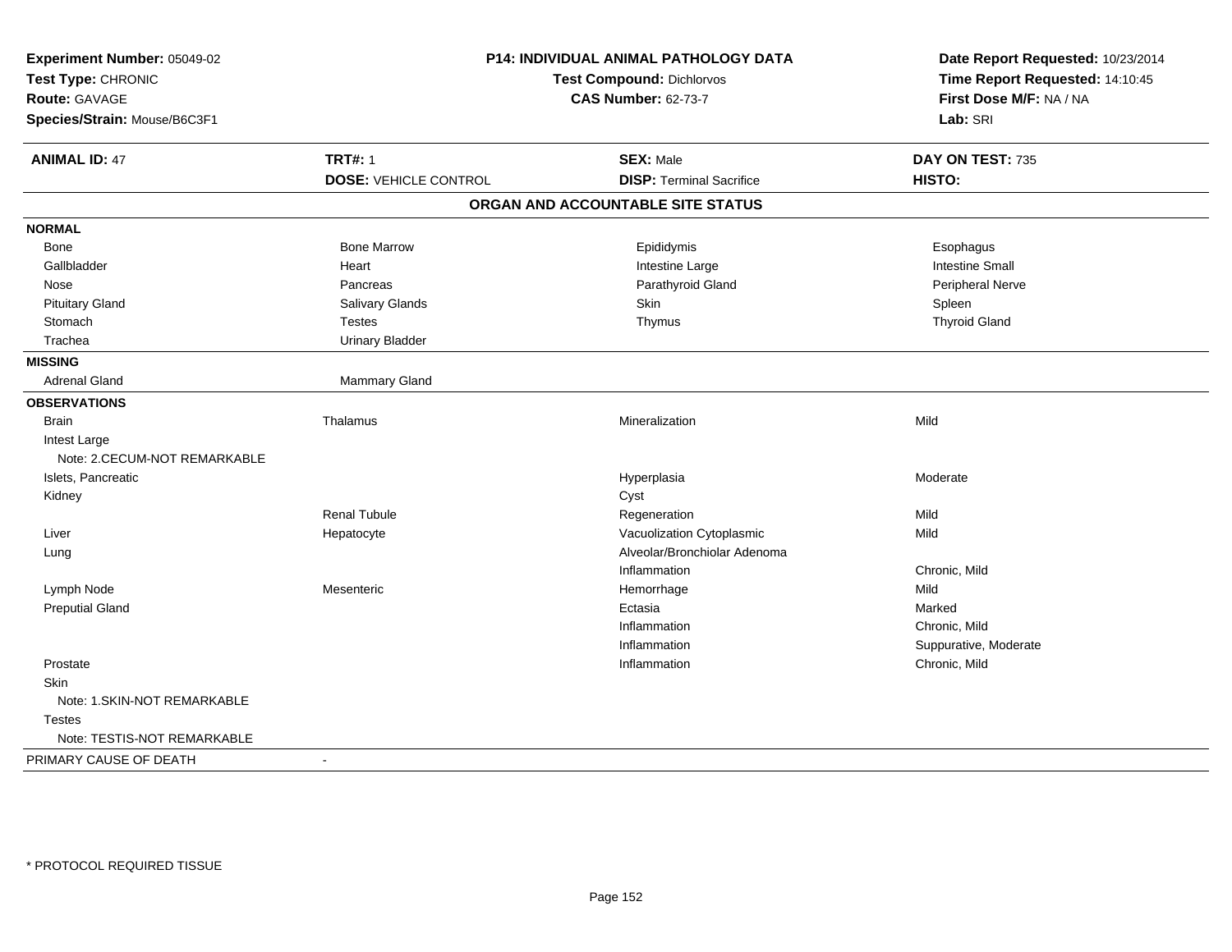**Experiment Number:** 05049-02
**Test Type:** CHRONIC
**Route:** GAVAGE
**Species/Strain:** Mouse/B6C3F1

**P14: INDIVIDUAL ANIMAL PATHOLOGY DATA**
**Test Compound:** Dichlorvos
**CAS Number:** 62-73-7

**Date Report Requested:** 10/23/2014
**Time Report Requested:** 14:10:45
**First Dose M/F:** NA / NA
**Lab:** SRI

| **ANIMAL ID:** 47 | **TRT#:** 1 | **SEX:** Male | **DAY ON TEST:** 735 |
|---|---|---|---|
| | **DOSE:** VEHICLE CONTROL | **DISP:** Terminal Sacrifice | **HISTO:** |

## ORGAN AND ACCOUNTABLE SITE STATUS

| | | | |
|---|---|---|---|
| **NORMAL** | | | |
| Bone | Bone Marrow | Epididymis | Esophagus |
| Gallbladder | Heart | Intestine Large | Intestine Small |
| Nose | Pancreas | Parathyroid Gland | Peripheral Nerve |
| Pituitary Gland | Salivary Glands | Skin | Spleen |
| Stomach | Testes | Thymus | Thyroid Gland |
| Trachea | Urinary Bladder | | |
| **MISSING** | | | |
| Adrenal Gland | Mammary Gland | | |
| **OBSERVATIONS** | | | |
| Brain | Thalamus | Mineralization | Mild |
| Intest Large | | | |
| Note: 2.CECUM-NOT REMARKABLE | | | |
| Islets, Pancreatic | | Hyperplasia | Moderate |
| Kidney | | Cyst | |
| | Renal Tubule | Regeneration | Mild |
| Liver | Hepatocyte | Vacuolization Cytoplasmic | Mild |
| Lung | | Alveolar/Bronchiolar Adenoma | |
| | | Inflammation | Chronic, Mild |
| Lymph Node | Mesenteric | Hemorrhage | Mild |
| Preputial Gland | | Ectasia | Marked |
| | | Inflammation | Chronic, Mild |
| | | Inflammation | Suppurative, Moderate |
| Prostate | | Inflammation | Chronic, Mild |
| Skin | | | |
| Note: 1.SKIN-NOT REMARKABLE | | | |
| Testes | | | |
| Note: TESTIS-NOT REMARKABLE | | | |
| PRIMARY CAUSE OF DEATH | - | | |

* PROTOCOL REQUIRED TISSUE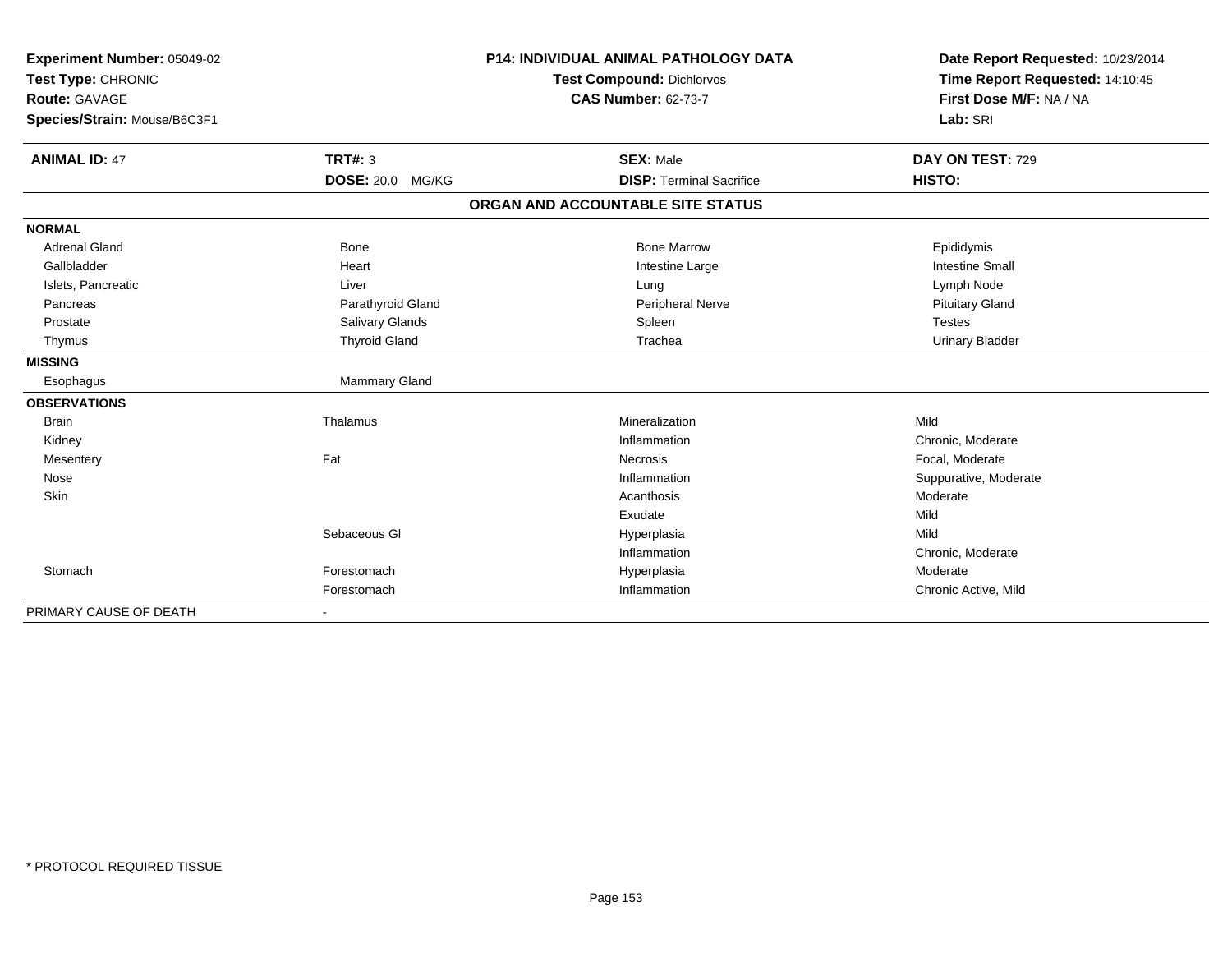**Experiment Number:** 05049-02
**Test Type:** CHRONIC
**Route:** GAVAGE
**Species/Strain:** Mouse/B6C3F1

**P14: INDIVIDUAL ANIMAL PATHOLOGY DATA**
**Test Compound:** Dichlorvos
**CAS Number:** 62-73-7

**Date Report Requested:** 10/23/2014
**Time Report Requested:** 14:10:45
**First Dose M/F:** NA / NA
**Lab:** SRI

| **ANIMAL ID:** 47 | **TRT#:** 3 | **SEX:** Male | **DAY ON TEST:** 729 |
|---|---|---|---|
| | **DOSE:** 20.0 MG/KG | **DISP:** Terminal Sacrifice | **HISTO:** |

**ORGAN AND ACCOUNTABLE SITE STATUS**

| | | | |
|---|---|---|---|
| **NORMAL** | | | |
| Adrenal Gland | Bone | Bone Marrow | Epididymis |
| Gallbladder | Heart | Intestine Large | Intestine Small |
| Islets, Pancreatic | Liver | Lung | Lymph Node |
| Pancreas | Parathyroid Gland | Peripheral Nerve | Pituitary Gland |
| Prostate | Salivary Glands | Spleen | Testes |
| Thymus | Thyroid Gland | Trachea | Urinary Bladder |
| **MISSING** | | | |
| Esophagus | Mammary Gland | | |
| **OBSERVATIONS** | | | |
| Brain | Thalamus | Mineralization | Mild |
| Kidney | | Inflammation | Chronic, Moderate |
| Mesentery | Fat | Necrosis | Focal, Moderate |
| Nose | | Inflammation | Suppurative, Moderate |
| Skin | | Acanthosis | Moderate |
| | | Exudate | Mild |
| | Sebaceous Gl | Hyperplasia | Mild |
| | | Inflammation | Chronic, Moderate |
| Stomach | Forestomach | Hyperplasia | Moderate |
| | Forestomach | Inflammation | Chronic Active, Mild |
| PRIMARY CAUSE OF DEATH | - | | |

\* PROTOCOL REQUIRED TISSUE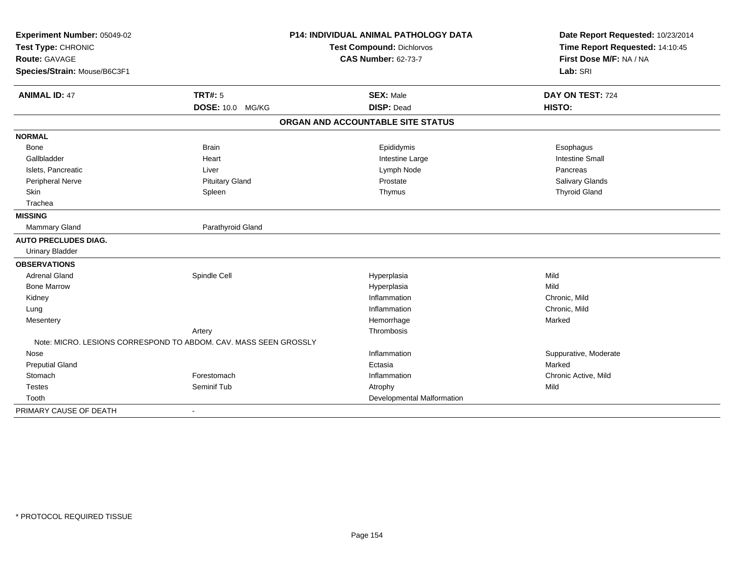**Experiment Number:** 05049-02
**Test Type:** CHRONIC
**Route:** GAVAGE
**Species/Strain:** Mouse/B6C3F1

**P14: INDIVIDUAL ANIMAL PATHOLOGY DATA**
**Test Compound:** Dichlorvos
**CAS Number:** 62-73-7

**Date Report Requested:** 10/23/2014
**Time Report Requested:** 14:10:45
**First Dose M/F:** NA / NA
**Lab:** SRI

| **ANIMAL ID:** 47 | **TRT#:** 5 | **SEX:** Male | **DAY ON TEST:** 724 |
|---|---|---|---|
| | **DOSE:** 10.0 MG/KG | **DISP:** Dead | **HISTO:** |

## ORGAN AND ACCOUNTABLE SITE STATUS

| | | | |
|---|---|---|---|
| **NORMAL** | | | |
| Bone | Brain | Epididymis | Esophagus |
| Gallbladder | Heart | Intestine Large | Intestine Small |
| Islets, Pancreatic | Liver | Lymph Node | Pancreas |
| Peripheral Nerve | Pituitary Gland | Prostate | Salivary Glands |
| Skin | Spleen | Thymus | Thyroid Gland |
| Trachea | | | |
| **MISSING** | | | |
| Mammary Gland | Parathyroid Gland | | |
| **AUTO PRECLUDES DIAG.** | | | |
| Urinary Bladder | | | |
| **OBSERVATIONS** | | | |
| Adrenal Gland | Spindle Cell | Hyperplasia | Mild |
| Bone Marrow | | Hyperplasia | Mild |
| Kidney | | Inflammation | Chronic, Mild |
| Lung | | Inflammation | Chronic, Mild |
| Mesentery | | Hemorrhage | Marked |
| | Artery | Thrombosis | |
| Note: MICRO. LESIONS CORRESPOND TO ABDOM. CAV. MASS SEEN GROSSLY | | | |
| Nose | | Inflammation | Suppurative, Moderate |
| Preputial Gland | | Ectasia | Marked |
| Stomach | Forestomach | Inflammation | Chronic Active, Mild |
| Testes | Seminif Tub | Atrophy | Mild |
| Tooth | | Developmental Malformation | |
| PRIMARY CAUSE OF DEATH | - | | |

\* PROTOCOL REQUIRED TISSUE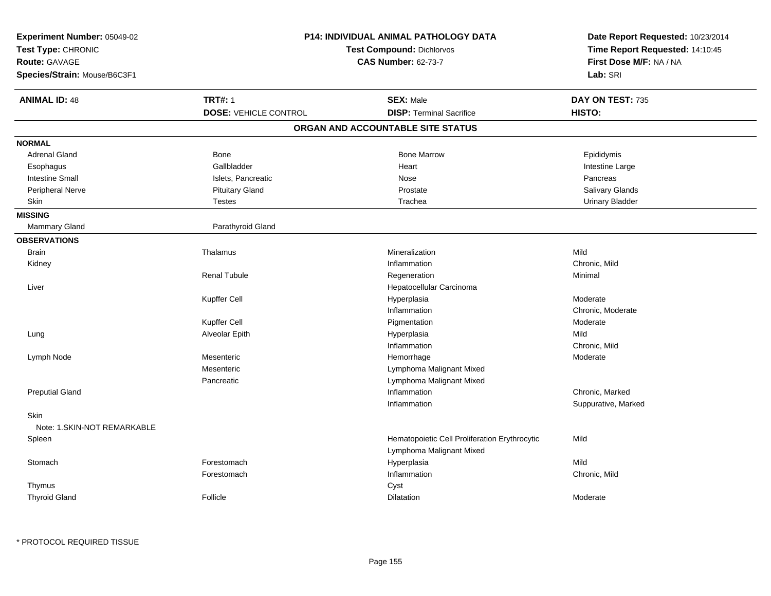**Experiment Number:** 05049-02
**Test Type:** CHRONIC
**Route:** GAVAGE
**Species/Strain:** Mouse/B6C3F1

**P14: INDIVIDUAL ANIMAL PATHOLOGY DATA**
**Test Compound:** Dichlorvos
**CAS Number:** 62-73-7

**Date Report Requested:** 10/23/2014
**Time Report Requested:** 14:10:45
**First Dose M/F:** NA / NA
**Lab:** SRI

| **ANIMAL ID:** 48 | **TRT#:** 1 | **SEX:** Male | **DAY ON TEST:** 735 |
|---|---|---|---|
| | **DOSE:** VEHICLE CONTROL | **DISP:** Terminal Sacrifice | **HISTO:** |

## ORGAN AND ACCOUNTABLE SITE STATUS

**NORMAL**

| | | | |
|---|---|---|---|
| Adrenal Gland | Bone | Bone Marrow | Epididymis |
| Esophagus | Gallbladder | Heart | Intestine Large |
| Intestine Small | Islets, Pancreatic | Nose | Pancreas |
| Peripheral Nerve | Pituitary Gland | Prostate | Salivary Glands |
| Skin | Testes | Trachea | Urinary Bladder |

**MISSING**

| | |
|---|---|
| Mammary Gland | Parathyroid Gland |

**OBSERVATIONS**

| Organ | Site | Observation | Severity |
|---|---|---|---|
| Brain | Thalamus | Mineralization | Mild |
| Kidney | | Inflammation | Chronic, Mild |
| | Renal Tubule | Regeneration | Minimal |
| Liver | | Hepatocellular Carcinoma | |
| | Kupffer Cell | Hyperplasia | Moderate |
| | | Inflammation | Chronic, Moderate |
| | Kupffer Cell | Pigmentation | Moderate |
| Lung | Alveolar Epith | Hyperplasia | Mild |
| | | Inflammation | Chronic, Mild |
| Lymph Node | Mesenteric | Hemorrhage | Moderate |
| | Mesenteric | Lymphoma Malignant Mixed | |
| | Pancreatic | Lymphoma Malignant Mixed | |
| Preputial Gland | | Inflammation | Chronic, Marked |
| | | Inflammation | Suppurative, Marked |
| Skin | | | |
| Note: 1.SKIN-NOT REMARKABLE | | | |
| Spleen | | Hematopoietic Cell Proliferation Erythrocytic | Mild |
| | | Lymphoma Malignant Mixed | |
| Stomach | Forestomach | Hyperplasia | Mild |
| | Forestomach | Inflammation | Chronic, Mild |
| Thymus | | Cyst | |
| Thyroid Gland | Follicle | Dilatation | Moderate |

* PROTOCOL REQUIRED TISSUE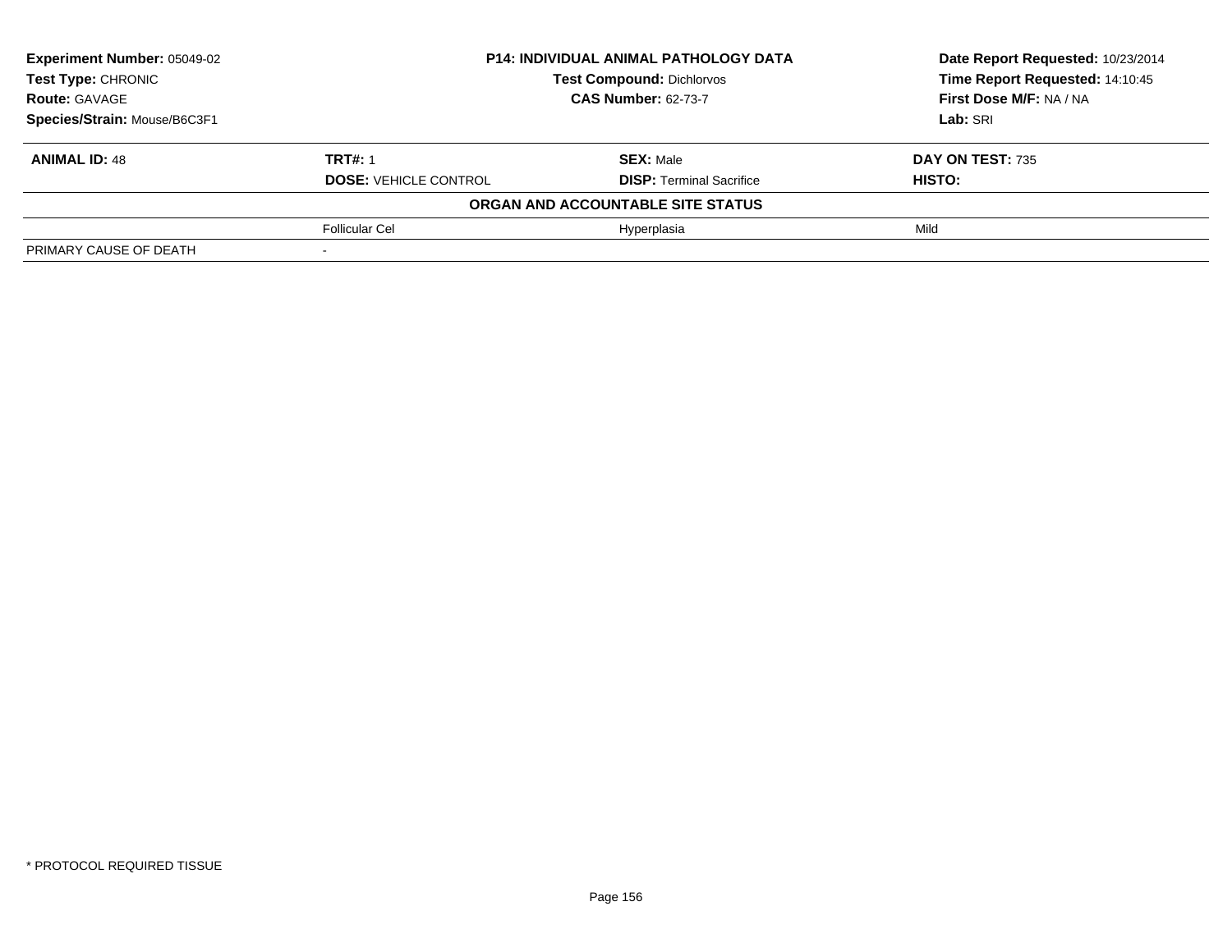| **Experiment Number:** 05049-02 | **P14: INDIVIDUAL ANIMAL PATHOLOGY DATA** | | **Date Report Requested:** 10/23/2014 |
|---|---|---|---|
| **Test Type:** CHRONIC | **Test Compound:** Dichlorvos | | **Time Report Requested:** 14:10:45 |
| **Route:** GAVAGE | **CAS Number:** 62-73-7 | | **First Dose M/F:** NA / NA |
| **Species/Strain:** Mouse/B6C3F1 | | | **Lab:** SRI |

| **ANIMAL ID:** 48 | **TRT#:** 1 | **SEX:** Male | **DAY ON TEST:** 735 |
|---|---|---|---|
| | **DOSE:** VEHICLE CONTROL | **DISP:** Terminal Sacrifice | **HISTO:** |
| | **ORGAN AND ACCOUNTABLE SITE STATUS** | | |
| | Follicular Cel | Hyperplasia | Mild |
| PRIMARY CAUSE OF DEATH | - | | |

* PROTOCOL REQUIRED TISSUE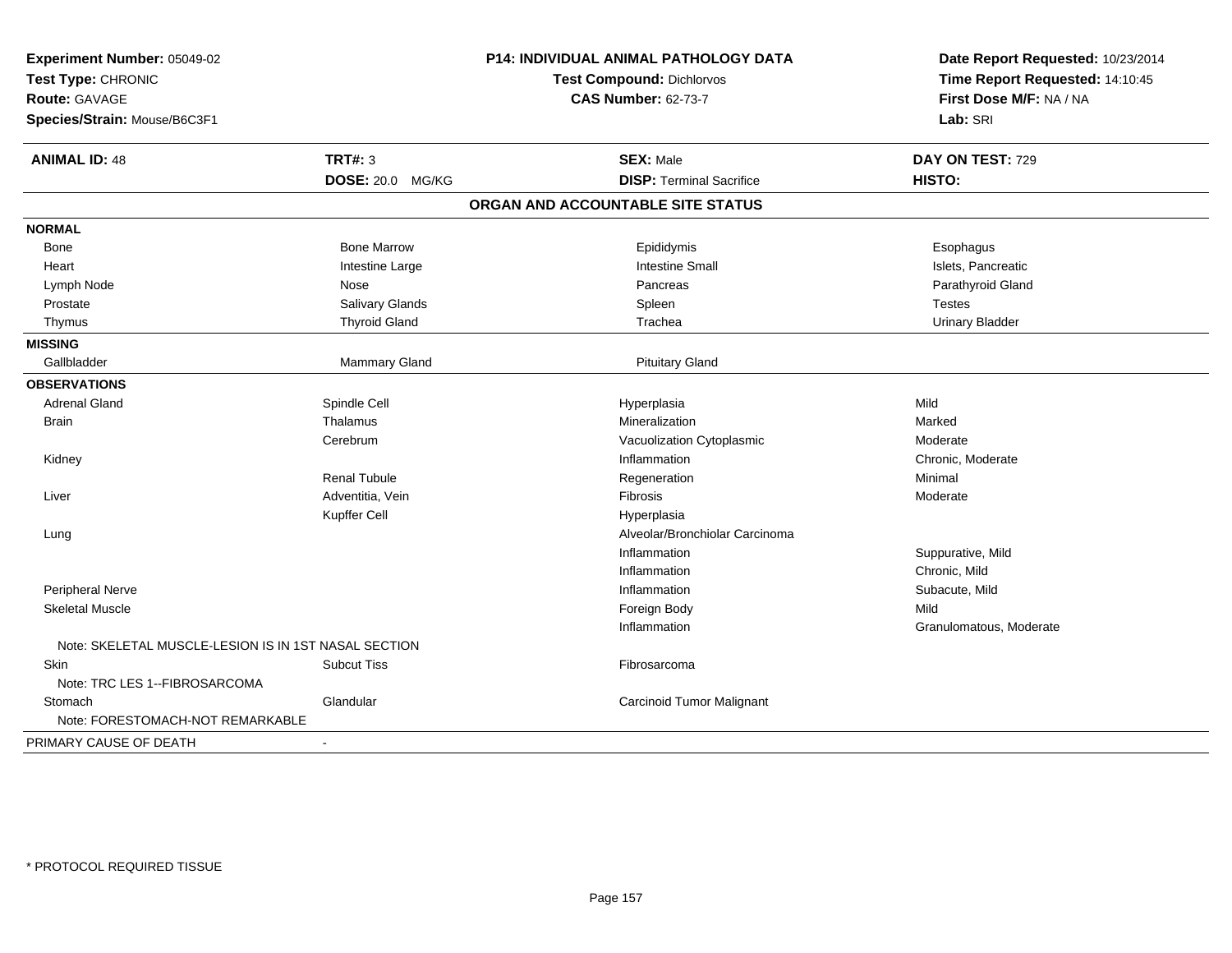**Experiment Number:** 05049-02
**Test Type:** CHRONIC
**Route:** GAVAGE
**Species/Strain:** Mouse/B6C3F1

**P14: INDIVIDUAL ANIMAL PATHOLOGY DATA**
**Test Compound:** Dichlorvos
**CAS Number:** 62-73-7

**Date Report Requested:** 10/23/2014
**Time Report Requested:** 14:10:45
**First Dose M/F:** NA / NA
**Lab:** SRI

| **ANIMAL ID:** 48 | **TRT#:** 3 | **SEX:** Male | **DAY ON TEST:** 729 |
|---|---|---|---|
| | **DOSE:** 20.0 MG/KG | **DISP:** Terminal Sacrifice | **HISTO:** |

## ORGAN AND ACCOUNTABLE SITE STATUS

| | | | |
|---|---|---|---|
| **NORMAL** | | | |
| Bone | Bone Marrow | Epididymis | Esophagus |
| Heart | Intestine Large | Intestine Small | Islets, Pancreatic |
| Lymph Node | Nose | Pancreas | Parathyroid Gland |
| Prostate | Salivary Glands | Spleen | Testes |
| Thymus | Thyroid Gland | Trachea | Urinary Bladder |
| **MISSING** | | | |
| Gallbladder | Mammary Gland | Pituitary Gland | |
| **OBSERVATIONS** | | | |
| Adrenal Gland | Spindle Cell | Hyperplasia | Mild |
| Brain | Thalamus | Mineralization | Marked |
| | Cerebrum | Vacuolization Cytoplasmic | Moderate |
| Kidney | | Inflammation | Chronic, Moderate |
| | Renal Tubule | Regeneration | Minimal |
| Liver | Adventitia, Vein | Fibrosis | Moderate |
| | Kupffer Cell | Hyperplasia | |
| Lung | | Alveolar/Bronchiolar Carcinoma | |
| | | Inflammation | Suppurative, Mild |
| | | Inflammation | Chronic, Mild |
| Peripheral Nerve | | Inflammation | Subacute, Mild |
| Skeletal Muscle | | Foreign Body | Mild |
| | | Inflammation | Granulomatous, Moderate |
| Note: SKELETAL MUSCLE-LESION IS IN 1ST NASAL SECTION | | | |
| Skin | Subcut Tiss | Fibrosarcoma | |
| Note: TRC LES 1--FIBROSARCOMA | | | |
| Stomach | Glandular | Carcinoid Tumor Malignant | |
| Note: FORESTOMACH-NOT REMARKABLE | | | |
| PRIMARY CAUSE OF DEATH | - | | |

* PROTOCOL REQUIRED TISSUE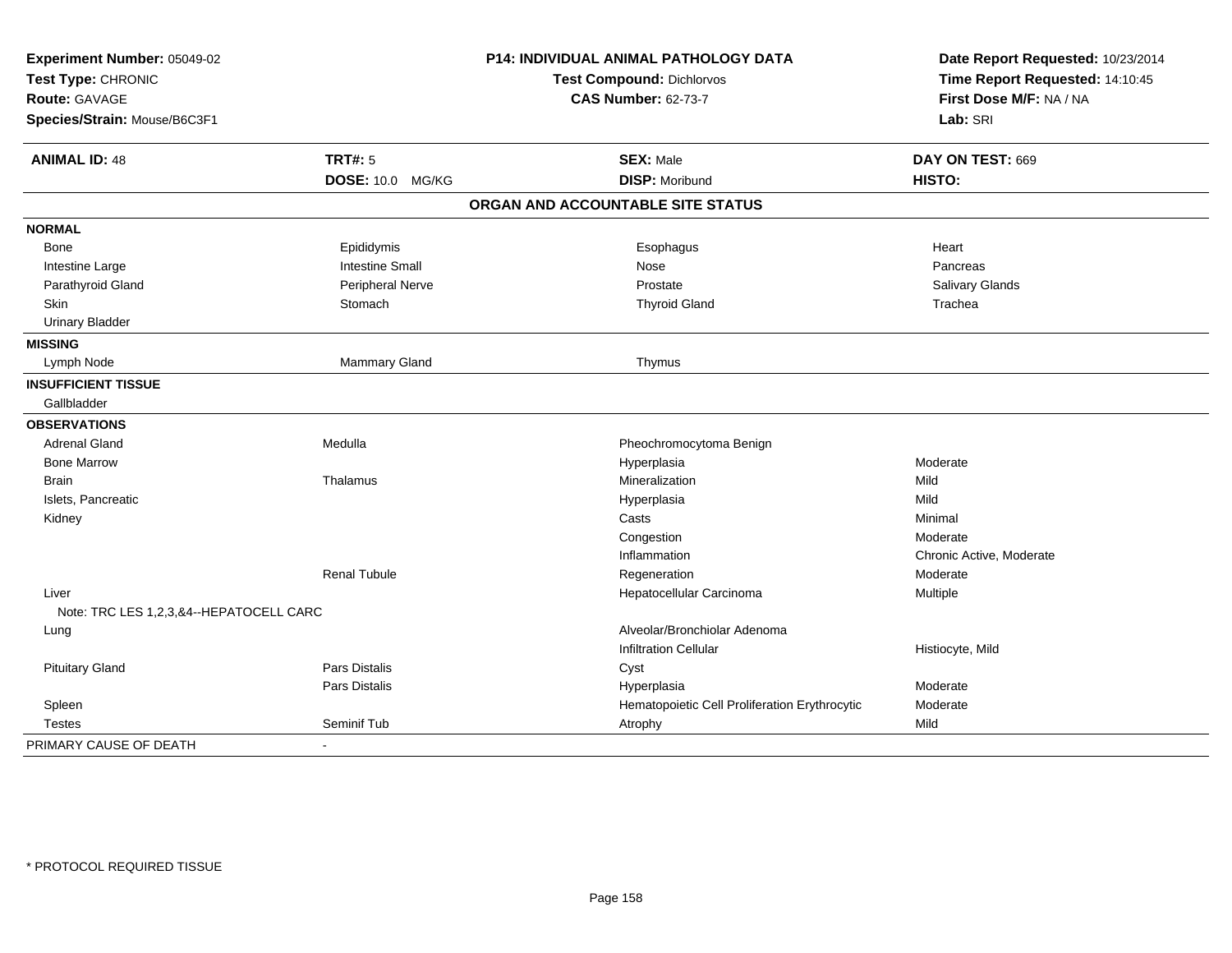**Experiment Number:** 05049-02
**Test Type:** CHRONIC
**Route:** GAVAGE
**Species/Strain:** Mouse/B6C3F1

**P14: INDIVIDUAL ANIMAL PATHOLOGY DATA**
**Test Compound:** Dichlorvos
**CAS Number:** 62-73-7

**Date Report Requested:** 10/23/2014
**Time Report Requested:** 14:10:45
**First Dose M/F:** NA / NA
**Lab:** SRI

| **ANIMAL ID:** 48 | **TRT#:** 5 | **SEX:** Male | **DAY ON TEST:** 669 |
|---|---|---|---|
| | **DOSE:** 10.0 MG/KG | **DISP:** Moribund | **HISTO:** |

## ORGAN AND ACCOUNTABLE SITE STATUS

| | | | |
|---|---|---|---|
| **NORMAL** | | | |
| Bone | Epididymis | Esophagus | Heart |
| Intestine Large | Intestine Small | Nose | Pancreas |
| Parathyroid Gland | Peripheral Nerve | Prostate | Salivary Glands |
| Skin | Stomach | Thyroid Gland | Trachea |
| Urinary Bladder | | | |
| **MISSING** | | | |
| Lymph Node | Mammary Gland | Thymus | |
| **INSUFFICIENT TISSUE** | | | |
| Gallbladder | | | |
| **OBSERVATIONS** | | | |
| Adrenal Gland | Medulla | Pheochromocytoma Benign | |
| Bone Marrow | | Hyperplasia | Moderate |
| Brain | Thalamus | Mineralization | Mild |
| Islets, Pancreatic | | Hyperplasia | Mild |
| Kidney | | Casts | Minimal |
| | | Congestion | Moderate |
| | | Inflammation | Chronic Active, Moderate |
| | Renal Tubule | Regeneration | Moderate |
| Liver | | Hepatocellular Carcinoma | Multiple |
| Note: TRC LES 1,2,3,&4--HEPATOCELL CARC | | | |
| Lung | | Alveolar/Bronchiolar Adenoma | |
| | | Infiltration Cellular | Histiocyte, Mild |
| Pituitary Gland | Pars Distalis | Cyst | |
| | Pars Distalis | Hyperplasia | Moderate |
| Spleen | | Hematopoietic Cell Proliferation Erythrocytic | Moderate |
| Testes | Seminif Tub | Atrophy | Mild |
| PRIMARY CAUSE OF DEATH | - | | |

* PROTOCOL REQUIRED TISSUE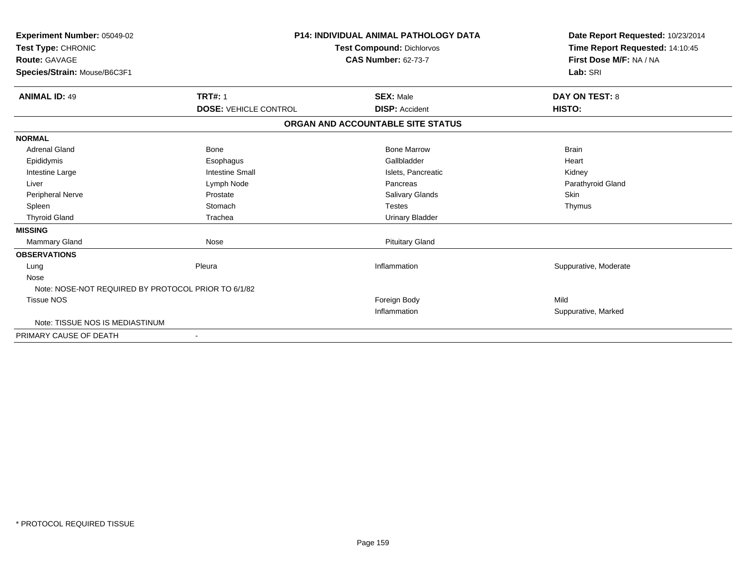**Experiment Number:** 05049-02
**Test Type:** CHRONIC
**Route:** GAVAGE
**Species/Strain:** Mouse/B6C3F1

**P14: INDIVIDUAL ANIMAL PATHOLOGY DATA**
**Test Compound:** Dichlorvos
**CAS Number:** 62-73-7

**Date Report Requested:** 10/23/2014
**Time Report Requested:** 14:10:45
**First Dose M/F:** NA / NA
**Lab:** SRI

| **ANIMAL ID:** 49 | **TRT#:** 1 | **SEX:** Male | **DAY ON TEST:** 8 |
|---|---|---|---|
| | **DOSE:** VEHICLE CONTROL | **DISP:** Accident | **HISTO:** |

**ORGAN AND ACCOUNTABLE SITE STATUS**

| | | | |
|---|---|---|---|
| **NORMAL** | | | |
| Adrenal Gland | Bone | Bone Marrow | Brain |
| Epididymis | Esophagus | Gallbladder | Heart |
| Intestine Large | Intestine Small | Islets, Pancreatic | Kidney |
| Liver | Lymph Node | Pancreas | Parathyroid Gland |
| Peripheral Nerve | Prostate | Salivary Glands | Skin |
| Spleen | Stomach | Testes | Thymus |
| Thyroid Gland | Trachea | Urinary Bladder | |
| **MISSING** | | | |
| Mammary Gland | Nose | Pituitary Gland | |
| **OBSERVATIONS** | | | |
| Lung | Pleura | Inflammation | Suppurative, Moderate |
| Nose | | | |
| Note: NOSE-NOT REQUIRED BY PROTOCOL PRIOR TO 6/1/82 | | | |
| Tissue NOS | | Foreign Body | Mild |
| | | Inflammation | Suppurative, Marked |
| Note: TISSUE NOS IS MEDIASTINUM | | | |
| PRIMARY CAUSE OF DEATH | - | | |

\* PROTOCOL REQUIRED TISSUE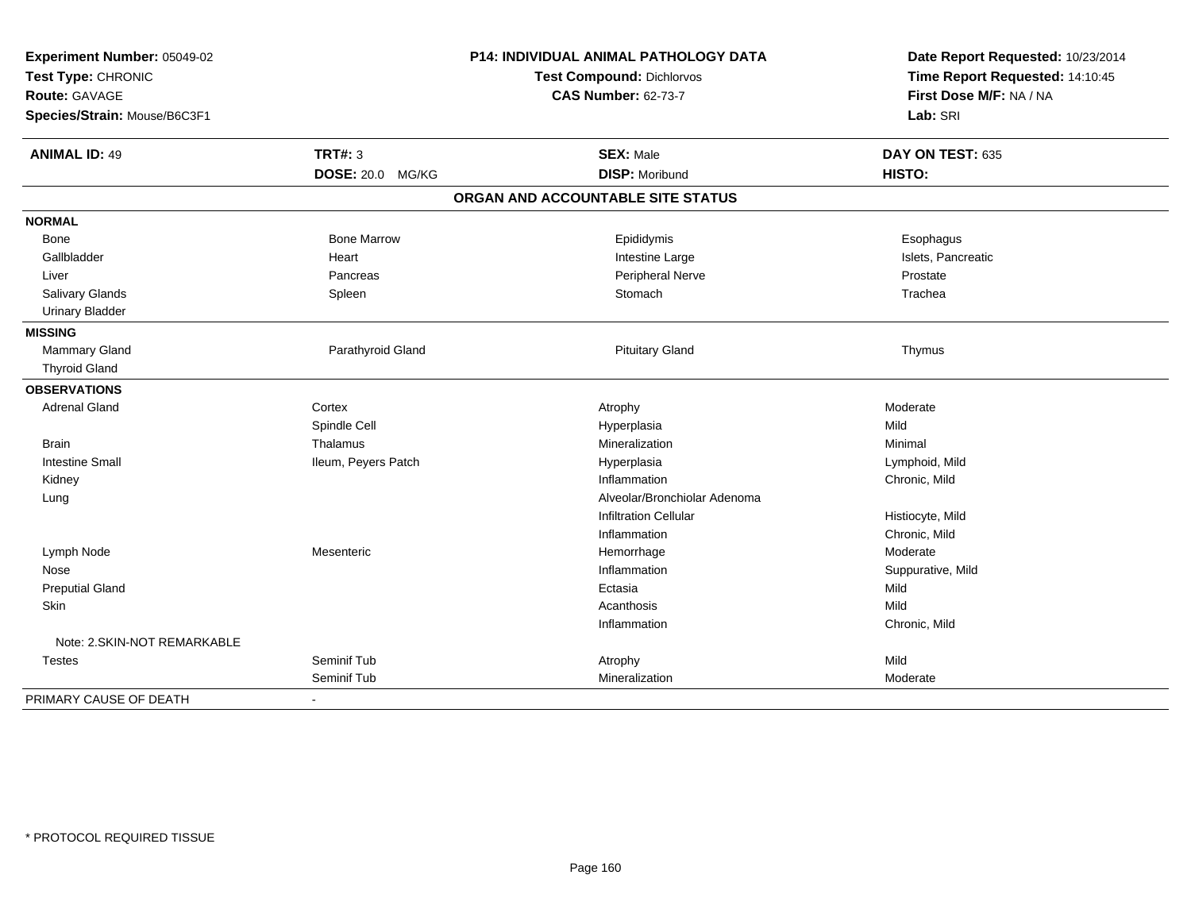**Experiment Number:** 05049-02
**Test Type:** CHRONIC
**Route:** GAVAGE
**Species/Strain:** Mouse/B6C3F1

**P14: INDIVIDUAL ANIMAL PATHOLOGY DATA**
**Test Compound:** Dichlorvos
**CAS Number:** 62-73-7

**Date Report Requested:** 10/23/2014
**Time Report Requested:** 14:10:45
**First Dose M/F:** NA / NA
**Lab:** SRI

| **ANIMAL ID:** 49 | **TRT#:** 3 | **SEX:** Male | **DAY ON TEST:** 635 |
|---|---|---|---|
| | **DOSE:** 20.0 MG/KG | **DISP:** Moribund | **HISTO:** |

## ORGAN AND ACCOUNTABLE SITE STATUS

| | | | |
|---|---|---|---|
| **NORMAL** | | | |
| Bone | Bone Marrow | Epididymis | Esophagus |
| Gallbladder | Heart | Intestine Large | Islets, Pancreatic |
| Liver | Pancreas | Peripheral Nerve | Prostate |
| Salivary Glands | Spleen | Stomach | Trachea |
| Urinary Bladder | | | |
| **MISSING** | | | |
| Mammary Gland | Parathyroid Gland | Pituitary Gland | Thymus |
| Thyroid Gland | | | |
| **OBSERVATIONS** | | | |
| Adrenal Gland | Cortex | Atrophy | Moderate |
| | Spindle Cell | Hyperplasia | Mild |
| Brain | Thalamus | Mineralization | Minimal |
| Intestine Small | Ileum, Peyers Patch | Hyperplasia | Lymphoid, Mild |
| Kidney | | Inflammation | Chronic, Mild |
| Lung | | Alveolar/Bronchiolar Adenoma | |
| | | Infiltration Cellular | Histiocyte, Mild |
| | | Inflammation | Chronic, Mild |
| Lymph Node | Mesenteric | Hemorrhage | Moderate |
| Nose | | Inflammation | Suppurative, Mild |
| Preputial Gland | | Ectasia | Mild |
| Skin | | Acanthosis | Mild |
| | | Inflammation | Chronic, Mild |
| Note: 2.SKIN-NOT REMARKABLE | | | |
| Testes | Seminif Tub | Atrophy | Mild |
| | Seminif Tub | Mineralization | Moderate |
| PRIMARY CAUSE OF DEATH | - | | |

* PROTOCOL REQUIRED TISSUE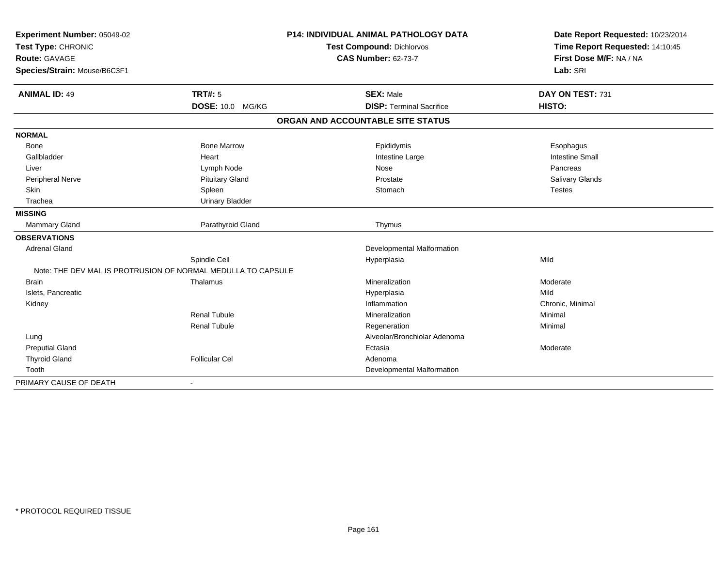**Experiment Number:** 05049-02
**Test Type:** CHRONIC
**Route:** GAVAGE
**Species/Strain:** Mouse/B6C3F1

**P14: INDIVIDUAL ANIMAL PATHOLOGY DATA**
**Test Compound:** Dichlorvos
**CAS Number:** 62-73-7

**Date Report Requested:** 10/23/2014
**Time Report Requested:** 14:10:45
**First Dose M/F:** NA / NA
**Lab:** SRI

| **ANIMAL ID:** 49 | **TRT#:** 5 | **SEX:** Male | **DAY ON TEST:** 731 |
|---|---|---|---|
| | **DOSE:** 10.0 MG/KG | **DISP:** Terminal Sacrifice | **HISTO:** |

**ORGAN AND ACCOUNTABLE SITE STATUS**

| | | | |
|---|---|---|---|
| **NORMAL** | | | |
| Bone | Bone Marrow | Epididymis | Esophagus |
| Gallbladder | Heart | Intestine Large | Intestine Small |
| Liver | Lymph Node | Nose | Pancreas |
| Peripheral Nerve | Pituitary Gland | Prostate | Salivary Glands |
| Skin | Spleen | Stomach | Testes |
| Trachea | Urinary Bladder | | |
| **MISSING** | | | |
| Mammary Gland | Parathyroid Gland | Thymus | |
| **OBSERVATIONS** | | | |
| Adrenal Gland | | Developmental Malformation | |
| | Spindle Cell | Hyperplasia | Mild |
| Note: THE DEV MAL IS PROTRUSION OF NORMAL MEDULLA TO CAPSULE | | | |
| Brain | Thalamus | Mineralization | Moderate |
| Islets, Pancreatic | | Hyperplasia | Mild |
| Kidney | | Inflammation | Chronic, Minimal |
| | Renal Tubule | Mineralization | Minimal |
| | Renal Tubule | Regeneration | Minimal |
| Lung | | Alveolar/Bronchiolar Adenoma | |
| Preputial Gland | | Ectasia | Moderate |
| Thyroid Gland | Follicular Cel | Adenoma | |
| Tooth | | Developmental Malformation | |
| PRIMARY CAUSE OF DEATH | - | | |

* PROTOCOL REQUIRED TISSUE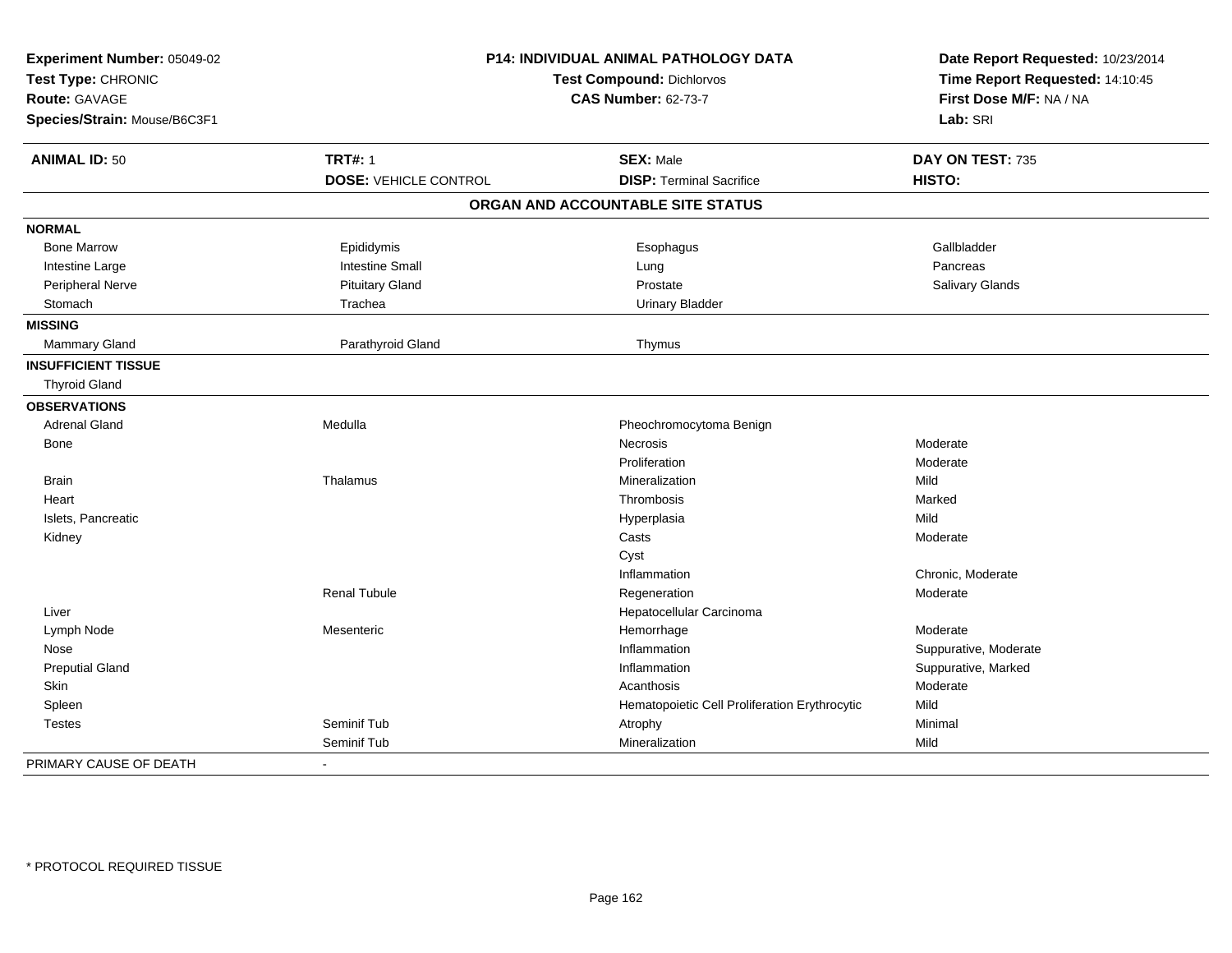**Experiment Number:** 05049-02
**Test Type:** CHRONIC
**Route:** GAVAGE
**Species/Strain:** Mouse/B6C3F1

**P14: INDIVIDUAL ANIMAL PATHOLOGY DATA**
**Test Compound:** Dichlorvos
**CAS Number:** 62-73-7

**Date Report Requested:** 10/23/2014
**Time Report Requested:** 14:10:45
**First Dose M/F:** NA / NA
**Lab:** SRI

| **ANIMAL ID:** 50 | **TRT#:** 1 | **SEX:** Male | **DAY ON TEST:** 735 |
|---|---|---|---|
| | **DOSE:** VEHICLE CONTROL | **DISP:** Terminal Sacrifice | **HISTO:** |

**ORGAN AND ACCOUNTABLE SITE STATUS**

| | | | |
|---|---|---|---|
| **NORMAL** | | | |
| Bone Marrow | Epididymis | Esophagus | Gallbladder |
| Intestine Large | Intestine Small | Lung | Pancreas |
| Peripheral Nerve | Pituitary Gland | Prostate | Salivary Glands |
| Stomach | Trachea | Urinary Bladder | |
| **MISSING** | | | |
| Mammary Gland | Parathyroid Gland | Thymus | |
| **INSUFFICIENT TISSUE** | | | |
| Thyroid Gland | | | |
| **OBSERVATIONS** | | | |
| Adrenal Gland | Medulla | Pheochromocytoma Benign | |
| Bone | | Necrosis | Moderate |
| | | Proliferation | Moderate |
| Brain | Thalamus | Mineralization | Mild |
| Heart | | Thrombosis | Marked |
| Islets, Pancreatic | | Hyperplasia | Mild |
| Kidney | | Casts | Moderate |
| | | Cyst | |
| | | Inflammation | Chronic, Moderate |
| | Renal Tubule | Regeneration | Moderate |
| Liver | | Hepatocellular Carcinoma | |
| Lymph Node | Mesenteric | Hemorrhage | Moderate |
| Nose | | Inflammation | Suppurative, Moderate |
| Preputial Gland | | Inflammation | Suppurative, Marked |
| Skin | | Acanthosis | Moderate |
| Spleen | | Hematopoietic Cell Proliferation Erythrocytic | Mild |
| Testes | Seminif Tub | Atrophy | Minimal |
| | Seminif Tub | Mineralization | Mild |
| PRIMARY CAUSE OF DEATH | - | | |

* PROTOCOL REQUIRED TISSUE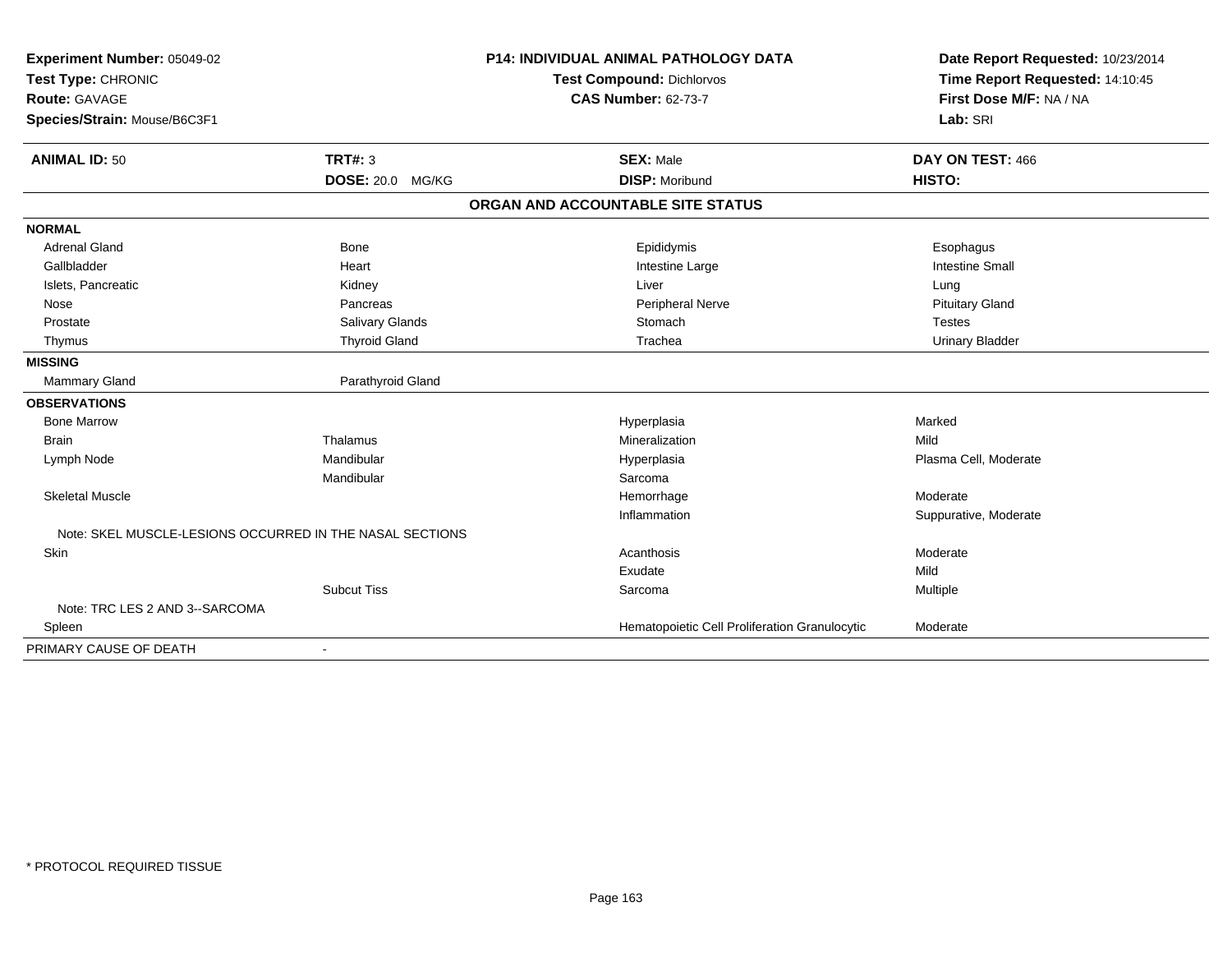**Experiment Number:** 05049-02
**Test Type:** CHRONIC
**Route:** GAVAGE
**Species/Strain:** Mouse/B6C3F1

**P14: INDIVIDUAL ANIMAL PATHOLOGY DATA**
**Test Compound:** Dichlorvos
**CAS Number:** 62-73-7

**Date Report Requested:** 10/23/2014
**Time Report Requested:** 14:10:45
**First Dose M/F:** NA / NA
**Lab:** SRI

| **ANIMAL ID:** 50 | **TRT#:** 3 | **SEX:** Male | **DAY ON TEST:** 466 |
|---|---|---|---|
| | **DOSE:** 20.0 MG/KG | **DISP:** Moribund | **HISTO:** |

## ORGAN AND ACCOUNTABLE SITE STATUS

| | | | |
|---|---|---|---|
| **NORMAL** | | | |
| Adrenal Gland | Bone | Epididymis | Esophagus |
| Gallbladder | Heart | Intestine Large | Intestine Small |
| Islets, Pancreatic | Kidney | Liver | Lung |
| Nose | Pancreas | Peripheral Nerve | Pituitary Gland |
| Prostate | Salivary Glands | Stomach | Testes |
| Thymus | Thyroid Gland | Trachea | Urinary Bladder |
| **MISSING** | | | |
| Mammary Gland | Parathyroid Gland | | |
| **OBSERVATIONS** | | | |
| Bone Marrow | | Hyperplasia | Marked |
| Brain | Thalamus | Mineralization | Mild |
| Lymph Node | Mandibular | Hyperplasia | Plasma Cell, Moderate |
| | Mandibular | Sarcoma | |
| Skeletal Muscle | | Hemorrhage | Moderate |
| | | Inflammation | Suppurative, Moderate |
| Note: SKEL MUSCLE-LESIONS OCCURRED IN THE NASAL SECTIONS | | | |
| Skin | | Acanthosis | Moderate |
| | | Exudate | Mild |
| | Subcut Tiss | Sarcoma | Multiple |
| Note: TRC LES 2 AND 3--SARCOMA | | | |
| Spleen | | Hematopoietic Cell Proliferation Granulocytic | Moderate |
| PRIMARY CAUSE OF DEATH | - | | |

\* PROTOCOL REQUIRED TISSUE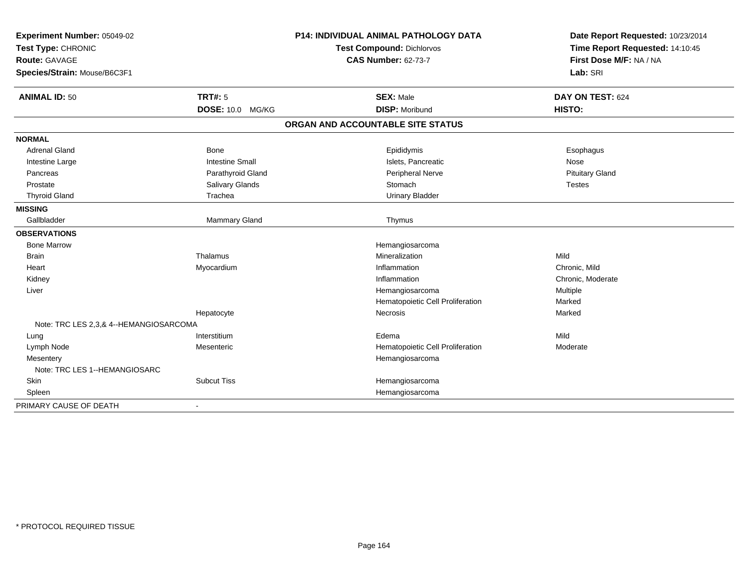**Experiment Number:** 05049-02
**Test Type:** CHRONIC
**Route:** GAVAGE
**Species/Strain:** Mouse/B6C3F1

**P14: INDIVIDUAL ANIMAL PATHOLOGY DATA**
**Test Compound:** Dichlorvos
**CAS Number:** 62-73-7

**Date Report Requested:** 10/23/2014
**Time Report Requested:** 14:10:45
**First Dose M/F:** NA / NA
**Lab:** SRI

| **ANIMAL ID:** 50 | **TRT#:** 5 | **SEX:** Male | **DAY ON TEST:** 624 |
|---|---|---|---|
| | **DOSE:** 10.0 MG/KG | **DISP:** Moribund | **HISTO:** |

## ORGAN AND ACCOUNTABLE SITE STATUS

| | | | |
|---|---|---|---|
| **NORMAL** | | | |
| Adrenal Gland | Bone | Epididymis | Esophagus |
| Intestine Large | Intestine Small | Islets, Pancreatic | Nose |
| Pancreas | Parathyroid Gland | Peripheral Nerve | Pituitary Gland |
| Prostate | Salivary Glands | Stomach | Testes |
| Thyroid Gland | Trachea | Urinary Bladder | |
| **MISSING** | | | |
| Gallbladder | Mammary Gland | Thymus | |
| **OBSERVATIONS** | | | |
| Bone Marrow | | Hemangiosarcoma | |
| Brain | Thalamus | Mineralization | Mild |
| Heart | Myocardium | Inflammation | Chronic, Mild |
| Kidney | | Inflammation | Chronic, Moderate |
| Liver | | Hemangiosarcoma | Multiple |
| | | Hematopoietic Cell Proliferation | Marked |
| | Hepatocyte | Necrosis | Marked |
| Note: TRC LES 2,3,& 4--HEMANGIOSARCOMA | | | |
| Lung | Interstitium | Edema | Mild |
| Lymph Node | Mesenteric | Hematopoietic Cell Proliferation | Moderate |
| Mesentery | | Hemangiosarcoma | |
| Note: TRC LES 1--HEMANGIOSARC | | | |
| Skin | Subcut Tiss | Hemangiosarcoma | |
| Spleen | | Hemangiosarcoma | |
| PRIMARY CAUSE OF DEATH | - | | |

* PROTOCOL REQUIRED TISSUE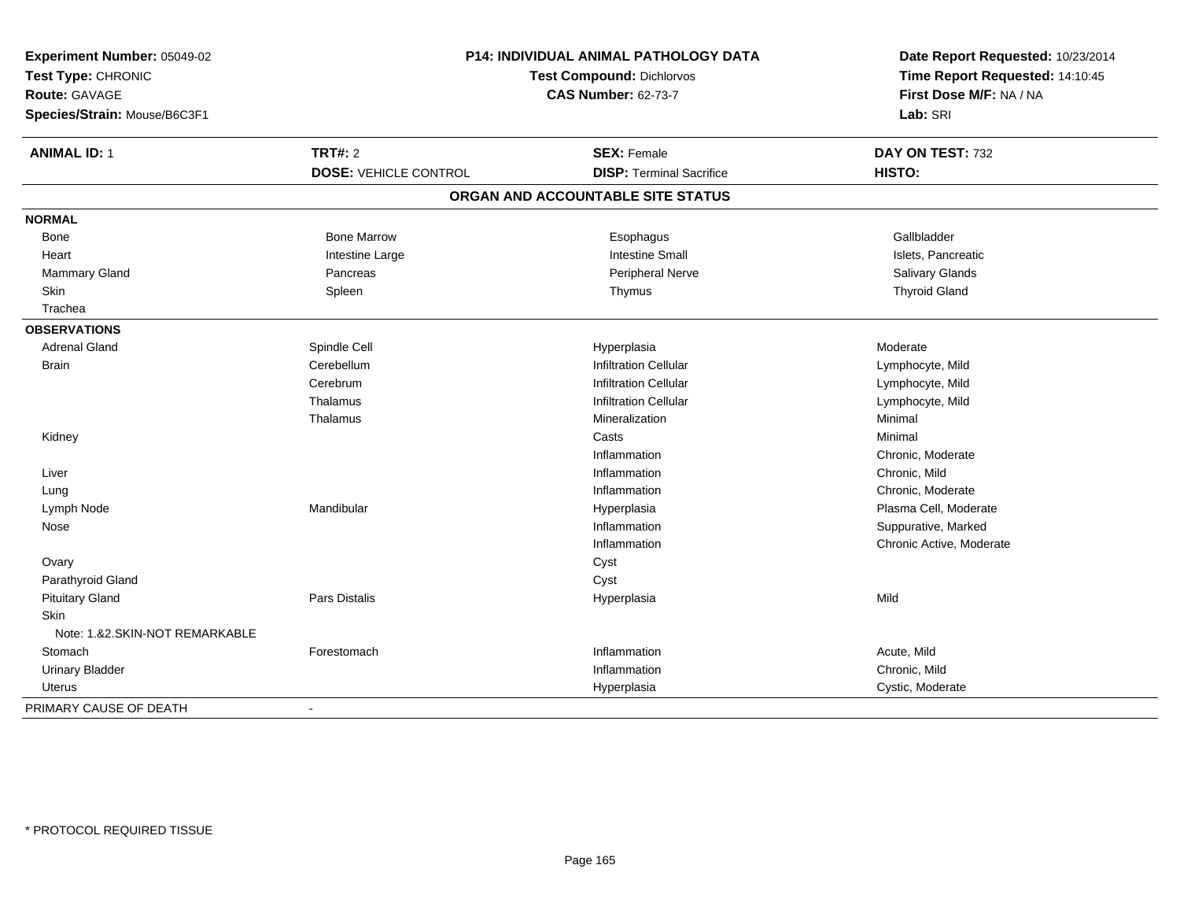**Experiment Number:** 05049-02
**Test Type:** CHRONIC
**Route:** GAVAGE
**Species/Strain:** Mouse/B6C3F1

**P14: INDIVIDUAL ANIMAL PATHOLOGY DATA**
**Test Compound:** Dichlorvos
**CAS Number:** 62-73-7

**Date Report Requested:** 10/23/2014
**Time Report Requested:** 14:10:45
**First Dose M/F:** NA / NA
**Lab:** SRI

| **ANIMAL ID:** 1 | **TRT#:** 2 | **SEX:** Female | **DAY ON TEST:** 732 |
|---|---|---|---|
| | **DOSE:** VEHICLE CONTROL | **DISP:** Terminal Sacrifice | **HISTO:** |

## ORGAN AND ACCOUNTABLE SITE STATUS

| | | | |
|---|---|---|---|
| **NORMAL** | | | |
| Bone | Bone Marrow | Esophagus | Gallbladder |
| Heart | Intestine Large | Intestine Small | Islets, Pancreatic |
| Mammary Gland | Pancreas | Peripheral Nerve | Salivary Glands |
| Skin | Spleen | Thymus | Thyroid Gland |
| Trachea | | | |
| **OBSERVATIONS** | | | |
| Adrenal Gland | Spindle Cell | Hyperplasia | Moderate |
| Brain | Cerebellum | Infiltration Cellular | Lymphocyte, Mild |
| | Cerebrum | Infiltration Cellular | Lymphocyte, Mild |
| | Thalamus | Infiltration Cellular | Lymphocyte, Mild |
| | Thalamus | Mineralization | Minimal |
| Kidney | | Casts | Minimal |
| | | Inflammation | Chronic, Moderate |
| Liver | | Inflammation | Chronic, Mild |
| Lung | | Inflammation | Chronic, Moderate |
| Lymph Node | Mandibular | Hyperplasia | Plasma Cell, Moderate |
| Nose | | Inflammation | Suppurative, Marked |
| | | Inflammation | Chronic Active, Moderate |
| Ovary | | Cyst | |
| Parathyroid Gland | | Cyst | |
| Pituitary Gland | Pars Distalis | Hyperplasia | Mild |
| Skin | | | |
| Note: 1.&2.SKIN-NOT REMARKABLE | | | |
| Stomach | Forestomach | Inflammation | Acute, Mild |
| Urinary Bladder | | Inflammation | Chronic, Mild |
| Uterus | | Hyperplasia | Cystic, Moderate |
| PRIMARY CAUSE OF DEATH | - | | |

* PROTOCOL REQUIRED TISSUE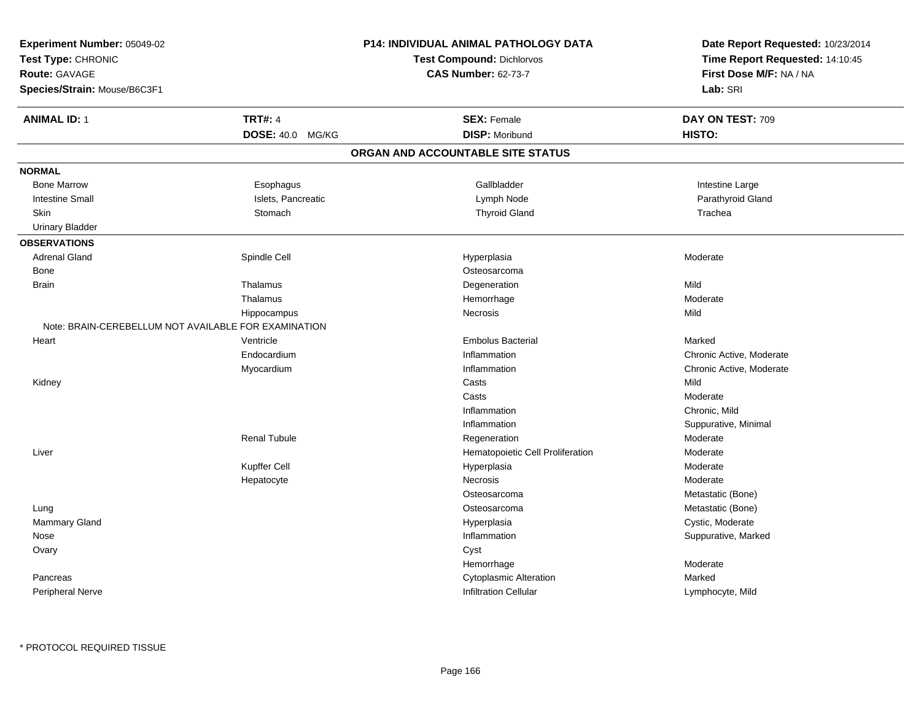**Experiment Number:** 05049-02
**Test Type:** CHRONIC
**Route:** GAVAGE
**Species/Strain:** Mouse/B6C3F1

**P14: INDIVIDUAL ANIMAL PATHOLOGY DATA**
**Test Compound:** Dichlorvos
**CAS Number:** 62-73-7

**Date Report Requested:** 10/23/2014
**Time Report Requested:** 14:10:45
**First Dose M/F:** NA / NA
**Lab:** SRI

| **ANIMAL ID:** 1 | **TRT#:** 4 | **SEX:** Female | **DAY ON TEST:** 709 |
|---|---|---|---|
| | **DOSE:** 40.0 MG/KG | **DISP:** Moribund | **HISTO:** |

## ORGAN AND ACCOUNTABLE SITE STATUS

**NORMAL**

| | | | |
|---|---|---|---|
| Bone Marrow | Esophagus | Gallbladder | Intestine Large |
| Intestine Small | Islets, Pancreatic | Lymph Node | Parathyroid Gland |
| Skin | Stomach | Thyroid Gland | Trachea |
| Urinary Bladder | | | |

**OBSERVATIONS**

| | | | |
|---|---|---|---|
| Adrenal Gland | Spindle Cell | Hyperplasia | Moderate |
| Bone | | Osteosarcoma | |
| Brain | Thalamus | Degeneration | Mild |
| | Thalamus | Hemorrhage | Moderate |
| | Hippocampus | Necrosis | Mild |
| Note: BRAIN-CEREBELLUM NOT AVAILABLE FOR EXAMINATION | | | |
| Heart | Ventricle | Embolus Bacterial | Marked |
| | Endocardium | Inflammation | Chronic Active, Moderate |
| | Myocardium | Inflammation | Chronic Active, Moderate |
| Kidney | | Casts | Mild |
| | | Casts | Moderate |
| | | Inflammation | Chronic, Mild |
| | | Inflammation | Suppurative, Minimal |
| | Renal Tubule | Regeneration | Moderate |
| Liver | | Hematopoietic Cell Proliferation | Moderate |
| | Kupffer Cell | Hyperplasia | Moderate |
| | Hepatocyte | Necrosis | Moderate |
| | | Osteosarcoma | Metastatic (Bone) |
| Lung | | Osteosarcoma | Metastatic (Bone) |
| Mammary Gland | | Hyperplasia | Cystic, Moderate |
| Nose | | Inflammation | Suppurative, Marked |
| Ovary | | Cyst | |
| | | Hemorrhage | Moderate |
| Pancreas | | Cytoplasmic Alteration | Marked |
| Peripheral Nerve | | Infiltration Cellular | Lymphocyte, Mild |

* PROTOCOL REQUIRED TISSUE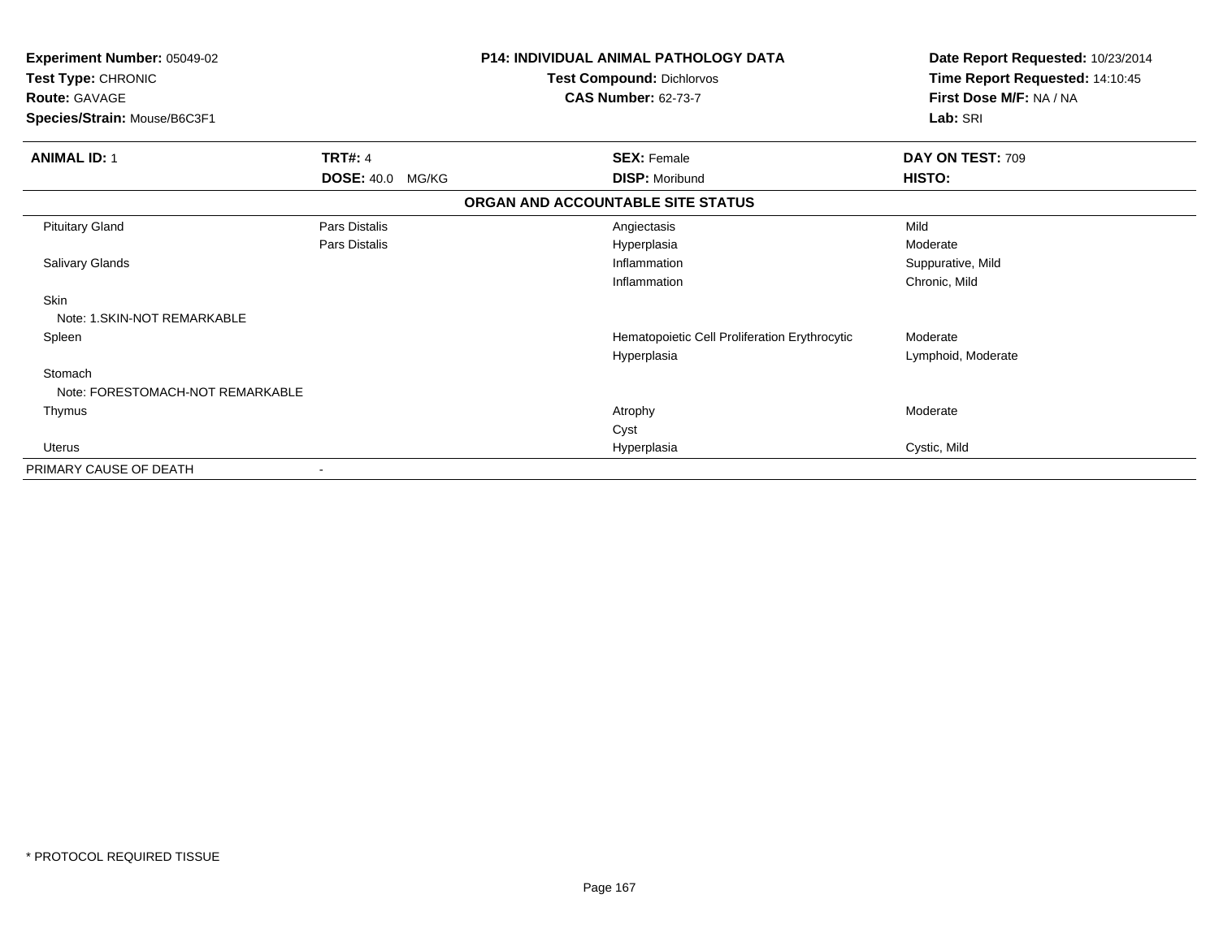**Experiment Number:** 05049-02
**Test Type:** CHRONIC
**Route:** GAVAGE
**Species/Strain:** Mouse/B6C3F1

**P14: INDIVIDUAL ANIMAL PATHOLOGY DATA**
**Test Compound:** Dichlorvos
**CAS Number:** 62-73-7

**Date Report Requested:** 10/23/2014
**Time Report Requested:** 14:10:45
**First Dose M/F:** NA / NA
**Lab:** SRI

| **ANIMAL ID:** 1 | **TRT#:** 4 | **SEX:** Female | **DAY ON TEST:** 709 |
|---|---|---|---|
| | **DOSE:** 40.0 MG/KG | **DISP:** Moribund | **HISTO:** |

**ORGAN AND ACCOUNTABLE SITE STATUS**

| | | | |
|---|---|---|---|
| Pituitary Gland | Pars Distalis | Angiectasis | Mild |
| | Pars Distalis | Hyperplasia | Moderate |
| Salivary Glands | | Inflammation | Suppurative, Mild |
| | | Inflammation | Chronic, Mild |
| Skin | | | |
| Note: 1.SKIN-NOT REMARKABLE | | | |
| Spleen | | Hematopoietic Cell Proliferation Erythrocytic | Moderate |
| | | Hyperplasia | Lymphoid, Moderate |
| Stomach | | | |
| Note: FORESTOMACH-NOT REMARKABLE | | | |
| Thymus | | Atrophy | Moderate |
| | | Cyst | |
| Uterus | | Hyperplasia | Cystic, Mild |
| PRIMARY CAUSE OF DEATH | - | | |

* PROTOCOL REQUIRED TISSUE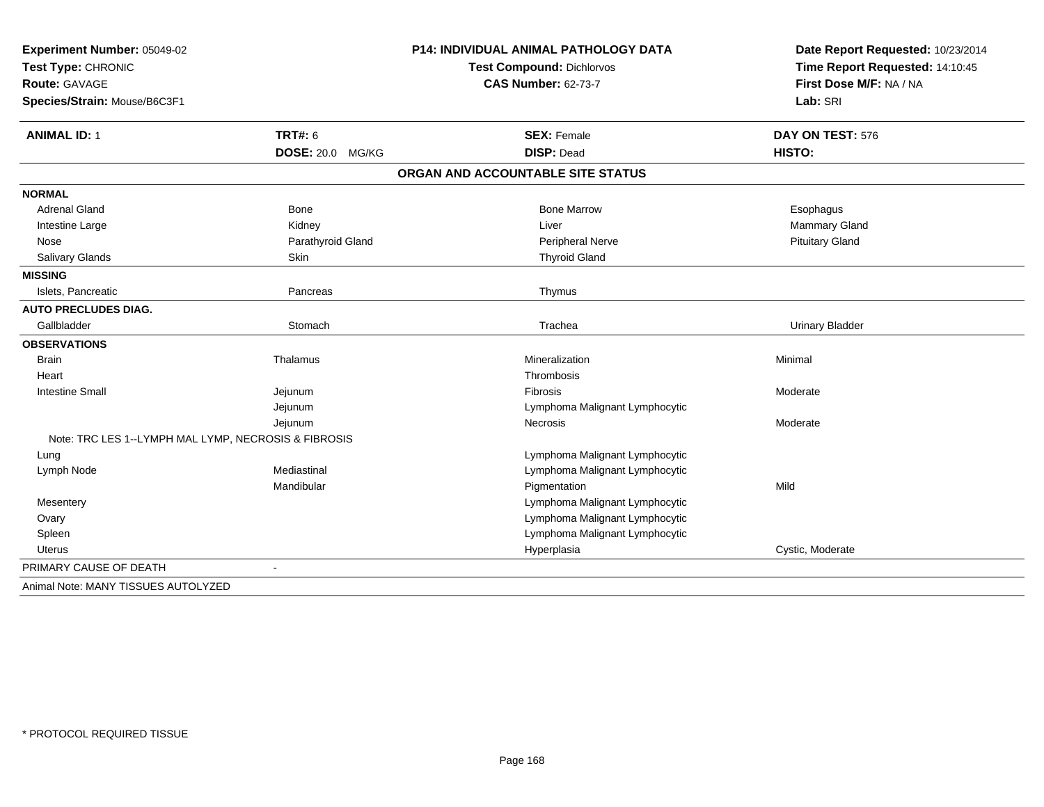**Experiment Number:** 05049-02
**Test Type:** CHRONIC
**Route:** GAVAGE
**Species/Strain:** Mouse/B6C3F1

**P14: INDIVIDUAL ANIMAL PATHOLOGY DATA**
**Test Compound:** Dichlorvos
**CAS Number:** 62-73-7

**Date Report Requested:** 10/23/2014
**Time Report Requested:** 14:10:45
**First Dose M/F:** NA / NA
**Lab:** SRI

| **ANIMAL ID:** 1 | **TRT#:** 6 | **SEX:** Female | **DAY ON TEST:** 576 |
|---|---|---|---|
| | **DOSE:** 20.0 MG/KG | **DISP:** Dead | **HISTO:** |

**ORGAN AND ACCOUNTABLE SITE STATUS**

| | | | |
|---|---|---|---|
| **NORMAL** | | | |
| Adrenal Gland | Bone | Bone Marrow | Esophagus |
| Intestine Large | Kidney | Liver | Mammary Gland |
| Nose | Parathyroid Gland | Peripheral Nerve | Pituitary Gland |
| Salivary Glands | Skin | Thyroid Gland | |
| **MISSING** | | | |
| Islets, Pancreatic | Pancreas | Thymus | |
| **AUTO PRECLUDES DIAG.** | | | |
| Gallbladder | Stomach | Trachea | Urinary Bladder |
| **OBSERVATIONS** | | | |
| Brain | Thalamus | Mineralization | Minimal |
| Heart | | Thrombosis | |
| Intestine Small | Jejunum | Fibrosis | Moderate |
| | Jejunum | Lymphoma Malignant Lymphocytic | |
| | Jejunum | Necrosis | Moderate |
| Note: TRC LES 1--LYMPH MAL LYMP, NECROSIS & FIBROSIS | | | |
| Lung | | Lymphoma Malignant Lymphocytic | |
| Lymph Node | Mediastinal | Lymphoma Malignant Lymphocytic | |
| | Mandibular | Pigmentation | Mild |
| Mesentery | | Lymphoma Malignant Lymphocytic | |
| Ovary | | Lymphoma Malignant Lymphocytic | |
| Spleen | | Lymphoma Malignant Lymphocytic | |
| Uterus | | Hyperplasia | Cystic, Moderate |
| PRIMARY CAUSE OF DEATH | - | | |

Animal Note: MANY TISSUES AUTOLYZED

\* PROTOCOL REQUIRED TISSUE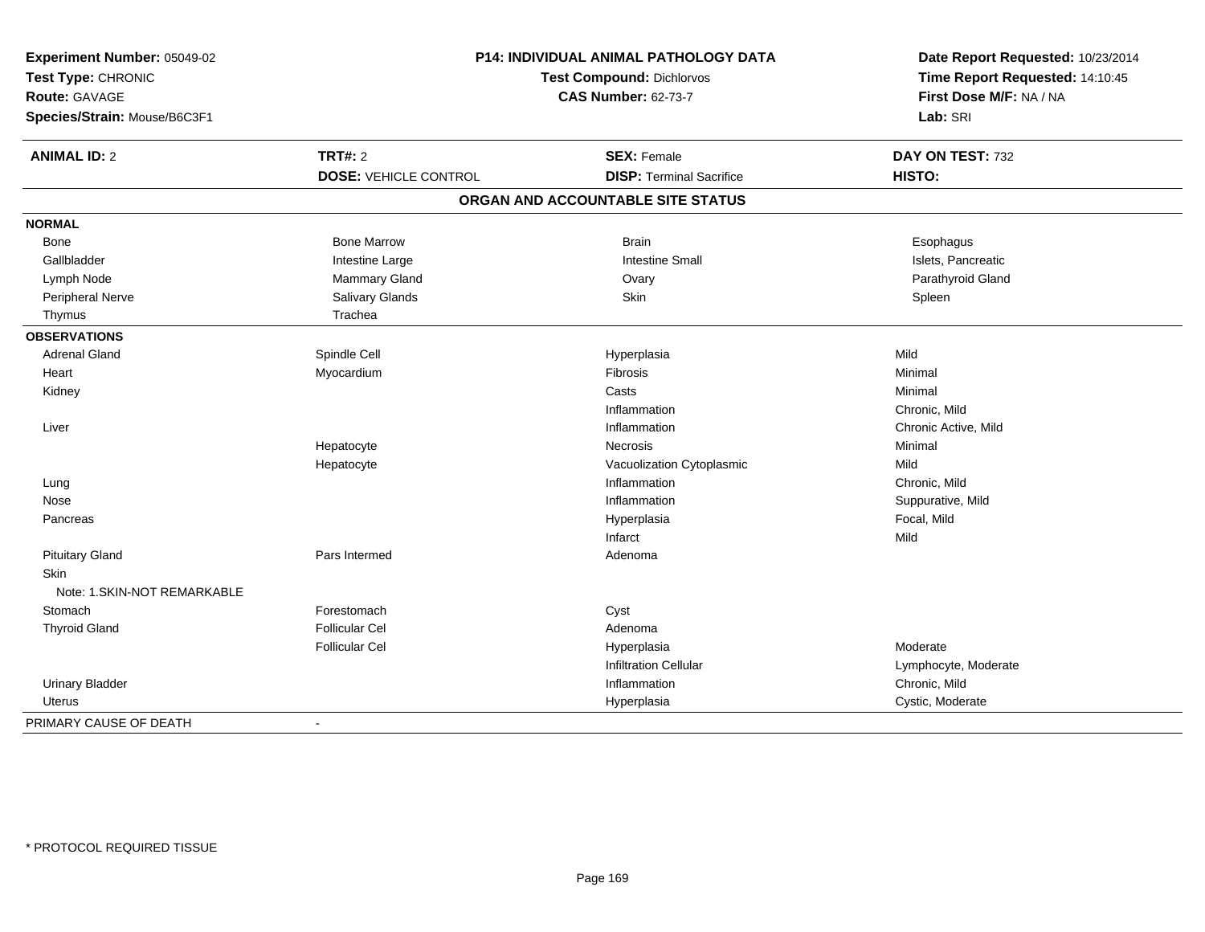**Experiment Number:** 05049-02
**Test Type:** CHRONIC
**Route:** GAVAGE
**Species/Strain:** Mouse/B6C3F1

**P14: INDIVIDUAL ANIMAL PATHOLOGY DATA**
**Test Compound:** Dichlorvos
**CAS Number:** 62-73-7

**Date Report Requested:** 10/23/2014
**Time Report Requested:** 14:10:45
**First Dose M/F:** NA / NA
**Lab:** SRI

| **ANIMAL ID:** 2 | **TRT#:** 2 | **SEX:** Female | **DAY ON TEST:** 732 |
|---|---|---|---|
| | **DOSE:** VEHICLE CONTROL | **DISP:** Terminal Sacrifice | **HISTO:** |

## ORGAN AND ACCOUNTABLE SITE STATUS

**NORMAL**

| | | | |
|---|---|---|---|
| Bone | Bone Marrow | Brain | Esophagus |
| Gallbladder | Intestine Large | Intestine Small | Islets, Pancreatic |
| Lymph Node | Mammary Gland | Ovary | Parathyroid Gland |
| Peripheral Nerve | Salivary Glands | Skin | Spleen |
| Thymus | Trachea | | |

**OBSERVATIONS**

| | | | |
|---|---|---|---|
| Adrenal Gland | Spindle Cell | Hyperplasia | Mild |
| Heart | Myocardium | Fibrosis | Minimal |
| Kidney | | Casts | Minimal |
| | | Inflammation | Chronic, Mild |
| Liver | | Inflammation | Chronic Active, Mild |
| | Hepatocyte | Necrosis | Minimal |
| | Hepatocyte | Vacuolization Cytoplasmic | Mild |
| Lung | | Inflammation | Chronic, Mild |
| Nose | | Inflammation | Suppurative, Mild |
| Pancreas | | Hyperplasia | Focal, Mild |
| | | Infarct | Mild |
| Pituitary Gland | Pars Intermed | Adenoma | |
| Skin | | | |
| Note: 1.SKIN-NOT REMARKABLE | | | |
| Stomach | Forestomach | Cyst | |
| Thyroid Gland | Follicular Cel | Adenoma | |
| | Follicular Cel | Hyperplasia | Moderate |
| | | Infiltration Cellular | Lymphocyte, Moderate |
| Urinary Bladder | | Inflammation | Chronic, Mild |
| Uterus | | Hyperplasia | Cystic, Moderate |

PRIMARY CAUSE OF DEATH -

* PROTOCOL REQUIRED TISSUE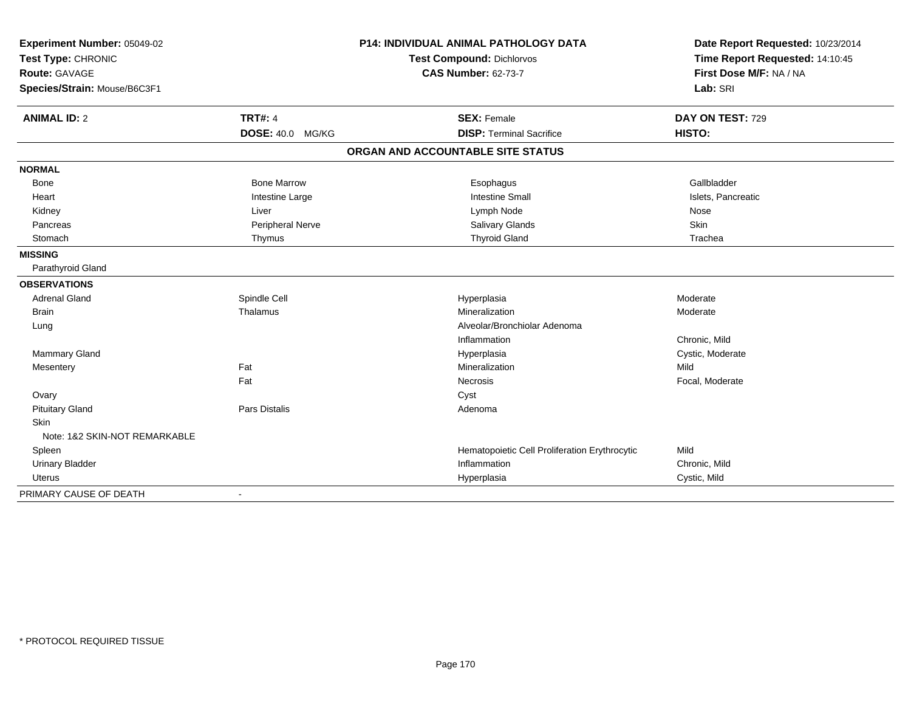**Experiment Number:** 05049-02
**Test Type:** CHRONIC
**Route:** GAVAGE
**Species/Strain:** Mouse/B6C3F1

**P14: INDIVIDUAL ANIMAL PATHOLOGY DATA**
**Test Compound:** Dichlorvos
**CAS Number:** 62-73-7

**Date Report Requested:** 10/23/2014
**Time Report Requested:** 14:10:45
**First Dose M/F:** NA / NA
**Lab:** SRI

| **ANIMAL ID:** 2 | **TRT#:** 4 | **SEX:** Female | **DAY ON TEST:** 729 |
|---|---|---|---|
| | **DOSE:** 40.0 MG/KG | **DISP:** Terminal Sacrifice | **HISTO:** |

## ORGAN AND ACCOUNTABLE SITE STATUS

| | | | |
|---|---|---|---|
| **NORMAL** | | | |
| Bone | Bone Marrow | Esophagus | Gallbladder |
| Heart | Intestine Large | Intestine Small | Islets, Pancreatic |
| Kidney | Liver | Lymph Node | Nose |
| Pancreas | Peripheral Nerve | Salivary Glands | Skin |
| Stomach | Thymus | Thyroid Gland | Trachea |
| **MISSING** | | | |
| Parathyroid Gland | | | |
| **OBSERVATIONS** | | | |
| Adrenal Gland | Spindle Cell | Hyperplasia | Moderate |
| Brain | Thalamus | Mineralization | Moderate |
| Lung | | Alveolar/Bronchiolar Adenoma | |
| | | Inflammation | Chronic, Mild |
| Mammary Gland | | Hyperplasia | Cystic, Moderate |
| Mesentery | Fat | Mineralization | Mild |
| | Fat | Necrosis | Focal, Moderate |
| Ovary | | Cyst | |
| Pituitary Gland | Pars Distalis | Adenoma | |
| Skin | | | |
| Note: 1&2 SKIN-NOT REMARKABLE | | | |
| Spleen | | Hematopoietic Cell Proliferation Erythrocytic | Mild |
| Urinary Bladder | | Inflammation | Chronic, Mild |
| Uterus | | Hyperplasia | Cystic, Mild |
| PRIMARY CAUSE OF DEATH | - | | |

* PROTOCOL REQUIRED TISSUE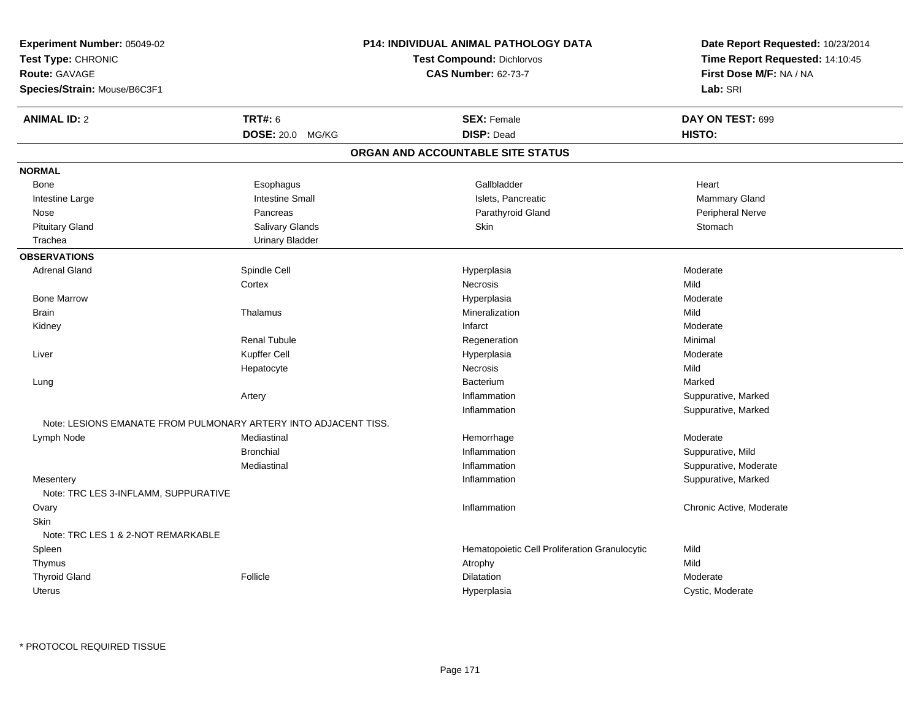**Experiment Number:** 05049-02
**Test Type:** CHRONIC
**Route:** GAVAGE
**Species/Strain:** Mouse/B6C3F1

**P14: INDIVIDUAL ANIMAL PATHOLOGY DATA**
**Test Compound:** Dichlorvos
**CAS Number:** 62-73-7

**Date Report Requested:** 10/23/2014
**Time Report Requested:** 14:10:45
**First Dose M/F:** NA / NA
**Lab:** SRI

| **ANIMAL ID:** 2 | **TRT#:** 6 | **SEX:** Female | **DAY ON TEST:** 699 |
|---|---|---|---|
| | **DOSE:** 20.0 MG/KG | **DISP:** Dead | **HISTO:** |

## ORGAN AND ACCOUNTABLE SITE STATUS

**NORMAL**

| | | | |
|---|---|---|---|
| Bone | Esophagus | Gallbladder | Heart |
| Intestine Large | Intestine Small | Islets, Pancreatic | Mammary Gland |
| Nose | Pancreas | Parathyroid Gland | Peripheral Nerve |
| Pituitary Gland | Salivary Glands | Skin | Stomach |
| Trachea | Urinary Bladder | | |

**OBSERVATIONS**

| | | | |
|---|---|---|---|
| Adrenal Gland | Spindle Cell | Hyperplasia | Moderate |
| | Cortex | Necrosis | Mild |
| Bone Marrow | | Hyperplasia | Moderate |
| Brain | Thalamus | Mineralization | Mild |
| Kidney | | Infarct | Moderate |
| | Renal Tubule | Regeneration | Minimal |
| Liver | Kupffer Cell | Hyperplasia | Moderate |
| | Hepatocyte | Necrosis | Mild |
| Lung | | Bacterium | Marked |
| | Artery | Inflammation | Suppurative, Marked |
| | | Inflammation | Suppurative, Marked |
| Note: LESIONS EMANATE FROM PULMONARY ARTERY INTO ADJACENT TISS. | | | |
| Lymph Node | Mediastinal | Hemorrhage | Moderate |
| | Bronchial | Inflammation | Suppurative, Mild |
| | Mediastinal | Inflammation | Suppurative, Moderate |
| Mesentery | | Inflammation | Suppurative, Marked |
| Note: TRC LES 3-INFLAMM, SUPPURATIVE | | | |
| Ovary | | Inflammation | Chronic Active, Moderate |
| Skin | | | |
| Note: TRC LES 1 & 2-NOT REMARKABLE | | | |
| Spleen | | Hematopoietic Cell Proliferation Granulocytic | Mild |
| Thymus | | Atrophy | Mild |
| Thyroid Gland | Follicle | Dilatation | Moderate |
| Uterus | | Hyperplasia | Cystic, Moderate |

* PROTOCOL REQUIRED TISSUE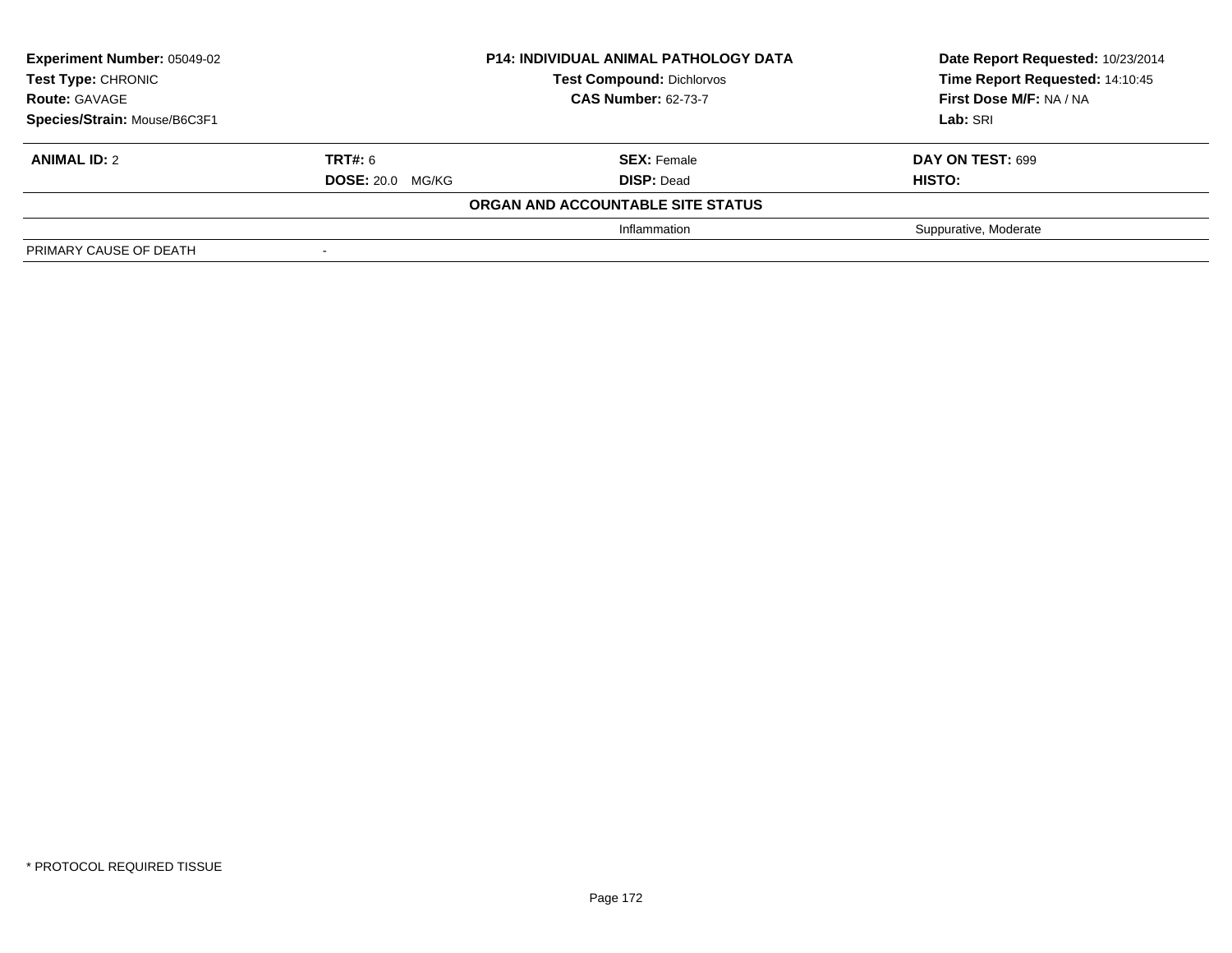**Experiment Number:** 05049-02
**Test Type:** CHRONIC
**Route:** GAVAGE
**Species/Strain:** Mouse/B6C3F1

**P14: INDIVIDUAL ANIMAL PATHOLOGY DATA**
**Test Compound:** Dichlorvos
**CAS Number:** 62-73-7

**Date Report Requested:** 10/23/2014
**Time Report Requested:** 14:10:45
**First Dose M/F:** NA / NA
**Lab:** SRI

| **ANIMAL ID:** 2 | **TRT#:** 6 | **SEX:** Female | **DAY ON TEST:** 699 |
|---|---|---|---|
| | **DOSE:** 20.0 MG/KG | **DISP:** Dead | **HISTO:** |
| | | **ORGAN AND ACCOUNTABLE SITE STATUS** | |
| | | Inflammation | Suppurative, Moderate |
| PRIMARY CAUSE OF DEATH | - | | |

\* PROTOCOL REQUIRED TISSUE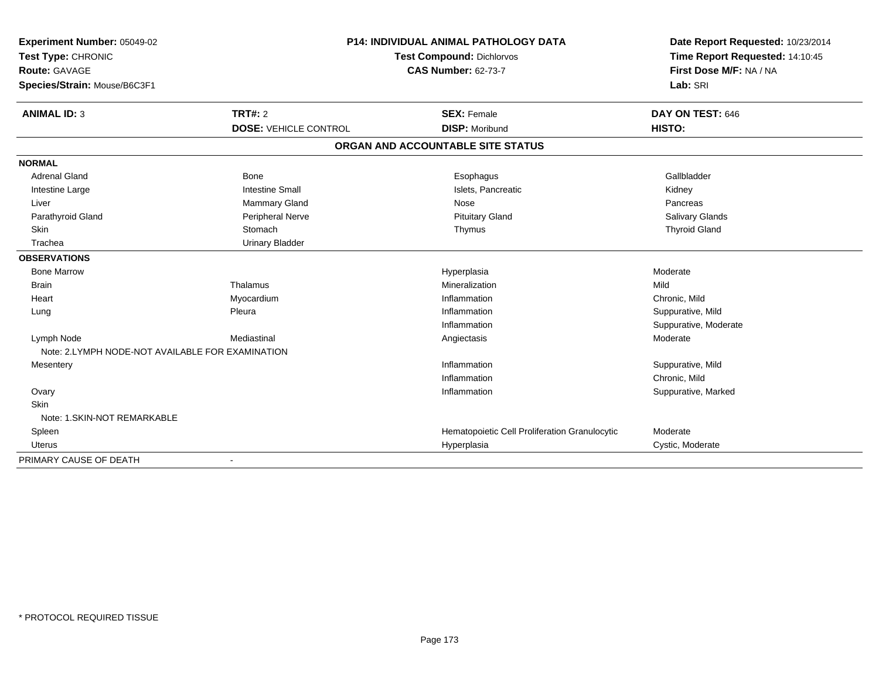**Experiment Number:** 05049-02
**Test Type:** CHRONIC
**Route:** GAVAGE
**Species/Strain:** Mouse/B6C3F1

**P14: INDIVIDUAL ANIMAL PATHOLOGY DATA**
**Test Compound:** Dichlorvos
**CAS Number:** 62-73-7

**Date Report Requested:** 10/23/2014
**Time Report Requested:** 14:10:45
**First Dose M/F:** NA / NA
**Lab:** SRI

| **ANIMAL ID:** 3 | **TRT#:** 2 | **SEX:** Female | **DAY ON TEST:** 646 |
|---|---|---|---|
| | **DOSE:** VEHICLE CONTROL | **DISP:** Moribund | **HISTO:** |

## ORGAN AND ACCOUNTABLE SITE STATUS

| | | | |
|---|---|---|---|
| **NORMAL** | | | |
| Adrenal Gland | Bone | Esophagus | Gallbladder |
| Intestine Large | Intestine Small | Islets, Pancreatic | Kidney |
| Liver | Mammary Gland | Nose | Pancreas |
| Parathyroid Gland | Peripheral Nerve | Pituitary Gland | Salivary Glands |
| Skin | Stomach | Thymus | Thyroid Gland |
| Trachea | Urinary Bladder | | |
| **OBSERVATIONS** | | | |
| Bone Marrow | | Hyperplasia | Moderate |
| Brain | Thalamus | Mineralization | Mild |
| Heart | Myocardium | Inflammation | Chronic, Mild |
| Lung | Pleura | Inflammation | Suppurative, Mild |
| | | Inflammation | Suppurative, Moderate |
| Lymph Node | Mediastinal | Angiectasis | Moderate |
| Note: 2.LYMPH NODE-NOT AVAILABLE FOR EXAMINATION | | | |
| Mesentery | | Inflammation | Suppurative, Mild |
| | | Inflammation | Chronic, Mild |
| Ovary | | Inflammation | Suppurative, Marked |
| Skin | | | |
| Note: 1.SKIN-NOT REMARKABLE | | | |
| Spleen | | Hematopoietic Cell Proliferation Granulocytic | Moderate |
| Uterus | | Hyperplasia | Cystic, Moderate |
| PRIMARY CAUSE OF DEATH | - | | |

* PROTOCOL REQUIRED TISSUE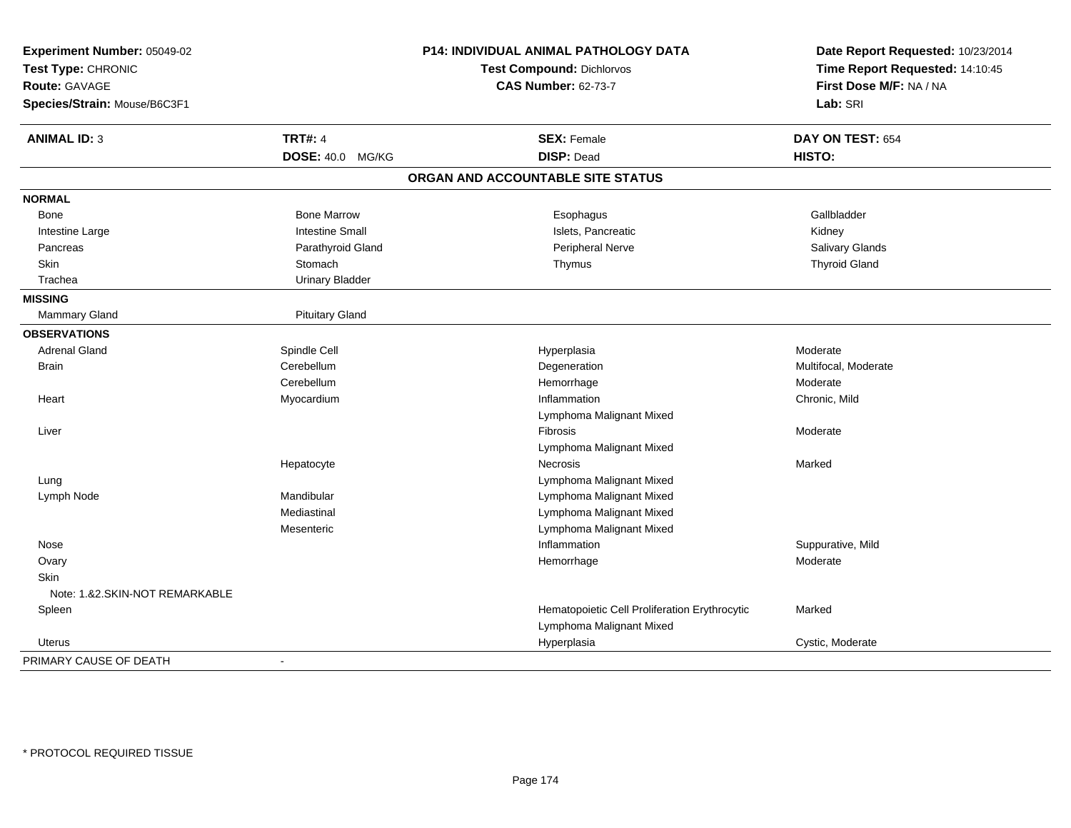**Experiment Number:** 05049-02
**Test Type:** CHRONIC
**Route:** GAVAGE
**Species/Strain:** Mouse/B6C3F1

**P14: INDIVIDUAL ANIMAL PATHOLOGY DATA**
**Test Compound:** Dichlorvos
**CAS Number:** 62-73-7

**Date Report Requested:** 10/23/2014
**Time Report Requested:** 14:10:45
**First Dose M/F:** NA / NA
**Lab:** SRI

| **ANIMAL ID:** 3 | **TRT#:** 4 | **SEX:** Female | **DAY ON TEST:** 654 |
|---|---|---|---|
| | **DOSE:** 40.0 MG/KG | **DISP:** Dead | **HISTO:** |

## ORGAN AND ACCOUNTABLE SITE STATUS

| | | | |
|---|---|---|---|
| **NORMAL** | | | |
| Bone | Bone Marrow | Esophagus | Gallbladder |
| Intestine Large | Intestine Small | Islets, Pancreatic | Kidney |
| Pancreas | Parathyroid Gland | Peripheral Nerve | Salivary Glands |
| Skin | Stomach | Thymus | Thyroid Gland |
| Trachea | Urinary Bladder | | |
| **MISSING** | | | |
| Mammary Gland | Pituitary Gland | | |
| **OBSERVATIONS** | | | |
| Adrenal Gland | Spindle Cell | Hyperplasia | Moderate |
| Brain | Cerebellum | Degeneration | Multifocal, Moderate |
| | Cerebellum | Hemorrhage | Moderate |
| Heart | Myocardium | Inflammation | Chronic, Mild |
| | | Lymphoma Malignant Mixed | |
| Liver | | Fibrosis | Moderate |
| | | Lymphoma Malignant Mixed | |
| | Hepatocyte | Necrosis | Marked |
| Lung | | Lymphoma Malignant Mixed | |
| Lymph Node | Mandibular | Lymphoma Malignant Mixed | |
| | Mediastinal | Lymphoma Malignant Mixed | |
| | Mesenteric | Lymphoma Malignant Mixed | |
| Nose | | Inflammation | Suppurative, Mild |
| Ovary | | Hemorrhage | Moderate |
| Skin | | | |
| Note: 1.&2.SKIN-NOT REMARKABLE | | | |
| Spleen | | Hematopoietic Cell Proliferation Erythrocytic | Marked |
| | | Lymphoma Malignant Mixed | |
| Uterus | | Hyperplasia | Cystic, Moderate |
| PRIMARY CAUSE OF DEATH | - | | |

* PROTOCOL REQUIRED TISSUE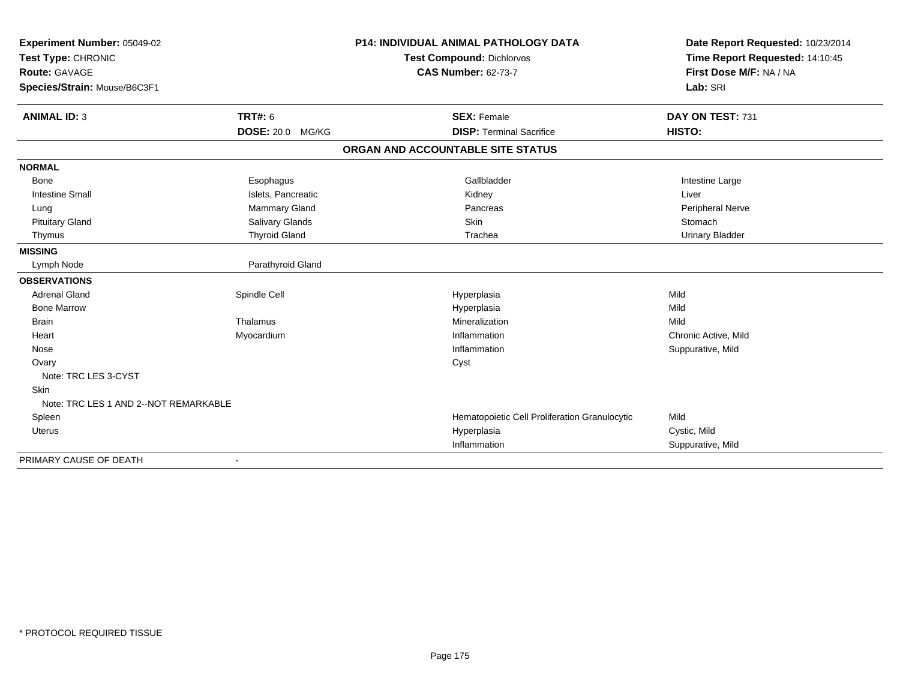**Experiment Number:** 05049-02
**Test Type:** CHRONIC
**Route:** GAVAGE
**Species/Strain:** Mouse/B6C3F1

**P14: INDIVIDUAL ANIMAL PATHOLOGY DATA**
**Test Compound:** Dichlorvos
**CAS Number:** 62-73-7

**Date Report Requested:** 10/23/2014
**Time Report Requested:** 14:10:45
**First Dose M/F:** NA / NA
**Lab:** SRI

| **ANIMAL ID:** 3 | **TRT#:** 6 | **SEX:** Female | **DAY ON TEST:** 731 |
|---|---|---|---|
| | **DOSE:** 20.0 MG/KG | **DISP:** Terminal Sacrifice | **HISTO:** |

**ORGAN AND ACCOUNTABLE SITE STATUS**

| | | | |
|---|---|---|---|
| **NORMAL** | | | |
| Bone | Esophagus | Gallbladder | Intestine Large |
| Intestine Small | Islets, Pancreatic | Kidney | Liver |
| Lung | Mammary Gland | Pancreas | Peripheral Nerve |
| Pituitary Gland | Salivary Glands | Skin | Stomach |
| Thymus | Thyroid Gland | Trachea | Urinary Bladder |
| **MISSING** | | | |
| Lymph Node | Parathyroid Gland | | |
| **OBSERVATIONS** | | | |
| Adrenal Gland | Spindle Cell | Hyperplasia | Mild |
| Bone Marrow | | Hyperplasia | Mild |
| Brain | Thalamus | Mineralization | Mild |
| Heart | Myocardium | Inflammation | Chronic Active, Mild |
| Nose | | Inflammation | Suppurative, Mild |
| Ovary | | Cyst | |
| Note: TRC LES 3-CYST | | | |
| Skin | | | |
| Note: TRC LES 1 AND 2--NOT REMARKABLE | | | |
| Spleen | | Hematopoietic Cell Proliferation Granulocytic | Mild |
| Uterus | | Hyperplasia | Cystic, Mild |
| | | Inflammation | Suppurative, Mild |
| PRIMARY CAUSE OF DEATH | - | | |

* PROTOCOL REQUIRED TISSUE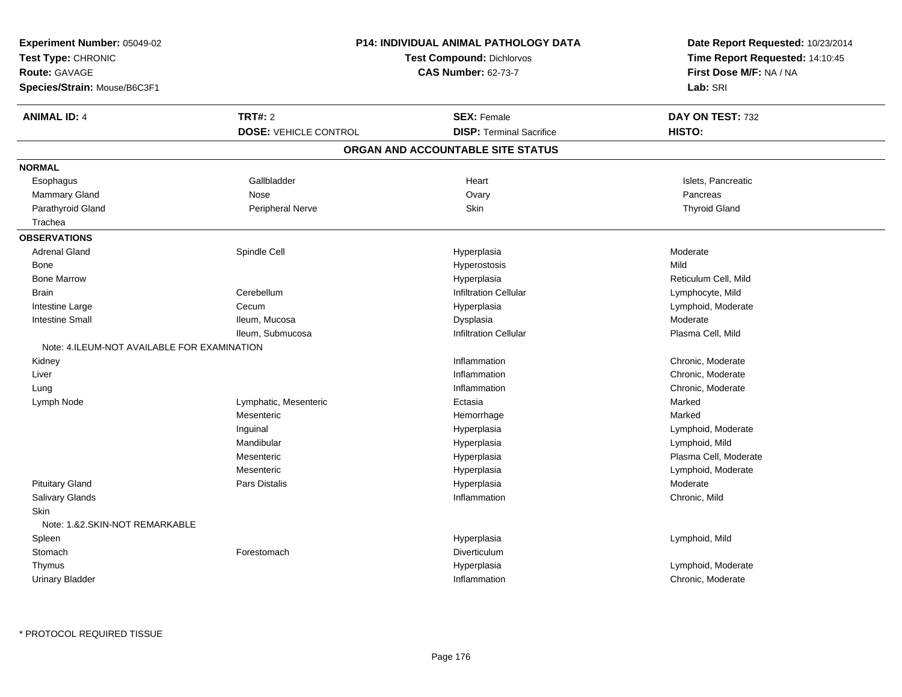**Experiment Number:** 05049-02
**Test Type:** CHRONIC
**Route:** GAVAGE
**Species/Strain:** Mouse/B6C3F1

**P14: INDIVIDUAL ANIMAL PATHOLOGY DATA**
**Test Compound:** Dichlorvos
**CAS Number:** 62-73-7

**Date Report Requested:** 10/23/2014
**Time Report Requested:** 14:10:45
**First Dose M/F:** NA / NA
**Lab:** SRI

| **ANIMAL ID:** 4 | **TRT#:** 2 | **SEX:** Female | **DAY ON TEST:** 732 |
|---|---|---|---|
| | **DOSE:** VEHICLE CONTROL | **DISP:** Terminal Sacrifice | **HISTO:** |

## ORGAN AND ACCOUNTABLE SITE STATUS

| | | | |
|---|---|---|---|
| **NORMAL** | | | |
| Esophagus | Gallbladder | Heart | Islets, Pancreatic |
| Mammary Gland | Nose | Ovary | Pancreas |
| Parathyroid Gland | Peripheral Nerve | Skin | Thyroid Gland |
| Trachea | | | |
| **OBSERVATIONS** | | | |
| Adrenal Gland | Spindle Cell | Hyperplasia | Moderate |
| Bone | | Hyperostosis | Mild |
| Bone Marrow | | Hyperplasia | Reticulum Cell, Mild |
| Brain | Cerebellum | Infiltration Cellular | Lymphocyte, Mild |
| Intestine Large | Cecum | Hyperplasia | Lymphoid, Moderate |
| Intestine Small | Ileum, Mucosa | Dysplasia | Moderate |
| | Ileum, Submucosa | Infiltration Cellular | Plasma Cell, Mild |
| Note: 4.ILEUM-NOT AVAILABLE FOR EXAMINATION | | | |
| Kidney | | Inflammation | Chronic, Moderate |
| Liver | | Inflammation | Chronic, Moderate |
| Lung | | Inflammation | Chronic, Moderate |
| Lymph Node | Lymphatic, Mesenteric | Ectasia | Marked |
| | Mesenteric | Hemorrhage | Marked |
| | Inguinal | Hyperplasia | Lymphoid, Moderate |
| | Mandibular | Hyperplasia | Lymphoid, Mild |
| | Mesenteric | Hyperplasia | Plasma Cell, Moderate |
| | Mesenteric | Hyperplasia | Lymphoid, Moderate |
| Pituitary Gland | Pars Distalis | Hyperplasia | Moderate |
| Salivary Glands | | Inflammation | Chronic, Mild |
| Skin | | | |
| Note: 1.&2.SKIN-NOT REMARKABLE | | | |
| Spleen | | Hyperplasia | Lymphoid, Mild |
| Stomach | Forestomach | Diverticulum | |
| Thymus | | Hyperplasia | Lymphoid, Moderate |
| Urinary Bladder | | Inflammation | Chronic, Moderate |

* PROTOCOL REQUIRED TISSUE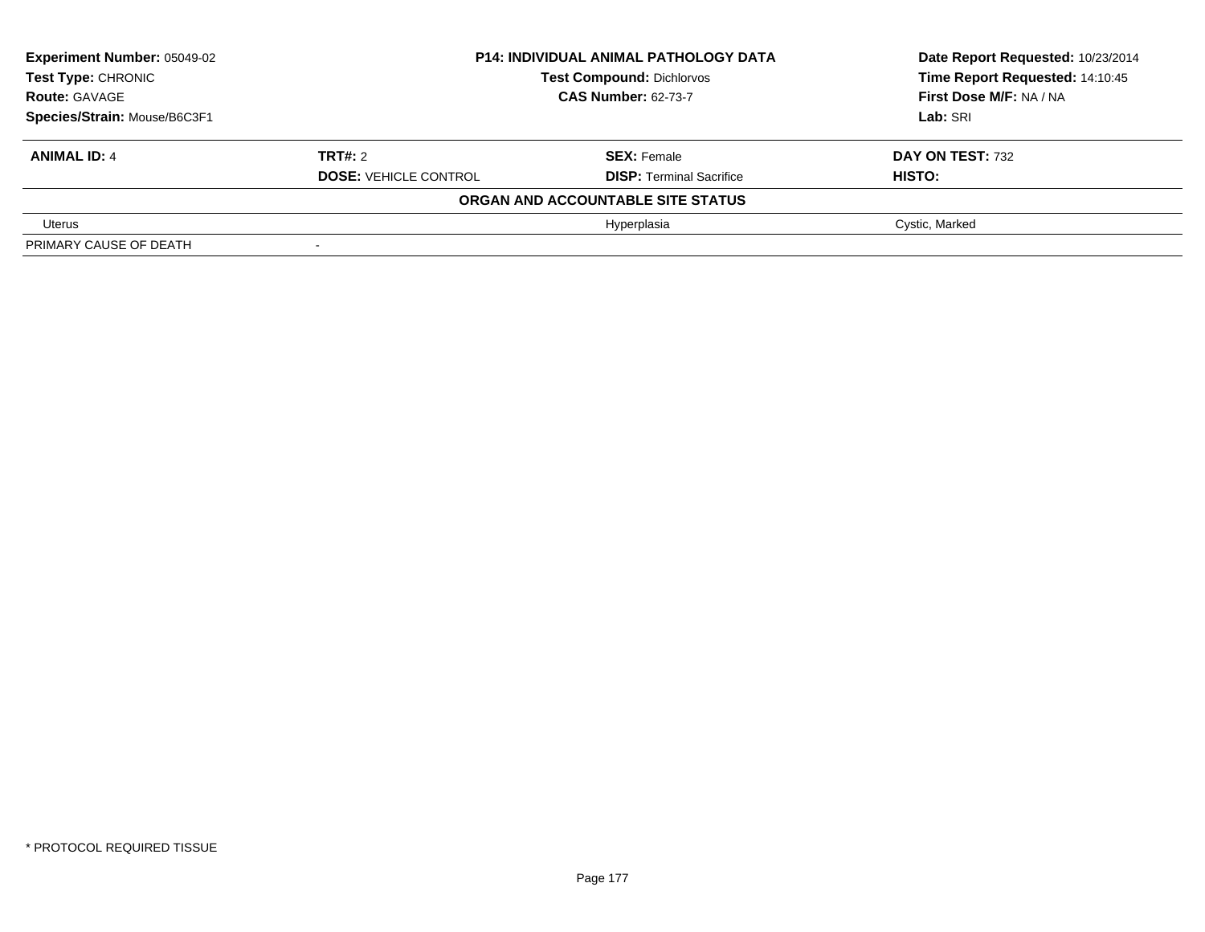| **Experiment Number:** 05049-02 | **P14: INDIVIDUAL ANIMAL PATHOLOGY DATA** | **Date Report Requested:** 10/23/2014 |
|---|---|---|
| **Test Type:** CHRONIC | **Test Compound:** Dichlorvos | **Time Report Requested:** 14:10:45 |
| **Route:** GAVAGE | **CAS Number:** 62-73-7 | **First Dose M/F:** NA / NA |
| **Species/Strain:** Mouse/B6C3F1 | | **Lab:** SRI |

| **ANIMAL ID:** 4 | **TRT#:** 2 | **SEX:** Female | **DAY ON TEST:** 732 |
|---|---|---|---|
| | **DOSE:** VEHICLE CONTROL | **DISP:** Terminal Sacrifice | **HISTO:** |
| **ORGAN AND ACCOUNTABLE SITE STATUS** | | | |
| Uterus | | Hyperplasia | Cystic, Marked |
| PRIMARY CAUSE OF DEATH | - | | |

* PROTOCOL REQUIRED TISSUE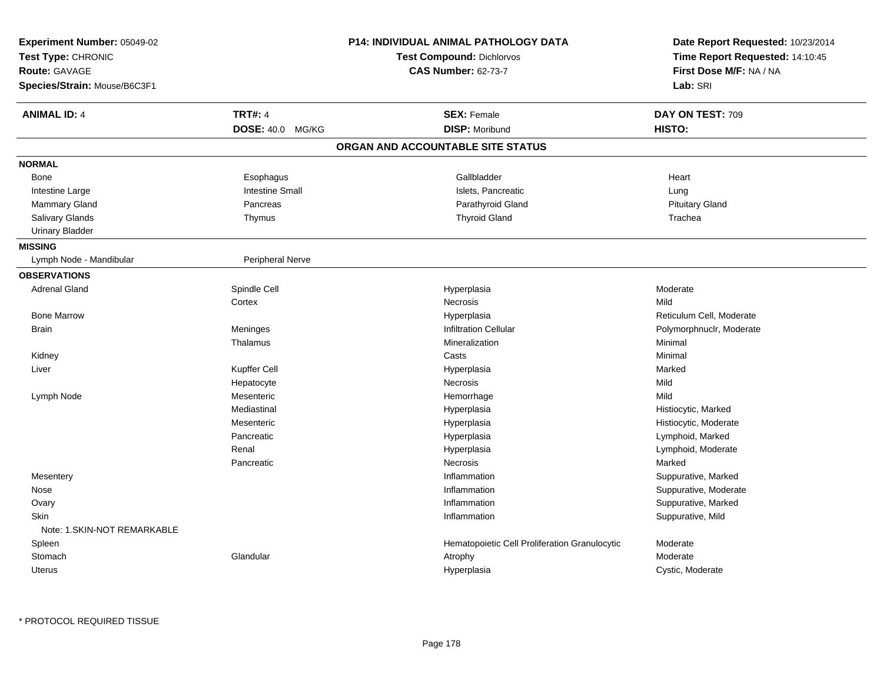**Experiment Number:** 05049-02
**Test Type:** CHRONIC
**Route:** GAVAGE
**Species/Strain:** Mouse/B6C3F1

**P14: INDIVIDUAL ANIMAL PATHOLOGY DATA**
**Test Compound:** Dichlorvos
**CAS Number:** 62-73-7

**Date Report Requested:** 10/23/2014
**Time Report Requested:** 14:10:45
**First Dose M/F:** NA / NA
**Lab:** SRI

| **ANIMAL ID:** 4 | **TRT#:** 4 | **SEX:** Female | **DAY ON TEST:** 709 |
|---|---|---|---|
| | **DOSE:** 40.0 MG/KG | **DISP:** Moribund | **HISTO:** |

## ORGAN AND ACCOUNTABLE SITE STATUS

### NORMAL

| | | | |
|---|---|---|---|
| Bone | Esophagus | Gallbladder | Heart |
| Intestine Large | Intestine Small | Islets, Pancreatic | Lung |
| Mammary Gland | Pancreas | Parathyroid Gland | Pituitary Gland |
| Salivary Glands | Thymus | Thyroid Gland | Trachea |
| Urinary Bladder | | | |

### MISSING

| | |
|---|---|
| Lymph Node - Mandibular | Peripheral Nerve |

### OBSERVATIONS

| | | | |
|---|---|---|---|
| Adrenal Gland | Spindle Cell | Hyperplasia | Moderate |
| | Cortex | Necrosis | Mild |
| Bone Marrow | | Hyperplasia | Reticulum Cell, Moderate |
| Brain | Meninges | Infiltration Cellular | Polymorphnuclr, Moderate |
| | Thalamus | Mineralization | Minimal |
| Kidney | | Casts | Minimal |
| Liver | Kupffer Cell | Hyperplasia | Marked |
| | Hepatocyte | Necrosis | Mild |
| Lymph Node | Mesenteric | Hemorrhage | Mild |
| | Mediastinal | Hyperplasia | Histiocytic, Marked |
| | Mesenteric | Hyperplasia | Histiocytic, Moderate |
| | Pancreatic | Hyperplasia | Lymphoid, Marked |
| | Renal | Hyperplasia | Lymphoid, Moderate |
| | Pancreatic | Necrosis | Marked |
| Mesentery | | Inflammation | Suppurative, Marked |
| Nose | | Inflammation | Suppurative, Moderate |
| Ovary | | Inflammation | Suppurative, Marked |
| Skin | | Inflammation | Suppurative, Mild |
| Note: 1.SKIN-NOT REMARKABLE | | | |
| Spleen | | Hematopoietic Cell Proliferation Granulocytic | Moderate |
| Stomach | Glandular | Atrophy | Moderate |
| Uterus | | Hyperplasia | Cystic, Moderate |

* PROTOCOL REQUIRED TISSUE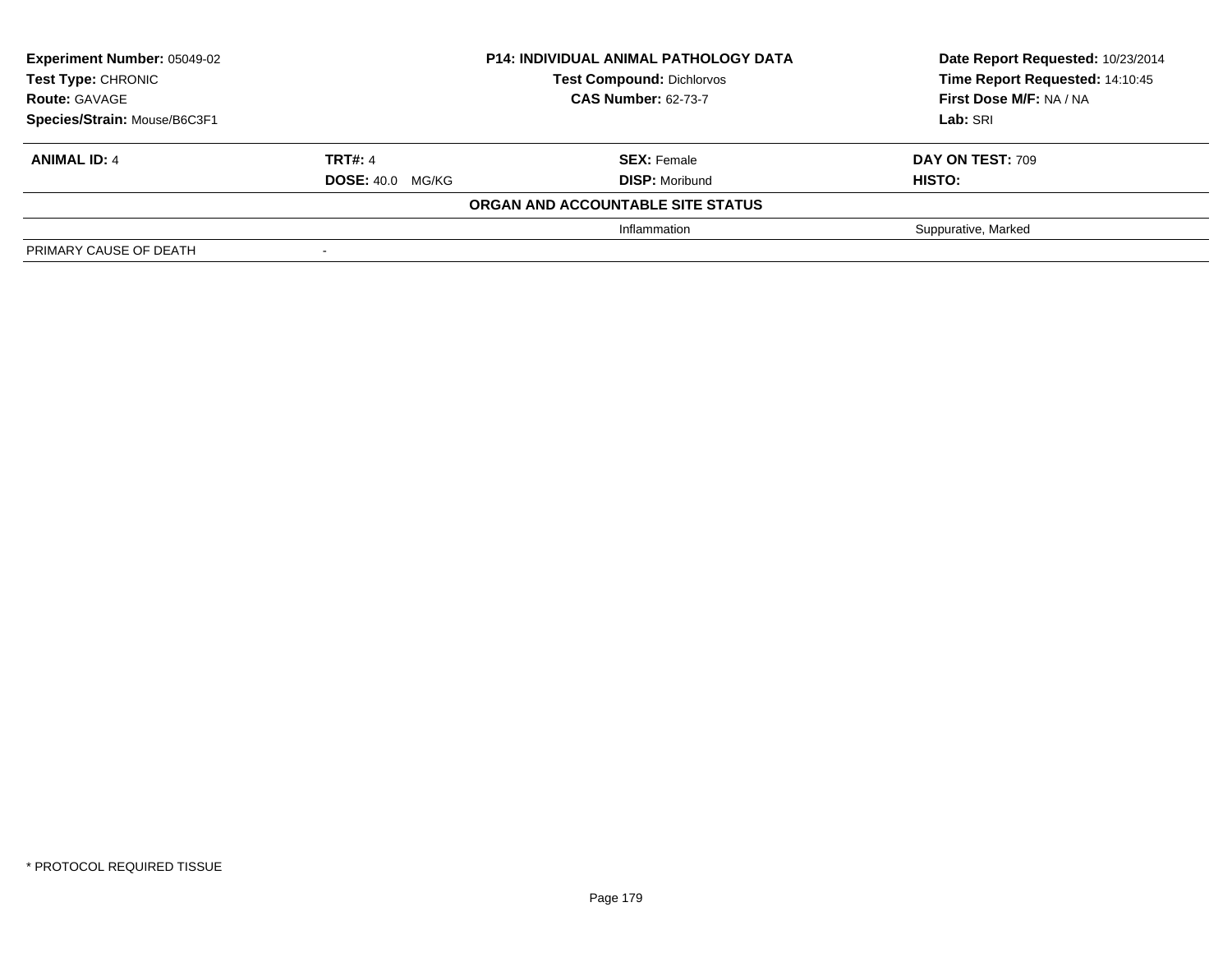| **Experiment Number:** 05049-02 | **P14: INDIVIDUAL ANIMAL PATHOLOGY DATA** | **Date Report Requested:** 10/23/2014 |
|---|---|---|
| **Test Type:** CHRONIC | **Test Compound:** Dichlorvos | **Time Report Requested:** 14:10:45 |
| **Route:** GAVAGE | **CAS Number:** 62-73-7 | **First Dose M/F:** NA / NA |
| **Species/Strain:** Mouse/B6C3F1 | | **Lab:** SRI |

| **ANIMAL ID:** 4 | **TRT#:** 4 | **SEX:** Female | **DAY ON TEST:** 709 |
|---|---|---|---|
| | **DOSE:** 40.0 MG/KG | **DISP:** Moribund | **HISTO:** |
| | | **ORGAN AND ACCOUNTABLE SITE STATUS** | |
| | | Inflammation | Suppurative, Marked |
| PRIMARY CAUSE OF DEATH | - | | |

* PROTOCOL REQUIRED TISSUE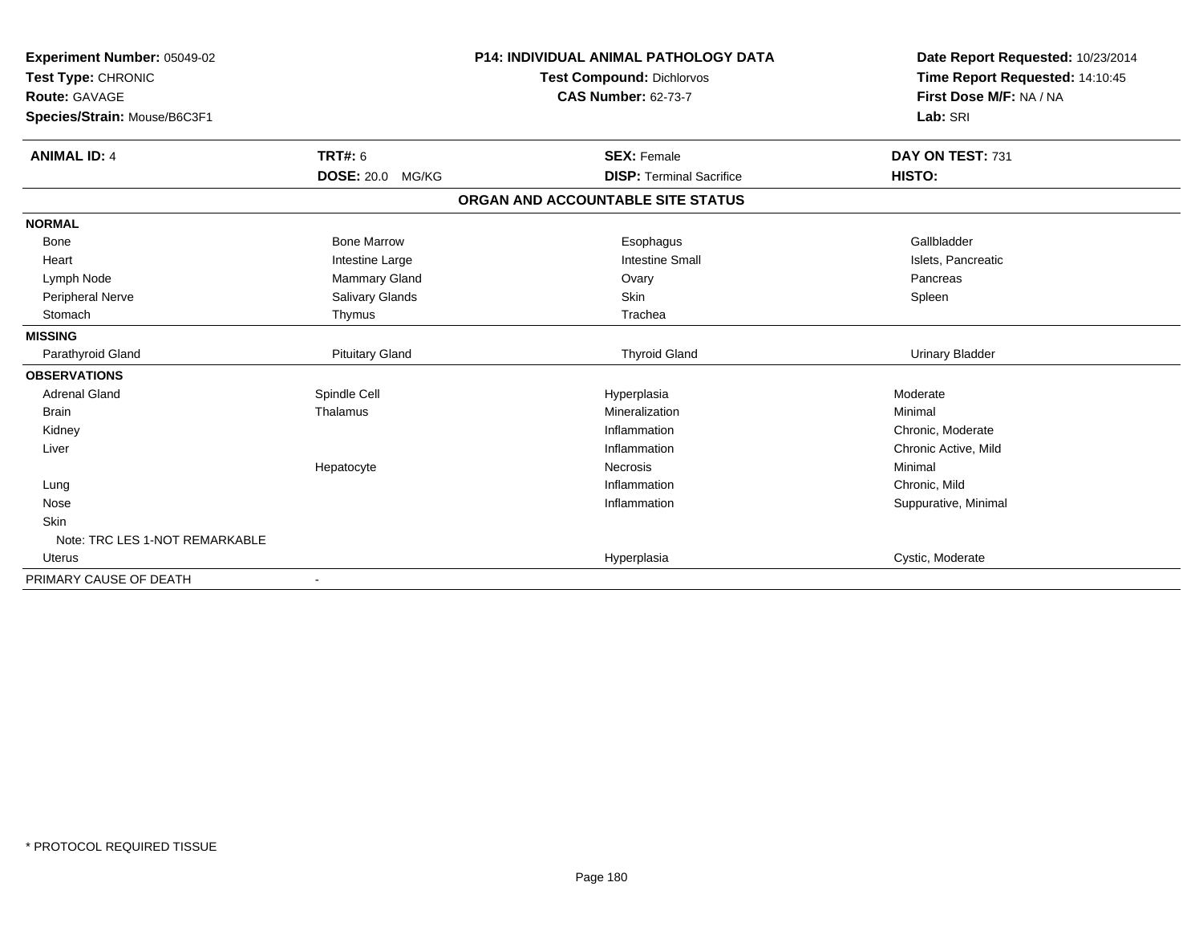**Experiment Number:** 05049-02
**Test Type:** CHRONIC
**Route:** GAVAGE
**Species/Strain:** Mouse/B6C3F1

**P14: INDIVIDUAL ANIMAL PATHOLOGY DATA**
**Test Compound:** Dichlorvos
**CAS Number:** 62-73-7

**Date Report Requested:** 10/23/2014
**Time Report Requested:** 14:10:45
**First Dose M/F:** NA / NA
**Lab:** SRI

| **ANIMAL ID:** 4 | **TRT#:** 6 | **SEX:** Female | **DAY ON TEST:** 731 |
|---|---|---|---|
| | **DOSE:** 20.0 MG/KG | **DISP:** Terminal Sacrifice | **HISTO:** |

**ORGAN AND ACCOUNTABLE SITE STATUS**

| | | | |
|---|---|---|---|
| **NORMAL** | | | |
| Bone | Bone Marrow | Esophagus | Gallbladder |
| Heart | Intestine Large | Intestine Small | Islets, Pancreatic |
| Lymph Node | Mammary Gland | Ovary | Pancreas |
| Peripheral Nerve | Salivary Glands | Skin | Spleen |
| Stomach | Thymus | Trachea | |
| **MISSING** | | | |
| Parathyroid Gland | Pituitary Gland | Thyroid Gland | Urinary Bladder |
| **OBSERVATIONS** | | | |
| Adrenal Gland | Spindle Cell | Hyperplasia | Moderate |
| Brain | Thalamus | Mineralization | Minimal |
| Kidney | | Inflammation | Chronic, Moderate |
| Liver | | Inflammation | Chronic Active, Mild |
| | Hepatocyte | Necrosis | Minimal |
| Lung | | Inflammation | Chronic, Mild |
| Nose | | Inflammation | Suppurative, Minimal |
| Skin | | | |
| Note: TRC LES 1-NOT REMARKABLE | | | |
| Uterus | | Hyperplasia | Cystic, Moderate |
| PRIMARY CAUSE OF DEATH | - | | |

\* PROTOCOL REQUIRED TISSUE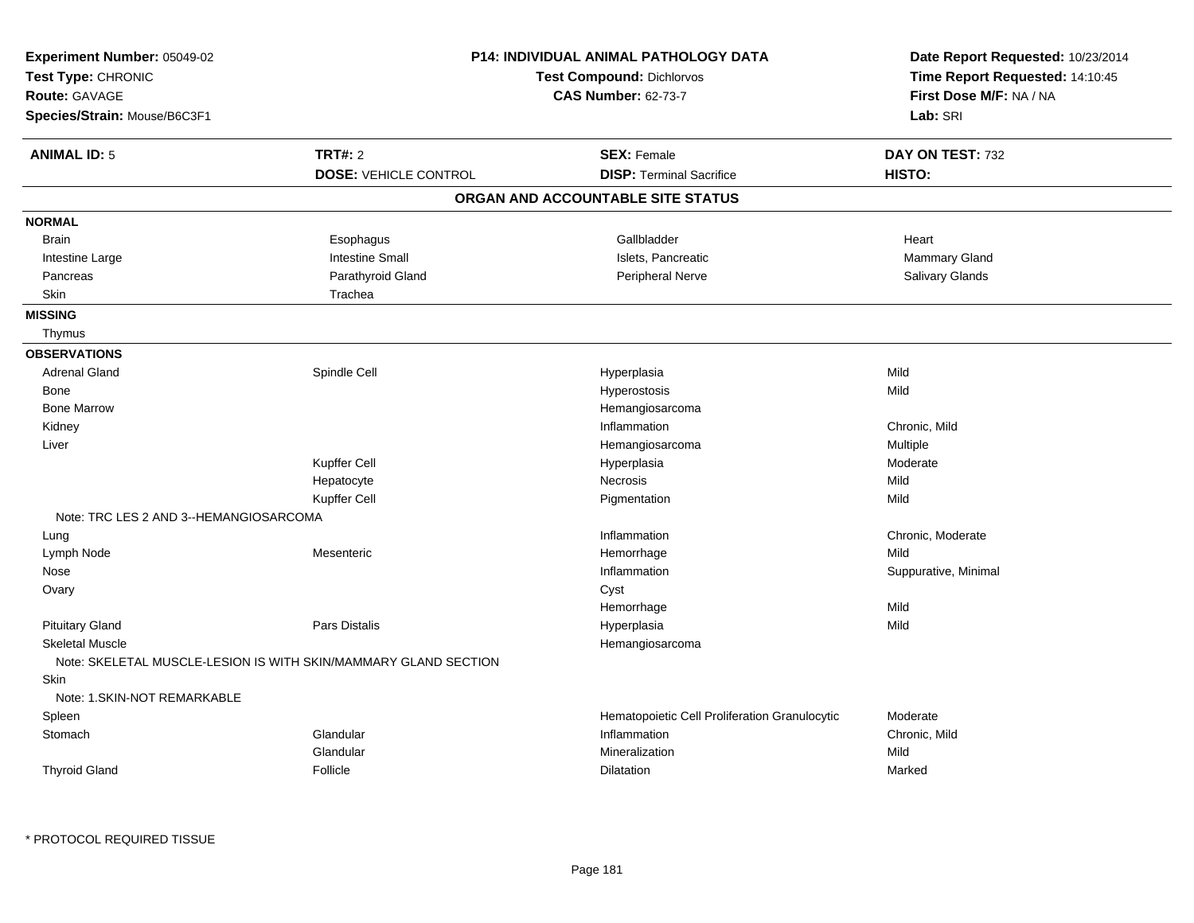**Experiment Number:** 05049-02
**Test Type:** CHRONIC
**Route:** GAVAGE
**Species/Strain:** Mouse/B6C3F1

**P14: INDIVIDUAL ANIMAL PATHOLOGY DATA**
**Test Compound:** Dichlorvos
**CAS Number:** 62-73-7

**Date Report Requested:** 10/23/2014
**Time Report Requested:** 14:10:45
**First Dose M/F:** NA / NA
**Lab:** SRI

| **ANIMAL ID:** 5 | **TRT#:** 2 | **SEX:** Female | **DAY ON TEST:** 732 |
|---|---|---|---|
| | **DOSE:** VEHICLE CONTROL | **DISP:** Terminal Sacrifice | **HISTO:** |

## ORGAN AND ACCOUNTABLE SITE STATUS

**NORMAL**

| | | | |
|---|---|---|---|
| Brain | Esophagus | Gallbladder | Heart |
| Intestine Large | Intestine Small | Islets, Pancreatic | Mammary Gland |
| Pancreas | Parathyroid Gland | Peripheral Nerve | Salivary Glands |
| Skin | Trachea | | |

**MISSING**

Thymus

**OBSERVATIONS**

| Organ | Site | Observation | Severity |
|---|---|---|---|
| Adrenal Gland | Spindle Cell | Hyperplasia | Mild |
| Bone | | Hyperostosis | Mild |
| Bone Marrow | | Hemangiosarcoma | |
| Kidney | | Inflammation | Chronic, Mild |
| Liver | | Hemangiosarcoma | Multiple |
| | Kupffer Cell | Hyperplasia | Moderate |
| | Hepatocyte | Necrosis | Mild |
| | Kupffer Cell | Pigmentation | Mild |
| Note: TRC LES 2 AND 3--HEMANGIOSARCOMA | | | |
| Lung | | Inflammation | Chronic, Moderate |
| Lymph Node | Mesenteric | Hemorrhage | Mild |
| Nose | | Inflammation | Suppurative, Minimal |
| Ovary | | Cyst | |
| | | Hemorrhage | Mild |
| Pituitary Gland | Pars Distalis | Hyperplasia | Mild |
| Skeletal Muscle | | Hemangiosarcoma | |
| Note: SKELETAL MUSCLE-LESION IS WITH SKIN/MAMMARY GLAND SECTION | | | |
| Skin | | | |
| Note: 1.SKIN-NOT REMARKABLE | | | |
| Spleen | | Hematopoietic Cell Proliferation Granulocytic | Moderate |
| Stomach | Glandular | Inflammation | Chronic, Mild |
| | Glandular | Mineralization | Mild |
| Thyroid Gland | Follicle | Dilatation | Marked |

\* PROTOCOL REQUIRED TISSUE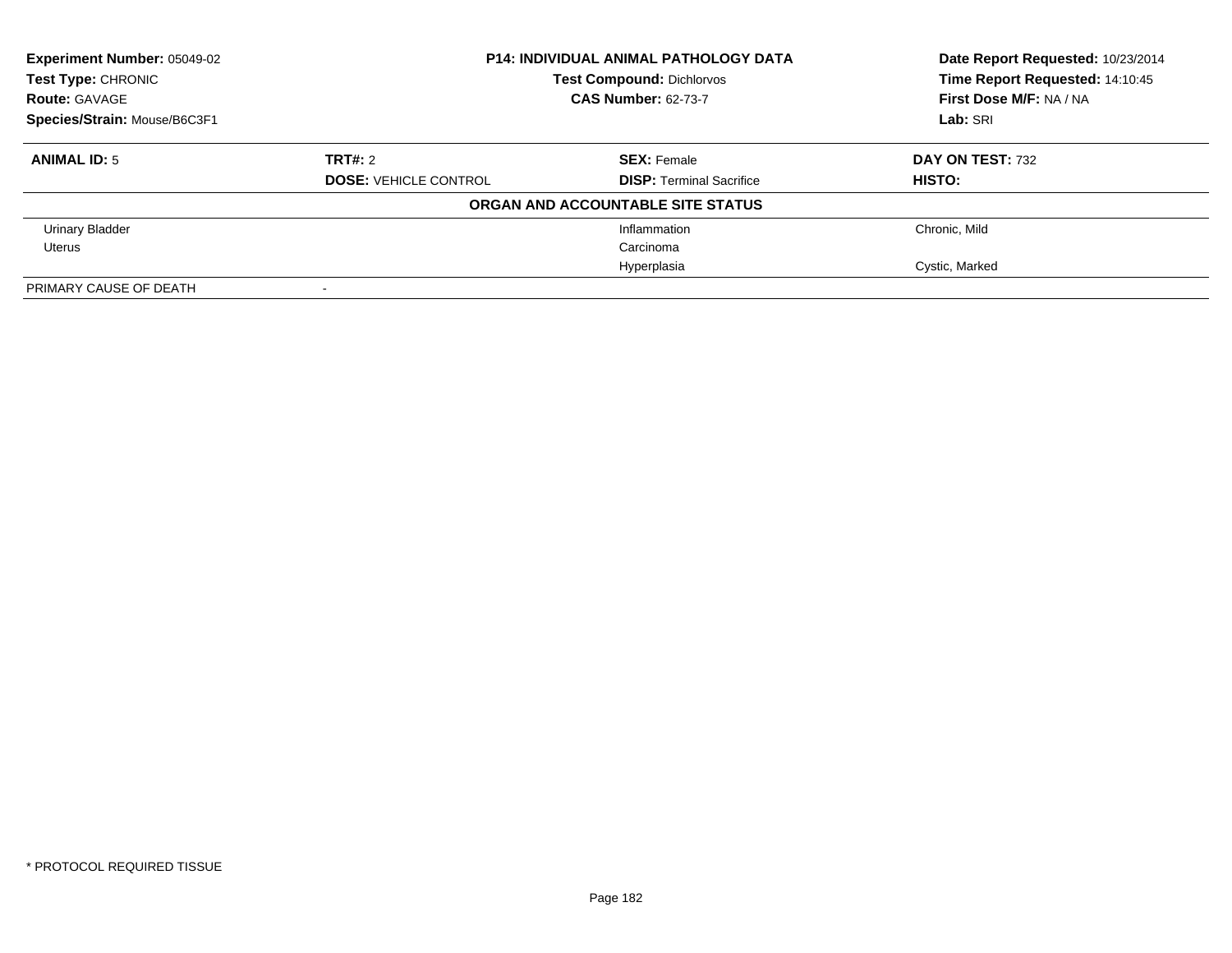**Experiment Number:** 05049-02
**Test Type:** CHRONIC
**Route:** GAVAGE
**Species/Strain:** Mouse/B6C3F1

**P14: INDIVIDUAL ANIMAL PATHOLOGY DATA**
**Test Compound:** Dichlorvos
**CAS Number:** 62-73-7

**Date Report Requested:** 10/23/2014
**Time Report Requested:** 14:10:45
**First Dose M/F:** NA / NA
**Lab:** SRI

| **ANIMAL ID:** 5 | **TRT#:** 2 | **SEX:** Female | **DAY ON TEST:** 732 |
|---|---|---|---|
| | **DOSE:** VEHICLE CONTROL | **DISP:** Terminal Sacrifice | **HISTO:** |

**ORGAN AND ACCOUNTABLE SITE STATUS**

| | | | |
|---|---|---|---|
| Urinary Bladder | | Inflammation | Chronic, Mild |
| Uterus | | Carcinoma | |
| | | Hyperplasia | Cystic, Marked |
| PRIMARY CAUSE OF DEATH | - | | |

\* PROTOCOL REQUIRED TISSUE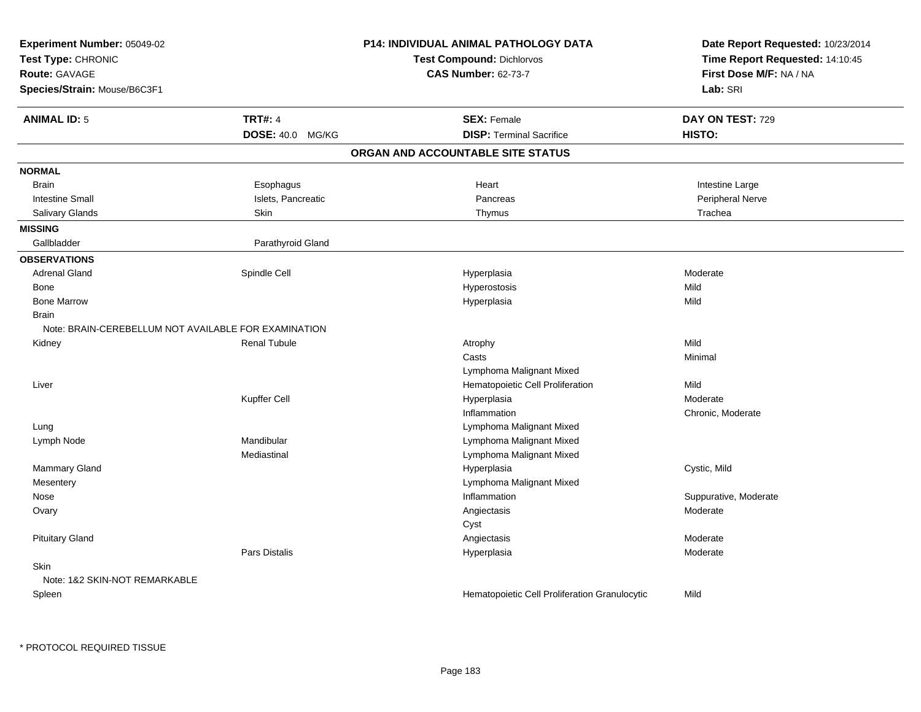**Experiment Number:** 05049-02
**Test Type:** CHRONIC
**Route:** GAVAGE
**Species/Strain:** Mouse/B6C3F1

**P14: INDIVIDUAL ANIMAL PATHOLOGY DATA**
**Test Compound:** Dichlorvos
**CAS Number:** 62-73-7

**Date Report Requested:** 10/23/2014
**Time Report Requested:** 14:10:45
**First Dose M/F:** NA / NA
**Lab:** SRI

| **ANIMAL ID:** 5 | **TRT#:** 4 | **SEX:** Female | **DAY ON TEST:** 729 |
|---|---|---|---|
| | **DOSE:** 40.0 MG/KG | **DISP:** Terminal Sacrifice | **HISTO:** |

## ORGAN AND ACCOUNTABLE SITE STATUS

**NORMAL**

| | | | |
|---|---|---|---|
| Brain | Esophagus | Heart | Intestine Large |
| Intestine Small | Islets, Pancreatic | Pancreas | Peripheral Nerve |
| Salivary Glands | Skin | Thymus | Trachea |

**MISSING**

| | |
|---|---|
| Gallbladder | Parathyroid Gland |

**OBSERVATIONS**

| Organ | Site | Observation | Severity |
|---|---|---|---|
| Adrenal Gland | Spindle Cell | Hyperplasia | Moderate |
| Bone | | Hyperostosis | Mild |
| Bone Marrow | | Hyperplasia | Mild |
| Brain | | | |
| Note: BRAIN-CEREBELLUM NOT AVAILABLE FOR EXAMINATION | | | |
| Kidney | Renal Tubule | Atrophy | Mild |
| | | Casts | Minimal |
| | | Lymphoma Malignant Mixed | |
| Liver | | Hematopoietic Cell Proliferation | Mild |
| | Kupffer Cell | Hyperplasia | Moderate |
| | | Inflammation | Chronic, Moderate |
| Lung | | Lymphoma Malignant Mixed | |
| Lymph Node | Mandibular | Lymphoma Malignant Mixed | |
| | Mediastinal | Lymphoma Malignant Mixed | |
| Mammary Gland | | Hyperplasia | Cystic, Mild |
| Mesentery | | Lymphoma Malignant Mixed | |
| Nose | | Inflammation | Suppurative, Moderate |
| Ovary | | Angiectasis | Moderate |
| | | Cyst | |
| Pituitary Gland | | Angiectasis | Moderate |
| | Pars Distalis | Hyperplasia | Moderate |
| Skin | | | |
| Note: 1&2 SKIN-NOT REMARKABLE | | | |
| Spleen | | Hematopoietic Cell Proliferation Granulocytic | Mild |

\* PROTOCOL REQUIRED TISSUE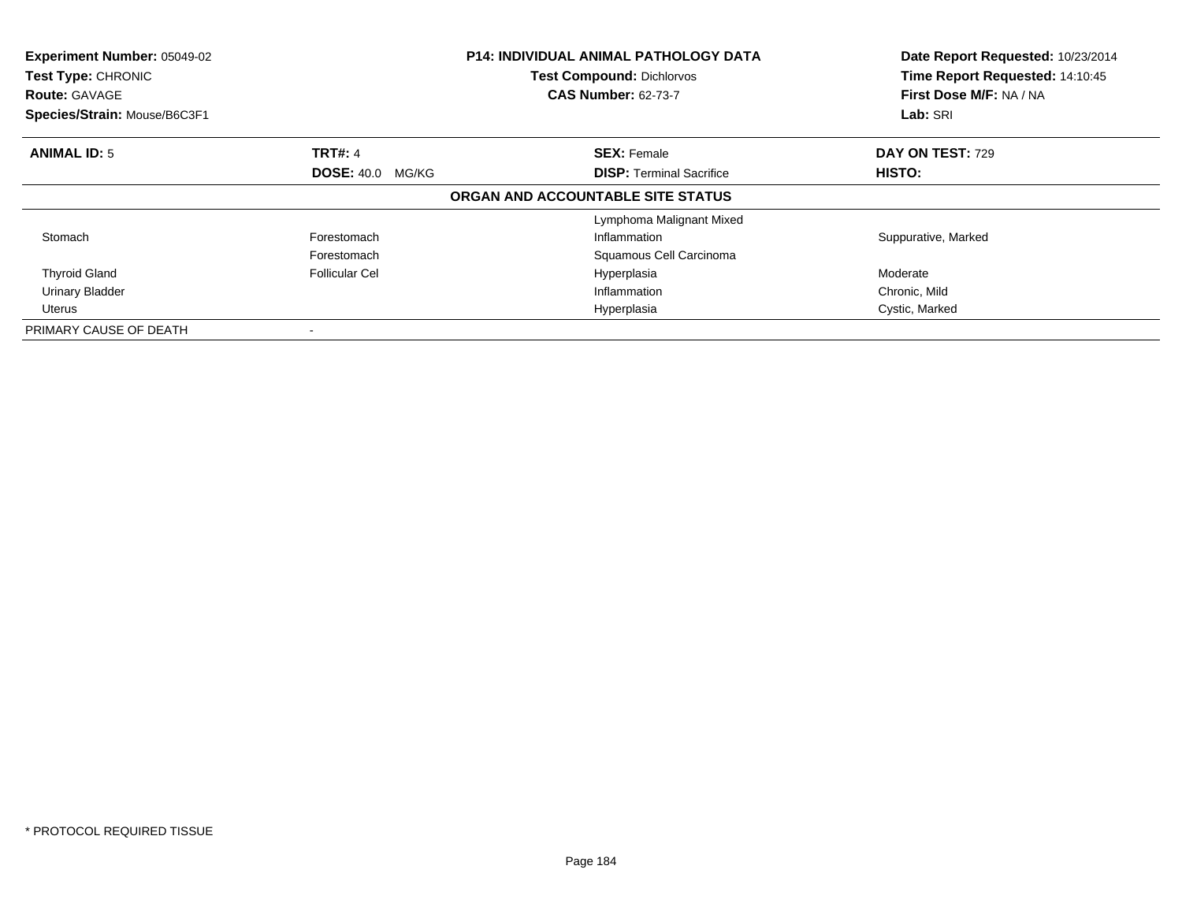**Experiment Number:** 05049-02
**Test Type:** CHRONIC
**Route:** GAVAGE
**Species/Strain:** Mouse/B6C3F1

**P14: INDIVIDUAL ANIMAL PATHOLOGY DATA**
**Test Compound:** Dichlorvos
**CAS Number:** 62-73-7

**Date Report Requested:** 10/23/2014
**Time Report Requested:** 14:10:45
**First Dose M/F:** NA / NA
**Lab:** SRI

| **ANIMAL ID:** 5 | **TRT#:** 4 | **SEX:** Female | **DAY ON TEST:** 729 |
|---|---|---|---|
| | **DOSE:** 40.0 MG/KG | **DISP:** Terminal Sacrifice | **HISTO:** |

**ORGAN AND ACCOUNTABLE SITE STATUS**

| | | | |
|---|---|---|---|
| | | Lymphoma Malignant Mixed | |
| Stomach | Forestomach | Inflammation | Suppurative, Marked |
| | Forestomach | Squamous Cell Carcinoma | |
| Thyroid Gland | Follicular Cel | Hyperplasia | Moderate |
| Urinary Bladder | | Inflammation | Chronic, Mild |
| Uterus | | Hyperplasia | Cystic, Marked |
| PRIMARY CAUSE OF DEATH | - | | |

* PROTOCOL REQUIRED TISSUE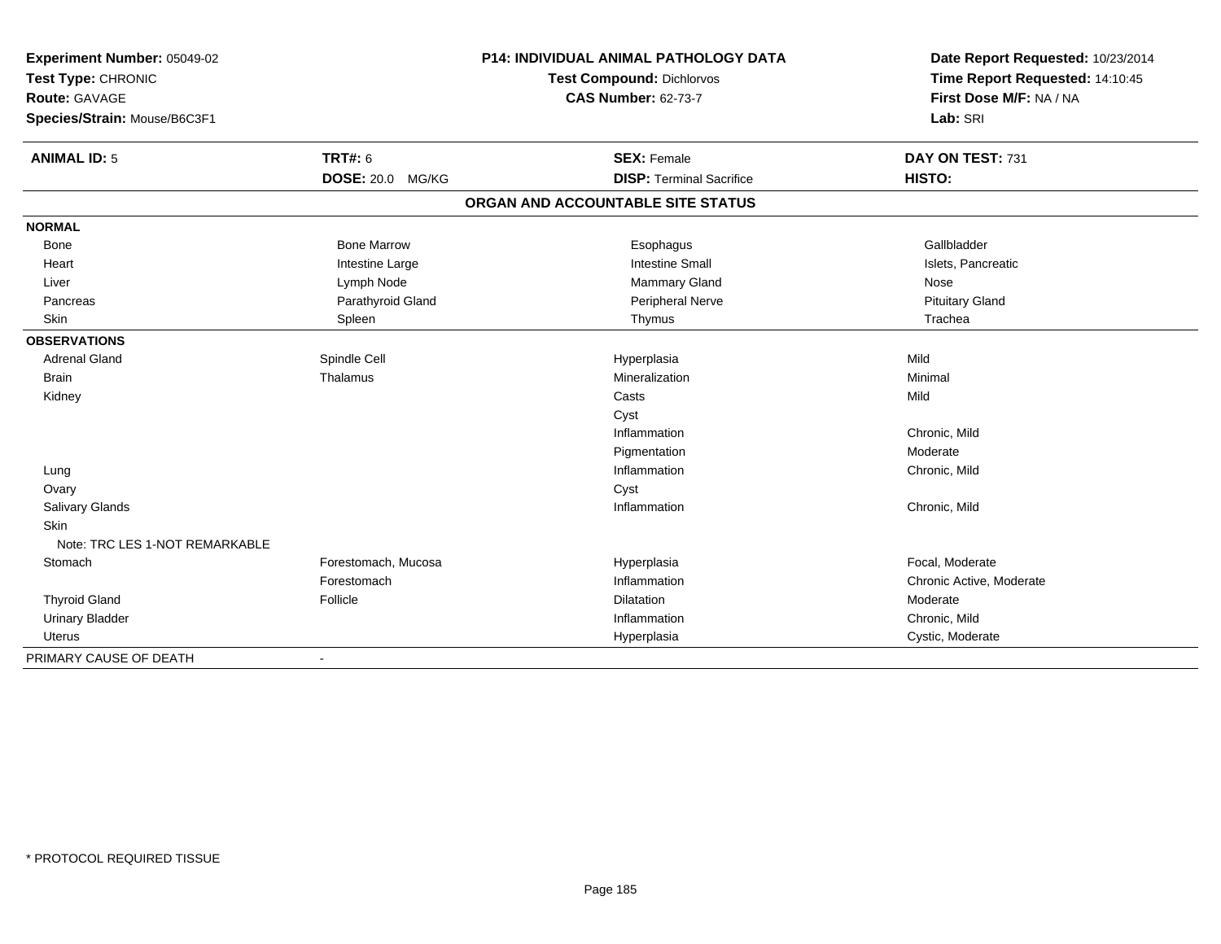**Experiment Number:** 05049-02
**Test Type:** CHRONIC
**Route:** GAVAGE
**Species/Strain:** Mouse/B6C3F1

## P14: INDIVIDUAL ANIMAL PATHOLOGY DATA

**Test Compound:** Dichlorvos
**CAS Number:** 62-73-7

**Date Report Requested:** 10/23/2014
**Time Report Requested:** 14:10:45
**First Dose M/F:** NA / NA
**Lab:** SRI

| **ANIMAL ID:** 5 | **TRT#:** 6 | **SEX:** Female | **DAY ON TEST:** 731 |
|---|---|---|---|
| | **DOSE:** 20.0 MG/KG | **DISP:** Terminal Sacrifice | **HISTO:** |

### ORGAN AND ACCOUNTABLE SITE STATUS

| | | | |
|---|---|---|---|
| **NORMAL** | | | |
| Bone | Bone Marrow | Esophagus | Gallbladder |
| Heart | Intestine Large | Intestine Small | Islets, Pancreatic |
| Liver | Lymph Node | Mammary Gland | Nose |
| Pancreas | Parathyroid Gland | Peripheral Nerve | Pituitary Gland |
| Skin | Spleen | Thymus | Trachea |
| **OBSERVATIONS** | | | |
| Adrenal Gland | Spindle Cell | Hyperplasia | Mild |
| Brain | Thalamus | Mineralization | Minimal |
| Kidney | | Casts | Mild |
| | | Cyst | |
| | | Inflammation | Chronic, Mild |
| | | Pigmentation | Moderate |
| Lung | | Inflammation | Chronic, Mild |
| Ovary | | Cyst | |
| Salivary Glands | | Inflammation | Chronic, Mild |
| Skin | | | |
| Note: TRC LES 1-NOT REMARKABLE | | | |
| Stomach | Forestomach, Mucosa | Hyperplasia | Focal, Moderate |
| | Forestomach | Inflammation | Chronic Active, Moderate |
| Thyroid Gland | Follicle | Dilatation | Moderate |
| Urinary Bladder | | Inflammation | Chronic, Mild |
| Uterus | | Hyperplasia | Cystic, Moderate |
| PRIMARY CAUSE OF DEATH | - | | |

* PROTOCOL REQUIRED TISSUE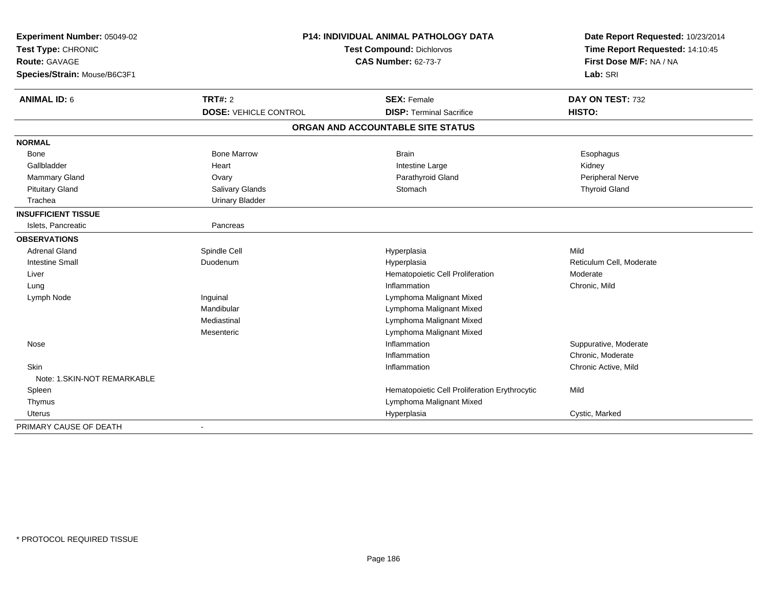**Experiment Number:** 05049-02
**Test Type:** CHRONIC
**Route:** GAVAGE
**Species/Strain:** Mouse/B6C3F1

**P14: INDIVIDUAL ANIMAL PATHOLOGY DATA**
**Test Compound:** Dichlorvos
**CAS Number:** 62-73-7

**Date Report Requested:** 10/23/2014
**Time Report Requested:** 14:10:45
**First Dose M/F:** NA / NA
**Lab:** SRI

| **ANIMAL ID:** 6 | **TRT#:** 2 | **SEX:** Female | **DAY ON TEST:** 732 |
|---|---|---|---|
| | **DOSE:** VEHICLE CONTROL | **DISP:** Terminal Sacrifice | **HISTO:** |

## ORGAN AND ACCOUNTABLE SITE STATUS

| | | | |
|---|---|---|---|
| **NORMAL** | | | |
| Bone | Bone Marrow | Brain | Esophagus |
| Gallbladder | Heart | Intestine Large | Kidney |
| Mammary Gland | Ovary | Parathyroid Gland | Peripheral Nerve |
| Pituitary Gland | Salivary Glands | Stomach | Thyroid Gland |
| Trachea | Urinary Bladder | | |
| **INSUFFICIENT TISSUE** | | | |
| Islets, Pancreatic | Pancreas | | |
| **OBSERVATIONS** | | | |
| Adrenal Gland | Spindle Cell | Hyperplasia | Mild |
| Intestine Small | Duodenum | Hyperplasia | Reticulum Cell, Moderate |
| Liver | | Hematopoietic Cell Proliferation | Moderate |
| Lung | | Inflammation | Chronic, Mild |
| Lymph Node | Inguinal | Lymphoma Malignant Mixed | |
| | Mandibular | Lymphoma Malignant Mixed | |
| | Mediastinal | Lymphoma Malignant Mixed | |
| | Mesenteric | Lymphoma Malignant Mixed | |
| Nose | | Inflammation | Suppurative, Moderate |
| | | Inflammation | Chronic, Moderate |
| Skin | | Inflammation | Chronic Active, Mild |
| Note: 1.SKIN-NOT REMARKABLE | | | |
| Spleen | | Hematopoietic Cell Proliferation Erythrocytic | Mild |
| Thymus | | Lymphoma Malignant Mixed | |
| Uterus | | Hyperplasia | Cystic, Marked |
| PRIMARY CAUSE OF DEATH | - | | |

\* PROTOCOL REQUIRED TISSUE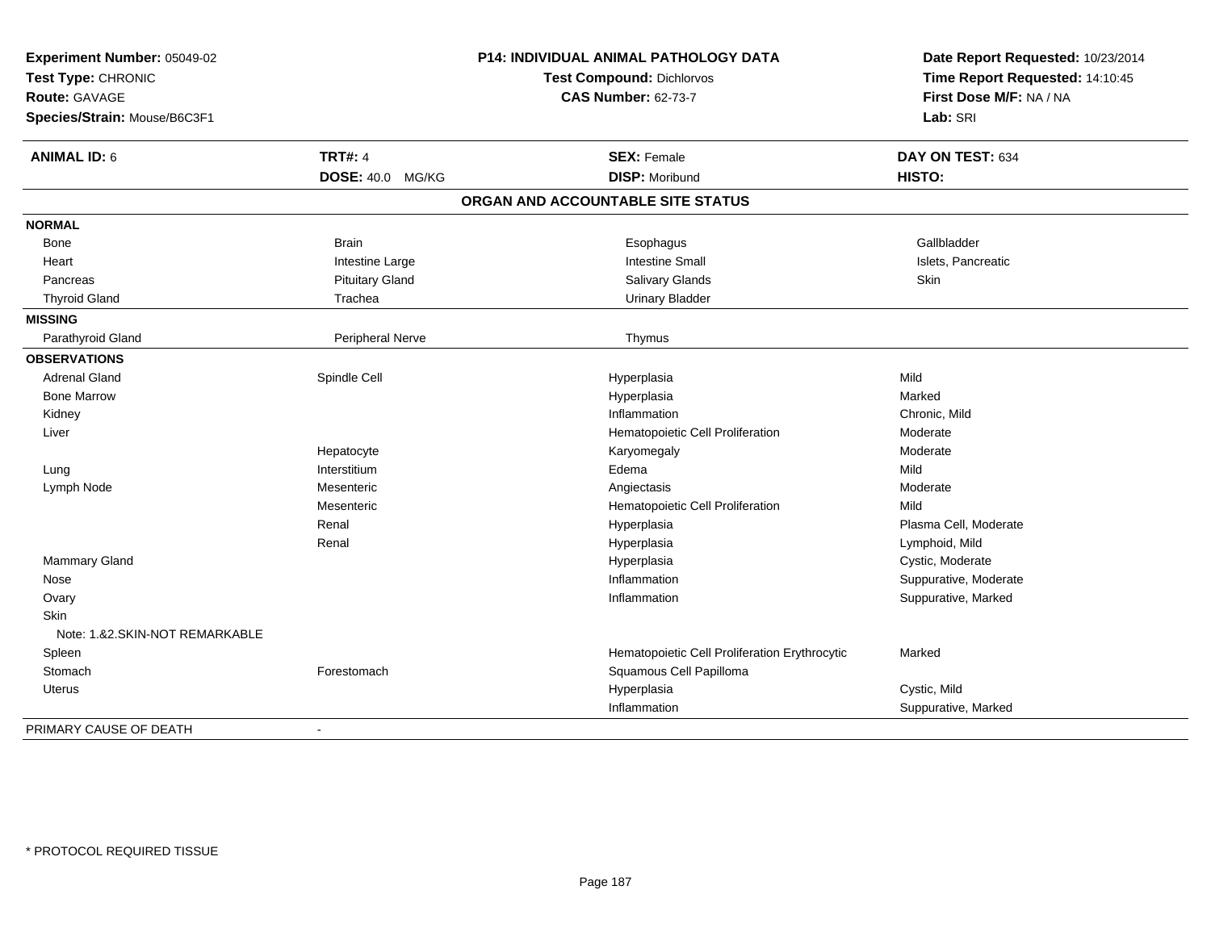**Experiment Number:** 05049-02
**Test Type:** CHRONIC
**Route:** GAVAGE
**Species/Strain:** Mouse/B6C3F1

**P14: INDIVIDUAL ANIMAL PATHOLOGY DATA**
**Test Compound:** Dichlorvos
**CAS Number:** 62-73-7

**Date Report Requested:** 10/23/2014
**Time Report Requested:** 14:10:45
**First Dose M/F:** NA / NA
**Lab:** SRI

| **ANIMAL ID:** 6 | **TRT#:** 4 | **SEX:** Female | **DAY ON TEST:** 634 |
|---|---|---|---|
| | **DOSE:** 40.0 MG/KG | **DISP:** Moribund | **HISTO:** |

**ORGAN AND ACCOUNTABLE SITE STATUS**

| | | | |
|---|---|---|---|
| **NORMAL** | | | |
| Bone | Brain | Esophagus | Gallbladder |
| Heart | Intestine Large | Intestine Small | Islets, Pancreatic |
| Pancreas | Pituitary Gland | Salivary Glands | Skin |
| Thyroid Gland | Trachea | Urinary Bladder | |
| **MISSING** | | | |
| Parathyroid Gland | Peripheral Nerve | Thymus | |
| **OBSERVATIONS** | | | |
| Adrenal Gland | Spindle Cell | Hyperplasia | Mild |
| Bone Marrow | | Hyperplasia | Marked |
| Kidney | | Inflammation | Chronic, Mild |
| Liver | | Hematopoietic Cell Proliferation | Moderate |
| | Hepatocyte | Karyomegaly | Moderate |
| Lung | Interstitium | Edema | Mild |
| Lymph Node | Mesenteric | Angiectasis | Moderate |
| | Mesenteric | Hematopoietic Cell Proliferation | Mild |
| | Renal | Hyperplasia | Plasma Cell, Moderate |
| | Renal | Hyperplasia | Lymphoid, Mild |
| Mammary Gland | | Hyperplasia | Cystic, Moderate |
| Nose | | Inflammation | Suppurative, Moderate |
| Ovary | | Inflammation | Suppurative, Marked |
| Skin | | | |
| Note: 1.&2.SKIN-NOT REMARKABLE | | | |
| Spleen | | Hematopoietic Cell Proliferation Erythrocytic | Marked |
| Stomach | Forestomach | Squamous Cell Papilloma | |
| Uterus | | Hyperplasia | Cystic, Mild |
| | | Inflammation | Suppurative, Marked |
| PRIMARY CAUSE OF DEATH | - | | |

* PROTOCOL REQUIRED TISSUE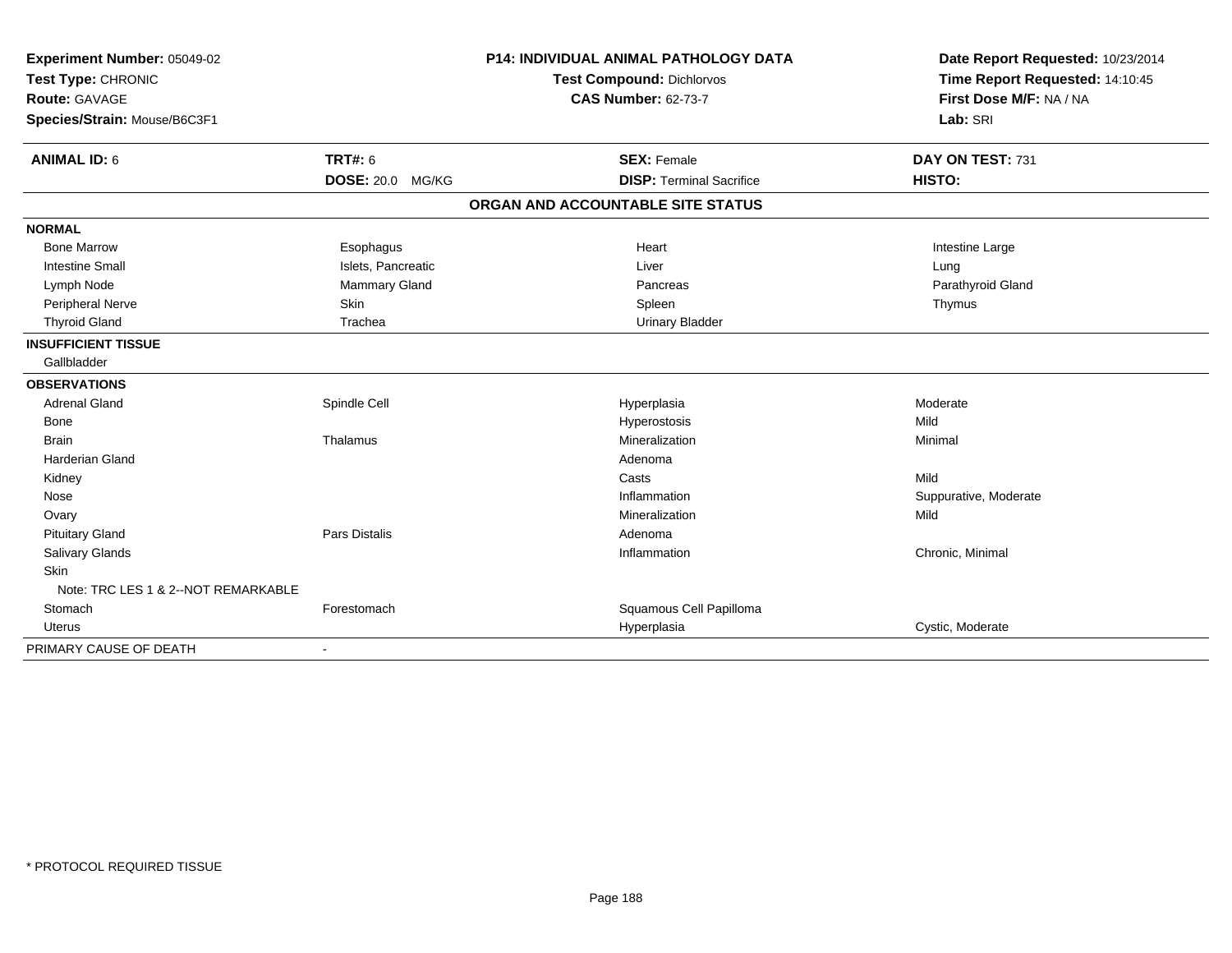**Experiment Number:** 05049-02
**Test Type:** CHRONIC
**Route:** GAVAGE
**Species/Strain:** Mouse/B6C3F1

**P14: INDIVIDUAL ANIMAL PATHOLOGY DATA**
**Test Compound:** Dichlorvos
**CAS Number:** 62-73-7

**Date Report Requested:** 10/23/2014
**Time Report Requested:** 14:10:45
**First Dose M/F:** NA / NA
**Lab:** SRI

| **ANIMAL ID:** 6 | **TRT#:** 6 | **SEX:** Female | **DAY ON TEST:** 731 |
|---|---|---|---|
| | **DOSE:** 20.0 MG/KG | **DISP:** Terminal Sacrifice | **HISTO:** |

## ORGAN AND ACCOUNTABLE SITE STATUS

| | | | |
|---|---|---|---|
| **NORMAL** | | | |
| Bone Marrow | Esophagus | Heart | Intestine Large |
| Intestine Small | Islets, Pancreatic | Liver | Lung |
| Lymph Node | Mammary Gland | Pancreas | Parathyroid Gland |
| Peripheral Nerve | Skin | Spleen | Thymus |
| Thyroid Gland | Trachea | Urinary Bladder | |
| **INSUFFICIENT TISSUE** | | | |
| Gallbladder | | | |
| **OBSERVATIONS** | | | |
| Adrenal Gland | Spindle Cell | Hyperplasia | Moderate |
| Bone | | Hyperostosis | Mild |
| Brain | Thalamus | Mineralization | Minimal |
| Harderian Gland | | Adenoma | |
| Kidney | | Casts | Mild |
| Nose | | Inflammation | Suppurative, Moderate |
| Ovary | | Mineralization | Mild |
| Pituitary Gland | Pars Distalis | Adenoma | |
| Salivary Glands | | Inflammation | Chronic, Minimal |
| Skin | | | |
| Note: TRC LES 1 & 2--NOT REMARKABLE | | | |
| Stomach | Forestomach | Squamous Cell Papilloma | |
| Uterus | | Hyperplasia | Cystic, Moderate |
| PRIMARY CAUSE OF DEATH | - | | |

\* PROTOCOL REQUIRED TISSUE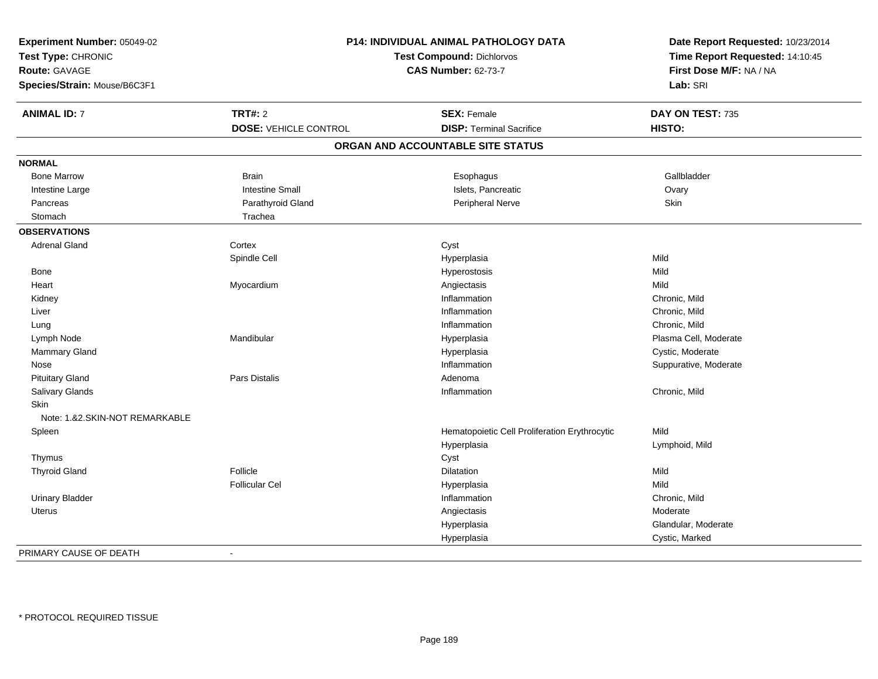**Experiment Number:** 05049-02
**Test Type:** CHRONIC
**Route:** GAVAGE
**Species/Strain:** Mouse/B6C3F1

**P14: INDIVIDUAL ANIMAL PATHOLOGY DATA**
**Test Compound:** Dichlorvos
**CAS Number:** 62-73-7

**Date Report Requested:** 10/23/2014
**Time Report Requested:** 14:10:45
**First Dose M/F:** NA / NA
**Lab:** SRI

| **ANIMAL ID:** 7 | **TRT#:** 2 | **SEX:** Female | **DAY ON TEST:** 735 |
|---|---|---|---|
| | **DOSE:** VEHICLE CONTROL | **DISP:** Terminal Sacrifice | **HISTO:** |

## ORGAN AND ACCOUNTABLE SITE STATUS

**NORMAL**

| | | | |
|---|---|---|---|
| Bone Marrow | Brain | Esophagus | Gallbladder |
| Intestine Large | Intestine Small | Islets, Pancreatic | Ovary |
| Pancreas | Parathyroid Gland | Peripheral Nerve | Skin |
| Stomach | Trachea | | |

**OBSERVATIONS**

| Organ | Site | Observation | Severity |
|---|---|---|---|
| Adrenal Gland | Cortex | Cyst | |
| | Spindle Cell | Hyperplasia | Mild |
| Bone | | Hyperostosis | Mild |
| Heart | Myocardium | Angiectasis | Mild |
| Kidney | | Inflammation | Chronic, Mild |
| Liver | | Inflammation | Chronic, Mild |
| Lung | | Inflammation | Chronic, Mild |
| Lymph Node | Mandibular | Hyperplasia | Plasma Cell, Moderate |
| Mammary Gland | | Hyperplasia | Cystic, Moderate |
| Nose | | Inflammation | Suppurative, Moderate |
| Pituitary Gland | Pars Distalis | Adenoma | |
| Salivary Glands | | Inflammation | Chronic, Mild |
| Skin | | | |
| Note: 1.&2.SKIN-NOT REMARKABLE | | | |
| Spleen | | Hematopoietic Cell Proliferation Erythrocytic | Mild |
| | | Hyperplasia | Lymphoid, Mild |
| Thymus | | Cyst | |
| Thyroid Gland | Follicle | Dilatation | Mild |
| | Follicular Cel | Hyperplasia | Mild |
| Urinary Bladder | | Inflammation | Chronic, Mild |
| Uterus | | Angiectasis | Moderate |
| | | Hyperplasia | Glandular, Moderate |
| | | Hyperplasia | Cystic, Marked |

PRIMARY CAUSE OF DEATH -

* PROTOCOL REQUIRED TISSUE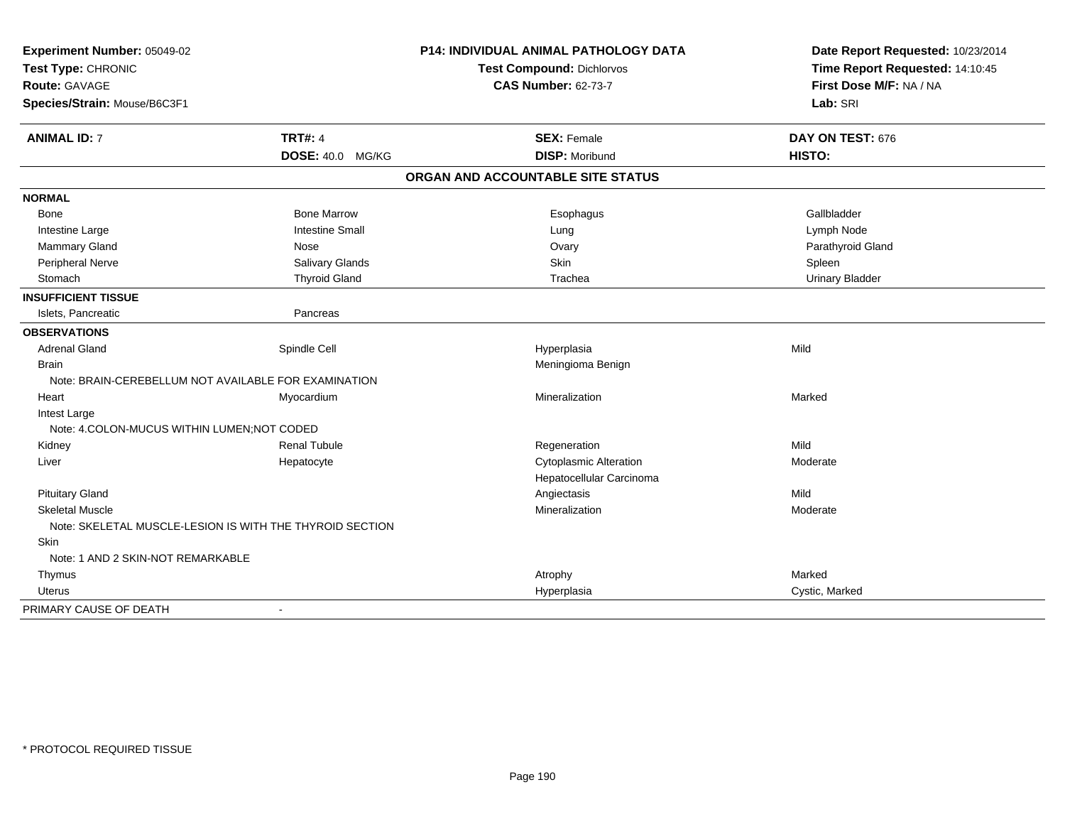**Experiment Number:** 05049-02
**Test Type:** CHRONIC
**Route:** GAVAGE
**Species/Strain:** Mouse/B6C3F1

**P14: INDIVIDUAL ANIMAL PATHOLOGY DATA**
**Test Compound:** Dichlorvos
**CAS Number:** 62-73-7

**Date Report Requested:** 10/23/2014
**Time Report Requested:** 14:10:45
**First Dose M/F:** NA / NA
**Lab:** SRI

| **ANIMAL ID:** 7 | **TRT#:** 4 | **SEX:** Female | **DAY ON TEST:** 676 |
|---|---|---|---|
| | **DOSE:** 40.0 MG/KG | **DISP:** Moribund | **HISTO:** |

## ORGAN AND ACCOUNTABLE SITE STATUS

| | | | |
|---|---|---|---|
| **NORMAL** | | | |
| Bone | Bone Marrow | Esophagus | Gallbladder |
| Intestine Large | Intestine Small | Lung | Lymph Node |
| Mammary Gland | Nose | Ovary | Parathyroid Gland |
| Peripheral Nerve | Salivary Glands | Skin | Spleen |
| Stomach | Thyroid Gland | Trachea | Urinary Bladder |
| **INSUFFICIENT TISSUE** | | | |
| Islets, Pancreatic | Pancreas | | |
| **OBSERVATIONS** | | | |
| Adrenal Gland | Spindle Cell | Hyperplasia | Mild |
| Brain | | Meningioma Benign | |
| Note: BRAIN-CEREBELLUM NOT AVAILABLE FOR EXAMINATION | | | |
| Heart | Myocardium | Mineralization | Marked |
| Intest Large | | | |
| Note: 4.COLON-MUCUS WITHIN LUMEN;NOT CODED | | | |
| Kidney | Renal Tubule | Regeneration | Mild |
| Liver | Hepatocyte | Cytoplasmic Alteration | Moderate |
| | | Hepatocellular Carcinoma | |
| Pituitary Gland | | Angiectasis | Mild |
| Skeletal Muscle | | Mineralization | Moderate |
| Note: SKELETAL MUSCLE-LESION IS WITH THE THYROID SECTION | | | |
| Skin | | | |
| Note: 1 AND 2 SKIN-NOT REMARKABLE | | | |
| Thymus | | Atrophy | Marked |
| Uterus | | Hyperplasia | Cystic, Marked |
| PRIMARY CAUSE OF DEATH | - | | |

\* PROTOCOL REQUIRED TISSUE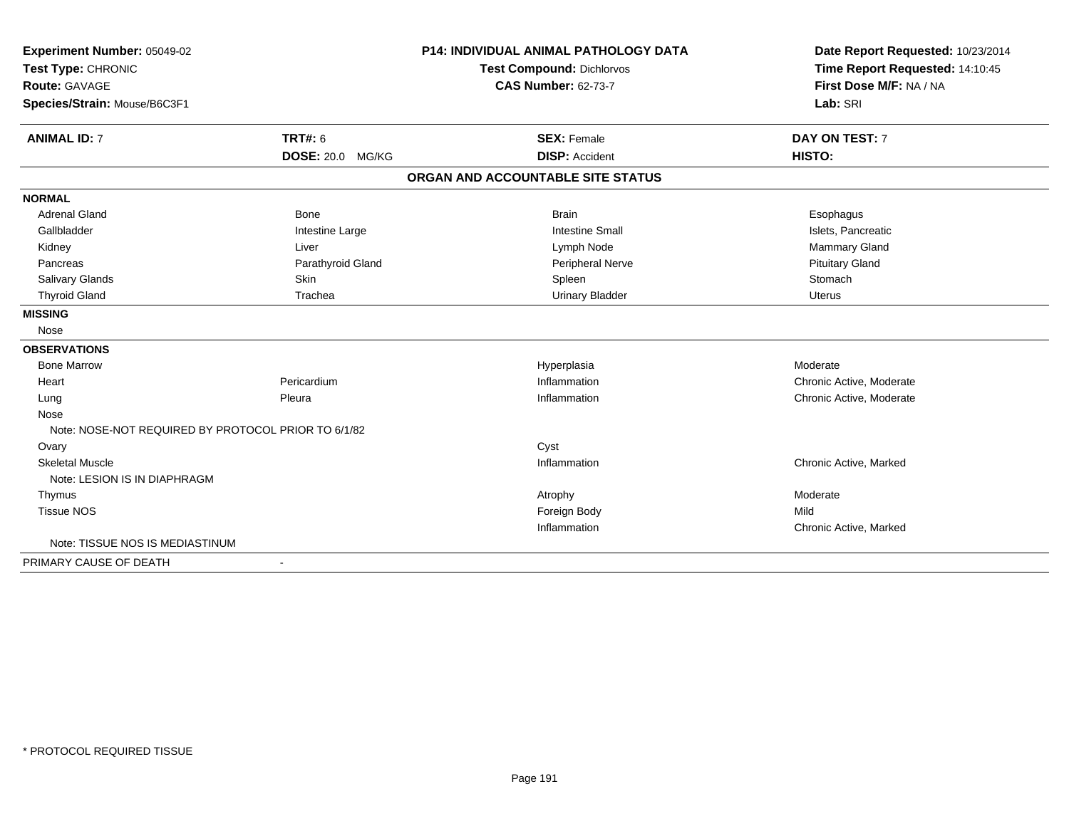**Experiment Number:** 05049-02
**Test Type:** CHRONIC
**Route:** GAVAGE
**Species/Strain:** Mouse/B6C3F1

**P14: INDIVIDUAL ANIMAL PATHOLOGY DATA**
**Test Compound:** Dichlorvos
**CAS Number:** 62-73-7

**Date Report Requested:** 10/23/2014
**Time Report Requested:** 14:10:45
**First Dose M/F:** NA / NA
**Lab:** SRI

| **ANIMAL ID:** 7 | **TRT#:** 6 | **SEX:** Female | **DAY ON TEST:** 7 |
|---|---|---|---|
| | **DOSE:** 20.0 MG/KG | **DISP:** Accident | **HISTO:** |

## ORGAN AND ACCOUNTABLE SITE STATUS

**NORMAL**

| | | | |
|---|---|---|---|
| Adrenal Gland | Bone | Brain | Esophagus |
| Gallbladder | Intestine Large | Intestine Small | Islets, Pancreatic |
| Kidney | Liver | Lymph Node | Mammary Gland |
| Pancreas | Parathyroid Gland | Peripheral Nerve | Pituitary Gland |
| Salivary Glands | Skin | Spleen | Stomach |
| Thyroid Gland | Trachea | Urinary Bladder | Uterus |

**MISSING**

Nose

**OBSERVATIONS**

| | | | |
|---|---|---|---|
| Bone Marrow | | Hyperplasia | Moderate |
| Heart | Pericardium | Inflammation | Chronic Active, Moderate |
| Lung | Pleura | Inflammation | Chronic Active, Moderate |
| Nose | | | |
| Note: NOSE-NOT REQUIRED BY PROTOCOL PRIOR TO 6/1/82 | | | |
| Ovary | | Cyst | |
| Skeletal Muscle | | Inflammation | Chronic Active, Marked |
| Note: LESION IS IN DIAPHRAGM | | | |
| Thymus | | Atrophy | Moderate |
| Tissue NOS | | Foreign Body | Mild |
| | | Inflammation | Chronic Active, Marked |
| Note: TISSUE NOS IS MEDIASTINUM | | | |

PRIMARY CAUSE OF DEATH -

* PROTOCOL REQUIRED TISSUE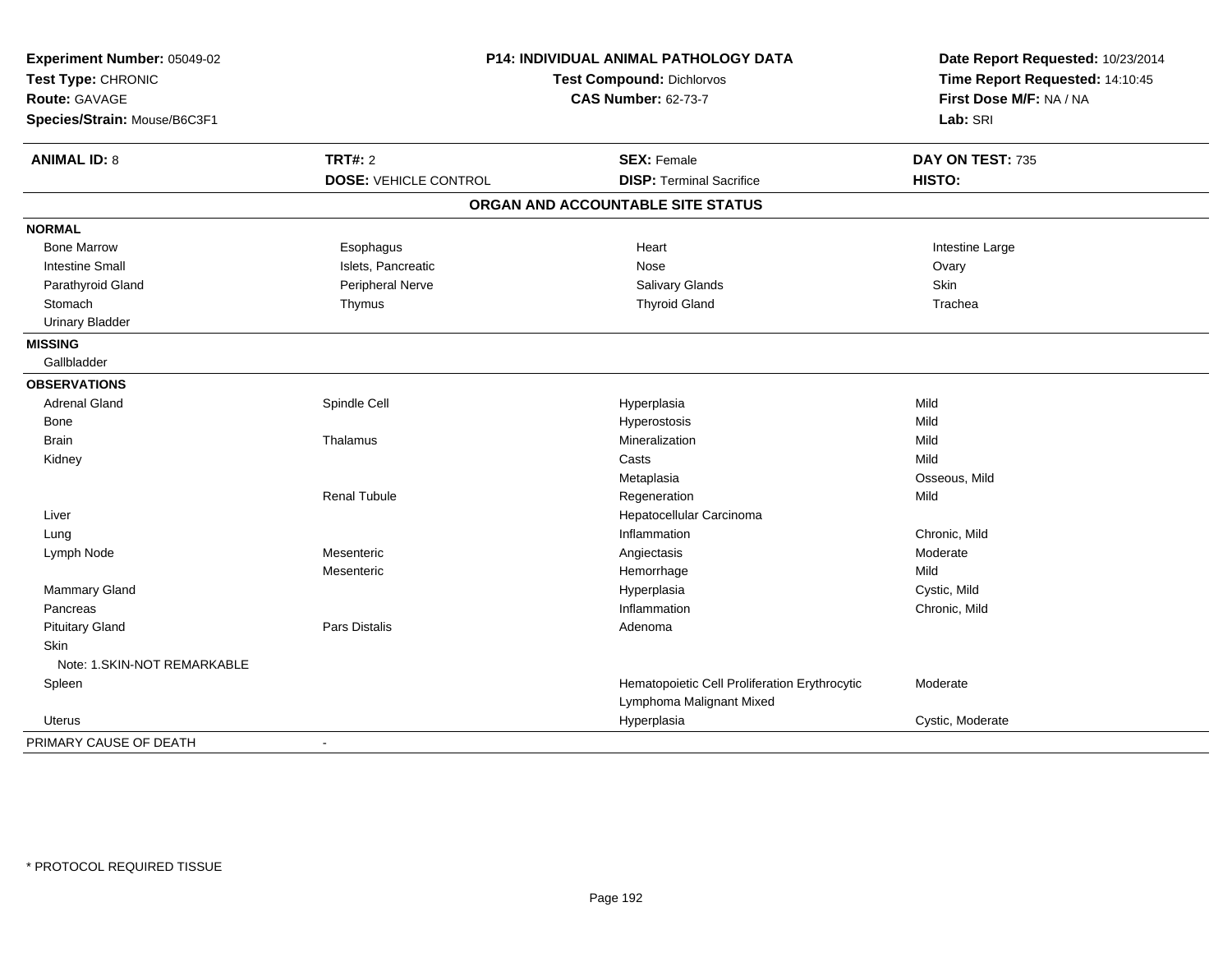**Experiment Number:** 05049-02
**Test Type:** CHRONIC
**Route:** GAVAGE
**Species/Strain:** Mouse/B6C3F1

**P14: INDIVIDUAL ANIMAL PATHOLOGY DATA**
**Test Compound:** Dichlorvos
**CAS Number:** 62-73-7

**Date Report Requested:** 10/23/2014
**Time Report Requested:** 14:10:45
**First Dose M/F:** NA / NA
**Lab:** SRI

| **ANIMAL ID:** 8 | **TRT#:** 2 | **SEX:** Female | **DAY ON TEST:** 735 |
|---|---|---|---|
| | **DOSE:** VEHICLE CONTROL | **DISP:** Terminal Sacrifice | **HISTO:** |

## ORGAN AND ACCOUNTABLE SITE STATUS

**NORMAL**

| | | | |
|---|---|---|---|
| Bone Marrow | Esophagus | Heart | Intestine Large |
| Intestine Small | Islets, Pancreatic | Nose | Ovary |
| Parathyroid Gland | Peripheral Nerve | Salivary Glands | Skin |
| Stomach | Thymus | Thyroid Gland | Trachea |
| Urinary Bladder | | | |

**MISSING**

Gallbladder

**OBSERVATIONS**

| | | | |
|---|---|---|---|
| Adrenal Gland | Spindle Cell | Hyperplasia | Mild |
| Bone | | Hyperostosis | Mild |
| Brain | Thalamus | Mineralization | Mild |
| Kidney | | Casts | Mild |
| | | Metaplasia | Osseous, Mild |
| | Renal Tubule | Regeneration | Mild |
| Liver | | Hepatocellular Carcinoma | |
| Lung | | Inflammation | Chronic, Mild |
| Lymph Node | Mesenteric | Angiectasis | Moderate |
| | Mesenteric | Hemorrhage | Mild |
| Mammary Gland | | Hyperplasia | Cystic, Mild |
| Pancreas | | Inflammation | Chronic, Mild |
| Pituitary Gland | Pars Distalis | Adenoma | |
| Skin | | | |
| Note: 1.SKIN-NOT REMARKABLE | | | |
| Spleen | | Hematopoietic Cell Proliferation Erythrocytic | Moderate |
| | | Lymphoma Malignant Mixed | |
| Uterus | | Hyperplasia | Cystic, Moderate |

PRIMARY CAUSE OF DEATH -

\* PROTOCOL REQUIRED TISSUE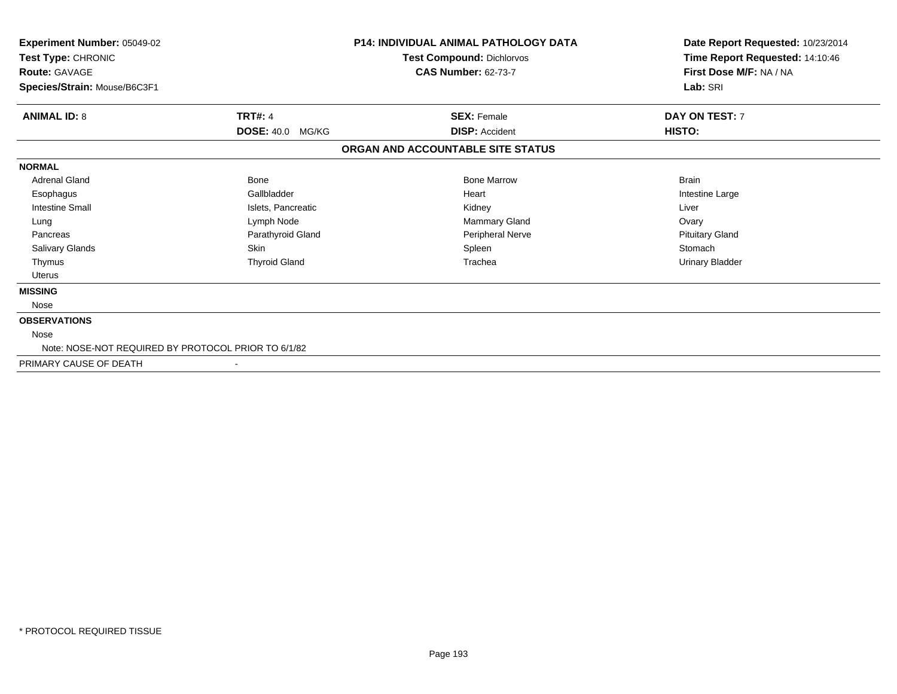**Experiment Number:** 05049-02
**Test Type:** CHRONIC
**Route:** GAVAGE
**Species/Strain:** Mouse/B6C3F1

**P14: INDIVIDUAL ANIMAL PATHOLOGY DATA**
**Test Compound:** Dichlorvos
**CAS Number:** 62-73-7

**Date Report Requested:** 10/23/2014
**Time Report Requested:** 14:10:46
**First Dose M/F:** NA / NA
**Lab:** SRI

| **ANIMAL ID:** 8 | **TRT#:** 4 | **SEX:** Female | **DAY ON TEST:** 7 |
|---|---|---|---|
| | **DOSE:** 40.0 MG/KG | **DISP:** Accident | **HISTO:** |

**ORGAN AND ACCOUNTABLE SITE STATUS**

**NORMAL**

| | | | |
|---|---|---|---|
| Adrenal Gland | Bone | Bone Marrow | Brain |
| Esophagus | Gallbladder | Heart | Intestine Large |
| Intestine Small | Islets, Pancreatic | Kidney | Liver |
| Lung | Lymph Node | Mammary Gland | Ovary |
| Pancreas | Parathyroid Gland | Peripheral Nerve | Pituitary Gland |
| Salivary Glands | Skin | Spleen | Stomach |
| Thymus | Thyroid Gland | Trachea | Urinary Bladder |
| Uterus | | | |

**MISSING**

Nose

**OBSERVATIONS**

Nose

Note: NOSE-NOT REQUIRED BY PROTOCOL PRIOR TO 6/1/82

PRIMARY CAUSE OF DEATH -

* PROTOCOL REQUIRED TISSUE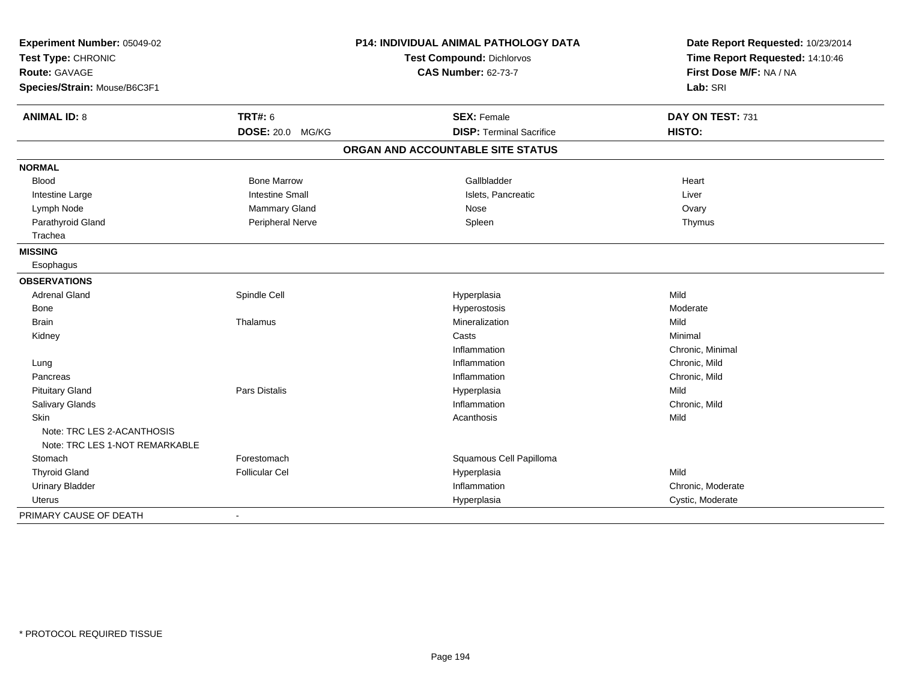**Experiment Number:** 05049-02
**Test Type:** CHRONIC
**Route:** GAVAGE
**Species/Strain:** Mouse/B6C3F1

**P14: INDIVIDUAL ANIMAL PATHOLOGY DATA**
**Test Compound:** Dichlorvos
**CAS Number:** 62-73-7

**Date Report Requested:** 10/23/2014
**Time Report Requested:** 14:10:46
**First Dose M/F:** NA / NA
**Lab:** SRI

| **ANIMAL ID:** 8 | **TRT#:** 6 | **SEX:** Female | **DAY ON TEST:** 731 |
|---|---|---|---|
| | **DOSE:** 20.0 MG/KG | **DISP:** Terminal Sacrifice | **HISTO:** |

## ORGAN AND ACCOUNTABLE SITE STATUS

| | | | |
|---|---|---|---|
| **NORMAL** | | | |
| Blood | Bone Marrow | Gallbladder | Heart |
| Intestine Large | Intestine Small | Islets, Pancreatic | Liver |
| Lymph Node | Mammary Gland | Nose | Ovary |
| Parathyroid Gland | Peripheral Nerve | Spleen | Thymus |
| Trachea | | | |
| **MISSING** | | | |
| Esophagus | | | |
| **OBSERVATIONS** | | | |
| Adrenal Gland | Spindle Cell | Hyperplasia | Mild |
| Bone | | Hyperostosis | Moderate |
| Brain | Thalamus | Mineralization | Mild |
| Kidney | | Casts | Minimal |
| | | Inflammation | Chronic, Minimal |
| Lung | | Inflammation | Chronic, Mild |
| Pancreas | | Inflammation | Chronic, Mild |
| Pituitary Gland | Pars Distalis | Hyperplasia | Mild |
| Salivary Glands | | Inflammation | Chronic, Mild |
| Skin | | Acanthosis | Mild |
| Note: TRC LES 2-ACANTHOSIS | | | |
| Note: TRC LES 1-NOT REMARKABLE | | | |
| Stomach | Forestomach | Squamous Cell Papilloma | |
| Thyroid Gland | Follicular Cel | Hyperplasia | Mild |
| Urinary Bladder | | Inflammation | Chronic, Moderate |
| Uterus | | Hyperplasia | Cystic, Moderate |
| PRIMARY CAUSE OF DEATH | - | | |

\* PROTOCOL REQUIRED TISSUE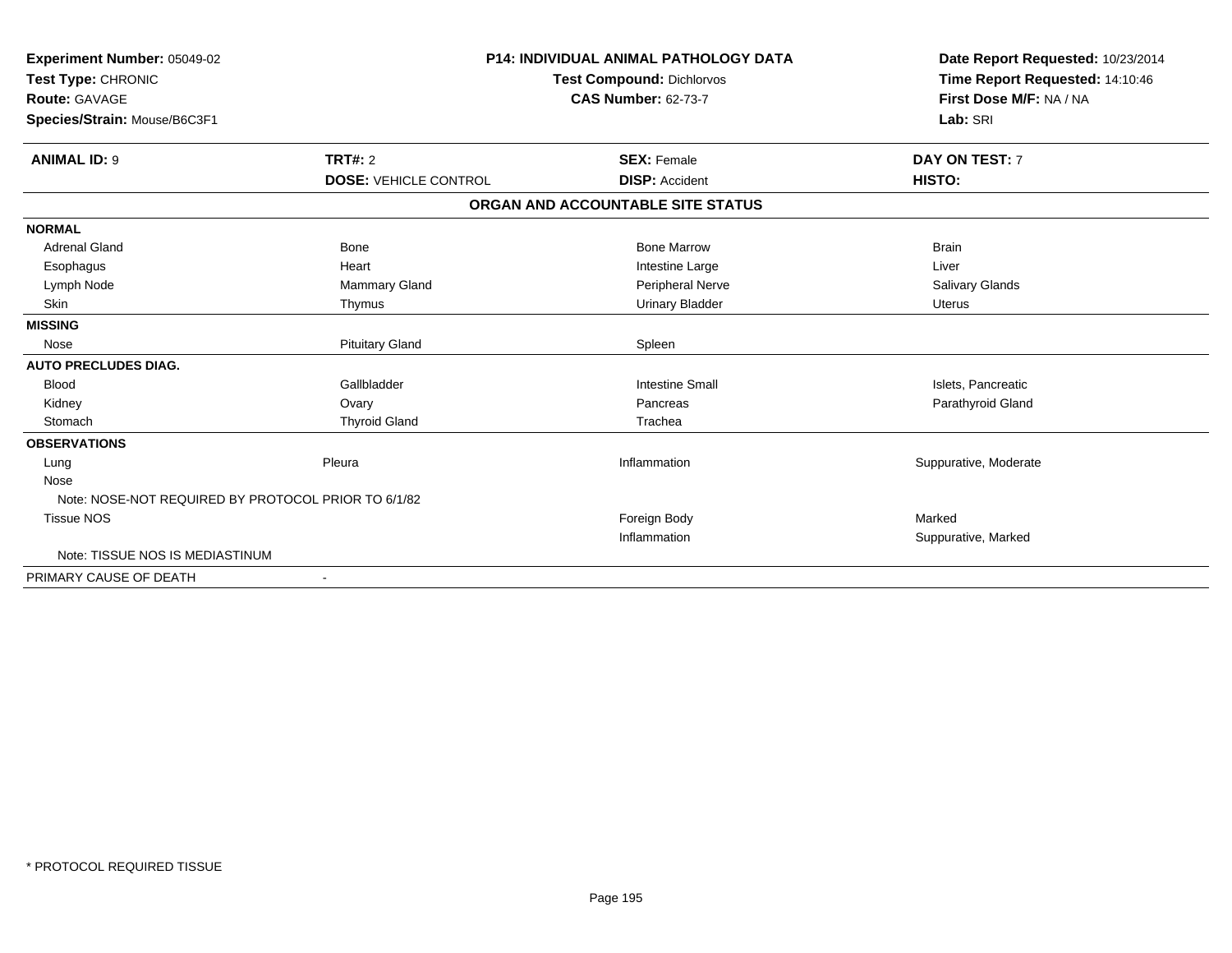| | | | |
|---|---|---|---|
| **Experiment Number:** 05049-02 | **P14: INDIVIDUAL ANIMAL PATHOLOGY DATA** | | **Date Report Requested:** 10/23/2014 |
| **Test Type:** CHRONIC | **Test Compound:** Dichlorvos | | **Time Report Requested:** 14:10:46 |
| **Route:** GAVAGE | **CAS Number:** 62-73-7 | | **First Dose M/F:** NA / NA |
| **Species/Strain:** Mouse/B6C3F1 | | | **Lab:** SRI |

| **ANIMAL ID:** 9 | **TRT#:** 2 | **SEX:** Female | **DAY ON TEST:** 7 |
|---|---|---|---|
| | **DOSE:** VEHICLE CONTROL | **DISP:** Accident | **HISTO:** |
| | | **ORGAN AND ACCOUNTABLE SITE STATUS** | |
| **NORMAL** | | | |
| Adrenal Gland | Bone | Bone Marrow | Brain |
| Esophagus | Heart | Intestine Large | Liver |
| Lymph Node | Mammary Gland | Peripheral Nerve | Salivary Glands |
| Skin | Thymus | Urinary Bladder | Uterus |
| **MISSING** | | | |
| Nose | Pituitary Gland | Spleen | |
| **AUTO PRECLUDES DIAG.** | | | |
| Blood | Gallbladder | Intestine Small | Islets, Pancreatic |
| Kidney | Ovary | Pancreas | Parathyroid Gland |
| Stomach | Thyroid Gland | Trachea | |
| **OBSERVATIONS** | | | |
| Lung | Pleura | Inflammation | Suppurative, Moderate |
| Nose | | | |
| Note: NOSE-NOT REQUIRED BY PROTOCOL PRIOR TO 6/1/82 | | | |
| Tissue NOS | | Foreign Body | Marked |
| | | Inflammation | Suppurative, Marked |
| Note: TISSUE NOS IS MEDIASTINUM | | | |
| PRIMARY CAUSE OF DEATH | - | | |

* PROTOCOL REQUIRED TISSUE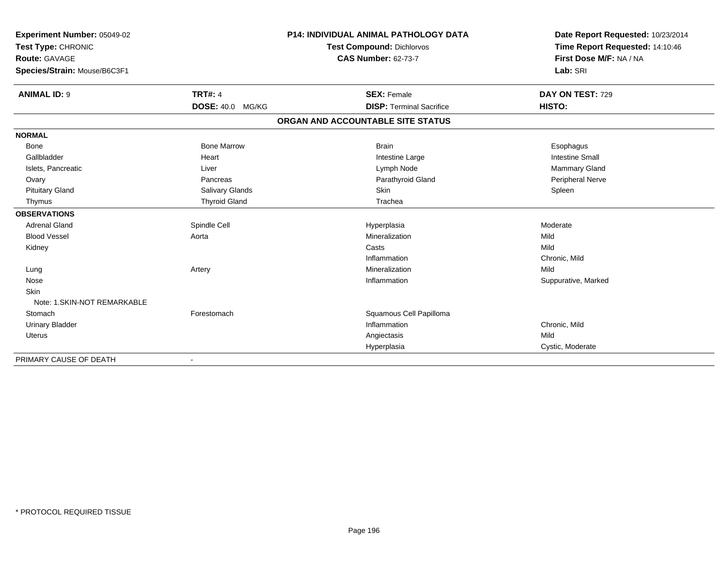**Experiment Number:** 05049-02
**Test Type:** CHRONIC
**Route:** GAVAGE
**Species/Strain:** Mouse/B6C3F1

**P14: INDIVIDUAL ANIMAL PATHOLOGY DATA**
**Test Compound:** Dichlorvos
**CAS Number:** 62-73-7

**Date Report Requested:** 10/23/2014
**Time Report Requested:** 14:10:46
**First Dose M/F:** NA / NA
**Lab:** SRI

| **ANIMAL ID:** 9 | **TRT#:** 4 | **SEX:** Female | **DAY ON TEST:** 729 |
|---|---|---|---|
| | **DOSE:** 40.0 MG/KG | **DISP:** Terminal Sacrifice | **HISTO:** |

## ORGAN AND ACCOUNTABLE SITE STATUS

| | | | |
|---|---|---|---|
| **NORMAL** | | | |
| Bone | Bone Marrow | Brain | Esophagus |
| Gallbladder | Heart | Intestine Large | Intestine Small |
| Islets, Pancreatic | Liver | Lymph Node | Mammary Gland |
| Ovary | Pancreas | Parathyroid Gland | Peripheral Nerve |
| Pituitary Gland | Salivary Glands | Skin | Spleen |
| Thymus | Thyroid Gland | Trachea | |
| **OBSERVATIONS** | | | |
| Adrenal Gland | Spindle Cell | Hyperplasia | Moderate |
| Blood Vessel | Aorta | Mineralization | Mild |
| Kidney | | Casts | Mild |
| | | Inflammation | Chronic, Mild |
| Lung | Artery | Mineralization | Mild |
| Nose | | Inflammation | Suppurative, Marked |
| Skin | | | |
| Note: 1.SKIN-NOT REMARKABLE | | | |
| Stomach | Forestomach | Squamous Cell Papilloma | |
| Urinary Bladder | | Inflammation | Chronic, Mild |
| Uterus | | Angiectasis | Mild |
| | | Hyperplasia | Cystic, Moderate |
| PRIMARY CAUSE OF DEATH | - | | |

* PROTOCOL REQUIRED TISSUE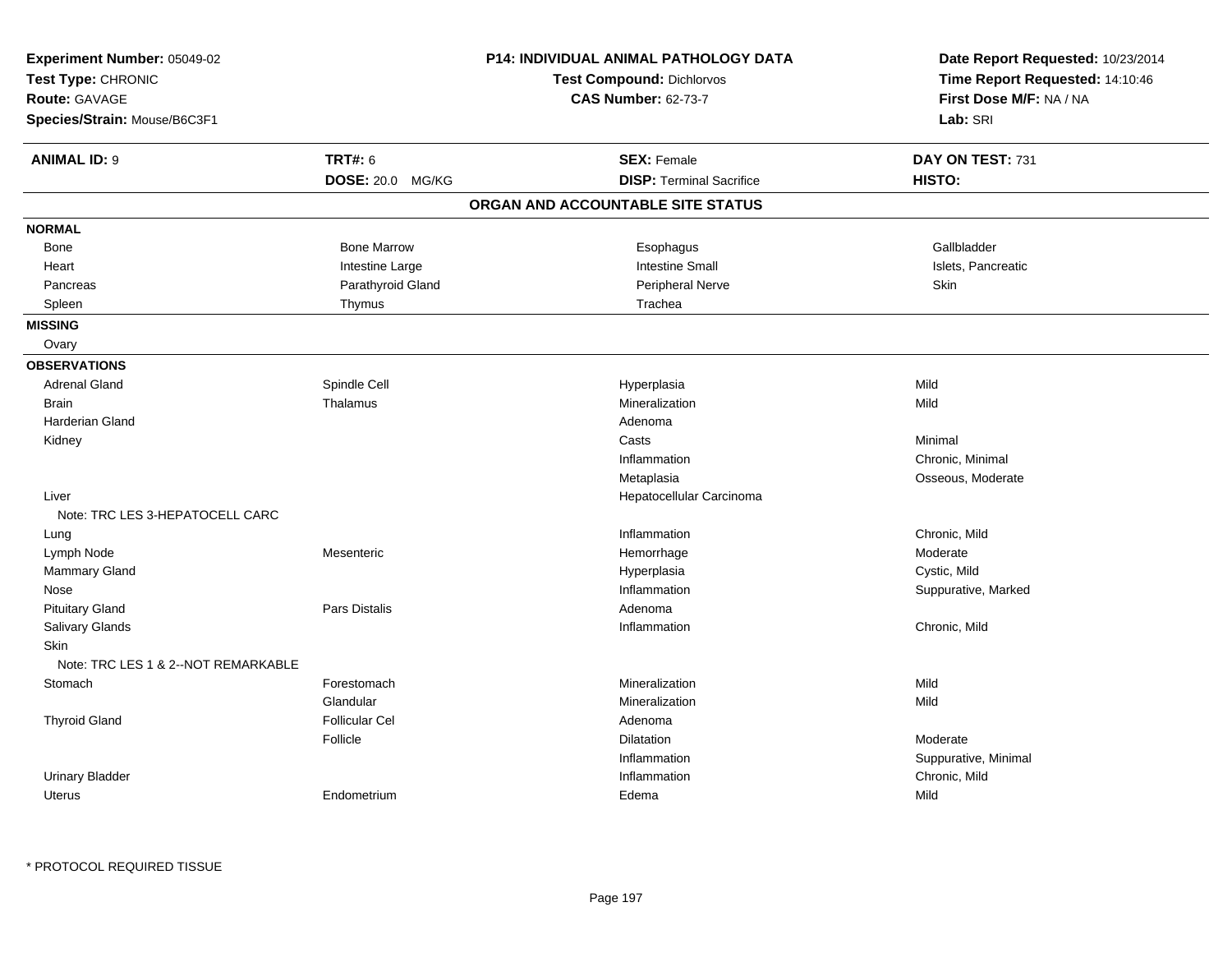**Experiment Number:** 05049-02
**Test Type:** CHRONIC
**Route:** GAVAGE
**Species/Strain:** Mouse/B6C3F1

**P14: INDIVIDUAL ANIMAL PATHOLOGY DATA**
**Test Compound:** Dichlorvos
**CAS Number:** 62-73-7

**Date Report Requested:** 10/23/2014
**Time Report Requested:** 14:10:46
**First Dose M/F:** NA / NA
**Lab:** SRI

| **ANIMAL ID:** 9 | **TRT#:** 6 | **SEX:** Female | **DAY ON TEST:** 731 |
|---|---|---|---|
| | **DOSE:** 20.0 MG/KG | **DISP:** Terminal Sacrifice | **HISTO:** |

## ORGAN AND ACCOUNTABLE SITE STATUS

**NORMAL**

| | | | |
|---|---|---|---|
| Bone | Bone Marrow | Esophagus | Gallbladder |
| Heart | Intestine Large | Intestine Small | Islets, Pancreatic |
| Pancreas | Parathyroid Gland | Peripheral Nerve | Skin |
| Spleen | Thymus | Trachea | |

**MISSING**

Ovary

**OBSERVATIONS**

| | | | |
|---|---|---|---|
| Adrenal Gland | Spindle Cell | Hyperplasia | Mild |
| Brain | Thalamus | Mineralization | Mild |
| Harderian Gland | | Adenoma | |
| Kidney | | Casts | Minimal |
| | | Inflammation | Chronic, Minimal |
| | | Metaplasia | Osseous, Moderate |
| Liver | | Hepatocellular Carcinoma | |
| Note: TRC LES 3-HEPATOCELL CARC | | | |
| Lung | | Inflammation | Chronic, Mild |
| Lymph Node | Mesenteric | Hemorrhage | Moderate |
| Mammary Gland | | Hyperplasia | Cystic, Mild |
| Nose | | Inflammation | Suppurative, Marked |
| Pituitary Gland | Pars Distalis | Adenoma | |
| Salivary Glands | | Inflammation | Chronic, Mild |
| Skin | | | |
| Note: TRC LES 1 & 2--NOT REMARKABLE | | | |
| Stomach | Forestomach | Mineralization | Mild |
| | Glandular | Mineralization | Mild |
| Thyroid Gland | Follicular Cel | Adenoma | |
| | Follicle | Dilatation | Moderate |
| | | Inflammation | Suppurative, Minimal |
| Urinary Bladder | | Inflammation | Chronic, Mild |
| Uterus | Endometrium | Edema | Mild |

* PROTOCOL REQUIRED TISSUE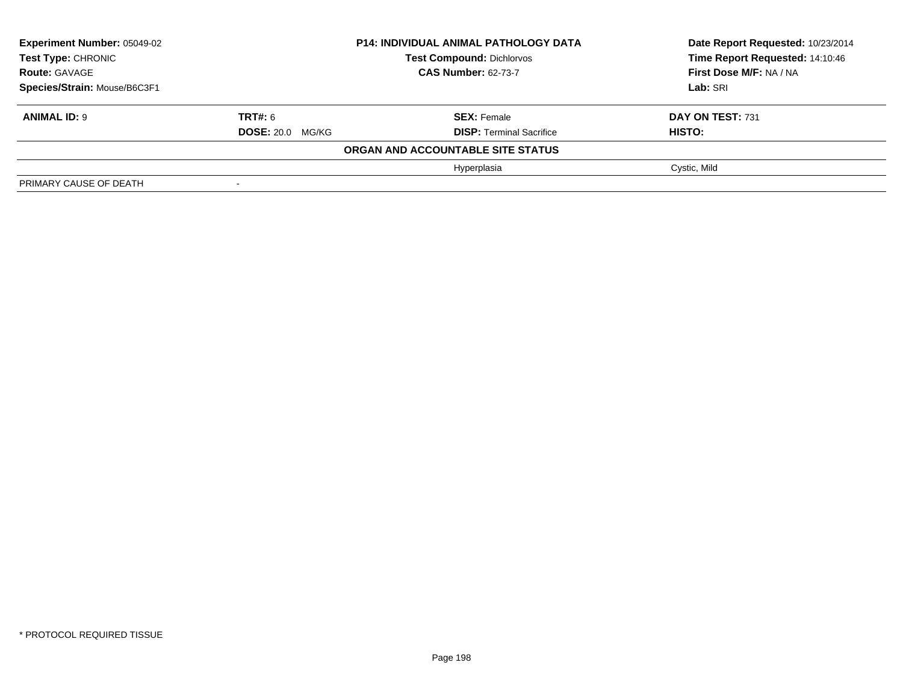| **Experiment Number:** 05049-02 | **P14: INDIVIDUAL ANIMAL PATHOLOGY DATA** | **Date Report Requested:** 10/23/2014 |
|---|---|---|
| **Test Type:** CHRONIC | **Test Compound:** Dichlorvos | **Time Report Requested:** 14:10:46 |
| **Route:** GAVAGE | **CAS Number:** 62-73-7 | **First Dose M/F:** NA / NA |
| **Species/Strain:** Mouse/B6C3F1 | | **Lab:** SRI |

| **ANIMAL ID:** 9 | **TRT#:** 6 | **SEX:** Female | **DAY ON TEST:** 731 |
|---|---|---|---|
| | **DOSE:** 20.0 MG/KG | **DISP:** Terminal Sacrifice | **HISTO:** |
| | | **ORGAN AND ACCOUNTABLE SITE STATUS** | |
| | | Hyperplasia | Cystic, Mild |
| PRIMARY CAUSE OF DEATH | - | | |

* PROTOCOL REQUIRED TISSUE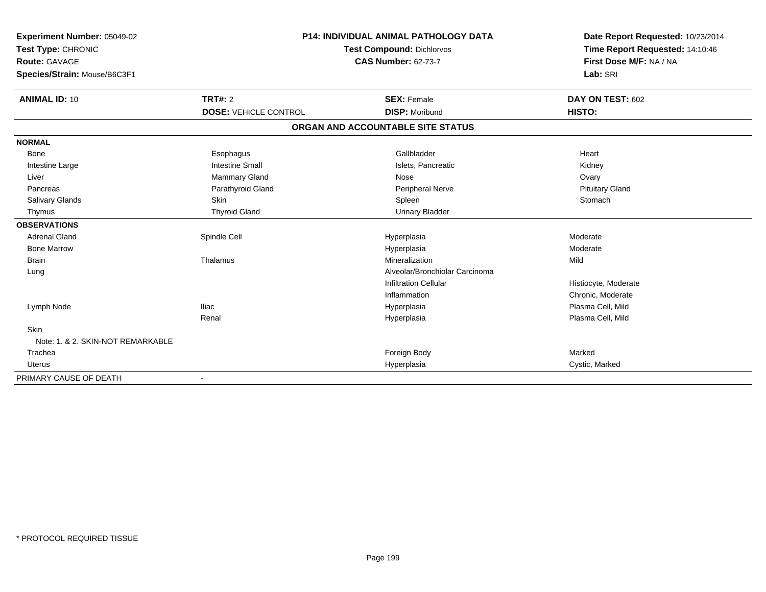**Experiment Number:** 05049-02
**Test Type:** CHRONIC
**Route:** GAVAGE
**Species/Strain:** Mouse/B6C3F1

**P14: INDIVIDUAL ANIMAL PATHOLOGY DATA**
**Test Compound:** Dichlorvos
**CAS Number:** 62-73-7

**Date Report Requested:** 10/23/2014
**Time Report Requested:** 14:10:46
**First Dose M/F:** NA / NA
**Lab:** SRI

| **ANIMAL ID:** 10 | **TRT#:** 2 | **SEX:** Female | **DAY ON TEST:** 602 |
|---|---|---|---|
| | **DOSE:** VEHICLE CONTROL | **DISP:** Moribund | **HISTO:** |

**ORGAN AND ACCOUNTABLE SITE STATUS**

| | | | |
|---|---|---|---|
| **NORMAL** | | | |
| Bone | Esophagus | Gallbladder | Heart |
| Intestine Large | Intestine Small | Islets, Pancreatic | Kidney |
| Liver | Mammary Gland | Nose | Ovary |
| Pancreas | Parathyroid Gland | Peripheral Nerve | Pituitary Gland |
| Salivary Glands | Skin | Spleen | Stomach |
| Thymus | Thyroid Gland | Urinary Bladder | |
| **OBSERVATIONS** | | | |
| Adrenal Gland | Spindle Cell | Hyperplasia | Moderate |
| Bone Marrow | | Hyperplasia | Moderate |
| Brain | Thalamus | Mineralization | Mild |
| Lung | | Alveolar/Bronchiolar Carcinoma | |
| | | Infiltration Cellular | Histiocyte, Moderate |
| | | Inflammation | Chronic, Moderate |
| Lymph Node | Iliac | Hyperplasia | Plasma Cell, Mild |
| | Renal | Hyperplasia | Plasma Cell, Mild |
| Skin | | | |
| Note: 1. & 2. SKIN-NOT REMARKABLE | | | |
| Trachea | | Foreign Body | Marked |
| Uterus | | Hyperplasia | Cystic, Marked |
| PRIMARY CAUSE OF DEATH | - | | |

* PROTOCOL REQUIRED TISSUE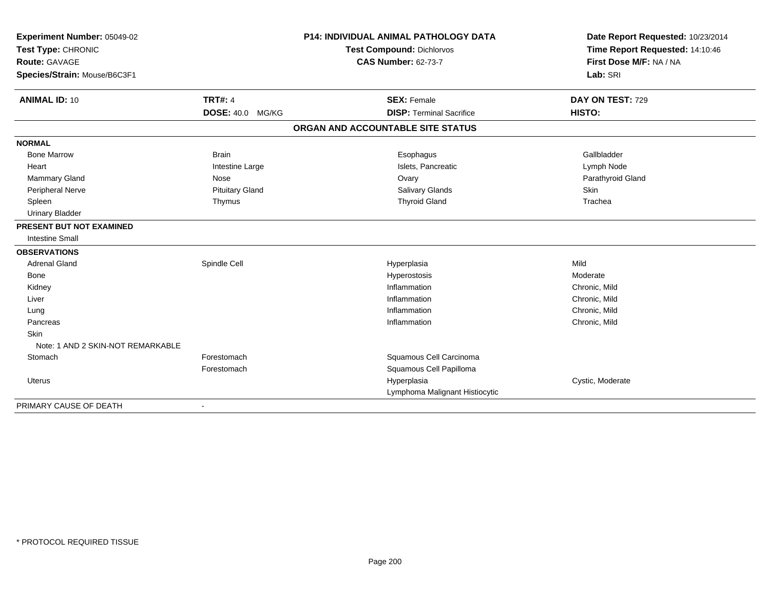**Experiment Number:** 05049-02
**Test Type:** CHRONIC
**Route:** GAVAGE
**Species/Strain:** Mouse/B6C3F1

**P14: INDIVIDUAL ANIMAL PATHOLOGY DATA**
**Test Compound:** Dichlorvos
**CAS Number:** 62-73-7

**Date Report Requested:** 10/23/2014
**Time Report Requested:** 14:10:46
**First Dose M/F:** NA / NA
**Lab:** SRI

| **ANIMAL ID:** 10 | **TRT#:** 4 | **SEX:** Female | **DAY ON TEST:** 729 |
|---|---|---|---|
| | **DOSE:** 40.0 MG/KG | **DISP:** Terminal Sacrifice | **HISTO:** |

## ORGAN AND ACCOUNTABLE SITE STATUS

| | | | |
|---|---|---|---|
| **NORMAL** | | | |
| Bone Marrow | Brain | Esophagus | Gallbladder |
| Heart | Intestine Large | Islets, Pancreatic | Lymph Node |
| Mammary Gland | Nose | Ovary | Parathyroid Gland |
| Peripheral Nerve | Pituitary Gland | Salivary Glands | Skin |
| Spleen | Thymus | Thyroid Gland | Trachea |
| Urinary Bladder | | | |
| **PRESENT BUT NOT EXAMINED** | | | |
| Intestine Small | | | |
| **OBSERVATIONS** | | | |
| Adrenal Gland | Spindle Cell | Hyperplasia | Mild |
| Bone | | Hyperostosis | Moderate |
| Kidney | | Inflammation | Chronic, Mild |
| Liver | | Inflammation | Chronic, Mild |
| Lung | | Inflammation | Chronic, Mild |
| Pancreas | | Inflammation | Chronic, Mild |
| Skin | | | |
| Note: 1 AND 2 SKIN-NOT REMARKABLE | | | |
| Stomach | Forestomach | Squamous Cell Carcinoma | |
| | Forestomach | Squamous Cell Papilloma | |
| Uterus | | Hyperplasia | Cystic, Moderate |
| | | Lymphoma Malignant Histiocytic | |
| PRIMARY CAUSE OF DEATH | - | | |

\* PROTOCOL REQUIRED TISSUE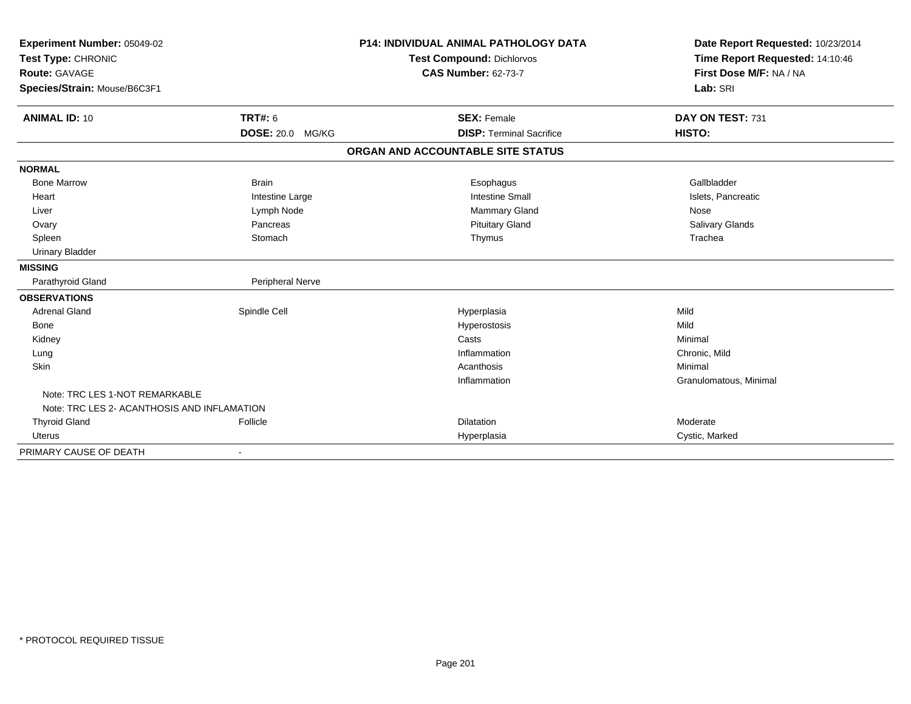**Experiment Number:** 05049-02
**Test Type:** CHRONIC
**Route:** GAVAGE
**Species/Strain:** Mouse/B6C3F1

**P14: INDIVIDUAL ANIMAL PATHOLOGY DATA**
**Test Compound:** Dichlorvos
**CAS Number:** 62-73-7

**Date Report Requested:** 10/23/2014
**Time Report Requested:** 14:10:46
**First Dose M/F:** NA / NA
**Lab:** SRI

| **ANIMAL ID:** 10 | **TRT#:** 6 | **SEX:** Female | **DAY ON TEST:** 731 |
|---|---|---|---|
| | **DOSE:** 20.0 MG/KG | **DISP:** Terminal Sacrifice | **HISTO:** |

**ORGAN AND ACCOUNTABLE SITE STATUS**

| | | | |
|---|---|---|---|
| **NORMAL** | | | |
| Bone Marrow | Brain | Esophagus | Gallbladder |
| Heart | Intestine Large | Intestine Small | Islets, Pancreatic |
| Liver | Lymph Node | Mammary Gland | Nose |
| Ovary | Pancreas | Pituitary Gland | Salivary Glands |
| Spleen | Stomach | Thymus | Trachea |
| Urinary Bladder | | | |
| **MISSING** | | | |
| Parathyroid Gland | Peripheral Nerve | | |
| **OBSERVATIONS** | | | |
| Adrenal Gland | Spindle Cell | Hyperplasia | Mild |
| Bone | | Hyperostosis | Mild |
| Kidney | | Casts | Minimal |
| Lung | | Inflammation | Chronic, Mild |
| Skin | | Acanthosis | Minimal |
| | | Inflammation | Granulomatous, Minimal |
| Note: TRC LES 1-NOT REMARKABLE | | | |
| Note: TRC LES 2- ACANTHOSIS AND INFLAMATION | | | |
| Thyroid Gland | Follicle | Dilatation | Moderate |
| Uterus | | Hyperplasia | Cystic, Marked |
| PRIMARY CAUSE OF DEATH | - | | |

* PROTOCOL REQUIRED TISSUE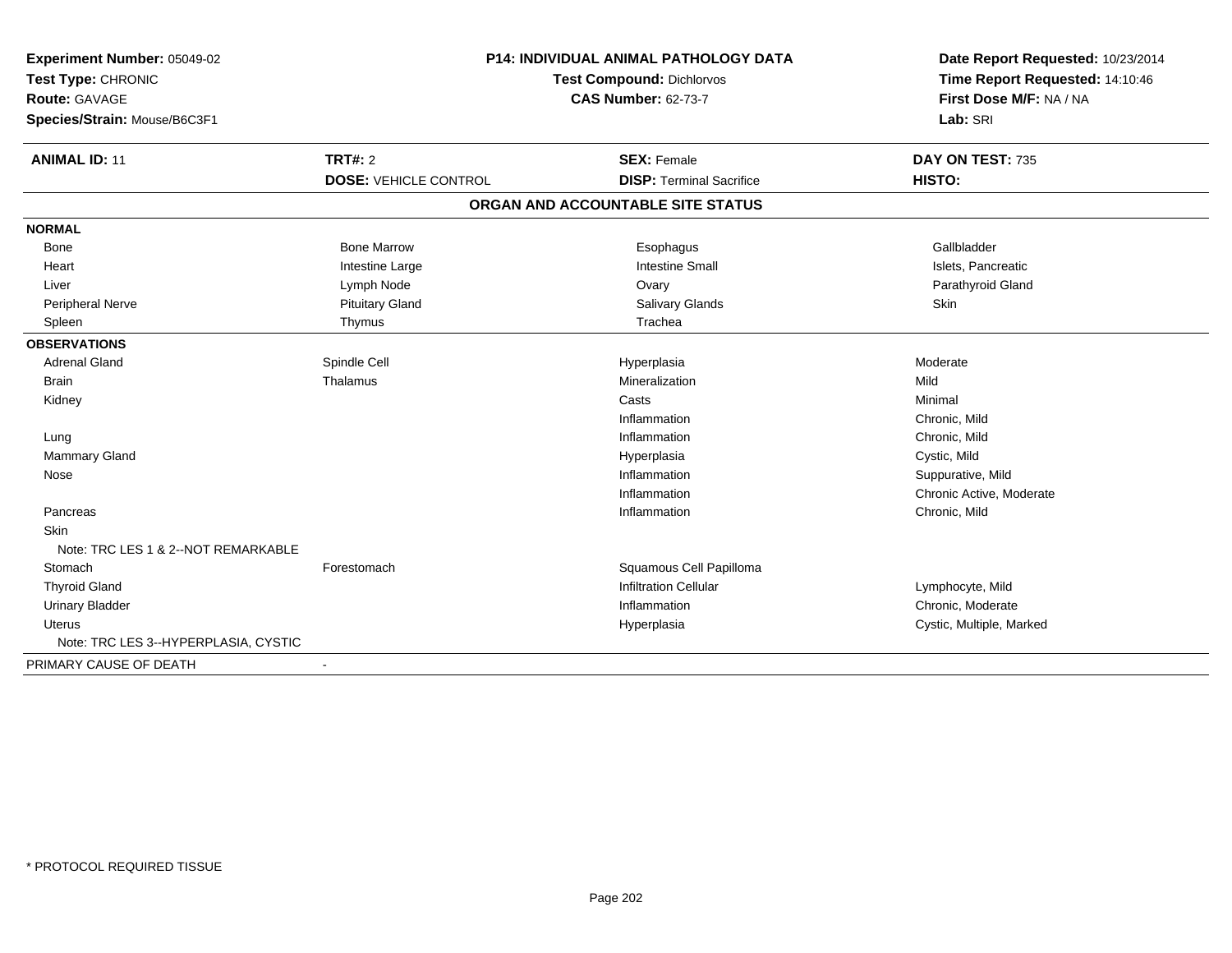**Experiment Number:** 05049-02
**Test Type:** CHRONIC
**Route:** GAVAGE
**Species/Strain:** Mouse/B6C3F1

**P14: INDIVIDUAL ANIMAL PATHOLOGY DATA**
**Test Compound:** Dichlorvos
**CAS Number:** 62-73-7

**Date Report Requested:** 10/23/2014
**Time Report Requested:** 14:10:46
**First Dose M/F:** NA / NA
**Lab:** SRI

| **ANIMAL ID:** 11 | **TRT#:** 2 | **SEX:** Female | **DAY ON TEST:** 735 |
|---|---|---|---|
| | **DOSE:** VEHICLE CONTROL | **DISP:** Terminal Sacrifice | **HISTO:** |

**ORGAN AND ACCOUNTABLE SITE STATUS**

| | | | |
|---|---|---|---|
| **NORMAL** | | | |
| Bone | Bone Marrow | Esophagus | Gallbladder |
| Heart | Intestine Large | Intestine Small | Islets, Pancreatic |
| Liver | Lymph Node | Ovary | Parathyroid Gland |
| Peripheral Nerve | Pituitary Gland | Salivary Glands | Skin |
| Spleen | Thymus | Trachea | |
| **OBSERVATIONS** | | | |
| Adrenal Gland | Spindle Cell | Hyperplasia | Moderate |
| Brain | Thalamus | Mineralization | Mild |
| Kidney | | Casts | Minimal |
| | | Inflammation | Chronic, Mild |
| Lung | | Inflammation | Chronic, Mild |
| Mammary Gland | | Hyperplasia | Cystic, Mild |
| Nose | | Inflammation | Suppurative, Mild |
| | | Inflammation | Chronic Active, Moderate |
| Pancreas | | Inflammation | Chronic, Mild |
| Skin | | | |
| Note: TRC LES 1 & 2--NOT REMARKABLE | | | |
| Stomach | Forestomach | Squamous Cell Papilloma | |
| Thyroid Gland | | Infiltration Cellular | Lymphocyte, Mild |
| Urinary Bladder | | Inflammation | Chronic, Moderate |
| Uterus | | Hyperplasia | Cystic, Multiple, Marked |
| Note: TRC LES 3--HYPERPLASIA, CYSTIC | | | |
| PRIMARY CAUSE OF DEATH | - | | |

* PROTOCOL REQUIRED TISSUE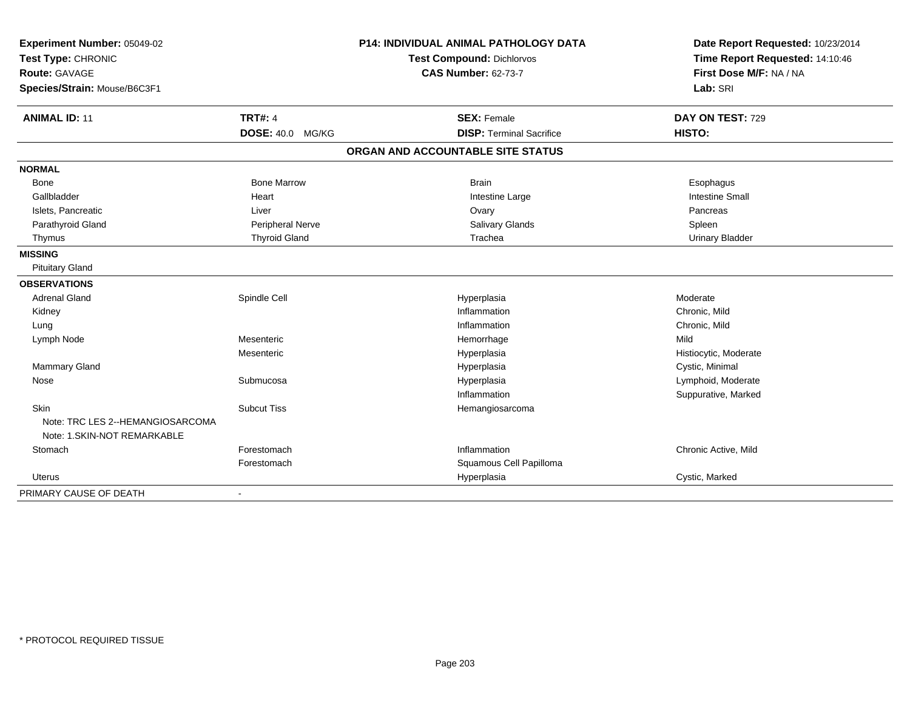**Experiment Number:** 05049-02
**Test Type:** CHRONIC
**Route:** GAVAGE
**Species/Strain:** Mouse/B6C3F1

**P14: INDIVIDUAL ANIMAL PATHOLOGY DATA**
**Test Compound:** Dichlorvos
**CAS Number:** 62-73-7

**Date Report Requested:** 10/23/2014
**Time Report Requested:** 14:10:46
**First Dose M/F:** NA / NA
**Lab:** SRI

| **ANIMAL ID:** 11 | **TRT#:** 4 | **SEX:** Female | **DAY ON TEST:** 729 |
|---|---|---|---|
| | **DOSE:** 40.0 MG/KG | **DISP:** Terminal Sacrifice | **HISTO:** |

## ORGAN AND ACCOUNTABLE SITE STATUS

| | | | |
|---|---|---|---|
| **NORMAL** | | | |
| Bone | Bone Marrow | Brain | Esophagus |
| Gallbladder | Heart | Intestine Large | Intestine Small |
| Islets, Pancreatic | Liver | Ovary | Pancreas |
| Parathyroid Gland | Peripheral Nerve | Salivary Glands | Spleen |
| Thymus | Thyroid Gland | Trachea | Urinary Bladder |
| **MISSING** | | | |
| Pituitary Gland | | | |
| **OBSERVATIONS** | | | |
| Adrenal Gland | Spindle Cell | Hyperplasia | Moderate |
| Kidney | | Inflammation | Chronic, Mild |
| Lung | | Inflammation | Chronic, Mild |
| Lymph Node | Mesenteric | Hemorrhage | Mild |
| | Mesenteric | Hyperplasia | Histiocytic, Moderate |
| Mammary Gland | | Hyperplasia | Cystic, Minimal |
| Nose | Submucosa | Hyperplasia | Lymphoid, Moderate |
| | | Inflammation | Suppurative, Marked |
| Skin | Subcut Tiss | Hemangiosarcoma | |
| Note: TRC LES 2--HEMANGIOSARCOMA | | | |
| Note: 1.SKIN-NOT REMARKABLE | | | |
| Stomach | Forestomach | Inflammation | Chronic Active, Mild |
| | Forestomach | Squamous Cell Papilloma | |
| Uterus | | Hyperplasia | Cystic, Marked |
| PRIMARY CAUSE OF DEATH | - | | |

* PROTOCOL REQUIRED TISSUE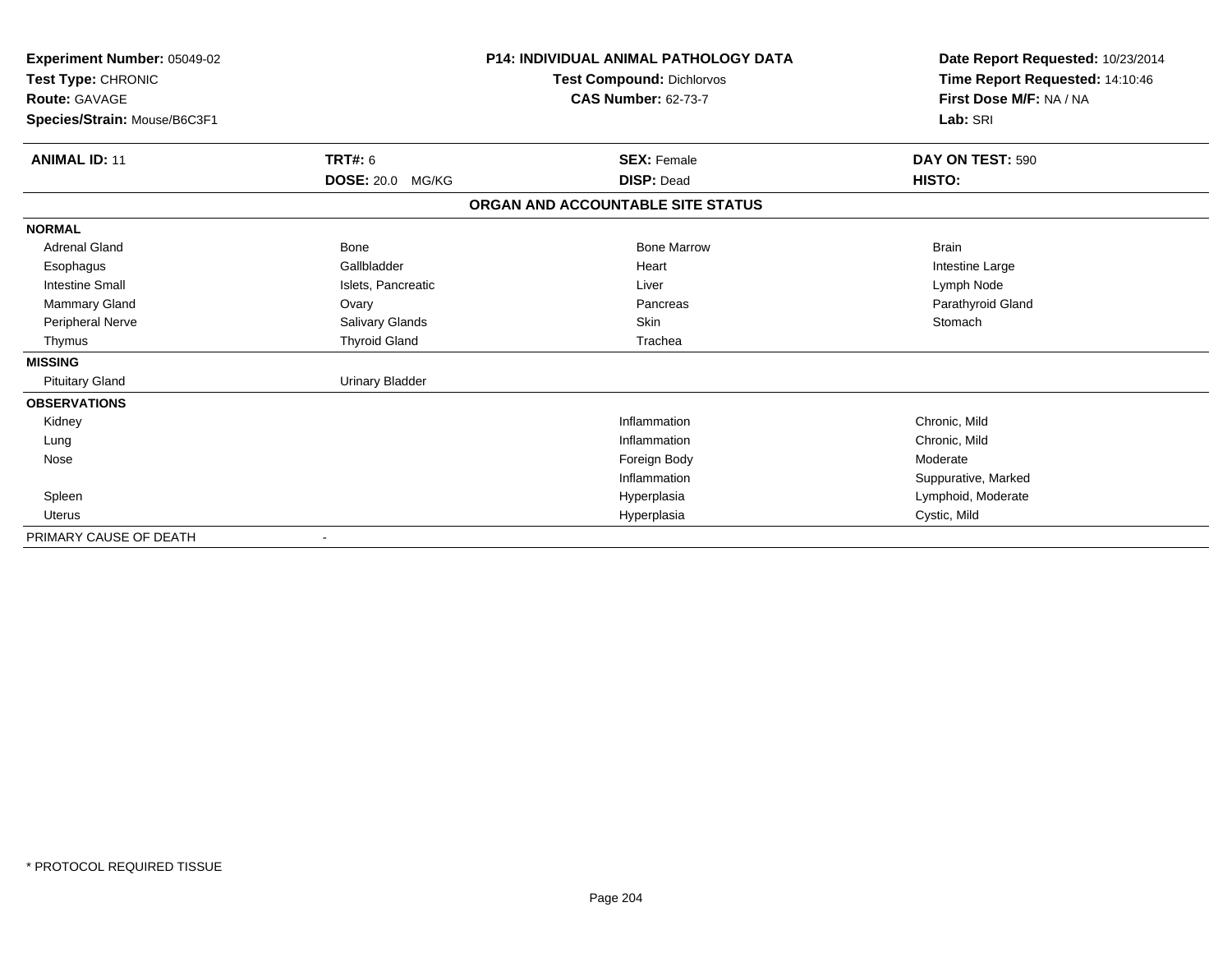**Experiment Number:** 05049-02
**Test Type:** CHRONIC
**Route:** GAVAGE
**Species/Strain:** Mouse/B6C3F1

**P14: INDIVIDUAL ANIMAL PATHOLOGY DATA**
**Test Compound:** Dichlorvos
**CAS Number:** 62-73-7

**Date Report Requested:** 10/23/2014
**Time Report Requested:** 14:10:46
**First Dose M/F:** NA / NA
**Lab:** SRI

| **ANIMAL ID:** 11 | **TRT#:** 6 | **SEX:** Female | **DAY ON TEST:** 590 |
|---|---|---|---|
| | **DOSE:** 20.0 MG/KG | **DISP:** Dead | **HISTO:** |

**ORGAN AND ACCOUNTABLE SITE STATUS**

| | | | |
|---|---|---|---|
| **NORMAL** | | | |
| Adrenal Gland | Bone | Bone Marrow | Brain |
| Esophagus | Gallbladder | Heart | Intestine Large |
| Intestine Small | Islets, Pancreatic | Liver | Lymph Node |
| Mammary Gland | Ovary | Pancreas | Parathyroid Gland |
| Peripheral Nerve | Salivary Glands | Skin | Stomach |
| Thymus | Thyroid Gland | Trachea | |
| **MISSING** | | | |
| Pituitary Gland | Urinary Bladder | | |
| **OBSERVATIONS** | | | |
| Kidney | | Inflammation | Chronic, Mild |
| Lung | | Inflammation | Chronic, Mild |
| Nose | | Foreign Body | Moderate |
| | | Inflammation | Suppurative, Marked |
| Spleen | | Hyperplasia | Lymphoid, Moderate |
| Uterus | | Hyperplasia | Cystic, Mild |
| PRIMARY CAUSE OF DEATH | - | | |

\* PROTOCOL REQUIRED TISSUE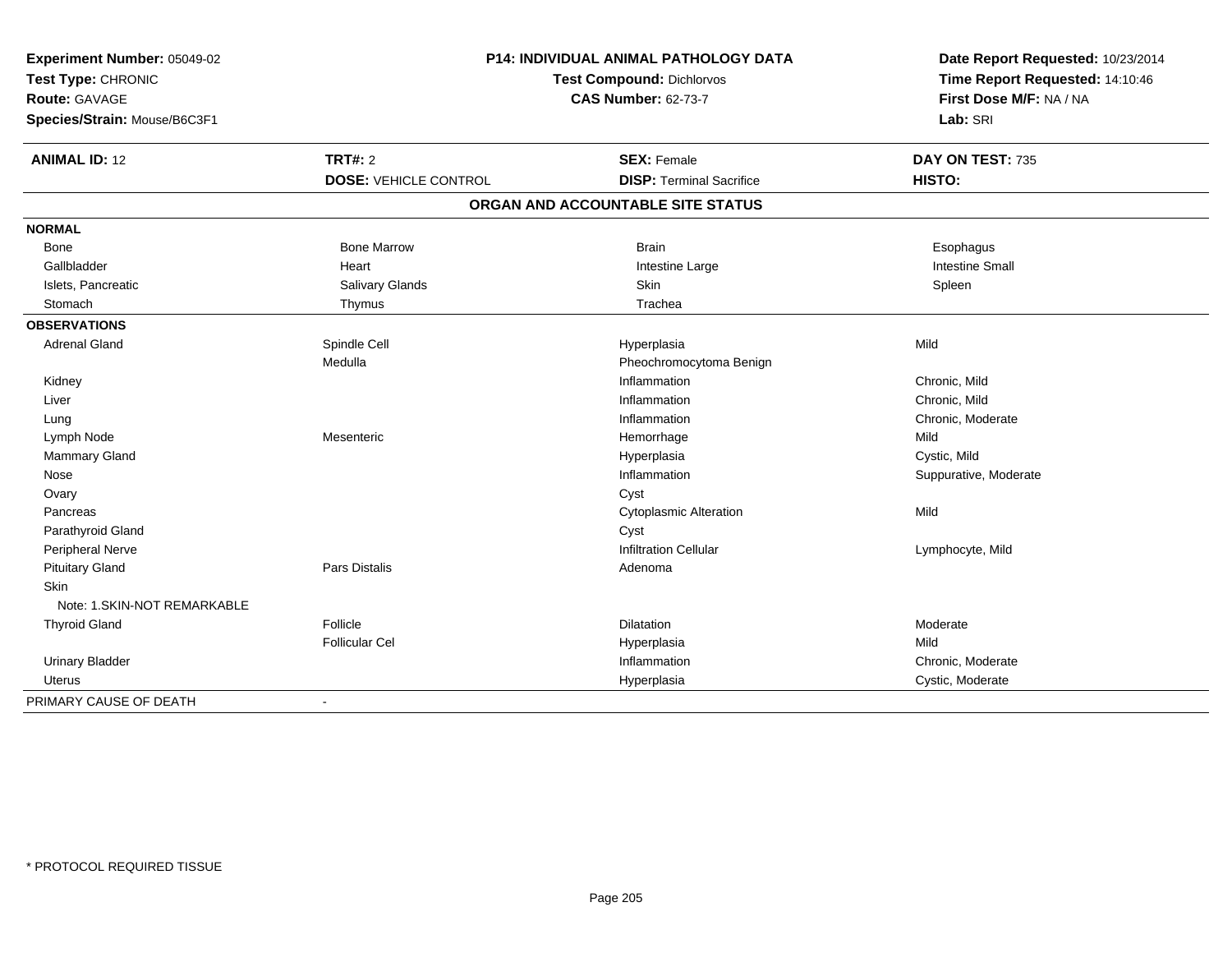**Experiment Number:** 05049-02
**Test Type:** CHRONIC
**Route:** GAVAGE
**Species/Strain:** Mouse/B6C3F1

**P14: INDIVIDUAL ANIMAL PATHOLOGY DATA**
**Test Compound:** Dichlorvos
**CAS Number:** 62-73-7

**Date Report Requested:** 10/23/2014
**Time Report Requested:** 14:10:46
**First Dose M/F:** NA / NA
**Lab:** SRI

| **ANIMAL ID:** 12 | **TRT#:** 2 | **SEX:** Female | **DAY ON TEST:** 735 |
|---|---|---|---|
| | **DOSE:** VEHICLE CONTROL | **DISP:** Terminal Sacrifice | **HISTO:** |

## ORGAN AND ACCOUNTABLE SITE STATUS

| | | | |
|---|---|---|---|
| **NORMAL** | | | |
| Bone | Bone Marrow | Brain | Esophagus |
| Gallbladder | Heart | Intestine Large | Intestine Small |
| Islets, Pancreatic | Salivary Glands | Skin | Spleen |
| Stomach | Thymus | Trachea | |
| **OBSERVATIONS** | | | |
| Adrenal Gland | Spindle Cell | Hyperplasia | Mild |
| | Medulla | Pheochromocytoma Benign | |
| Kidney | | Inflammation | Chronic, Mild |
| Liver | | Inflammation | Chronic, Mild |
| Lung | | Inflammation | Chronic, Moderate |
| Lymph Node | Mesenteric | Hemorrhage | Mild |
| Mammary Gland | | Hyperplasia | Cystic, Mild |
| Nose | | Inflammation | Suppurative, Moderate |
| Ovary | | Cyst | |
| Pancreas | | Cytoplasmic Alteration | Mild |
| Parathyroid Gland | | Cyst | |
| Peripheral Nerve | | Infiltration Cellular | Lymphocyte, Mild |
| Pituitary Gland | Pars Distalis | Adenoma | |
| Skin | | | |
| Note: 1.SKIN-NOT REMARKABLE | | | |
| Thyroid Gland | Follicle | Dilatation | Moderate |
| | Follicular Cel | Hyperplasia | Mild |
| Urinary Bladder | | Inflammation | Chronic, Moderate |
| Uterus | | Hyperplasia | Cystic, Moderate |
| PRIMARY CAUSE OF DEATH | - | | |

* PROTOCOL REQUIRED TISSUE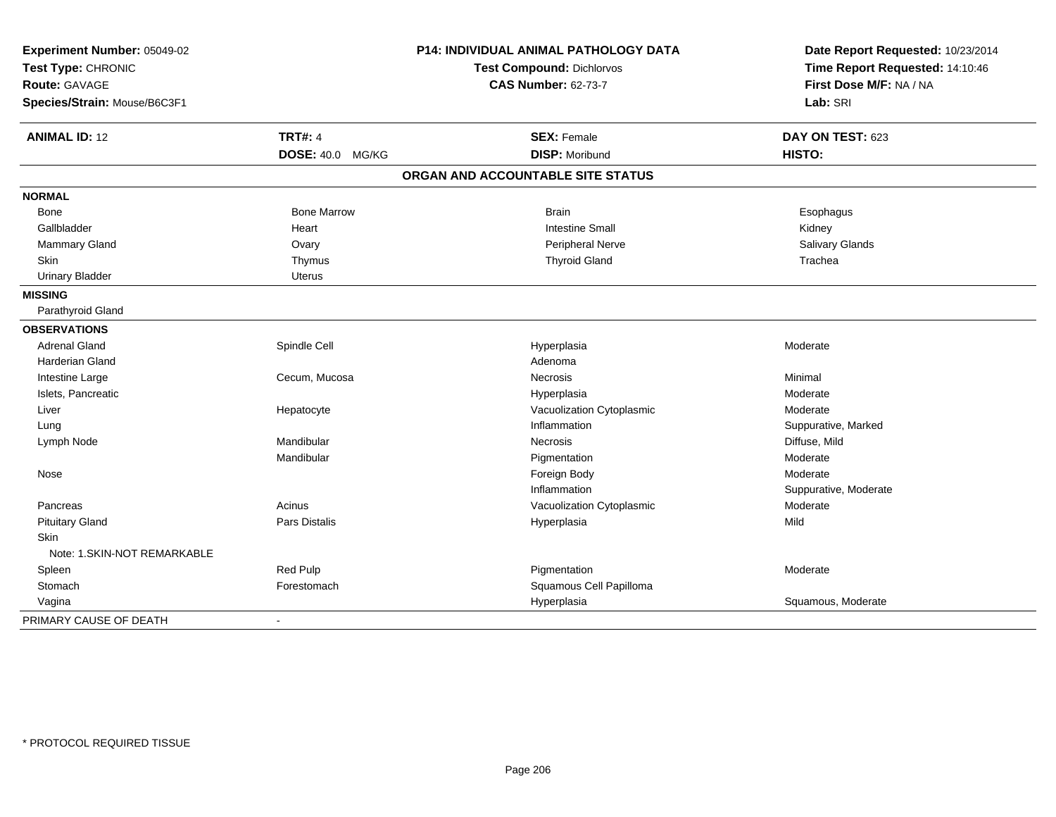**Experiment Number:** 05049-02
**Test Type:** CHRONIC
**Route:** GAVAGE
**Species/Strain:** Mouse/B6C3F1

**P14: INDIVIDUAL ANIMAL PATHOLOGY DATA**
**Test Compound:** Dichlorvos
**CAS Number:** 62-73-7

**Date Report Requested:** 10/23/2014
**Time Report Requested:** 14:10:46
**First Dose M/F:** NA / NA
**Lab:** SRI

| **ANIMAL ID:** 12 | **TRT#:** 4 | **SEX:** Female | **DAY ON TEST:** 623 |
|---|---|---|---|
| | **DOSE:** 40.0 MG/KG | **DISP:** Moribund | **HISTO:** |

## ORGAN AND ACCOUNTABLE SITE STATUS

| | | | |
|---|---|---|---|
| **NORMAL** | | | |
| Bone | Bone Marrow | Brain | Esophagus |
| Gallbladder | Heart | Intestine Small | Kidney |
| Mammary Gland | Ovary | Peripheral Nerve | Salivary Glands |
| Skin | Thymus | Thyroid Gland | Trachea |
| Urinary Bladder | Uterus | | |
| **MISSING** | | | |
| Parathyroid Gland | | | |
| **OBSERVATIONS** | | | |
| Adrenal Gland | Spindle Cell | Hyperplasia | Moderate |
| Harderian Gland | | Adenoma | |
| Intestine Large | Cecum, Mucosa | Necrosis | Minimal |
| Islets, Pancreatic | | Hyperplasia | Moderate |
| Liver | Hepatocyte | Vacuolization Cytoplasmic | Moderate |
| Lung | | Inflammation | Suppurative, Marked |
| Lymph Node | Mandibular | Necrosis | Diffuse, Mild |
| | Mandibular | Pigmentation | Moderate |
| Nose | | Foreign Body | Moderate |
| | | Inflammation | Suppurative, Moderate |
| Pancreas | Acinus | Vacuolization Cytoplasmic | Moderate |
| Pituitary Gland | Pars Distalis | Hyperplasia | Mild |
| Skin | | | |
| Note: 1.SKIN-NOT REMARKABLE | | | |
| Spleen | Red Pulp | Pigmentation | Moderate |
| Stomach | Forestomach | Squamous Cell Papilloma | |
| Vagina | | Hyperplasia | Squamous, Moderate |
| PRIMARY CAUSE OF DEATH | - | | |

\* PROTOCOL REQUIRED TISSUE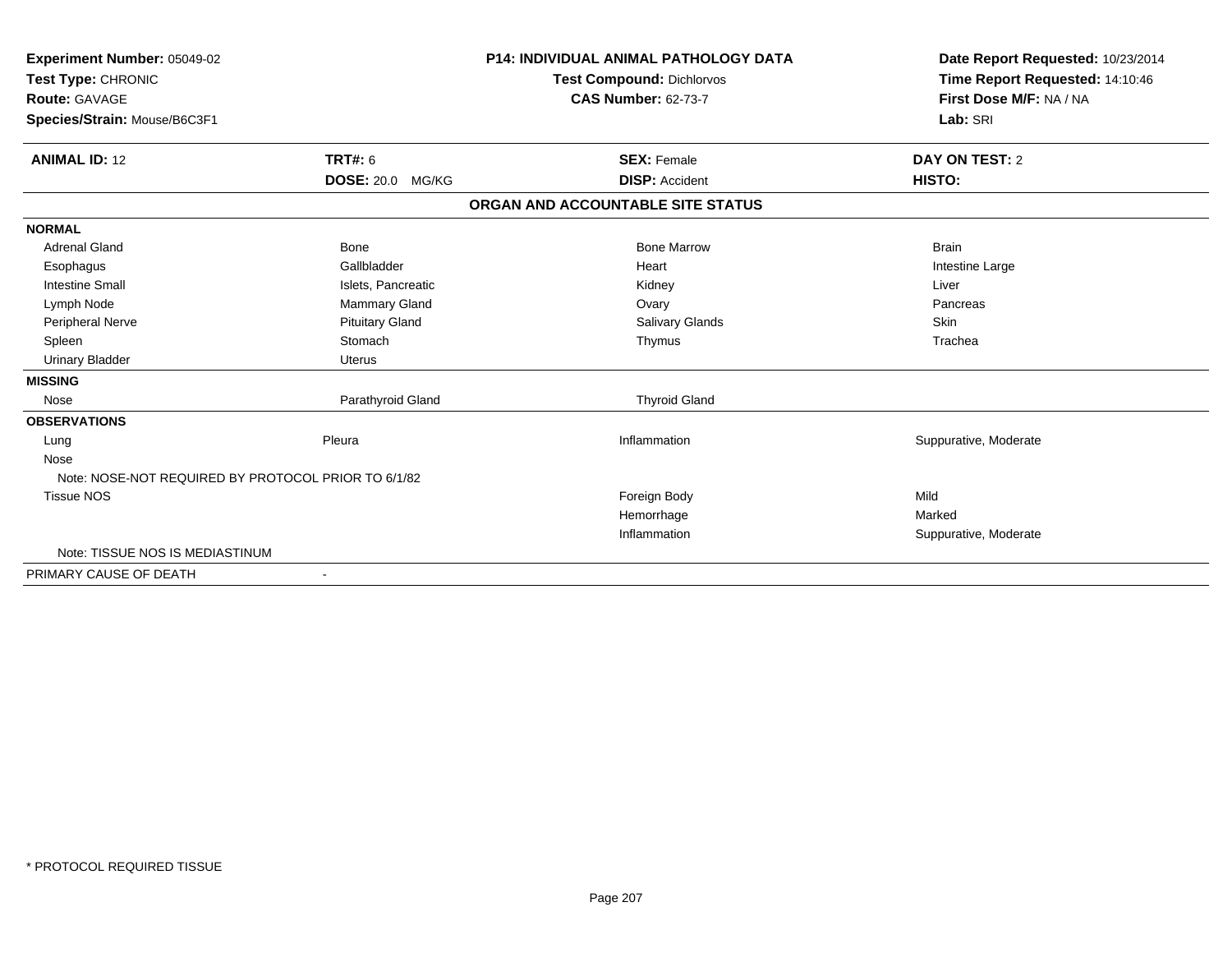**Experiment Number:** 05049-02
**Test Type:** CHRONIC
**Route:** GAVAGE
**Species/Strain:** Mouse/B6C3F1

**P14: INDIVIDUAL ANIMAL PATHOLOGY DATA**
**Test Compound:** Dichlorvos
**CAS Number:** 62-73-7

**Date Report Requested:** 10/23/2014
**Time Report Requested:** 14:10:46
**First Dose M/F:** NA / NA
**Lab:** SRI

| **ANIMAL ID:** 12 | **TRT#:** 6 | **SEX:** Female | **DAY ON TEST:** 2 |
|---|---|---|---|
| | **DOSE:** 20.0 MG/KG | **DISP:** Accident | **HISTO:** |

## ORGAN AND ACCOUNTABLE SITE STATUS

| | | | |
|---|---|---|---|
| **NORMAL** | | | |
| Adrenal Gland | Bone | Bone Marrow | Brain |
| Esophagus | Gallbladder | Heart | Intestine Large |
| Intestine Small | Islets, Pancreatic | Kidney | Liver |
| Lymph Node | Mammary Gland | Ovary | Pancreas |
| Peripheral Nerve | Pituitary Gland | Salivary Glands | Skin |
| Spleen | Stomach | Thymus | Trachea |
| Urinary Bladder | Uterus | | |
| **MISSING** | | | |
| Nose | Parathyroid Gland | Thyroid Gland | |
| **OBSERVATIONS** | | | |
| Lung | Pleura | Inflammation | Suppurative, Moderate |
| Nose | | | |
| Note: NOSE-NOT REQUIRED BY PROTOCOL PRIOR TO 6/1/82 | | | |
| Tissue NOS | | Foreign Body | Mild |
| | | Hemorrhage | Marked |
| | | Inflammation | Suppurative, Moderate |
| Note: TISSUE NOS IS MEDIASTINUM | | | |
| PRIMARY CAUSE OF DEATH | - | | |

* PROTOCOL REQUIRED TISSUE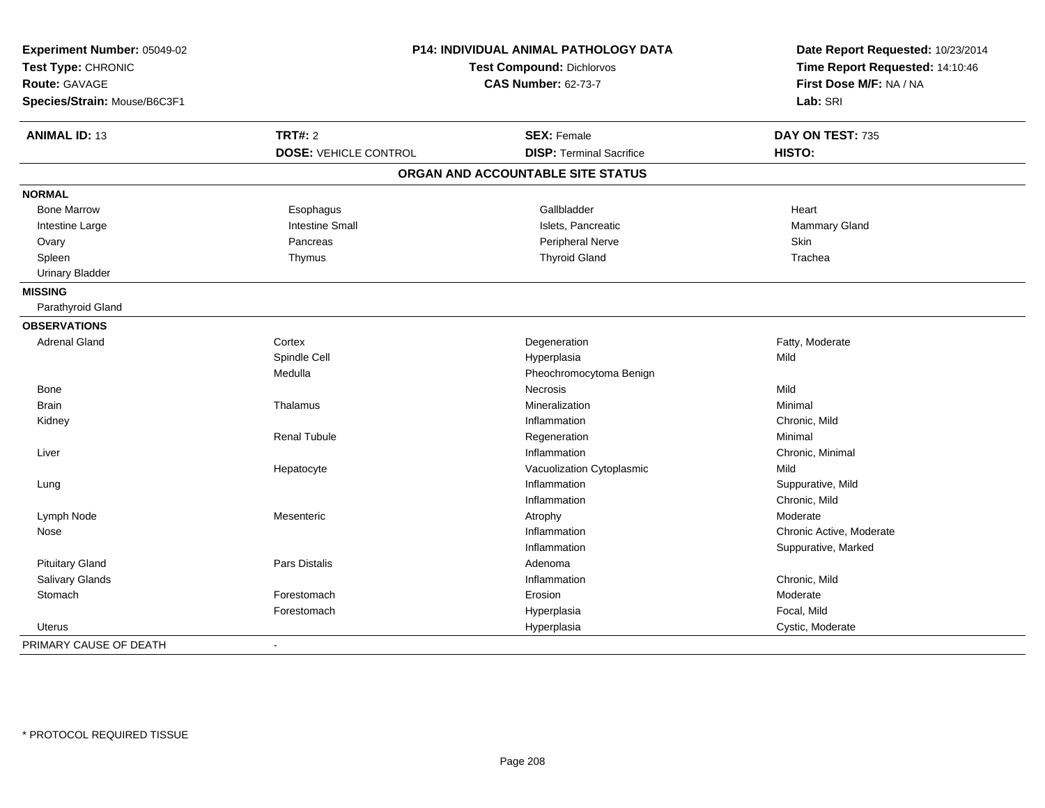**Experiment Number:** 05049-02
**Test Type:** CHRONIC
**Route:** GAVAGE
**Species/Strain:** Mouse/B6C3F1

**P14: INDIVIDUAL ANIMAL PATHOLOGY DATA**
**Test Compound:** Dichlorvos
**CAS Number:** 62-73-7

**Date Report Requested:** 10/23/2014
**Time Report Requested:** 14:10:46
**First Dose M/F:** NA / NA
**Lab:** SRI

| **ANIMAL ID:** 13 | **TRT#:** 2 | **SEX:** Female | **DAY ON TEST:** 735 |
|---|---|---|---|
| | **DOSE:** VEHICLE CONTROL | **DISP:** Terminal Sacrifice | **HISTO:** |

## ORGAN AND ACCOUNTABLE SITE STATUS

**NORMAL**

| | | | |
|---|---|---|---|
| Bone Marrow | Esophagus | Gallbladder | Heart |
| Intestine Large | Intestine Small | Islets, Pancreatic | Mammary Gland |
| Ovary | Pancreas | Peripheral Nerve | Skin |
| Spleen | Thymus | Thyroid Gland | Trachea |
| Urinary Bladder | | | |

**MISSING**

Parathyroid Gland

**OBSERVATIONS**

| Organ | Site | Observation | Qualifier |
|---|---|---|---|
| Adrenal Gland | Cortex | Degeneration | Fatty, Moderate |
| | Spindle Cell | Hyperplasia | Mild |
| | Medulla | Pheochromocytoma Benign | |
| Bone | | Necrosis | Mild |
| Brain | Thalamus | Mineralization | Minimal |
| Kidney | | Inflammation | Chronic, Mild |
| | Renal Tubule | Regeneration | Minimal |
| Liver | | Inflammation | Chronic, Minimal |
| | Hepatocyte | Vacuolization Cytoplasmic | Mild |
| Lung | | Inflammation | Suppurative, Mild |
| | | Inflammation | Chronic, Mild |
| Lymph Node | Mesenteric | Atrophy | Moderate |
| Nose | | Inflammation | Chronic Active, Moderate |
| | | Inflammation | Suppurative, Marked |
| Pituitary Gland | Pars Distalis | Adenoma | |
| Salivary Glands | | Inflammation | Chronic, Mild |
| Stomach | Forestomach | Erosion | Moderate |
| | Forestomach | Hyperplasia | Focal, Mild |
| Uterus | | Hyperplasia | Cystic, Moderate |

PRIMARY CAUSE OF DEATH -

* PROTOCOL REQUIRED TISSUE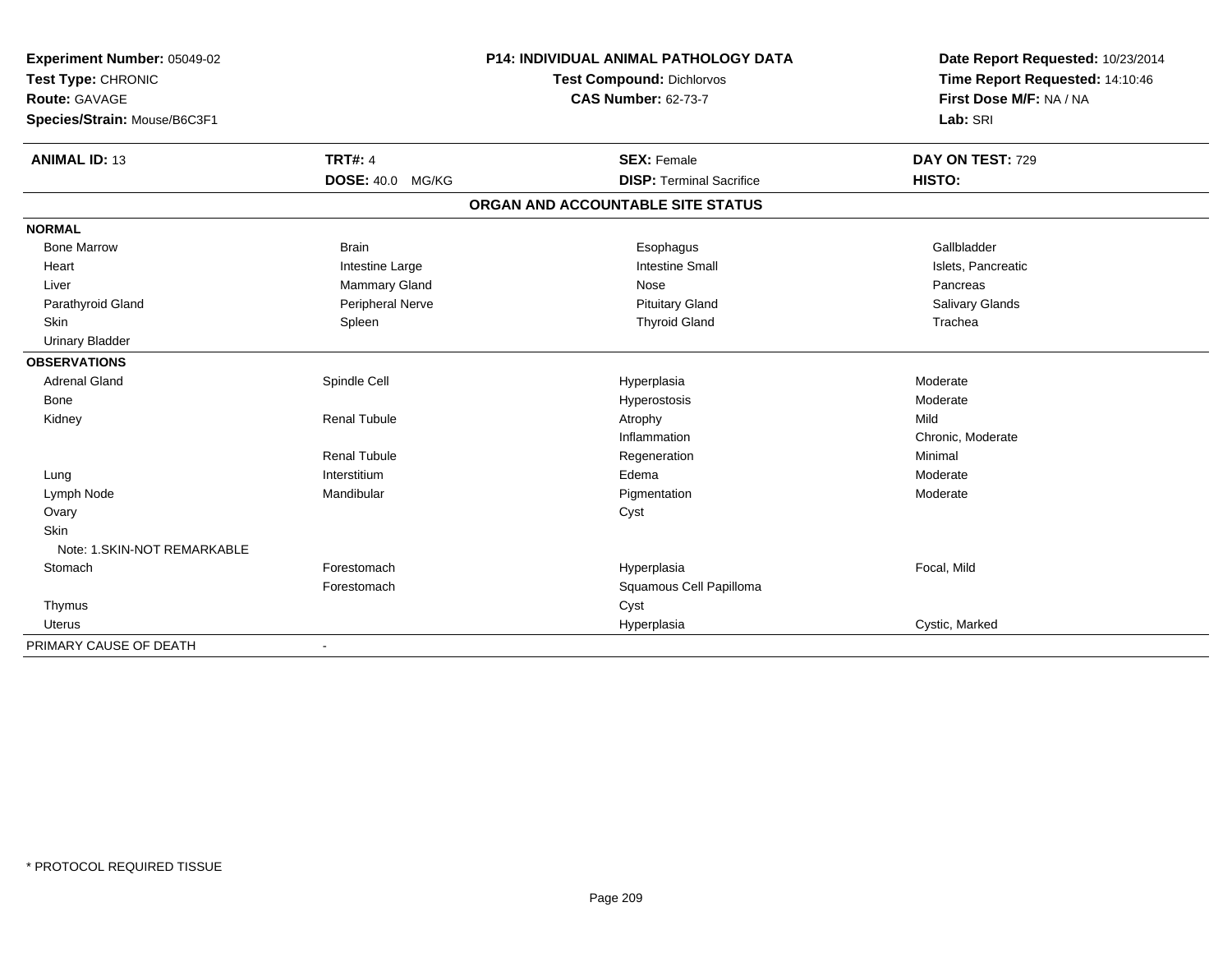**Experiment Number:** 05049-02
**Test Type:** CHRONIC
**Route:** GAVAGE
**Species/Strain:** Mouse/B6C3F1

**P14: INDIVIDUAL ANIMAL PATHOLOGY DATA**
**Test Compound:** Dichlorvos
**CAS Number:** 62-73-7

**Date Report Requested:** 10/23/2014
**Time Report Requested:** 14:10:46
**First Dose M/F:** NA / NA
**Lab:** SRI

| **ANIMAL ID:** 13 | **TRT#:** 4 | **SEX:** Female | **DAY ON TEST:** 729 |
|---|---|---|---|
| | **DOSE:** 40.0 MG/KG | **DISP:** Terminal Sacrifice | **HISTO:** |

## ORGAN AND ACCOUNTABLE SITE STATUS

| | | | |
|---|---|---|---|
| **NORMAL** | | | |
| Bone Marrow | Brain | Esophagus | Gallbladder |
| Heart | Intestine Large | Intestine Small | Islets, Pancreatic |
| Liver | Mammary Gland | Nose | Pancreas |
| Parathyroid Gland | Peripheral Nerve | Pituitary Gland | Salivary Glands |
| Skin | Spleen | Thyroid Gland | Trachea |
| Urinary Bladder | | | |
| **OBSERVATIONS** | | | |
| Adrenal Gland | Spindle Cell | Hyperplasia | Moderate |
| Bone | | Hyperostosis | Moderate |
| Kidney | Renal Tubule | Atrophy | Mild |
| | | Inflammation | Chronic, Moderate |
| | Renal Tubule | Regeneration | Minimal |
| Lung | Interstitium | Edema | Moderate |
| Lymph Node | Mandibular | Pigmentation | Moderate |
| Ovary | | Cyst | |
| Skin | | | |
| Note: 1.SKIN-NOT REMARKABLE | | | |
| Stomach | Forestomach | Hyperplasia | Focal, Mild |
| | Forestomach | Squamous Cell Papilloma | |
| Thymus | | Cyst | |
| Uterus | | Hyperplasia | Cystic, Marked |
| PRIMARY CAUSE OF DEATH | - | | |

\* PROTOCOL REQUIRED TISSUE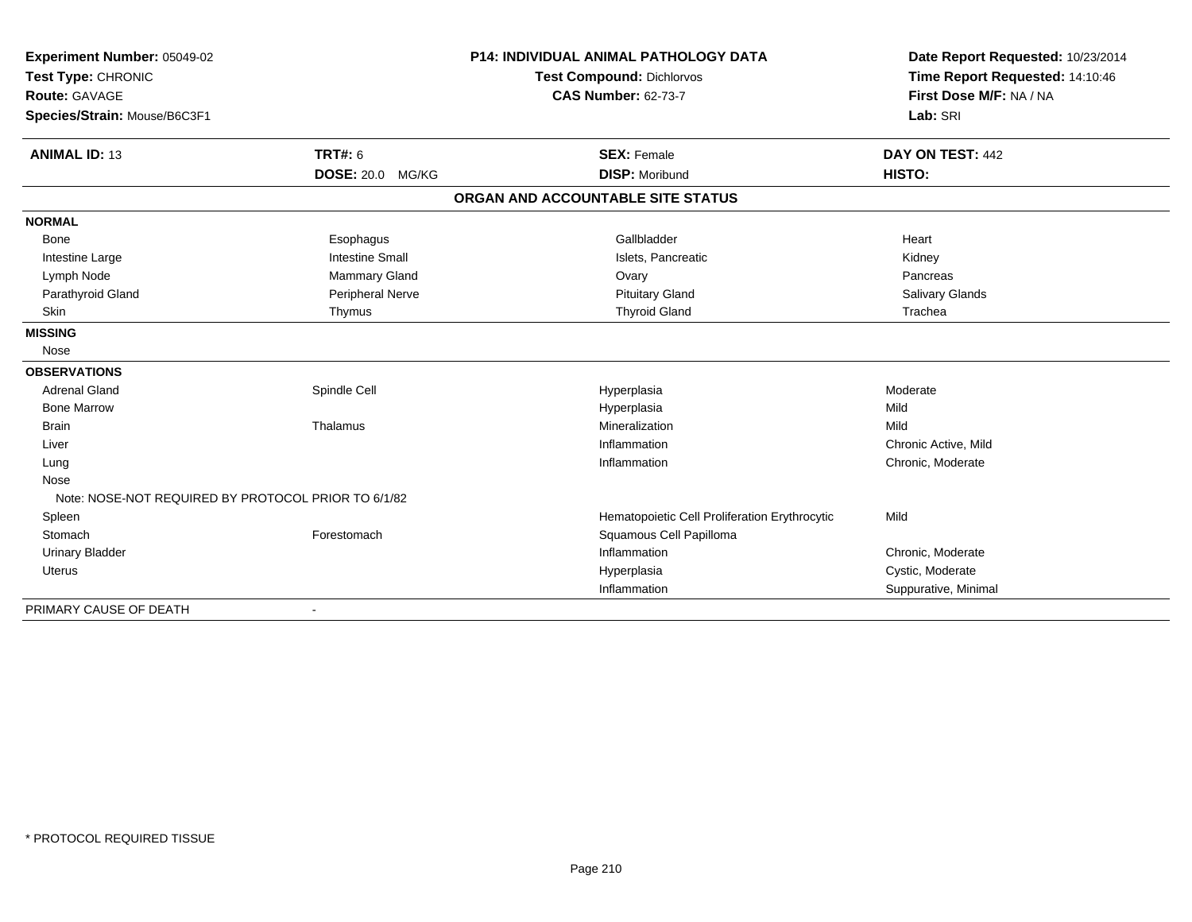**Experiment Number:** 05049-02
**Test Type:** CHRONIC
**Route:** GAVAGE
**Species/Strain:** Mouse/B6C3F1

**P14: INDIVIDUAL ANIMAL PATHOLOGY DATA**
**Test Compound:** Dichlorvos
**CAS Number:** 62-73-7

**Date Report Requested:** 10/23/2014
**Time Report Requested:** 14:10:46
**First Dose M/F:** NA / NA
**Lab:** SRI

| **ANIMAL ID:** 13 | **TRT#:** 6 | **SEX:** Female | **DAY ON TEST:** 442 |
|---|---|---|---|
| | **DOSE:** 20.0 MG/KG | **DISP:** Moribund | **HISTO:** |

**ORGAN AND ACCOUNTABLE SITE STATUS**

| | | | |
|---|---|---|---|
| **NORMAL** | | | |
| Bone | Esophagus | Gallbladder | Heart |
| Intestine Large | Intestine Small | Islets, Pancreatic | Kidney |
| Lymph Node | Mammary Gland | Ovary | Pancreas |
| Parathyroid Gland | Peripheral Nerve | Pituitary Gland | Salivary Glands |
| Skin | Thymus | Thyroid Gland | Trachea |
| **MISSING** | | | |
| Nose | | | |
| **OBSERVATIONS** | | | |
| Adrenal Gland | Spindle Cell | Hyperplasia | Moderate |
| Bone Marrow | | Hyperplasia | Mild |
| Brain | Thalamus | Mineralization | Mild |
| Liver | | Inflammation | Chronic Active, Mild |
| Lung | | Inflammation | Chronic, Moderate |
| Nose | | | |
| Note: NOSE-NOT REQUIRED BY PROTOCOL PRIOR TO 6/1/82 | | | |
| Spleen | | Hematopoietic Cell Proliferation Erythrocytic | Mild |
| Stomach | Forestomach | Squamous Cell Papilloma | |
| Urinary Bladder | | Inflammation | Chronic, Moderate |
| Uterus | | Hyperplasia | Cystic, Moderate |
| | | Inflammation | Suppurative, Minimal |
| PRIMARY CAUSE OF DEATH | - | | |

* PROTOCOL REQUIRED TISSUE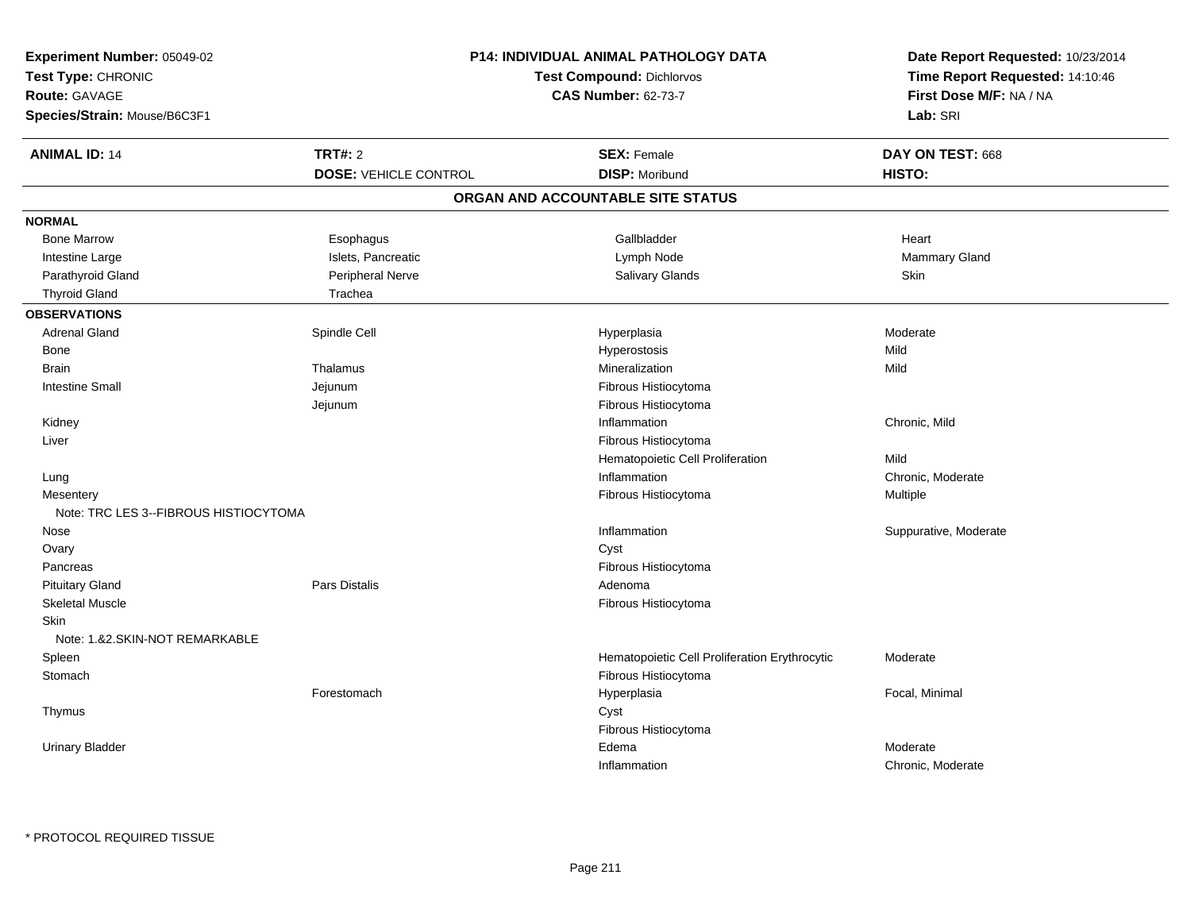**Experiment Number:** 05049-02
**Test Type:** CHRONIC
**Route:** GAVAGE
**Species/Strain:** Mouse/B6C3F1

**P14: INDIVIDUAL ANIMAL PATHOLOGY DATA**
**Test Compound:** Dichlorvos
**CAS Number:** 62-73-7

**Date Report Requested:** 10/23/2014
**Time Report Requested:** 14:10:46
**First Dose M/F:** NA / NA
**Lab:** SRI

| **ANIMAL ID:** 14 | **TRT#:** 2 | **SEX:** Female | **DAY ON TEST:** 668 |
|---|---|---|---|
| | **DOSE:** VEHICLE CONTROL | **DISP:** Moribund | **HISTO:** |

## ORGAN AND ACCOUNTABLE SITE STATUS

**NORMAL**

| | | | |
|---|---|---|---|
| Bone Marrow | Esophagus | Gallbladder | Heart |
| Intestine Large | Islets, Pancreatic | Lymph Node | Mammary Gland |
| Parathyroid Gland | Peripheral Nerve | Salivary Glands | Skin |
| Thyroid Gland | Trachea | | |

**OBSERVATIONS**

| | | | |
|---|---|---|---|
| Adrenal Gland | Spindle Cell | Hyperplasia | Moderate |
| Bone | | Hyperostosis | Mild |
| Brain | Thalamus | Mineralization | Mild |
| Intestine Small | Jejunum | Fibrous Histiocytoma | |
| | Jejunum | Fibrous Histiocytoma | |
| Kidney | | Inflammation | Chronic, Mild |
| Liver | | Fibrous Histiocytoma | |
| | | Hematopoietic Cell Proliferation | Mild |
| Lung | | Inflammation | Chronic, Moderate |
| Mesentery | | Fibrous Histiocytoma | Multiple |
| Note: TRC LES 3--FIBROUS HISTIOCYTOMA | | | |
| Nose | | Inflammation | Suppurative, Moderate |
| Ovary | | Cyst | |
| Pancreas | | Fibrous Histiocytoma | |
| Pituitary Gland | Pars Distalis | Adenoma | |
| Skeletal Muscle | | Fibrous Histiocytoma | |
| Skin | | | |
| Note: 1.&2.SKIN-NOT REMARKABLE | | | |
| Spleen | | Hematopoietic Cell Proliferation Erythrocytic | Moderate |
| Stomach | | Fibrous Histiocytoma | |
| | Forestomach | Hyperplasia | Focal, Minimal |
| Thymus | | Cyst | |
| | | Fibrous Histiocytoma | |
| Urinary Bladder | | Edema | Moderate |
| | | Inflammation | Chronic, Moderate |

* PROTOCOL REQUIRED TISSUE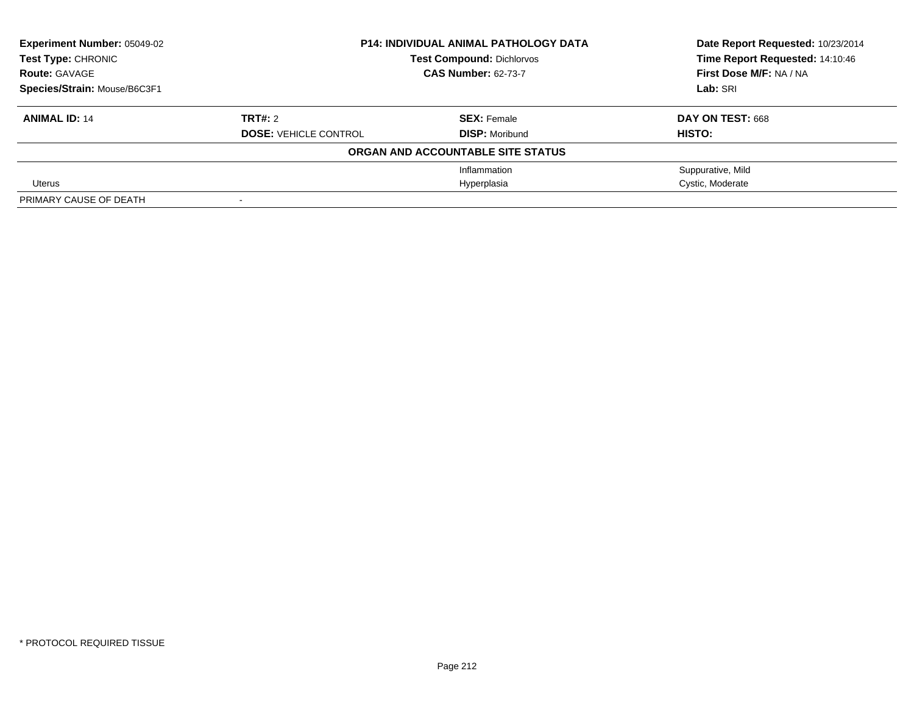**Experiment Number:** 05049-02
**Test Type:** CHRONIC
**Route:** GAVAGE
**Species/Strain:** Mouse/B6C3F1

**P14: INDIVIDUAL ANIMAL PATHOLOGY DATA**
**Test Compound:** Dichlorvos
**CAS Number:** 62-73-7

**Date Report Requested:** 10/23/2014
**Time Report Requested:** 14:10:46
**First Dose M/F:** NA / NA
**Lab:** SRI

| **ANIMAL ID:** 14 | **TRT#:** 2 | **SEX:** Female | **DAY ON TEST:** 668 |
|---|---|---|---|
| | **DOSE:** VEHICLE CONTROL | **DISP:** Moribund | **HISTO:** |
| | | **ORGAN AND ACCOUNTABLE SITE STATUS** | |
| | | Inflammation | Suppurative, Mild |
| Uterus | | Hyperplasia | Cystic, Moderate |
| PRIMARY CAUSE OF DEATH | - | | |

* PROTOCOL REQUIRED TISSUE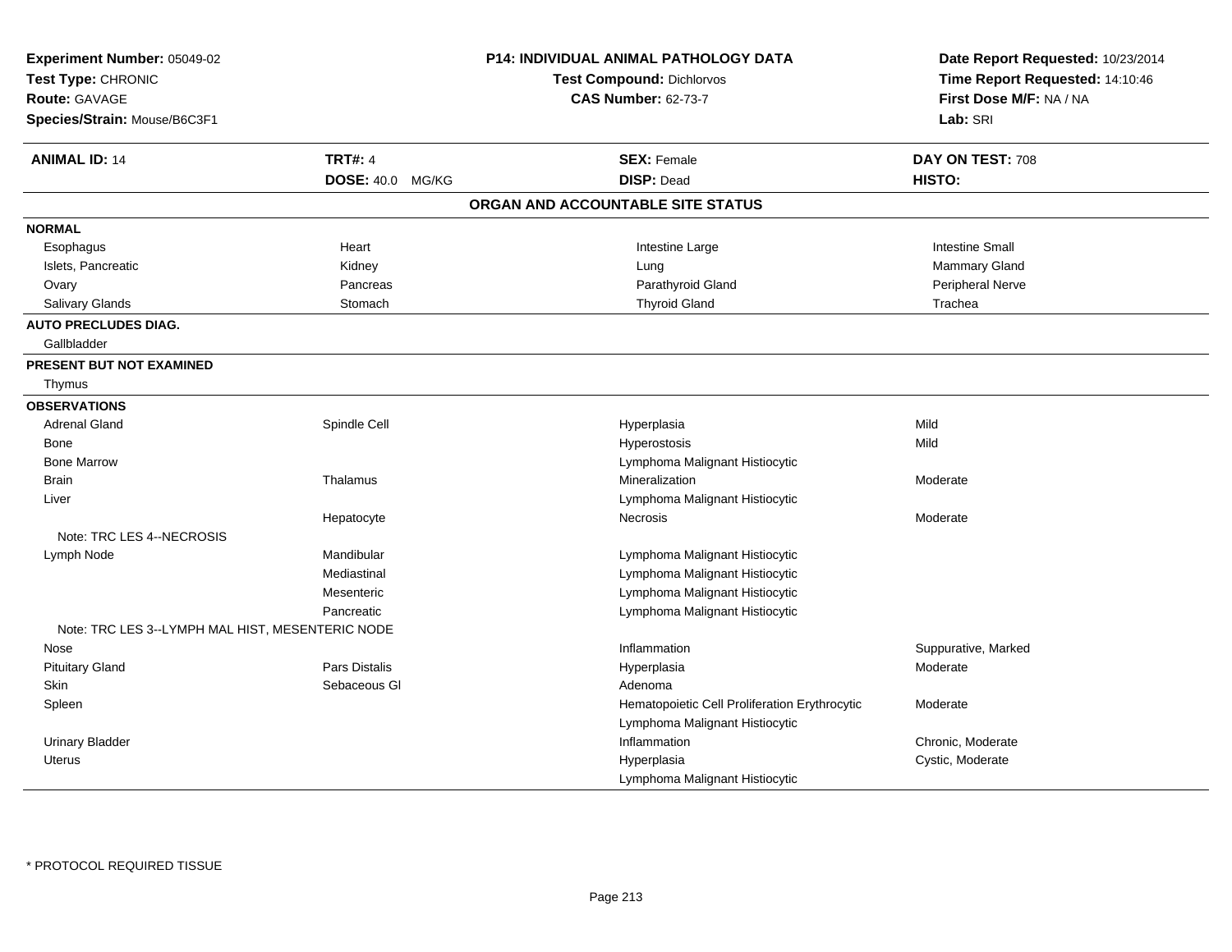**Experiment Number:** 05049-02
**Test Type:** CHRONIC
**Route:** GAVAGE
**Species/Strain:** Mouse/B6C3F1

**P14: INDIVIDUAL ANIMAL PATHOLOGY DATA**
**Test Compound:** Dichlorvos
**CAS Number:** 62-73-7

**Date Report Requested:** 10/23/2014
**Time Report Requested:** 14:10:46
**First Dose M/F:** NA / NA
**Lab:** SRI

| **ANIMAL ID:** 14 | **TRT#:** 4 | **SEX:** Female | **DAY ON TEST:** 708 |
|---|---|---|---|
| | **DOSE:** 40.0 MG/KG | **DISP:** Dead | **HISTO:** |

## ORGAN AND ACCOUNTABLE SITE STATUS

**NORMAL**

| | | | |
|---|---|---|---|
| Esophagus | Heart | Intestine Large | Intestine Small |
| Islets, Pancreatic | Kidney | Lung | Mammary Gland |
| Ovary | Pancreas | Parathyroid Gland | Peripheral Nerve |
| Salivary Glands | Stomach | Thyroid Gland | Trachea |

**AUTO PRECLUDES DIAG.**

Gallbladder

**PRESENT BUT NOT EXAMINED**

Thymus

**OBSERVATIONS**

| Organ | Site | Observation | Severity |
|---|---|---|---|
| Adrenal Gland | Spindle Cell | Hyperplasia | Mild |
| Bone | | Hyperostosis | Mild |
| Bone Marrow | | Lymphoma Malignant Histiocytic | |
| Brain | Thalamus | Mineralization | Moderate |
| Liver | | Lymphoma Malignant Histiocytic | |
| | Hepatocyte | Necrosis | Moderate |
| Note: TRC LES 4--NECROSIS | | | |
| Lymph Node | Mandibular | Lymphoma Malignant Histiocytic | |
| | Mediastinal | Lymphoma Malignant Histiocytic | |
| | Mesenteric | Lymphoma Malignant Histiocytic | |
| | Pancreatic | Lymphoma Malignant Histiocytic | |
| Note: TRC LES 3--LYMPH MAL HIST, MESENTERIC NODE | | | |
| Nose | | Inflammation | Suppurative, Marked |
| Pituitary Gland | Pars Distalis | Hyperplasia | Moderate |
| Skin | Sebaceous Gl | Adenoma | |
| Spleen | | Hematopoietic Cell Proliferation Erythrocytic | Moderate |
| | | Lymphoma Malignant Histiocytic | |
| Urinary Bladder | | Inflammation | Chronic, Moderate |
| Uterus | | Hyperplasia | Cystic, Moderate |
| | | Lymphoma Malignant Histiocytic | |

* PROTOCOL REQUIRED TISSUE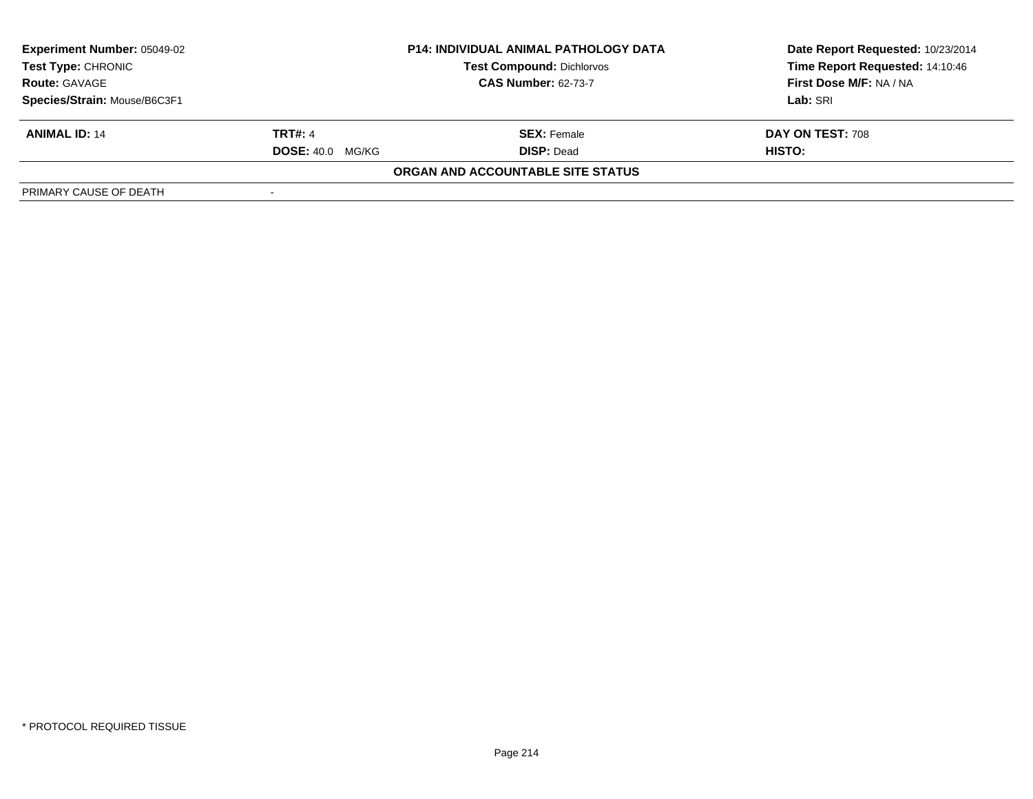| Experiment Number: 05049-02 | P14: INDIVIDUAL ANIMAL PATHOLOGY DATA | Date Report Requested: 10/23/2014 |
|---|---|---|
| Test Type: CHRONIC | Test Compound: Dichlorvos | Time Report Requested: 14:10:46 |
| Route: GAVAGE | CAS Number: 62-73-7 | First Dose M/F: NA / NA |
| Species/Strain: Mouse/B6C3F1 | | Lab: SRI |

| ANIMAL ID: 14 | TRT#: 4 | SEX: Female | DAY ON TEST: 708 |
|---|---|---|---|
| | DOSE: 40.0 MG/KG | DISP: Dead | HISTO: |

**ORGAN AND ACCOUNTABLE SITE STATUS**

| PRIMARY CAUSE OF DEATH | - |
|---|---|

\* PROTOCOL REQUIRED TISSUE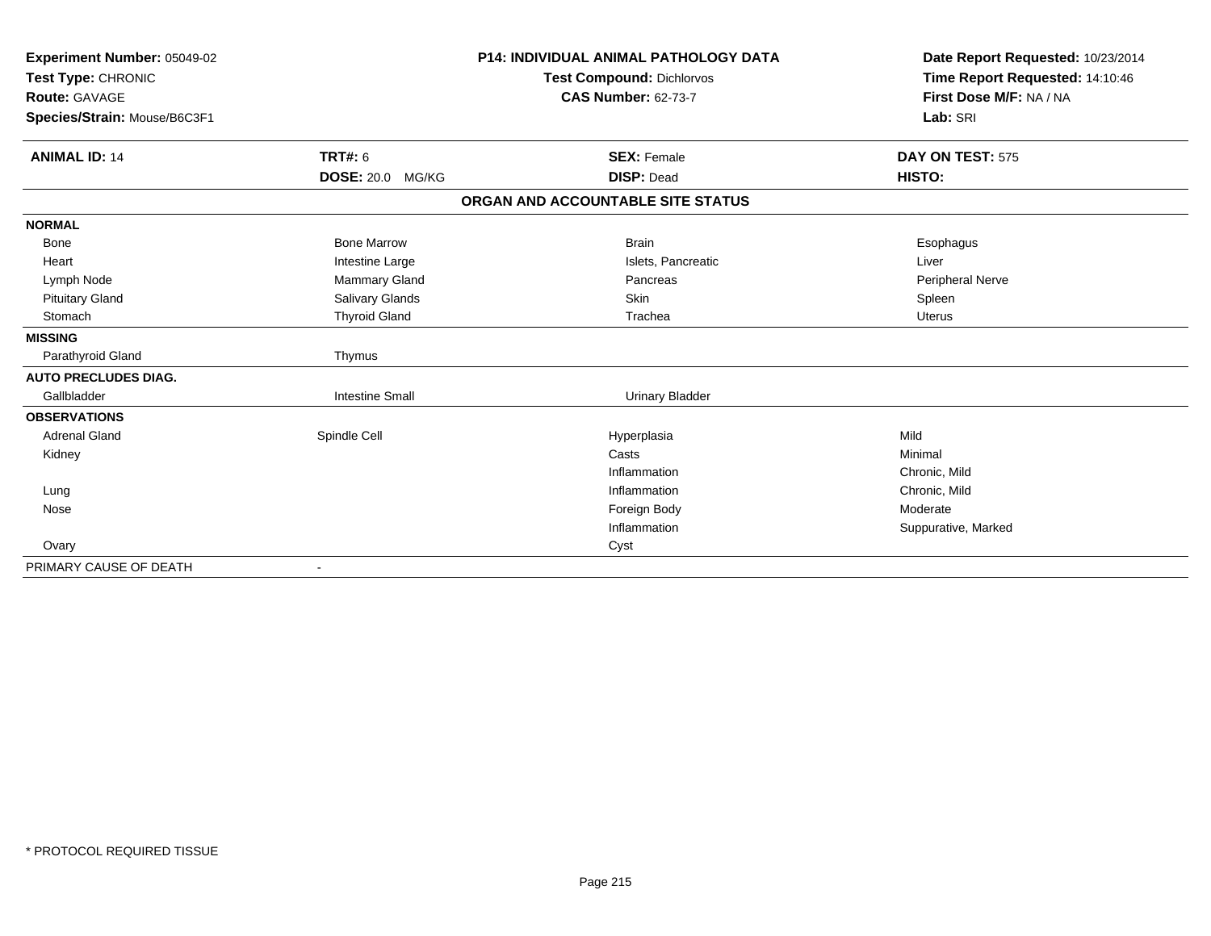**Experiment Number:** 05049-02
**Test Type:** CHRONIC
**Route:** GAVAGE
**Species/Strain:** Mouse/B6C3F1

**P14: INDIVIDUAL ANIMAL PATHOLOGY DATA**
**Test Compound:** Dichlorvos
**CAS Number:** 62-73-7

**Date Report Requested:** 10/23/2014
**Time Report Requested:** 14:10:46
**First Dose M/F:** NA / NA
**Lab:** SRI

| **ANIMAL ID:** 14 | **TRT#:** 6 | **SEX:** Female | **DAY ON TEST:** 575 |
|---|---|---|---|
| | **DOSE:** 20.0 MG/KG | **DISP:** Dead | **HISTO:** |

**ORGAN AND ACCOUNTABLE SITE STATUS**

| | | | |
|---|---|---|---|
| **NORMAL** | | | |
| Bone | Bone Marrow | Brain | Esophagus |
| Heart | Intestine Large | Islets, Pancreatic | Liver |
| Lymph Node | Mammary Gland | Pancreas | Peripheral Nerve |
| Pituitary Gland | Salivary Glands | Skin | Spleen |
| Stomach | Thyroid Gland | Trachea | Uterus |
| **MISSING** | | | |
| Parathyroid Gland | Thymus | | |
| **AUTO PRECLUDES DIAG.** | | | |
| Gallbladder | Intestine Small | Urinary Bladder | |
| **OBSERVATIONS** | | | |
| Adrenal Gland | Spindle Cell | Hyperplasia | Mild |
| Kidney | | Casts | Minimal |
| | | Inflammation | Chronic, Mild |
| Lung | | Inflammation | Chronic, Mild |
| Nose | | Foreign Body | Moderate |
| | | Inflammation | Suppurative, Marked |
| Ovary | | Cyst | |
| PRIMARY CAUSE OF DEATH | - | | |

\* PROTOCOL REQUIRED TISSUE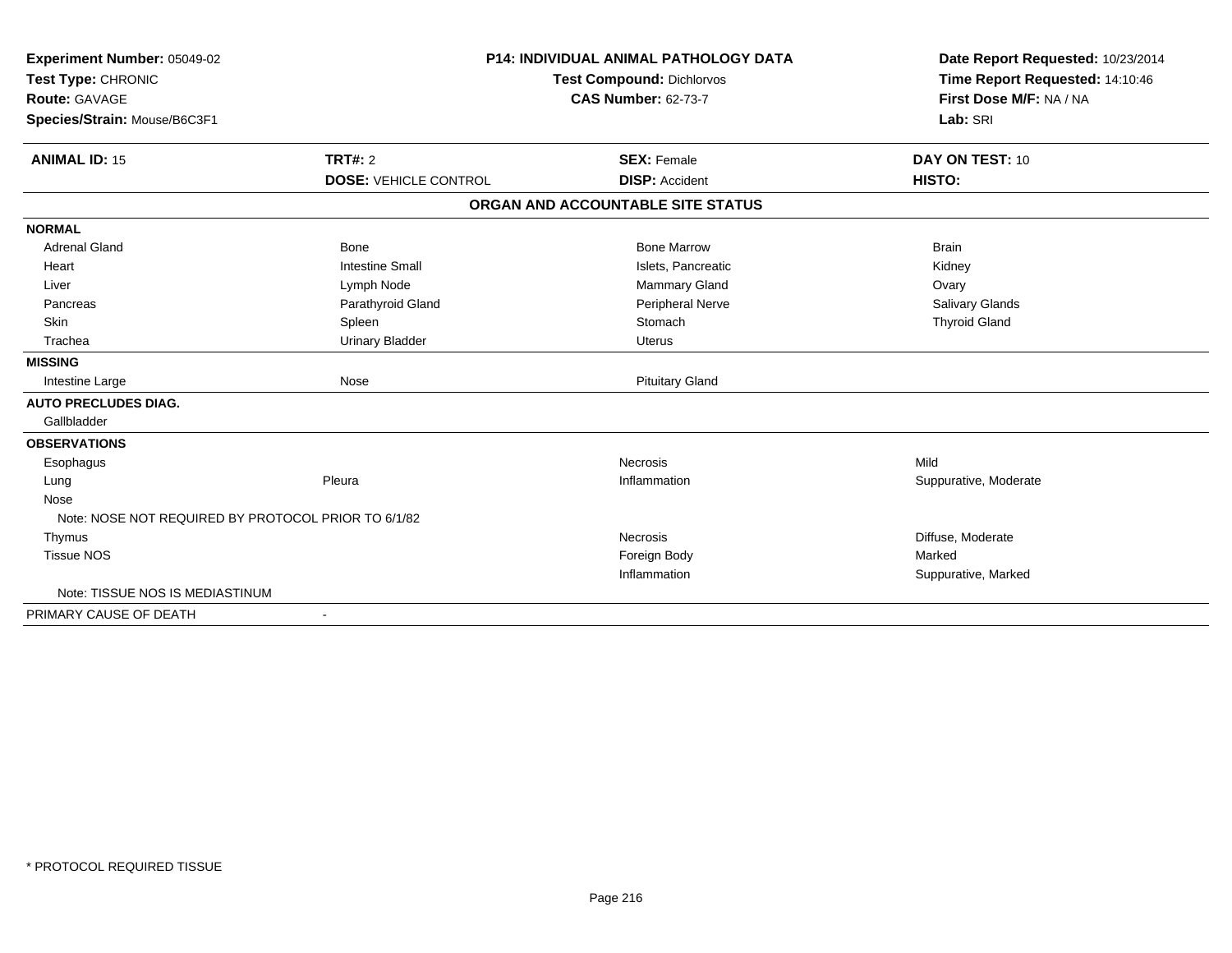**Experiment Number:** 05049-02
**Test Type:** CHRONIC
**Route:** GAVAGE
**Species/Strain:** Mouse/B6C3F1

**P14: INDIVIDUAL ANIMAL PATHOLOGY DATA**
**Test Compound:** Dichlorvos
**CAS Number:** 62-73-7

**Date Report Requested:** 10/23/2014
**Time Report Requested:** 14:10:46
**First Dose M/F:** NA / NA
**Lab:** SRI

| **ANIMAL ID:** 15 | **TRT#:** 2 | **SEX:** Female | **DAY ON TEST:** 10 |
|---|---|---|---|
| | **DOSE:** VEHICLE CONTROL | **DISP:** Accident | **HISTO:** |

**ORGAN AND ACCOUNTABLE SITE STATUS**

| | | | |
|---|---|---|---|
| **NORMAL** | | | |
| Adrenal Gland | Bone | Bone Marrow | Brain |
| Heart | Intestine Small | Islets, Pancreatic | Kidney |
| Liver | Lymph Node | Mammary Gland | Ovary |
| Pancreas | Parathyroid Gland | Peripheral Nerve | Salivary Glands |
| Skin | Spleen | Stomach | Thyroid Gland |
| Trachea | Urinary Bladder | Uterus | |
| **MISSING** | | | |
| Intestine Large | Nose | Pituitary Gland | |
| **AUTO PRECLUDES DIAG.** | | | |
| Gallbladder | | | |
| **OBSERVATIONS** | | | |
| Esophagus | | Necrosis | Mild |
| Lung | Pleura | Inflammation | Suppurative, Moderate |
| Nose | | | |
| Note: NOSE NOT REQUIRED BY PROTOCOL PRIOR TO 6/1/82 | | | |
| Thymus | | Necrosis | Diffuse, Moderate |
| Tissue NOS | | Foreign Body | Marked |
| | | Inflammation | Suppurative, Marked |
| Note: TISSUE NOS IS MEDIASTINUM | | | |
| PRIMARY CAUSE OF DEATH | - | | |

* PROTOCOL REQUIRED TISSUE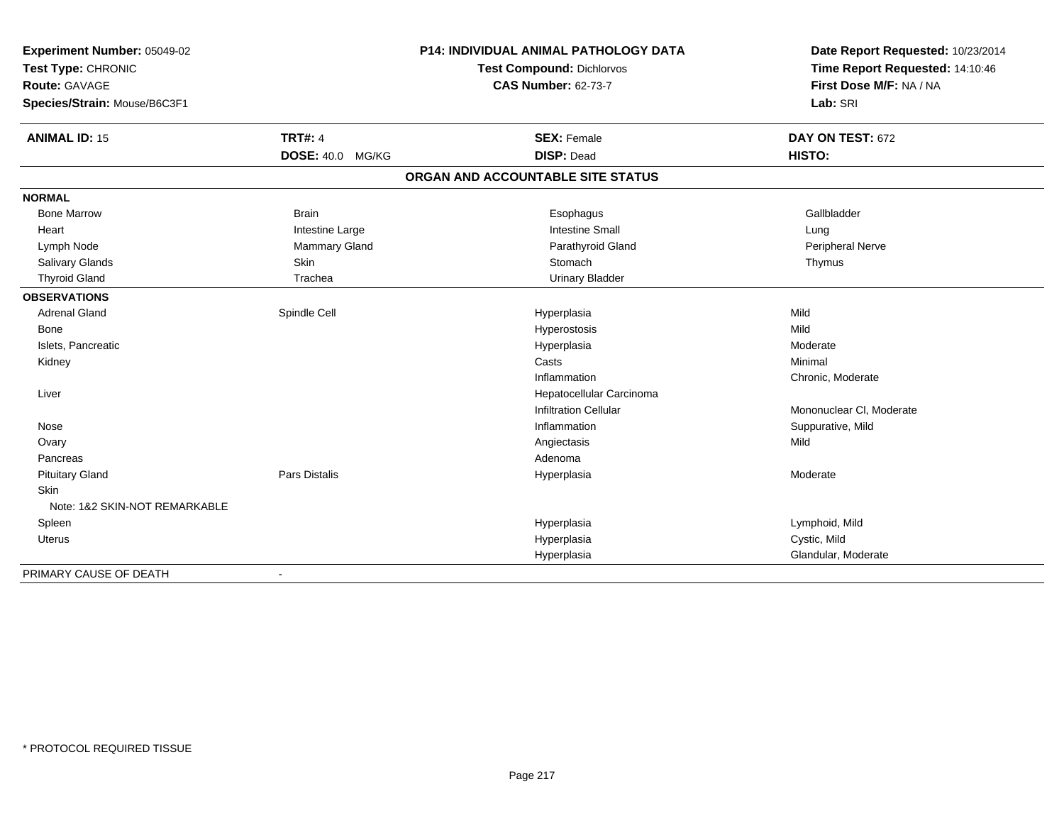**Experiment Number:** 05049-02
**Test Type:** CHRONIC
**Route:** GAVAGE
**Species/Strain:** Mouse/B6C3F1

**P14: INDIVIDUAL ANIMAL PATHOLOGY DATA**
**Test Compound:** Dichlorvos
**CAS Number:** 62-73-7

**Date Report Requested:** 10/23/2014
**Time Report Requested:** 14:10:46
**First Dose M/F:** NA / NA
**Lab:** SRI

| **ANIMAL ID:** 15 | **TRT#:** 4 | **SEX:** Female | **DAY ON TEST:** 672 |
|---|---|---|---|
| | **DOSE:** 40.0 MG/KG | **DISP:** Dead | **HISTO:** |

## ORGAN AND ACCOUNTABLE SITE STATUS

**NORMAL**

| | | | |
|---|---|---|---|
| Bone Marrow | Brain | Esophagus | Gallbladder |
| Heart | Intestine Large | Intestine Small | Lung |
| Lymph Node | Mammary Gland | Parathyroid Gland | Peripheral Nerve |
| Salivary Glands | Skin | Stomach | Thymus |
| Thyroid Gland | Trachea | Urinary Bladder | |

**OBSERVATIONS**

| | | | |
|---|---|---|---|
| Adrenal Gland | Spindle Cell | Hyperplasia | Mild |
| Bone | | Hyperostosis | Mild |
| Islets, Pancreatic | | Hyperplasia | Moderate |
| Kidney | | Casts | Minimal |
| | | Inflammation | Chronic, Moderate |
| Liver | | Hepatocellular Carcinoma | |
| | | Infiltration Cellular | Mononuclear Cl, Moderate |
| Nose | | Inflammation | Suppurative, Mild |
| Ovary | | Angiectasis | Mild |
| Pancreas | | Adenoma | |
| Pituitary Gland | Pars Distalis | Hyperplasia | Moderate |
| Skin | | | |
| Note: 1&2 SKIN-NOT REMARKABLE | | | |
| Spleen | | Hyperplasia | Lymphoid, Mild |
| Uterus | | Hyperplasia | Cystic, Mild |
| | | Hyperplasia | Glandular, Moderate |

PRIMARY CAUSE OF DEATH -

* PROTOCOL REQUIRED TISSUE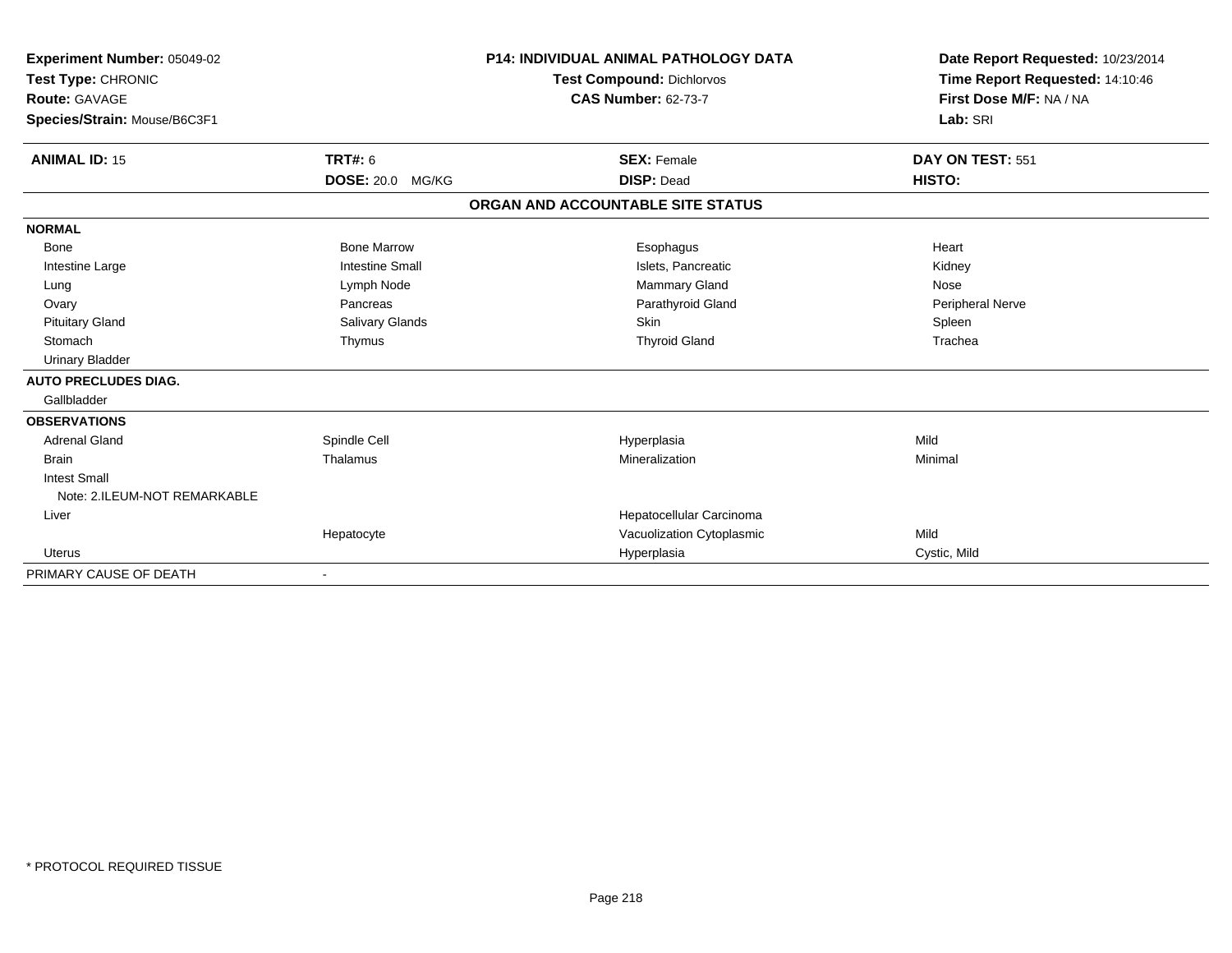**Experiment Number:** 05049-02
**Test Type:** CHRONIC
**Route:** GAVAGE
**Species/Strain:** Mouse/B6C3F1

**P14: INDIVIDUAL ANIMAL PATHOLOGY DATA**
**Test Compound:** Dichlorvos
**CAS Number:** 62-73-7

**Date Report Requested:** 10/23/2014
**Time Report Requested:** 14:10:46
**First Dose M/F:** NA / NA
**Lab:** SRI

| **ANIMAL ID:** 15 | **TRT#:** 6 | **SEX:** Female | **DAY ON TEST:** 551 |
|---|---|---|---|
| | **DOSE:** 20.0 MG/KG | **DISP:** Dead | **HISTO:** |

**ORGAN AND ACCOUNTABLE SITE STATUS**

| | | | |
|---|---|---|---|
| **NORMAL** | | | |
| Bone | Bone Marrow | Esophagus | Heart |
| Intestine Large | Intestine Small | Islets, Pancreatic | Kidney |
| Lung | Lymph Node | Mammary Gland | Nose |
| Ovary | Pancreas | Parathyroid Gland | Peripheral Nerve |
| Pituitary Gland | Salivary Glands | Skin | Spleen |
| Stomach | Thymus | Thyroid Gland | Trachea |
| Urinary Bladder | | | |
| **AUTO PRECLUDES DIAG.** | | | |
| Gallbladder | | | |
| **OBSERVATIONS** | | | |
| Adrenal Gland | Spindle Cell | Hyperplasia | Mild |
| Brain | Thalamus | Mineralization | Minimal |
| Intest Small | | | |
| Note: 2.ILEUM-NOT REMARKABLE | | | |
| Liver | | Hepatocellular Carcinoma | |
| | Hepatocyte | Vacuolization Cytoplasmic | Mild |
| Uterus | | Hyperplasia | Cystic, Mild |
| PRIMARY CAUSE OF DEATH | - | | |

\* PROTOCOL REQUIRED TISSUE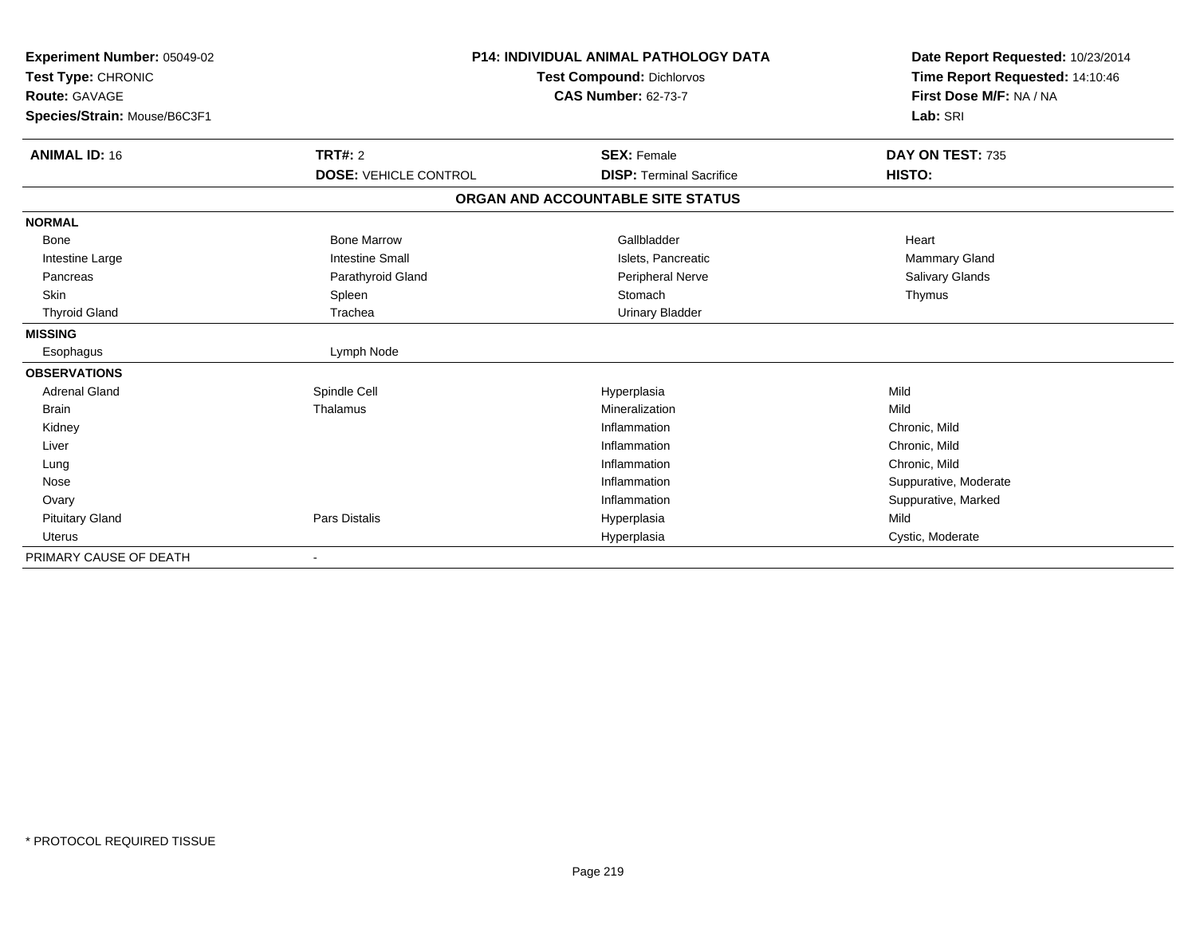**Experiment Number:** 05049-02
**Test Type:** CHRONIC
**Route:** GAVAGE
**Species/Strain:** Mouse/B6C3F1

**P14: INDIVIDUAL ANIMAL PATHOLOGY DATA**
**Test Compound:** Dichlorvos
**CAS Number:** 62-73-7

**Date Report Requested:** 10/23/2014
**Time Report Requested:** 14:10:46
**First Dose M/F:** NA / NA
**Lab:** SRI

| **ANIMAL ID:** 16 | **TRT#:** 2 | **SEX:** Female | **DAY ON TEST:** 735 |
|---|---|---|---|
| | **DOSE:** VEHICLE CONTROL | **DISP:** Terminal Sacrifice | **HISTO:** |

**ORGAN AND ACCOUNTABLE SITE STATUS**

| | | | |
|---|---|---|---|
| **NORMAL** | | | |
| Bone | Bone Marrow | Gallbladder | Heart |
| Intestine Large | Intestine Small | Islets, Pancreatic | Mammary Gland |
| Pancreas | Parathyroid Gland | Peripheral Nerve | Salivary Glands |
| Skin | Spleen | Stomach | Thymus |
| Thyroid Gland | Trachea | Urinary Bladder | |
| **MISSING** | | | |
| Esophagus | Lymph Node | | |
| **OBSERVATIONS** | | | |
| Adrenal Gland | Spindle Cell | Hyperplasia | Mild |
| Brain | Thalamus | Mineralization | Mild |
| Kidney | | Inflammation | Chronic, Mild |
| Liver | | Inflammation | Chronic, Mild |
| Lung | | Inflammation | Chronic, Mild |
| Nose | | Inflammation | Suppurative, Moderate |
| Ovary | | Inflammation | Suppurative, Marked |
| Pituitary Gland | Pars Distalis | Hyperplasia | Mild |
| Uterus | | Hyperplasia | Cystic, Moderate |
| PRIMARY CAUSE OF DEATH | - | | |

* PROTOCOL REQUIRED TISSUE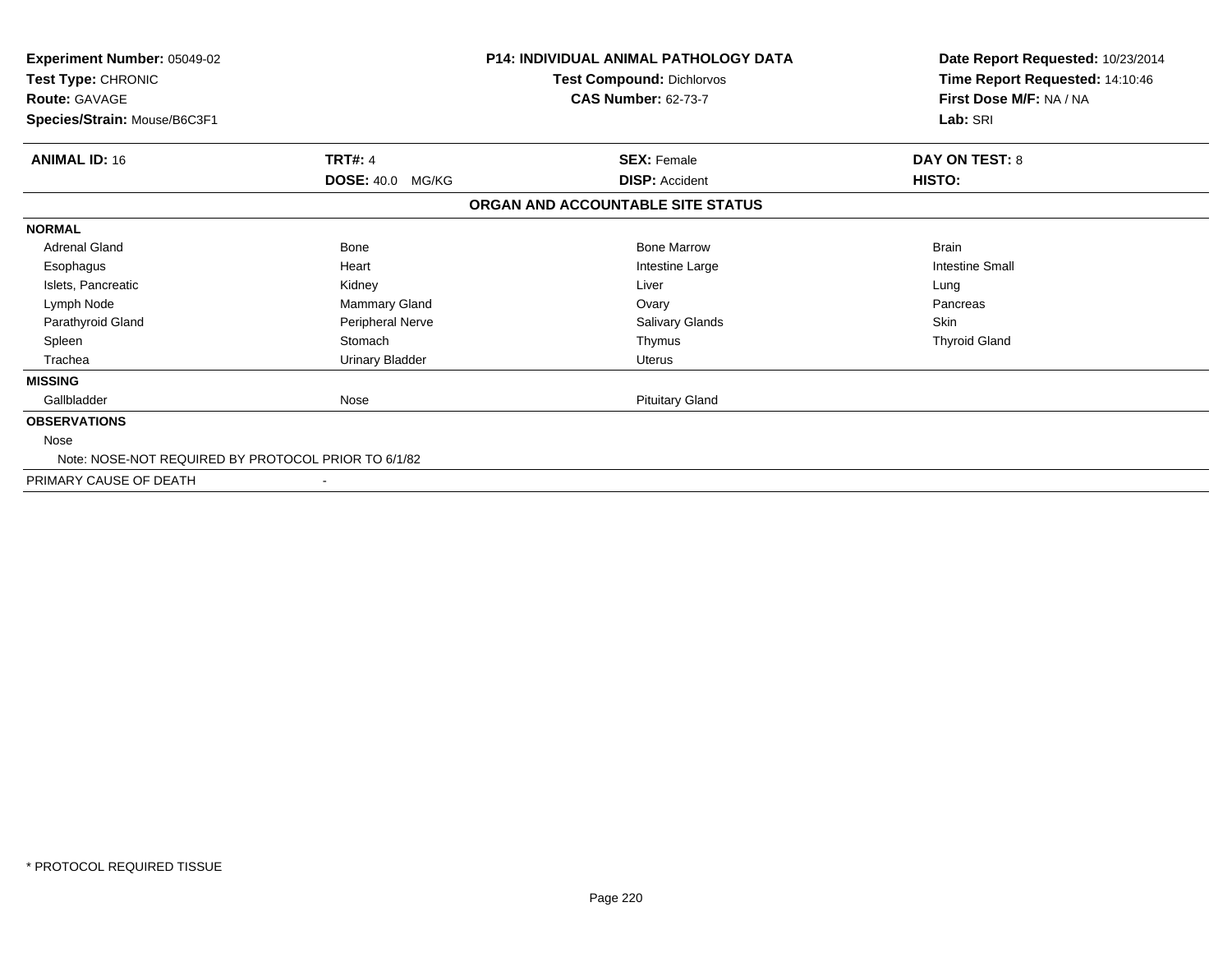**Experiment Number:** 05049-02
**Test Type:** CHRONIC
**Route:** GAVAGE
**Species/Strain:** Mouse/B6C3F1

**P14: INDIVIDUAL ANIMAL PATHOLOGY DATA**
**Test Compound:** Dichlorvos
**CAS Number:** 62-73-7

**Date Report Requested:** 10/23/2014
**Time Report Requested:** 14:10:46
**First Dose M/F:** NA / NA
**Lab:** SRI

| **ANIMAL ID:** 16 | **TRT#:** 4 | **SEX:** Female | **DAY ON TEST:** 8 |
|---|---|---|---|
| | **DOSE:** 40.0 MG/KG | **DISP:** Accident | **HISTO:** |

**ORGAN AND ACCOUNTABLE SITE STATUS**

| | | | |
|---|---|---|---|
| **NORMAL** | | | |
| Adrenal Gland | Bone | Bone Marrow | Brain |
| Esophagus | Heart | Intestine Large | Intestine Small |
| Islets, Pancreatic | Kidney | Liver | Lung |
| Lymph Node | Mammary Gland | Ovary | Pancreas |
| Parathyroid Gland | Peripheral Nerve | Salivary Glands | Skin |
| Spleen | Stomach | Thymus | Thyroid Gland |
| Trachea | Urinary Bladder | Uterus | |
| **MISSING** | | | |
| Gallbladder | Nose | Pituitary Gland | |
| **OBSERVATIONS** | | | |
| Nose | | | |
| Note: NOSE-NOT REQUIRED BY PROTOCOL PRIOR TO 6/1/82 | | | |
| PRIMARY CAUSE OF DEATH | - | | |

* PROTOCOL REQUIRED TISSUE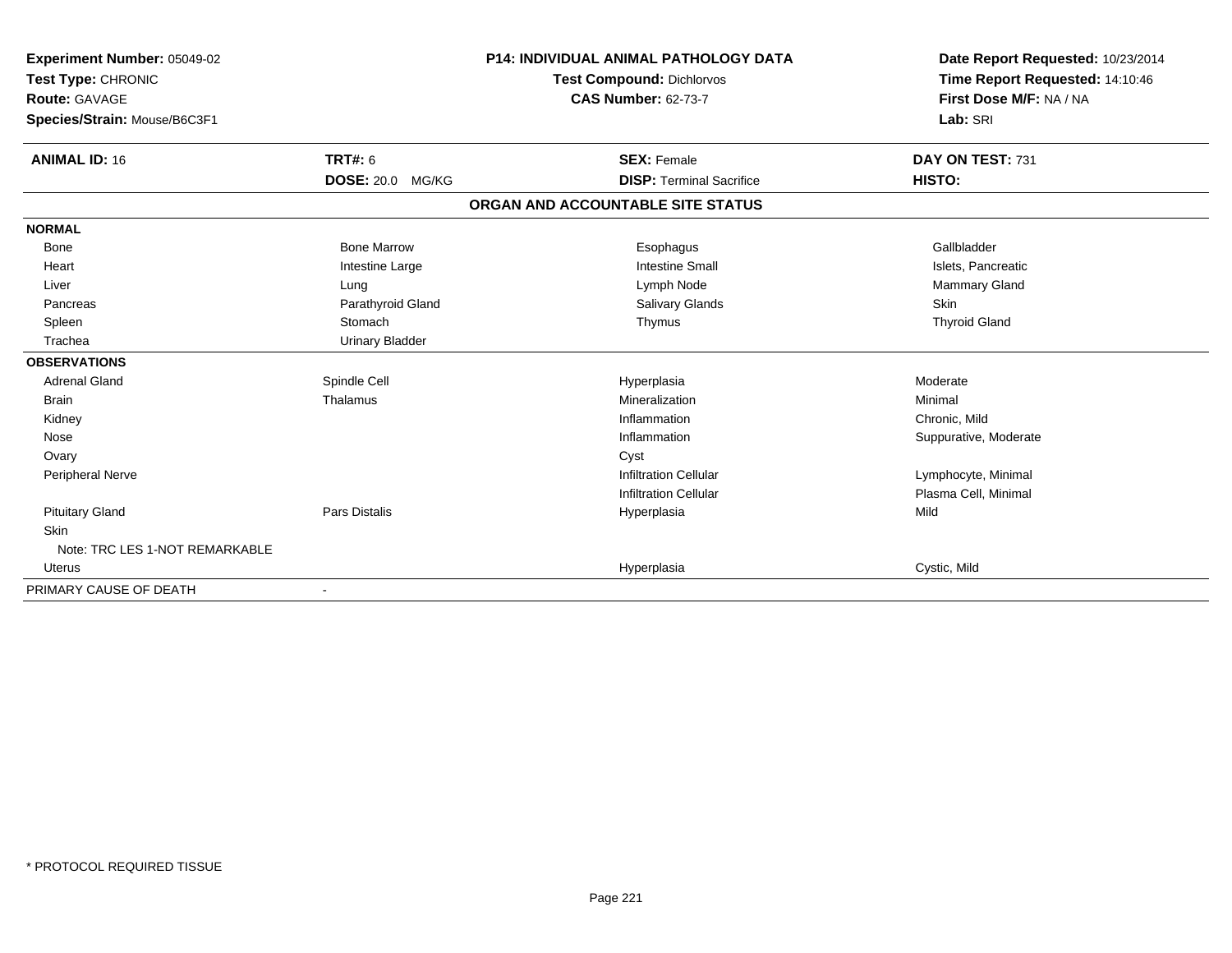**Experiment Number:** 05049-02
**Test Type:** CHRONIC
**Route:** GAVAGE
**Species/Strain:** Mouse/B6C3F1

**P14: INDIVIDUAL ANIMAL PATHOLOGY DATA**
**Test Compound:** Dichlorvos
**CAS Number:** 62-73-7

**Date Report Requested:** 10/23/2014
**Time Report Requested:** 14:10:46
**First Dose M/F:** NA / NA
**Lab:** SRI

| **ANIMAL ID:** 16 | **TRT#:** 6 | **SEX:** Female | **DAY ON TEST:** 731 |
|---|---|---|---|
| | **DOSE:** 20.0 MG/KG | **DISP:** Terminal Sacrifice | **HISTO:** |

## ORGAN AND ACCOUNTABLE SITE STATUS

| | | | |
|---|---|---|---|
| **NORMAL** | | | |
| Bone | Bone Marrow | Esophagus | Gallbladder |
| Heart | Intestine Large | Intestine Small | Islets, Pancreatic |
| Liver | Lung | Lymph Node | Mammary Gland |
| Pancreas | Parathyroid Gland | Salivary Glands | Skin |
| Spleen | Stomach | Thymus | Thyroid Gland |
| Trachea | Urinary Bladder | | |
| **OBSERVATIONS** | | | |
| Adrenal Gland | Spindle Cell | Hyperplasia | Moderate |
| Brain | Thalamus | Mineralization | Minimal |
| Kidney | | Inflammation | Chronic, Mild |
| Nose | | Inflammation | Suppurative, Moderate |
| Ovary | | Cyst | |
| Peripheral Nerve | | Infiltration Cellular | Lymphocyte, Minimal |
| | | Infiltration Cellular | Plasma Cell, Minimal |
| Pituitary Gland | Pars Distalis | Hyperplasia | Mild |
| Skin | | | |
| Note: TRC LES 1-NOT REMARKABLE | | | |
| Uterus | | Hyperplasia | Cystic, Mild |
| PRIMARY CAUSE OF DEATH | - | | |

\* PROTOCOL REQUIRED TISSUE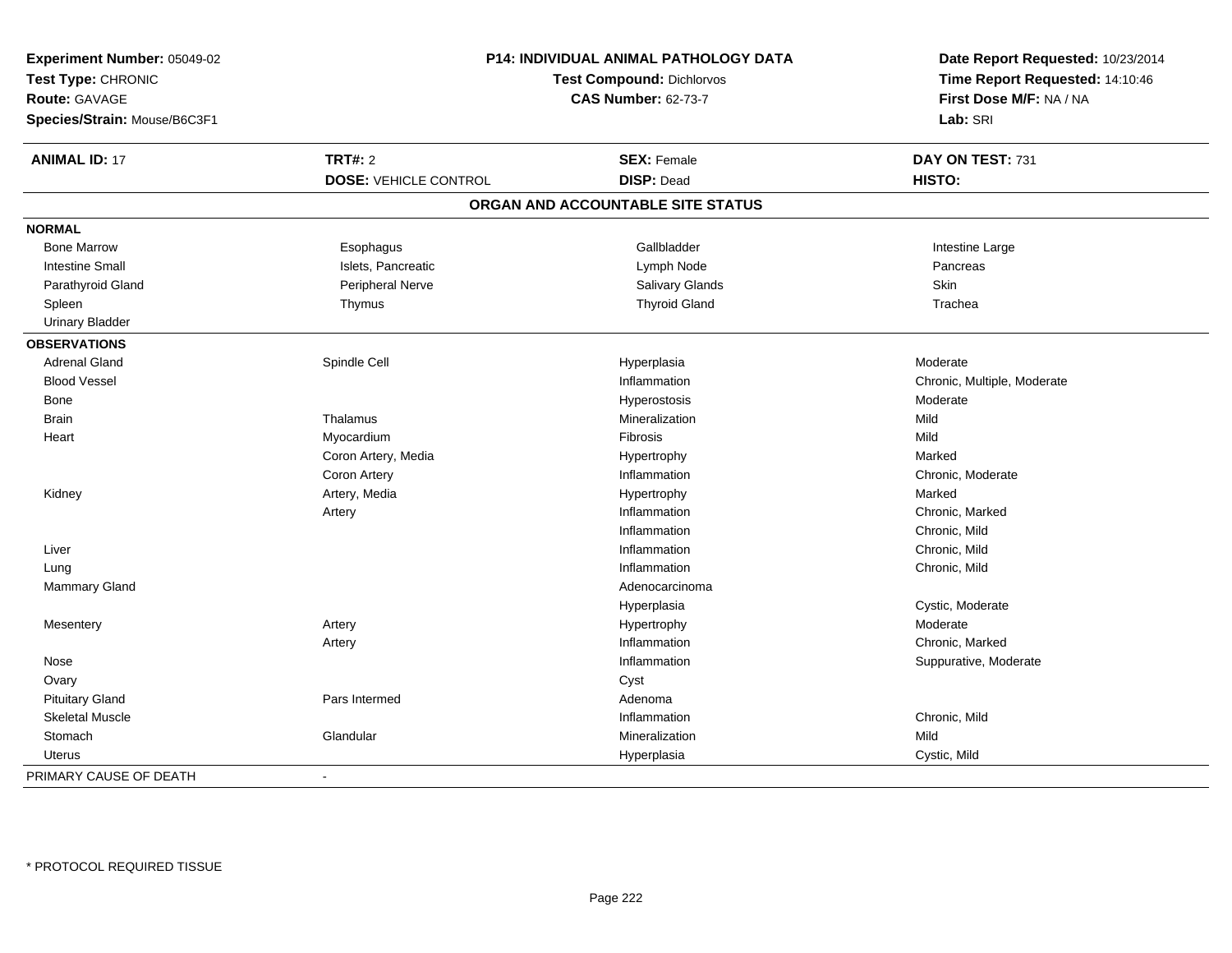**Experiment Number:** 05049-02
**Test Type:** CHRONIC
**Route:** GAVAGE
**Species/Strain:** Mouse/B6C3F1

**P14: INDIVIDUAL ANIMAL PATHOLOGY DATA**
**Test Compound:** Dichlorvos
**CAS Number:** 62-73-7

**Date Report Requested:** 10/23/2014
**Time Report Requested:** 14:10:46
**First Dose M/F:** NA / NA
**Lab:** SRI

| **ANIMAL ID:** 17 | **TRT#:** 2 | **SEX:** Female | **DAY ON TEST:** 731 |
|---|---|---|---|
| | **DOSE:** VEHICLE CONTROL | **DISP:** Dead | **HISTO:** |

## ORGAN AND ACCOUNTABLE SITE STATUS

**NORMAL**

| | | | |
|---|---|---|---|
| Bone Marrow | Esophagus | Gallbladder | Intestine Large |
| Intestine Small | Islets, Pancreatic | Lymph Node | Pancreas |
| Parathyroid Gland | Peripheral Nerve | Salivary Glands | Skin |
| Spleen | Thymus | Thyroid Gland | Trachea |
| Urinary Bladder | | | |

**OBSERVATIONS**

| | | | |
|---|---|---|---|
| Adrenal Gland | Spindle Cell | Hyperplasia | Moderate |
| Blood Vessel | | Inflammation | Chronic, Multiple, Moderate |
| Bone | | Hyperostosis | Moderate |
| Brain | Thalamus | Mineralization | Mild |
| Heart | Myocardium | Fibrosis | Mild |
| | Coron Artery, Media | Hypertrophy | Marked |
| | Coron Artery | Inflammation | Chronic, Moderate |
| Kidney | Artery, Media | Hypertrophy | Marked |
| | Artery | Inflammation | Chronic, Marked |
| | | Inflammation | Chronic, Mild |
| Liver | | Inflammation | Chronic, Mild |
| Lung | | Inflammation | Chronic, Mild |
| Mammary Gland | | Adenocarcinoma | |
| | | Hyperplasia | Cystic, Moderate |
| Mesentery | Artery | Hypertrophy | Moderate |
| | Artery | Inflammation | Chronic, Marked |
| Nose | | Inflammation | Suppurative, Moderate |
| Ovary | | Cyst | |
| Pituitary Gland | Pars Intermed | Adenoma | |
| Skeletal Muscle | | Inflammation | Chronic, Mild |
| Stomach | Glandular | Mineralization | Mild |
| Uterus | | Hyperplasia | Cystic, Mild |

PRIMARY CAUSE OF DEATH -

* PROTOCOL REQUIRED TISSUE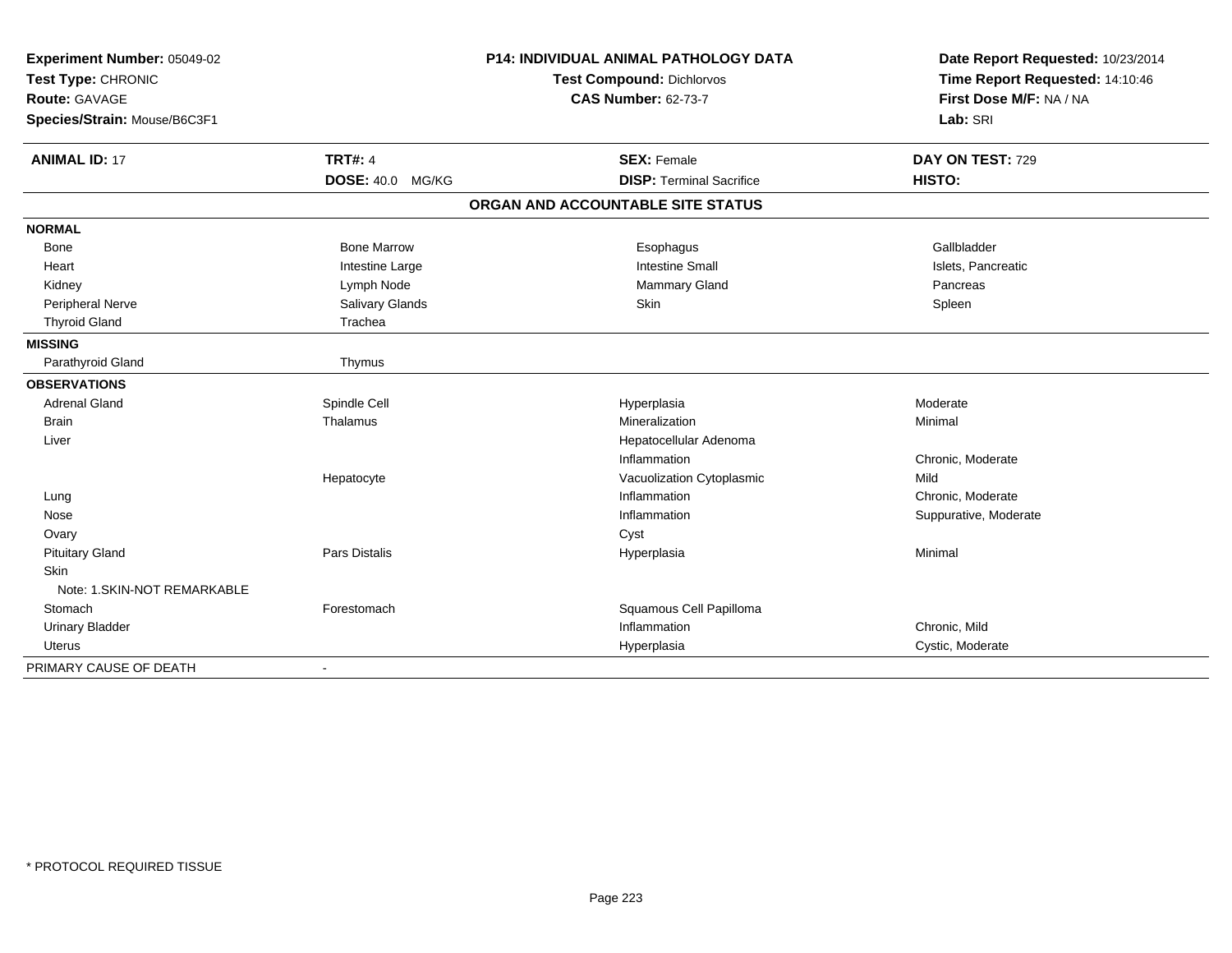**Experiment Number:** 05049-02
**Test Type:** CHRONIC
**Route:** GAVAGE
**Species/Strain:** Mouse/B6C3F1

**P14: INDIVIDUAL ANIMAL PATHOLOGY DATA**
**Test Compound:** Dichlorvos
**CAS Number:** 62-73-7

**Date Report Requested:** 10/23/2014
**Time Report Requested:** 14:10:46
**First Dose M/F:** NA / NA
**Lab:** SRI

| **ANIMAL ID:** 17 | **TRT#:** 4 | **SEX:** Female | **DAY ON TEST:** 729 |
|---|---|---|---|
| | **DOSE:** 40.0 MG/KG | **DISP:** Terminal Sacrifice | **HISTO:** |

## ORGAN AND ACCOUNTABLE SITE STATUS

| | | | |
|---|---|---|---|
| **NORMAL** | | | |
| Bone | Bone Marrow | Esophagus | Gallbladder |
| Heart | Intestine Large | Intestine Small | Islets, Pancreatic |
| Kidney | Lymph Node | Mammary Gland | Pancreas |
| Peripheral Nerve | Salivary Glands | Skin | Spleen |
| Thyroid Gland | Trachea | | |
| **MISSING** | | | |
| Parathyroid Gland | Thymus | | |
| **OBSERVATIONS** | | | |
| Adrenal Gland | Spindle Cell | Hyperplasia | Moderate |
| Brain | Thalamus | Mineralization | Minimal |
| Liver | | Hepatocellular Adenoma | |
| | | Inflammation | Chronic, Moderate |
| | Hepatocyte | Vacuolization Cytoplasmic | Mild |
| Lung | | Inflammation | Chronic, Moderate |
| Nose | | Inflammation | Suppurative, Moderate |
| Ovary | | Cyst | |
| Pituitary Gland | Pars Distalis | Hyperplasia | Minimal |
| Skin | | | |
| Note: 1.SKIN-NOT REMARKABLE | | | |
| Stomach | Forestomach | Squamous Cell Papilloma | |
| Urinary Bladder | | Inflammation | Chronic, Mild |
| Uterus | | Hyperplasia | Cystic, Moderate |
| PRIMARY CAUSE OF DEATH | - | | |

* PROTOCOL REQUIRED TISSUE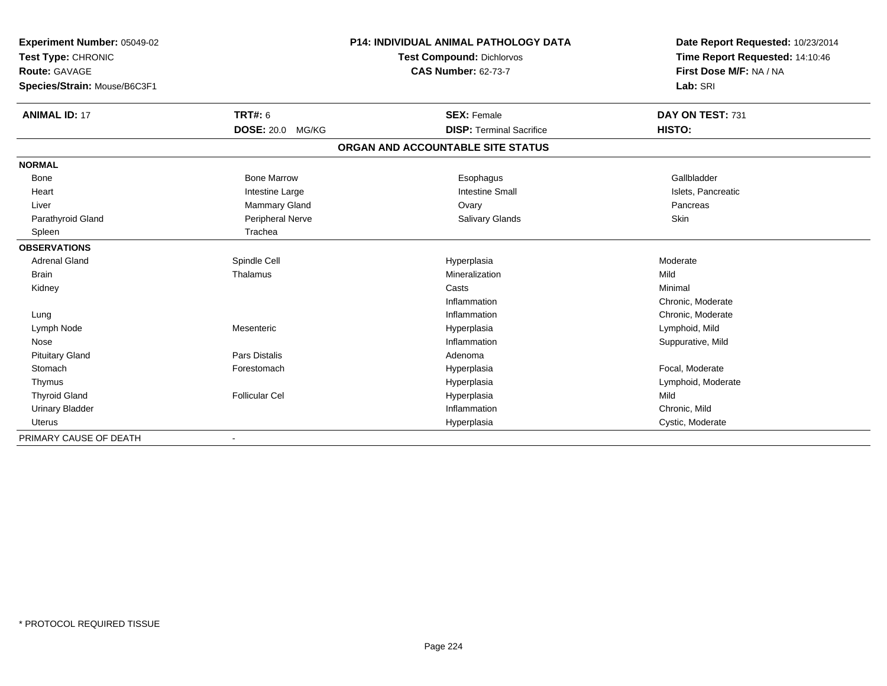**Experiment Number:** 05049-02
**Test Type:** CHRONIC
**Route:** GAVAGE
**Species/Strain:** Mouse/B6C3F1

**P14: INDIVIDUAL ANIMAL PATHOLOGY DATA**
**Test Compound:** Dichlorvos
**CAS Number:** 62-73-7

**Date Report Requested:** 10/23/2014
**Time Report Requested:** 14:10:46
**First Dose M/F:** NA / NA
**Lab:** SRI

| **ANIMAL ID:** 17 | **TRT#:** 6 | **SEX:** Female | **DAY ON TEST:** 731 |
|---|---|---|---|
| | **DOSE:** 20.0 MG/KG | **DISP:** Terminal Sacrifice | **HISTO:** |

## ORGAN AND ACCOUNTABLE SITE STATUS

| | | | |
|---|---|---|---|
| **NORMAL** | | | |
| Bone | Bone Marrow | Esophagus | Gallbladder |
| Heart | Intestine Large | Intestine Small | Islets, Pancreatic |
| Liver | Mammary Gland | Ovary | Pancreas |
| Parathyroid Gland | Peripheral Nerve | Salivary Glands | Skin |
| Spleen | Trachea | | |
| **OBSERVATIONS** | | | |
| Adrenal Gland | Spindle Cell | Hyperplasia | Moderate |
| Brain | Thalamus | Mineralization | Mild |
| Kidney | | Casts | Minimal |
| | | Inflammation | Chronic, Moderate |
| Lung | | Inflammation | Chronic, Moderate |
| Lymph Node | Mesenteric | Hyperplasia | Lymphoid, Mild |
| Nose | | Inflammation | Suppurative, Mild |
| Pituitary Gland | Pars Distalis | Adenoma | |
| Stomach | Forestomach | Hyperplasia | Focal, Moderate |
| Thymus | | Hyperplasia | Lymphoid, Moderate |
| Thyroid Gland | Follicular Cel | Hyperplasia | Mild |
| Urinary Bladder | | Inflammation | Chronic, Mild |
| Uterus | | Hyperplasia | Cystic, Moderate |
| PRIMARY CAUSE OF DEATH | - | | |

* PROTOCOL REQUIRED TISSUE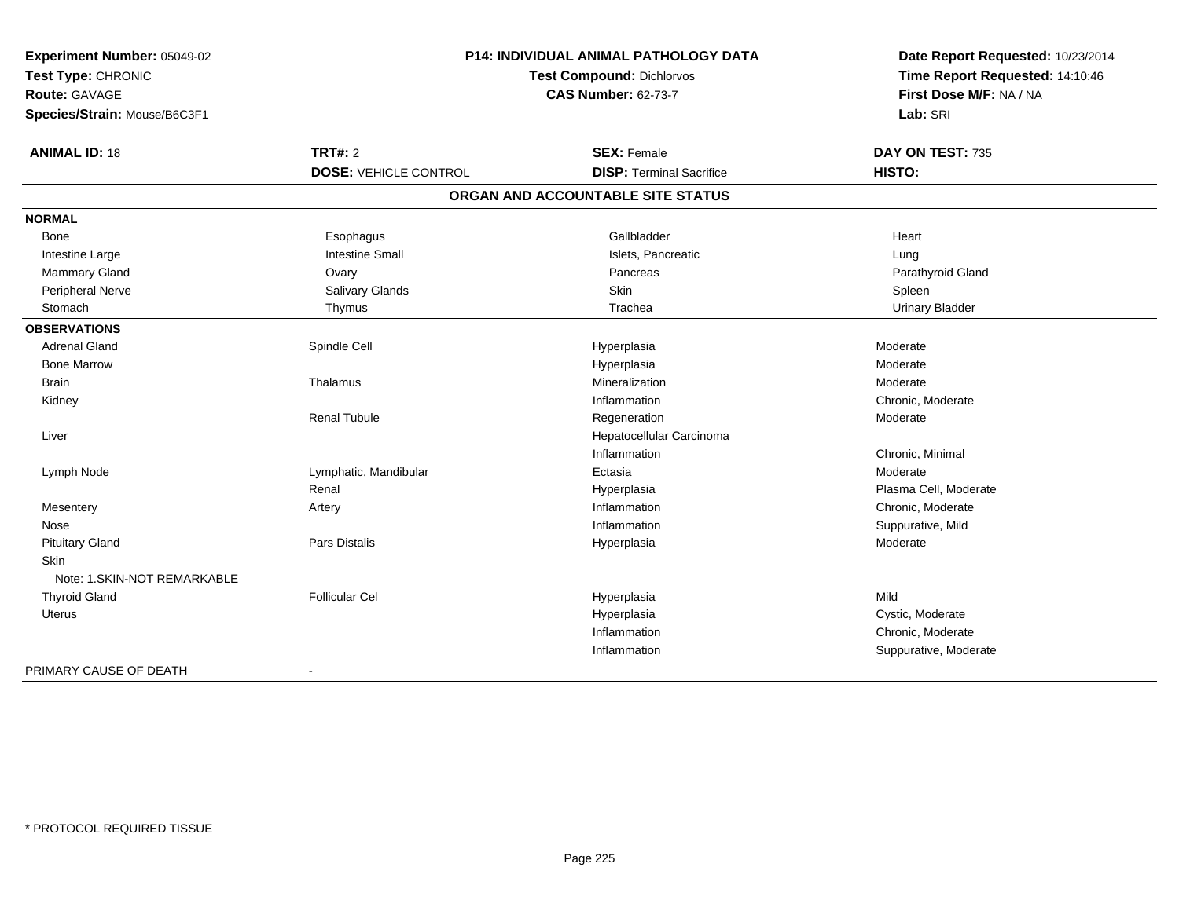**Experiment Number:** 05049-02
**Test Type:** CHRONIC
**Route:** GAVAGE
**Species/Strain:** Mouse/B6C3F1

**P14: INDIVIDUAL ANIMAL PATHOLOGY DATA**
**Test Compound:** Dichlorvos
**CAS Number:** 62-73-7

**Date Report Requested:** 10/23/2014
**Time Report Requested:** 14:10:46
**First Dose M/F:** NA / NA
**Lab:** SRI

| **ANIMAL ID:** 18 | **TRT#:** 2 | **SEX:** Female | **DAY ON TEST:** 735 |
|---|---|---|---|
| | **DOSE:** VEHICLE CONTROL | **DISP:** Terminal Sacrifice | **HISTO:** |

## ORGAN AND ACCOUNTABLE SITE STATUS

| | | | |
|---|---|---|---|
| **NORMAL** | | | |
| Bone | Esophagus | Gallbladder | Heart |
| Intestine Large | Intestine Small | Islets, Pancreatic | Lung |
| Mammary Gland | Ovary | Pancreas | Parathyroid Gland |
| Peripheral Nerve | Salivary Glands | Skin | Spleen |
| Stomach | Thymus | Trachea | Urinary Bladder |
| **OBSERVATIONS** | | | |
| Adrenal Gland | Spindle Cell | Hyperplasia | Moderate |
| Bone Marrow | | Hyperplasia | Moderate |
| Brain | Thalamus | Mineralization | Moderate |
| Kidney | | Inflammation | Chronic, Moderate |
| | Renal Tubule | Regeneration | Moderate |
| Liver | | Hepatocellular Carcinoma | |
| | | Inflammation | Chronic, Minimal |
| Lymph Node | Lymphatic, Mandibular | Ectasia | Moderate |
| | Renal | Hyperplasia | Plasma Cell, Moderate |
| Mesentery | Artery | Inflammation | Chronic, Moderate |
| Nose | | Inflammation | Suppurative, Mild |
| Pituitary Gland | Pars Distalis | Hyperplasia | Moderate |
| Skin | | | |
| Note: 1.SKIN-NOT REMARKABLE | | | |
| Thyroid Gland | Follicular Cel | Hyperplasia | Mild |
| Uterus | | Hyperplasia | Cystic, Moderate |
| | | Inflammation | Chronic, Moderate |
| | | Inflammation | Suppurative, Moderate |
| PRIMARY CAUSE OF DEATH | - | | |

\* PROTOCOL REQUIRED TISSUE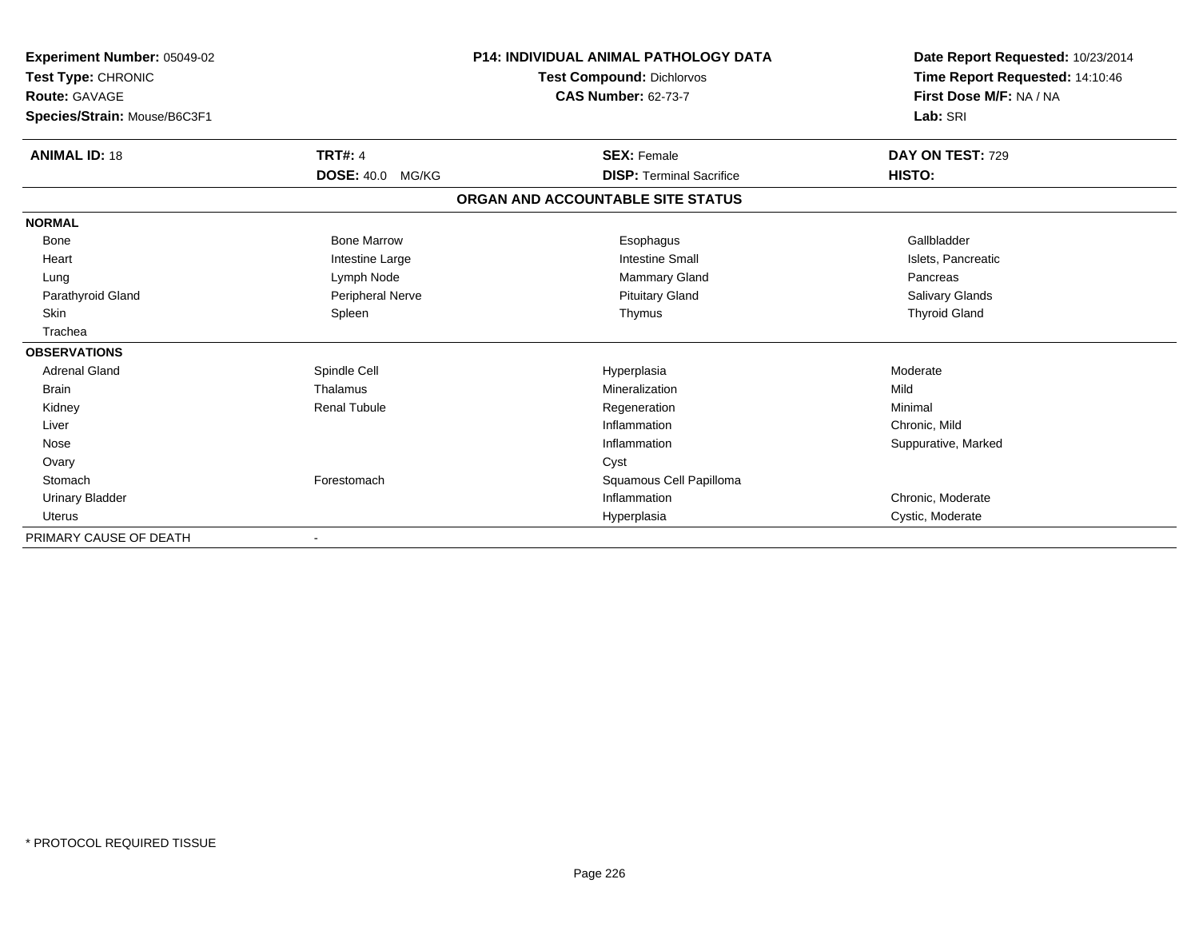**Experiment Number:** 05049-02
**Test Type:** CHRONIC
**Route:** GAVAGE
**Species/Strain:** Mouse/B6C3F1

**P14: INDIVIDUAL ANIMAL PATHOLOGY DATA**
**Test Compound:** Dichlorvos
**CAS Number:** 62-73-7

**Date Report Requested:** 10/23/2014
**Time Report Requested:** 14:10:46
**First Dose M/F:** NA / NA
**Lab:** SRI

| **ANIMAL ID:** 18 | **TRT#:** 4 | **SEX:** Female | **DAY ON TEST:** 729 |
|---|---|---|---|
| | **DOSE:** 40.0 MG/KG | **DISP:** Terminal Sacrifice | **HISTO:** |

**ORGAN AND ACCOUNTABLE SITE STATUS**

| | | | |
|---|---|---|---|
| **NORMAL** | | | |
| Bone | Bone Marrow | Esophagus | Gallbladder |
| Heart | Intestine Large | Intestine Small | Islets, Pancreatic |
| Lung | Lymph Node | Mammary Gland | Pancreas |
| Parathyroid Gland | Peripheral Nerve | Pituitary Gland | Salivary Glands |
| Skin | Spleen | Thymus | Thyroid Gland |
| Trachea | | | |
| **OBSERVATIONS** | | | |
| Adrenal Gland | Spindle Cell | Hyperplasia | Moderate |
| Brain | Thalamus | Mineralization | Mild |
| Kidney | Renal Tubule | Regeneration | Minimal |
| Liver | | Inflammation | Chronic, Mild |
| Nose | | Inflammation | Suppurative, Marked |
| Ovary | | Cyst | |
| Stomach | Forestomach | Squamous Cell Papilloma | |
| Urinary Bladder | | Inflammation | Chronic, Moderate |
| Uterus | | Hyperplasia | Cystic, Moderate |
| PRIMARY CAUSE OF DEATH | - | | |

\* PROTOCOL REQUIRED TISSUE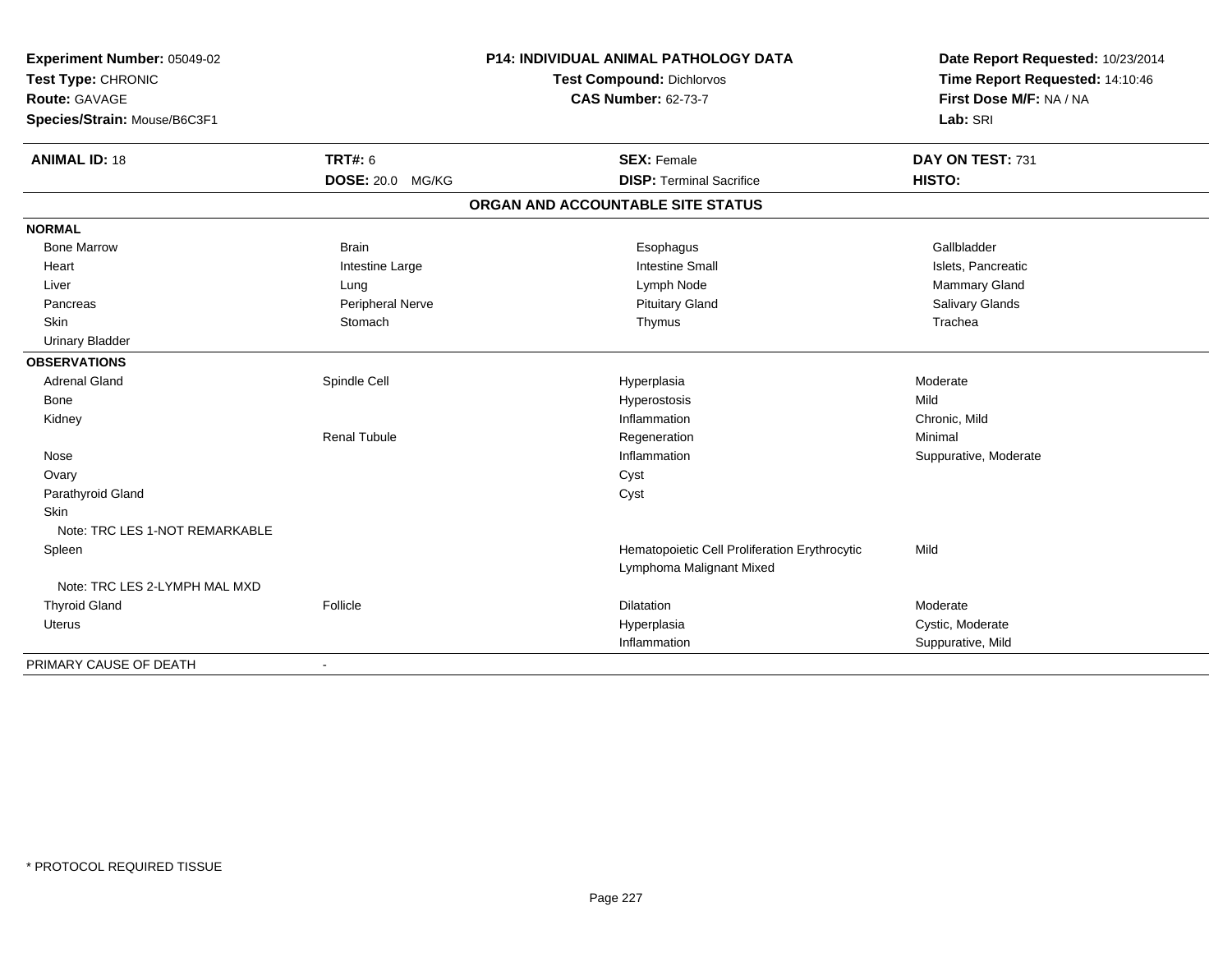**Experiment Number:** 05049-02
**Test Type:** CHRONIC
**Route:** GAVAGE
**Species/Strain:** Mouse/B6C3F1

**P14: INDIVIDUAL ANIMAL PATHOLOGY DATA**
**Test Compound:** Dichlorvos
**CAS Number:** 62-73-7

**Date Report Requested:** 10/23/2014
**Time Report Requested:** 14:10:46
**First Dose M/F:** NA / NA
**Lab:** SRI

| **ANIMAL ID:** 18 | **TRT#:** 6 | **SEX:** Female | **DAY ON TEST:** 731 |
|---|---|---|---|
| | **DOSE:** 20.0 MG/KG | **DISP:** Terminal Sacrifice | **HISTO:** |

## ORGAN AND ACCOUNTABLE SITE STATUS

| | | | |
|---|---|---|---|
| **NORMAL** | | | |
| Bone Marrow | Brain | Esophagus | Gallbladder |
| Heart | Intestine Large | Intestine Small | Islets, Pancreatic |
| Liver | Lung | Lymph Node | Mammary Gland |
| Pancreas | Peripheral Nerve | Pituitary Gland | Salivary Glands |
| Skin | Stomach | Thymus | Trachea |
| Urinary Bladder | | | |
| **OBSERVATIONS** | | | |
| Adrenal Gland | Spindle Cell | Hyperplasia | Moderate |
| Bone | | Hyperostosis | Mild |
| Kidney | | Inflammation | Chronic, Mild |
| | Renal Tubule | Regeneration | Minimal |
| Nose | | Inflammation | Suppurative, Moderate |
| Ovary | | Cyst | |
| Parathyroid Gland | | Cyst | |
| Skin | | | |
| Note: TRC LES 1-NOT REMARKABLE | | | |
| Spleen | | Hematopoietic Cell Proliferation Erythrocytic | Mild |
| | | Lymphoma Malignant Mixed | |
| Note: TRC LES 2-LYMPH MAL MXD | | | |
| Thyroid Gland | Follicle | Dilatation | Moderate |
| Uterus | | Hyperplasia | Cystic, Moderate |
| | | Inflammation | Suppurative, Mild |
| PRIMARY CAUSE OF DEATH | - | | |

* PROTOCOL REQUIRED TISSUE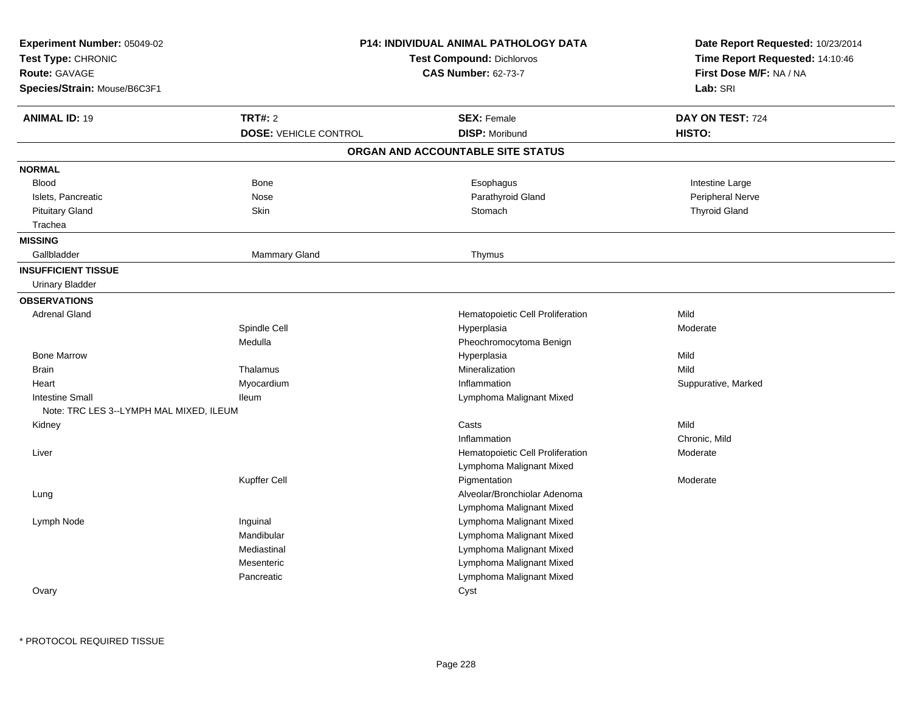**Experiment Number:** 05049-02
**Test Type:** CHRONIC
**Route:** GAVAGE
**Species/Strain:** Mouse/B6C3F1

**P14: INDIVIDUAL ANIMAL PATHOLOGY DATA**
**Test Compound:** Dichlorvos
**CAS Number:** 62-73-7

**Date Report Requested:** 10/23/2014
**Time Report Requested:** 14:10:46
**First Dose M/F:** NA / NA
**Lab:** SRI

| **ANIMAL ID:** 19 | **TRT#:** 2 | **SEX:** Female | **DAY ON TEST:** 724 |
|---|---|---|---|
| | **DOSE:** VEHICLE CONTROL | **DISP:** Moribund | **HISTO:** |

## ORGAN AND ACCOUNTABLE SITE STATUS

| | | | |
|---|---|---|---|
| **NORMAL** | | | |
| Blood | Bone | Esophagus | Intestine Large |
| Islets, Pancreatic | Nose | Parathyroid Gland | Peripheral Nerve |
| Pituitary Gland | Skin | Stomach | Thyroid Gland |
| Trachea | | | |
| **MISSING** | | | |
| Gallbladder | Mammary Gland | Thymus | |
| **INSUFFICIENT TISSUE** | | | |
| Urinary Bladder | | | |
| **OBSERVATIONS** | | | |
| Adrenal Gland | | Hematopoietic Cell Proliferation | Mild |
| | Spindle Cell | Hyperplasia | Moderate |
| | Medulla | Pheochromocytoma Benign | |
| Bone Marrow | | Hyperplasia | Mild |
| Brain | Thalamus | Mineralization | Mild |
| Heart | Myocardium | Inflammation | Suppurative, Marked |
| Intestine Small | Ileum | Lymphoma Malignant Mixed | |
| Note: TRC LES 3--LYMPH MAL MIXED, ILEUM | | | |
| Kidney | | Casts | Mild |
| | | Inflammation | Chronic, Mild |
| Liver | | Hematopoietic Cell Proliferation | Moderate |
| | | Lymphoma Malignant Mixed | |
| | Kupffer Cell | Pigmentation | Moderate |
| Lung | | Alveolar/Bronchiolar Adenoma | |
| | | Lymphoma Malignant Mixed | |
| Lymph Node | Inguinal | Lymphoma Malignant Mixed | |
| | Mandibular | Lymphoma Malignant Mixed | |
| | Mediastinal | Lymphoma Malignant Mixed | |
| | Mesenteric | Lymphoma Malignant Mixed | |
| | Pancreatic | Lymphoma Malignant Mixed | |
| Ovary | | Cyst | |

* PROTOCOL REQUIRED TISSUE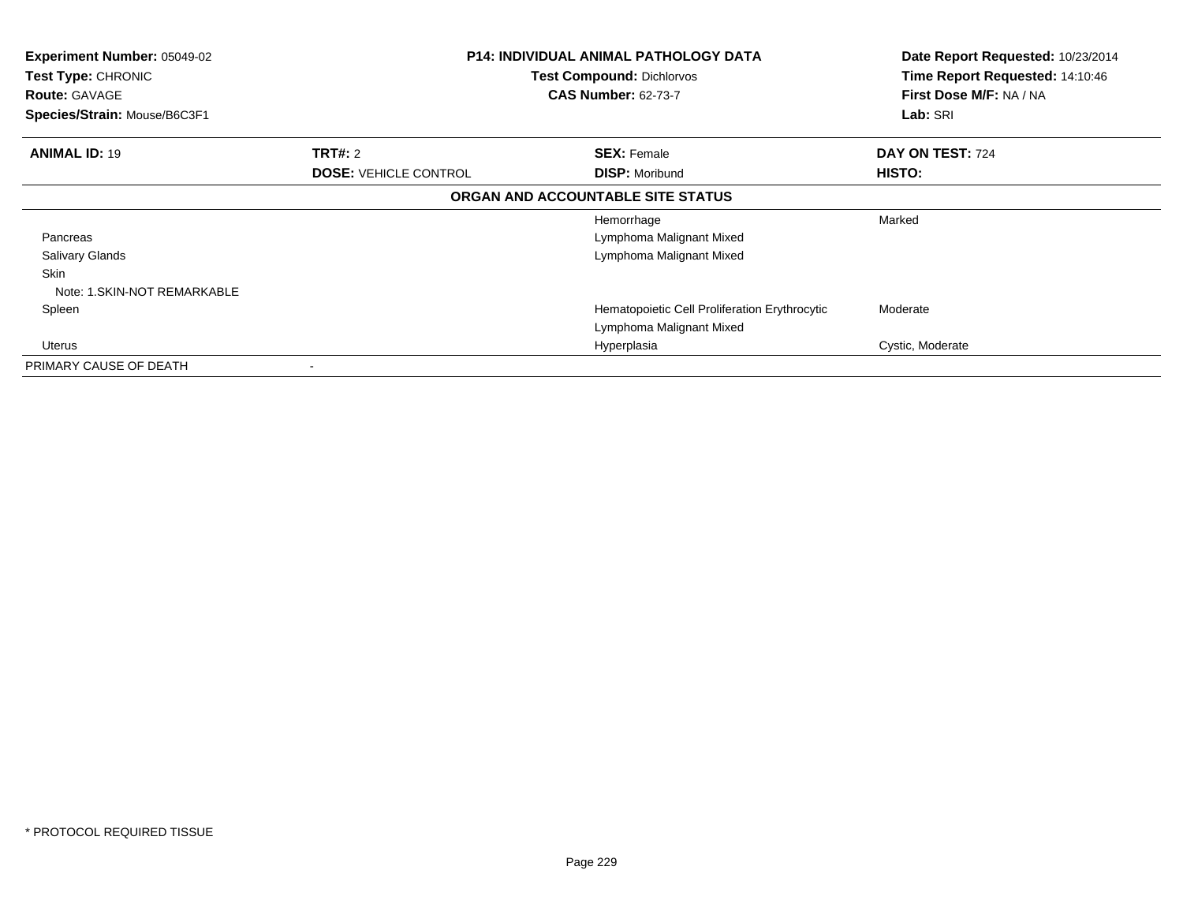| **Experiment Number:** 05049-02 | **P14: INDIVIDUAL ANIMAL PATHOLOGY DATA** | **Date Report Requested:** 10/23/2014 |
|---|---|---|
| **Test Type:** CHRONIC | **Test Compound:** Dichlorvos | **Time Report Requested:** 14:10:46 |
| **Route:** GAVAGE | **CAS Number:** 62-73-7 | **First Dose M/F:** NA / NA |
| **Species/Strain:** Mouse/B6C3F1 | | **Lab:** SRI |

| **ANIMAL ID:** 19 | **TRT#:** 2 | **SEX:** Female | **DAY ON TEST:** 724 |
|---|---|---|---|
| | **DOSE:** VEHICLE CONTROL | **DISP:** Moribund | **HISTO:** |

**ORGAN AND ACCOUNTABLE SITE STATUS**

| Organ | | Finding | Severity |
|---|---|---|---|
| | | Hemorrhage | Marked |
| Pancreas | | Lymphoma Malignant Mixed | |
| Salivary Glands | | Lymphoma Malignant Mixed | |
| Skin | | | |
| Note: 1.SKIN-NOT REMARKABLE | | | |
| Spleen | | Hematopoietic Cell Proliferation Erythrocytic | Moderate |
| | | Lymphoma Malignant Mixed | |
| Uterus | | Hyperplasia | Cystic, Moderate |
| PRIMARY CAUSE OF DEATH | - | | |

* PROTOCOL REQUIRED TISSUE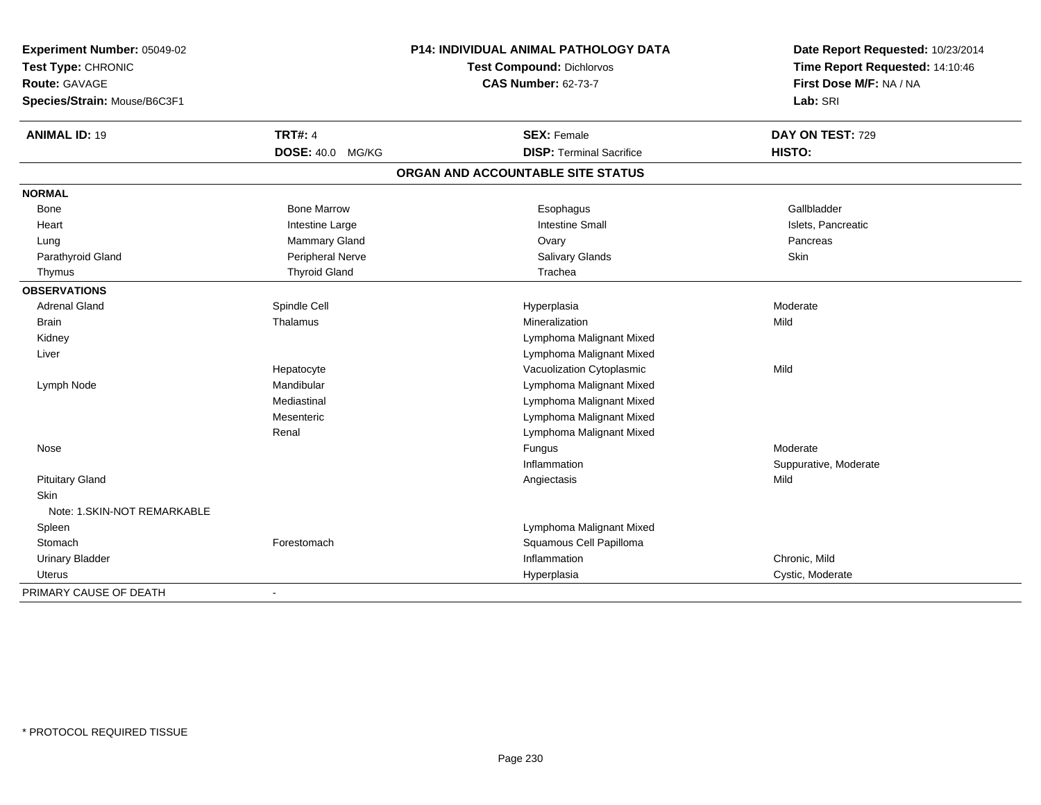**Experiment Number:** 05049-02
**Test Type:** CHRONIC
**Route:** GAVAGE
**Species/Strain:** Mouse/B6C3F1

**P14: INDIVIDUAL ANIMAL PATHOLOGY DATA**
**Test Compound:** Dichlorvos
**CAS Number:** 62-73-7

**Date Report Requested:** 10/23/2014
**Time Report Requested:** 14:10:46
**First Dose M/F:** NA / NA
**Lab:** SRI

| **ANIMAL ID:** 19 | **TRT#:** 4 | **SEX:** Female | **DAY ON TEST:** 729 |
|---|---|---|---|
| | **DOSE:** 40.0 MG/KG | **DISP:** Terminal Sacrifice | **HISTO:** |

## ORGAN AND ACCOUNTABLE SITE STATUS

| | | | |
|---|---|---|---|
| **NORMAL** | | | |
| Bone | Bone Marrow | Esophagus | Gallbladder |
| Heart | Intestine Large | Intestine Small | Islets, Pancreatic |
| Lung | Mammary Gland | Ovary | Pancreas |
| Parathyroid Gland | Peripheral Nerve | Salivary Glands | Skin |
| Thymus | Thyroid Gland | Trachea | |
| **OBSERVATIONS** | | | |
| Adrenal Gland | Spindle Cell | Hyperplasia | Moderate |
| Brain | Thalamus | Mineralization | Mild |
| Kidney | | Lymphoma Malignant Mixed | |
| Liver | | Lymphoma Malignant Mixed | |
| | Hepatocyte | Vacuolization Cytoplasmic | Mild |
| Lymph Node | Mandibular | Lymphoma Malignant Mixed | |
| | Mediastinal | Lymphoma Malignant Mixed | |
| | Mesenteric | Lymphoma Malignant Mixed | |
| | Renal | Lymphoma Malignant Mixed | |
| Nose | | Fungus | Moderate |
| | | Inflammation | Suppurative, Moderate |
| Pituitary Gland | | Angiectasis | Mild |
| Skin | | | |
| Note: 1.SKIN-NOT REMARKABLE | | | |
| Spleen | | Lymphoma Malignant Mixed | |
| Stomach | Forestomach | Squamous Cell Papilloma | |
| Urinary Bladder | | Inflammation | Chronic, Mild |
| Uterus | | Hyperplasia | Cystic, Moderate |
| PRIMARY CAUSE OF DEATH | - | | |

\* PROTOCOL REQUIRED TISSUE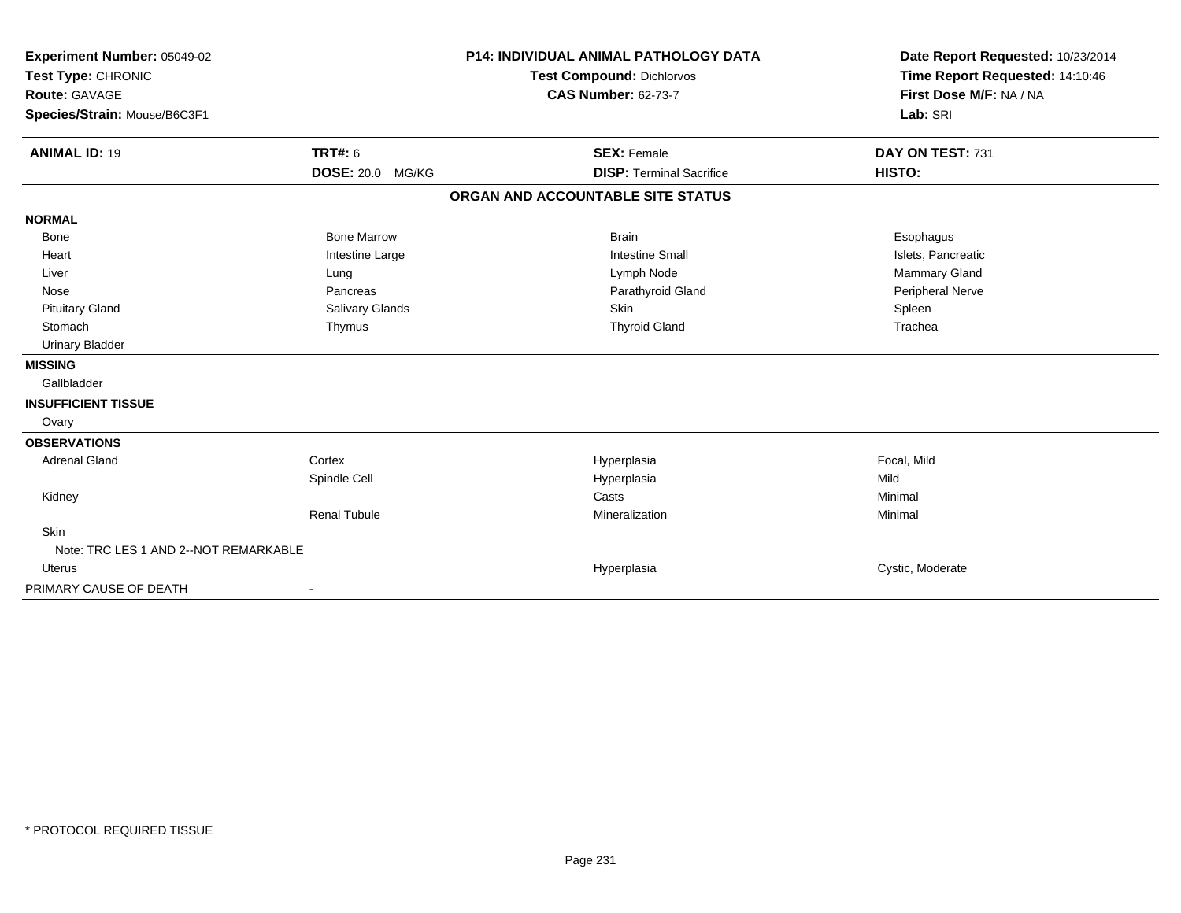**Experiment Number:** 05049-02
**Test Type:** CHRONIC
**Route:** GAVAGE
**Species/Strain:** Mouse/B6C3F1

**P14: INDIVIDUAL ANIMAL PATHOLOGY DATA**
**Test Compound:** Dichlorvos
**CAS Number:** 62-73-7

**Date Report Requested:** 10/23/2014
**Time Report Requested:** 14:10:46
**First Dose M/F:** NA / NA
**Lab:** SRI

| **ANIMAL ID:** 19 | **TRT#:** 6 | **SEX:** Female | **DAY ON TEST:** 731 |
|---|---|---|---|
| | **DOSE:** 20.0 MG/KG | **DISP:** Terminal Sacrifice | **HISTO:** |

**ORGAN AND ACCOUNTABLE SITE STATUS**

| | | | |
|---|---|---|---|
| **NORMAL** | | | |
| Bone | Bone Marrow | Brain | Esophagus |
| Heart | Intestine Large | Intestine Small | Islets, Pancreatic |
| Liver | Lung | Lymph Node | Mammary Gland |
| Nose | Pancreas | Parathyroid Gland | Peripheral Nerve |
| Pituitary Gland | Salivary Glands | Skin | Spleen |
| Stomach | Thymus | Thyroid Gland | Trachea |
| Urinary Bladder | | | |
| **MISSING** | | | |
| Gallbladder | | | |
| **INSUFFICIENT TISSUE** | | | |
| Ovary | | | |
| **OBSERVATIONS** | | | |
| Adrenal Gland | Cortex | Hyperplasia | Focal, Mild |
| | Spindle Cell | Hyperplasia | Mild |
| Kidney | | Casts | Minimal |
| | Renal Tubule | Mineralization | Minimal |
| Skin | | | |
| Note: TRC LES 1 AND 2--NOT REMARKABLE | | | |
| Uterus | | Hyperplasia | Cystic, Moderate |
| PRIMARY CAUSE OF DEATH | - | | |

\* PROTOCOL REQUIRED TISSUE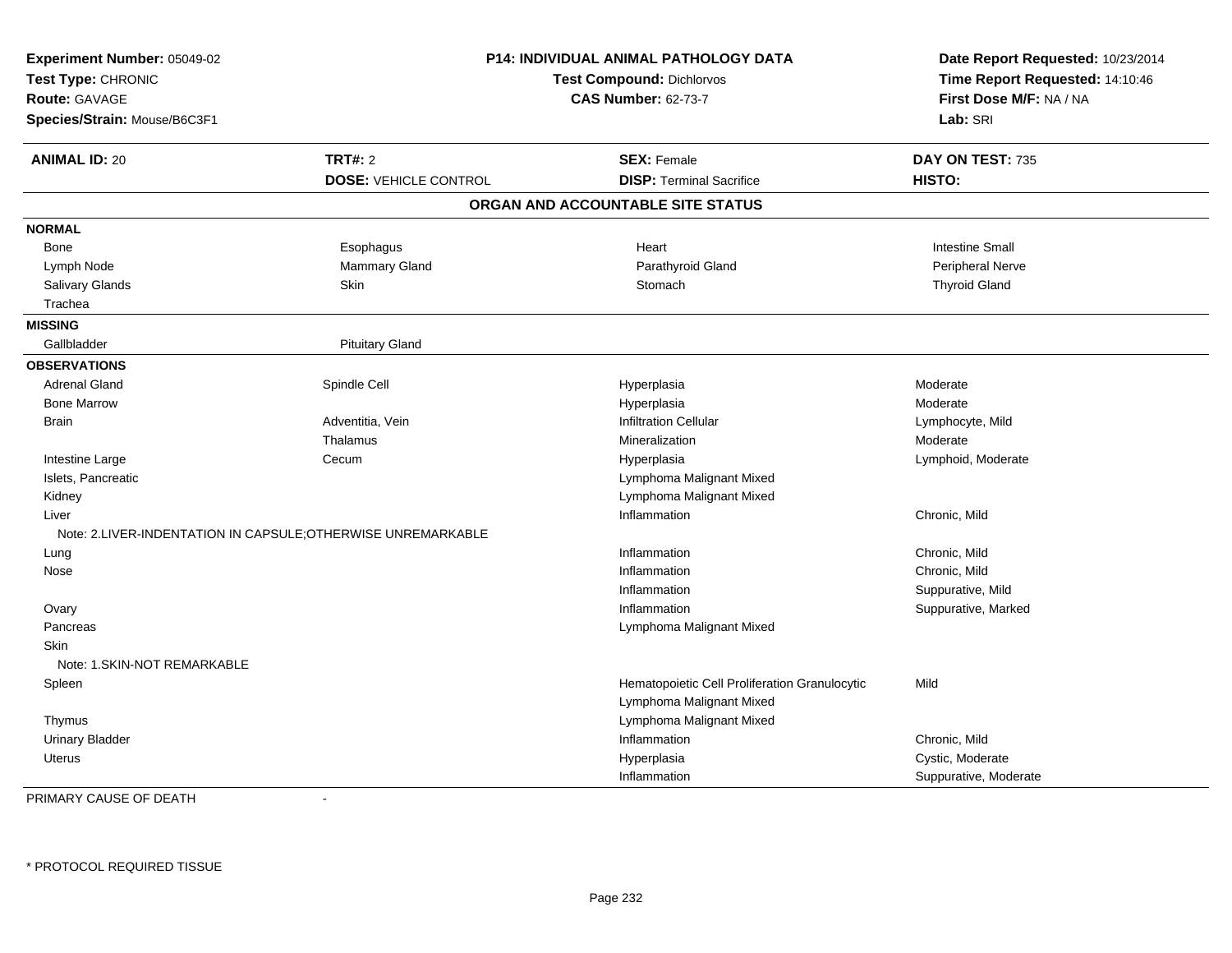**Experiment Number:** 05049-02
**Test Type:** CHRONIC
**Route:** GAVAGE
**Species/Strain:** Mouse/B6C3F1

**P14: INDIVIDUAL ANIMAL PATHOLOGY DATA**
**Test Compound:** Dichlorvos
**CAS Number:** 62-73-7

**Date Report Requested:** 10/23/2014
**Time Report Requested:** 14:10:46
**First Dose M/F:** NA / NA
**Lab:** SRI

| **ANIMAL ID:** 20 | **TRT#:** 2 | **SEX:** Female | **DAY ON TEST:** 735 |
|---|---|---|---|
| | **DOSE:** VEHICLE CONTROL | **DISP:** Terminal Sacrifice | **HISTO:** |

## ORGAN AND ACCOUNTABLE SITE STATUS

### NORMAL

| | | | |
|---|---|---|---|
| Bone | Esophagus | Heart | Intestine Small |
| Lymph Node | Mammary Gland | Parathyroid Gland | Peripheral Nerve |
| Salivary Glands | Skin | Stomach | Thyroid Gland |
| Trachea | | | |

### MISSING

| | |
|---|---|
| Gallbladder | Pituitary Gland |

### OBSERVATIONS

| Organ | Site | Observation | Qualifier |
|---|---|---|---|
| Adrenal Gland | Spindle Cell | Hyperplasia | Moderate |
| Bone Marrow | | Hyperplasia | Moderate |
| Brain | Adventitia, Vein | Infiltration Cellular | Lymphocyte, Mild |
| | Thalamus | Mineralization | Moderate |
| Intestine Large | Cecum | Hyperplasia | Lymphoid, Moderate |
| Islets, Pancreatic | | Lymphoma Malignant Mixed | |
| Kidney | | Lymphoma Malignant Mixed | |
| Liver | | Inflammation | Chronic, Mild |
| Note: 2.LIVER-INDENTATION IN CAPSULE;OTHERWISE UNREMARKABLE | | | |
| Lung | | Inflammation | Chronic, Mild |
| Nose | | Inflammation | Chronic, Mild |
| | | Inflammation | Suppurative, Mild |
| Ovary | | Inflammation | Suppurative, Marked |
| Pancreas | | Lymphoma Malignant Mixed | |
| Skin | | | |
| Note: 1.SKIN-NOT REMARKABLE | | | |
| Spleen | | Hematopoietic Cell Proliferation Granulocytic | Mild |
| | | Lymphoma Malignant Mixed | |
| Thymus | | Lymphoma Malignant Mixed | |
| Urinary Bladder | | Inflammation | Chronic, Mild |
| Uterus | | Hyperplasia | Cystic, Moderate |
| | | Inflammation | Suppurative, Moderate |

PRIMARY CAUSE OF DEATH -

* PROTOCOL REQUIRED TISSUE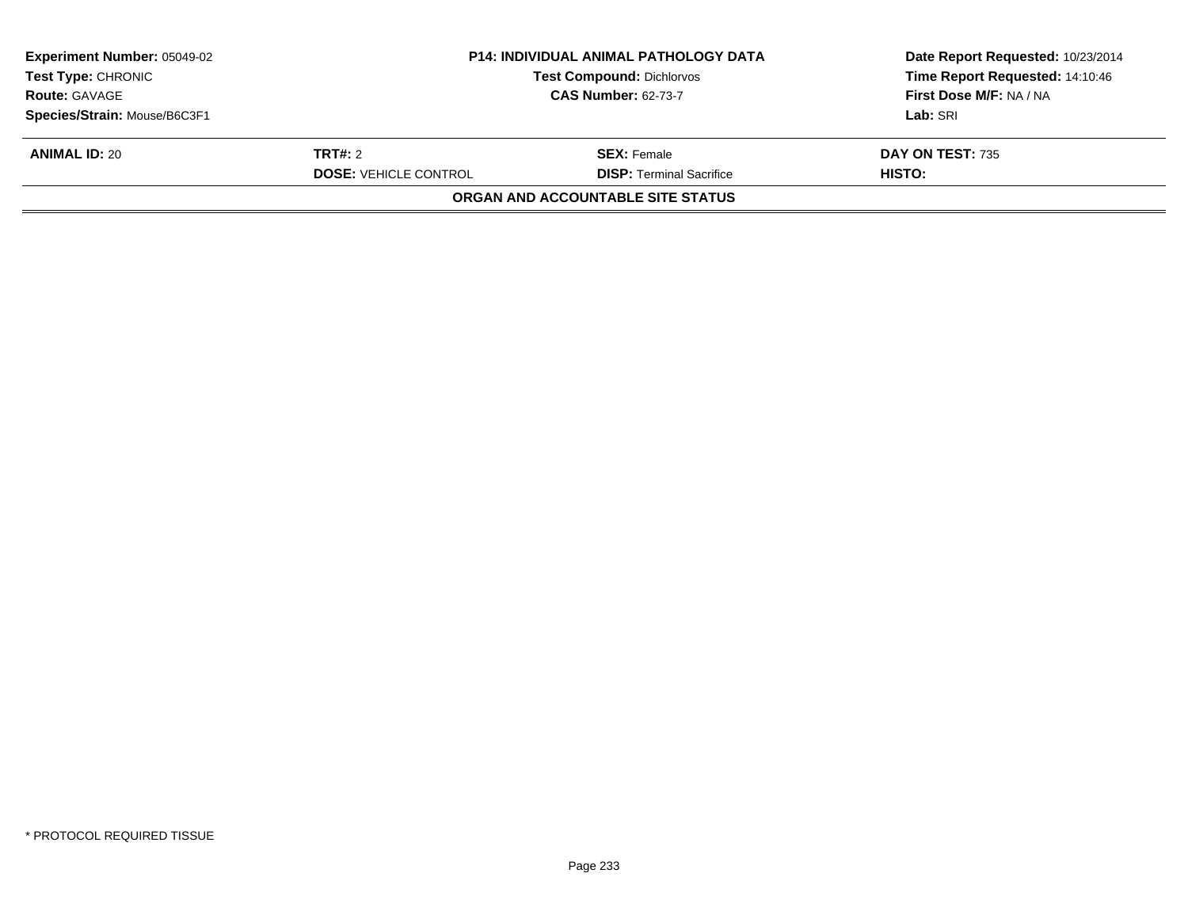**Experiment Number:** 05049-02
**Test Type:** CHRONIC
**Route:** GAVAGE
**Species/Strain:** Mouse/B6C3F1

**P14: INDIVIDUAL ANIMAL PATHOLOGY DATA**
**Test Compound:** Dichlorvos
**CAS Number:** 62-73-7

**Date Report Requested:** 10/23/2014
**Time Report Requested:** 14:10:46
**First Dose M/F:** NA / NA
**Lab:** SRI

| **ANIMAL ID:** 20 | **TRT#:** 2 | **SEX:** Female | **DAY ON TEST:** 735 |
|---|---|---|---|
| | **DOSE:** VEHICLE CONTROL | **DISP:** Terminal Sacrifice | **HISTO:** |

**ORGAN AND ACCOUNTABLE SITE STATUS**

* PROTOCOL REQUIRED TISSUE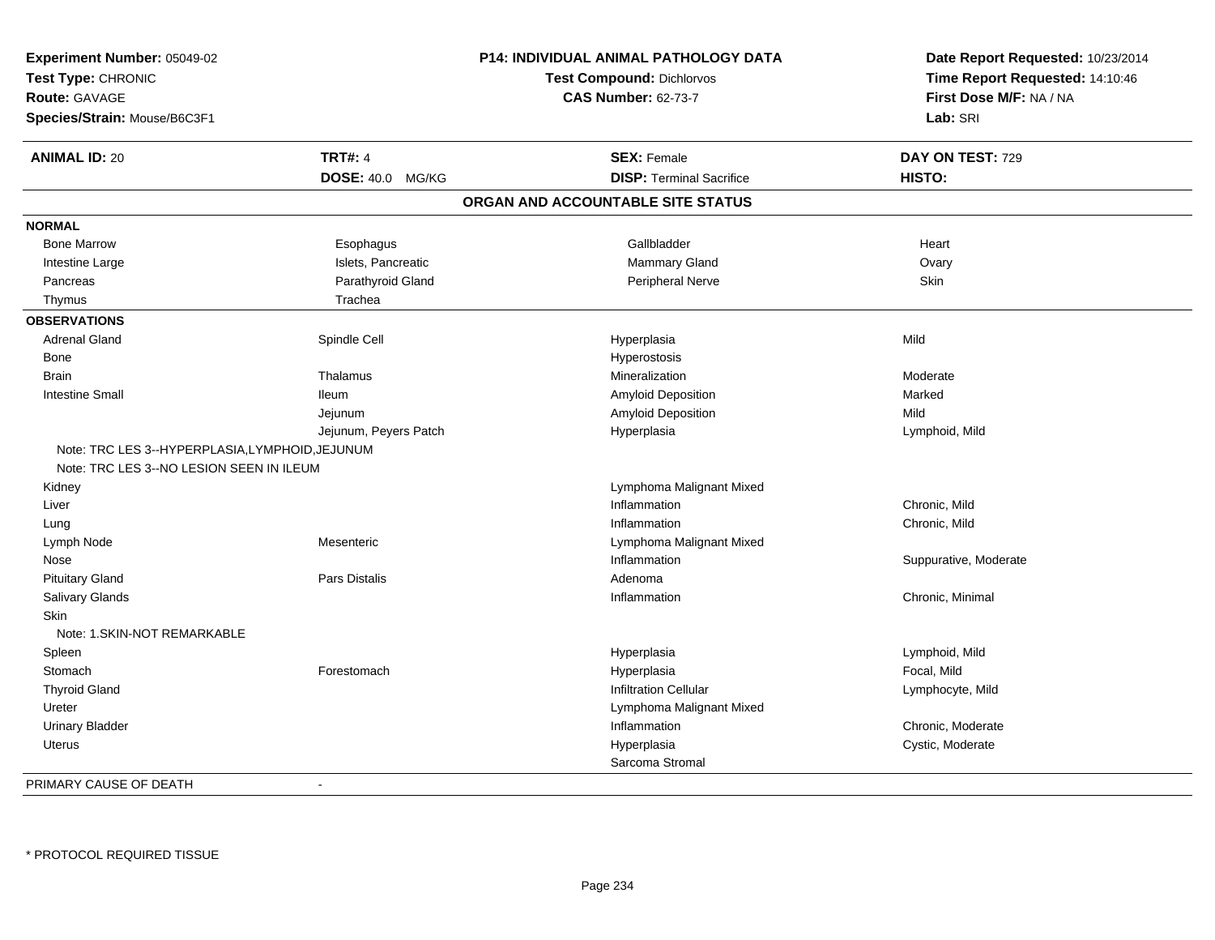**Experiment Number:** 05049-02
**Test Type:** CHRONIC
**Route:** GAVAGE
**Species/Strain:** Mouse/B6C3F1

**P14: INDIVIDUAL ANIMAL PATHOLOGY DATA**
**Test Compound:** Dichlorvos
**CAS Number:** 62-73-7

**Date Report Requested:** 10/23/2014
**Time Report Requested:** 14:10:46
**First Dose M/F:** NA / NA
**Lab:** SRI

| **ANIMAL ID:** 20 | **TRT#:** 4 | **SEX:** Female | **DAY ON TEST:** 729 |
|---|---|---|---|
| | **DOSE:** 40.0 MG/KG | **DISP:** Terminal Sacrifice | **HISTO:** |

## ORGAN AND ACCOUNTABLE SITE STATUS

**NORMAL**

| | | | |
|---|---|---|---|
| Bone Marrow | Esophagus | Gallbladder | Heart |
| Intestine Large | Islets, Pancreatic | Mammary Gland | Ovary |
| Pancreas | Parathyroid Gland | Peripheral Nerve | Skin |
| Thymus | Trachea | | |

**OBSERVATIONS**

| | | | |
|---|---|---|---|
| Adrenal Gland | Spindle Cell | Hyperplasia | Mild |
| Bone | | Hyperostosis | |
| Brain | Thalamus | Mineralization | Moderate |
| Intestine Small | Ileum | Amyloid Deposition | Marked |
| | Jejunum | Amyloid Deposition | Mild |
| | Jejunum, Peyers Patch | Hyperplasia | Lymphoid, Mild |
| Note: TRC LES 3--HYPERPLASIA,LYMPHOID,JEJUNUM | | | |
| Note: TRC LES 3--NO LESION SEEN IN ILEUM | | | |
| Kidney | | Lymphoma Malignant Mixed | |
| Liver | | Inflammation | Chronic, Mild |
| Lung | | Inflammation | Chronic, Mild |
| Lymph Node | Mesenteric | Lymphoma Malignant Mixed | |
| Nose | | Inflammation | Suppurative, Moderate |
| Pituitary Gland | Pars Distalis | Adenoma | |
| Salivary Glands | | Inflammation | Chronic, Minimal |
| Skin | | | |
| Note: 1.SKIN-NOT REMARKABLE | | | |
| Spleen | | Hyperplasia | Lymphoid, Mild |
| Stomach | Forestomach | Hyperplasia | Focal, Mild |
| Thyroid Gland | | Infiltration Cellular | Lymphocyte, Mild |
| Ureter | | Lymphoma Malignant Mixed | |
| Urinary Bladder | | Inflammation | Chronic, Moderate |
| Uterus | | Hyperplasia | Cystic, Moderate |
| | | Sarcoma Stromal | |

PRIMARY CAUSE OF DEATH -

* PROTOCOL REQUIRED TISSUE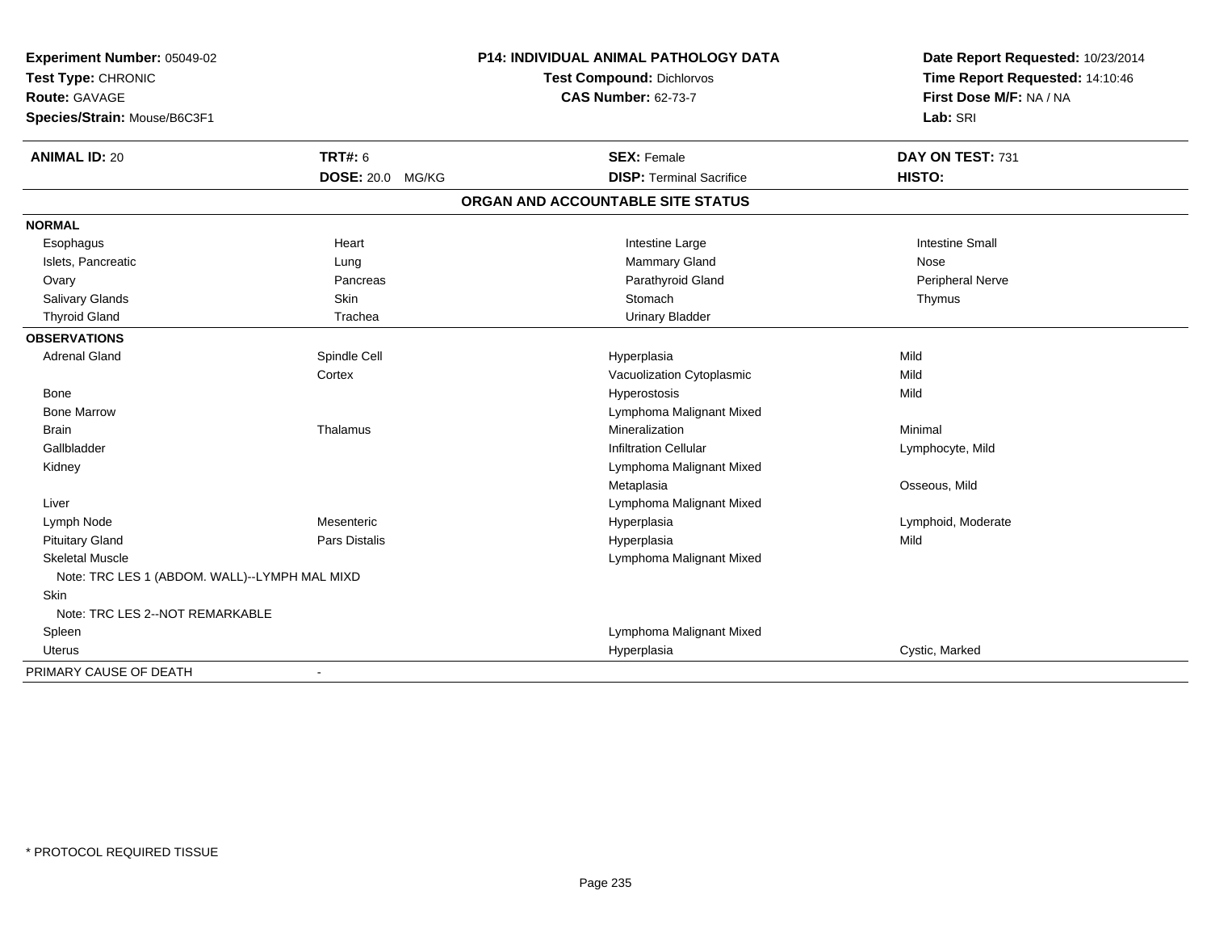**Experiment Number:** 05049-02
**Test Type:** CHRONIC
**Route:** GAVAGE
**Species/Strain:** Mouse/B6C3F1

**P14: INDIVIDUAL ANIMAL PATHOLOGY DATA**
**Test Compound:** Dichlorvos
**CAS Number:** 62-73-7

**Date Report Requested:** 10/23/2014
**Time Report Requested:** 14:10:46
**First Dose M/F:** NA / NA
**Lab:** SRI

| **ANIMAL ID:** 20 | **TRT#:** 6 | **SEX:** Female | **DAY ON TEST:** 731 |
|---|---|---|---|
| | **DOSE:** 20.0 MG/KG | **DISP:** Terminal Sacrifice | **HISTO:** |

## ORGAN AND ACCOUNTABLE SITE STATUS

| | | | |
|---|---|---|---|
| **NORMAL** | | | |
| Esophagus | Heart | Intestine Large | Intestine Small |
| Islets, Pancreatic | Lung | Mammary Gland | Nose |
| Ovary | Pancreas | Parathyroid Gland | Peripheral Nerve |
| Salivary Glands | Skin | Stomach | Thymus |
| Thyroid Gland | Trachea | Urinary Bladder | |
| **OBSERVATIONS** | | | |
| Adrenal Gland | Spindle Cell | Hyperplasia | Mild |
| | Cortex | Vacuolization Cytoplasmic | Mild |
| Bone | | Hyperostosis | Mild |
| Bone Marrow | | Lymphoma Malignant Mixed | |
| Brain | Thalamus | Mineralization | Minimal |
| Gallbladder | | Infiltration Cellular | Lymphocyte, Mild |
| Kidney | | Lymphoma Malignant Mixed | |
| | | Metaplasia | Osseous, Mild |
| Liver | | Lymphoma Malignant Mixed | |
| Lymph Node | Mesenteric | Hyperplasia | Lymphoid, Moderate |
| Pituitary Gland | Pars Distalis | Hyperplasia | Mild |
| Skeletal Muscle | | Lymphoma Malignant Mixed | |
| Note: TRC LES 1 (ABDOM. WALL)--LYMPH MAL MIXD | | | |
| Skin | | | |
| Note: TRC LES 2--NOT REMARKABLE | | | |
| Spleen | | Lymphoma Malignant Mixed | |
| Uterus | | Hyperplasia | Cystic, Marked |
| PRIMARY CAUSE OF DEATH | - | | |

* PROTOCOL REQUIRED TISSUE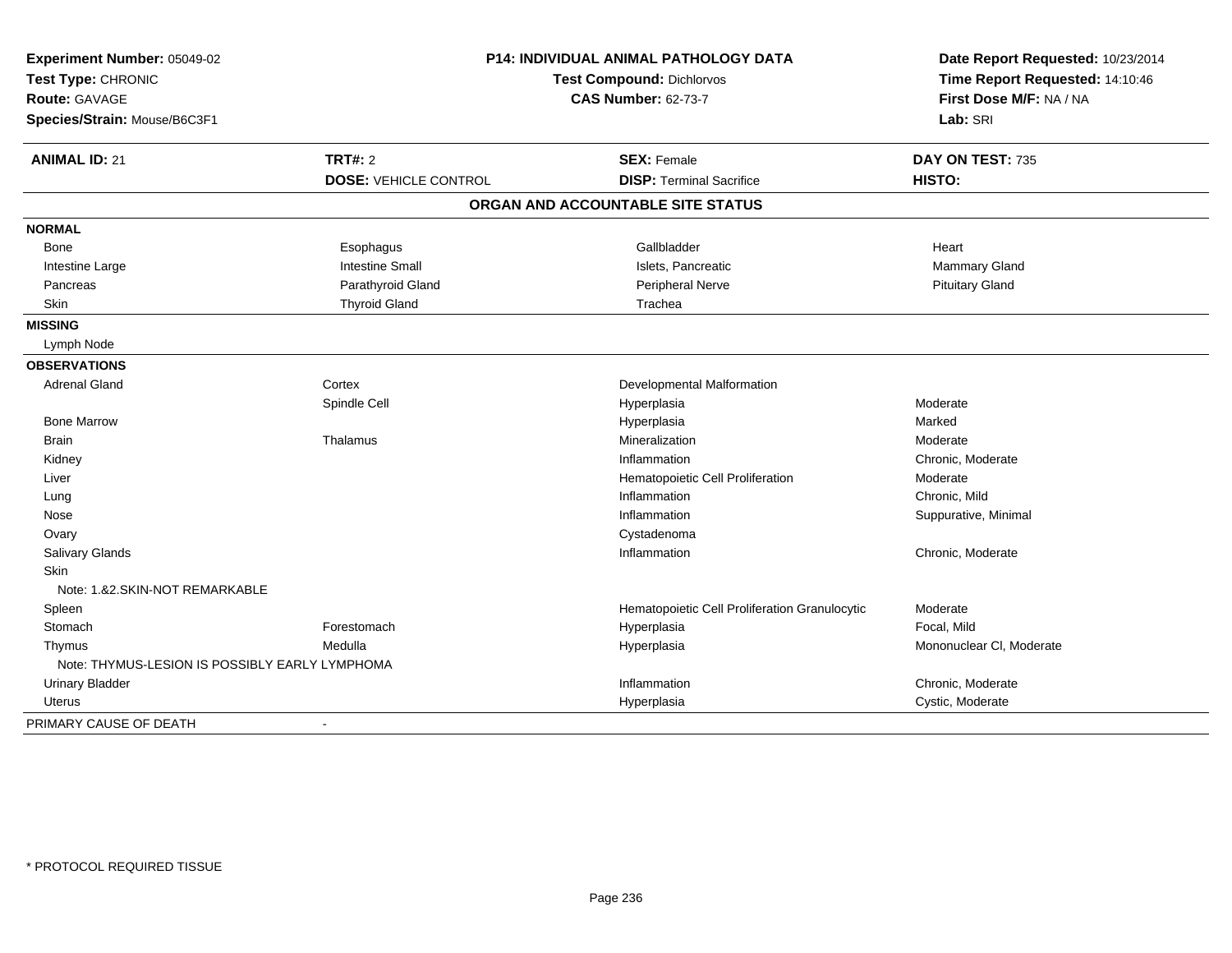**Experiment Number:** 05049-02
**Test Type:** CHRONIC
**Route:** GAVAGE
**Species/Strain:** Mouse/B6C3F1

**P14: INDIVIDUAL ANIMAL PATHOLOGY DATA**
**Test Compound:** Dichlorvos
**CAS Number:** 62-73-7

**Date Report Requested:** 10/23/2014
**Time Report Requested:** 14:10:46
**First Dose M/F:** NA / NA
**Lab:** SRI

| **ANIMAL ID:** 21 | **TRT#:** 2 | **SEX:** Female | **DAY ON TEST:** 735 |
|---|---|---|---|
| | **DOSE:** VEHICLE CONTROL | **DISP:** Terminal Sacrifice | **HISTO:** |

## ORGAN AND ACCOUNTABLE SITE STATUS

| | | | |
|---|---|---|---|
| **NORMAL** | | | |
| Bone | Esophagus | Gallbladder | Heart |
| Intestine Large | Intestine Small | Islets, Pancreatic | Mammary Gland |
| Pancreas | Parathyroid Gland | Peripheral Nerve | Pituitary Gland |
| Skin | Thyroid Gland | Trachea | |
| **MISSING** | | | |
| Lymph Node | | | |
| **OBSERVATIONS** | | | |
| Adrenal Gland | Cortex | Developmental Malformation | |
| | Spindle Cell | Hyperplasia | Moderate |
| Bone Marrow | | Hyperplasia | Marked |
| Brain | Thalamus | Mineralization | Moderate |
| Kidney | | Inflammation | Chronic, Moderate |
| Liver | | Hematopoietic Cell Proliferation | Moderate |
| Lung | | Inflammation | Chronic, Mild |
| Nose | | Inflammation | Suppurative, Minimal |
| Ovary | | Cystadenoma | |
| Salivary Glands | | Inflammation | Chronic, Moderate |
| Skin | | | |
| Note: 1.&2.SKIN-NOT REMARKABLE | | | |
| Spleen | | Hematopoietic Cell Proliferation Granulocytic | Moderate |
| Stomach | Forestomach | Hyperplasia | Focal, Mild |
| Thymus | Medulla | Hyperplasia | Mononuclear Cl, Moderate |
| Note: THYMUS-LESION IS POSSIBLY EARLY LYMPHOMA | | | |
| Urinary Bladder | | Inflammation | Chronic, Moderate |
| Uterus | | Hyperplasia | Cystic, Moderate |
| PRIMARY CAUSE OF DEATH | - | | |

\* PROTOCOL REQUIRED TISSUE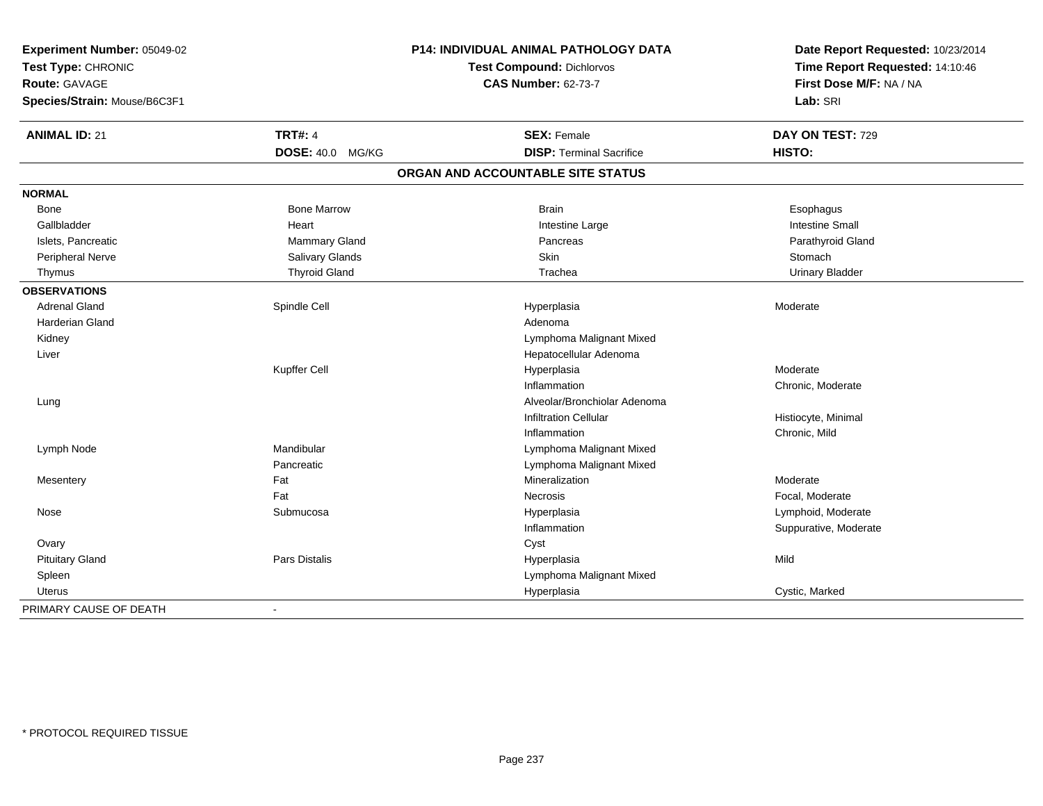**Experiment Number:** 05049-02
**Test Type:** CHRONIC
**Route:** GAVAGE
**Species/Strain:** Mouse/B6C3F1

**P14: INDIVIDUAL ANIMAL PATHOLOGY DATA**
**Test Compound:** Dichlorvos
**CAS Number:** 62-73-7

**Date Report Requested:** 10/23/2014
**Time Report Requested:** 14:10:46
**First Dose M/F:** NA / NA
**Lab:** SRI

| **ANIMAL ID:** 21 | **TRT#:** 4 | **SEX:** Female | **DAY ON TEST:** 729 |
|---|---|---|---|
| | **DOSE:** 40.0 MG/KG | **DISP:** Terminal Sacrifice | **HISTO:** |

## ORGAN AND ACCOUNTABLE SITE STATUS

| | | | |
|---|---|---|---|
| **NORMAL** | | | |
| Bone | Bone Marrow | Brain | Esophagus |
| Gallbladder | Heart | Intestine Large | Intestine Small |
| Islets, Pancreatic | Mammary Gland | Pancreas | Parathyroid Gland |
| Peripheral Nerve | Salivary Glands | Skin | Stomach |
| Thymus | Thyroid Gland | Trachea | Urinary Bladder |
| **OBSERVATIONS** | | | |
| Adrenal Gland | Spindle Cell | Hyperplasia | Moderate |
| Harderian Gland | | Adenoma | |
| Kidney | | Lymphoma Malignant Mixed | |
| Liver | | Hepatocellular Adenoma | |
| | Kupffer Cell | Hyperplasia | Moderate |
| | | Inflammation | Chronic, Moderate |
| Lung | | Alveolar/Bronchiolar Adenoma | |
| | | Infiltration Cellular | Histiocyte, Minimal |
| | | Inflammation | Chronic, Mild |
| Lymph Node | Mandibular | Lymphoma Malignant Mixed | |
| | Pancreatic | Lymphoma Malignant Mixed | |
| Mesentery | Fat | Mineralization | Moderate |
| | Fat | Necrosis | Focal, Moderate |
| Nose | Submucosa | Hyperplasia | Lymphoid, Moderate |
| | | Inflammation | Suppurative, Moderate |
| Ovary | | Cyst | |
| Pituitary Gland | Pars Distalis | Hyperplasia | Mild |
| Spleen | | Lymphoma Malignant Mixed | |
| Uterus | | Hyperplasia | Cystic, Marked |
| PRIMARY CAUSE OF DEATH | - | | |

* PROTOCOL REQUIRED TISSUE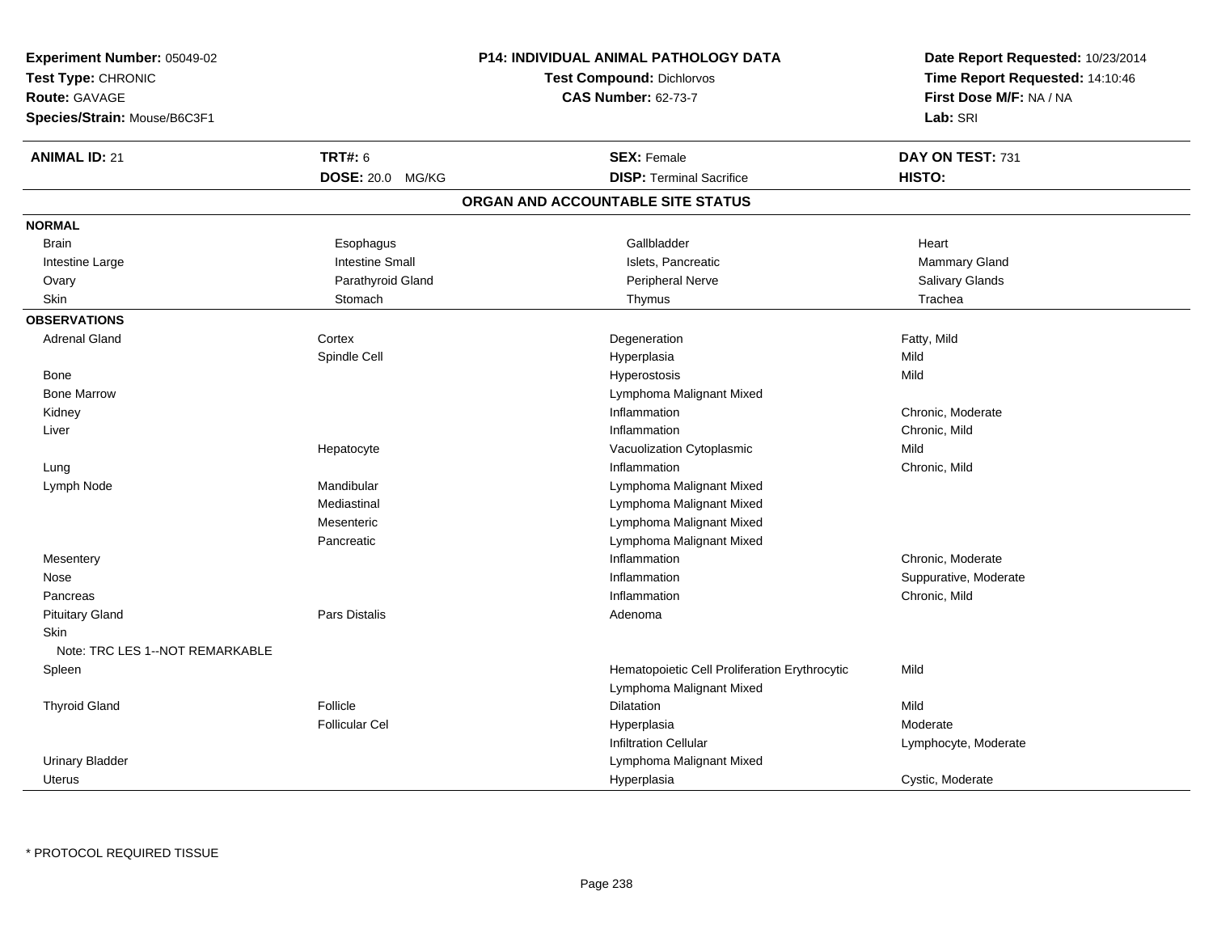**Experiment Number:** 05049-02
**Test Type:** CHRONIC
**Route:** GAVAGE
**Species/Strain:** Mouse/B6C3F1

**P14: INDIVIDUAL ANIMAL PATHOLOGY DATA**
**Test Compound:** Dichlorvos
**CAS Number:** 62-73-7

**Date Report Requested:** 10/23/2014
**Time Report Requested:** 14:10:46
**First Dose M/F:** NA / NA
**Lab:** SRI

| **ANIMAL ID:** 21 | **TRT#:** 6 | **SEX:** Female | **DAY ON TEST:** 731 |
|---|---|---|---|
| | **DOSE:** 20.0 MG/KG | **DISP:** Terminal Sacrifice | **HISTO:** |

## ORGAN AND ACCOUNTABLE SITE STATUS

**NORMAL**

| | | | |
|---|---|---|---|
| Brain | Esophagus | Gallbladder | Heart |
| Intestine Large | Intestine Small | Islets, Pancreatic | Mammary Gland |
| Ovary | Parathyroid Gland | Peripheral Nerve | Salivary Glands |
| Skin | Stomach | Thymus | Trachea |

**OBSERVATIONS**

| | | | |
|---|---|---|---|
| Adrenal Gland | Cortex | Degeneration | Fatty, Mild |
| | Spindle Cell | Hyperplasia | Mild |
| Bone | | Hyperostosis | Mild |
| Bone Marrow | | Lymphoma Malignant Mixed | |
| Kidney | | Inflammation | Chronic, Moderate |
| Liver | | Inflammation | Chronic, Mild |
| | Hepatocyte | Vacuolization Cytoplasmic | Mild |
| Lung | | Inflammation | Chronic, Mild |
| Lymph Node | Mandibular | Lymphoma Malignant Mixed | |
| | Mediastinal | Lymphoma Malignant Mixed | |
| | Mesenteric | Lymphoma Malignant Mixed | |
| | Pancreatic | Lymphoma Malignant Mixed | |
| Mesentery | | Inflammation | Chronic, Moderate |
| Nose | | Inflammation | Suppurative, Moderate |
| Pancreas | | Inflammation | Chronic, Mild |
| Pituitary Gland | Pars Distalis | Adenoma | |
| Skin | | | |
| Note: TRC LES 1--NOT REMARKABLE | | | |
| Spleen | | Hematopoietic Cell Proliferation Erythrocytic | Mild |
| | | Lymphoma Malignant Mixed | |
| Thyroid Gland | Follicle | Dilatation | Mild |
| | Follicular Cel | Hyperplasia | Moderate |
| | | Infiltration Cellular | Lymphocyte, Moderate |
| Urinary Bladder | | Lymphoma Malignant Mixed | |
| Uterus | | Hyperplasia | Cystic, Moderate |

* PROTOCOL REQUIRED TISSUE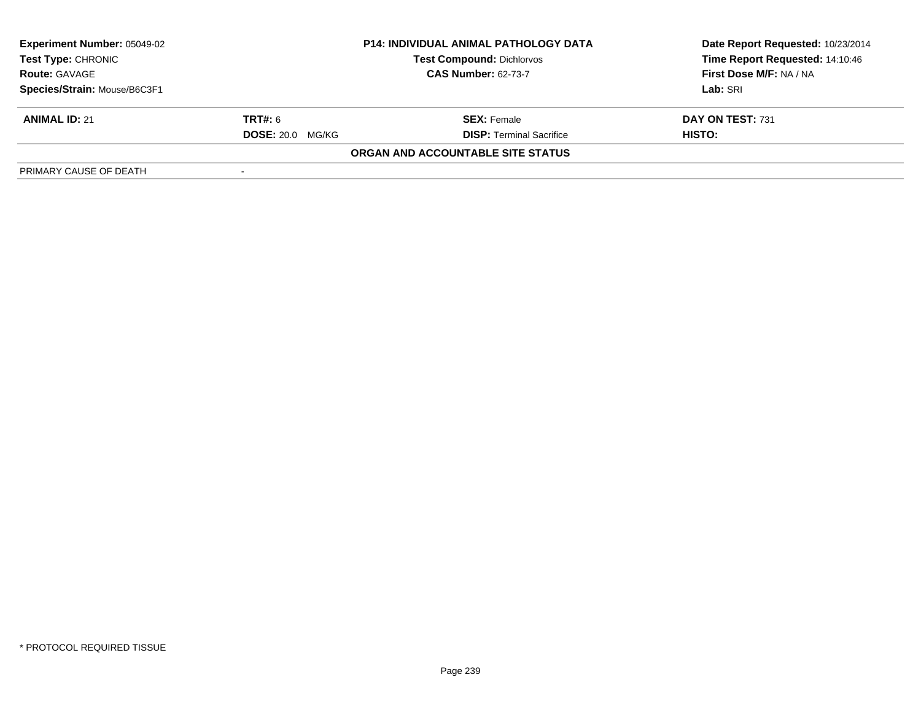| Experiment Number: 05049-02 | P14: INDIVIDUAL ANIMAL PATHOLOGY DATA | Date Report Requested: 10/23/2014 |
|---|---|---|
| Test Type: CHRONIC | Test Compound: Dichlorvos | Time Report Requested: 14:10:46 |
| Route: GAVAGE | CAS Number: 62-73-7 | First Dose M/F: NA / NA |
| Species/Strain: Mouse/B6C3F1 | | Lab: SRI |

| ANIMAL ID: 21 | TRT#: 6 | SEX: Female | DAY ON TEST: 731 |
|---|---|---|---|
| | DOSE: 20.0 MG/KG | DISP: Terminal Sacrifice | HISTO: |

**ORGAN AND ACCOUNTABLE SITE STATUS**

| PRIMARY CAUSE OF DEATH | - |
|---|---|

\* PROTOCOL REQUIRED TISSUE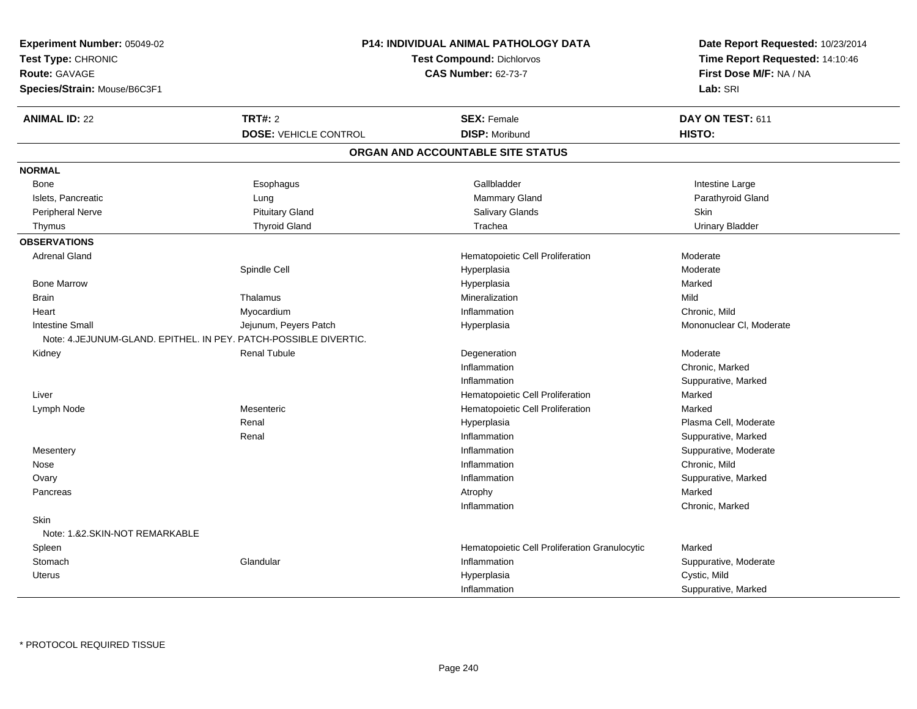**Experiment Number:** 05049-02
**Test Type:** CHRONIC
**Route:** GAVAGE
**Species/Strain:** Mouse/B6C3F1

**P14: INDIVIDUAL ANIMAL PATHOLOGY DATA**
**Test Compound:** Dichlorvos
**CAS Number:** 62-73-7

**Date Report Requested:** 10/23/2014
**Time Report Requested:** 14:10:46
**First Dose M/F:** NA / NA
**Lab:** SRI

| **ANIMAL ID:** 22 | **TRT#:** 2 | **SEX:** Female | **DAY ON TEST:** 611 |
|---|---|---|---|
| | **DOSE:** VEHICLE CONTROL | **DISP:** Moribund | **HISTO:** |

**ORGAN AND ACCOUNTABLE SITE STATUS**

**NORMAL**

| | | | |
|---|---|---|---|
| Bone | Esophagus | Gallbladder | Intestine Large |
| Islets, Pancreatic | Lung | Mammary Gland | Parathyroid Gland |
| Peripheral Nerve | Pituitary Gland | Salivary Glands | Skin |
| Thymus | Thyroid Gland | Trachea | Urinary Bladder |

**OBSERVATIONS**

| | | | |
|---|---|---|---|
| Adrenal Gland | | Hematopoietic Cell Proliferation | Moderate |
| | Spindle Cell | Hyperplasia | Moderate |
| Bone Marrow | | Hyperplasia | Marked |
| Brain | Thalamus | Mineralization | Mild |
| Heart | Myocardium | Inflammation | Chronic, Mild |
| Intestine Small | Jejunum, Peyers Patch | Hyperplasia | Mononuclear Cl, Moderate |
| Note: 4.JEJUNUM-GLAND. EPITHEL. IN PEY. PATCH-POSSIBLE DIVERTIC. | | | |
| Kidney | Renal Tubule | Degeneration | Moderate |
| | | Inflammation | Chronic, Marked |
| | | Inflammation | Suppurative, Marked |
| Liver | | Hematopoietic Cell Proliferation | Marked |
| Lymph Node | Mesenteric | Hematopoietic Cell Proliferation | Marked |
| | Renal | Hyperplasia | Plasma Cell, Moderate |
| | Renal | Inflammation | Suppurative, Marked |
| Mesentery | | Inflammation | Suppurative, Moderate |
| Nose | | Inflammation | Chronic, Mild |
| Ovary | | Inflammation | Suppurative, Marked |
| Pancreas | | Atrophy | Marked |
| | | Inflammation | Chronic, Marked |
| Skin | | | |
| Note: 1.&2.SKIN-NOT REMARKABLE | | | |
| Spleen | | Hematopoietic Cell Proliferation Granulocytic | Marked |
| Stomach | Glandular | Inflammation | Suppurative, Moderate |
| Uterus | | Hyperplasia | Cystic, Mild |
| | | Inflammation | Suppurative, Marked |

* PROTOCOL REQUIRED TISSUE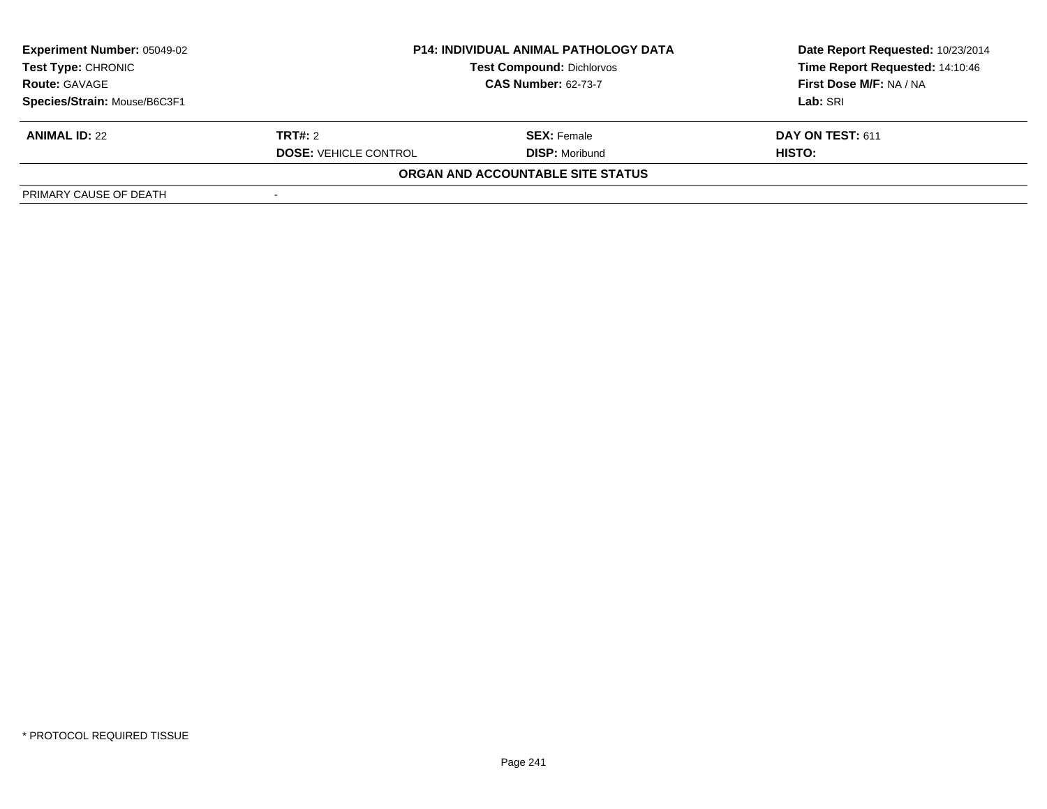| **Experiment Number:** 05049-02 | **P14: INDIVIDUAL ANIMAL PATHOLOGY DATA** | **Date Report Requested:** 10/23/2014 |
|---|---|---|
| **Test Type:** CHRONIC | **Test Compound:** Dichlorvos | **Time Report Requested:** 14:10:46 |
| **Route:** GAVAGE | **CAS Number:** 62-73-7 | **First Dose M/F:** NA / NA |
| **Species/Strain:** Mouse/B6C3F1 | | **Lab:** SRI |

| **ANIMAL ID:** 22 | **TRT#:** 2 | **SEX:** Female | **DAY ON TEST:** 611 |
|---|---|---|---|
| | **DOSE:** VEHICLE CONTROL | **DISP:** Moribund | **HISTO:** |

**ORGAN AND ACCOUNTABLE SITE STATUS**

| PRIMARY CAUSE OF DEATH | - |
|---|---|

\* PROTOCOL REQUIRED TISSUE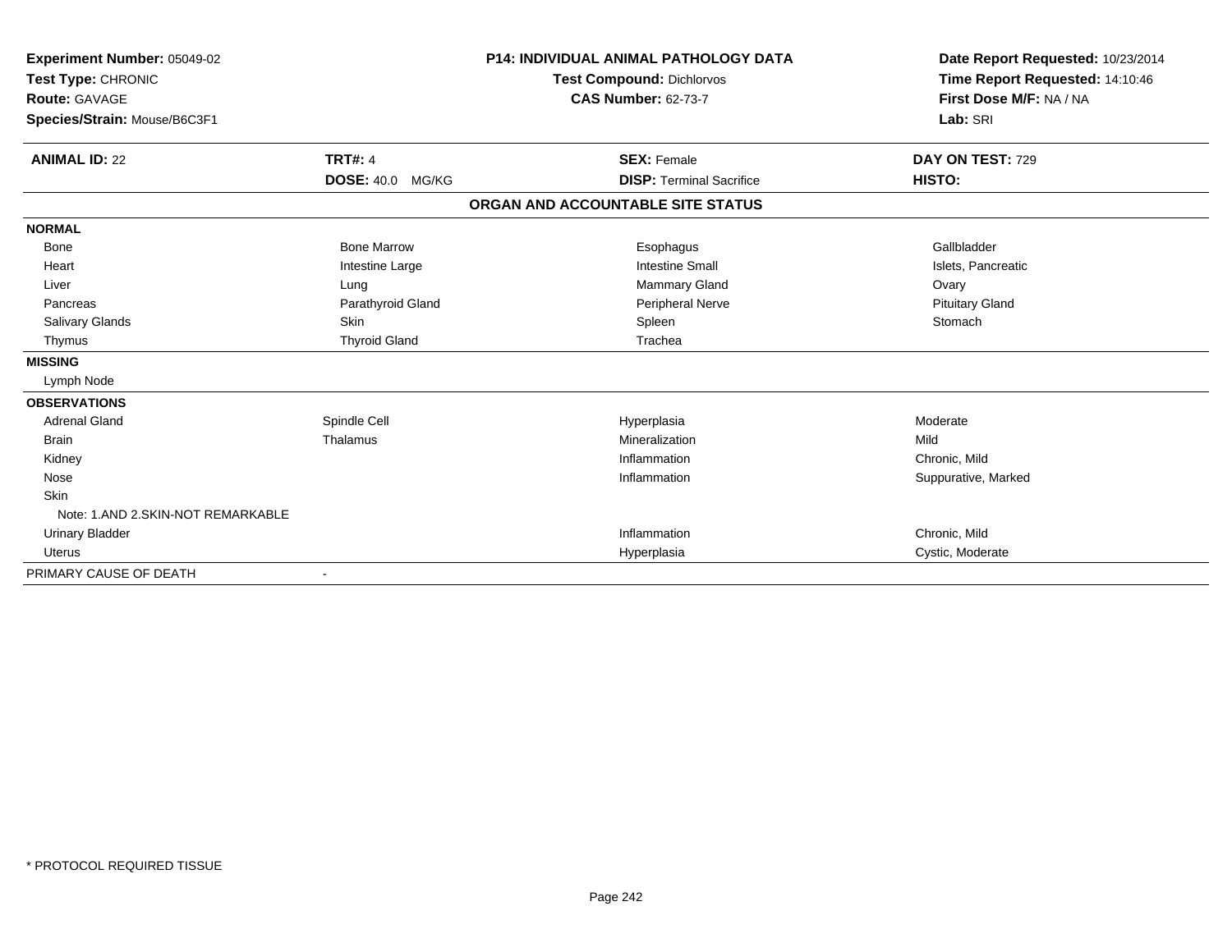**Experiment Number:** 05049-02
**Test Type:** CHRONIC
**Route:** GAVAGE
**Species/Strain:** Mouse/B6C3F1

**P14: INDIVIDUAL ANIMAL PATHOLOGY DATA**
**Test Compound:** Dichlorvos
**CAS Number:** 62-73-7

**Date Report Requested:** 10/23/2014
**Time Report Requested:** 14:10:46
**First Dose M/F:** NA / NA
**Lab:** SRI

| **ANIMAL ID:** 22 | **TRT#:** 4 | **SEX:** Female | **DAY ON TEST:** 729 |
|---|---|---|---|
| | **DOSE:** 40.0 MG/KG | **DISP:** Terminal Sacrifice | **HISTO:** |

**ORGAN AND ACCOUNTABLE SITE STATUS**

| | | | |
|---|---|---|---|
| **NORMAL** | | | |
| Bone | Bone Marrow | Esophagus | Gallbladder |
| Heart | Intestine Large | Intestine Small | Islets, Pancreatic |
| Liver | Lung | Mammary Gland | Ovary |
| Pancreas | Parathyroid Gland | Peripheral Nerve | Pituitary Gland |
| Salivary Glands | Skin | Spleen | Stomach |
| Thymus | Thyroid Gland | Trachea | |
| **MISSING** | | | |
| Lymph Node | | | |
| **OBSERVATIONS** | | | |
| Adrenal Gland | Spindle Cell | Hyperplasia | Moderate |
| Brain | Thalamus | Mineralization | Mild |
| Kidney | | Inflammation | Chronic, Mild |
| Nose | | Inflammation | Suppurative, Marked |
| Skin | | | |
| Note: 1.AND 2.SKIN-NOT REMARKABLE | | | |
| Urinary Bladder | | Inflammation | Chronic, Mild |
| Uterus | | Hyperplasia | Cystic, Moderate |
| PRIMARY CAUSE OF DEATH | - | | |

* PROTOCOL REQUIRED TISSUE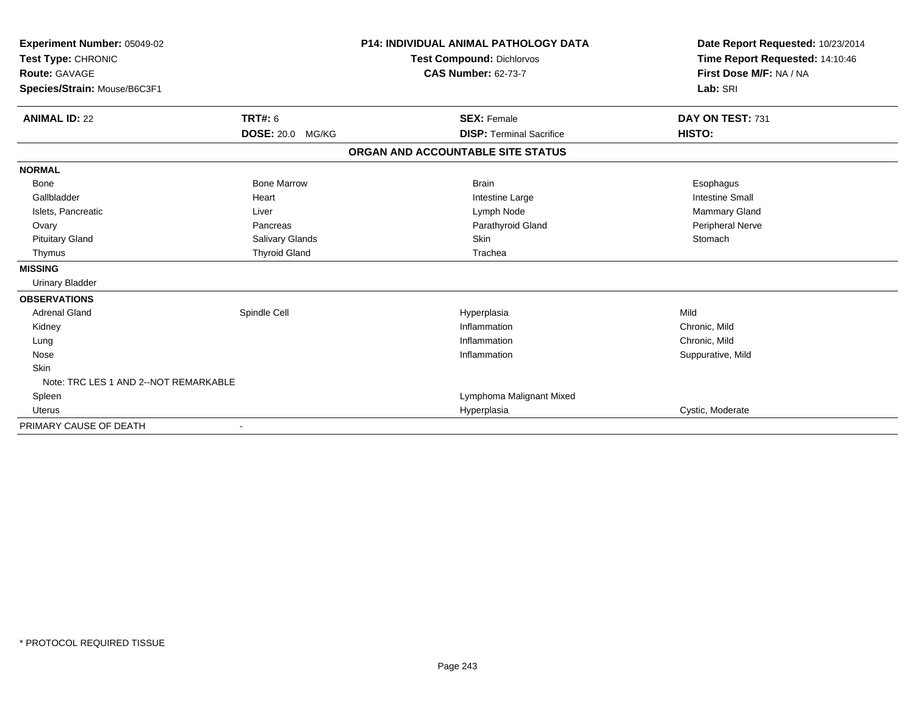**Experiment Number:** 05049-02
**Test Type:** CHRONIC
**Route:** GAVAGE
**Species/Strain:** Mouse/B6C3F1

**P14: INDIVIDUAL ANIMAL PATHOLOGY DATA**
**Test Compound:** Dichlorvos
**CAS Number:** 62-73-7

**Date Report Requested:** 10/23/2014
**Time Report Requested:** 14:10:46
**First Dose M/F:** NA / NA
**Lab:** SRI

| **ANIMAL ID:** 22 | **TRT#:** 6 | **SEX:** Female | **DAY ON TEST:** 731 |
|---|---|---|---|
| | **DOSE:** 20.0 MG/KG | **DISP:** Terminal Sacrifice | **HISTO:** |

**ORGAN AND ACCOUNTABLE SITE STATUS**

| | | | |
|---|---|---|---|
| **NORMAL** | | | |
| Bone | Bone Marrow | Brain | Esophagus |
| Gallbladder | Heart | Intestine Large | Intestine Small |
| Islets, Pancreatic | Liver | Lymph Node | Mammary Gland |
| Ovary | Pancreas | Parathyroid Gland | Peripheral Nerve |
| Pituitary Gland | Salivary Glands | Skin | Stomach |
| Thymus | Thyroid Gland | Trachea | |
| **MISSING** | | | |
| Urinary Bladder | | | |
| **OBSERVATIONS** | | | |
| Adrenal Gland | Spindle Cell | Hyperplasia | Mild |
| Kidney | | Inflammation | Chronic, Mild |
| Lung | | Inflammation | Chronic, Mild |
| Nose | | Inflammation | Suppurative, Mild |
| Skin | | | |
| Note: TRC LES 1 AND 2--NOT REMARKABLE | | | |
| Spleen | | Lymphoma Malignant Mixed | |
| Uterus | | Hyperplasia | Cystic, Moderate |
| PRIMARY CAUSE OF DEATH | - | | |

* PROTOCOL REQUIRED TISSUE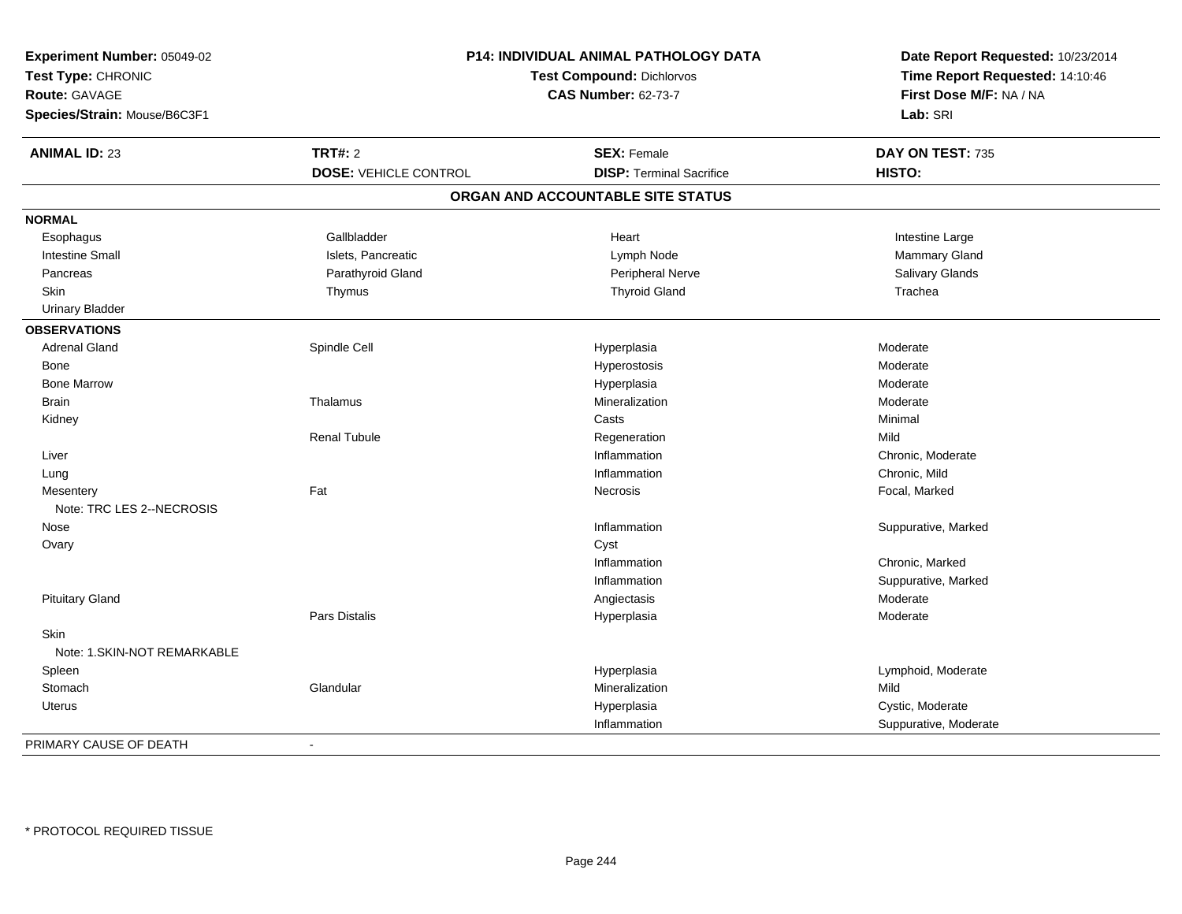**Experiment Number:** 05049-02
**Test Type:** CHRONIC
**Route:** GAVAGE
**Species/Strain:** Mouse/B6C3F1

**P14: INDIVIDUAL ANIMAL PATHOLOGY DATA**
**Test Compound:** Dichlorvos
**CAS Number:** 62-73-7

**Date Report Requested:** 10/23/2014
**Time Report Requested:** 14:10:46
**First Dose M/F:** NA / NA
**Lab:** SRI

| **ANIMAL ID:** 23 | **TRT#:** 2 | **SEX:** Female | **DAY ON TEST:** 735 |
|---|---|---|---|
| | **DOSE:** VEHICLE CONTROL | **DISP:** Terminal Sacrifice | **HISTO:** |

## ORGAN AND ACCOUNTABLE SITE STATUS

**NORMAL**

| | | | |
|---|---|---|---|
| Esophagus | Gallbladder | Heart | Intestine Large |
| Intestine Small | Islets, Pancreatic | Lymph Node | Mammary Gland |
| Pancreas | Parathyroid Gland | Peripheral Nerve | Salivary Glands |
| Skin | Thymus | Thyroid Gland | Trachea |
| Urinary Bladder | | | |

**OBSERVATIONS**

| | | | |
|---|---|---|---|
| Adrenal Gland | Spindle Cell | Hyperplasia | Moderate |
| Bone | | Hyperostosis | Moderate |
| Bone Marrow | | Hyperplasia | Moderate |
| Brain | Thalamus | Mineralization | Moderate |
| Kidney | | Casts | Minimal |
| | Renal Tubule | Regeneration | Mild |
| Liver | | Inflammation | Chronic, Moderate |
| Lung | | Inflammation | Chronic, Mild |
| Mesentery | Fat | Necrosis | Focal, Marked |
| Note: TRC LES 2--NECROSIS | | | |
| Nose | | Inflammation | Suppurative, Marked |
| Ovary | | Cyst | |
| | | Inflammation | Chronic, Marked |
| | | Inflammation | Suppurative, Marked |
| Pituitary Gland | | Angiectasis | Moderate |
| | Pars Distalis | Hyperplasia | Moderate |
| Skin | | | |
| Note: 1.SKIN-NOT REMARKABLE | | | |
| Spleen | | Hyperplasia | Lymphoid, Moderate |
| Stomach | Glandular | Mineralization | Mild |
| Uterus | | Hyperplasia | Cystic, Moderate |
| | | Inflammation | Suppurative, Moderate |

PRIMARY CAUSE OF DEATH -

\* PROTOCOL REQUIRED TISSUE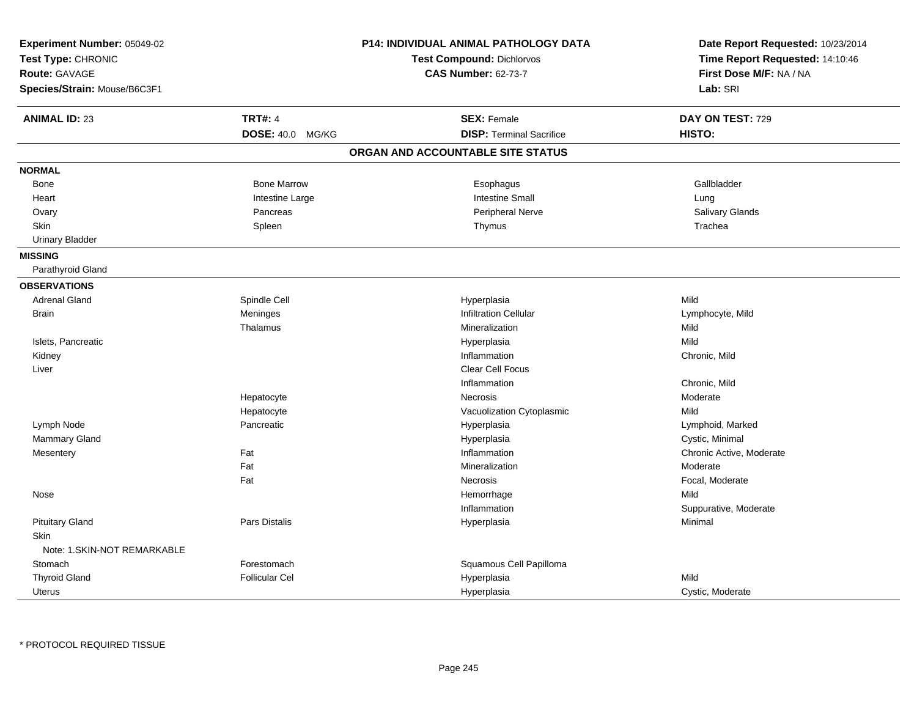**Experiment Number:** 05049-02
**Test Type:** CHRONIC
**Route:** GAVAGE
**Species/Strain:** Mouse/B6C3F1

**P14: INDIVIDUAL ANIMAL PATHOLOGY DATA**
**Test Compound:** Dichlorvos
**CAS Number:** 62-73-7

**Date Report Requested:** 10/23/2014
**Time Report Requested:** 14:10:46
**First Dose M/F:** NA / NA
**Lab:** SRI

| **ANIMAL ID:** 23 | **TRT#:** 4 | **SEX:** Female | **DAY ON TEST:** 729 |
|---|---|---|---|
| | **DOSE:** 40.0 MG/KG | **DISP:** Terminal Sacrifice | **HISTO:** |

## ORGAN AND ACCOUNTABLE SITE STATUS

**NORMAL**

| | | | |
|---|---|---|---|
| Bone | Bone Marrow | Esophagus | Gallbladder |
| Heart | Intestine Large | Intestine Small | Lung |
| Ovary | Pancreas | Peripheral Nerve | Salivary Glands |
| Skin | Spleen | Thymus | Trachea |
| Urinary Bladder | | | |

**MISSING**

Parathyroid Gland

**OBSERVATIONS**

| | | | |
|---|---|---|---|
| Adrenal Gland | Spindle Cell | Hyperplasia | Mild |
| Brain | Meninges | Infiltration Cellular | Lymphocyte, Mild |
| | Thalamus | Mineralization | Mild |
| Islets, Pancreatic | | Hyperplasia | Mild |
| Kidney | | Inflammation | Chronic, Mild |
| Liver | | Clear Cell Focus | |
| | | Inflammation | Chronic, Mild |
| | Hepatocyte | Necrosis | Moderate |
| | Hepatocyte | Vacuolization Cytoplasmic | Mild |
| Lymph Node | Pancreatic | Hyperplasia | Lymphoid, Marked |
| Mammary Gland | | Hyperplasia | Cystic, Minimal |
| Mesentery | Fat | Inflammation | Chronic Active, Moderate |
| | Fat | Mineralization | Moderate |
| | Fat | Necrosis | Focal, Moderate |
| Nose | | Hemorrhage | Mild |
| | | Inflammation | Suppurative, Moderate |
| Pituitary Gland | Pars Distalis | Hyperplasia | Minimal |
| Skin | | | |
| Note: 1.SKIN-NOT REMARKABLE | | | |
| Stomach | Forestomach | Squamous Cell Papilloma | |
| Thyroid Gland | Follicular Cel | Hyperplasia | Mild |
| Uterus | | Hyperplasia | Cystic, Moderate |

* PROTOCOL REQUIRED TISSUE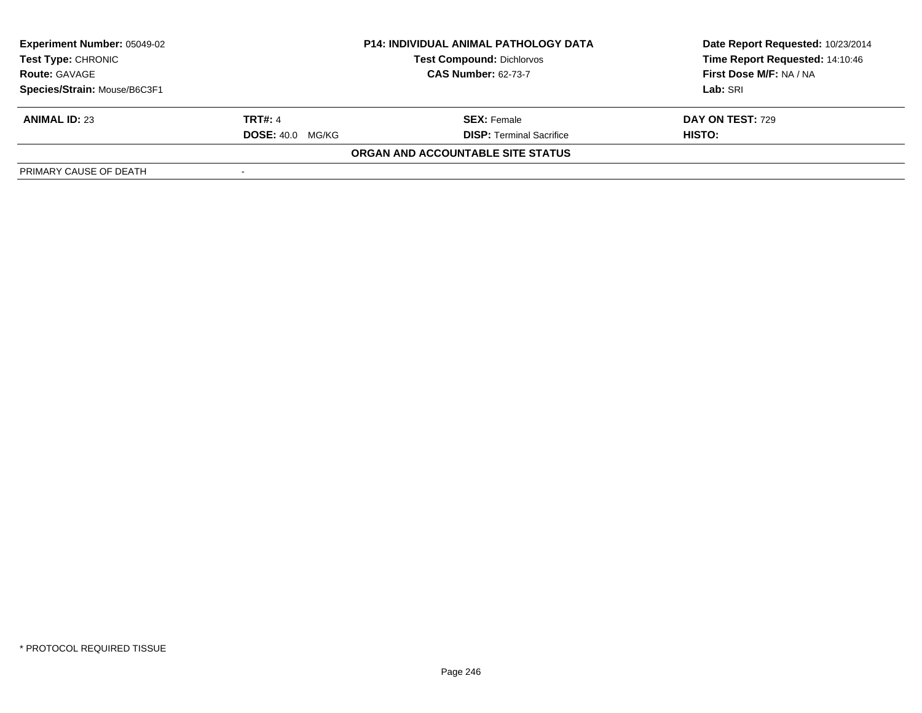| **Experiment Number:** 05049-02 | **P14: INDIVIDUAL ANIMAL PATHOLOGY DATA** | **Date Report Requested:** 10/23/2014 |
|---|---|---|
| **Test Type:** CHRONIC | **Test Compound:** Dichlorvos | **Time Report Requested:** 14:10:46 |
| **Route:** GAVAGE | **CAS Number:** 62-73-7 | **First Dose M/F:** NA / NA |
| **Species/Strain:** Mouse/B6C3F1 | | **Lab:** SRI |

| **ANIMAL ID:** 23 | **TRT#:** 4 | **SEX:** Female | **DAY ON TEST:** 729 |
|---|---|---|---|
| | **DOSE:** 40.0 MG/KG | **DISP:** Terminal Sacrifice | **HISTO:** |

**ORGAN AND ACCOUNTABLE SITE STATUS**

| PRIMARY CAUSE OF DEATH | - |
|---|---|

\* PROTOCOL REQUIRED TISSUE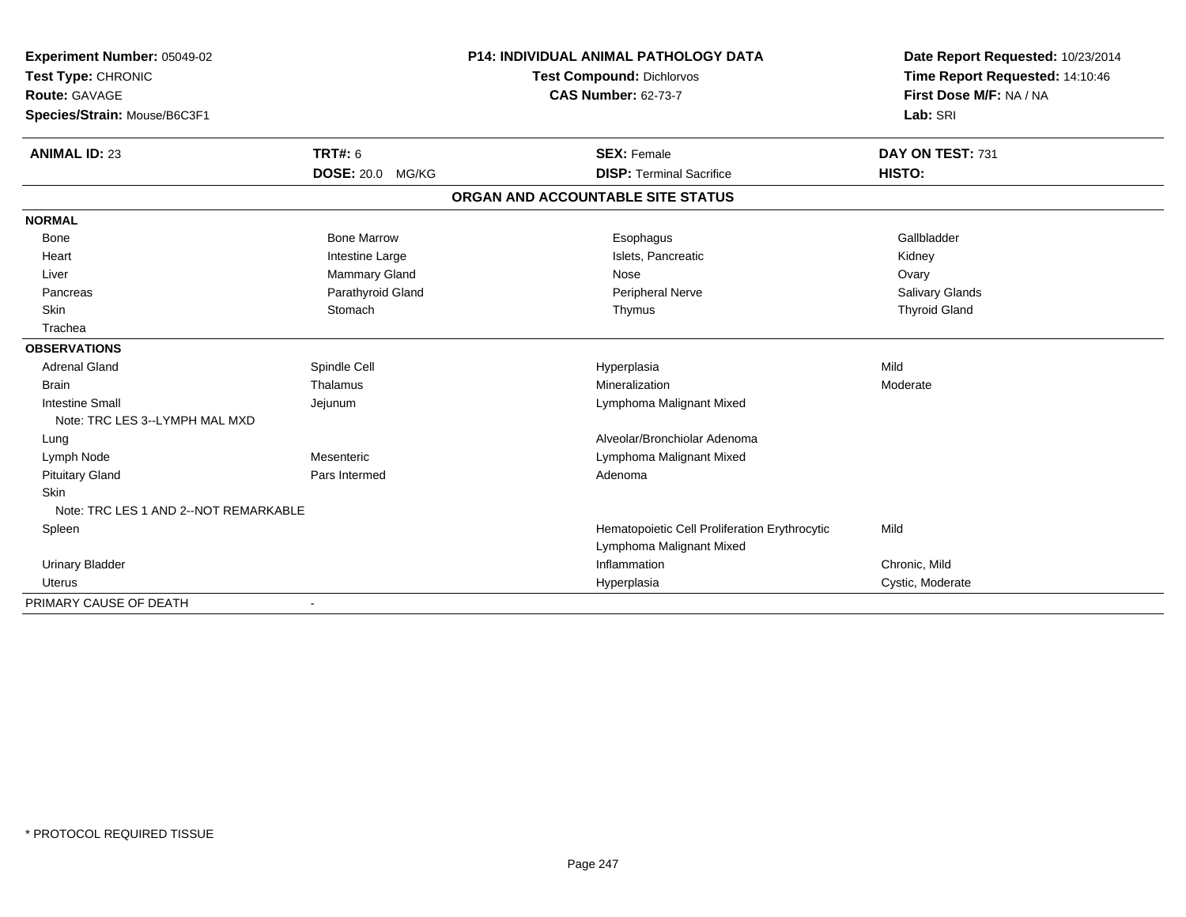**Experiment Number:** 05049-02
**Test Type:** CHRONIC
**Route:** GAVAGE
**Species/Strain:** Mouse/B6C3F1

**P14: INDIVIDUAL ANIMAL PATHOLOGY DATA**
**Test Compound:** Dichlorvos
**CAS Number:** 62-73-7

**Date Report Requested:** 10/23/2014
**Time Report Requested:** 14:10:46
**First Dose M/F:** NA / NA
**Lab:** SRI

| **ANIMAL ID:** 23 | **TRT#:** 6 | **SEX:** Female | **DAY ON TEST:** 731 |
|---|---|---|---|
| | **DOSE:** 20.0 MG/KG | **DISP:** Terminal Sacrifice | **HISTO:** |

## ORGAN AND ACCOUNTABLE SITE STATUS

| | | | |
|---|---|---|---|
| **NORMAL** | | | |
| Bone | Bone Marrow | Esophagus | Gallbladder |
| Heart | Intestine Large | Islets, Pancreatic | Kidney |
| Liver | Mammary Gland | Nose | Ovary |
| Pancreas | Parathyroid Gland | Peripheral Nerve | Salivary Glands |
| Skin | Stomach | Thymus | Thyroid Gland |
| Trachea | | | |
| **OBSERVATIONS** | | | |
| Adrenal Gland | Spindle Cell | Hyperplasia | Mild |
| Brain | Thalamus | Mineralization | Moderate |
| Intestine Small | Jejunum | Lymphoma Malignant Mixed | |
| Note: TRC LES 3--LYMPH MAL MXD | | | |
| Lung | | Alveolar/Bronchiolar Adenoma | |
| Lymph Node | Mesenteric | Lymphoma Malignant Mixed | |
| Pituitary Gland | Pars Intermed | Adenoma | |
| Skin | | | |
| Note: TRC LES 1 AND 2--NOT REMARKABLE | | | |
| Spleen | | Hematopoietic Cell Proliferation Erythrocytic | Mild |
| | | Lymphoma Malignant Mixed | |
| Urinary Bladder | | Inflammation | Chronic, Mild |
| Uterus | | Hyperplasia | Cystic, Moderate |
| PRIMARY CAUSE OF DEATH | - | | |

* PROTOCOL REQUIRED TISSUE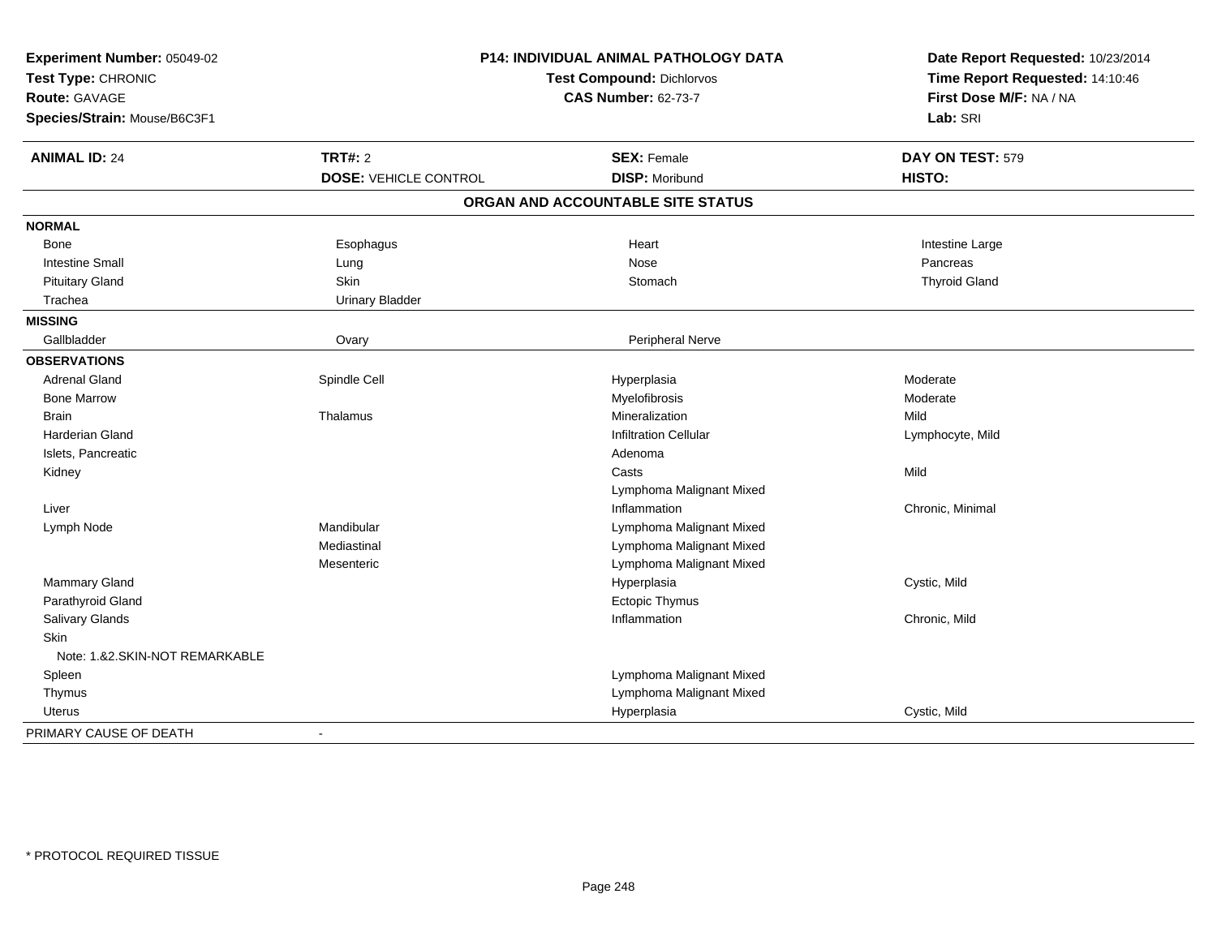**Experiment Number:** 05049-02
**Test Type:** CHRONIC
**Route:** GAVAGE
**Species/Strain:** Mouse/B6C3F1

**P14: INDIVIDUAL ANIMAL PATHOLOGY DATA**
**Test Compound:** Dichlorvos
**CAS Number:** 62-73-7

**Date Report Requested:** 10/23/2014
**Time Report Requested:** 14:10:46
**First Dose M/F:** NA / NA
**Lab:** SRI

| **ANIMAL ID:** 24 | **TRT#:** 2 | **SEX:** Female | **DAY ON TEST:** 579 |
|---|---|---|---|
| | **DOSE:** VEHICLE CONTROL | **DISP:** Moribund | **HISTO:** |

## ORGAN AND ACCOUNTABLE SITE STATUS

| | | | |
|---|---|---|---|
| **NORMAL** | | | |
| Bone | Esophagus | Heart | Intestine Large |
| Intestine Small | Lung | Nose | Pancreas |
| Pituitary Gland | Skin | Stomach | Thyroid Gland |
| Trachea | Urinary Bladder | | |
| **MISSING** | | | |
| Gallbladder | Ovary | Peripheral Nerve | |
| **OBSERVATIONS** | | | |
| Adrenal Gland | Spindle Cell | Hyperplasia | Moderate |
| Bone Marrow | | Myelofibrosis | Moderate |
| Brain | Thalamus | Mineralization | Mild |
| Harderian Gland | | Infiltration Cellular | Lymphocyte, Mild |
| Islets, Pancreatic | | Adenoma | |
| Kidney | | Casts | Mild |
| | | Lymphoma Malignant Mixed | |
| Liver | | Inflammation | Chronic, Minimal |
| Lymph Node | Mandibular | Lymphoma Malignant Mixed | |
| | Mediastinal | Lymphoma Malignant Mixed | |
| | Mesenteric | Lymphoma Malignant Mixed | |
| Mammary Gland | | Hyperplasia | Cystic, Mild |
| Parathyroid Gland | | Ectopic Thymus | |
| Salivary Glands | | Inflammation | Chronic, Mild |
| Skin | | | |
| Note: 1.&2.SKIN-NOT REMARKABLE | | | |
| Spleen | | Lymphoma Malignant Mixed | |
| Thymus | | Lymphoma Malignant Mixed | |
| Uterus | | Hyperplasia | Cystic, Mild |
| PRIMARY CAUSE OF DEATH | - | | |

\* PROTOCOL REQUIRED TISSUE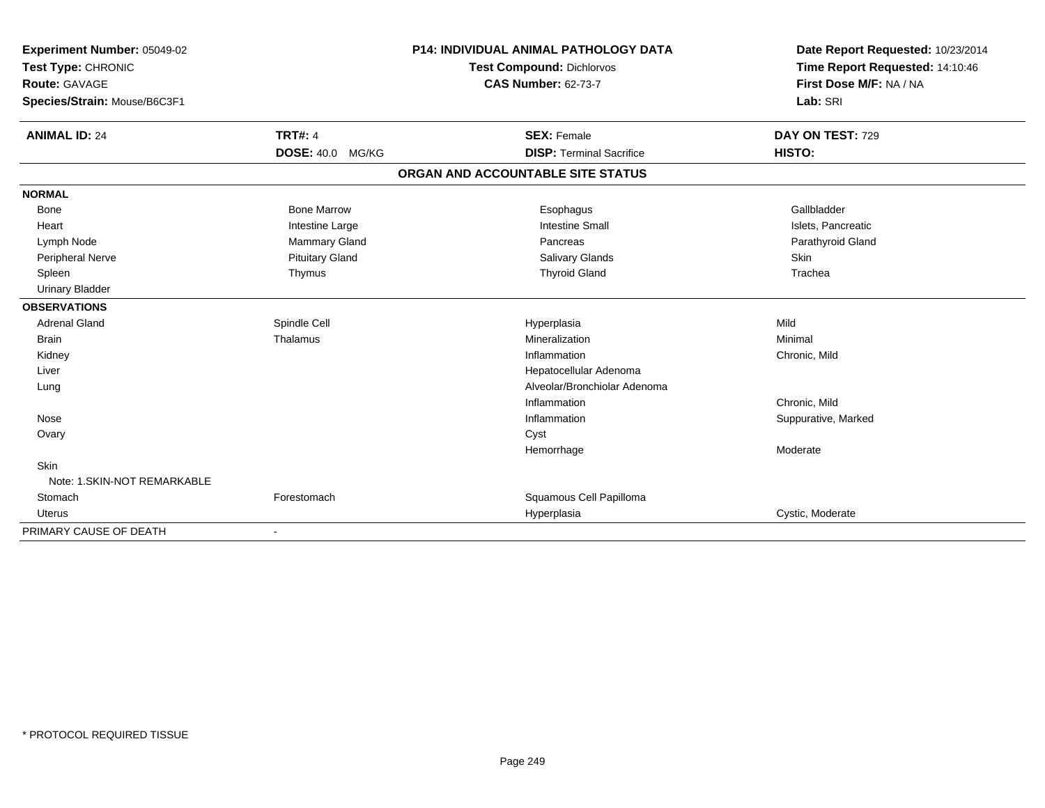**Experiment Number:** 05049-02
**Test Type:** CHRONIC
**Route:** GAVAGE
**Species/Strain:** Mouse/B6C3F1

**P14: INDIVIDUAL ANIMAL PATHOLOGY DATA**
**Test Compound:** Dichlorvos
**CAS Number:** 62-73-7

**Date Report Requested:** 10/23/2014
**Time Report Requested:** 14:10:46
**First Dose M/F:** NA / NA
**Lab:** SRI

| **ANIMAL ID:** 24 | **TRT#:** 4 | **SEX:** Female | **DAY ON TEST:** 729 |
|---|---|---|---|
| | **DOSE:** 40.0 MG/KG | **DISP:** Terminal Sacrifice | **HISTO:** |

**ORGAN AND ACCOUNTABLE SITE STATUS**

| | | | |
|---|---|---|---|
| **NORMAL** | | | |
| Bone | Bone Marrow | Esophagus | Gallbladder |
| Heart | Intestine Large | Intestine Small | Islets, Pancreatic |
| Lymph Node | Mammary Gland | Pancreas | Parathyroid Gland |
| Peripheral Nerve | Pituitary Gland | Salivary Glands | Skin |
| Spleen | Thymus | Thyroid Gland | Trachea |
| Urinary Bladder | | | |
| **OBSERVATIONS** | | | |
| Adrenal Gland | Spindle Cell | Hyperplasia | Mild |
| Brain | Thalamus | Mineralization | Minimal |
| Kidney | | Inflammation | Chronic, Mild |
| Liver | | Hepatocellular Adenoma | |
| Lung | | Alveolar/Bronchiolar Adenoma | |
| | | Inflammation | Chronic, Mild |
| Nose | | Inflammation | Suppurative, Marked |
| Ovary | | Cyst | |
| | | Hemorrhage | Moderate |
| Skin | | | |
| Note: 1.SKIN-NOT REMARKABLE | | | |
| Stomach | Forestomach | Squamous Cell Papilloma | |
| Uterus | | Hyperplasia | Cystic, Moderate |
| PRIMARY CAUSE OF DEATH | - | | |

* PROTOCOL REQUIRED TISSUE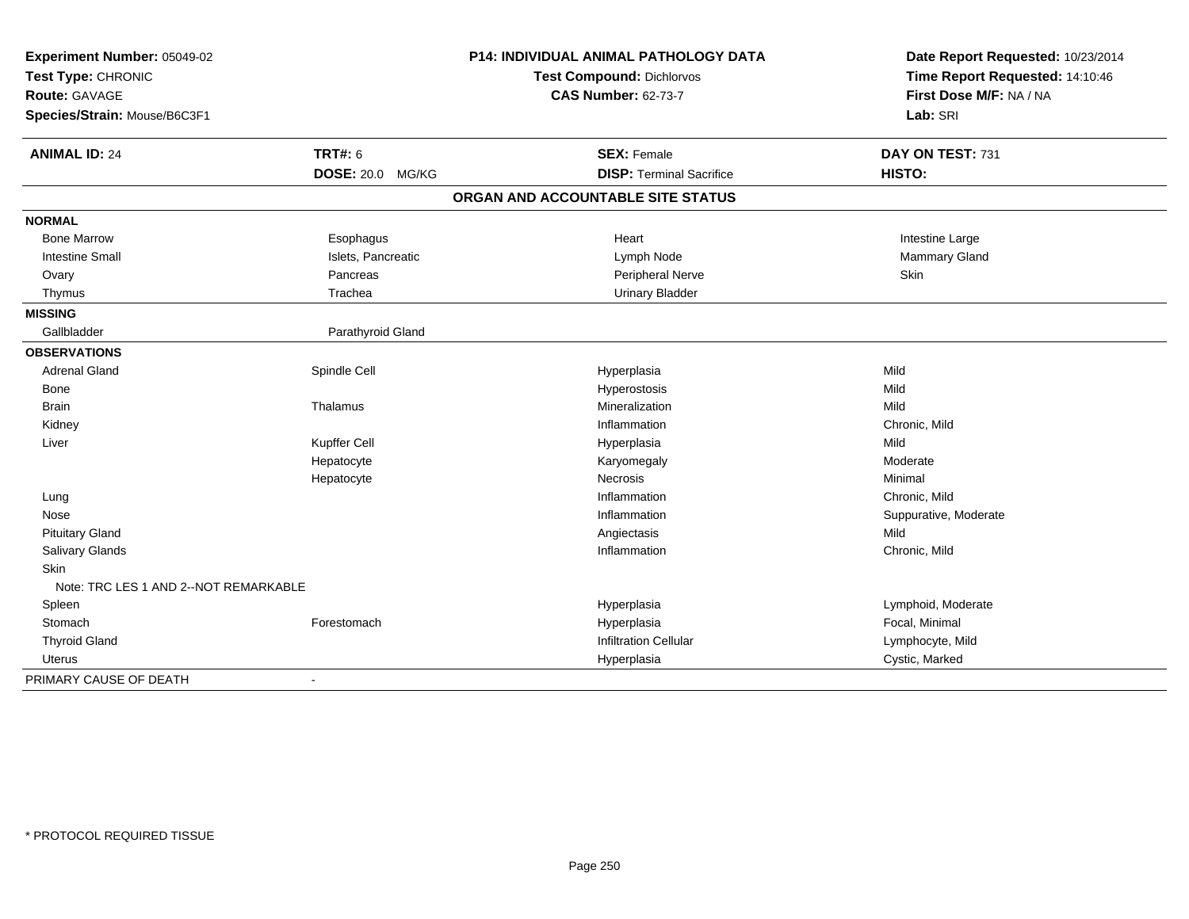**Experiment Number:** 05049-02
**Test Type:** CHRONIC
**Route:** GAVAGE
**Species/Strain:** Mouse/B6C3F1

**P14: INDIVIDUAL ANIMAL PATHOLOGY DATA**
**Test Compound:** Dichlorvos
**CAS Number:** 62-73-7

**Date Report Requested:** 10/23/2014
**Time Report Requested:** 14:10:46
**First Dose M/F:** NA / NA
**Lab:** SRI

| **ANIMAL ID:** 24 | **TRT#:** 6 | **SEX:** Female | **DAY ON TEST:** 731 |
|---|---|---|---|
| | **DOSE:** 20.0 MG/KG | **DISP:** Terminal Sacrifice | **HISTO:** |

## ORGAN AND ACCOUNTABLE SITE STATUS

| | | | |
|---|---|---|---|
| **NORMAL** | | | |
| Bone Marrow | Esophagus | Heart | Intestine Large |
| Intestine Small | Islets, Pancreatic | Lymph Node | Mammary Gland |
| Ovary | Pancreas | Peripheral Nerve | Skin |
| Thymus | Trachea | Urinary Bladder | |
| **MISSING** | | | |
| Gallbladder | Parathyroid Gland | | |
| **OBSERVATIONS** | | | |
| Adrenal Gland | Spindle Cell | Hyperplasia | Mild |
| Bone | | Hyperostosis | Mild |
| Brain | Thalamus | Mineralization | Mild |
| Kidney | | Inflammation | Chronic, Mild |
| Liver | Kupffer Cell | Hyperplasia | Mild |
| | Hepatocyte | Karyomegaly | Moderate |
| | Hepatocyte | Necrosis | Minimal |
| Lung | | Inflammation | Chronic, Mild |
| Nose | | Inflammation | Suppurative, Moderate |
| Pituitary Gland | | Angiectasis | Mild |
| Salivary Glands | | Inflammation | Chronic, Mild |
| Skin | | | |
| Note: TRC LES 1 AND 2--NOT REMARKABLE | | | |
| Spleen | | Hyperplasia | Lymphoid, Moderate |
| Stomach | Forestomach | Hyperplasia | Focal, Minimal |
| Thyroid Gland | | Infiltration Cellular | Lymphocyte, Mild |
| Uterus | | Hyperplasia | Cystic, Marked |
| PRIMARY CAUSE OF DEATH | - | | |

\* PROTOCOL REQUIRED TISSUE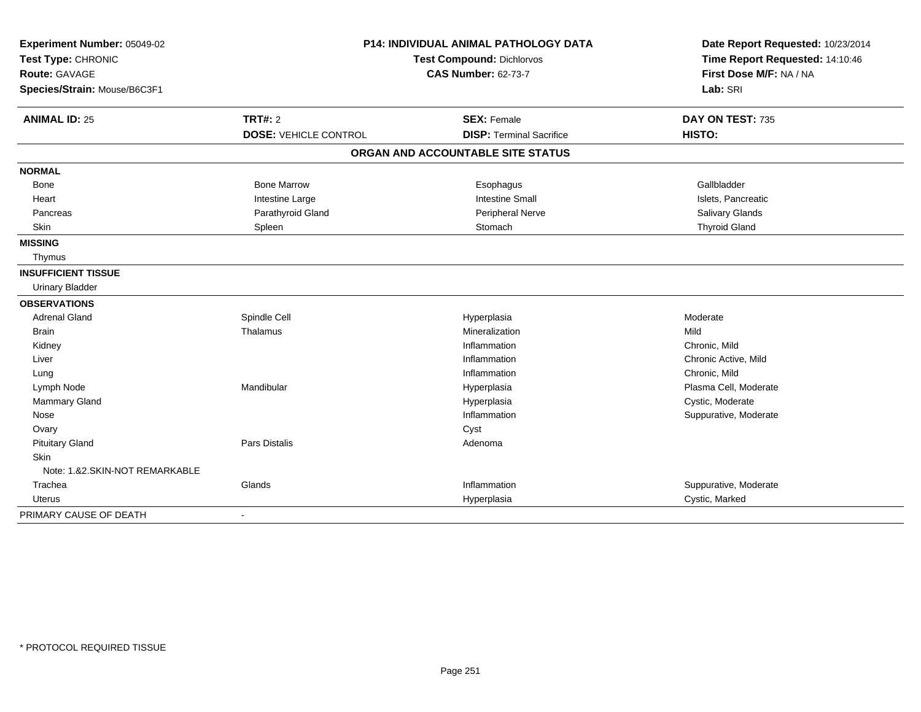**Experiment Number:** 05049-02
**Test Type:** CHRONIC
**Route:** GAVAGE
**Species/Strain:** Mouse/B6C3F1

**P14: INDIVIDUAL ANIMAL PATHOLOGY DATA**
**Test Compound:** Dichlorvos
**CAS Number:** 62-73-7

**Date Report Requested:** 10/23/2014
**Time Report Requested:** 14:10:46
**First Dose M/F:** NA / NA
**Lab:** SRI

| **ANIMAL ID:** 25 | **TRT#:** 2 | **SEX:** Female | **DAY ON TEST:** 735 |
|---|---|---|---|
| | **DOSE:** VEHICLE CONTROL | **DISP:** Terminal Sacrifice | **HISTO:** |

## ORGAN AND ACCOUNTABLE SITE STATUS

| | | | |
|---|---|---|---|
| **NORMAL** | | | |
| Bone | Bone Marrow | Esophagus | Gallbladder |
| Heart | Intestine Large | Intestine Small | Islets, Pancreatic |
| Pancreas | Parathyroid Gland | Peripheral Nerve | Salivary Glands |
| Skin | Spleen | Stomach | Thyroid Gland |
| **MISSING** | | | |
| Thymus | | | |
| **INSUFFICIENT TISSUE** | | | |
| Urinary Bladder | | | |
| **OBSERVATIONS** | | | |
| Adrenal Gland | Spindle Cell | Hyperplasia | Moderate |
| Brain | Thalamus | Mineralization | Mild |
| Kidney | | Inflammation | Chronic, Mild |
| Liver | | Inflammation | Chronic Active, Mild |
| Lung | | Inflammation | Chronic, Mild |
| Lymph Node | Mandibular | Hyperplasia | Plasma Cell, Moderate |
| Mammary Gland | | Hyperplasia | Cystic, Moderate |
| Nose | | Inflammation | Suppurative, Moderate |
| Ovary | | Cyst | |
| Pituitary Gland | Pars Distalis | Adenoma | |
| Skin | | | |
| Note: 1.&2.SKIN-NOT REMARKABLE | | | |
| Trachea | Glands | Inflammation | Suppurative, Moderate |
| Uterus | | Hyperplasia | Cystic, Marked |
| PRIMARY CAUSE OF DEATH | - | | |

* PROTOCOL REQUIRED TISSUE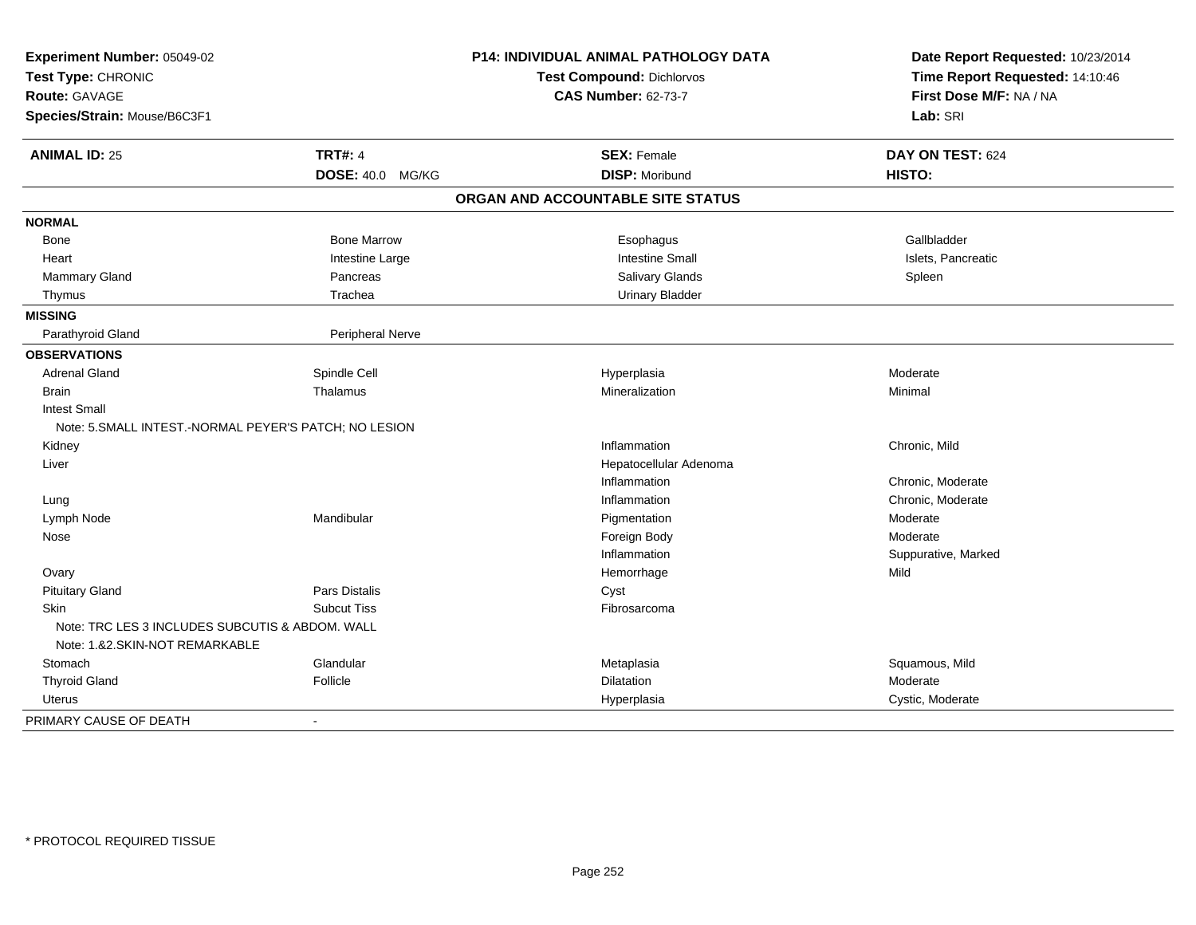**Experiment Number:** 05049-02
**Test Type:** CHRONIC
**Route:** GAVAGE
**Species/Strain:** Mouse/B6C3F1

**P14: INDIVIDUAL ANIMAL PATHOLOGY DATA**
**Test Compound:** Dichlorvos
**CAS Number:** 62-73-7

**Date Report Requested:** 10/23/2014
**Time Report Requested:** 14:10:46
**First Dose M/F:** NA / NA
**Lab:** SRI

| **ANIMAL ID:** 25 | **TRT#:** 4 | **SEX:** Female | **DAY ON TEST:** 624 |
|---|---|---|---|
| | **DOSE:** 40.0 MG/KG | **DISP:** Moribund | **HISTO:** |

## ORGAN AND ACCOUNTABLE SITE STATUS

| | | | |
|---|---|---|---|
| **NORMAL** | | | |
| Bone | Bone Marrow | Esophagus | Gallbladder |
| Heart | Intestine Large | Intestine Small | Islets, Pancreatic |
| Mammary Gland | Pancreas | Salivary Glands | Spleen |
| Thymus | Trachea | Urinary Bladder | |
| **MISSING** | | | |
| Parathyroid Gland | Peripheral Nerve | | |
| **OBSERVATIONS** | | | |
| Adrenal Gland | Spindle Cell | Hyperplasia | Moderate |
| Brain | Thalamus | Mineralization | Minimal |
| Intest Small | | | |
| Note: 5.SMALL INTEST.-NORMAL PEYER'S PATCH; NO LESION | | | |
| Kidney | | Inflammation | Chronic, Mild |
| Liver | | Hepatocellular Adenoma | |
| | | Inflammation | Chronic, Moderate |
| Lung | | Inflammation | Chronic, Moderate |
| Lymph Node | Mandibular | Pigmentation | Moderate |
| Nose | | Foreign Body | Moderate |
| | | Inflammation | Suppurative, Marked |
| Ovary | | Hemorrhage | Mild |
| Pituitary Gland | Pars Distalis | Cyst | |
| Skin | Subcut Tiss | Fibrosarcoma | |
| Note: TRC LES 3 INCLUDES SUBCUTIS & ABDOM. WALL | | | |
| Note: 1.&2.SKIN-NOT REMARKABLE | | | |
| Stomach | Glandular | Metaplasia | Squamous, Mild |
| Thyroid Gland | Follicle | Dilatation | Moderate |
| Uterus | | Hyperplasia | Cystic, Moderate |
| PRIMARY CAUSE OF DEATH | - | | |

\* PROTOCOL REQUIRED TISSUE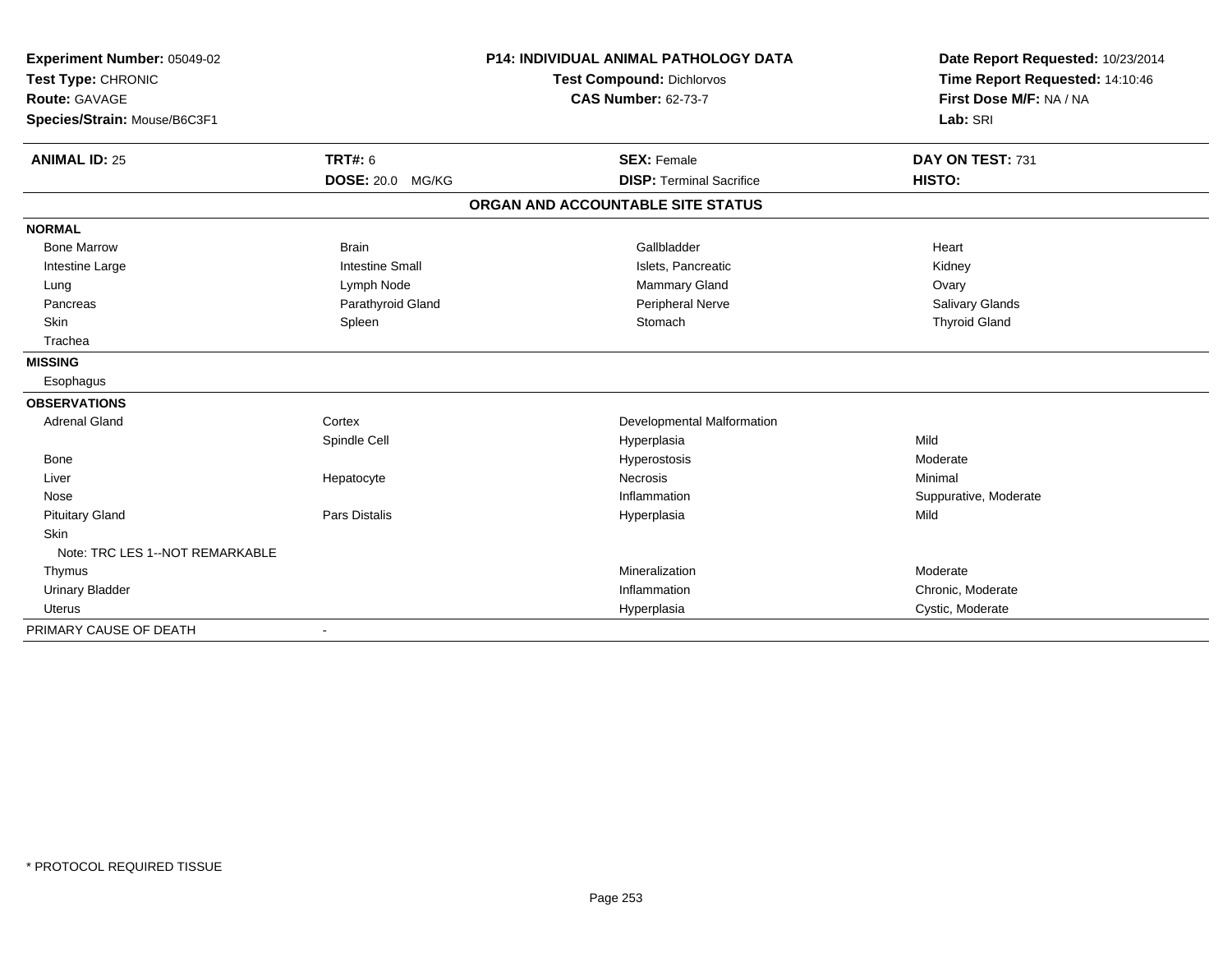**Experiment Number:** 05049-02
**Test Type:** CHRONIC
**Route:** GAVAGE
**Species/Strain:** Mouse/B6C3F1

**P14: INDIVIDUAL ANIMAL PATHOLOGY DATA**
**Test Compound:** Dichlorvos
**CAS Number:** 62-73-7

**Date Report Requested:** 10/23/2014
**Time Report Requested:** 14:10:46
**First Dose M/F:** NA / NA
**Lab:** SRI

| **ANIMAL ID:** 25 | **TRT#:** 6 | **SEX:** Female | **DAY ON TEST:** 731 |
|---|---|---|---|
| | **DOSE:** 20.0 MG/KG | **DISP:** Terminal Sacrifice | **HISTO:** |

**ORGAN AND ACCOUNTABLE SITE STATUS**

| | | | |
|---|---|---|---|
| **NORMAL** | | | |
| Bone Marrow | Brain | Gallbladder | Heart |
| Intestine Large | Intestine Small | Islets, Pancreatic | Kidney |
| Lung | Lymph Node | Mammary Gland | Ovary |
| Pancreas | Parathyroid Gland | Peripheral Nerve | Salivary Glands |
| Skin | Spleen | Stomach | Thyroid Gland |
| Trachea | | | |
| **MISSING** | | | |
| Esophagus | | | |
| **OBSERVATIONS** | | | |
| Adrenal Gland | Cortex | Developmental Malformation | |
| | Spindle Cell | Hyperplasia | Mild |
| Bone | | Hyperostosis | Moderate |
| Liver | Hepatocyte | Necrosis | Minimal |
| Nose | | Inflammation | Suppurative, Moderate |
| Pituitary Gland | Pars Distalis | Hyperplasia | Mild |
| Skin | | | |
| Note: TRC LES 1--NOT REMARKABLE | | | |
| Thymus | | Mineralization | Moderate |
| Urinary Bladder | | Inflammation | Chronic, Moderate |
| Uterus | | Hyperplasia | Cystic, Moderate |
| PRIMARY CAUSE OF DEATH | - | | |

* PROTOCOL REQUIRED TISSUE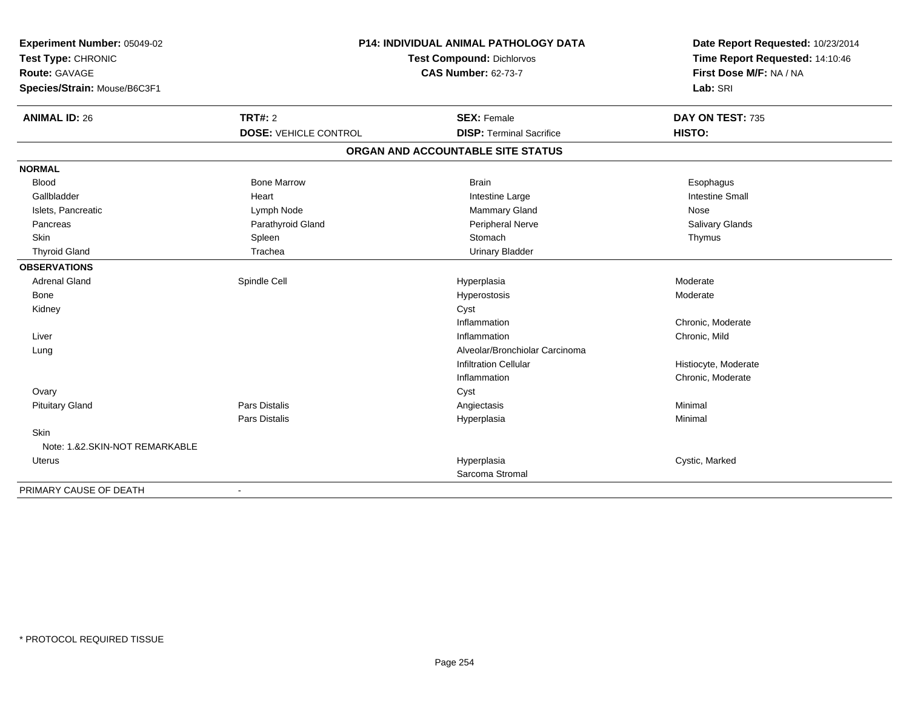**Experiment Number:** 05049-02
**Test Type:** CHRONIC
**Route:** GAVAGE
**Species/Strain:** Mouse/B6C3F1

**P14: INDIVIDUAL ANIMAL PATHOLOGY DATA**
**Test Compound:** Dichlorvos
**CAS Number:** 62-73-7

**Date Report Requested:** 10/23/2014
**Time Report Requested:** 14:10:46
**First Dose M/F:** NA / NA
**Lab:** SRI

| **ANIMAL ID:** 26 | **TRT#:** 2 | **SEX:** Female | **DAY ON TEST:** 735 |
|---|---|---|---|
| | **DOSE:** VEHICLE CONTROL | **DISP:** Terminal Sacrifice | **HISTO:** |

**ORGAN AND ACCOUNTABLE SITE STATUS**

| | | | |
|---|---|---|---|
| **NORMAL** | | | |
| Blood | Bone Marrow | Brain | Esophagus |
| Gallbladder | Heart | Intestine Large | Intestine Small |
| Islets, Pancreatic | Lymph Node | Mammary Gland | Nose |
| Pancreas | Parathyroid Gland | Peripheral Nerve | Salivary Glands |
| Skin | Spleen | Stomach | Thymus |
| Thyroid Gland | Trachea | Urinary Bladder | |
| **OBSERVATIONS** | | | |
| Adrenal Gland | Spindle Cell | Hyperplasia | Moderate |
| Bone | | Hyperostosis | Moderate |
| Kidney | | Cyst | |
| | | Inflammation | Chronic, Moderate |
| Liver | | Inflammation | Chronic, Mild |
| Lung | | Alveolar/Bronchiolar Carcinoma | |
| | | Infiltration Cellular | Histiocyte, Moderate |
| | | Inflammation | Chronic, Moderate |
| Ovary | | Cyst | |
| Pituitary Gland | Pars Distalis | Angiectasis | Minimal |
| | Pars Distalis | Hyperplasia | Minimal |
| Skin | | | |
| Note: 1.&2.SKIN-NOT REMARKABLE | | | |
| Uterus | | Hyperplasia | Cystic, Marked |
| | | Sarcoma Stromal | |
| PRIMARY CAUSE OF DEATH | - | | |

* PROTOCOL REQUIRED TISSUE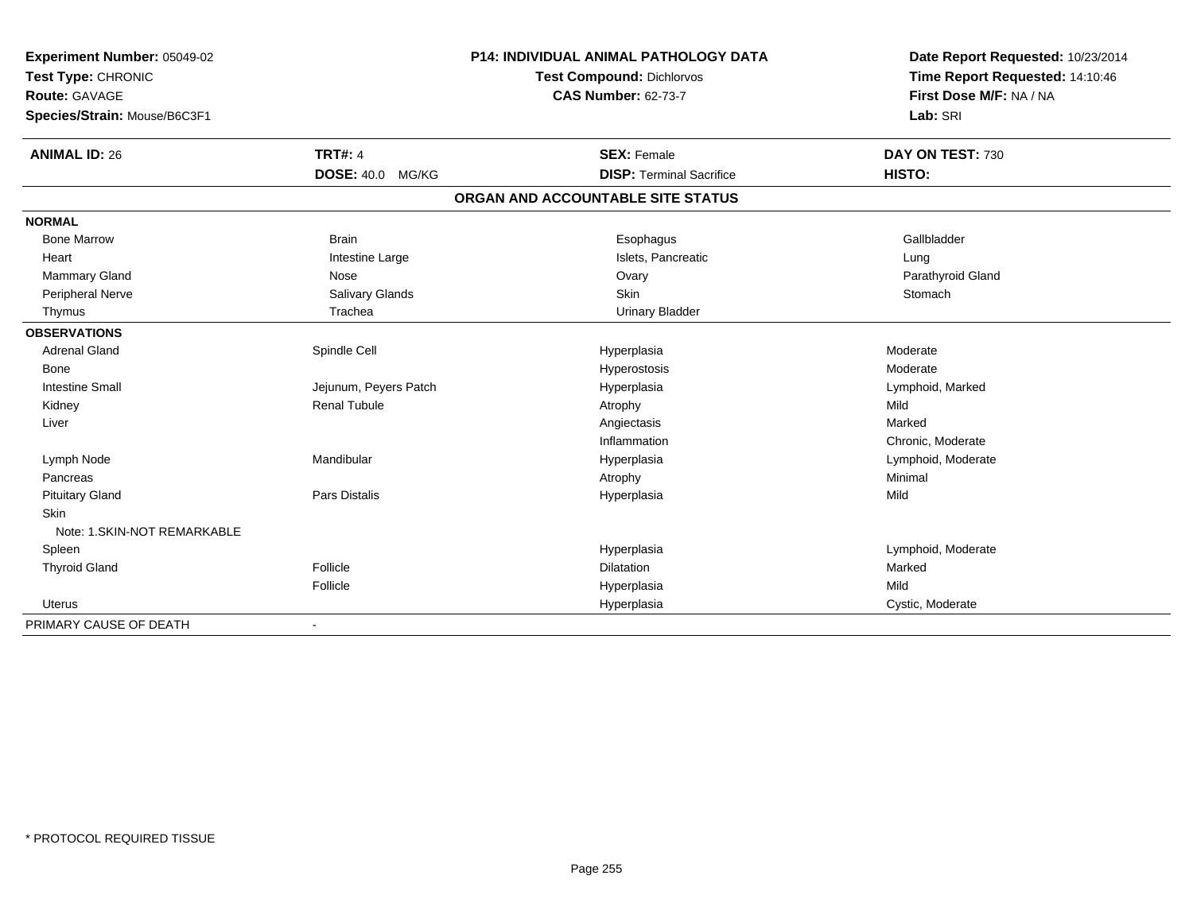**Experiment Number:** 05049-02
**Test Type:** CHRONIC
**Route:** GAVAGE
**Species/Strain:** Mouse/B6C3F1

**P14: INDIVIDUAL ANIMAL PATHOLOGY DATA**
**Test Compound:** Dichlorvos
**CAS Number:** 62-73-7

**Date Report Requested:** 10/23/2014
**Time Report Requested:** 14:10:46
**First Dose M/F:** NA / NA
**Lab:** SRI

| **ANIMAL ID:** 26 | **TRT#:** 4 | **SEX:** Female | **DAY ON TEST:** 730 |
|---|---|---|---|
| | **DOSE:** 40.0 MG/KG | **DISP:** Terminal Sacrifice | **HISTO:** |

## ORGAN AND ACCOUNTABLE SITE STATUS

| | | | |
|---|---|---|---|
| **NORMAL** | | | |
| Bone Marrow | Brain | Esophagus | Gallbladder |
| Heart | Intestine Large | Islets, Pancreatic | Lung |
| Mammary Gland | Nose | Ovary | Parathyroid Gland |
| Peripheral Nerve | Salivary Glands | Skin | Stomach |
| Thymus | Trachea | Urinary Bladder | |
| **OBSERVATIONS** | | | |
| Adrenal Gland | Spindle Cell | Hyperplasia | Moderate |
| Bone | | Hyperostosis | Moderate |
| Intestine Small | Jejunum, Peyers Patch | Hyperplasia | Lymphoid, Marked |
| Kidney | Renal Tubule | Atrophy | Mild |
| Liver | | Angiectasis | Marked |
| | | Inflammation | Chronic, Moderate |
| Lymph Node | Mandibular | Hyperplasia | Lymphoid, Moderate |
| Pancreas | | Atrophy | Minimal |
| Pituitary Gland | Pars Distalis | Hyperplasia | Mild |
| Skin | | | |
| Note: 1.SKIN-NOT REMARKABLE | | | |
| Spleen | | Hyperplasia | Lymphoid, Moderate |
| Thyroid Gland | Follicle | Dilatation | Marked |
| | Follicle | Hyperplasia | Mild |
| Uterus | | Hyperplasia | Cystic, Moderate |
| PRIMARY CAUSE OF DEATH | - | | |

* PROTOCOL REQUIRED TISSUE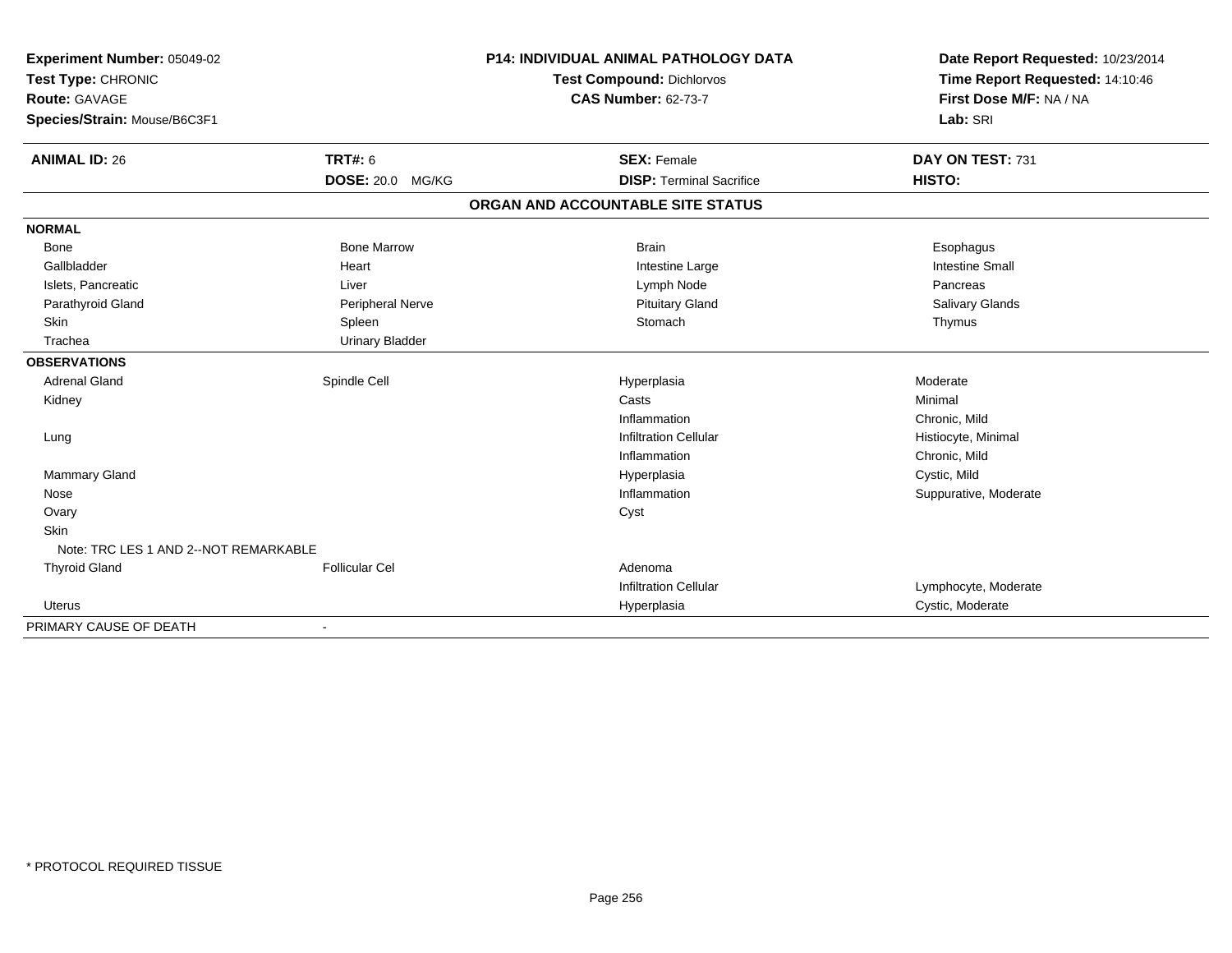**Experiment Number:** 05049-02
**Test Type:** CHRONIC
**Route:** GAVAGE
**Species/Strain:** Mouse/B6C3F1

**P14: INDIVIDUAL ANIMAL PATHOLOGY DATA**
**Test Compound:** Dichlorvos
**CAS Number:** 62-73-7

**Date Report Requested:** 10/23/2014
**Time Report Requested:** 14:10:46
**First Dose M/F:** NA / NA
**Lab:** SRI

| **ANIMAL ID:** 26 | **TRT#:** 6 | **SEX:** Female | **DAY ON TEST:** 731 |
|---|---|---|---|
| | **DOSE:** 20.0 MG/KG | **DISP:** Terminal Sacrifice | **HISTO:** |

**ORGAN AND ACCOUNTABLE SITE STATUS**

| | | | |
|---|---|---|---|
| **NORMAL** | | | |
| Bone | Bone Marrow | Brain | Esophagus |
| Gallbladder | Heart | Intestine Large | Intestine Small |
| Islets, Pancreatic | Liver | Lymph Node | Pancreas |
| Parathyroid Gland | Peripheral Nerve | Pituitary Gland | Salivary Glands |
| Skin | Spleen | Stomach | Thymus |
| Trachea | Urinary Bladder | | |
| **OBSERVATIONS** | | | |
| Adrenal Gland | Spindle Cell | Hyperplasia | Moderate |
| Kidney | | Casts | Minimal |
| | | Inflammation | Chronic, Mild |
| Lung | | Infiltration Cellular | Histiocyte, Minimal |
| | | Inflammation | Chronic, Mild |
| Mammary Gland | | Hyperplasia | Cystic, Mild |
| Nose | | Inflammation | Suppurative, Moderate |
| Ovary | | Cyst | |
| Skin | | | |
| Note: TRC LES 1 AND 2--NOT REMARKABLE | | | |
| Thyroid Gland | Follicular Cel | Adenoma | |
| | | Infiltration Cellular | Lymphocyte, Moderate |
| Uterus | | Hyperplasia | Cystic, Moderate |
| PRIMARY CAUSE OF DEATH | - | | |

\* PROTOCOL REQUIRED TISSUE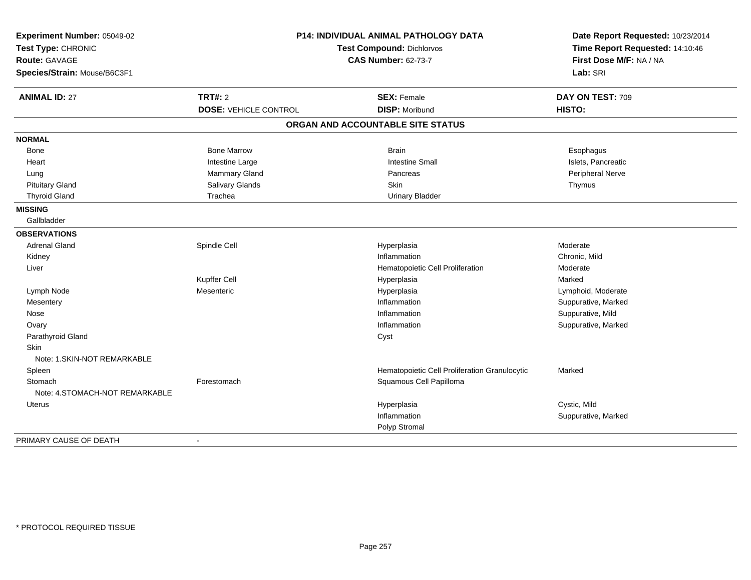**Experiment Number:** 05049-02
**Test Type:** CHRONIC
**Route:** GAVAGE
**Species/Strain:** Mouse/B6C3F1

**P14: INDIVIDUAL ANIMAL PATHOLOGY DATA**
**Test Compound:** Dichlorvos
**CAS Number:** 62-73-7

**Date Report Requested:** 10/23/2014
**Time Report Requested:** 14:10:46
**First Dose M/F:** NA / NA
**Lab:** SRI

| **ANIMAL ID:** 27 | **TRT#:** 2 | **SEX:** Female | **DAY ON TEST:** 709 |
|---|---|---|---|
| | **DOSE:** VEHICLE CONTROL | **DISP:** Moribund | **HISTO:** |

## ORGAN AND ACCOUNTABLE SITE STATUS

| | | | |
|---|---|---|---|
| **NORMAL** | | | |
| Bone | Bone Marrow | Brain | Esophagus |
| Heart | Intestine Large | Intestine Small | Islets, Pancreatic |
| Lung | Mammary Gland | Pancreas | Peripheral Nerve |
| Pituitary Gland | Salivary Glands | Skin | Thymus |
| Thyroid Gland | Trachea | Urinary Bladder | |
| **MISSING** | | | |
| Gallbladder | | | |
| **OBSERVATIONS** | | | |
| Adrenal Gland | Spindle Cell | Hyperplasia | Moderate |
| Kidney | | Inflammation | Chronic, Mild |
| Liver | | Hematopoietic Cell Proliferation | Moderate |
| | Kupffer Cell | Hyperplasia | Marked |
| Lymph Node | Mesenteric | Hyperplasia | Lymphoid, Moderate |
| Mesentery | | Inflammation | Suppurative, Marked |
| Nose | | Inflammation | Suppurative, Mild |
| Ovary | | Inflammation | Suppurative, Marked |
| Parathyroid Gland | | Cyst | |
| Skin | | | |
| Note: 1.SKIN-NOT REMARKABLE | | | |
| Spleen | | Hematopoietic Cell Proliferation Granulocytic | Marked |
| Stomach | Forestomach | Squamous Cell Papilloma | |
| Note: 4.STOMACH-NOT REMARKABLE | | | |
| Uterus | | Hyperplasia | Cystic, Mild |
| | | Inflammation | Suppurative, Marked |
| | | Polyp Stromal | |
| PRIMARY CAUSE OF DEATH | - | | |

* PROTOCOL REQUIRED TISSUE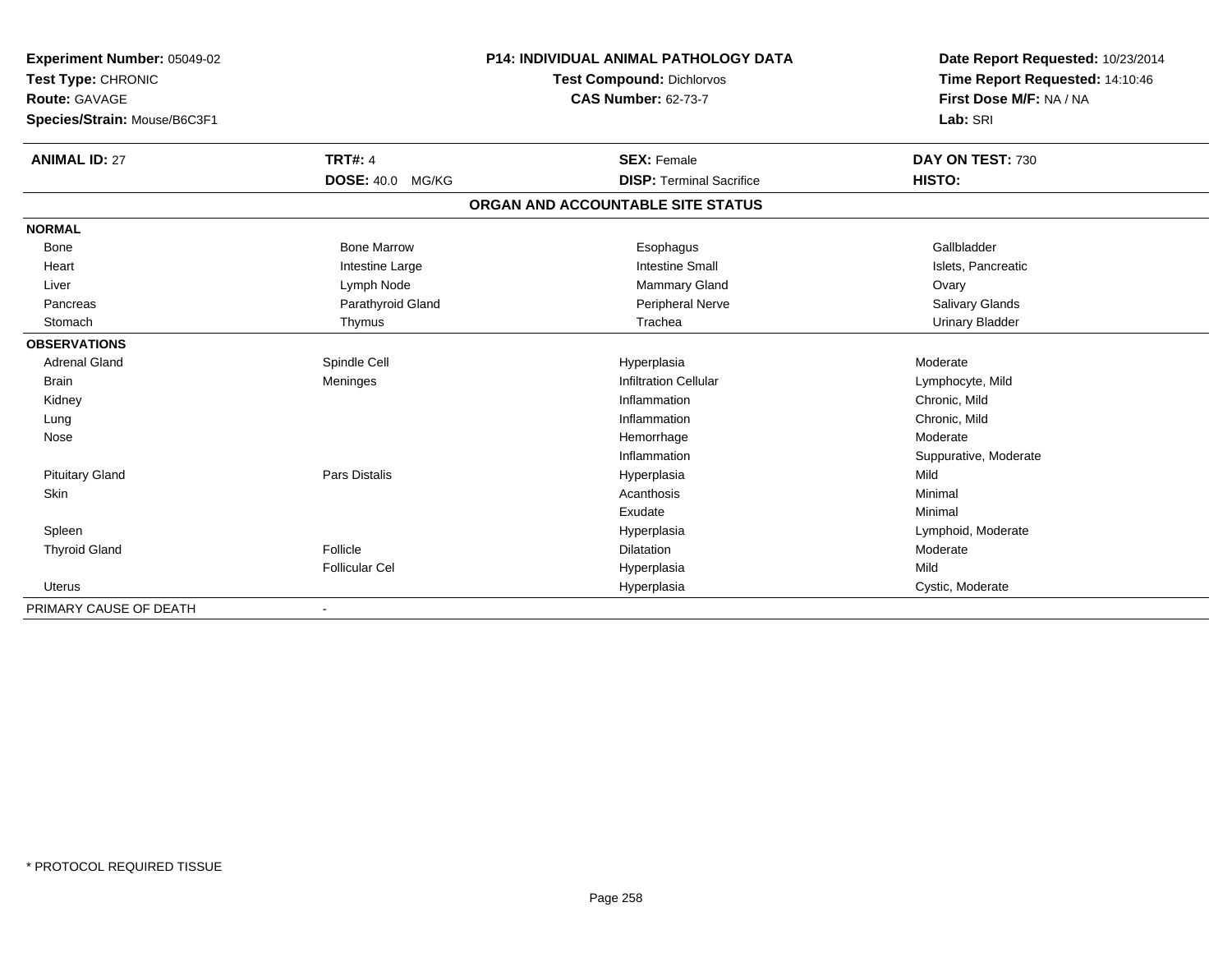**Experiment Number:** 05049-02
**Test Type:** CHRONIC
**Route:** GAVAGE
**Species/Strain:** Mouse/B6C3F1

**P14: INDIVIDUAL ANIMAL PATHOLOGY DATA**
**Test Compound:** Dichlorvos
**CAS Number:** 62-73-7

**Date Report Requested:** 10/23/2014
**Time Report Requested:** 14:10:46
**First Dose M/F:** NA / NA
**Lab:** SRI

| **ANIMAL ID:** 27 | **TRT#:** 4 | **SEX:** Female | **DAY ON TEST:** 730 |
|---|---|---|---|
| | **DOSE:** 40.0 MG/KG | **DISP:** Terminal Sacrifice | **HISTO:** |

**ORGAN AND ACCOUNTABLE SITE STATUS**

| | | | |
|---|---|---|---|
| **NORMAL** | | | |
| Bone | Bone Marrow | Esophagus | Gallbladder |
| Heart | Intestine Large | Intestine Small | Islets, Pancreatic |
| Liver | Lymph Node | Mammary Gland | Ovary |
| Pancreas | Parathyroid Gland | Peripheral Nerve | Salivary Glands |
| Stomach | Thymus | Trachea | Urinary Bladder |
| **OBSERVATIONS** | | | |
| Adrenal Gland | Spindle Cell | Hyperplasia | Moderate |
| Brain | Meninges | Infiltration Cellular | Lymphocyte, Mild |
| Kidney | | Inflammation | Chronic, Mild |
| Lung | | Inflammation | Chronic, Mild |
| Nose | | Hemorrhage | Moderate |
| | | Inflammation | Suppurative, Moderate |
| Pituitary Gland | Pars Distalis | Hyperplasia | Mild |
| Skin | | Acanthosis | Minimal |
| | | Exudate | Minimal |
| Spleen | | Hyperplasia | Lymphoid, Moderate |
| Thyroid Gland | Follicle | Dilatation | Moderate |
| | Follicular Cel | Hyperplasia | Mild |
| Uterus | | Hyperplasia | Cystic, Moderate |
| PRIMARY CAUSE OF DEATH | - | | |

* PROTOCOL REQUIRED TISSUE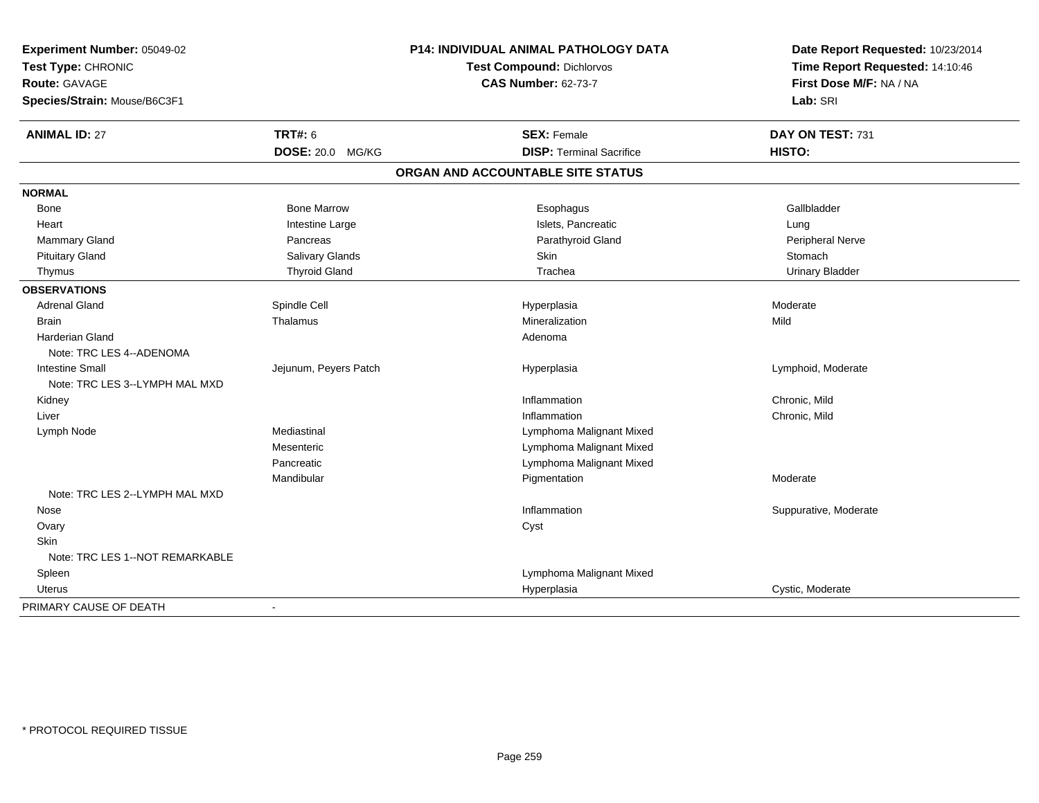**Experiment Number:** 05049-02
**Test Type:** CHRONIC
**Route:** GAVAGE
**Species/Strain:** Mouse/B6C3F1

**P14: INDIVIDUAL ANIMAL PATHOLOGY DATA**
**Test Compound:** Dichlorvos
**CAS Number:** 62-73-7

**Date Report Requested:** 10/23/2014
**Time Report Requested:** 14:10:46
**First Dose M/F:** NA / NA
**Lab:** SRI

| **ANIMAL ID:** 27 | **TRT#:** 6 | **SEX:** Female | **DAY ON TEST:** 731 |
|---|---|---|---|
| | **DOSE:** 20.0 MG/KG | **DISP:** Terminal Sacrifice | **HISTO:** |

## ORGAN AND ACCOUNTABLE SITE STATUS

| | | | |
|---|---|---|---|
| **NORMAL** | | | |
| Bone | Bone Marrow | Esophagus | Gallbladder |
| Heart | Intestine Large | Islets, Pancreatic | Lung |
| Mammary Gland | Pancreas | Parathyroid Gland | Peripheral Nerve |
| Pituitary Gland | Salivary Glands | Skin | Stomach |
| Thymus | Thyroid Gland | Trachea | Urinary Bladder |
| **OBSERVATIONS** | | | |
| Adrenal Gland | Spindle Cell | Hyperplasia | Moderate |
| Brain | Thalamus | Mineralization | Mild |
| Harderian Gland | | Adenoma | |
| Note: TRC LES 4--ADENOMA | | | |
| Intestine Small | Jejunum, Peyers Patch | Hyperplasia | Lymphoid, Moderate |
| Note: TRC LES 3--LYMPH MAL MXD | | | |
| Kidney | | Inflammation | Chronic, Mild |
| Liver | | Inflammation | Chronic, Mild |
| Lymph Node | Mediastinal | Lymphoma Malignant Mixed | |
| | Mesenteric | Lymphoma Malignant Mixed | |
| | Pancreatic | Lymphoma Malignant Mixed | |
| | Mandibular | Pigmentation | Moderate |
| Note: TRC LES 2--LYMPH MAL MXD | | | |
| Nose | | Inflammation | Suppurative, Moderate |
| Ovary | | Cyst | |
| Skin | | | |
| Note: TRC LES 1--NOT REMARKABLE | | | |
| Spleen | | Lymphoma Malignant Mixed | |
| Uterus | | Hyperplasia | Cystic, Moderate |
| PRIMARY CAUSE OF DEATH | - | | |

* PROTOCOL REQUIRED TISSUE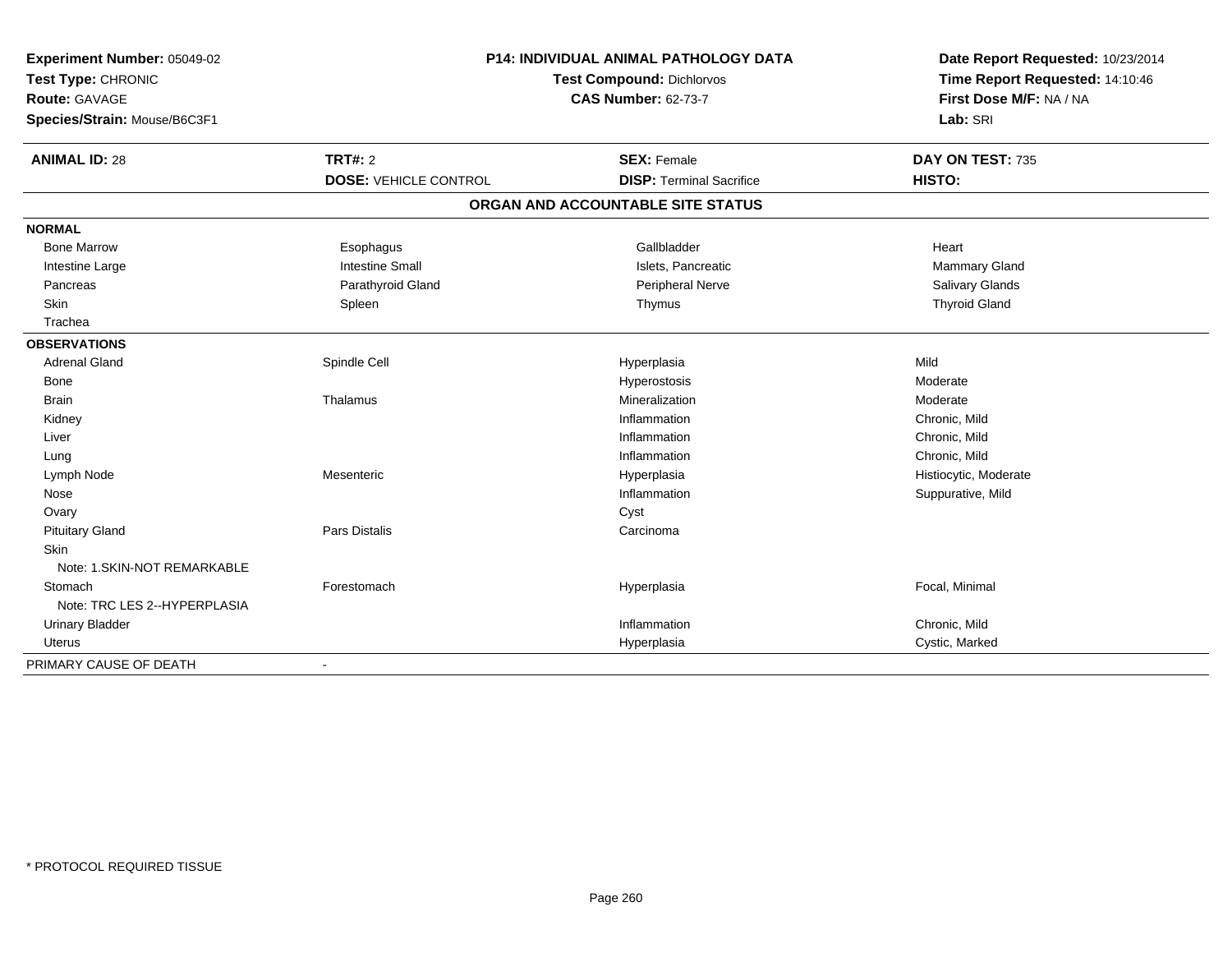**Experiment Number:** 05049-02
**Test Type:** CHRONIC
**Route:** GAVAGE
**Species/Strain:** Mouse/B6C3F1

**P14: INDIVIDUAL ANIMAL PATHOLOGY DATA**
**Test Compound:** Dichlorvos
**CAS Number:** 62-73-7

**Date Report Requested:** 10/23/2014
**Time Report Requested:** 14:10:46
**First Dose M/F:** NA / NA
**Lab:** SRI

| **ANIMAL ID:** 28 | **TRT#:** 2 | **SEX:** Female | **DAY ON TEST:** 735 |
|---|---|---|---|
| | **DOSE:** VEHICLE CONTROL | **DISP:** Terminal Sacrifice | **HISTO:** |

## ORGAN AND ACCOUNTABLE SITE STATUS

| | | | |
|---|---|---|---|
| **NORMAL** | | | |
| Bone Marrow | Esophagus | Gallbladder | Heart |
| Intestine Large | Intestine Small | Islets, Pancreatic | Mammary Gland |
| Pancreas | Parathyroid Gland | Peripheral Nerve | Salivary Glands |
| Skin | Spleen | Thymus | Thyroid Gland |
| Trachea | | | |
| **OBSERVATIONS** | | | |
| Adrenal Gland | Spindle Cell | Hyperplasia | Mild |
| Bone | | Hyperostosis | Moderate |
| Brain | Thalamus | Mineralization | Moderate |
| Kidney | | Inflammation | Chronic, Mild |
| Liver | | Inflammation | Chronic, Mild |
| Lung | | Inflammation | Chronic, Mild |
| Lymph Node | Mesenteric | Hyperplasia | Histiocytic, Moderate |
| Nose | | Inflammation | Suppurative, Mild |
| Ovary | | Cyst | |
| Pituitary Gland | Pars Distalis | Carcinoma | |
| Skin | | | |
| Note: 1.SKIN-NOT REMARKABLE | | | |
| Stomach | Forestomach | Hyperplasia | Focal, Minimal |
| Note: TRC LES 2--HYPERPLASIA | | | |
| Urinary Bladder | | Inflammation | Chronic, Mild |
| Uterus | | Hyperplasia | Cystic, Marked |
| PRIMARY CAUSE OF DEATH | - | | |

* PROTOCOL REQUIRED TISSUE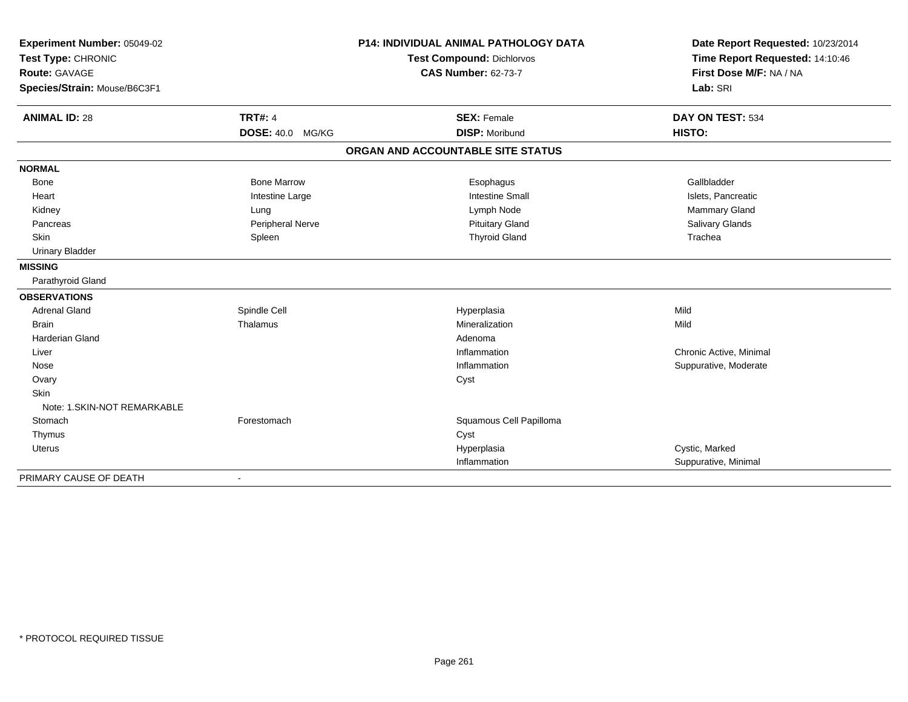**Experiment Number:** 05049-02
**Test Type:** CHRONIC
**Route:** GAVAGE
**Species/Strain:** Mouse/B6C3F1

**P14: INDIVIDUAL ANIMAL PATHOLOGY DATA**
**Test Compound:** Dichlorvos
**CAS Number:** 62-73-7

**Date Report Requested:** 10/23/2014
**Time Report Requested:** 14:10:46
**First Dose M/F:** NA / NA
**Lab:** SRI

| **ANIMAL ID:** 28 | **TRT#:** 4 | **SEX:** Female | **DAY ON TEST:** 534 |
|---|---|---|---|
| | **DOSE:** 40.0 MG/KG | **DISP:** Moribund | **HISTO:** |

**ORGAN AND ACCOUNTABLE SITE STATUS**

| | | | |
|---|---|---|---|
| **NORMAL** | | | |
| Bone | Bone Marrow | Esophagus | Gallbladder |
| Heart | Intestine Large | Intestine Small | Islets, Pancreatic |
| Kidney | Lung | Lymph Node | Mammary Gland |
| Pancreas | Peripheral Nerve | Pituitary Gland | Salivary Glands |
| Skin | Spleen | Thyroid Gland | Trachea |
| Urinary Bladder | | | |
| **MISSING** | | | |
| Parathyroid Gland | | | |
| **OBSERVATIONS** | | | |
| Adrenal Gland | Spindle Cell | Hyperplasia | Mild |
| Brain | Thalamus | Mineralization | Mild |
| Harderian Gland | | Adenoma | |
| Liver | | Inflammation | Chronic Active, Minimal |
| Nose | | Inflammation | Suppurative, Moderate |
| Ovary | | Cyst | |
| Skin | | | |
| Note: 1.SKIN-NOT REMARKABLE | | | |
| Stomach | Forestomach | Squamous Cell Papilloma | |
| Thymus | | Cyst | |
| Uterus | | Hyperplasia | Cystic, Marked |
| | | Inflammation | Suppurative, Minimal |
| PRIMARY CAUSE OF DEATH | - | | |

* PROTOCOL REQUIRED TISSUE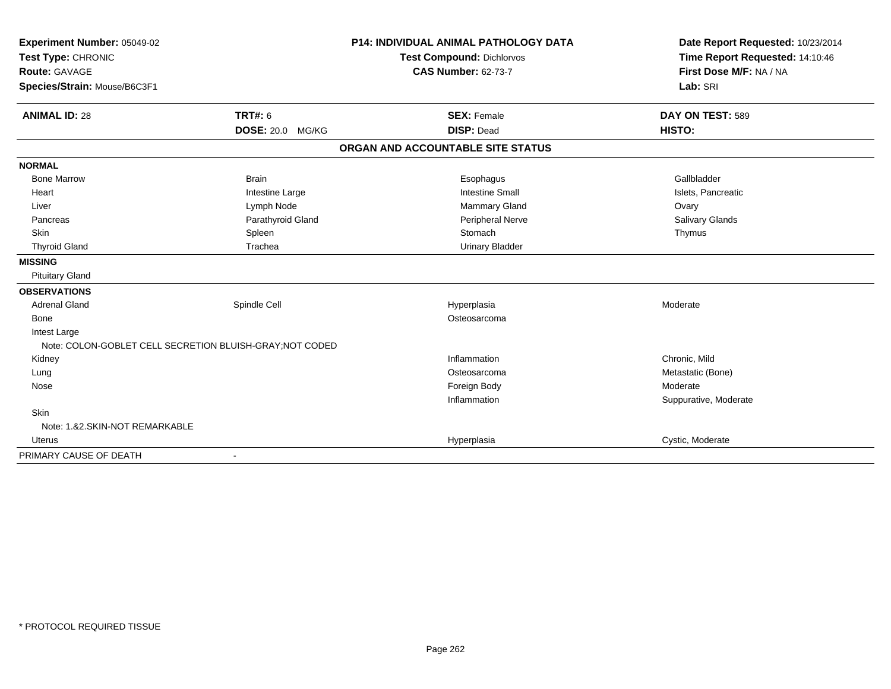**Experiment Number:** 05049-02
**Test Type:** CHRONIC
**Route:** GAVAGE
**Species/Strain:** Mouse/B6C3F1

**P14: INDIVIDUAL ANIMAL PATHOLOGY DATA**
**Test Compound:** Dichlorvos
**CAS Number:** 62-73-7

**Date Report Requested:** 10/23/2014
**Time Report Requested:** 14:10:46
**First Dose M/F:** NA / NA
**Lab:** SRI

| **ANIMAL ID:** 28 | **TRT#:** 6 | **SEX:** Female | **DAY ON TEST:** 589 |
|---|---|---|---|
| | **DOSE:** 20.0 MG/KG | **DISP:** Dead | **HISTO:** |

**ORGAN AND ACCOUNTABLE SITE STATUS**

| | | | |
|---|---|---|---|
| **NORMAL** | | | |
| Bone Marrow | Brain | Esophagus | Gallbladder |
| Heart | Intestine Large | Intestine Small | Islets, Pancreatic |
| Liver | Lymph Node | Mammary Gland | Ovary |
| Pancreas | Parathyroid Gland | Peripheral Nerve | Salivary Glands |
| Skin | Spleen | Stomach | Thymus |
| Thyroid Gland | Trachea | Urinary Bladder | |
| **MISSING** | | | |
| Pituitary Gland | | | |
| **OBSERVATIONS** | | | |
| Adrenal Gland | Spindle Cell | Hyperplasia | Moderate |
| Bone | | Osteosarcoma | |
| Intest Large | | | |
| Note: COLON-GOBLET CELL SECRETION BLUISH-GRAY;NOT CODED | | | |
| Kidney | | Inflammation | Chronic, Mild |
| Lung | | Osteosarcoma | Metastatic (Bone) |
| Nose | | Foreign Body | Moderate |
| | | Inflammation | Suppurative, Moderate |
| Skin | | | |
| Note: 1.&2.SKIN-NOT REMARKABLE | | | |
| Uterus | | Hyperplasia | Cystic, Moderate |
| PRIMARY CAUSE OF DEATH | - | | |

* PROTOCOL REQUIRED TISSUE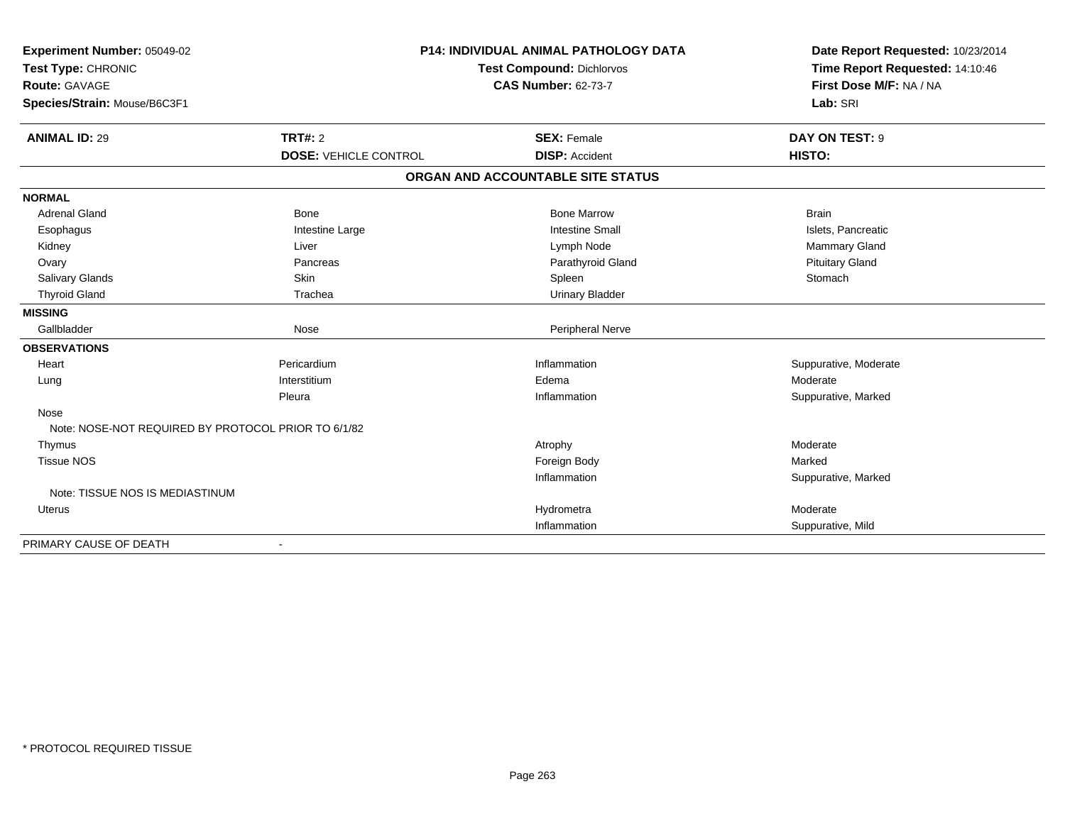**Experiment Number:** 05049-02
**Test Type:** CHRONIC
**Route:** GAVAGE
**Species/Strain:** Mouse/B6C3F1

**P14: INDIVIDUAL ANIMAL PATHOLOGY DATA**
**Test Compound:** Dichlorvos
**CAS Number:** 62-73-7

**Date Report Requested:** 10/23/2014
**Time Report Requested:** 14:10:46
**First Dose M/F:** NA / NA
**Lab:** SRI

| **ANIMAL ID:** 29 | **TRT#:** 2 | **SEX:** Female | **DAY ON TEST:** 9 |
|---|---|---|---|
| | **DOSE:** VEHICLE CONTROL | **DISP:** Accident | **HISTO:** |

**ORGAN AND ACCOUNTABLE SITE STATUS**

| | | | |
|---|---|---|---|
| **NORMAL** | | | |
| Adrenal Gland | Bone | Bone Marrow | Brain |
| Esophagus | Intestine Large | Intestine Small | Islets, Pancreatic |
| Kidney | Liver | Lymph Node | Mammary Gland |
| Ovary | Pancreas | Parathyroid Gland | Pituitary Gland |
| Salivary Glands | Skin | Spleen | Stomach |
| Thyroid Gland | Trachea | Urinary Bladder | |
| **MISSING** | | | |
| Gallbladder | Nose | Peripheral Nerve | |
| **OBSERVATIONS** | | | |
| Heart | Pericardium | Inflammation | Suppurative, Moderate |
| Lung | Interstitium | Edema | Moderate |
| | Pleura | Inflammation | Suppurative, Marked |
| Nose | | | |
| Note: NOSE-NOT REQUIRED BY PROTOCOL PRIOR TO 6/1/82 | | | |
| Thymus | | Atrophy | Moderate |
| Tissue NOS | | Foreign Body | Marked |
| | | Inflammation | Suppurative, Marked |
| Note: TISSUE NOS IS MEDIASTINUM | | | |
| Uterus | | Hydrometra | Moderate |
| | | Inflammation | Suppurative, Mild |
| PRIMARY CAUSE OF DEATH | - | | |

* PROTOCOL REQUIRED TISSUE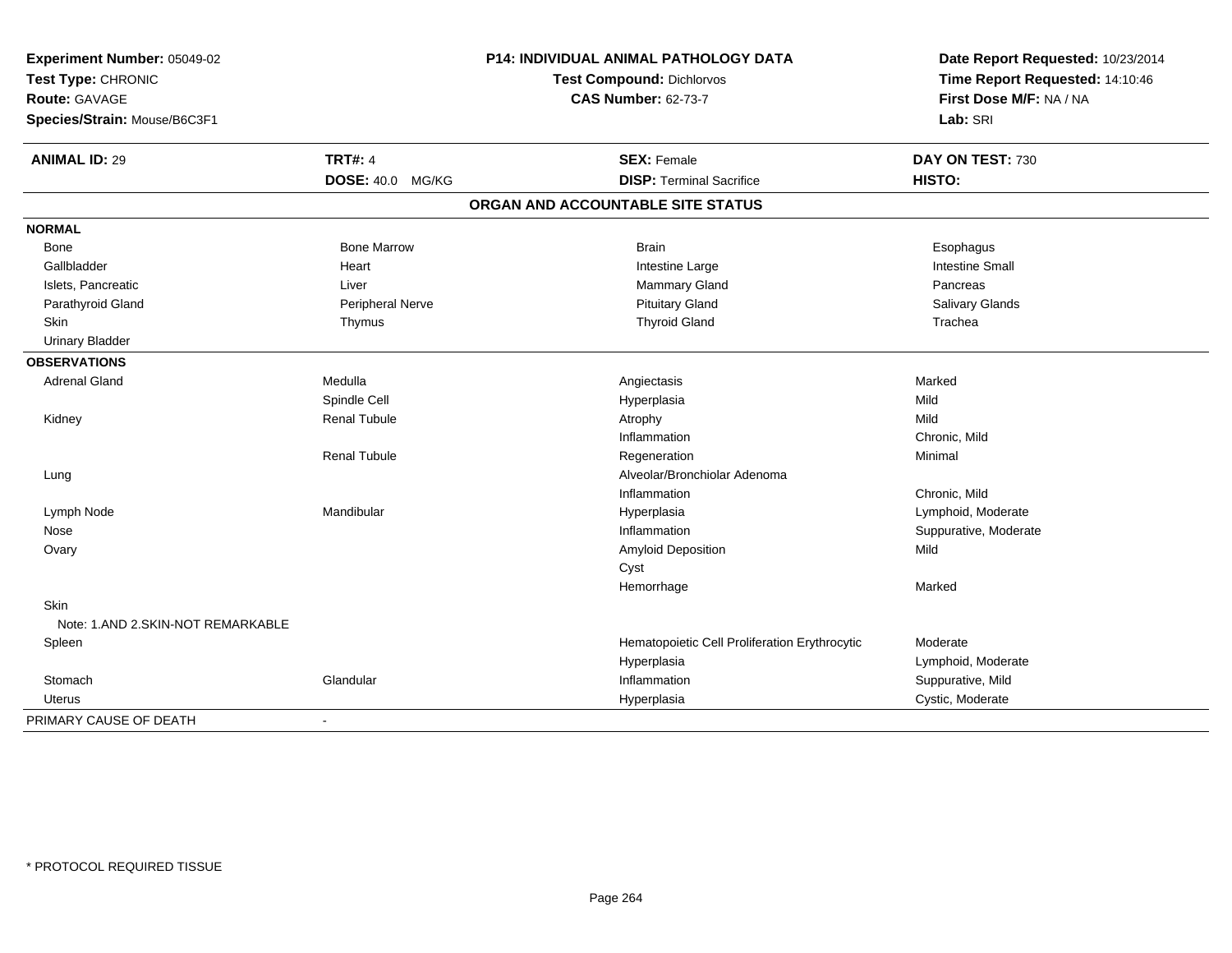**Experiment Number:** 05049-02
**Test Type:** CHRONIC
**Route:** GAVAGE
**Species/Strain:** Mouse/B6C3F1

**P14: INDIVIDUAL ANIMAL PATHOLOGY DATA**
**Test Compound:** Dichlorvos
**CAS Number:** 62-73-7

**Date Report Requested:** 10/23/2014
**Time Report Requested:** 14:10:46
**First Dose M/F:** NA / NA
**Lab:** SRI

| **ANIMAL ID:** 29 | **TRT#:** 4 | **SEX:** Female | **DAY ON TEST:** 730 |
|---|---|---|---|
| | **DOSE:** 40.0 MG/KG | **DISP:** Terminal Sacrifice | **HISTO:** |

## ORGAN AND ACCOUNTABLE SITE STATUS

| | | | |
|---|---|---|---|
| **NORMAL** | | | |
| Bone | Bone Marrow | Brain | Esophagus |
| Gallbladder | Heart | Intestine Large | Intestine Small |
| Islets, Pancreatic | Liver | Mammary Gland | Pancreas |
| Parathyroid Gland | Peripheral Nerve | Pituitary Gland | Salivary Glands |
| Skin | Thymus | Thyroid Gland | Trachea |
| Urinary Bladder | | | |
| **OBSERVATIONS** | | | |
| Adrenal Gland | Medulla | Angiectasis | Marked |
| | Spindle Cell | Hyperplasia | Mild |
| Kidney | Renal Tubule | Atrophy | Mild |
| | | Inflammation | Chronic, Mild |
| | Renal Tubule | Regeneration | Minimal |
| Lung | | Alveolar/Bronchiolar Adenoma | |
| | | Inflammation | Chronic, Mild |
| Lymph Node | Mandibular | Hyperplasia | Lymphoid, Moderate |
| Nose | | Inflammation | Suppurative, Moderate |
| Ovary | | Amyloid Deposition | Mild |
| | | Cyst | |
| | | Hemorrhage | Marked |
| Skin | | | |
| Note: 1.AND 2.SKIN-NOT REMARKABLE | | | |
| Spleen | | Hematopoietic Cell Proliferation Erythrocytic | Moderate |
| | | Hyperplasia | Lymphoid, Moderate |
| Stomach | Glandular | Inflammation | Suppurative, Mild |
| Uterus | | Hyperplasia | Cystic, Moderate |
| PRIMARY CAUSE OF DEATH | - | | |

\* PROTOCOL REQUIRED TISSUE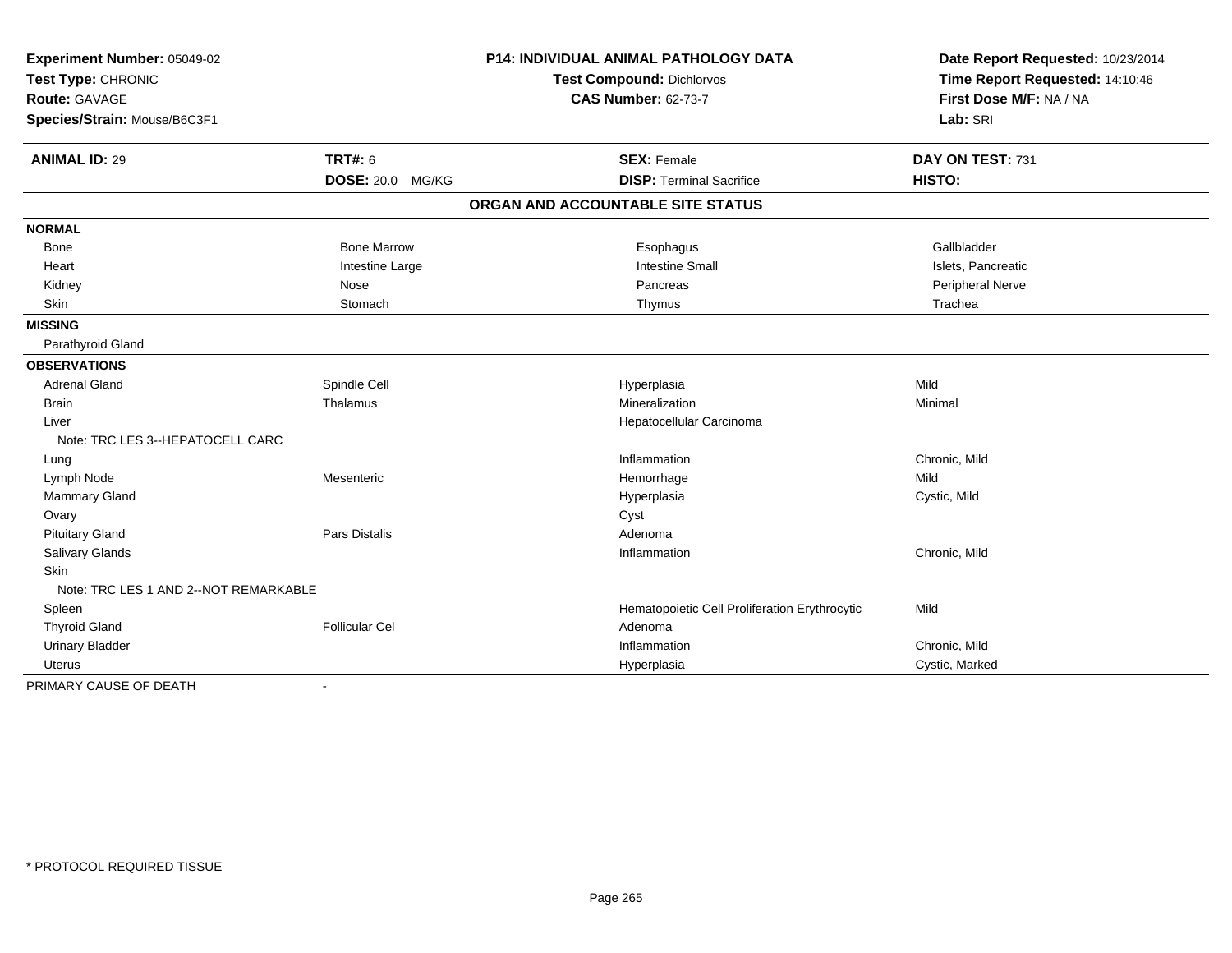**Experiment Number:** 05049-02
**Test Type:** CHRONIC
**Route:** GAVAGE
**Species/Strain:** Mouse/B6C3F1

**P14: INDIVIDUAL ANIMAL PATHOLOGY DATA**
**Test Compound:** Dichlorvos
**CAS Number:** 62-73-7

**Date Report Requested:** 10/23/2014
**Time Report Requested:** 14:10:46
**First Dose M/F:** NA / NA
**Lab:** SRI

| **ANIMAL ID:** 29 | **TRT#:** 6 | **SEX:** Female | **DAY ON TEST:** 731 |
|---|---|---|---|
| | **DOSE:** 20.0 MG/KG | **DISP:** Terminal Sacrifice | **HISTO:** |

## ORGAN AND ACCOUNTABLE SITE STATUS

| | | | |
|---|---|---|---|
| **NORMAL** | | | |
| Bone | Bone Marrow | Esophagus | Gallbladder |
| Heart | Intestine Large | Intestine Small | Islets, Pancreatic |
| Kidney | Nose | Pancreas | Peripheral Nerve |
| Skin | Stomach | Thymus | Trachea |
| **MISSING** | | | |
| Parathyroid Gland | | | |
| **OBSERVATIONS** | | | |
| Adrenal Gland | Spindle Cell | Hyperplasia | Mild |
| Brain | Thalamus | Mineralization | Minimal |
| Liver | | Hepatocellular Carcinoma | |
| Note: TRC LES 3--HEPATOCELL CARC | | | |
| Lung | | Inflammation | Chronic, Mild |
| Lymph Node | Mesenteric | Hemorrhage | Mild |
| Mammary Gland | | Hyperplasia | Cystic, Mild |
| Ovary | | Cyst | |
| Pituitary Gland | Pars Distalis | Adenoma | |
| Salivary Glands | | Inflammation | Chronic, Mild |
| Skin | | | |
| Note: TRC LES 1 AND 2--NOT REMARKABLE | | | |
| Spleen | | Hematopoietic Cell Proliferation Erythrocytic | Mild |
| Thyroid Gland | Follicular Cel | Adenoma | |
| Urinary Bladder | | Inflammation | Chronic, Mild |
| Uterus | | Hyperplasia | Cystic, Marked |
| PRIMARY CAUSE OF DEATH | - | | |

* PROTOCOL REQUIRED TISSUE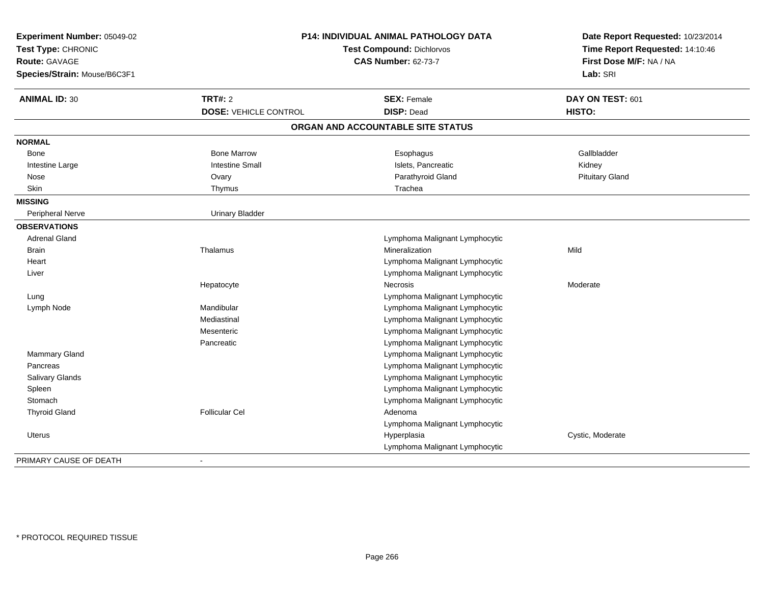**Experiment Number:** 05049-02
**Test Type:** CHRONIC
**Route:** GAVAGE
**Species/Strain:** Mouse/B6C3F1

**P14: INDIVIDUAL ANIMAL PATHOLOGY DATA**
**Test Compound:** Dichlorvos
**CAS Number:** 62-73-7

**Date Report Requested:** 10/23/2014
**Time Report Requested:** 14:10:46
**First Dose M/F:** NA / NA
**Lab:** SRI

| **ANIMAL ID:** 30 | **TRT#:** 2 | **SEX:** Female | **DAY ON TEST:** 601 |
|---|---|---|---|
| | **DOSE:** VEHICLE CONTROL | **DISP:** Dead | **HISTO:** |

**ORGAN AND ACCOUNTABLE SITE STATUS**

| | | | |
|---|---|---|---|
| **NORMAL** | | | |
| Bone | Bone Marrow | Esophagus | Gallbladder |
| Intestine Large | Intestine Small | Islets, Pancreatic | Kidney |
| Nose | Ovary | Parathyroid Gland | Pituitary Gland |
| Skin | Thymus | Trachea | |
| **MISSING** | | | |
| Peripheral Nerve | Urinary Bladder | | |
| **OBSERVATIONS** | | | |
| Adrenal Gland | | Lymphoma Malignant Lymphocytic | |
| Brain | Thalamus | Mineralization | Mild |
| Heart | | Lymphoma Malignant Lymphocytic | |
| Liver | | Lymphoma Malignant Lymphocytic | |
| | Hepatocyte | Necrosis | Moderate |
| Lung | | Lymphoma Malignant Lymphocytic | |
| Lymph Node | Mandibular | Lymphoma Malignant Lymphocytic | |
| | Mediastinal | Lymphoma Malignant Lymphocytic | |
| | Mesenteric | Lymphoma Malignant Lymphocytic | |
| | Pancreatic | Lymphoma Malignant Lymphocytic | |
| Mammary Gland | | Lymphoma Malignant Lymphocytic | |
| Pancreas | | Lymphoma Malignant Lymphocytic | |
| Salivary Glands | | Lymphoma Malignant Lymphocytic | |
| Spleen | | Lymphoma Malignant Lymphocytic | |
| Stomach | | Lymphoma Malignant Lymphocytic | |
| Thyroid Gland | Follicular Cel | Adenoma | |
| | | Lymphoma Malignant Lymphocytic | |
| Uterus | | Hyperplasia | Cystic, Moderate |
| | | Lymphoma Malignant Lymphocytic | |
| PRIMARY CAUSE OF DEATH | - | | |

\* PROTOCOL REQUIRED TISSUE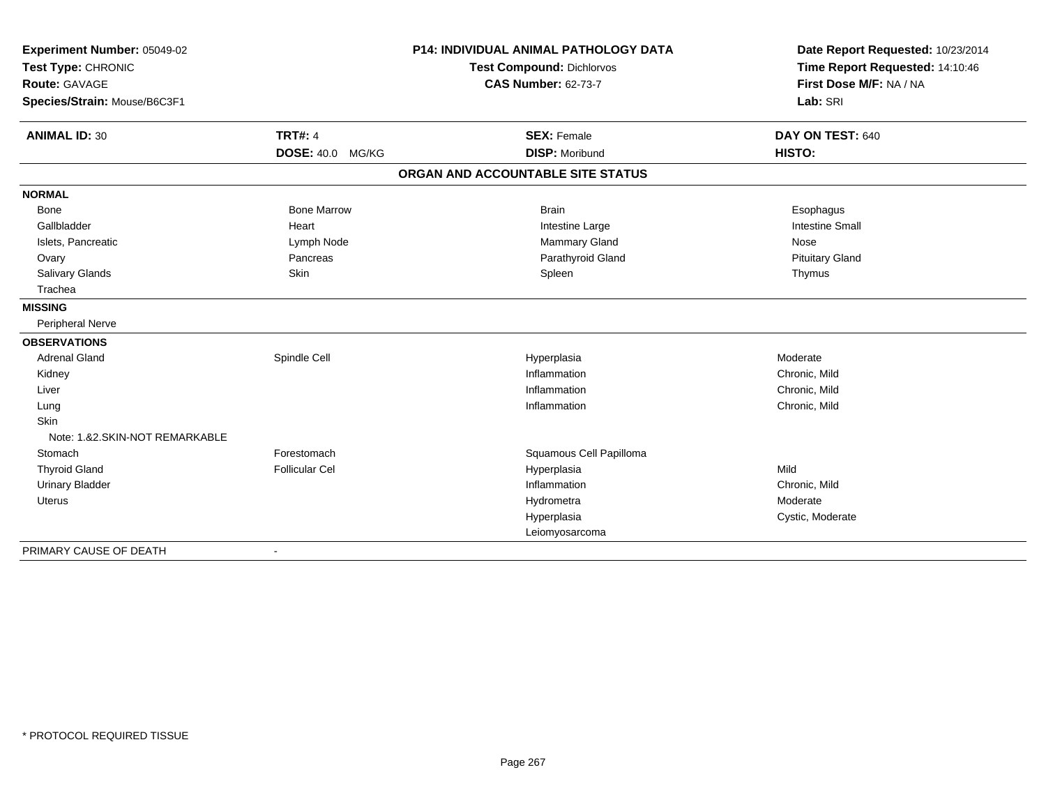**Experiment Number:** 05049-02
**Test Type:** CHRONIC
**Route:** GAVAGE
**Species/Strain:** Mouse/B6C3F1

**P14: INDIVIDUAL ANIMAL PATHOLOGY DATA**
**Test Compound:** Dichlorvos
**CAS Number:** 62-73-7

**Date Report Requested:** 10/23/2014
**Time Report Requested:** 14:10:46
**First Dose M/F:** NA / NA
**Lab:** SRI

| **ANIMAL ID:** 30 | **TRT#:** 4 | **SEX:** Female | **DAY ON TEST:** 640 |
|---|---|---|---|
| | **DOSE:** 40.0 MG/KG | **DISP:** Moribund | **HISTO:** |

**ORGAN AND ACCOUNTABLE SITE STATUS**

| | | | |
|---|---|---|---|
| **NORMAL** | | | |
| Bone | Bone Marrow | Brain | Esophagus |
| Gallbladder | Heart | Intestine Large | Intestine Small |
| Islets, Pancreatic | Lymph Node | Mammary Gland | Nose |
| Ovary | Pancreas | Parathyroid Gland | Pituitary Gland |
| Salivary Glands | Skin | Spleen | Thymus |
| Trachea | | | |
| **MISSING** | | | |
| Peripheral Nerve | | | |
| **OBSERVATIONS** | | | |
| Adrenal Gland | Spindle Cell | Hyperplasia | Moderate |
| Kidney | | Inflammation | Chronic, Mild |
| Liver | | Inflammation | Chronic, Mild |
| Lung | | Inflammation | Chronic, Mild |
| Skin | | | |
| Note: 1.&2.SKIN-NOT REMARKABLE | | | |
| Stomach | Forestomach | Squamous Cell Papilloma | |
| Thyroid Gland | Follicular Cel | Hyperplasia | Mild |
| Urinary Bladder | | Inflammation | Chronic, Mild |
| Uterus | | Hydrometra | Moderate |
| | | Hyperplasia | Cystic, Moderate |
| | | Leiomyosarcoma | |
| PRIMARY CAUSE OF DEATH | - | | |

* PROTOCOL REQUIRED TISSUE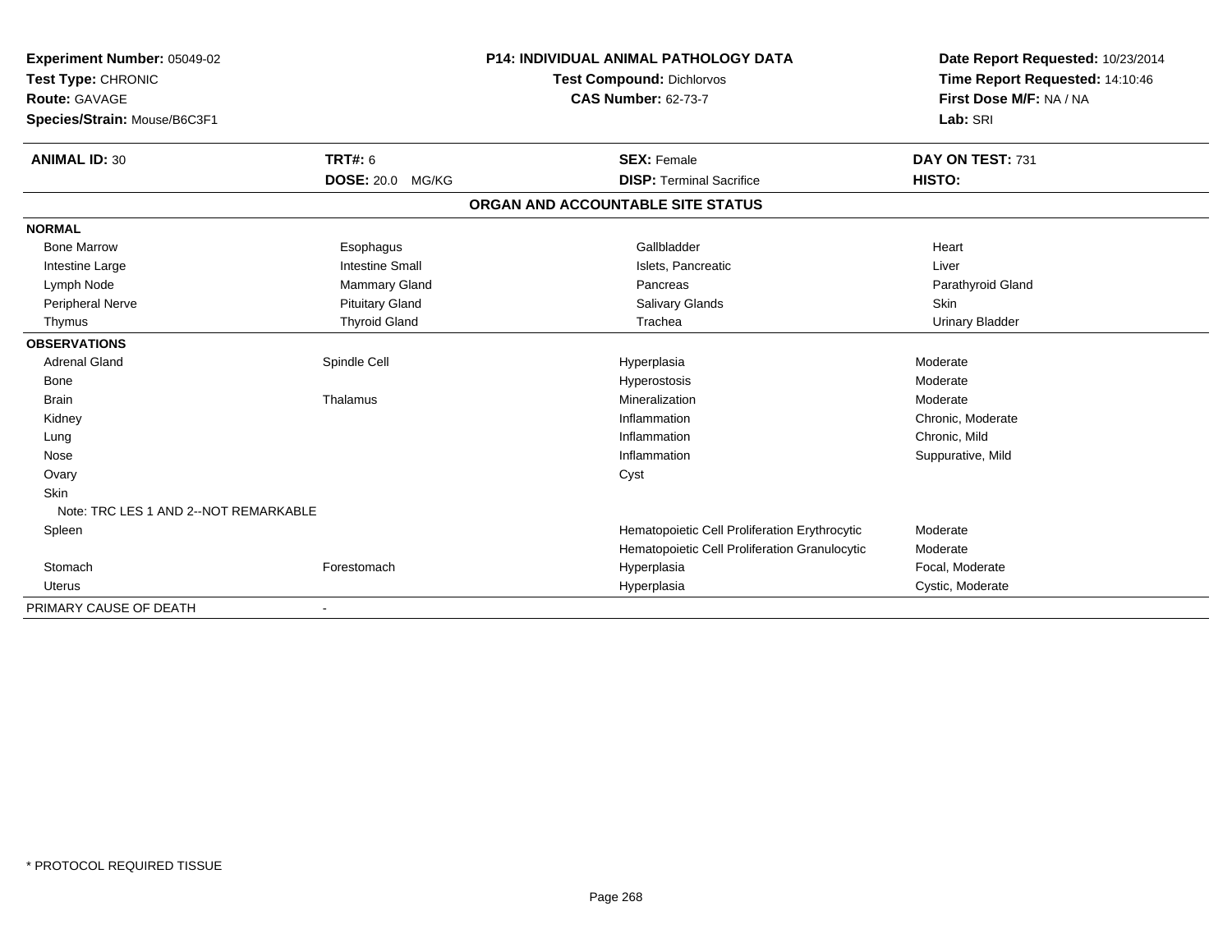**Experiment Number:** 05049-02
**Test Type:** CHRONIC
**Route:** GAVAGE
**Species/Strain:** Mouse/B6C3F1

**P14: INDIVIDUAL ANIMAL PATHOLOGY DATA**
**Test Compound:** Dichlorvos
**CAS Number:** 62-73-7

**Date Report Requested:** 10/23/2014
**Time Report Requested:** 14:10:46
**First Dose M/F:** NA / NA
**Lab:** SRI

| **ANIMAL ID:** 30 | **TRT#:** 6 | **SEX:** Female | **DAY ON TEST:** 731 |
|---|---|---|---|
| | **DOSE:** 20.0 MG/KG | **DISP:** Terminal Sacrifice | **HISTO:** |

**ORGAN AND ACCOUNTABLE SITE STATUS**

| | | | |
|---|---|---|---|
| **NORMAL** | | | |
| Bone Marrow | Esophagus | Gallbladder | Heart |
| Intestine Large | Intestine Small | Islets, Pancreatic | Liver |
| Lymph Node | Mammary Gland | Pancreas | Parathyroid Gland |
| Peripheral Nerve | Pituitary Gland | Salivary Glands | Skin |
| Thymus | Thyroid Gland | Trachea | Urinary Bladder |
| **OBSERVATIONS** | | | |
| Adrenal Gland | Spindle Cell | Hyperplasia | Moderate |
| Bone | | Hyperostosis | Moderate |
| Brain | Thalamus | Mineralization | Moderate |
| Kidney | | Inflammation | Chronic, Moderate |
| Lung | | Inflammation | Chronic, Mild |
| Nose | | Inflammation | Suppurative, Mild |
| Ovary | | Cyst | |
| Skin | | | |
| Note: TRC LES 1 AND 2--NOT REMARKABLE | | | |
| Spleen | | Hematopoietic Cell Proliferation Erythrocytic | Moderate |
| | | Hematopoietic Cell Proliferation Granulocytic | Moderate |
| Stomach | Forestomach | Hyperplasia | Focal, Moderate |
| Uterus | | Hyperplasia | Cystic, Moderate |
| PRIMARY CAUSE OF DEATH | - | | |

* PROTOCOL REQUIRED TISSUE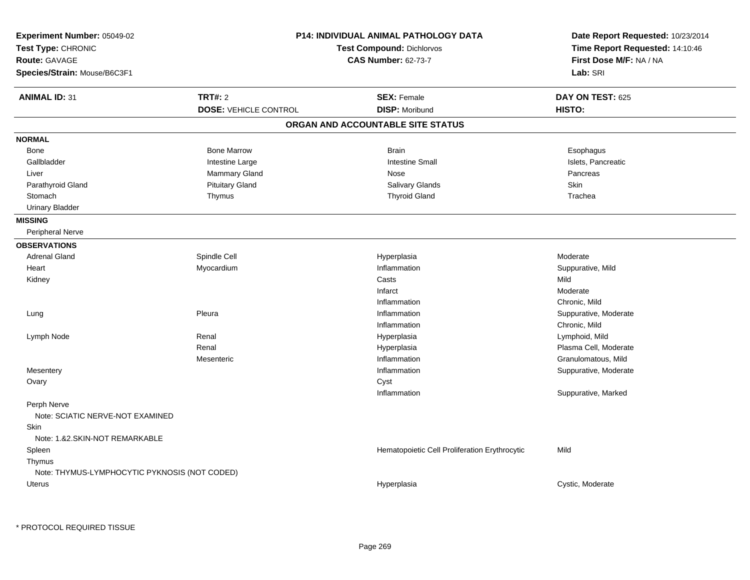**Experiment Number:** 05049-02
**Test Type:** CHRONIC
**Route:** GAVAGE
**Species/Strain:** Mouse/B6C3F1

**P14: INDIVIDUAL ANIMAL PATHOLOGY DATA**
**Test Compound:** Dichlorvos
**CAS Number:** 62-73-7

**Date Report Requested:** 10/23/2014
**Time Report Requested:** 14:10:46
**First Dose M/F:** NA / NA
**Lab:** SRI

| **ANIMAL ID:** 31 | **TRT#:** 2 | **SEX:** Female | **DAY ON TEST:** 625 |
|---|---|---|---|
| | **DOSE:** VEHICLE CONTROL | **DISP:** Moribund | **HISTO:** |

## ORGAN AND ACCOUNTABLE SITE STATUS

**NORMAL**

| | | | |
|---|---|---|---|
| Bone | Bone Marrow | Brain | Esophagus |
| Gallbladder | Intestine Large | Intestine Small | Islets, Pancreatic |
| Liver | Mammary Gland | Nose | Pancreas |
| Parathyroid Gland | Pituitary Gland | Salivary Glands | Skin |
| Stomach | Thymus | Thyroid Gland | Trachea |
| Urinary Bladder | | | |

**MISSING**

Peripheral Nerve

**OBSERVATIONS**

| | | | |
|---|---|---|---|
| Adrenal Gland | Spindle Cell | Hyperplasia | Moderate |
| Heart | Myocardium | Inflammation | Suppurative, Mild |
| Kidney | | Casts | Mild |
| | | Infarct | Moderate |
| | | Inflammation | Chronic, Mild |
| Lung | Pleura | Inflammation | Suppurative, Moderate |
| | | Inflammation | Chronic, Mild |
| Lymph Node | Renal | Hyperplasia | Lymphoid, Mild |
| | Renal | Hyperplasia | Plasma Cell, Moderate |
| | Mesenteric | Inflammation | Granulomatous, Mild |
| Mesentery | | Inflammation | Suppurative, Moderate |
| Ovary | | Cyst | |
| | | Inflammation | Suppurative, Marked |
| Perph Nerve | | | |
| Note: SCIATIC NERVE-NOT EXAMINED | | | |
| Skin | | | |
| Note: 1.&2.SKIN-NOT REMARKABLE | | | |
| Spleen | | Hematopoietic Cell Proliferation Erythrocytic | Mild |
| Thymus | | | |
| Note: THYMUS-LYMPHOCYTIC PYKNOSIS (NOT CODED) | | | |
| Uterus | | Hyperplasia | Cystic, Moderate |

* PROTOCOL REQUIRED TISSUE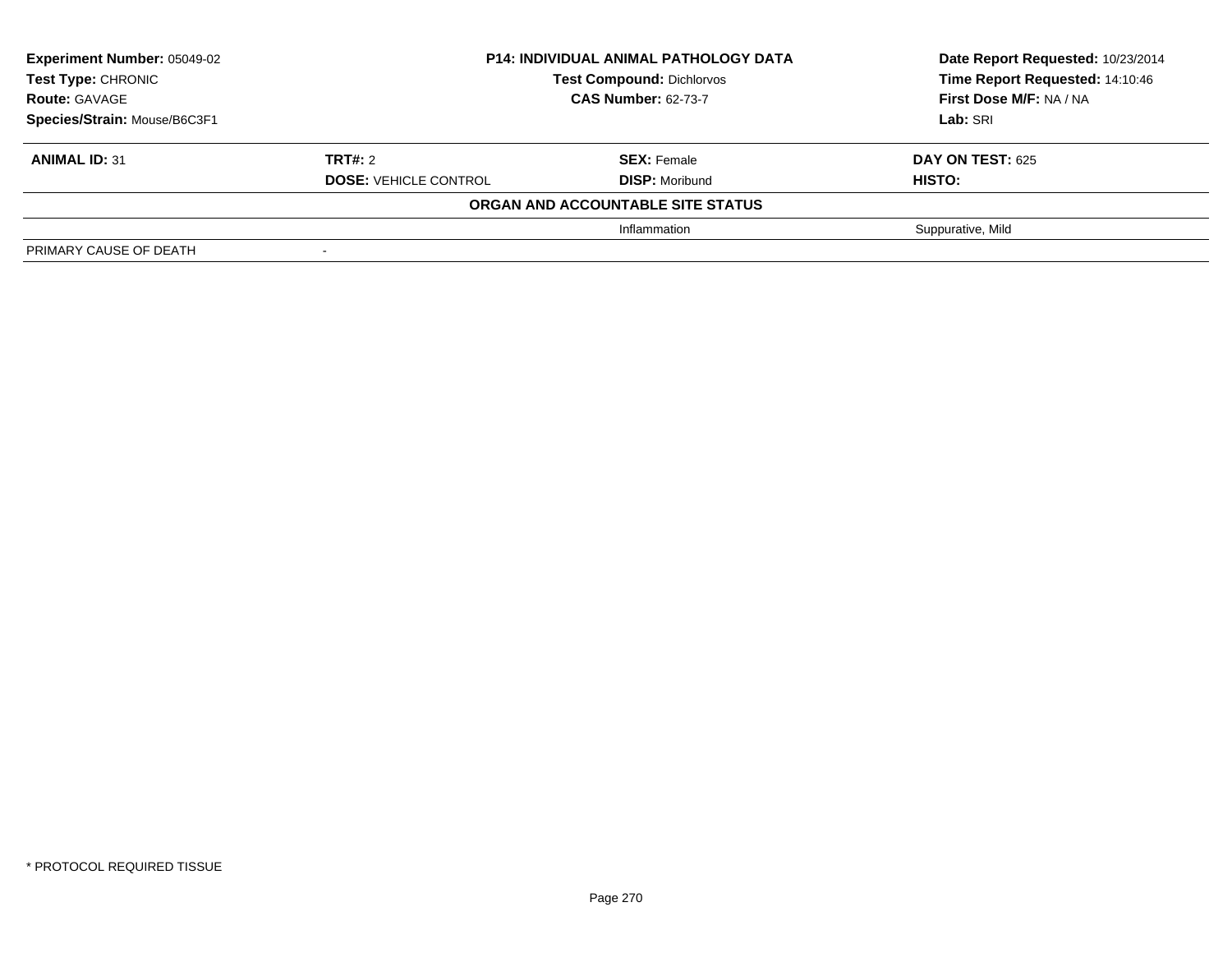| Experiment Number: 05049-02 | P14: INDIVIDUAL ANIMAL PATHOLOGY DATA | | Date Report Requested: 10/23/2014 |
|---|---|---|---|
| Test Type: CHRONIC | Test Compound: Dichlorvos | | Time Report Requested: 14:10:46 |
| Route: GAVAGE | CAS Number: 62-73-7 | | First Dose M/F: NA / NA |
| Species/Strain: Mouse/B6C3F1 | | | Lab: SRI |

| ANIMAL ID: 31 | TRT#: 2 | SEX: Female | DAY ON TEST: 625 |
|---|---|---|---|
| | DOSE: VEHICLE CONTROL | DISP: Moribund | HISTO: |
| | | ORGAN AND ACCOUNTABLE SITE STATUS | |
| | | Inflammation | Suppurative, Mild |
| PRIMARY CAUSE OF DEATH | - | | |

* PROTOCOL REQUIRED TISSUE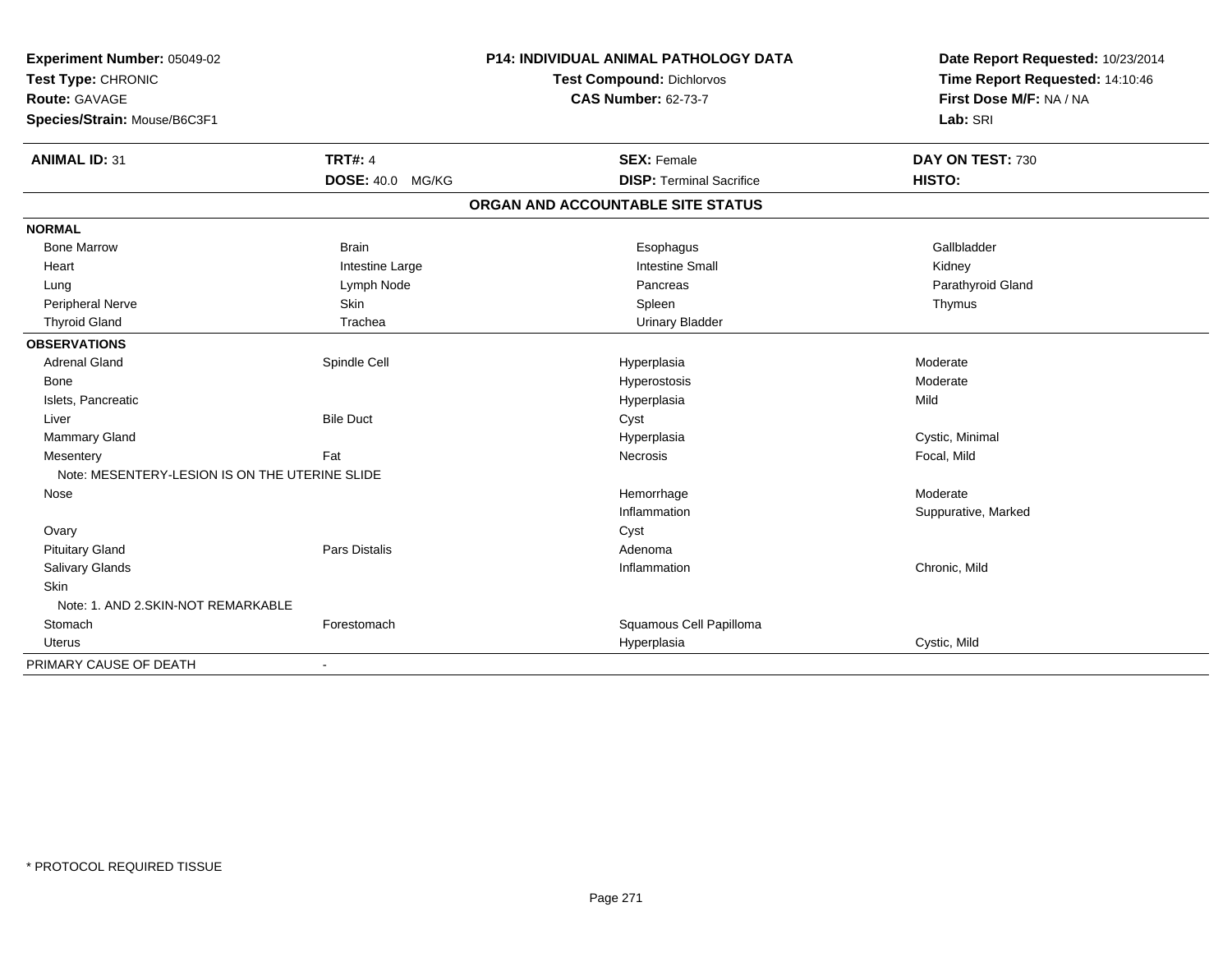**Experiment Number:** 05049-02
**Test Type:** CHRONIC
**Route:** GAVAGE
**Species/Strain:** Mouse/B6C3F1

**P14: INDIVIDUAL ANIMAL PATHOLOGY DATA**
**Test Compound:** Dichlorvos
**CAS Number:** 62-73-7

**Date Report Requested:** 10/23/2014
**Time Report Requested:** 14:10:46
**First Dose M/F:** NA / NA
**Lab:** SRI

| **ANIMAL ID:** 31 | **TRT#:** 4 | **SEX:** Female | **DAY ON TEST:** 730 |
|---|---|---|---|
| | **DOSE:** 40.0 MG/KG | **DISP:** Terminal Sacrifice | **HISTO:** |

## ORGAN AND ACCOUNTABLE SITE STATUS

| | | | |
|---|---|---|---|
| **NORMAL** | | | |
| Bone Marrow | Brain | Esophagus | Gallbladder |
| Heart | Intestine Large | Intestine Small | Kidney |
| Lung | Lymph Node | Pancreas | Parathyroid Gland |
| Peripheral Nerve | Skin | Spleen | Thymus |
| Thyroid Gland | Trachea | Urinary Bladder | |
| **OBSERVATIONS** | | | |
| Adrenal Gland | Spindle Cell | Hyperplasia | Moderate |
| Bone | | Hyperostosis | Moderate |
| Islets, Pancreatic | | Hyperplasia | Mild |
| Liver | Bile Duct | Cyst | |
| Mammary Gland | | Hyperplasia | Cystic, Minimal |
| Mesentery | Fat | Necrosis | Focal, Mild |
| Note: MESENTERY-LESION IS ON THE UTERINE SLIDE | | | |
| Nose | | Hemorrhage | Moderate |
| | | Inflammation | Suppurative, Marked |
| Ovary | | Cyst | |
| Pituitary Gland | Pars Distalis | Adenoma | |
| Salivary Glands | | Inflammation | Chronic, Mild |
| Skin | | | |
| Note: 1. AND 2.SKIN-NOT REMARKABLE | | | |
| Stomach | Forestomach | Squamous Cell Papilloma | |
| Uterus | | Hyperplasia | Cystic, Mild |
| PRIMARY CAUSE OF DEATH | - | | |

\* PROTOCOL REQUIRED TISSUE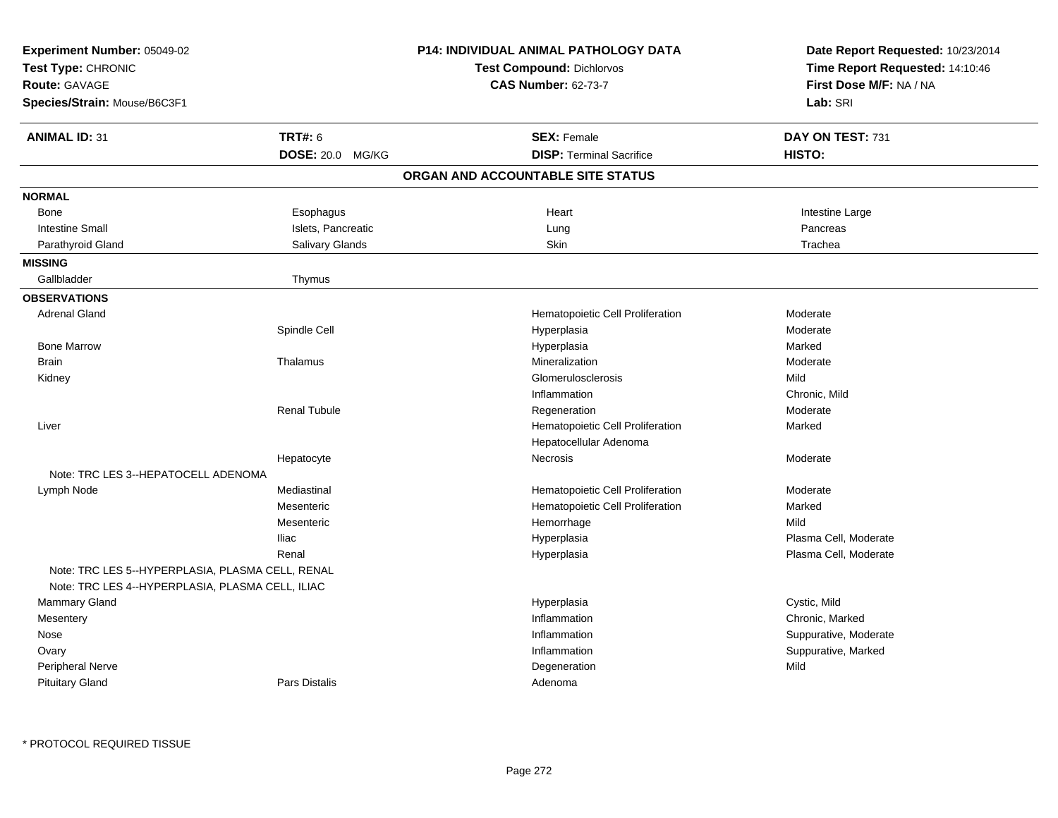**Experiment Number:** 05049-02
**Test Type:** CHRONIC
**Route:** GAVAGE
**Species/Strain:** Mouse/B6C3F1

**P14: INDIVIDUAL ANIMAL PATHOLOGY DATA**
**Test Compound:** Dichlorvos
**CAS Number:** 62-73-7

**Date Report Requested:** 10/23/2014
**Time Report Requested:** 14:10:46
**First Dose M/F:** NA / NA
**Lab:** SRI

| **ANIMAL ID:** 31 | **TRT#:** 6 | **SEX:** Female | **DAY ON TEST:** 731 |
|---|---|---|---|
| | **DOSE:** 20.0 MG/KG | **DISP:** Terminal Sacrifice | **HISTO:** |

## ORGAN AND ACCOUNTABLE SITE STATUS

**NORMAL**

| | | | |
|---|---|---|---|
| Bone | Esophagus | Heart | Intestine Large |
| Intestine Small | Islets, Pancreatic | Lung | Pancreas |
| Parathyroid Gland | Salivary Glands | Skin | Trachea |

**MISSING**

| | |
|---|---|
| Gallbladder | Thymus |

**OBSERVATIONS**

| Organ | Site | Observation | Severity |
|---|---|---|---|
| Adrenal Gland | | Hematopoietic Cell Proliferation | Moderate |
| | Spindle Cell | Hyperplasia | Moderate |
| Bone Marrow | | Hyperplasia | Marked |
| Brain | Thalamus | Mineralization | Moderate |
| Kidney | | Glomerulosclerosis | Mild |
| | | Inflammation | Chronic, Mild |
| | Renal Tubule | Regeneration | Moderate |
| Liver | | Hematopoietic Cell Proliferation | Marked |
| | | Hepatocellular Adenoma | |
| | Hepatocyte | Necrosis | Moderate |
| Note: TRC LES 3--HEPATOCELL ADENOMA | | | |
| Lymph Node | Mediastinal | Hematopoietic Cell Proliferation | Moderate |
| | Mesenteric | Hematopoietic Cell Proliferation | Marked |
| | Mesenteric | Hemorrhage | Mild |
| | Iliac | Hyperplasia | Plasma Cell, Moderate |
| | Renal | Hyperplasia | Plasma Cell, Moderate |
| Note: TRC LES 5--HYPERPLASIA, PLASMA CELL, RENAL | | | |
| Note: TRC LES 4--HYPERPLASIA, PLASMA CELL, ILIAC | | | |
| Mammary Gland | | Hyperplasia | Cystic, Mild |
| Mesentery | | Inflammation | Chronic, Marked |
| Nose | | Inflammation | Suppurative, Moderate |
| Ovary | | Inflammation | Suppurative, Marked |
| Peripheral Nerve | | Degeneration | Mild |
| Pituitary Gland | Pars Distalis | Adenoma | |

\* PROTOCOL REQUIRED TISSUE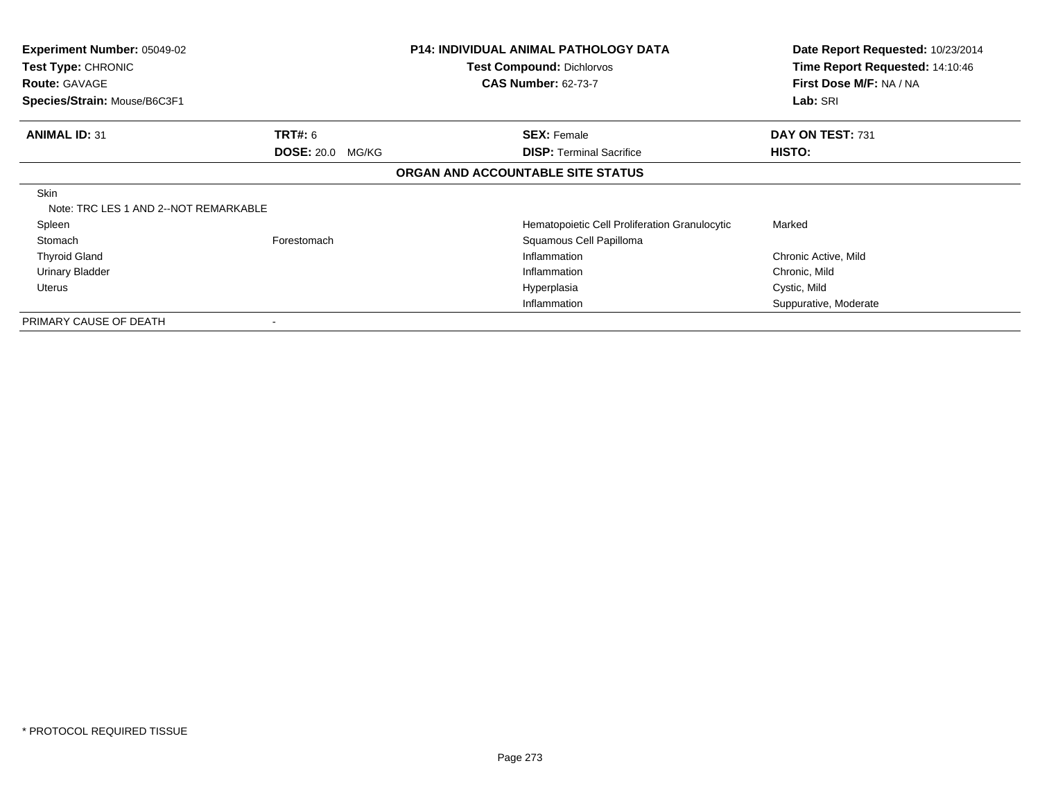| **Experiment Number:** 05049-02 | | **P14: INDIVIDUAL ANIMAL PATHOLOGY DATA** | **Date Report Requested:** 10/23/2014 |
|---|---|---|---|
| **Test Type:** CHRONIC | | **Test Compound:** Dichlorvos | **Time Report Requested:** 14:10:46 |
| **Route:** GAVAGE | | **CAS Number:** 62-73-7 | **First Dose M/F:** NA / NA |
| **Species/Strain:** Mouse/B6C3F1 | | | **Lab:** SRI |

| **ANIMAL ID:** 31 | **TRT#:** 6 | **SEX:** Female | **DAY ON TEST:** 731 |
|---|---|---|---|
| | **DOSE:** 20.0 MG/KG | **DISP:** Terminal Sacrifice | **HISTO:** |

**ORGAN AND ACCOUNTABLE SITE STATUS**

| Organ | Site | Finding | Qualifier |
|---|---|---|---|
| Skin | | | |
| Note: TRC LES 1 AND 2--NOT REMARKABLE | | | |
| Spleen | | Hematopoietic Cell Proliferation Granulocytic | Marked |
| Stomach | Forestomach | Squamous Cell Papilloma | |
| Thyroid Gland | | Inflammation | Chronic Active, Mild |
| Urinary Bladder | | Inflammation | Chronic, Mild |
| Uterus | | Hyperplasia | Cystic, Mild |
| | | Inflammation | Suppurative, Moderate |
| PRIMARY CAUSE OF DEATH | - | | |

* PROTOCOL REQUIRED TISSUE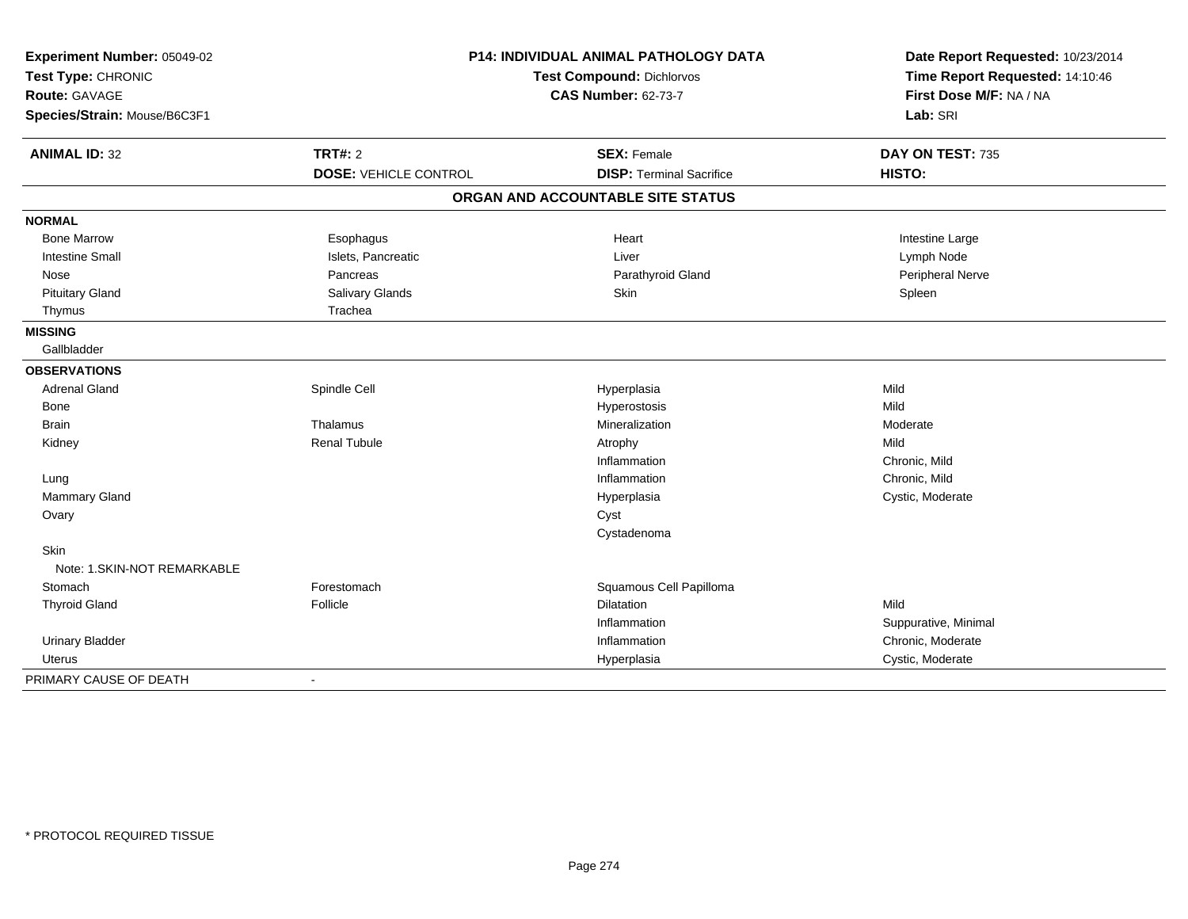**Experiment Number:** 05049-02
**Test Type:** CHRONIC
**Route:** GAVAGE
**Species/Strain:** Mouse/B6C3F1

**P14: INDIVIDUAL ANIMAL PATHOLOGY DATA**
**Test Compound:** Dichlorvos
**CAS Number:** 62-73-7

**Date Report Requested:** 10/23/2014
**Time Report Requested:** 14:10:46
**First Dose M/F:** NA / NA
**Lab:** SRI

| **ANIMAL ID:** 32 | **TRT#:** 2 | **SEX:** Female | **DAY ON TEST:** 735 |
|---|---|---|---|
| | **DOSE:** VEHICLE CONTROL | **DISP:** Terminal Sacrifice | **HISTO:** |

## ORGAN AND ACCOUNTABLE SITE STATUS

| | | | |
|---|---|---|---|
| **NORMAL** | | | |
| Bone Marrow | Esophagus | Heart | Intestine Large |
| Intestine Small | Islets, Pancreatic | Liver | Lymph Node |
| Nose | Pancreas | Parathyroid Gland | Peripheral Nerve |
| Pituitary Gland | Salivary Glands | Skin | Spleen |
| Thymus | Trachea | | |
| **MISSING** | | | |
| Gallbladder | | | |
| **OBSERVATIONS** | | | |
| Adrenal Gland | Spindle Cell | Hyperplasia | Mild |
| Bone | | Hyperostosis | Mild |
| Brain | Thalamus | Mineralization | Moderate |
| Kidney | Renal Tubule | Atrophy | Mild |
| | | Inflammation | Chronic, Mild |
| Lung | | Inflammation | Chronic, Mild |
| Mammary Gland | | Hyperplasia | Cystic, Moderate |
| Ovary | | Cyst | |
| | | Cystadenoma | |
| Skin | | | |
| Note: 1.SKIN-NOT REMARKABLE | | | |
| Stomach | Forestomach | Squamous Cell Papilloma | |
| Thyroid Gland | Follicle | Dilatation | Mild |
| | | Inflammation | Suppurative, Minimal |
| Urinary Bladder | | Inflammation | Chronic, Moderate |
| Uterus | | Hyperplasia | Cystic, Moderate |
| PRIMARY CAUSE OF DEATH | - | | |

* PROTOCOL REQUIRED TISSUE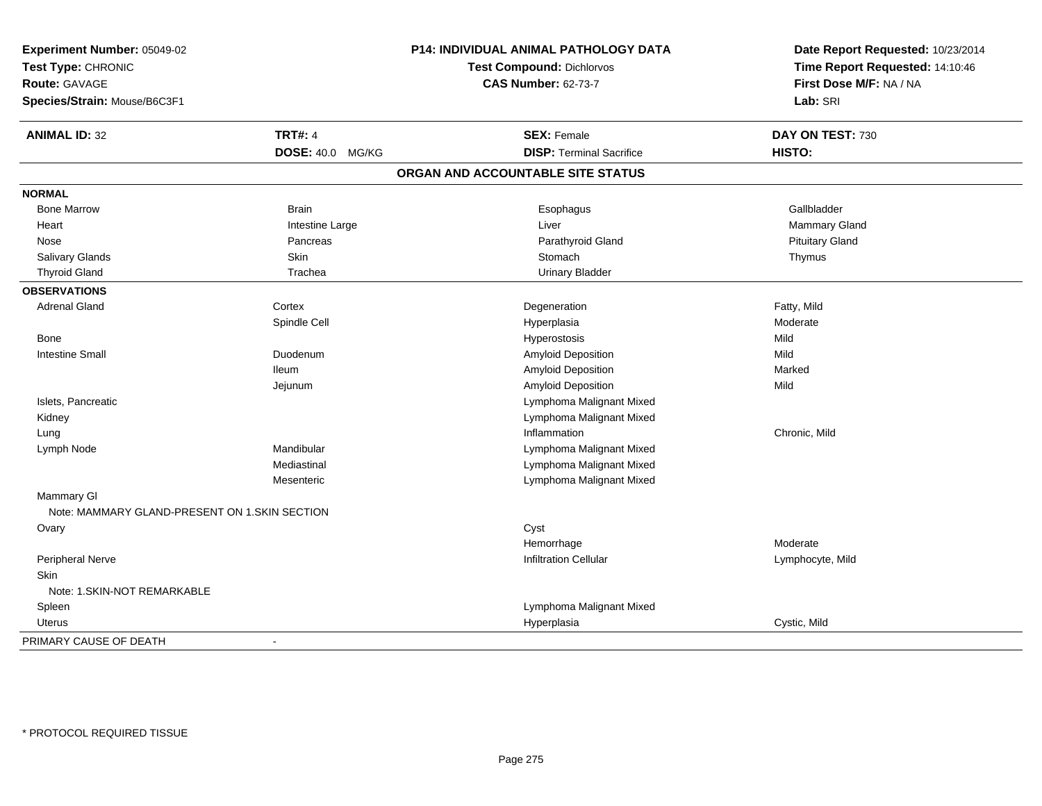**Experiment Number:** 05049-02
**Test Type:** CHRONIC
**Route:** GAVAGE
**Species/Strain:** Mouse/B6C3F1

**P14: INDIVIDUAL ANIMAL PATHOLOGY DATA**
**Test Compound:** Dichlorvos
**CAS Number:** 62-73-7

**Date Report Requested:** 10/23/2014
**Time Report Requested:** 14:10:46
**First Dose M/F:** NA / NA
**Lab:** SRI

| **ANIMAL ID:** 32 | **TRT#:** 4 | **SEX:** Female | **DAY ON TEST:** 730 |
|---|---|---|---|
| | **DOSE:** 40.0 MG/KG | **DISP:** Terminal Sacrifice | **HISTO:** |

## ORGAN AND ACCOUNTABLE SITE STATUS

| | | | |
|---|---|---|---|
| **NORMAL** | | | |
| Bone Marrow | Brain | Esophagus | Gallbladder |
| Heart | Intestine Large | Liver | Mammary Gland |
| Nose | Pancreas | Parathyroid Gland | Pituitary Gland |
| Salivary Glands | Skin | Stomach | Thymus |
| Thyroid Gland | Trachea | Urinary Bladder | |
| **OBSERVATIONS** | | | |
| Adrenal Gland | Cortex | Degeneration | Fatty, Mild |
| | Spindle Cell | Hyperplasia | Moderate |
| Bone | | Hyperostosis | Mild |
| Intestine Small | Duodenum | Amyloid Deposition | Mild |
| | Ileum | Amyloid Deposition | Marked |
| | Jejunum | Amyloid Deposition | Mild |
| Islets, Pancreatic | | Lymphoma Malignant Mixed | |
| Kidney | | Lymphoma Malignant Mixed | |
| Lung | | Inflammation | Chronic, Mild |
| Lymph Node | Mandibular | Lymphoma Malignant Mixed | |
| | Mediastinal | Lymphoma Malignant Mixed | |
| | Mesenteric | Lymphoma Malignant Mixed | |
| Mammary Gl | | | |
| Note: MAMMARY GLAND-PRESENT ON 1.SKIN SECTION | | | |
| Ovary | | Cyst | |
| | | Hemorrhage | Moderate |
| Peripheral Nerve | | Infiltration Cellular | Lymphocyte, Mild |
| Skin | | | |
| Note: 1.SKIN-NOT REMARKABLE | | | |
| Spleen | | Lymphoma Malignant Mixed | |
| Uterus | | Hyperplasia | Cystic, Mild |
| PRIMARY CAUSE OF DEATH | - | | |

* PROTOCOL REQUIRED TISSUE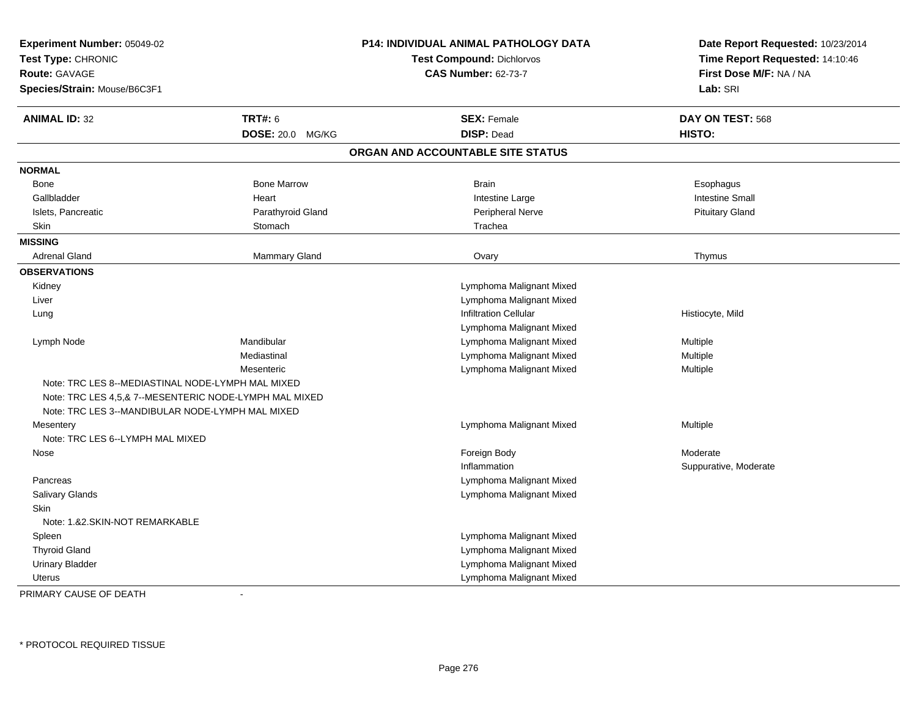**Experiment Number:** 05049-02
**Test Type:** CHRONIC
**Route:** GAVAGE
**Species/Strain:** Mouse/B6C3F1

**P14: INDIVIDUAL ANIMAL PATHOLOGY DATA**
**Test Compound:** Dichlorvos
**CAS Number:** 62-73-7

**Date Report Requested:** 10/23/2014
**Time Report Requested:** 14:10:46
**First Dose M/F:** NA / NA
**Lab:** SRI

| **ANIMAL ID:** 32 | **TRT#:** 6 | **SEX:** Female | **DAY ON TEST:** 568 |
|---|---|---|---|
| | **DOSE:** 20.0 MG/KG | **DISP:** Dead | **HISTO:** |

## ORGAN AND ACCOUNTABLE SITE STATUS

| | | | |
|---|---|---|---|
| **NORMAL** | | | |
| Bone | Bone Marrow | Brain | Esophagus |
| Gallbladder | Heart | Intestine Large | Intestine Small |
| Islets, Pancreatic | Parathyroid Gland | Peripheral Nerve | Pituitary Gland |
| Skin | Stomach | Trachea | |
| **MISSING** | | | |
| Adrenal Gland | Mammary Gland | Ovary | Thymus |
| **OBSERVATIONS** | | | |
| Kidney | | Lymphoma Malignant Mixed | |
| Liver | | Lymphoma Malignant Mixed | |
| Lung | | Infiltration Cellular | Histiocyte, Mild |
| | | Lymphoma Malignant Mixed | |
| Lymph Node | Mandibular | Lymphoma Malignant Mixed | Multiple |
| | Mediastinal | Lymphoma Malignant Mixed | Multiple |
| | Mesenteric | Lymphoma Malignant Mixed | Multiple |
| Note: TRC LES 8--MEDIASTINAL NODE-LYMPH MAL MIXED | | | |
| Note: TRC LES 4,5,& 7--MESENTERIC NODE-LYMPH MAL MIXED | | | |
| Note: TRC LES 3--MANDIBULAR NODE-LYMPH MAL MIXED | | | |
| Mesentery | | Lymphoma Malignant Mixed | Multiple |
| Note: TRC LES 6--LYMPH MAL MIXED | | | |
| Nose | | Foreign Body | Moderate |
| | | Inflammation | Suppurative, Moderate |
| Pancreas | | Lymphoma Malignant Mixed | |
| Salivary Glands | | Lymphoma Malignant Mixed | |
| Skin | | | |
| Note: 1.&2.SKIN-NOT REMARKABLE | | | |
| Spleen | | Lymphoma Malignant Mixed | |
| Thyroid Gland | | Lymphoma Malignant Mixed | |
| Urinary Bladder | | Lymphoma Malignant Mixed | |
| Uterus | | Lymphoma Malignant Mixed | |

PRIMARY CAUSE OF DEATH -

* PROTOCOL REQUIRED TISSUE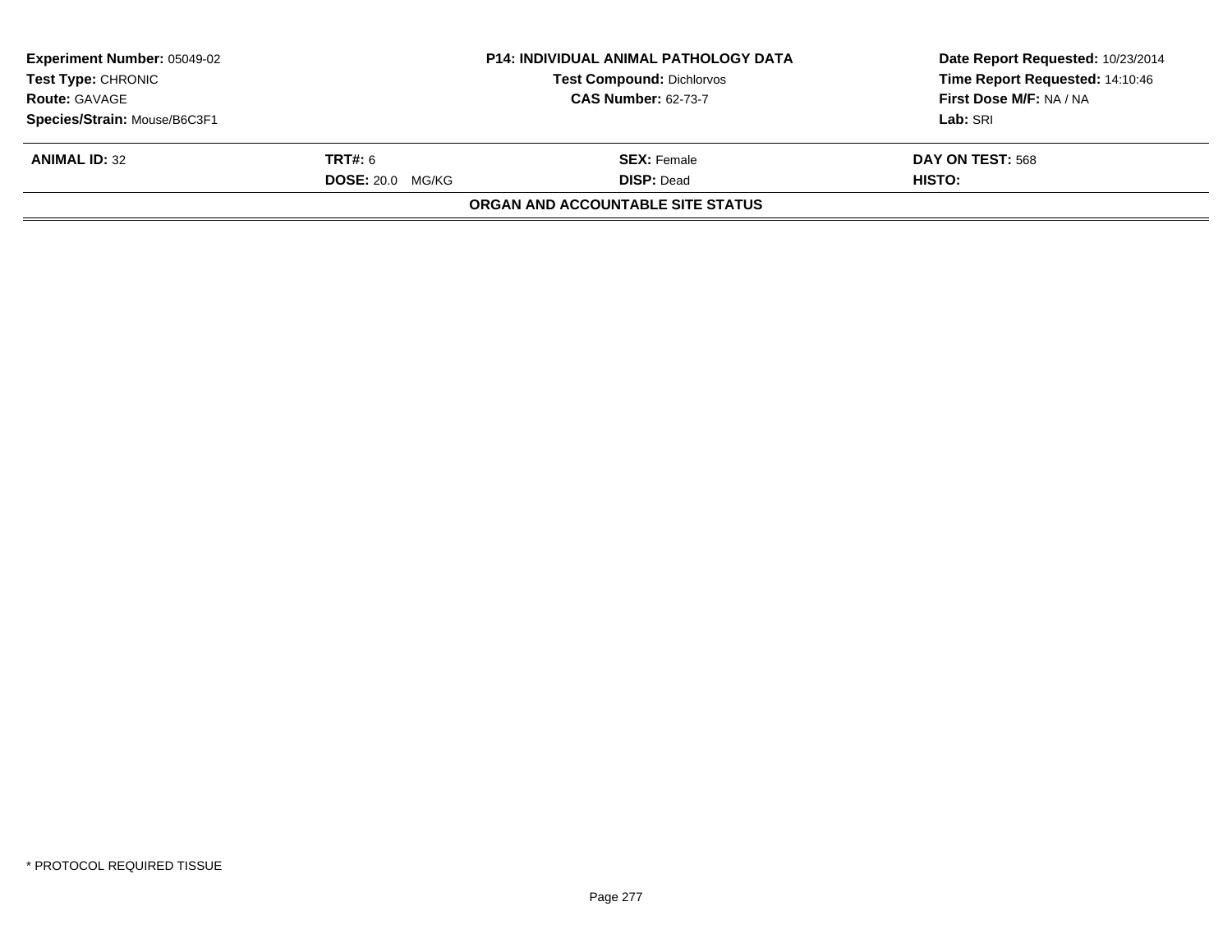| **Experiment Number:** 05049-02 | **P14: INDIVIDUAL ANIMAL PATHOLOGY DATA** | **Date Report Requested:** 10/23/2014 |
|---|---|---|
| **Test Type:** CHRONIC | **Test Compound:** Dichlorvos | **Time Report Requested:** 14:10:46 |
| **Route:** GAVAGE | **CAS Number:** 62-73-7 | **First Dose M/F:** NA / NA |
| **Species/Strain:** Mouse/B6C3F1 | | **Lab:** SRI |

| **ANIMAL ID:** 32 | **TRT#:** 6 | **SEX:** Female | **DAY ON TEST:** 568 |
|---|---|---|---|
| | **DOSE:** 20.0 MG/KG | **DISP:** Dead | **HISTO:** |

**ORGAN AND ACCOUNTABLE SITE STATUS**

* PROTOCOL REQUIRED TISSUE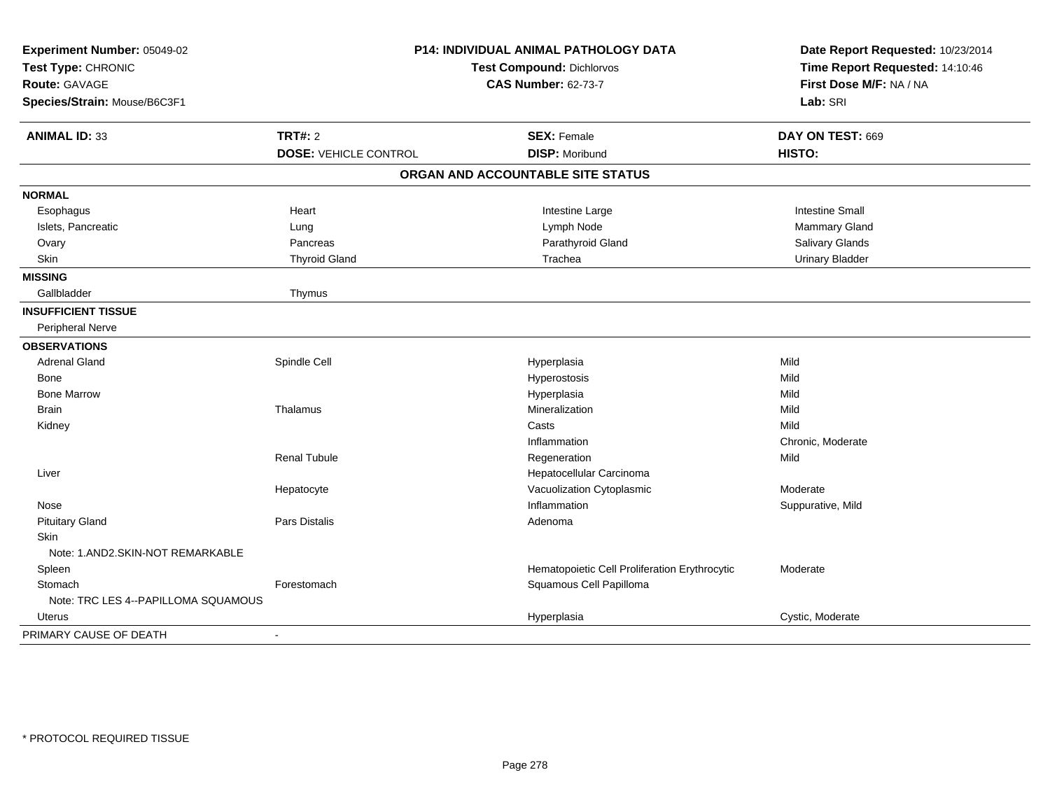**Experiment Number:** 05049-02
**Test Type:** CHRONIC
**Route:** GAVAGE
**Species/Strain:** Mouse/B6C3F1

**P14: INDIVIDUAL ANIMAL PATHOLOGY DATA**
**Test Compound:** Dichlorvos
**CAS Number:** 62-73-7

**Date Report Requested:** 10/23/2014
**Time Report Requested:** 14:10:46
**First Dose M/F:** NA / NA
**Lab:** SRI

| **ANIMAL ID:** 33 | **TRT#:** 2 | **SEX:** Female | **DAY ON TEST:** 669 |
|---|---|---|---|
| | **DOSE:** VEHICLE CONTROL | **DISP:** Moribund | **HISTO:** |

**ORGAN AND ACCOUNTABLE SITE STATUS**

| | | | |
|---|---|---|---|
| **NORMAL** | | | |
| Esophagus | Heart | Intestine Large | Intestine Small |
| Islets, Pancreatic | Lung | Lymph Node | Mammary Gland |
| Ovary | Pancreas | Parathyroid Gland | Salivary Glands |
| Skin | Thyroid Gland | Trachea | Urinary Bladder |
| **MISSING** | | | |
| Gallbladder | Thymus | | |
| **INSUFFICIENT TISSUE** | | | |
| Peripheral Nerve | | | |
| **OBSERVATIONS** | | | |
| Adrenal Gland | Spindle Cell | Hyperplasia | Mild |
| Bone | | Hyperostosis | Mild |
| Bone Marrow | | Hyperplasia | Mild |
| Brain | Thalamus | Mineralization | Mild |
| Kidney | | Casts | Mild |
| | | Inflammation | Chronic, Moderate |
| | Renal Tubule | Regeneration | Mild |
| Liver | | Hepatocellular Carcinoma | |
| | Hepatocyte | Vacuolization Cytoplasmic | Moderate |
| Nose | | Inflammation | Suppurative, Mild |
| Pituitary Gland | Pars Distalis | Adenoma | |
| Skin | | | |
| Note: 1.AND2.SKIN-NOT REMARKABLE | | | |
| Spleen | | Hematopoietic Cell Proliferation Erythrocytic | Moderate |
| Stomach | Forestomach | Squamous Cell Papilloma | |
| Note: TRC LES 4--PAPILLOMA SQUAMOUS | | | |
| Uterus | | Hyperplasia | Cystic, Moderate |
| PRIMARY CAUSE OF DEATH | - | | |

* PROTOCOL REQUIRED TISSUE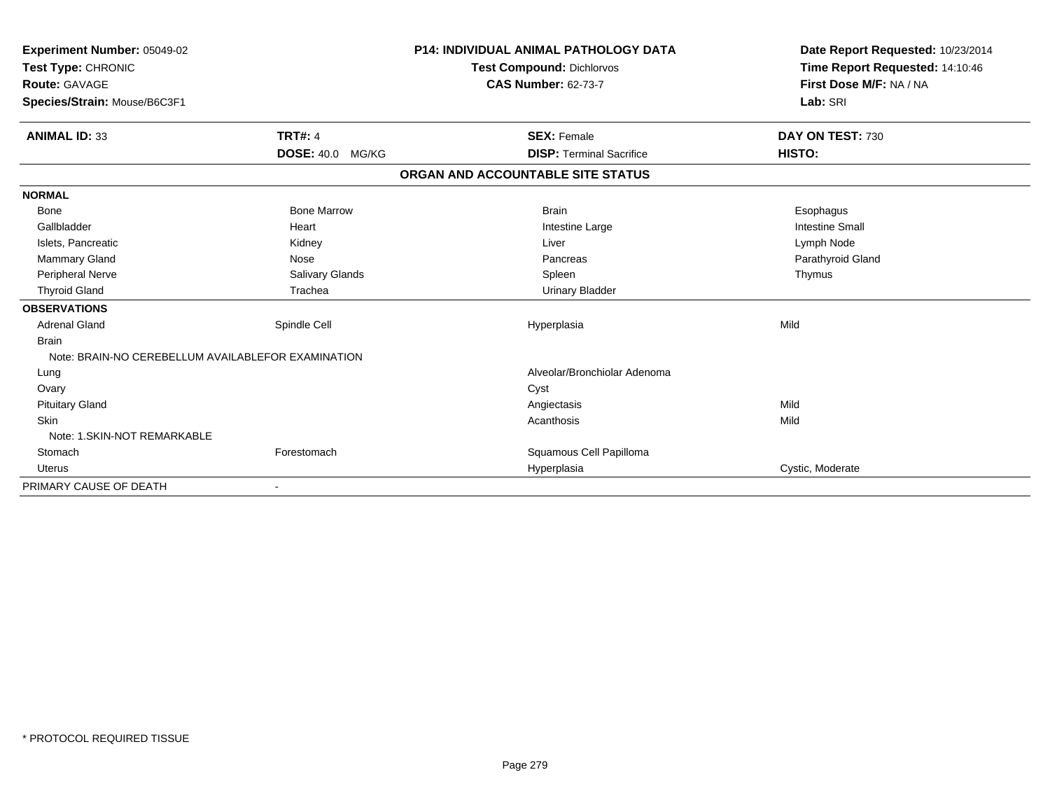**Experiment Number:** 05049-02
**Test Type:** CHRONIC
**Route:** GAVAGE
**Species/Strain:** Mouse/B6C3F1

**P14: INDIVIDUAL ANIMAL PATHOLOGY DATA**
**Test Compound:** Dichlorvos
**CAS Number:** 62-73-7

**Date Report Requested:** 10/23/2014
**Time Report Requested:** 14:10:46
**First Dose M/F:** NA / NA
**Lab:** SRI

| **ANIMAL ID:** 33 | **TRT#:** 4 | **SEX:** Female | **DAY ON TEST:** 730 |
|---|---|---|---|
| | **DOSE:** 40.0 MG/KG | **DISP:** Terminal Sacrifice | **HISTO:** |

**ORGAN AND ACCOUNTABLE SITE STATUS**

| | | | |
|---|---|---|---|
| **NORMAL** | | | |
| Bone | Bone Marrow | Brain | Esophagus |
| Gallbladder | Heart | Intestine Large | Intestine Small |
| Islets, Pancreatic | Kidney | Liver | Lymph Node |
| Mammary Gland | Nose | Pancreas | Parathyroid Gland |
| Peripheral Nerve | Salivary Glands | Spleen | Thymus |
| Thyroid Gland | Trachea | Urinary Bladder | |
| **OBSERVATIONS** | | | |
| Adrenal Gland | Spindle Cell | Hyperplasia | Mild |
| Brain | | | |
| Note: BRAIN-NO CEREBELLUM AVAILABLEFOR EXAMINATION | | | |
| Lung | | Alveolar/Bronchiolar Adenoma | |
| Ovary | | Cyst | |
| Pituitary Gland | | Angiectasis | Mild |
| Skin | | Acanthosis | Mild |
| Note: 1.SKIN-NOT REMARKABLE | | | |
| Stomach | Forestomach | Squamous Cell Papilloma | |
| Uterus | | Hyperplasia | Cystic, Moderate |
| PRIMARY CAUSE OF DEATH | - | | |

* PROTOCOL REQUIRED TISSUE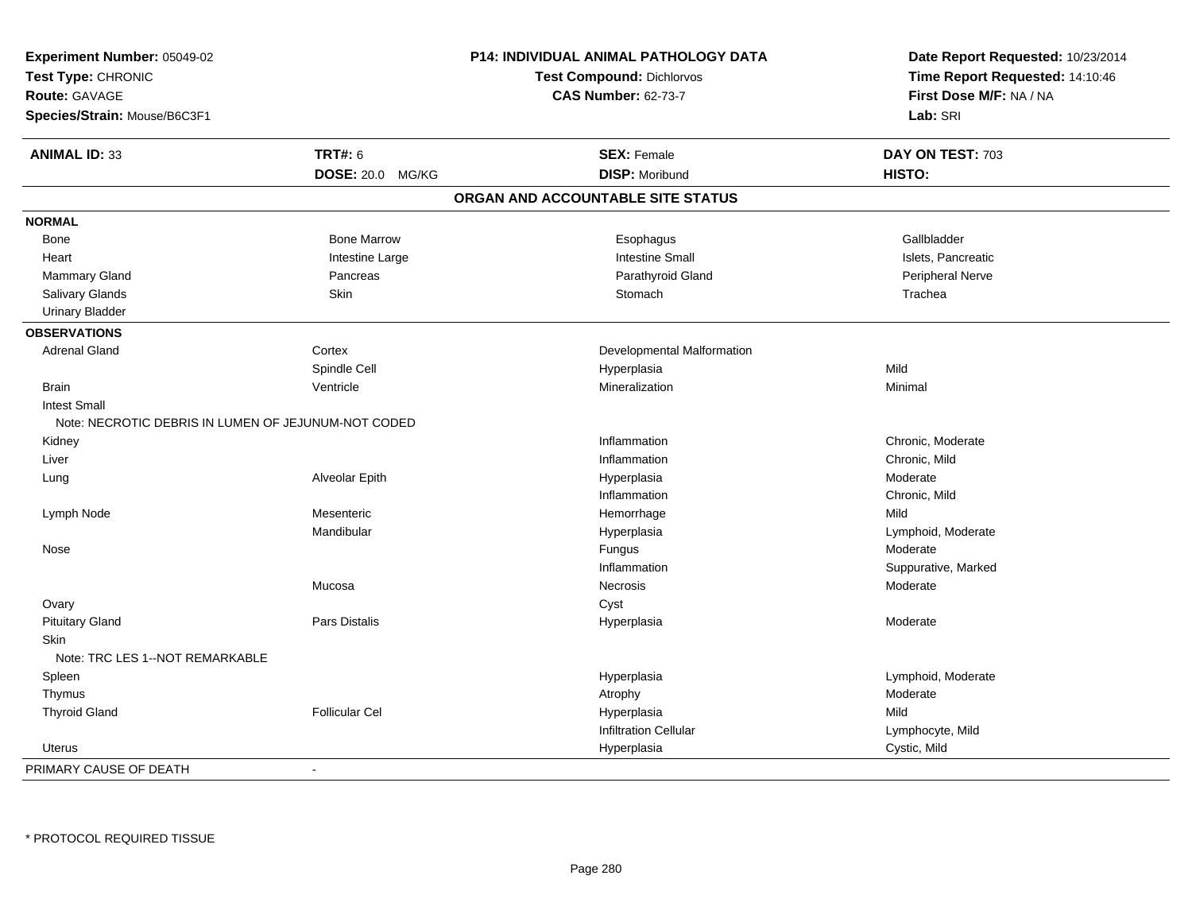**Experiment Number:** 05049-02
**Test Type:** CHRONIC
**Route:** GAVAGE
**Species/Strain:** Mouse/B6C3F1

**P14: INDIVIDUAL ANIMAL PATHOLOGY DATA**
**Test Compound:** Dichlorvos
**CAS Number:** 62-73-7

**Date Report Requested:** 10/23/2014
**Time Report Requested:** 14:10:46
**First Dose M/F:** NA / NA
**Lab:** SRI

| **ANIMAL ID:** 33 | **TRT#:** 6 | **SEX:** Female | **DAY ON TEST:** 703 |
|---|---|---|---|
| | **DOSE:** 20.0 MG/KG | **DISP:** Moribund | **HISTO:** |

## ORGAN AND ACCOUNTABLE SITE STATUS

**NORMAL**

| | | | |
|---|---|---|---|
| Bone | Bone Marrow | Esophagus | Gallbladder |
| Heart | Intestine Large | Intestine Small | Islets, Pancreatic |
| Mammary Gland | Pancreas | Parathyroid Gland | Peripheral Nerve |
| Salivary Glands | Skin | Stomach | Trachea |
| Urinary Bladder | | | |

**OBSERVATIONS**

| | | | |
|---|---|---|---|
| Adrenal Gland | Cortex | Developmental Malformation | |
| | Spindle Cell | Hyperplasia | Mild |
| Brain | Ventricle | Mineralization | Minimal |
| Intest Small | | | |
| Note: NECROTIC DEBRIS IN LUMEN OF JEJUNUM-NOT CODED | | | |
| Kidney | | Inflammation | Chronic, Moderate |
| Liver | | Inflammation | Chronic, Mild |
| Lung | Alveolar Epith | Hyperplasia | Moderate |
| | | Inflammation | Chronic, Mild |
| Lymph Node | Mesenteric | Hemorrhage | Mild |
| | Mandibular | Hyperplasia | Lymphoid, Moderate |
| Nose | | Fungus | Moderate |
| | | Inflammation | Suppurative, Marked |
| | Mucosa | Necrosis | Moderate |
| Ovary | | Cyst | |
| Pituitary Gland | Pars Distalis | Hyperplasia | Moderate |
| Skin | | | |
| Note: TRC LES 1--NOT REMARKABLE | | | |
| Spleen | | Hyperplasia | Lymphoid, Moderate |
| Thymus | | Atrophy | Moderate |
| Thyroid Gland | Follicular Cel | Hyperplasia | Mild |
| | | Infiltration Cellular | Lymphocyte, Mild |
| Uterus | | Hyperplasia | Cystic, Mild |

PRIMARY CAUSE OF DEATH -

\* PROTOCOL REQUIRED TISSUE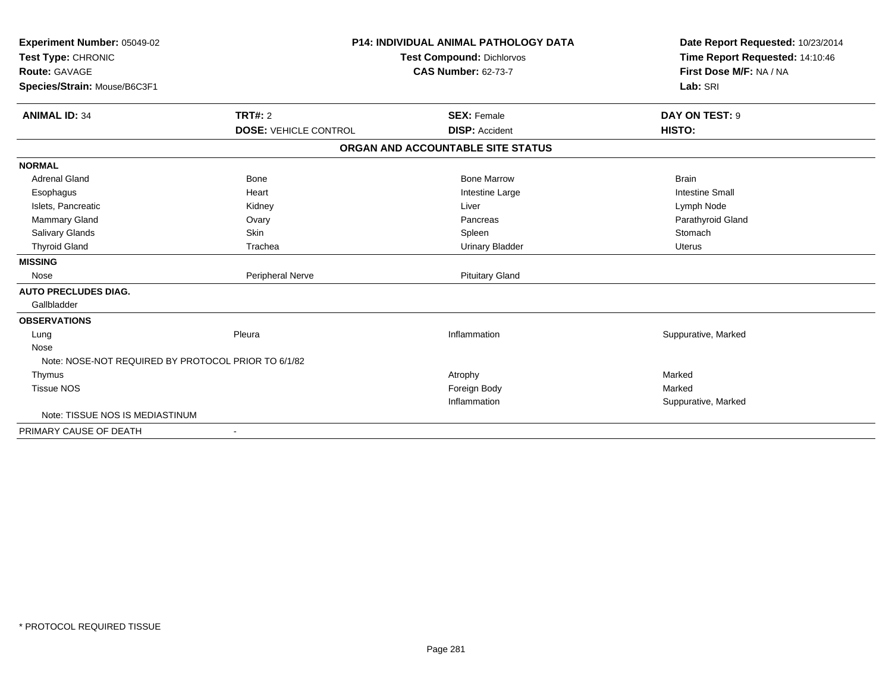**Experiment Number:** 05049-02
**Test Type:** CHRONIC
**Route:** GAVAGE
**Species/Strain:** Mouse/B6C3F1

**P14: INDIVIDUAL ANIMAL PATHOLOGY DATA**
**Test Compound:** Dichlorvos
**CAS Number:** 62-73-7

**Date Report Requested:** 10/23/2014
**Time Report Requested:** 14:10:46
**First Dose M/F:** NA / NA
**Lab:** SRI

| **ANIMAL ID:** 34 | **TRT#:** 2 | **SEX:** Female | **DAY ON TEST:** 9 |
|---|---|---|---|
| | **DOSE:** VEHICLE CONTROL | **DISP:** Accident | **HISTO:** |

**ORGAN AND ACCOUNTABLE SITE STATUS**

| | | | |
|---|---|---|---|
| **NORMAL** | | | |
| Adrenal Gland | Bone | Bone Marrow | Brain |
| Esophagus | Heart | Intestine Large | Intestine Small |
| Islets, Pancreatic | Kidney | Liver | Lymph Node |
| Mammary Gland | Ovary | Pancreas | Parathyroid Gland |
| Salivary Glands | Skin | Spleen | Stomach |
| Thyroid Gland | Trachea | Urinary Bladder | Uterus |
| **MISSING** | | | |
| Nose | Peripheral Nerve | Pituitary Gland | |
| **AUTO PRECLUDES DIAG.** | | | |
| Gallbladder | | | |
| **OBSERVATIONS** | | | |
| Lung | Pleura | Inflammation | Suppurative, Marked |
| Nose | | | |
| Note: NOSE-NOT REQUIRED BY PROTOCOL PRIOR TO 6/1/82 | | | |
| Thymus | | Atrophy | Marked |
| Tissue NOS | | Foreign Body | Marked |
| | | Inflammation | Suppurative, Marked |
| Note: TISSUE NOS IS MEDIASTINUM | | | |
| PRIMARY CAUSE OF DEATH | - | | |

\* PROTOCOL REQUIRED TISSUE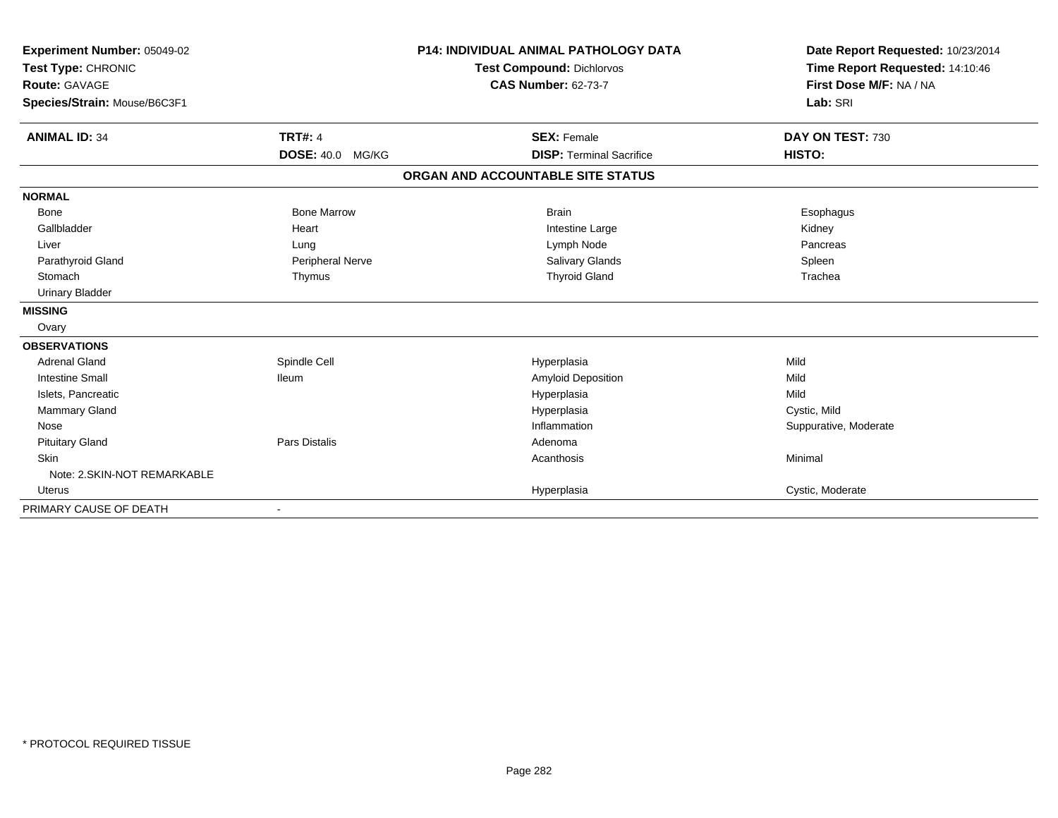**Experiment Number:** 05049-02
**Test Type:** CHRONIC
**Route:** GAVAGE
**Species/Strain:** Mouse/B6C3F1

**P14: INDIVIDUAL ANIMAL PATHOLOGY DATA**
**Test Compound:** Dichlorvos
**CAS Number:** 62-73-7

**Date Report Requested:** 10/23/2014
**Time Report Requested:** 14:10:46
**First Dose M/F:** NA / NA
**Lab:** SRI

| **ANIMAL ID:** 34 | **TRT#:** 4 | **SEX:** Female | **DAY ON TEST:** 730 |
|---|---|---|---|
| | **DOSE:** 40.0 MG/KG | **DISP:** Terminal Sacrifice | **HISTO:** |

**ORGAN AND ACCOUNTABLE SITE STATUS**

| | | | |
|---|---|---|---|
| **NORMAL** | | | |
| Bone | Bone Marrow | Brain | Esophagus |
| Gallbladder | Heart | Intestine Large | Kidney |
| Liver | Lung | Lymph Node | Pancreas |
| Parathyroid Gland | Peripheral Nerve | Salivary Glands | Spleen |
| Stomach | Thymus | Thyroid Gland | Trachea |
| Urinary Bladder | | | |
| **MISSING** | | | |
| Ovary | | | |
| **OBSERVATIONS** | | | |
| Adrenal Gland | Spindle Cell | Hyperplasia | Mild |
| Intestine Small | Ileum | Amyloid Deposition | Mild |
| Islets, Pancreatic | | Hyperplasia | Mild |
| Mammary Gland | | Hyperplasia | Cystic, Mild |
| Nose | | Inflammation | Suppurative, Moderate |
| Pituitary Gland | Pars Distalis | Adenoma | |
| Skin | | Acanthosis | Minimal |
| Note: 2.SKIN-NOT REMARKABLE | | | |
| Uterus | | Hyperplasia | Cystic, Moderate |
| PRIMARY CAUSE OF DEATH | - | | |

* PROTOCOL REQUIRED TISSUE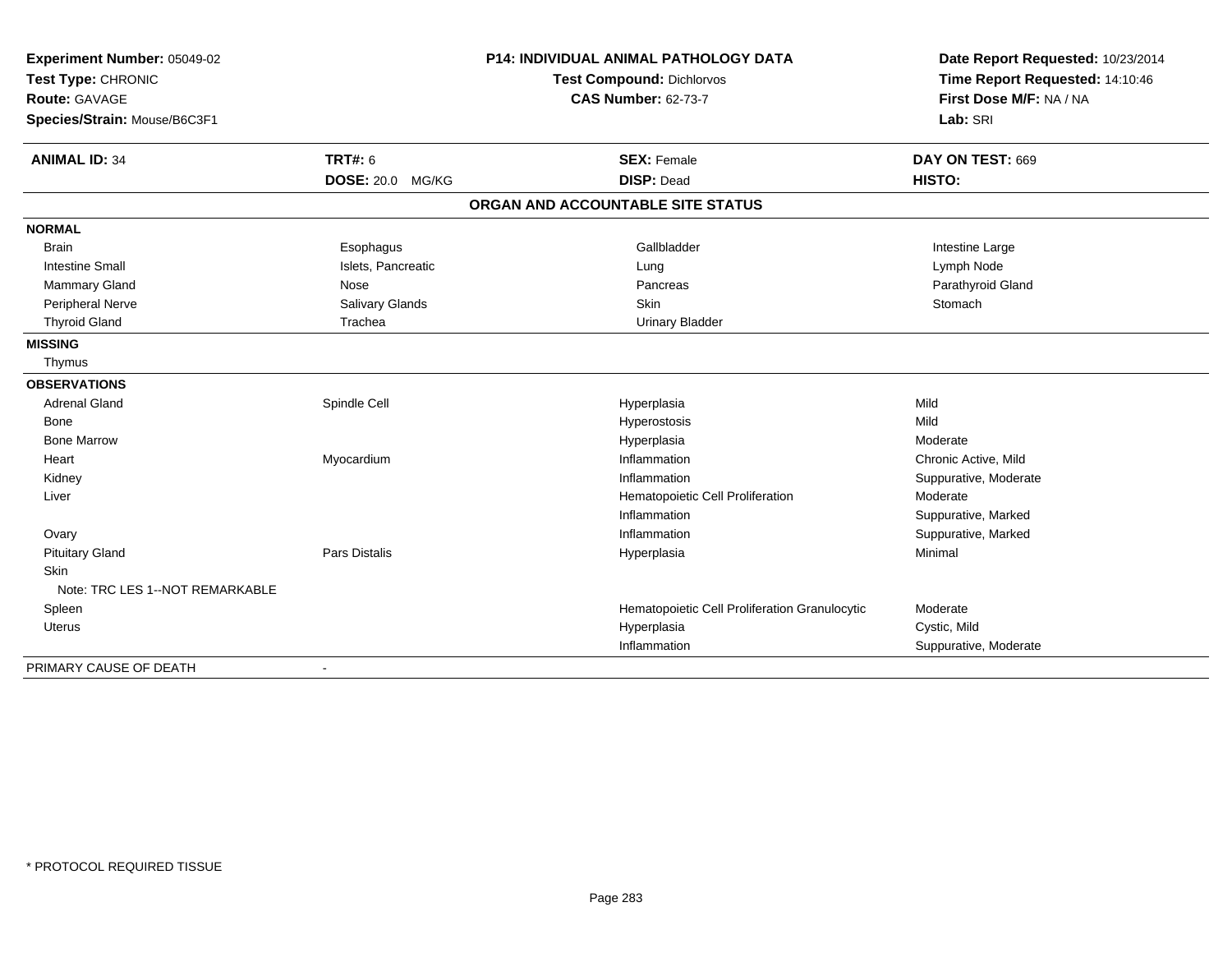**Experiment Number:** 05049-02
**Test Type:** CHRONIC
**Route:** GAVAGE
**Species/Strain:** Mouse/B6C3F1

**P14: INDIVIDUAL ANIMAL PATHOLOGY DATA**
**Test Compound:** Dichlorvos
**CAS Number:** 62-73-7

**Date Report Requested:** 10/23/2014
**Time Report Requested:** 14:10:46
**First Dose M/F:** NA / NA
**Lab:** SRI

| **ANIMAL ID:** 34 | **TRT#:** 6 | **SEX:** Female | **DAY ON TEST:** 669 |
|---|---|---|---|
| | **DOSE:** 20.0 MG/KG | **DISP:** Dead | **HISTO:** |

## ORGAN AND ACCOUNTABLE SITE STATUS

| | | | |
|---|---|---|---|
| **NORMAL** | | | |
| Brain | Esophagus | Gallbladder | Intestine Large |
| Intestine Small | Islets, Pancreatic | Lung | Lymph Node |
| Mammary Gland | Nose | Pancreas | Parathyroid Gland |
| Peripheral Nerve | Salivary Glands | Skin | Stomach |
| Thyroid Gland | Trachea | Urinary Bladder | |
| **MISSING** | | | |
| Thymus | | | |
| **OBSERVATIONS** | | | |
| Adrenal Gland | Spindle Cell | Hyperplasia | Mild |
| Bone | | Hyperostosis | Mild |
| Bone Marrow | | Hyperplasia | Moderate |
| Heart | Myocardium | Inflammation | Chronic Active, Mild |
| Kidney | | Inflammation | Suppurative, Moderate |
| Liver | | Hematopoietic Cell Proliferation | Moderate |
| | | Inflammation | Suppurative, Marked |
| Ovary | | Inflammation | Suppurative, Marked |
| Pituitary Gland | Pars Distalis | Hyperplasia | Minimal |
| Skin | | | |
| Note: TRC LES 1--NOT REMARKABLE | | | |
| Spleen | | Hematopoietic Cell Proliferation Granulocytic | Moderate |
| Uterus | | Hyperplasia | Cystic, Mild |
| | | Inflammation | Suppurative, Moderate |
| PRIMARY CAUSE OF DEATH | - | | |

\* PROTOCOL REQUIRED TISSUE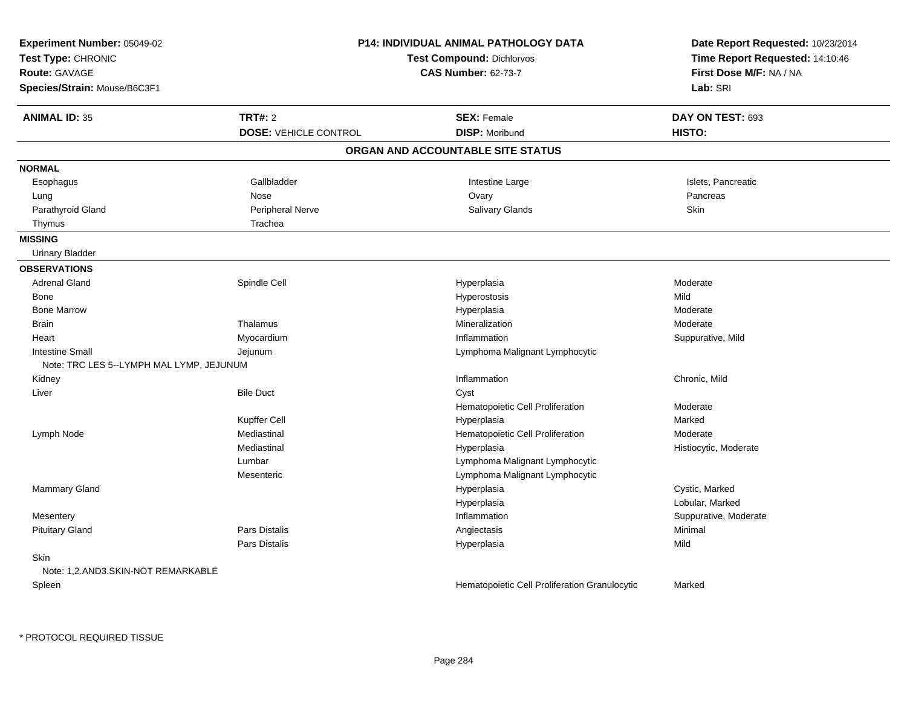**Experiment Number:** 05049-02
**Test Type:** CHRONIC
**Route:** GAVAGE
**Species/Strain:** Mouse/B6C3F1

**P14: INDIVIDUAL ANIMAL PATHOLOGY DATA**
**Test Compound:** Dichlorvos
**CAS Number:** 62-73-7

**Date Report Requested:** 10/23/2014
**Time Report Requested:** 14:10:46
**First Dose M/F:** NA / NA
**Lab:** SRI

| **ANIMAL ID:** 35 | **TRT#:** 2 | **SEX:** Female | **DAY ON TEST:** 693 |
|---|---|---|---|
| | **DOSE:** VEHICLE CONTROL | **DISP:** Moribund | **HISTO:** |

## ORGAN AND ACCOUNTABLE SITE STATUS

**NORMAL**

| | | | |
|---|---|---|---|
| Esophagus | Gallbladder | Intestine Large | Islets, Pancreatic |
| Lung | Nose | Ovary | Pancreas |
| Parathyroid Gland | Peripheral Nerve | Salivary Glands | Skin |
| Thymus | Trachea | | |

**MISSING**

Urinary Bladder

**OBSERVATIONS**

| Organ | Site | Observation | Severity |
|---|---|---|---|
| Adrenal Gland | Spindle Cell | Hyperplasia | Moderate |
| Bone | | Hyperostosis | Mild |
| Bone Marrow | | Hyperplasia | Moderate |
| Brain | Thalamus | Mineralization | Moderate |
| Heart | Myocardium | Inflammation | Suppurative, Mild |
| Intestine Small | Jejunum | Lymphoma Malignant Lymphocytic | |
| Note: TRC LES 5--LYMPH MAL LYMP, JEJUNUM | | | |
| Kidney | | Inflammation | Chronic, Mild |
| Liver | Bile Duct | Cyst | |
| | | Hematopoietic Cell Proliferation | Moderate |
| | Kupffer Cell | Hyperplasia | Marked |
| Lymph Node | Mediastinal | Hematopoietic Cell Proliferation | Moderate |
| | Mediastinal | Hyperplasia | Histiocytic, Moderate |
| | Lumbar | Lymphoma Malignant Lymphocytic | |
| | Mesenteric | Lymphoma Malignant Lymphocytic | |
| Mammary Gland | | Hyperplasia | Cystic, Marked |
| | | Hyperplasia | Lobular, Marked |
| Mesentery | | Inflammation | Suppurative, Moderate |
| Pituitary Gland | Pars Distalis | Angiectasis | Minimal |
| | Pars Distalis | Hyperplasia | Mild |
| Skin | | | |
| Note: 1,2.AND3.SKIN-NOT REMARKABLE | | | |
| Spleen | | Hematopoietic Cell Proliferation Granulocytic | Marked |

\* PROTOCOL REQUIRED TISSUE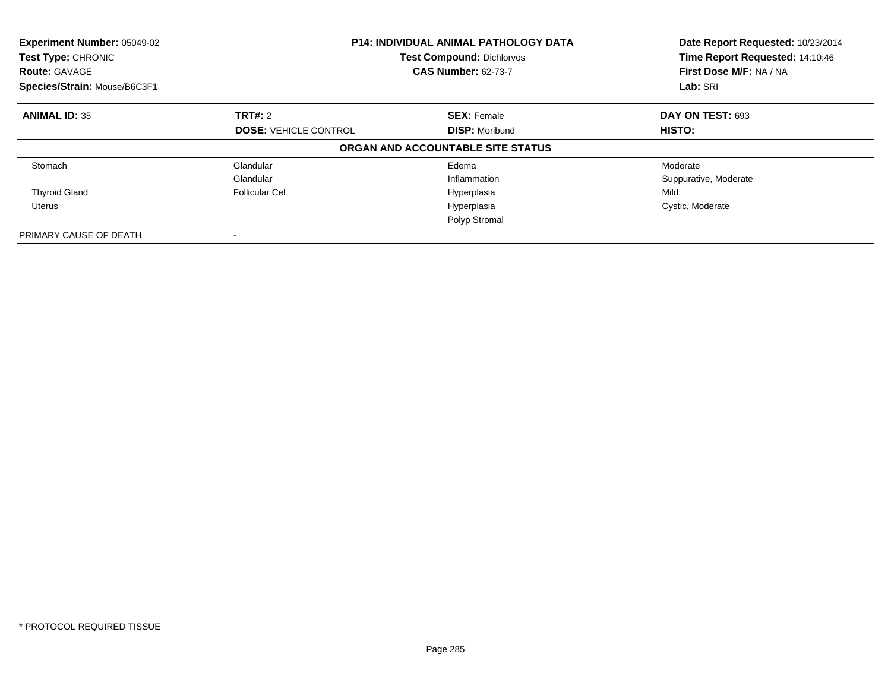**Experiment Number:** 05049-02
**Test Type:** CHRONIC
**Route:** GAVAGE
**Species/Strain:** Mouse/B6C3F1

**P14: INDIVIDUAL ANIMAL PATHOLOGY DATA**
**Test Compound:** Dichlorvos
**CAS Number:** 62-73-7

**Date Report Requested:** 10/23/2014
**Time Report Requested:** 14:10:46
**First Dose M/F:** NA / NA
**Lab:** SRI

| **ANIMAL ID:** 35 | **TRT#:** 2 | **SEX:** Female | **DAY ON TEST:** 693 |
|---|---|---|---|
| | **DOSE:** VEHICLE CONTROL | **DISP:** Moribund | **HISTO:** |

**ORGAN AND ACCOUNTABLE SITE STATUS**

| | | | |
|---|---|---|---|
| Stomach | Glandular | Edema | Moderate |
| | Glandular | Inflammation | Suppurative, Moderate |
| Thyroid Gland | Follicular Cel | Hyperplasia | Mild |
| Uterus | | Hyperplasia | Cystic, Moderate |
| | | Polyp Stromal | |
| PRIMARY CAUSE OF DEATH | - | | |

* PROTOCOL REQUIRED TISSUE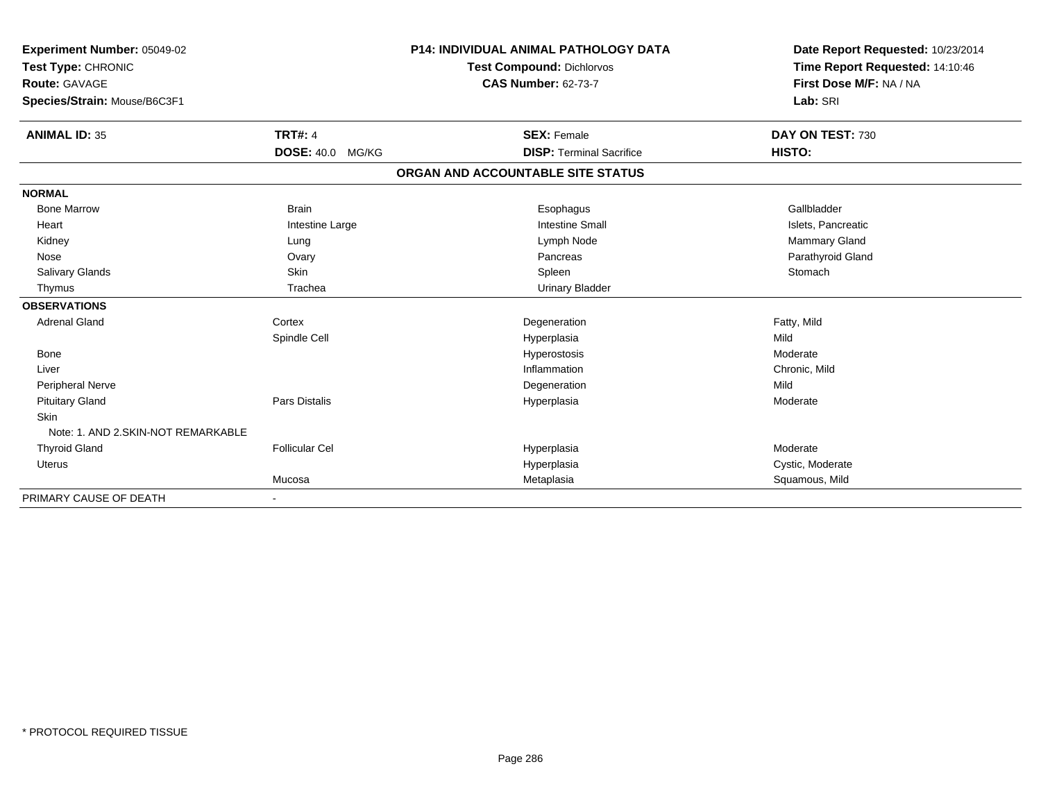**Experiment Number:** 05049-02
**Test Type:** CHRONIC
**Route:** GAVAGE
**Species/Strain:** Mouse/B6C3F1

**P14: INDIVIDUAL ANIMAL PATHOLOGY DATA**
**Test Compound:** Dichlorvos
**CAS Number:** 62-73-7

**Date Report Requested:** 10/23/2014
**Time Report Requested:** 14:10:46
**First Dose M/F:** NA / NA
**Lab:** SRI

| **ANIMAL ID:** 35 | **TRT#:** 4 | **SEX:** Female | **DAY ON TEST:** 730 |
|---|---|---|---|
| | **DOSE:** 40.0 MG/KG | **DISP:** Terminal Sacrifice | **HISTO:** |

## ORGAN AND ACCOUNTABLE SITE STATUS

| | | | |
|---|---|---|---|
| **NORMAL** | | | |
| Bone Marrow | Brain | Esophagus | Gallbladder |
| Heart | Intestine Large | Intestine Small | Islets, Pancreatic |
| Kidney | Lung | Lymph Node | Mammary Gland |
| Nose | Ovary | Pancreas | Parathyroid Gland |
| Salivary Glands | Skin | Spleen | Stomach |
| Thymus | Trachea | Urinary Bladder | |
| **OBSERVATIONS** | | | |
| Adrenal Gland | Cortex | Degeneration | Fatty, Mild |
| | Spindle Cell | Hyperplasia | Mild |
| Bone | | Hyperostosis | Moderate |
| Liver | | Inflammation | Chronic, Mild |
| Peripheral Nerve | | Degeneration | Mild |
| Pituitary Gland | Pars Distalis | Hyperplasia | Moderate |
| Skin | | | |
| Note: 1. AND 2.SKIN-NOT REMARKABLE | | | |
| Thyroid Gland | Follicular Cel | Hyperplasia | Moderate |
| Uterus | | Hyperplasia | Cystic, Moderate |
| | Mucosa | Metaplasia | Squamous, Mild |
| PRIMARY CAUSE OF DEATH | - | | |

\* PROTOCOL REQUIRED TISSUE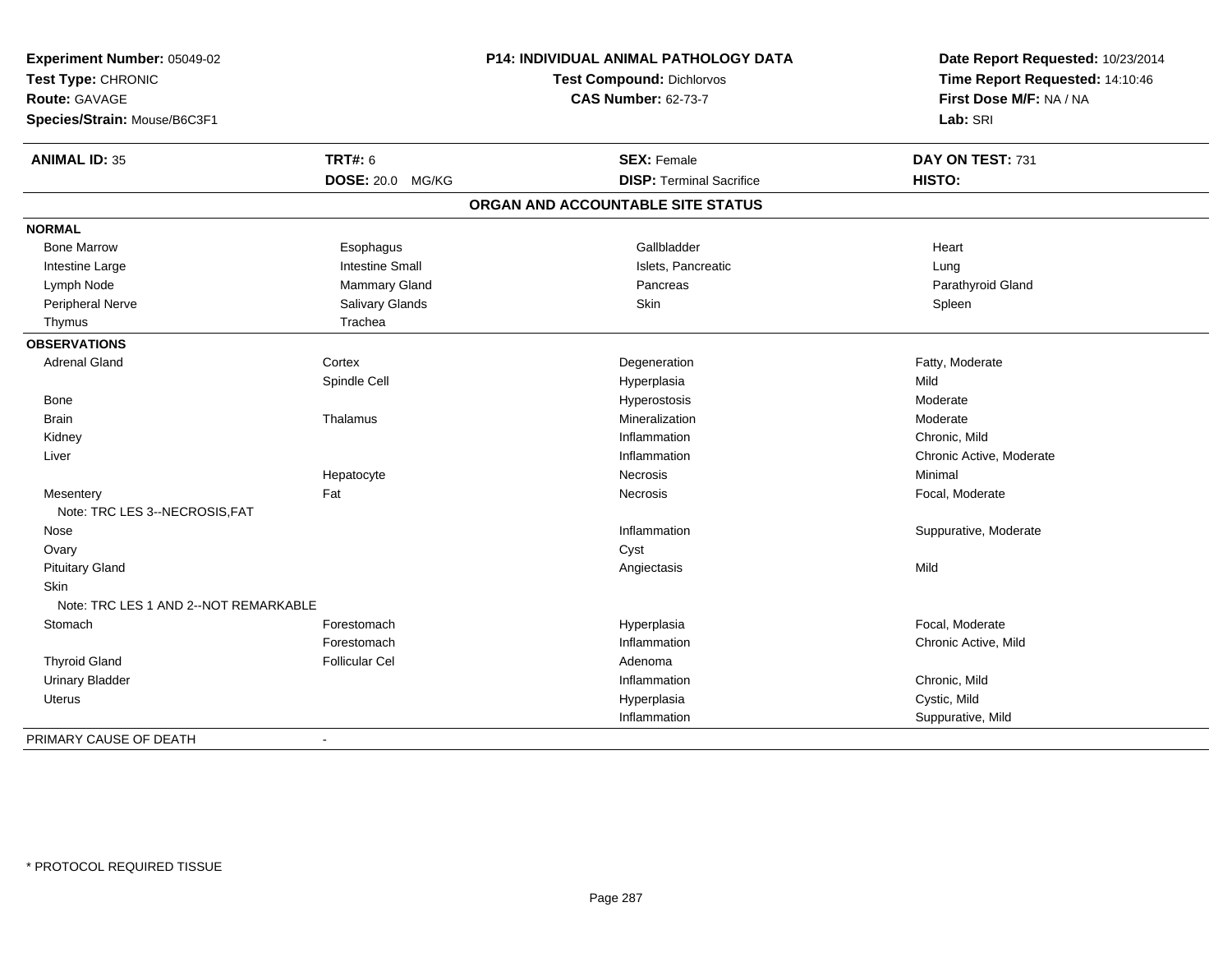**Experiment Number:** 05049-02
**Test Type:** CHRONIC
**Route:** GAVAGE
**Species/Strain:** Mouse/B6C3F1

## P14: INDIVIDUAL ANIMAL PATHOLOGY DATA

**Test Compound:** Dichlorvos
**CAS Number:** 62-73-7

**Date Report Requested:** 10/23/2014
**Time Report Requested:** 14:10:46
**First Dose M/F:** NA / NA
**Lab:** SRI

| **ANIMAL ID:** 35 | **TRT#:** 6 | **SEX:** Female | **DAY ON TEST:** 731 |
|---|---|---|---|
| | **DOSE:** 20.0 MG/KG | **DISP:** Terminal Sacrifice | **HISTO:** |

### ORGAN AND ACCOUNTABLE SITE STATUS

| | | | |
|---|---|---|---|
| **NORMAL** | | | |
| Bone Marrow | Esophagus | Gallbladder | Heart |
| Intestine Large | Intestine Small | Islets, Pancreatic | Lung |
| Lymph Node | Mammary Gland | Pancreas | Parathyroid Gland |
| Peripheral Nerve | Salivary Glands | Skin | Spleen |
| Thymus | Trachea | | |
| **OBSERVATIONS** | | | |
| Adrenal Gland | Cortex | Degeneration | Fatty, Moderate |
| | Spindle Cell | Hyperplasia | Mild |
| Bone | | Hyperostosis | Moderate |
| Brain | Thalamus | Mineralization | Moderate |
| Kidney | | Inflammation | Chronic, Mild |
| Liver | | Inflammation | Chronic Active, Moderate |
| | Hepatocyte | Necrosis | Minimal |
| Mesentery | Fat | Necrosis | Focal, Moderate |
| Note: TRC LES 3--NECROSIS,FAT | | | |
| Nose | | Inflammation | Suppurative, Moderate |
| Ovary | | Cyst | |
| Pituitary Gland | | Angiectasis | Mild |
| Skin | | | |
| Note: TRC LES 1 AND 2--NOT REMARKABLE | | | |
| Stomach | Forestomach | Hyperplasia | Focal, Moderate |
| | Forestomach | Inflammation | Chronic Active, Mild |
| Thyroid Gland | Follicular Cel | Adenoma | |
| Urinary Bladder | | Inflammation | Chronic, Mild |
| Uterus | | Hyperplasia | Cystic, Mild |
| | | Inflammation | Suppurative, Mild |
| PRIMARY CAUSE OF DEATH | - | | |

\* PROTOCOL REQUIRED TISSUE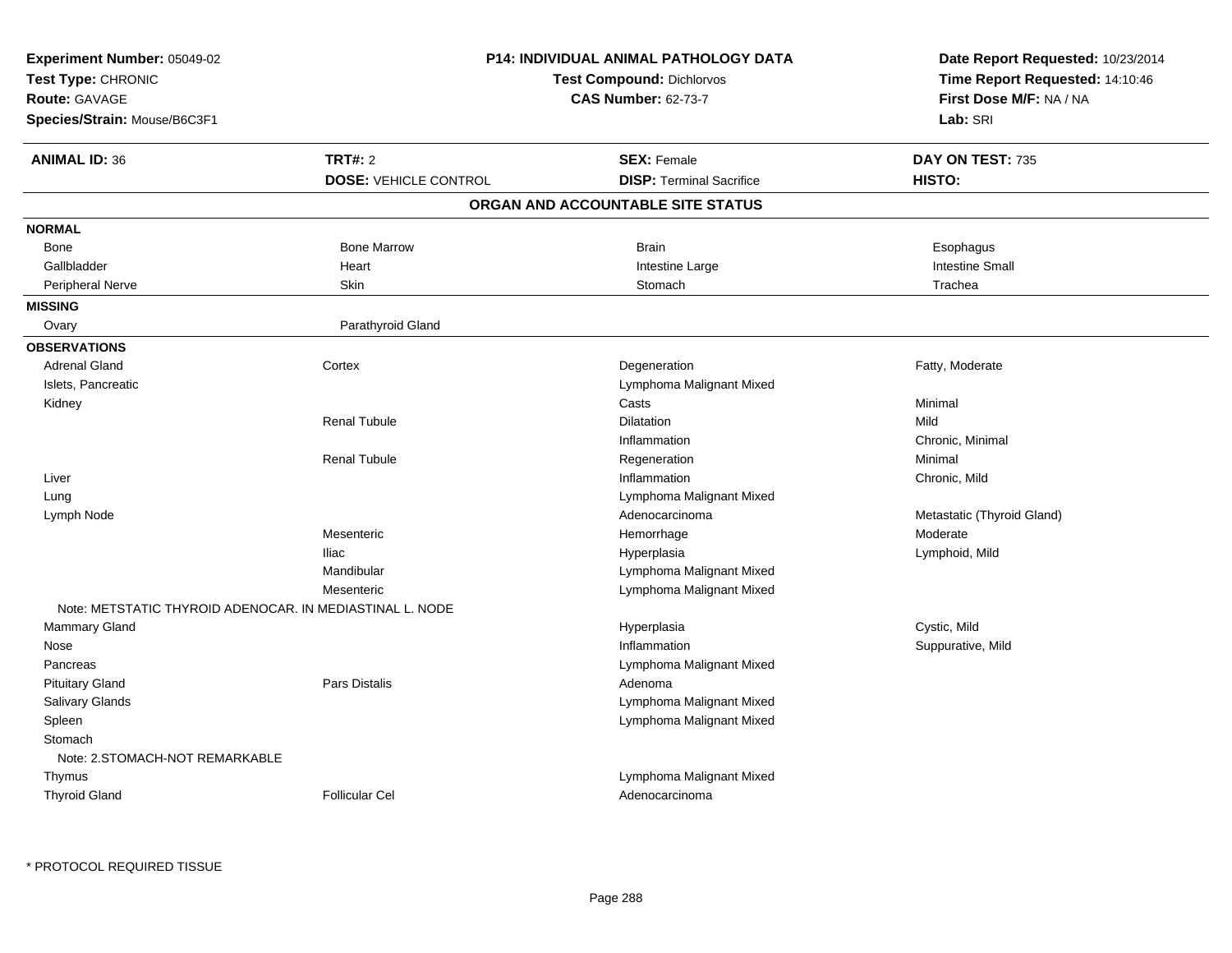| **Experiment Number:** 05049-02 | **P14: INDIVIDUAL ANIMAL PATHOLOGY DATA** | **Date Report Requested:** 10/23/2014 |
|---|---|---|
| **Test Type:** CHRONIC | **Test Compound:** Dichlorvos | **Time Report Requested:** 14:10:46 |
| **Route:** GAVAGE | **CAS Number:** 62-73-7 | **First Dose M/F:** NA / NA |
| **Species/Strain:** Mouse/B6C3F1 | | **Lab:** SRI |

| **ANIMAL ID:** 36 | **TRT#:** 2 | **SEX:** Female | **DAY ON TEST:** 735 |
|---|---|---|---|
| | **DOSE:** VEHICLE CONTROL | **DISP:** Terminal Sacrifice | **HISTO:** |

## ORGAN AND ACCOUNTABLE SITE STATUS

**NORMAL**

| | | | |
|---|---|---|---|
| Bone | Bone Marrow | Brain | Esophagus |
| Gallbladder | Heart | Intestine Large | Intestine Small |
| Peripheral Nerve | Skin | Stomach | Trachea |

**MISSING**

| | |
|---|---|
| Ovary | Parathyroid Gland |

**OBSERVATIONS**

| Organ | Site | Observation | Qualifier |
|---|---|---|---|
| Adrenal Gland | Cortex | Degeneration | Fatty, Moderate |
| Islets, Pancreatic | | Lymphoma Malignant Mixed | |
| Kidney | | Casts | Minimal |
| | Renal Tubule | Dilatation | Mild |
| | | Inflammation | Chronic, Minimal |
| | Renal Tubule | Regeneration | Minimal |
| Liver | | Inflammation | Chronic, Mild |
| Lung | | Lymphoma Malignant Mixed | |
| Lymph Node | | Adenocarcinoma | Metastatic (Thyroid Gland) |
| | Mesenteric | Hemorrhage | Moderate |
| | Iliac | Hyperplasia | Lymphoid, Mild |
| | Mandibular | Lymphoma Malignant Mixed | |
| | Mesenteric | Lymphoma Malignant Mixed | |
| Note: METSTATIC THYROID ADENOCAR. IN MEDIASTINAL L. NODE | | | |
| Mammary Gland | | Hyperplasia | Cystic, Mild |
| Nose | | Inflammation | Suppurative, Mild |
| Pancreas | | Lymphoma Malignant Mixed | |
| Pituitary Gland | Pars Distalis | Adenoma | |
| Salivary Glands | | Lymphoma Malignant Mixed | |
| Spleen | | Lymphoma Malignant Mixed | |
| Stomach | | | |
| Note: 2.STOMACH-NOT REMARKABLE | | | |
| Thymus | | Lymphoma Malignant Mixed | |
| Thyroid Gland | Follicular Cel | Adenocarcinoma | |

* PROTOCOL REQUIRED TISSUE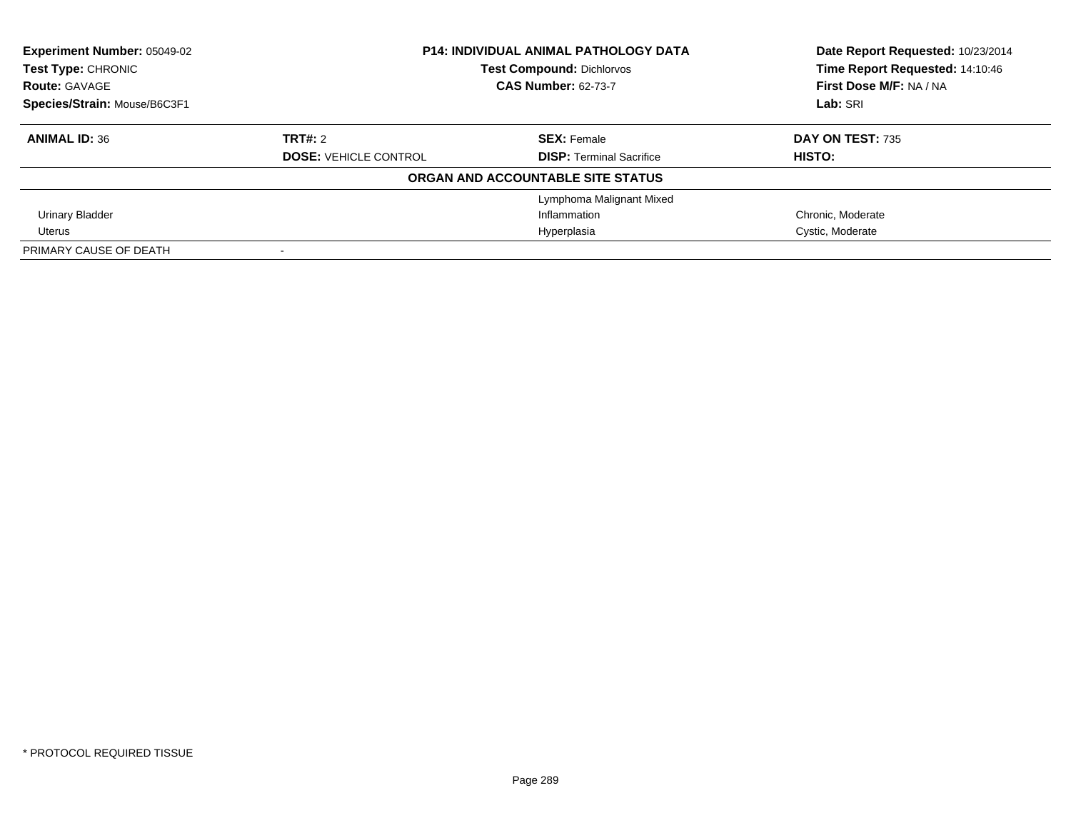| **Experiment Number:** 05049-02 | **P14: INDIVIDUAL ANIMAL PATHOLOGY DATA** | | **Date Report Requested:** 10/23/2014 |
|---|---|---|---|
| **Test Type:** CHRONIC | **Test Compound:** Dichlorvos | | **Time Report Requested:** 14:10:46 |
| **Route:** GAVAGE | **CAS Number:** 62-73-7 | | **First Dose M/F:** NA / NA |
| **Species/Strain:** Mouse/B6C3F1 | | | **Lab:** SRI |

| **ANIMAL ID:** 36 | **TRT#:** 2 | **SEX:** Female | **DAY ON TEST:** 735 |
|---|---|---|---|
| | **DOSE:** VEHICLE CONTROL | **DISP:** Terminal Sacrifice | **HISTO:** |

**ORGAN AND ACCOUNTABLE SITE STATUS**

| | | | |
|---|---|---|---|
| | | Lymphoma Malignant Mixed | |
| Urinary Bladder | | Inflammation | Chronic, Moderate |
| Uterus | | Hyperplasia | Cystic, Moderate |
| PRIMARY CAUSE OF DEATH | - | | |

* PROTOCOL REQUIRED TISSUE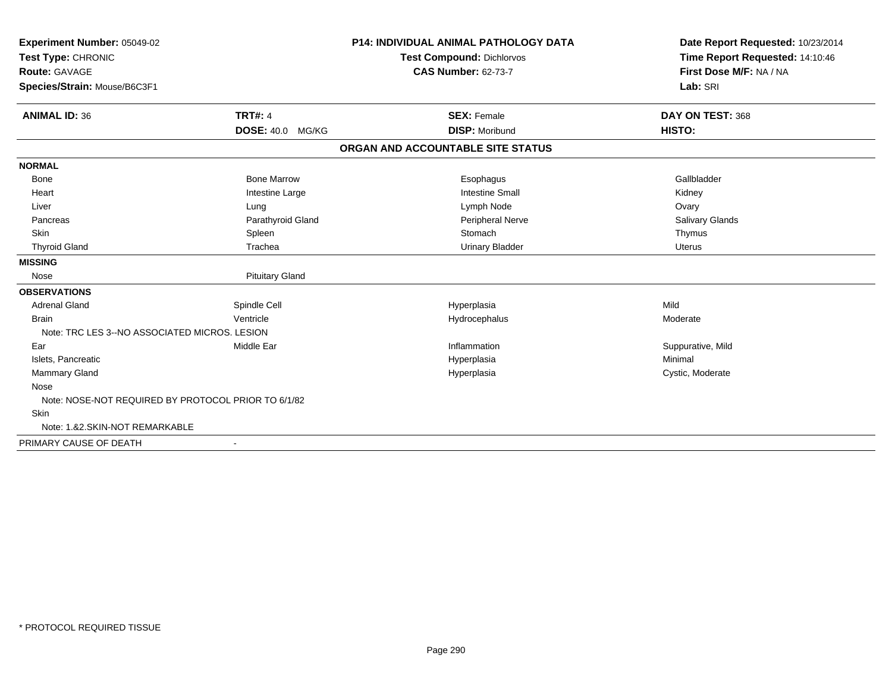| Experiment Number: 05049-02 | P14: INDIVIDUAL ANIMAL PATHOLOGY DATA | Date Report Requested: 10/23/2014 |
|---|---|---|
| Test Type: CHRONIC | Test Compound: Dichlorvos | Time Report Requested: 14:10:46 |
| Route: GAVAGE | CAS Number: 62-73-7 | First Dose M/F: NA / NA |
| Species/Strain: Mouse/B6C3F1 | | Lab: SRI |

| ANIMAL ID: 36 | TRT#: 4 | SEX: Female | DAY ON TEST: 368 |
|---|---|---|---|
| | DOSE: 40.0 MG/KG | DISP: Moribund | HISTO: |

**ORGAN AND ACCOUNTABLE SITE STATUS**

| | | | |
|---|---|---|---|
| **NORMAL** | | | |
| Bone | Bone Marrow | Esophagus | Gallbladder |
| Heart | Intestine Large | Intestine Small | Kidney |
| Liver | Lung | Lymph Node | Ovary |
| Pancreas | Parathyroid Gland | Peripheral Nerve | Salivary Glands |
| Skin | Spleen | Stomach | Thymus |
| Thyroid Gland | Trachea | Urinary Bladder | Uterus |
| **MISSING** | | | |
| Nose | Pituitary Gland | | |
| **OBSERVATIONS** | | | |
| Adrenal Gland | Spindle Cell | Hyperplasia | Mild |
| Brain | Ventricle | Hydrocephalus | Moderate |
| Note: TRC LES 3--NO ASSOCIATED MICROS. LESION | | | |
| Ear | Middle Ear | Inflammation | Suppurative, Mild |
| Islets, Pancreatic | | Hyperplasia | Minimal |
| Mammary Gland | | Hyperplasia | Cystic, Moderate |
| Nose | | | |
| Note: NOSE-NOT REQUIRED BY PROTOCOL PRIOR TO 6/1/82 | | | |
| Skin | | | |
| Note: 1.&2.SKIN-NOT REMARKABLE | | | |
| PRIMARY CAUSE OF DEATH | - | | |

* PROTOCOL REQUIRED TISSUE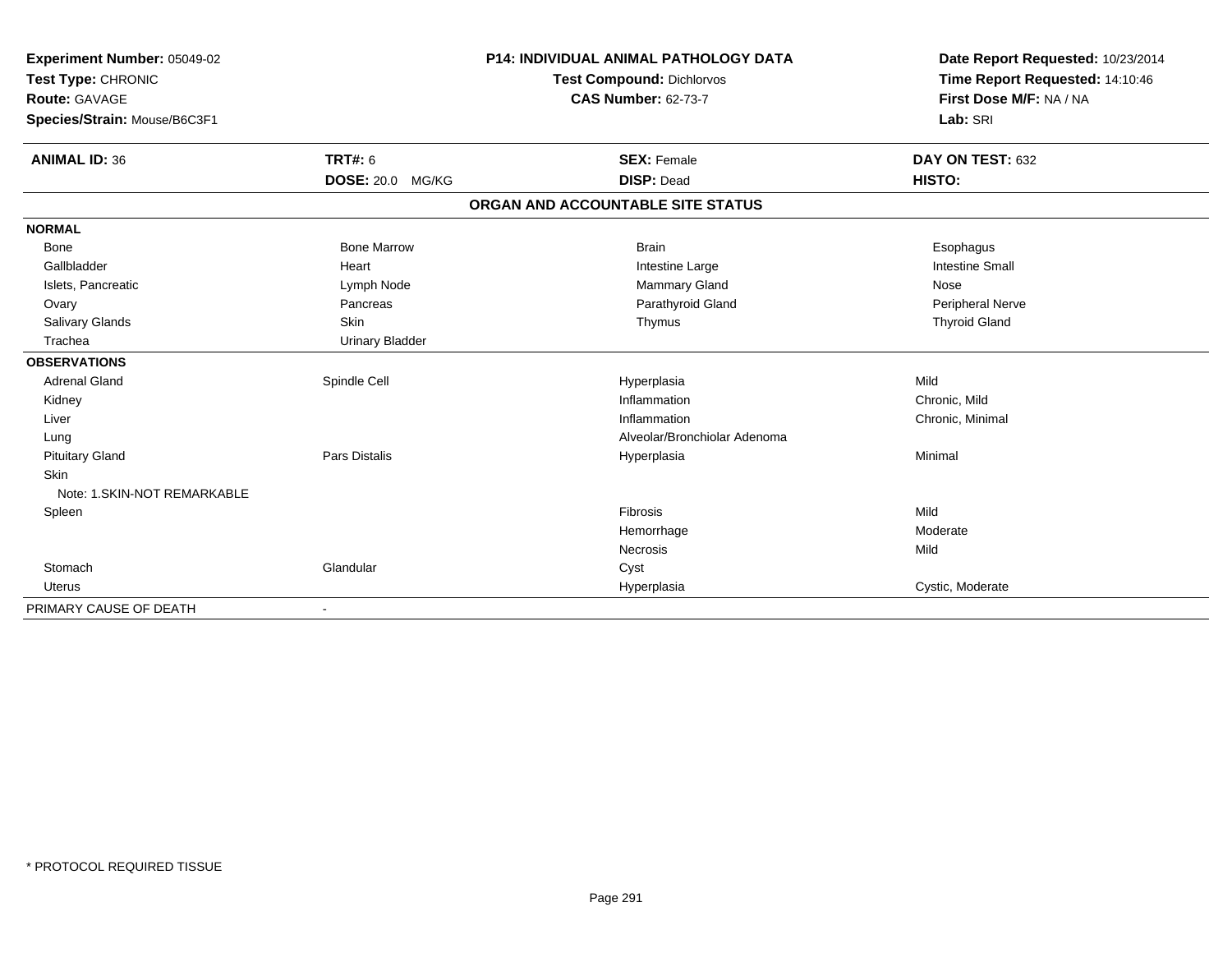**Experiment Number:** 05049-02
**Test Type:** CHRONIC
**Route:** GAVAGE
**Species/Strain:** Mouse/B6C3F1

**P14: INDIVIDUAL ANIMAL PATHOLOGY DATA**
**Test Compound:** Dichlorvos
**CAS Number:** 62-73-7

**Date Report Requested:** 10/23/2014
**Time Report Requested:** 14:10:46
**First Dose M/F:** NA / NA
**Lab:** SRI

| **ANIMAL ID:** 36 | **TRT#:** 6 | **SEX:** Female | **DAY ON TEST:** 632 |
|---|---|---|---|
| | **DOSE:** 20.0 MG/KG | **DISP:** Dead | **HISTO:** |

**ORGAN AND ACCOUNTABLE SITE STATUS**

| | | | |
|---|---|---|---|
| **NORMAL** | | | |
| Bone | Bone Marrow | Brain | Esophagus |
| Gallbladder | Heart | Intestine Large | Intestine Small |
| Islets, Pancreatic | Lymph Node | Mammary Gland | Nose |
| Ovary | Pancreas | Parathyroid Gland | Peripheral Nerve |
| Salivary Glands | Skin | Thymus | Thyroid Gland |
| Trachea | Urinary Bladder | | |
| **OBSERVATIONS** | | | |
| Adrenal Gland | Spindle Cell | Hyperplasia | Mild |
| Kidney | | Inflammation | Chronic, Mild |
| Liver | | Inflammation | Chronic, Minimal |
| Lung | | Alveolar/Bronchiolar Adenoma | |
| Pituitary Gland | Pars Distalis | Hyperplasia | Minimal |
| Skin | | | |
| Note: 1.SKIN-NOT REMARKABLE | | | |
| Spleen | | Fibrosis | Mild |
| | | Hemorrhage | Moderate |
| | | Necrosis | Mild |
| Stomach | Glandular | Cyst | |
| Uterus | | Hyperplasia | Cystic, Moderate |
| PRIMARY CAUSE OF DEATH | - | | |

\* PROTOCOL REQUIRED TISSUE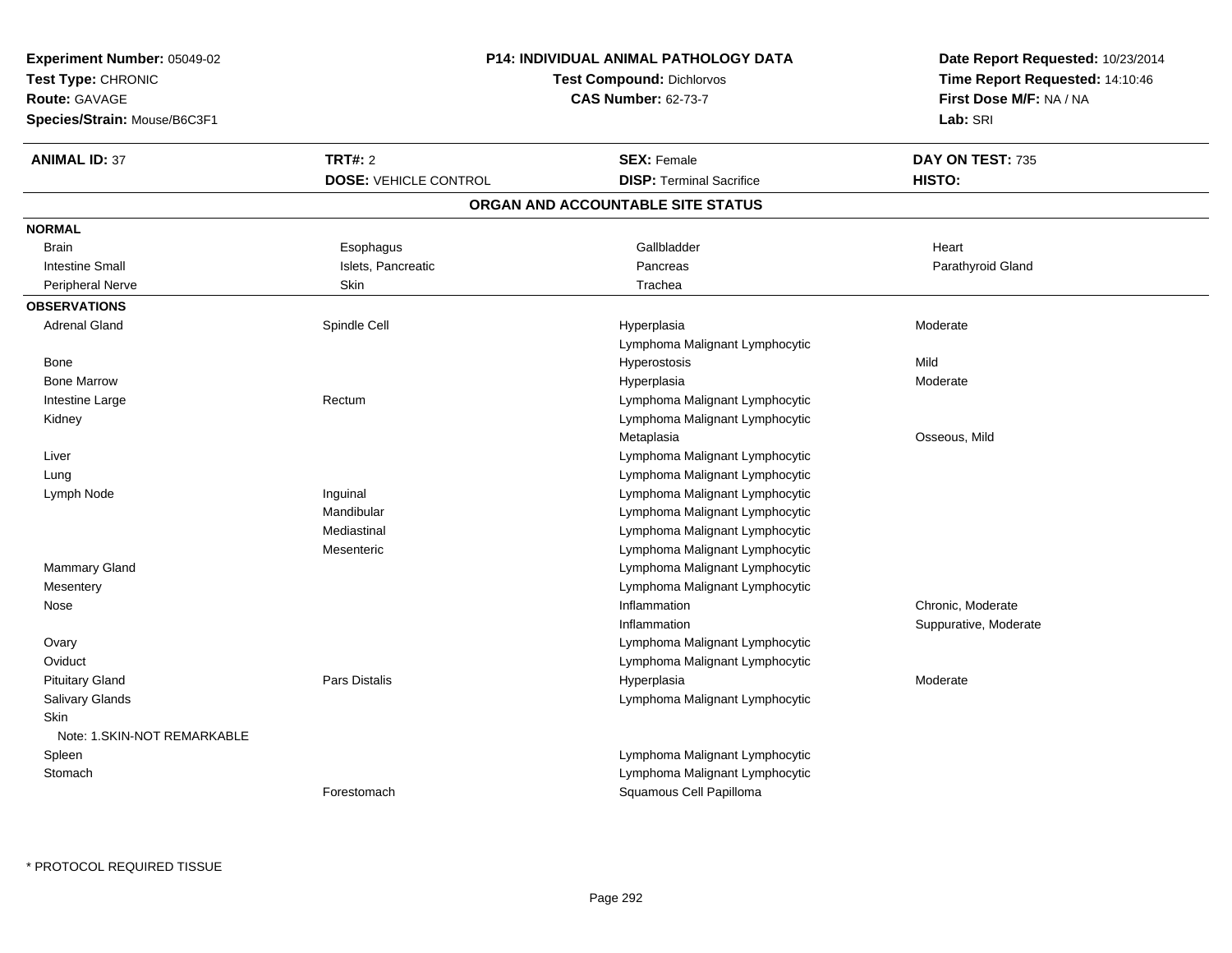**Experiment Number:** 05049-02
**Test Type:** CHRONIC
**Route:** GAVAGE
**Species/Strain:** Mouse/B6C3F1

**P14: INDIVIDUAL ANIMAL PATHOLOGY DATA**
**Test Compound:** Dichlorvos
**CAS Number:** 62-73-7

**Date Report Requested:** 10/23/2014
**Time Report Requested:** 14:10:46
**First Dose M/F:** NA / NA
**Lab:** SRI

| **ANIMAL ID:** 37 | **TRT#:** 2 | **SEX:** Female | **DAY ON TEST:** 735 |
|---|---|---|---|
| | **DOSE:** VEHICLE CONTROL | **DISP:** Terminal Sacrifice | **HISTO:** |

## ORGAN AND ACCOUNTABLE SITE STATUS

**NORMAL**

| | | | |
|---|---|---|---|
| Brain | Esophagus | Gallbladder | Heart |
| Intestine Small | Islets, Pancreatic | Pancreas | Parathyroid Gland |
| Peripheral Nerve | Skin | Trachea | |

**OBSERVATIONS**

| Organ | Site | Observation | Qualifier |
|---|---|---|---|
| Adrenal Gland | Spindle Cell | Hyperplasia | Moderate |
| | | Lymphoma Malignant Lymphocytic | |
| Bone | | Hyperostosis | Mild |
| Bone Marrow | | Hyperplasia | Moderate |
| Intestine Large | Rectum | Lymphoma Malignant Lymphocytic | |
| Kidney | | Lymphoma Malignant Lymphocytic | |
| | | Metaplasia | Osseous, Mild |
| Liver | | Lymphoma Malignant Lymphocytic | |
| Lung | | Lymphoma Malignant Lymphocytic | |
| Lymph Node | Inguinal | Lymphoma Malignant Lymphocytic | |
| | Mandibular | Lymphoma Malignant Lymphocytic | |
| | Mediastinal | Lymphoma Malignant Lymphocytic | |
| | Mesenteric | Lymphoma Malignant Lymphocytic | |
| Mammary Gland | | Lymphoma Malignant Lymphocytic | |
| Mesentery | | Lymphoma Malignant Lymphocytic | |
| Nose | | Inflammation | Chronic, Moderate |
| | | Inflammation | Suppurative, Moderate |
| Ovary | | Lymphoma Malignant Lymphocytic | |
| Oviduct | | Lymphoma Malignant Lymphocytic | |
| Pituitary Gland | Pars Distalis | Hyperplasia | Moderate |
| Salivary Glands | | Lymphoma Malignant Lymphocytic | |
| Skin | | | |
| Note: 1.SKIN-NOT REMARKABLE | | | |
| Spleen | | Lymphoma Malignant Lymphocytic | |
| Stomach | | Lymphoma Malignant Lymphocytic | |
| | Forestomach | Squamous Cell Papilloma | |

\* PROTOCOL REQUIRED TISSUE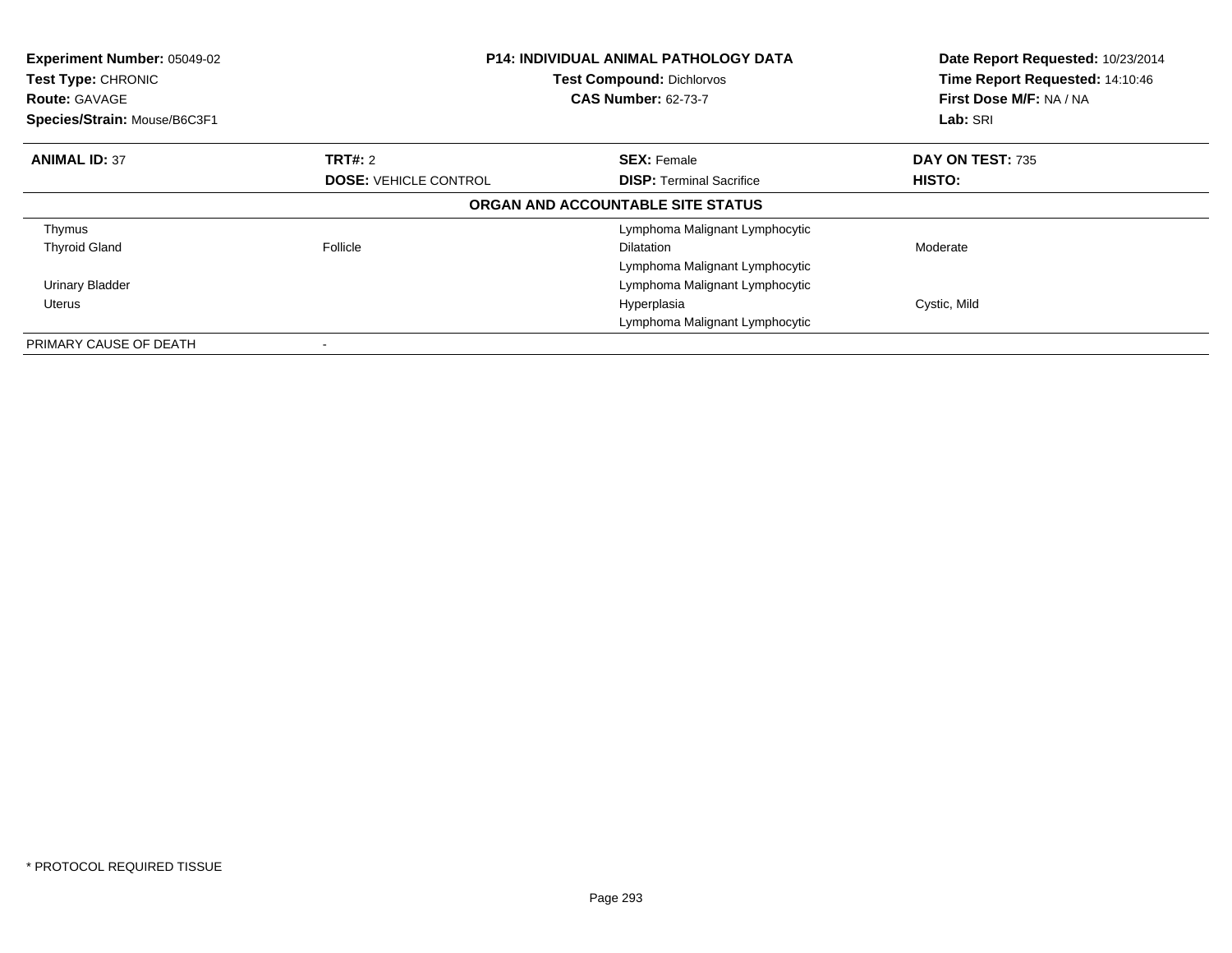**Experiment Number:** 05049-02
**Test Type:** CHRONIC
**Route:** GAVAGE
**Species/Strain:** Mouse/B6C3F1

**P14: INDIVIDUAL ANIMAL PATHOLOGY DATA**
**Test Compound:** Dichlorvos
**CAS Number:** 62-73-7

**Date Report Requested:** 10/23/2014
**Time Report Requested:** 14:10:46
**First Dose M/F:** NA / NA
**Lab:** SRI

| **ANIMAL ID:** 37 | **TRT#:** 2 | **SEX:** Female | **DAY ON TEST:** 735 |
|---|---|---|---|
| | **DOSE:** VEHICLE CONTROL | **DISP:** Terminal Sacrifice | **HISTO:** |

**ORGAN AND ACCOUNTABLE SITE STATUS**

| | | | |
|---|---|---|---|
| Thymus | | Lymphoma Malignant Lymphocytic | |
| Thyroid Gland | Follicle | Dilatation | Moderate |
| | | Lymphoma Malignant Lymphocytic | |
| Urinary Bladder | | Lymphoma Malignant Lymphocytic | |
| Uterus | | Hyperplasia | Cystic, Mild |
| | | Lymphoma Malignant Lymphocytic | |
| PRIMARY CAUSE OF DEATH | - | | |

* PROTOCOL REQUIRED TISSUE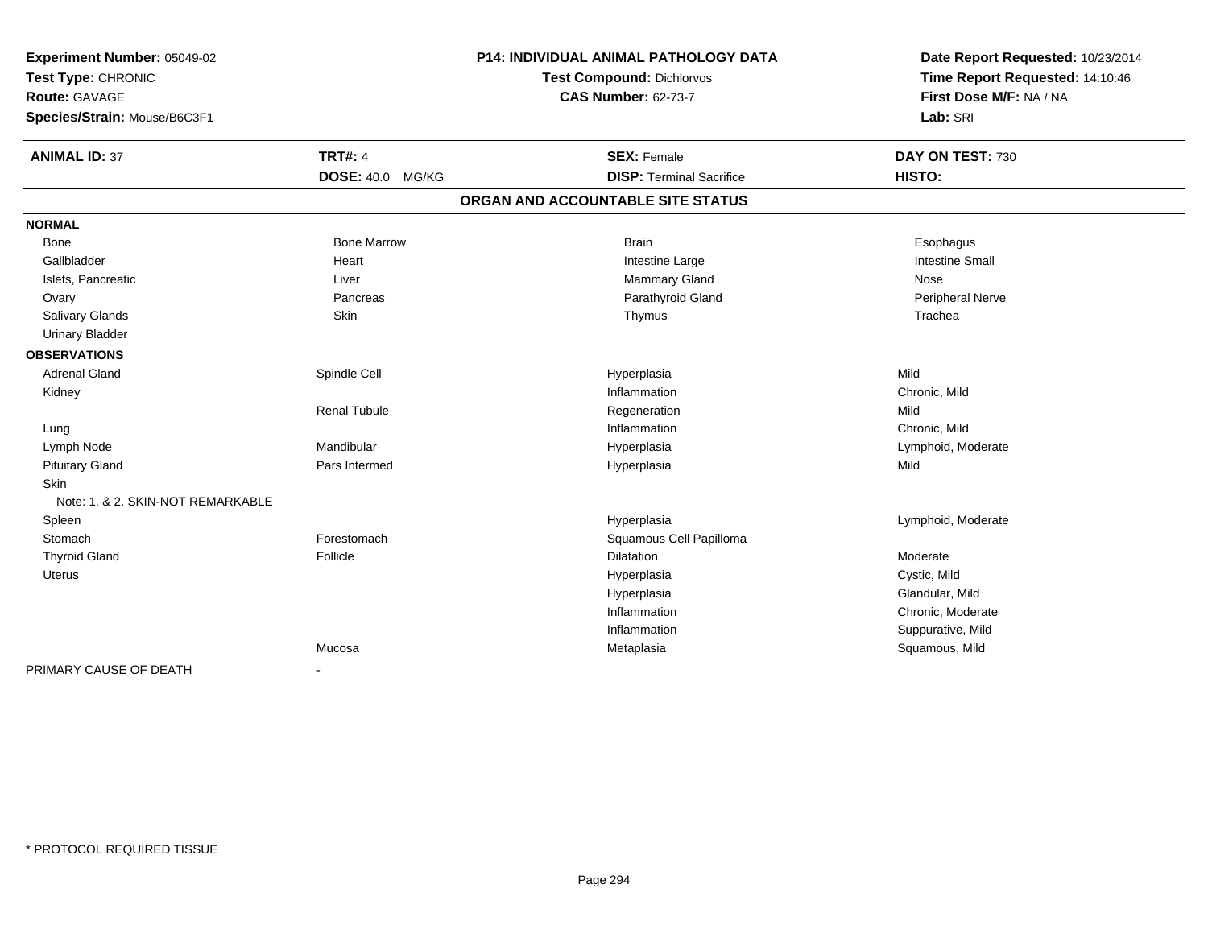**Experiment Number:** 05049-02
**Test Type:** CHRONIC
**Route:** GAVAGE
**Species/Strain:** Mouse/B6C3F1

**P14: INDIVIDUAL ANIMAL PATHOLOGY DATA**
**Test Compound:** Dichlorvos
**CAS Number:** 62-73-7

**Date Report Requested:** 10/23/2014
**Time Report Requested:** 14:10:46
**First Dose M/F:** NA / NA
**Lab:** SRI

| **ANIMAL ID:** 37 | **TRT#:** 4 | **SEX:** Female | **DAY ON TEST:** 730 |
|---|---|---|---|
| | **DOSE:** 40.0 MG/KG | **DISP:** Terminal Sacrifice | **HISTO:** |

**ORGAN AND ACCOUNTABLE SITE STATUS**

| | | | |
|---|---|---|---|
| **NORMAL** | | | |
| Bone | Bone Marrow | Brain | Esophagus |
| Gallbladder | Heart | Intestine Large | Intestine Small |
| Islets, Pancreatic | Liver | Mammary Gland | Nose |
| Ovary | Pancreas | Parathyroid Gland | Peripheral Nerve |
| Salivary Glands | Skin | Thymus | Trachea |
| Urinary Bladder | | | |
| **OBSERVATIONS** | | | |
| Adrenal Gland | Spindle Cell | Hyperplasia | Mild |
| Kidney | | Inflammation | Chronic, Mild |
| | Renal Tubule | Regeneration | Mild |
| Lung | | Inflammation | Chronic, Mild |
| Lymph Node | Mandibular | Hyperplasia | Lymphoid, Moderate |
| Pituitary Gland | Pars Intermed | Hyperplasia | Mild |
| Skin | | | |
| Note: 1. & 2. SKIN-NOT REMARKABLE | | | |
| Spleen | | Hyperplasia | Lymphoid, Moderate |
| Stomach | Forestomach | Squamous Cell Papilloma | |
| Thyroid Gland | Follicle | Dilatation | Moderate |
| Uterus | | Hyperplasia | Cystic, Mild |
| | | Hyperplasia | Glandular, Mild |
| | | Inflammation | Chronic, Moderate |
| | | Inflammation | Suppurative, Mild |
| | Mucosa | Metaplasia | Squamous, Mild |
| PRIMARY CAUSE OF DEATH | - | | |

* PROTOCOL REQUIRED TISSUE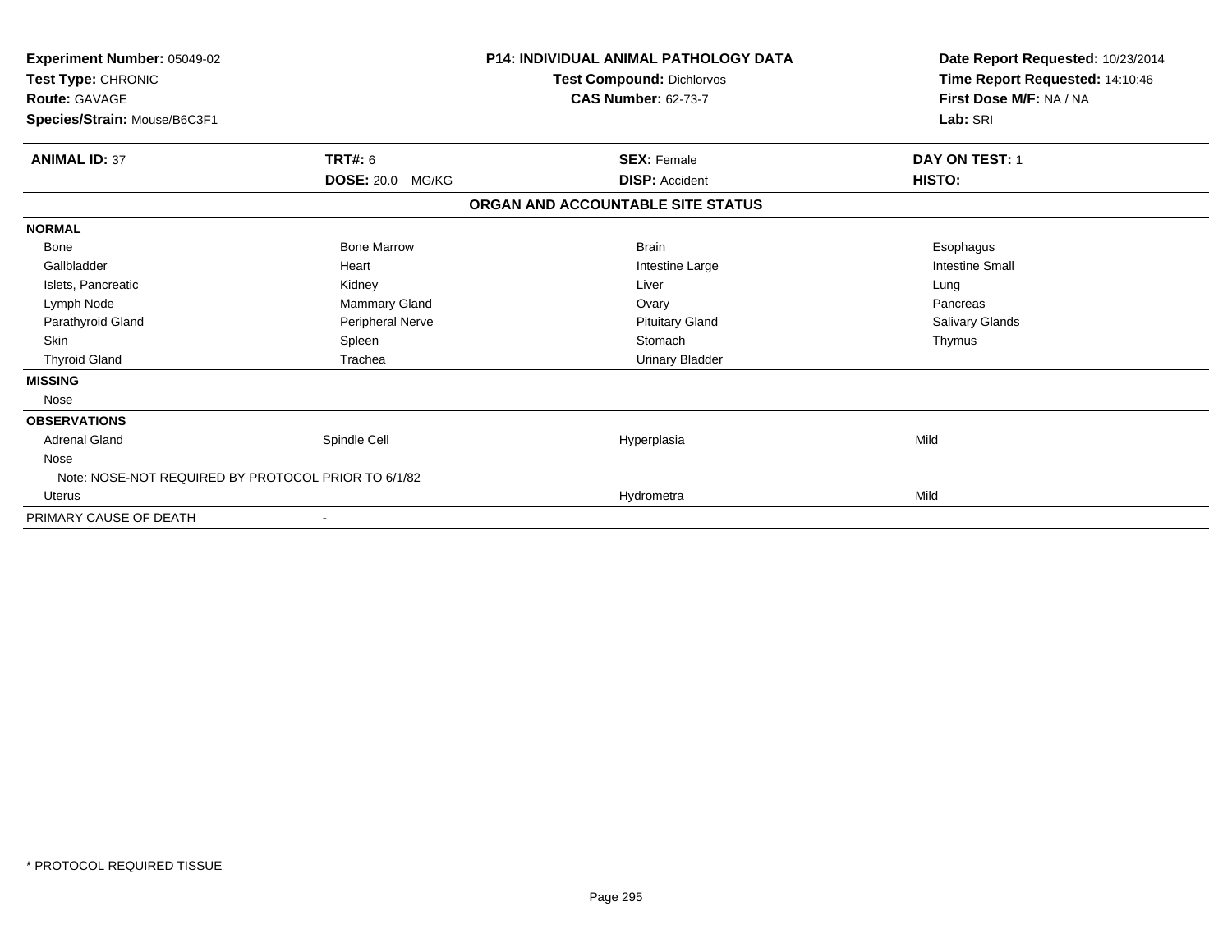**Experiment Number:** 05049-02
**Test Type:** CHRONIC
**Route:** GAVAGE
**Species/Strain:** Mouse/B6C3F1

**P14: INDIVIDUAL ANIMAL PATHOLOGY DATA**
**Test Compound:** Dichlorvos
**CAS Number:** 62-73-7

**Date Report Requested:** 10/23/2014
**Time Report Requested:** 14:10:46
**First Dose M/F:** NA / NA
**Lab:** SRI

| **ANIMAL ID:** 37 | **TRT#:** 6 | **SEX:** Female | **DAY ON TEST:** 1 |
|---|---|---|---|
| | **DOSE:** 20.0 MG/KG | **DISP:** Accident | **HISTO:** |

**ORGAN AND ACCOUNTABLE SITE STATUS**

| | | | |
|---|---|---|---|
| **NORMAL** | | | |
| Bone | Bone Marrow | Brain | Esophagus |
| Gallbladder | Heart | Intestine Large | Intestine Small |
| Islets, Pancreatic | Kidney | Liver | Lung |
| Lymph Node | Mammary Gland | Ovary | Pancreas |
| Parathyroid Gland | Peripheral Nerve | Pituitary Gland | Salivary Glands |
| Skin | Spleen | Stomach | Thymus |
| Thyroid Gland | Trachea | Urinary Bladder | |
| **MISSING** | | | |
| Nose | | | |
| **OBSERVATIONS** | | | |
| Adrenal Gland | Spindle Cell | Hyperplasia | Mild |
| Nose | | | |
| Note: NOSE-NOT REQUIRED BY PROTOCOL PRIOR TO 6/1/82 | | | |
| Uterus | | Hydrometra | Mild |
| PRIMARY CAUSE OF DEATH | - | | |

\* PROTOCOL REQUIRED TISSUE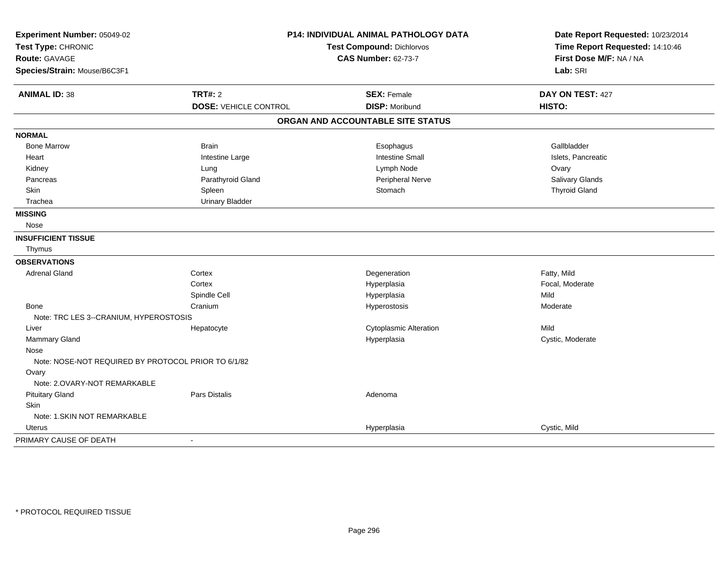**Experiment Number:** 05049-02
**Test Type:** CHRONIC
**Route:** GAVAGE
**Species/Strain:** Mouse/B6C3F1

**P14: INDIVIDUAL ANIMAL PATHOLOGY DATA**
**Test Compound:** Dichlorvos
**CAS Number:** 62-73-7

**Date Report Requested:** 10/23/2014
**Time Report Requested:** 14:10:46
**First Dose M/F:** NA / NA
**Lab:** SRI

| **ANIMAL ID:** 38 | **TRT#:** 2 | **SEX:** Female | **DAY ON TEST:** 427 |
|---|---|---|---|
| | **DOSE:** VEHICLE CONTROL | **DISP:** Moribund | **HISTO:** |

## ORGAN AND ACCOUNTABLE SITE STATUS

| | | | |
|---|---|---|---|
| **NORMAL** | | | |
| Bone Marrow | Brain | Esophagus | Gallbladder |
| Heart | Intestine Large | Intestine Small | Islets, Pancreatic |
| Kidney | Lung | Lymph Node | Ovary |
| Pancreas | Parathyroid Gland | Peripheral Nerve | Salivary Glands |
| Skin | Spleen | Stomach | Thyroid Gland |
| Trachea | Urinary Bladder | | |
| **MISSING** | | | |
| Nose | | | |
| **INSUFFICIENT TISSUE** | | | |
| Thymus | | | |
| **OBSERVATIONS** | | | |
| Adrenal Gland | Cortex | Degeneration | Fatty, Mild |
| | Cortex | Hyperplasia | Focal, Moderate |
| | Spindle Cell | Hyperplasia | Mild |
| Bone | Cranium | Hyperostosis | Moderate |
| Note: TRC LES 3--CRANIUM, HYPEROSTOSIS | | | |
| Liver | Hepatocyte | Cytoplasmic Alteration | Mild |
| Mammary Gland | | Hyperplasia | Cystic, Moderate |
| Nose | | | |
| Note: NOSE-NOT REQUIRED BY PROTOCOL PRIOR TO 6/1/82 | | | |
| Ovary | | | |
| Note: 2.OVARY-NOT REMARKABLE | | | |
| Pituitary Gland | Pars Distalis | Adenoma | |
| Skin | | | |
| Note: 1.SKIN NOT REMARKABLE | | | |
| Uterus | | Hyperplasia | Cystic, Mild |
| PRIMARY CAUSE OF DEATH | - | | |

* PROTOCOL REQUIRED TISSUE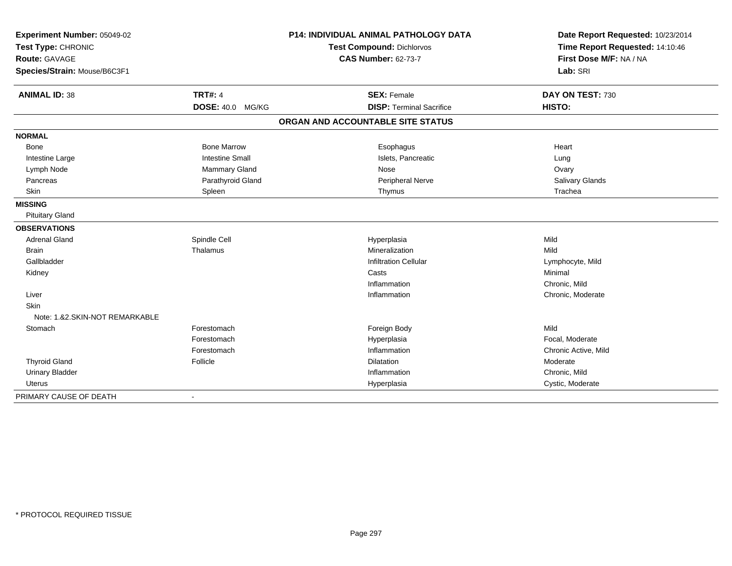**Experiment Number:** 05049-02
**Test Type:** CHRONIC
**Route:** GAVAGE
**Species/Strain:** Mouse/B6C3F1

**P14: INDIVIDUAL ANIMAL PATHOLOGY DATA**
**Test Compound:** Dichlorvos
**CAS Number:** 62-73-7

**Date Report Requested:** 10/23/2014
**Time Report Requested:** 14:10:46
**First Dose M/F:** NA / NA
**Lab:** SRI

| **ANIMAL ID:** 38 | **TRT#:** 4 | **SEX:** Female | **DAY ON TEST:** 730 |
|---|---|---|---|
| | **DOSE:** 40.0 MG/KG | **DISP:** Terminal Sacrifice | **HISTO:** |

**ORGAN AND ACCOUNTABLE SITE STATUS**

| | | | |
|---|---|---|---|
| **NORMAL** | | | |
| Bone | Bone Marrow | Esophagus | Heart |
| Intestine Large | Intestine Small | Islets, Pancreatic | Lung |
| Lymph Node | Mammary Gland | Nose | Ovary |
| Pancreas | Parathyroid Gland | Peripheral Nerve | Salivary Glands |
| Skin | Spleen | Thymus | Trachea |
| **MISSING** | | | |
| Pituitary Gland | | | |
| **OBSERVATIONS** | | | |
| Adrenal Gland | Spindle Cell | Hyperplasia | Mild |
| Brain | Thalamus | Mineralization | Mild |
| Gallbladder | | Infiltration Cellular | Lymphocyte, Mild |
| Kidney | | Casts | Minimal |
| | | Inflammation | Chronic, Mild |
| Liver | | Inflammation | Chronic, Moderate |
| Skin | | | |
| Note: 1.&2.SKIN-NOT REMARKABLE | | | |
| Stomach | Forestomach | Foreign Body | Mild |
| | Forestomach | Hyperplasia | Focal, Moderate |
| | Forestomach | Inflammation | Chronic Active, Mild |
| Thyroid Gland | Follicle | Dilatation | Moderate |
| Urinary Bladder | | Inflammation | Chronic, Mild |
| Uterus | | Hyperplasia | Cystic, Moderate |
| PRIMARY CAUSE OF DEATH | - | | |

* PROTOCOL REQUIRED TISSUE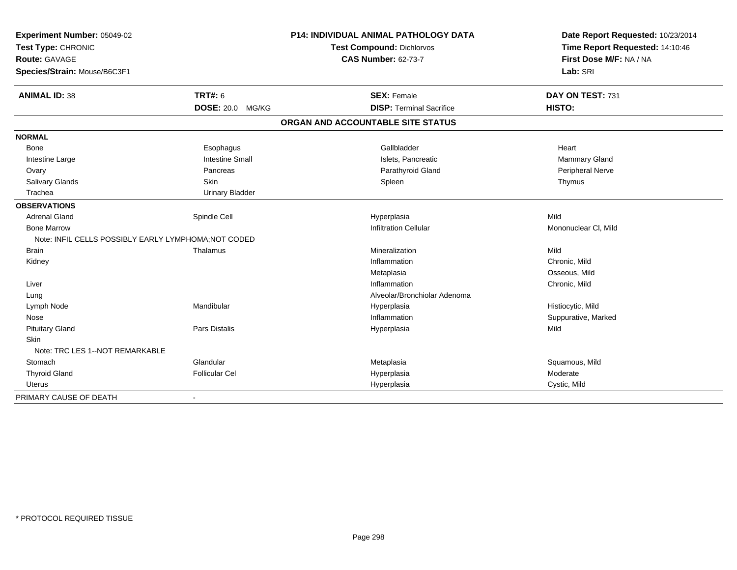**Experiment Number:** 05049-02
**Test Type:** CHRONIC
**Route:** GAVAGE
**Species/Strain:** Mouse/B6C3F1

**P14: INDIVIDUAL ANIMAL PATHOLOGY DATA**
**Test Compound:** Dichlorvos
**CAS Number:** 62-73-7

**Date Report Requested:** 10/23/2014
**Time Report Requested:** 14:10:46
**First Dose M/F:** NA / NA
**Lab:** SRI

| **ANIMAL ID:** 38 | **TRT#:** 6 | **SEX:** Female | **DAY ON TEST:** 731 |
|---|---|---|---|
| | **DOSE:** 20.0 MG/KG | **DISP:** Terminal Sacrifice | **HISTO:** |

## ORGAN AND ACCOUNTABLE SITE STATUS

| | | | |
|---|---|---|---|
| **NORMAL** | | | |
| Bone | Esophagus | Gallbladder | Heart |
| Intestine Large | Intestine Small | Islets, Pancreatic | Mammary Gland |
| Ovary | Pancreas | Parathyroid Gland | Peripheral Nerve |
| Salivary Glands | Skin | Spleen | Thymus |
| Trachea | Urinary Bladder | | |
| **OBSERVATIONS** | | | |
| Adrenal Gland | Spindle Cell | Hyperplasia | Mild |
| Bone Marrow | | Infiltration Cellular | Mononuclear Cl, Mild |
| Note: INFIL CELLS POSSIBLY EARLY LYMPHOMA;NOT CODED | | | |
| Brain | Thalamus | Mineralization | Mild |
| Kidney | | Inflammation | Chronic, Mild |
| | | Metaplasia | Osseous, Mild |
| Liver | | Inflammation | Chronic, Mild |
| Lung | | Alveolar/Bronchiolar Adenoma | |
| Lymph Node | Mandibular | Hyperplasia | Histiocytic, Mild |
| Nose | | Inflammation | Suppurative, Marked |
| Pituitary Gland | Pars Distalis | Hyperplasia | Mild |
| Skin | | | |
| Note: TRC LES 1--NOT REMARKABLE | | | |
| Stomach | Glandular | Metaplasia | Squamous, Mild |
| Thyroid Gland | Follicular Cel | Hyperplasia | Moderate |
| Uterus | | Hyperplasia | Cystic, Mild |
| PRIMARY CAUSE OF DEATH | - | | |

* PROTOCOL REQUIRED TISSUE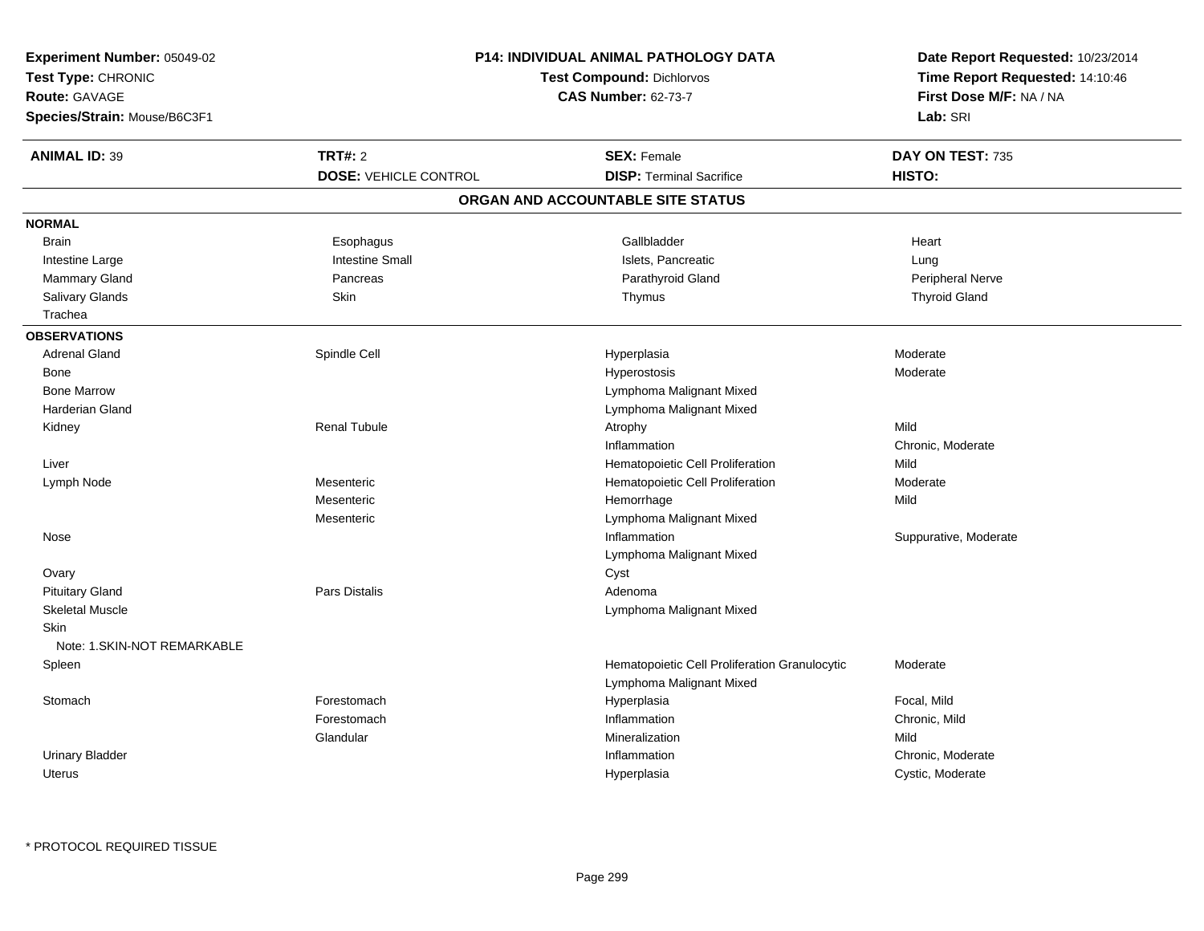**Experiment Number:** 05049-02
**Test Type:** CHRONIC
**Route:** GAVAGE
**Species/Strain:** Mouse/B6C3F1

**P14: INDIVIDUAL ANIMAL PATHOLOGY DATA**
**Test Compound:** Dichlorvos
**CAS Number:** 62-73-7

**Date Report Requested:** 10/23/2014
**Time Report Requested:** 14:10:46
**First Dose M/F:** NA / NA
**Lab:** SRI

| **ANIMAL ID:** 39 | **TRT#:** 2 | **SEX:** Female | **DAY ON TEST:** 735 |
|---|---|---|---|
| | **DOSE:** VEHICLE CONTROL | **DISP:** Terminal Sacrifice | **HISTO:** |

## ORGAN AND ACCOUNTABLE SITE STATUS

**NORMAL**

| | | | |
|---|---|---|---|
| Brain | Esophagus | Gallbladder | Heart |
| Intestine Large | Intestine Small | Islets, Pancreatic | Lung |
| Mammary Gland | Pancreas | Parathyroid Gland | Peripheral Nerve |
| Salivary Glands | Skin | Thymus | Thyroid Gland |
| Trachea | | | |

**OBSERVATIONS**

| | | | |
|---|---|---|---|
| Adrenal Gland | Spindle Cell | Hyperplasia | Moderate |
| Bone | | Hyperostosis | Moderate |
| Bone Marrow | | Lymphoma Malignant Mixed | |
| Harderian Gland | | Lymphoma Malignant Mixed | |
| Kidney | Renal Tubule | Atrophy | Mild |
| | | Inflammation | Chronic, Moderate |
| Liver | | Hematopoietic Cell Proliferation | Mild |
| Lymph Node | Mesenteric | Hematopoietic Cell Proliferation | Moderate |
| | Mesenteric | Hemorrhage | Mild |
| | Mesenteric | Lymphoma Malignant Mixed | |
| Nose | | Inflammation | Suppurative, Moderate |
| | | Lymphoma Malignant Mixed | |
| Ovary | | Cyst | |
| Pituitary Gland | Pars Distalis | Adenoma | |
| Skeletal Muscle | | Lymphoma Malignant Mixed | |
| Skin | | | |
| Note: 1.SKIN-NOT REMARKABLE | | | |
| Spleen | | Hematopoietic Cell Proliferation Granulocytic | Moderate |
| | | Lymphoma Malignant Mixed | |
| Stomach | Forestomach | Hyperplasia | Focal, Mild |
| | Forestomach | Inflammation | Chronic, Mild |
| | Glandular | Mineralization | Mild |
| Urinary Bladder | | Inflammation | Chronic, Moderate |
| Uterus | | Hyperplasia | Cystic, Moderate |

* PROTOCOL REQUIRED TISSUE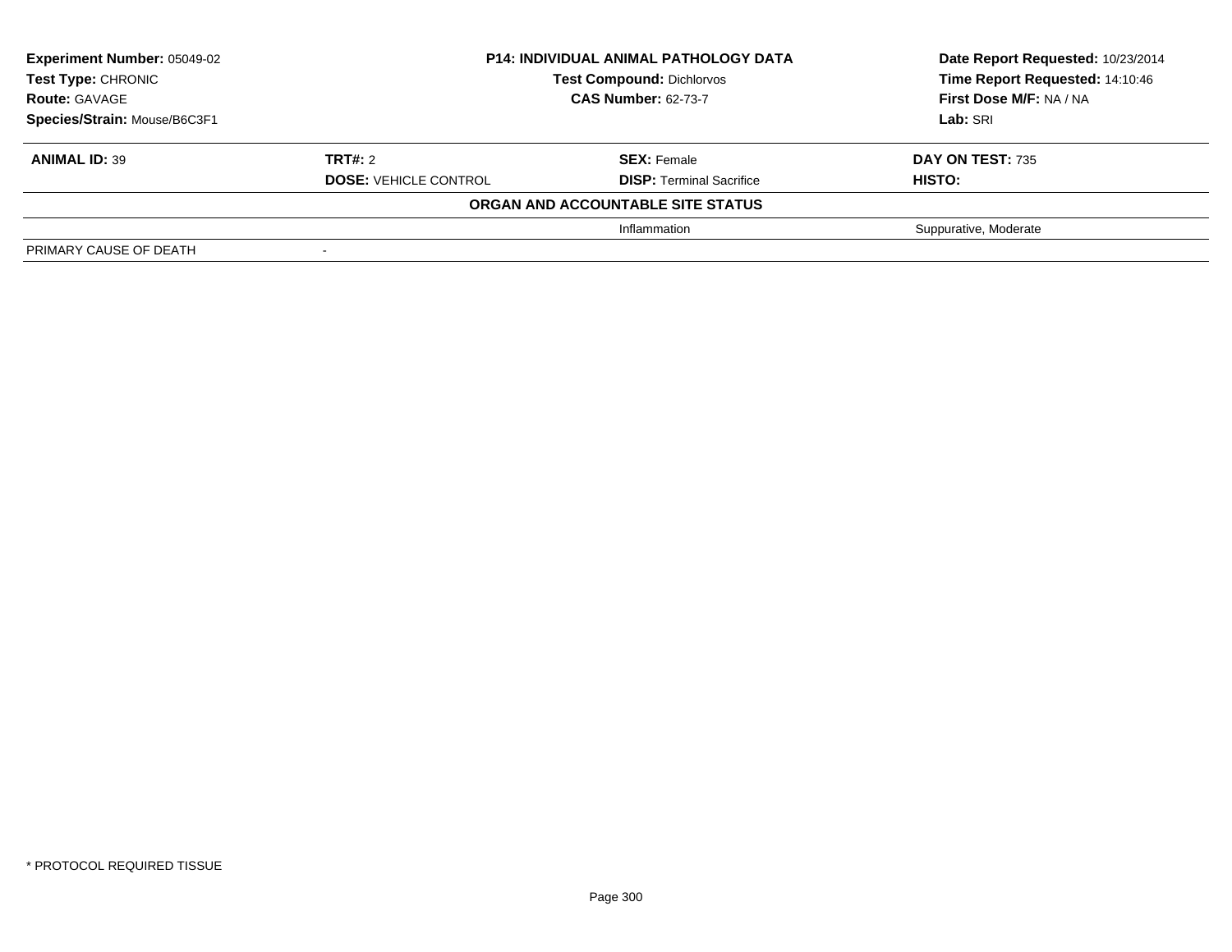| Experiment Number: 05049-02 | P14: INDIVIDUAL ANIMAL PATHOLOGY DATA | Date Report Requested: 10/23/2014 |
|---|---|---|
| Test Type: CHRONIC | Test Compound: Dichlorvos | Time Report Requested: 14:10:46 |
| Route: GAVAGE | CAS Number: 62-73-7 | First Dose M/F: NA / NA |
| Species/Strain: Mouse/B6C3F1 | | Lab: SRI |

| ANIMAL ID: 39 | TRT#: 2 | SEX: Female | DAY ON TEST: 735 |
|---|---|---|---|
| | DOSE: VEHICLE CONTROL | DISP: Terminal Sacrifice | HISTO: |
| | | ORGAN AND ACCOUNTABLE SITE STATUS | |
| | | Inflammation | Suppurative, Moderate |
| PRIMARY CAUSE OF DEATH | - | | |

* PROTOCOL REQUIRED TISSUE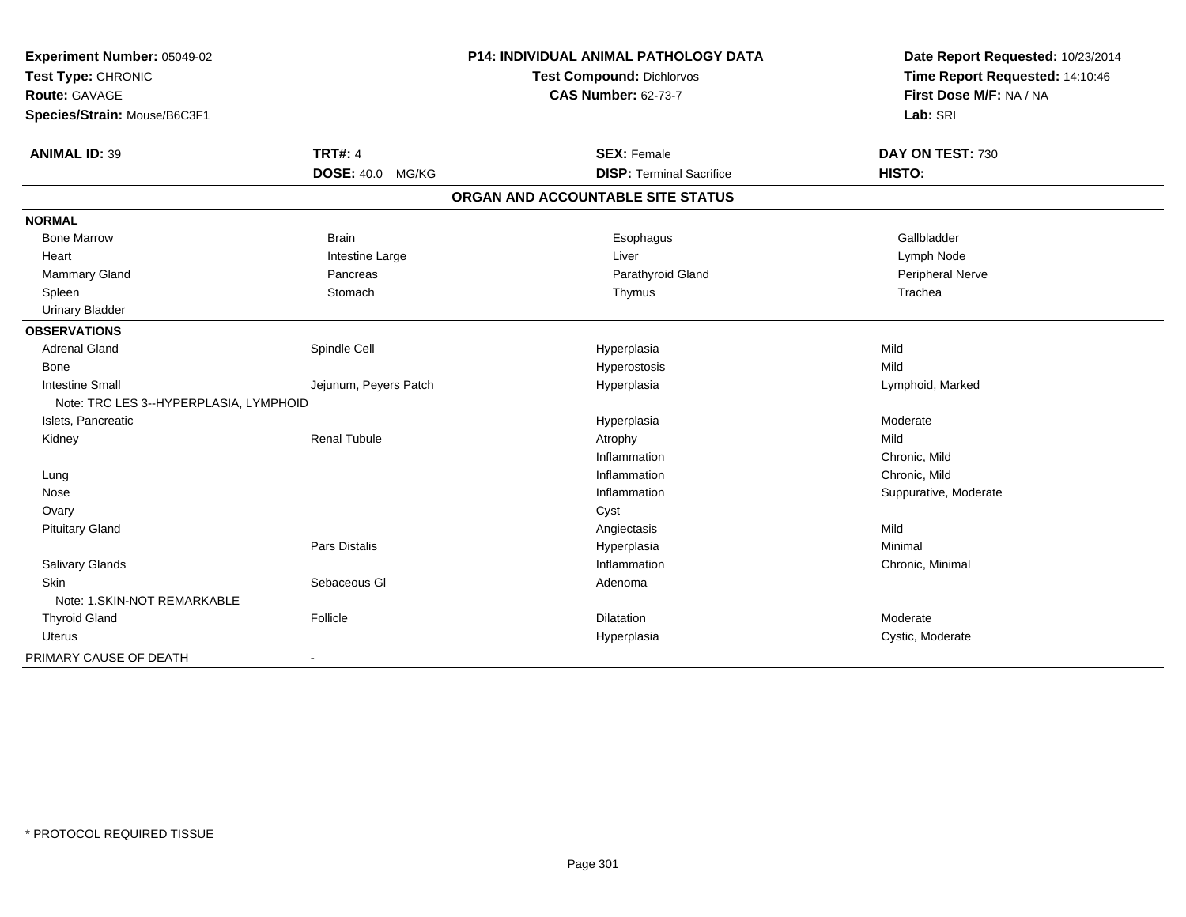**Experiment Number:** 05049-02
**Test Type:** CHRONIC
**Route:** GAVAGE
**Species/Strain:** Mouse/B6C3F1

**P14: INDIVIDUAL ANIMAL PATHOLOGY DATA**
**Test Compound:** Dichlorvos
**CAS Number:** 62-73-7

**Date Report Requested:** 10/23/2014
**Time Report Requested:** 14:10:46
**First Dose M/F:** NA / NA
**Lab:** SRI

| **ANIMAL ID:** 39 | **TRT#:** 4 | **SEX:** Female | **DAY ON TEST:** 730 |
|---|---|---|---|
| | **DOSE:** 40.0 MG/KG | **DISP:** Terminal Sacrifice | **HISTO:** |

## ORGAN AND ACCOUNTABLE SITE STATUS

| | | | |
|---|---|---|---|
| **NORMAL** | | | |
| Bone Marrow | Brain | Esophagus | Gallbladder |
| Heart | Intestine Large | Liver | Lymph Node |
| Mammary Gland | Pancreas | Parathyroid Gland | Peripheral Nerve |
| Spleen | Stomach | Thymus | Trachea |
| Urinary Bladder | | | |
| **OBSERVATIONS** | | | |
| Adrenal Gland | Spindle Cell | Hyperplasia | Mild |
| Bone | | Hyperostosis | Mild |
| Intestine Small | Jejunum, Peyers Patch | Hyperplasia | Lymphoid, Marked |
| Note: TRC LES 3--HYPERPLASIA, LYMPHOID | | | |
| Islets, Pancreatic | | Hyperplasia | Moderate |
| Kidney | Renal Tubule | Atrophy | Mild |
| | | Inflammation | Chronic, Mild |
| Lung | | Inflammation | Chronic, Mild |
| Nose | | Inflammation | Suppurative, Moderate |
| Ovary | | Cyst | |
| Pituitary Gland | | Angiectasis | Mild |
| | Pars Distalis | Hyperplasia | Minimal |
| Salivary Glands | | Inflammation | Chronic, Minimal |
| Skin | Sebaceous Gl | Adenoma | |
| Note: 1.SKIN-NOT REMARKABLE | | | |
| Thyroid Gland | Follicle | Dilatation | Moderate |
| Uterus | | Hyperplasia | Cystic, Moderate |
| PRIMARY CAUSE OF DEATH | - | | |

* PROTOCOL REQUIRED TISSUE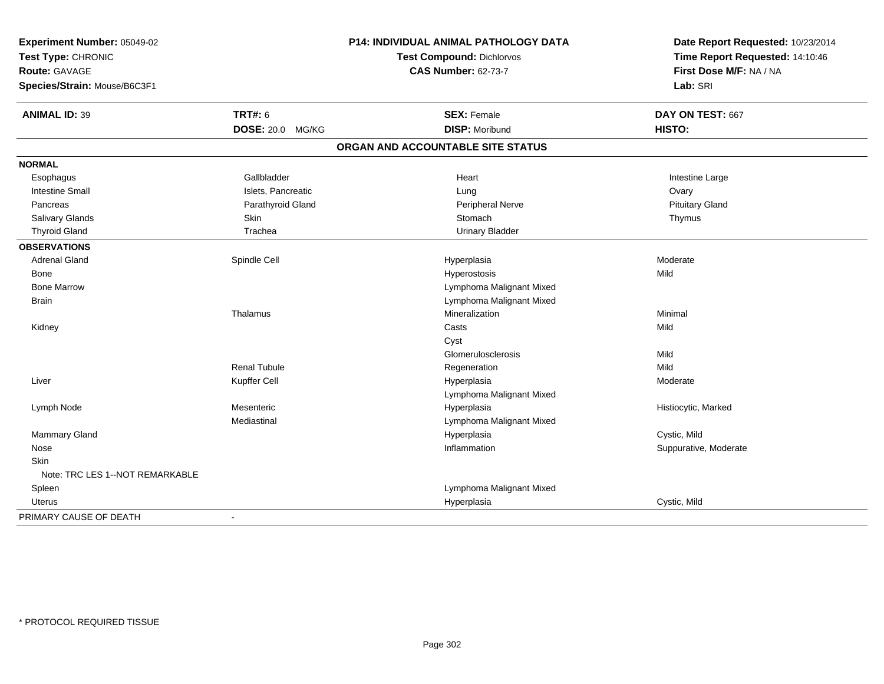**Experiment Number:** 05049-02
**Test Type:** CHRONIC
**Route:** GAVAGE
**Species/Strain:** Mouse/B6C3F1

**P14: INDIVIDUAL ANIMAL PATHOLOGY DATA**
**Test Compound:** Dichlorvos
**CAS Number:** 62-73-7

**Date Report Requested:** 10/23/2014
**Time Report Requested:** 14:10:46
**First Dose M/F:** NA / NA
**Lab:** SRI

| **ANIMAL ID:** 39 | **TRT#:** 6 | **SEX:** Female | **DAY ON TEST:** 667 |
|---|---|---|---|
| | **DOSE:** 20.0 MG/KG | **DISP:** Moribund | **HISTO:** |

**ORGAN AND ACCOUNTABLE SITE STATUS**

| | | | |
|---|---|---|---|
| **NORMAL** | | | |
| Esophagus | Gallbladder | Heart | Intestine Large |
| Intestine Small | Islets, Pancreatic | Lung | Ovary |
| Pancreas | Parathyroid Gland | Peripheral Nerve | Pituitary Gland |
| Salivary Glands | Skin | Stomach | Thymus |
| Thyroid Gland | Trachea | Urinary Bladder | |
| **OBSERVATIONS** | | | |
| Adrenal Gland | Spindle Cell | Hyperplasia | Moderate |
| Bone | | Hyperostosis | Mild |
| Bone Marrow | | Lymphoma Malignant Mixed | |
| Brain | | Lymphoma Malignant Mixed | |
| | Thalamus | Mineralization | Minimal |
| Kidney | | Casts | Mild |
| | | Cyst | |
| | | Glomerulosclerosis | Mild |
| | Renal Tubule | Regeneration | Mild |
| Liver | Kupffer Cell | Hyperplasia | Moderate |
| | | Lymphoma Malignant Mixed | |
| Lymph Node | Mesenteric | Hyperplasia | Histiocytic, Marked |
| | Mediastinal | Lymphoma Malignant Mixed | |
| Mammary Gland | | Hyperplasia | Cystic, Mild |
| Nose | | Inflammation | Suppurative, Moderate |
| Skin | | | |
| Note: TRC LES 1--NOT REMARKABLE | | | |
| Spleen | | Lymphoma Malignant Mixed | |
| Uterus | | Hyperplasia | Cystic, Mild |
| PRIMARY CAUSE OF DEATH | - | | |

\* PROTOCOL REQUIRED TISSUE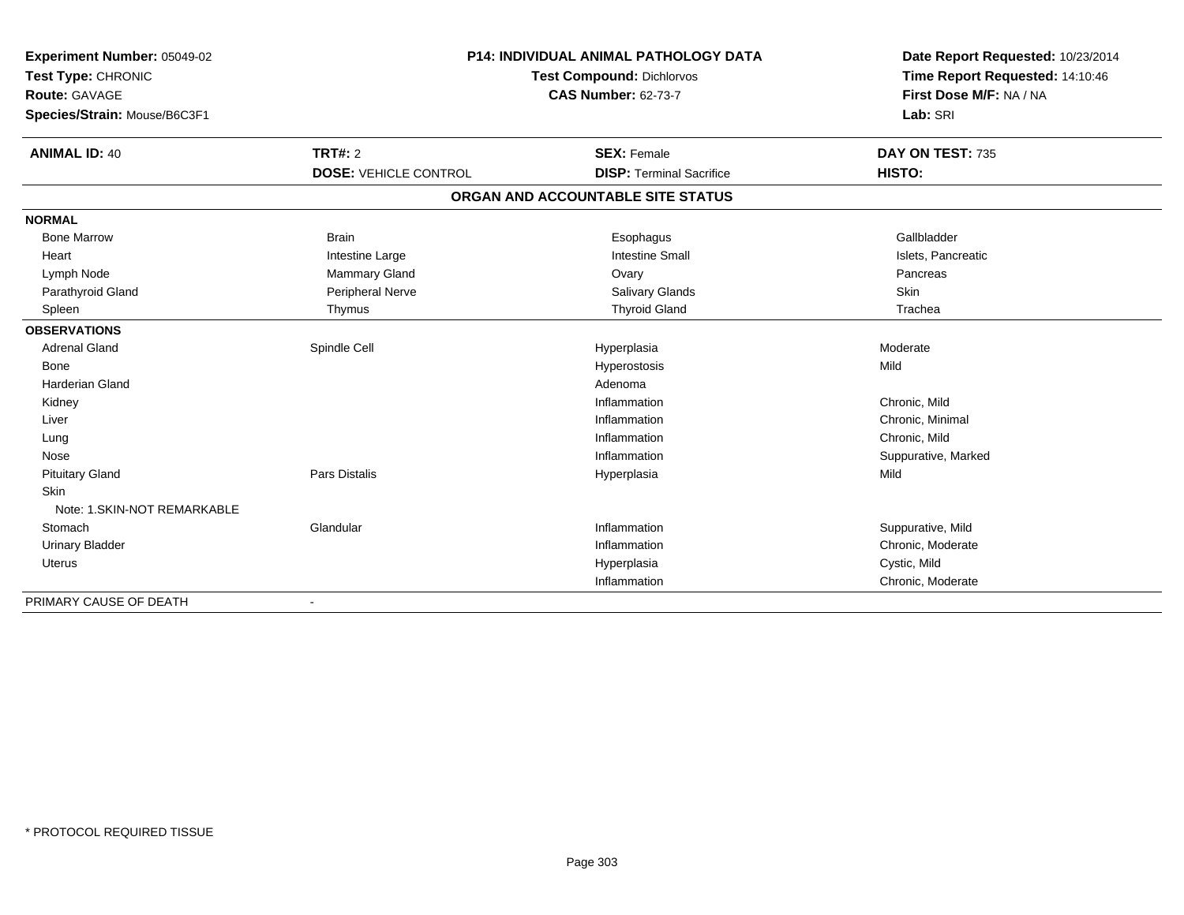**Experiment Number:** 05049-02
**Test Type:** CHRONIC
**Route:** GAVAGE
**Species/Strain:** Mouse/B6C3F1

**P14: INDIVIDUAL ANIMAL PATHOLOGY DATA**
**Test Compound:** Dichlorvos
**CAS Number:** 62-73-7

**Date Report Requested:** 10/23/2014
**Time Report Requested:** 14:10:46
**First Dose M/F:** NA / NA
**Lab:** SRI

| **ANIMAL ID:** 40 | **TRT#:** 2 | **SEX:** Female | **DAY ON TEST:** 735 |
|---|---|---|---|
| | **DOSE:** VEHICLE CONTROL | **DISP:** Terminal Sacrifice | **HISTO:** |

**ORGAN AND ACCOUNTABLE SITE STATUS**

| | | | |
|---|---|---|---|
| **NORMAL** | | | |
| Bone Marrow | Brain | Esophagus | Gallbladder |
| Heart | Intestine Large | Intestine Small | Islets, Pancreatic |
| Lymph Node | Mammary Gland | Ovary | Pancreas |
| Parathyroid Gland | Peripheral Nerve | Salivary Glands | Skin |
| Spleen | Thymus | Thyroid Gland | Trachea |
| **OBSERVATIONS** | | | |
| Adrenal Gland | Spindle Cell | Hyperplasia | Moderate |
| Bone | | Hyperostosis | Mild |
| Harderian Gland | | Adenoma | |
| Kidney | | Inflammation | Chronic, Mild |
| Liver | | Inflammation | Chronic, Minimal |
| Lung | | Inflammation | Chronic, Mild |
| Nose | | Inflammation | Suppurative, Marked |
| Pituitary Gland | Pars Distalis | Hyperplasia | Mild |
| Skin | | | |
| Note: 1.SKIN-NOT REMARKABLE | | | |
| Stomach | Glandular | Inflammation | Suppurative, Mild |
| Urinary Bladder | | Inflammation | Chronic, Moderate |
| Uterus | | Hyperplasia | Cystic, Mild |
| | | Inflammation | Chronic, Moderate |
| PRIMARY CAUSE OF DEATH | - | | |

\* PROTOCOL REQUIRED TISSUE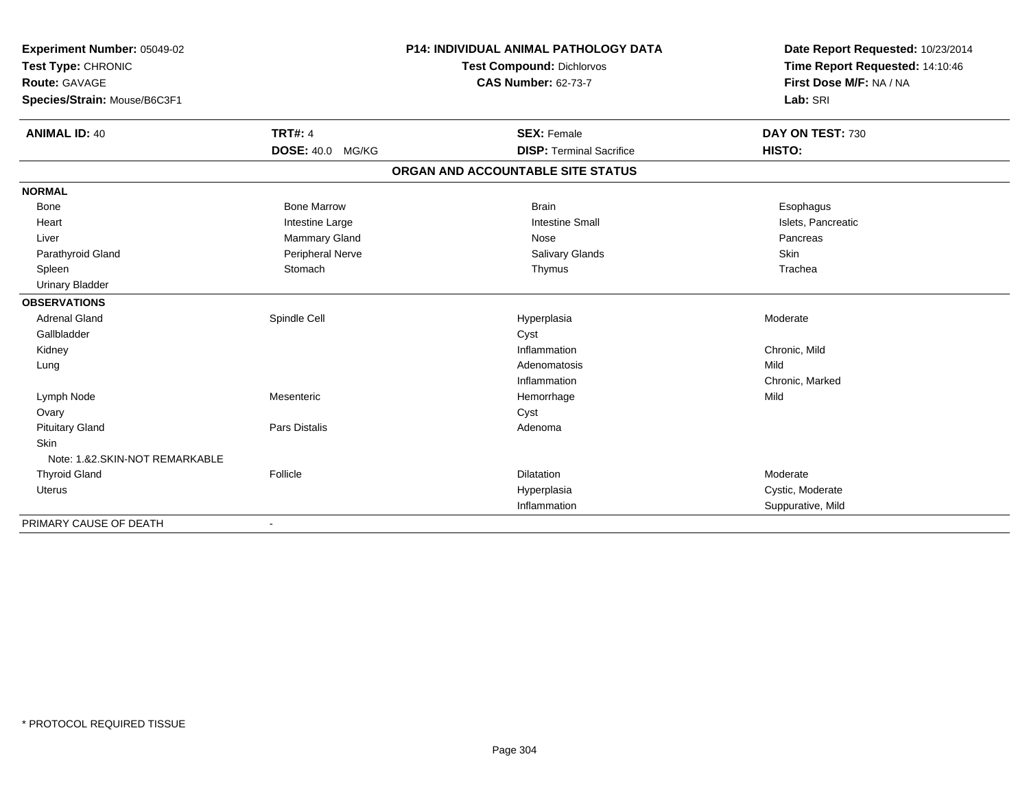**Experiment Number:** 05049-02
**Test Type:** CHRONIC
**Route:** GAVAGE
**Species/Strain:** Mouse/B6C3F1

**P14: INDIVIDUAL ANIMAL PATHOLOGY DATA**
**Test Compound:** Dichlorvos
**CAS Number:** 62-73-7

**Date Report Requested:** 10/23/2014
**Time Report Requested:** 14:10:46
**First Dose M/F:** NA / NA
**Lab:** SRI

| **ANIMAL ID:** 40 | **TRT#:** 4 | **SEX:** Female | **DAY ON TEST:** 730 |
|---|---|---|---|
| | **DOSE:** 40.0 MG/KG | **DISP:** Terminal Sacrifice | **HISTO:** |

## ORGAN AND ACCOUNTABLE SITE STATUS

| | | | |
|---|---|---|---|
| **NORMAL** | | | |
| Bone | Bone Marrow | Brain | Esophagus |
| Heart | Intestine Large | Intestine Small | Islets, Pancreatic |
| Liver | Mammary Gland | Nose | Pancreas |
| Parathyroid Gland | Peripheral Nerve | Salivary Glands | Skin |
| Spleen | Stomach | Thymus | Trachea |
| Urinary Bladder | | | |
| **OBSERVATIONS** | | | |
| Adrenal Gland | Spindle Cell | Hyperplasia | Moderate |
| Gallbladder | | Cyst | |
| Kidney | | Inflammation | Chronic, Mild |
| Lung | | Adenomatosis | Mild |
| | | Inflammation | Chronic, Marked |
| Lymph Node | Mesenteric | Hemorrhage | Mild |
| Ovary | | Cyst | |
| Pituitary Gland | Pars Distalis | Adenoma | |
| Skin | | | |
| Note: 1.&2.SKIN-NOT REMARKABLE | | | |
| Thyroid Gland | Follicle | Dilatation | Moderate |
| Uterus | | Hyperplasia | Cystic, Moderate |
| | | Inflammation | Suppurative, Mild |
| PRIMARY CAUSE OF DEATH | - | | |

* PROTOCOL REQUIRED TISSUE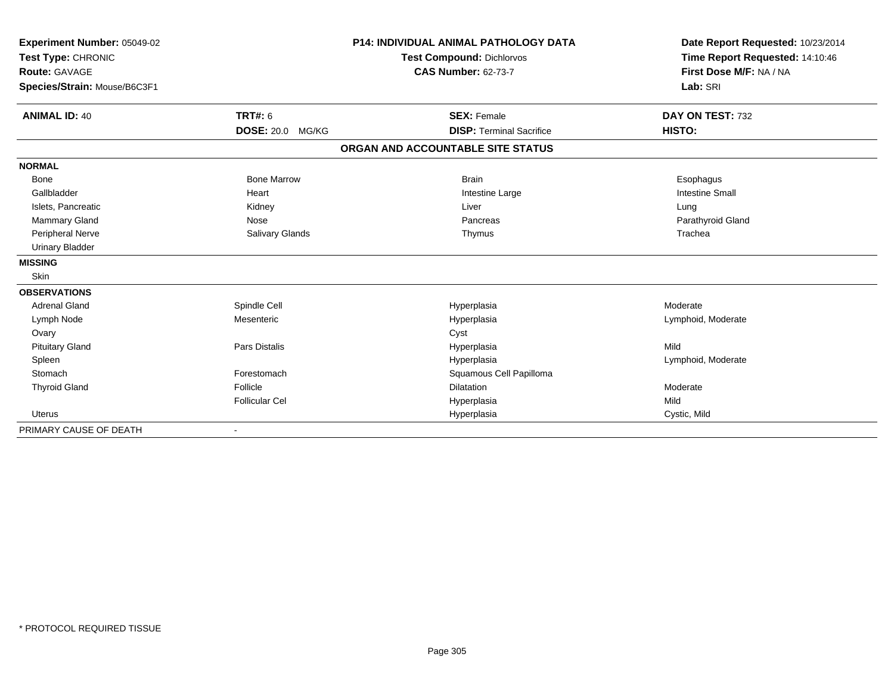**Experiment Number:** 05049-02
**Test Type:** CHRONIC
**Route:** GAVAGE
**Species/Strain:** Mouse/B6C3F1

**P14: INDIVIDUAL ANIMAL PATHOLOGY DATA**
**Test Compound:** Dichlorvos
**CAS Number:** 62-73-7

**Date Report Requested:** 10/23/2014
**Time Report Requested:** 14:10:46
**First Dose M/F:** NA / NA
**Lab:** SRI

| **ANIMAL ID:** 40 | **TRT#:** 6 | **SEX:** Female | **DAY ON TEST:** 732 |
|---|---|---|---|
| | **DOSE:** 20.0 MG/KG | **DISP:** Terminal Sacrifice | **HISTO:** |

## ORGAN AND ACCOUNTABLE SITE STATUS

| | | | |
|---|---|---|---|
| **NORMAL** | | | |
| Bone | Bone Marrow | Brain | Esophagus |
| Gallbladder | Heart | Intestine Large | Intestine Small |
| Islets, Pancreatic | Kidney | Liver | Lung |
| Mammary Gland | Nose | Pancreas | Parathyroid Gland |
| Peripheral Nerve | Salivary Glands | Thymus | Trachea |
| Urinary Bladder | | | |
| **MISSING** | | | |
| Skin | | | |
| **OBSERVATIONS** | | | |
| Adrenal Gland | Spindle Cell | Hyperplasia | Moderate |
| Lymph Node | Mesenteric | Hyperplasia | Lymphoid, Moderate |
| Ovary | | Cyst | |
| Pituitary Gland | Pars Distalis | Hyperplasia | Mild |
| Spleen | | Hyperplasia | Lymphoid, Moderate |
| Stomach | Forestomach | Squamous Cell Papilloma | |
| Thyroid Gland | Follicle | Dilatation | Moderate |
| | Follicular Cel | Hyperplasia | Mild |
| Uterus | | Hyperplasia | Cystic, Mild |
| PRIMARY CAUSE OF DEATH | - | | |

* PROTOCOL REQUIRED TISSUE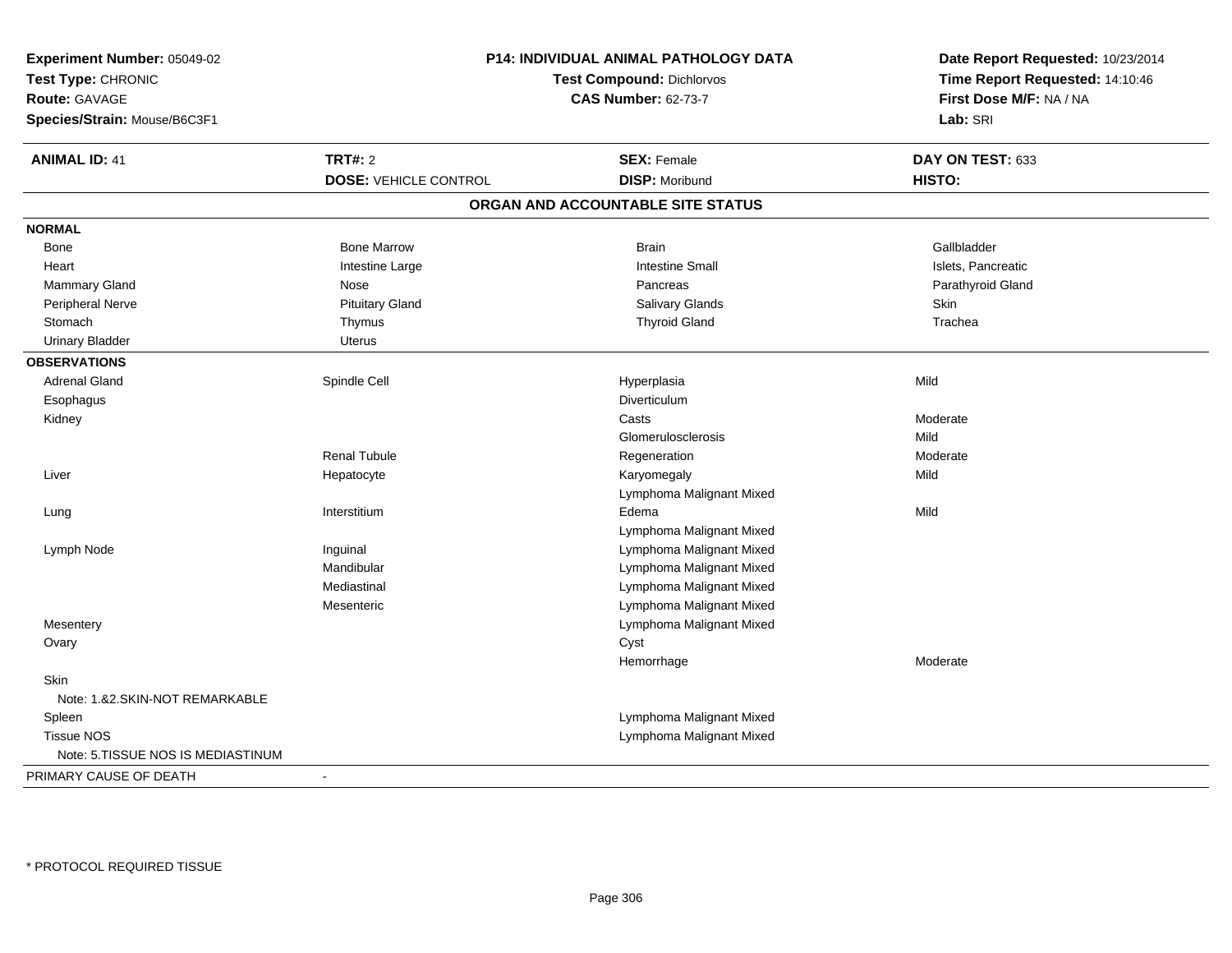**Experiment Number:** 05049-02
**Test Type:** CHRONIC
**Route:** GAVAGE
**Species/Strain:** Mouse/B6C3F1

**P14: INDIVIDUAL ANIMAL PATHOLOGY DATA**
**Test Compound:** Dichlorvos
**CAS Number:** 62-73-7

**Date Report Requested:** 10/23/2014
**Time Report Requested:** 14:10:46
**First Dose M/F:** NA / NA
**Lab:** SRI

| **ANIMAL ID:** 41 | **TRT#:** 2 | **SEX:** Female | **DAY ON TEST:** 633 |
|---|---|---|---|
| | **DOSE:** VEHICLE CONTROL | **DISP:** Moribund | **HISTO:** |

## ORGAN AND ACCOUNTABLE SITE STATUS

| | | | |
|---|---|---|---|
| **NORMAL** | | | |
| Bone | Bone Marrow | Brain | Gallbladder |
| Heart | Intestine Large | Intestine Small | Islets, Pancreatic |
| Mammary Gland | Nose | Pancreas | Parathyroid Gland |
| Peripheral Nerve | Pituitary Gland | Salivary Glands | Skin |
| Stomach | Thymus | Thyroid Gland | Trachea |
| Urinary Bladder | Uterus | | |
| **OBSERVATIONS** | | | |
| Adrenal Gland | Spindle Cell | Hyperplasia | Mild |
| Esophagus | | Diverticulum | |
| Kidney | | Casts | Moderate |
| | | Glomerulosclerosis | Mild |
| | Renal Tubule | Regeneration | Moderate |
| Liver | Hepatocyte | Karyomegaly | Mild |
| | | Lymphoma Malignant Mixed | |
| Lung | Interstitium | Edema | Mild |
| | | Lymphoma Malignant Mixed | |
| Lymph Node | Inguinal | Lymphoma Malignant Mixed | |
| | Mandibular | Lymphoma Malignant Mixed | |
| | Mediastinal | Lymphoma Malignant Mixed | |
| | Mesenteric | Lymphoma Malignant Mixed | |
| Mesentery | | Lymphoma Malignant Mixed | |
| Ovary | | Cyst | |
| | | Hemorrhage | Moderate |
| Skin | | | |
| Note: 1.&2.SKIN-NOT REMARKABLE | | | |
| Spleen | | Lymphoma Malignant Mixed | |
| Tissue NOS | | Lymphoma Malignant Mixed | |
| Note: 5.TISSUE NOS IS MEDIASTINUM | | | |
| PRIMARY CAUSE OF DEATH | - | | |

* PROTOCOL REQUIRED TISSUE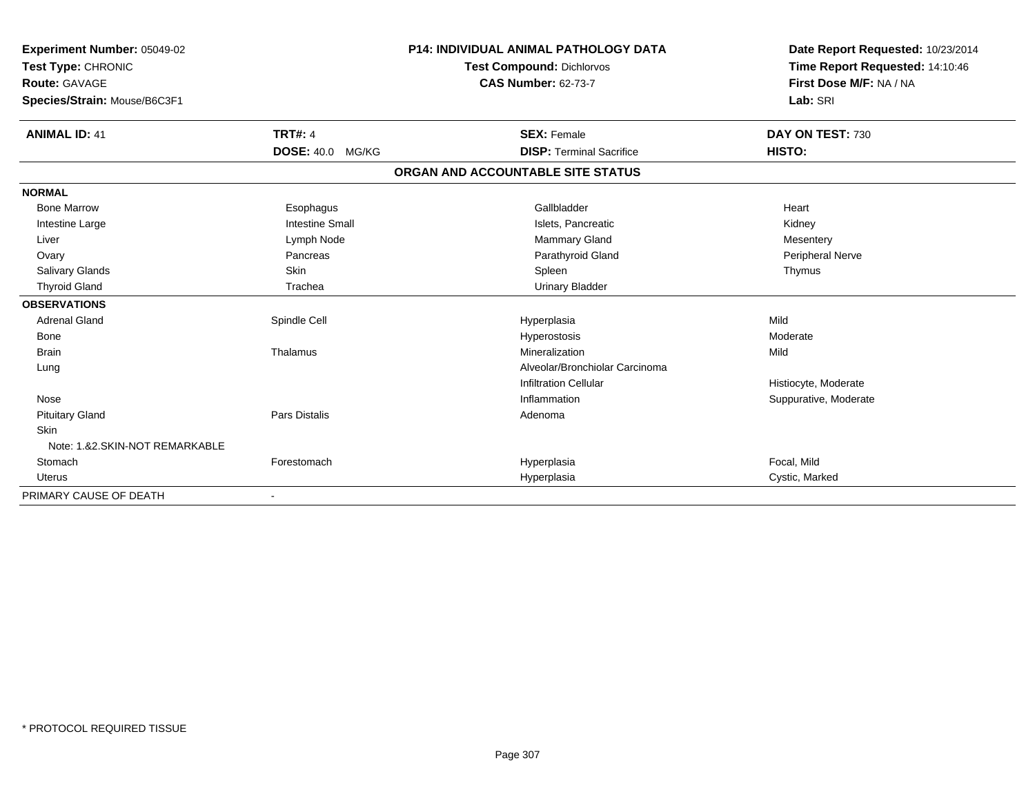**Experiment Number:** 05049-02
**Test Type:** CHRONIC
**Route:** GAVAGE
**Species/Strain:** Mouse/B6C3F1

**P14: INDIVIDUAL ANIMAL PATHOLOGY DATA**
**Test Compound:** Dichlorvos
**CAS Number:** 62-73-7

**Date Report Requested:** 10/23/2014
**Time Report Requested:** 14:10:46
**First Dose M/F:** NA / NA
**Lab:** SRI

| **ANIMAL ID:** 41 | **TRT#:** 4 | **SEX:** Female | **DAY ON TEST:** 730 |
|---|---|---|---|
| | **DOSE:** 40.0 MG/KG | **DISP:** Terminal Sacrifice | **HISTO:** |

**ORGAN AND ACCOUNTABLE SITE STATUS**

| | | | |
|---|---|---|---|
| **NORMAL** | | | |
| Bone Marrow | Esophagus | Gallbladder | Heart |
| Intestine Large | Intestine Small | Islets, Pancreatic | Kidney |
| Liver | Lymph Node | Mammary Gland | Mesentery |
| Ovary | Pancreas | Parathyroid Gland | Peripheral Nerve |
| Salivary Glands | Skin | Spleen | Thymus |
| Thyroid Gland | Trachea | Urinary Bladder | |
| **OBSERVATIONS** | | | |
| Adrenal Gland | Spindle Cell | Hyperplasia | Mild |
| Bone | | Hyperostosis | Moderate |
| Brain | Thalamus | Mineralization | Mild |
| Lung | | Alveolar/Bronchiolar Carcinoma | |
| | | Infiltration Cellular | Histiocyte, Moderate |
| Nose | | Inflammation | Suppurative, Moderate |
| Pituitary Gland | Pars Distalis | Adenoma | |
| Skin | | | |
| Note: 1.&2.SKIN-NOT REMARKABLE | | | |
| Stomach | Forestomach | Hyperplasia | Focal, Mild |
| Uterus | | Hyperplasia | Cystic, Marked |
| PRIMARY CAUSE OF DEATH | - | | |

* PROTOCOL REQUIRED TISSUE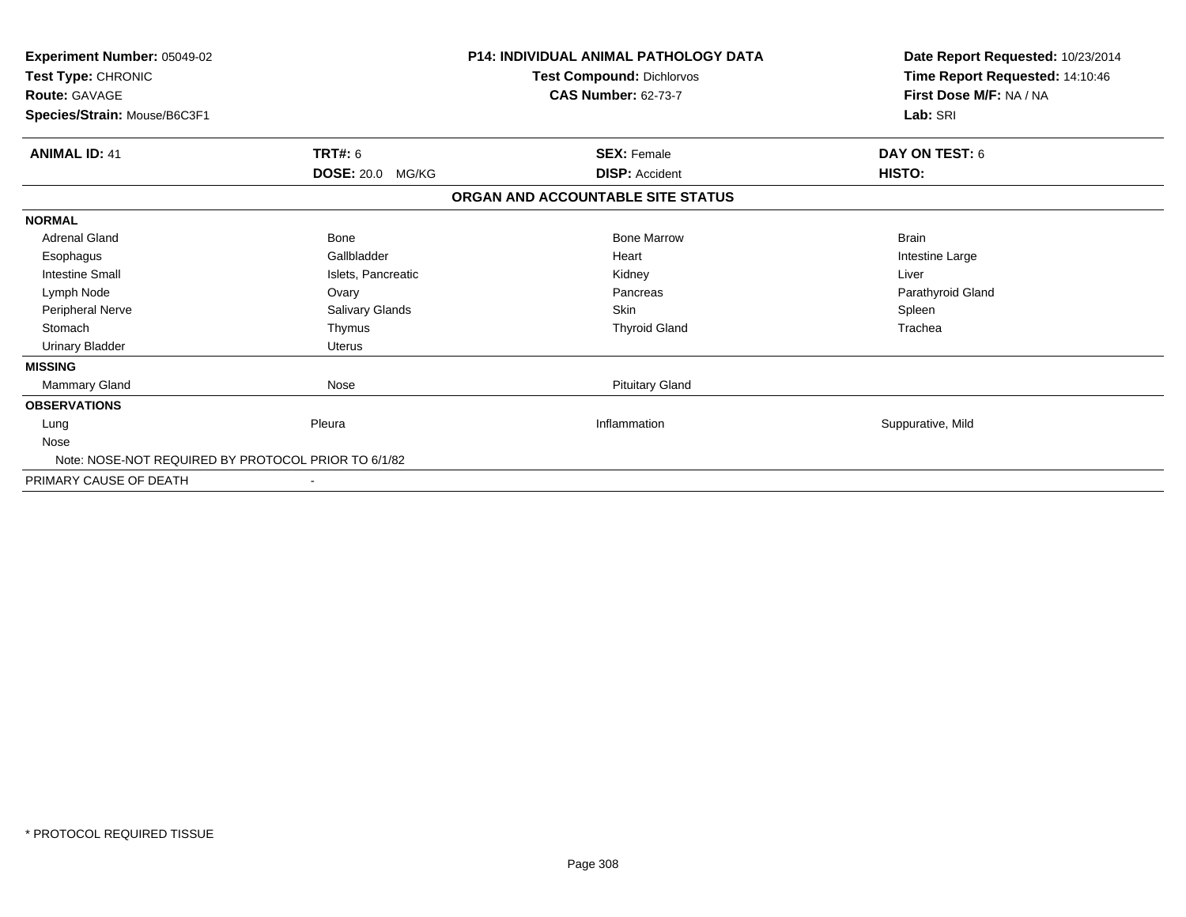**Experiment Number:** 05049-02
**Test Type:** CHRONIC
**Route:** GAVAGE
**Species/Strain:** Mouse/B6C3F1

**P14: INDIVIDUAL ANIMAL PATHOLOGY DATA**
**Test Compound:** Dichlorvos
**CAS Number:** 62-73-7

**Date Report Requested:** 10/23/2014
**Time Report Requested:** 14:10:46
**First Dose M/F:** NA / NA
**Lab:** SRI

| **ANIMAL ID:** 41 | **TRT#:** 6 | **SEX:** Female | **DAY ON TEST:** 6 |
|---|---|---|---|
| | **DOSE:** 20.0 MG/KG | **DISP:** Accident | **HISTO:** |

## ORGAN AND ACCOUNTABLE SITE STATUS

| | | | |
|---|---|---|---|
| **NORMAL** | | | |
| Adrenal Gland | Bone | Bone Marrow | Brain |
| Esophagus | Gallbladder | Heart | Intestine Large |
| Intestine Small | Islets, Pancreatic | Kidney | Liver |
| Lymph Node | Ovary | Pancreas | Parathyroid Gland |
| Peripheral Nerve | Salivary Glands | Skin | Spleen |
| Stomach | Thymus | Thyroid Gland | Trachea |
| Urinary Bladder | Uterus | | |
| **MISSING** | | | |
| Mammary Gland | Nose | Pituitary Gland | |
| **OBSERVATIONS** | | | |
| Lung | Pleura | Inflammation | Suppurative, Mild |
| Nose | | | |
| Note: NOSE-NOT REQUIRED BY PROTOCOL PRIOR TO 6/1/82 | | | |
| PRIMARY CAUSE OF DEATH | - | | |

* PROTOCOL REQUIRED TISSUE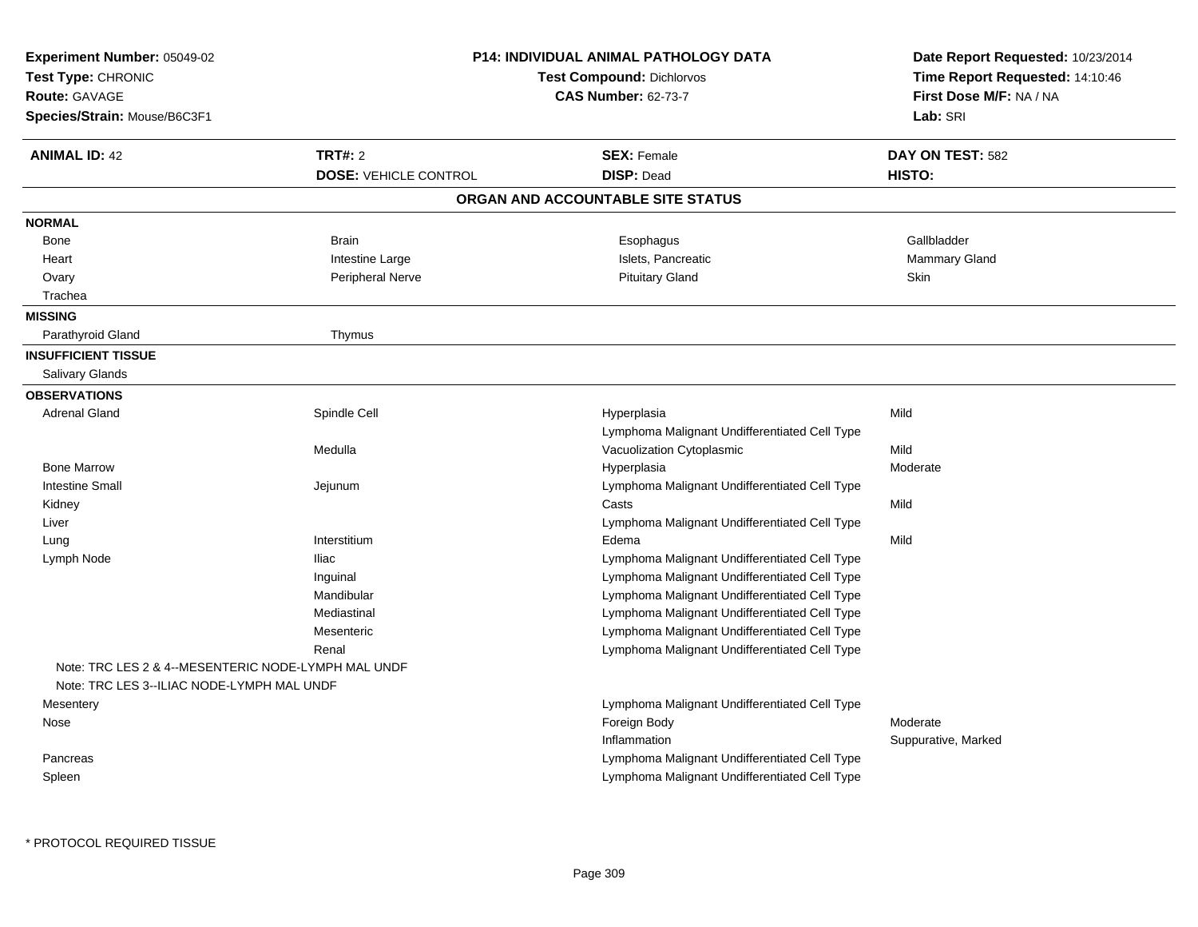**Experiment Number:** 05049-02
**Test Type:** CHRONIC
**Route:** GAVAGE
**Species/Strain:** Mouse/B6C3F1

**P14: INDIVIDUAL ANIMAL PATHOLOGY DATA**
**Test Compound:** Dichlorvos
**CAS Number:** 62-73-7

**Date Report Requested:** 10/23/2014
**Time Report Requested:** 14:10:46
**First Dose M/F:** NA / NA
**Lab:** SRI

| **ANIMAL ID:** 42 | **TRT#:** 2 | **SEX:** Female | **DAY ON TEST:** 582 |
|---|---|---|---|
| | **DOSE:** VEHICLE CONTROL | **DISP:** Dead | **HISTO:** |

## ORGAN AND ACCOUNTABLE SITE STATUS

| | | | |
|---|---|---|---|
| **NORMAL** | | | |
| Bone | Brain | Esophagus | Gallbladder |
| Heart | Intestine Large | Islets, Pancreatic | Mammary Gland |
| Ovary | Peripheral Nerve | Pituitary Gland | Skin |
| Trachea | | | |
| **MISSING** | | | |
| Parathyroid Gland | Thymus | | |
| **INSUFFICIENT TISSUE** | | | |
| Salivary Glands | | | |
| **OBSERVATIONS** | | | |
| Adrenal Gland | Spindle Cell | Hyperplasia | Mild |
| | | Lymphoma Malignant Undifferentiated Cell Type | |
| | Medulla | Vacuolization Cytoplasmic | Mild |
| Bone Marrow | | Hyperplasia | Moderate |
| Intestine Small | Jejunum | Lymphoma Malignant Undifferentiated Cell Type | |
| Kidney | | Casts | Mild |
| Liver | | Lymphoma Malignant Undifferentiated Cell Type | |
| Lung | Interstitium | Edema | Mild |
| Lymph Node | Iliac | Lymphoma Malignant Undifferentiated Cell Type | |
| | Inguinal | Lymphoma Malignant Undifferentiated Cell Type | |
| | Mandibular | Lymphoma Malignant Undifferentiated Cell Type | |
| | Mediastinal | Lymphoma Malignant Undifferentiated Cell Type | |
| | Mesenteric | Lymphoma Malignant Undifferentiated Cell Type | |
| | Renal | Lymphoma Malignant Undifferentiated Cell Type | |
| Note: TRC LES 2 & 4--MESENTERIC NODE-LYMPH MAL UNDF | | | |
| Note: TRC LES 3--ILIAC NODE-LYMPH MAL UNDF | | | |
| Mesentery | | Lymphoma Malignant Undifferentiated Cell Type | |
| Nose | | Foreign Body | Moderate |
| | | Inflammation | Suppurative, Marked |
| Pancreas | | Lymphoma Malignant Undifferentiated Cell Type | |
| Spleen | | Lymphoma Malignant Undifferentiated Cell Type | |

\* PROTOCOL REQUIRED TISSUE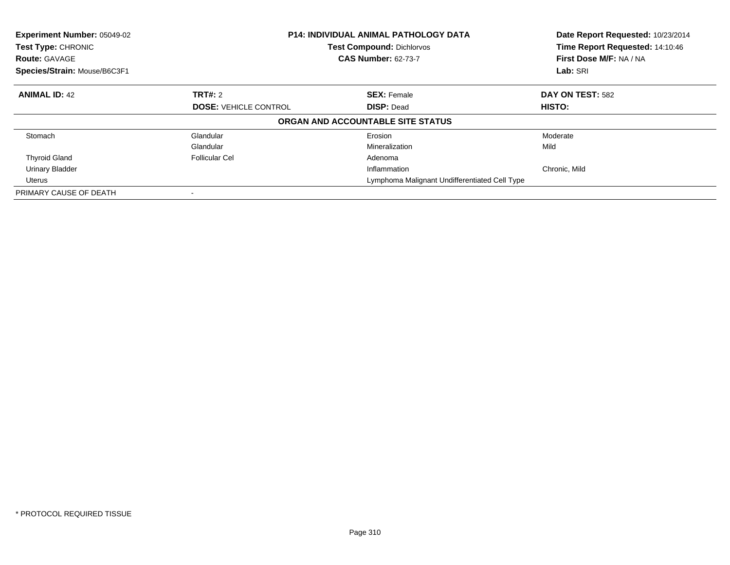**Experiment Number:** 05049-02
**Test Type:** CHRONIC
**Route:** GAVAGE
**Species/Strain:** Mouse/B6C3F1

**P14: INDIVIDUAL ANIMAL PATHOLOGY DATA**
**Test Compound:** Dichlorvos
**CAS Number:** 62-73-7

**Date Report Requested:** 10/23/2014
**Time Report Requested:** 14:10:46
**First Dose M/F:** NA / NA
**Lab:** SRI

| **ANIMAL ID:** 42 | **TRT#:** 2 | **SEX:** Female | **DAY ON TEST:** 582 |
|---|---|---|---|
| | **DOSE:** VEHICLE CONTROL | **DISP:** Dead | **HISTO:** |

**ORGAN AND ACCOUNTABLE SITE STATUS**

| | | | |
|---|---|---|---|
| Stomach | Glandular | Erosion | Moderate |
| | Glandular | Mineralization | Mild |
| Thyroid Gland | Follicular Cel | Adenoma | |
| Urinary Bladder | | Inflammation | Chronic, Mild |
| Uterus | | Lymphoma Malignant Undifferentiated Cell Type | |
| PRIMARY CAUSE OF DEATH | - | | |

* PROTOCOL REQUIRED TISSUE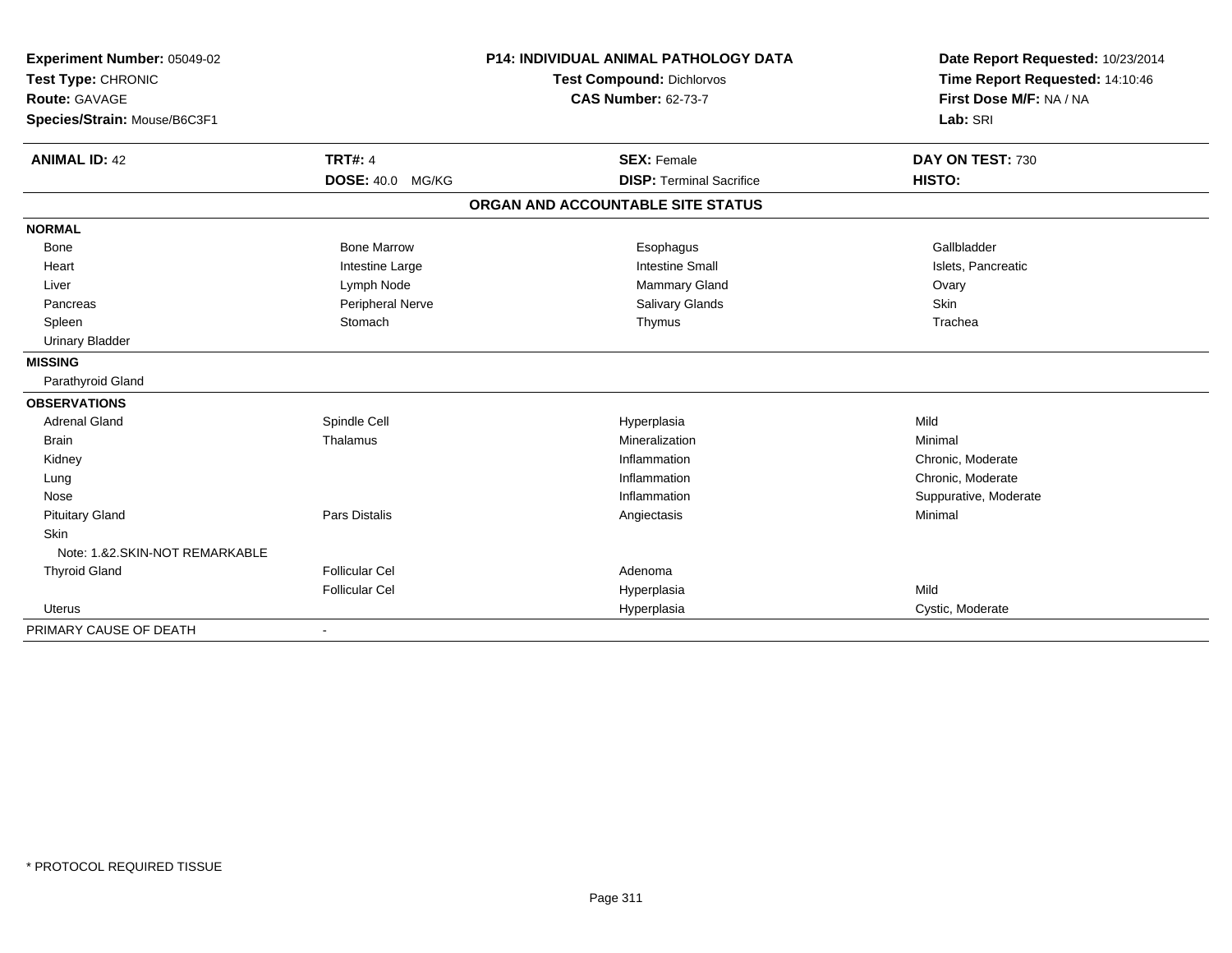**Experiment Number:** 05049-02
**Test Type:** CHRONIC
**Route:** GAVAGE
**Species/Strain:** Mouse/B6C3F1

**P14: INDIVIDUAL ANIMAL PATHOLOGY DATA**
**Test Compound:** Dichlorvos
**CAS Number:** 62-73-7

**Date Report Requested:** 10/23/2014
**Time Report Requested:** 14:10:46
**First Dose M/F:** NA / NA
**Lab:** SRI

| **ANIMAL ID:** 42 | **TRT#:** 4 | **SEX:** Female | **DAY ON TEST:** 730 |
|---|---|---|---|
| | **DOSE:** 40.0 MG/KG | **DISP:** Terminal Sacrifice | **HISTO:** |

**ORGAN AND ACCOUNTABLE SITE STATUS**

| | | | |
|---|---|---|---|
| **NORMAL** | | | |
| Bone | Bone Marrow | Esophagus | Gallbladder |
| Heart | Intestine Large | Intestine Small | Islets, Pancreatic |
| Liver | Lymph Node | Mammary Gland | Ovary |
| Pancreas | Peripheral Nerve | Salivary Glands | Skin |
| Spleen | Stomach | Thymus | Trachea |
| Urinary Bladder | | | |
| **MISSING** | | | |
| Parathyroid Gland | | | |
| **OBSERVATIONS** | | | |
| Adrenal Gland | Spindle Cell | Hyperplasia | Mild |
| Brain | Thalamus | Mineralization | Minimal |
| Kidney | | Inflammation | Chronic, Moderate |
| Lung | | Inflammation | Chronic, Moderate |
| Nose | | Inflammation | Suppurative, Moderate |
| Pituitary Gland | Pars Distalis | Angiectasis | Minimal |
| Skin | | | |
| Note: 1.&2.SKIN-NOT REMARKABLE | | | |
| Thyroid Gland | Follicular Cel | Adenoma | |
| | Follicular Cel | Hyperplasia | Mild |
| Uterus | | Hyperplasia | Cystic, Moderate |
| PRIMARY CAUSE OF DEATH | - | | |

\* PROTOCOL REQUIRED TISSUE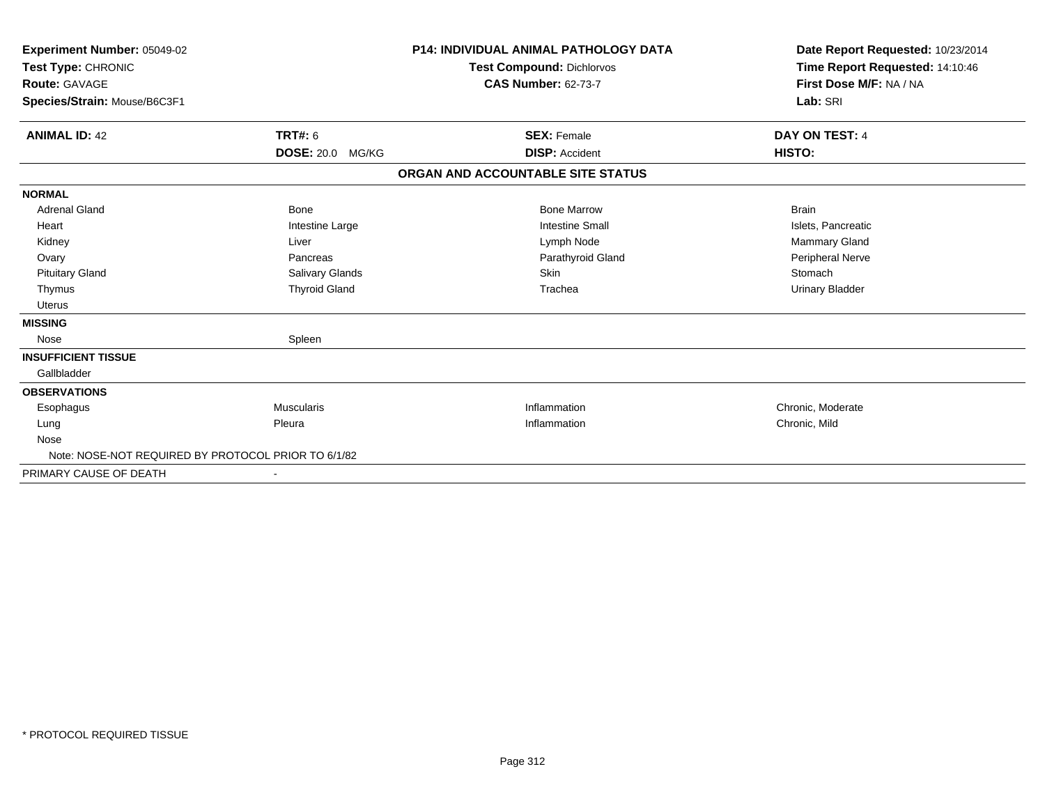**Experiment Number:** 05049-02
**Test Type:** CHRONIC
**Route:** GAVAGE
**Species/Strain:** Mouse/B6C3F1

**P14: INDIVIDUAL ANIMAL PATHOLOGY DATA**
**Test Compound:** Dichlorvos
**CAS Number:** 62-73-7

**Date Report Requested:** 10/23/2014
**Time Report Requested:** 14:10:46
**First Dose M/F:** NA / NA
**Lab:** SRI

| **ANIMAL ID:** 42 | **TRT#:** 6 | **SEX:** Female | **DAY ON TEST:** 4 |
|---|---|---|---|
| | **DOSE:** 20.0 MG/KG | **DISP:** Accident | **HISTO:** |

**ORGAN AND ACCOUNTABLE SITE STATUS**

| | | | |
|---|---|---|---|
| **NORMAL** | | | |
| Adrenal Gland | Bone | Bone Marrow | Brain |
| Heart | Intestine Large | Intestine Small | Islets, Pancreatic |
| Kidney | Liver | Lymph Node | Mammary Gland |
| Ovary | Pancreas | Parathyroid Gland | Peripheral Nerve |
| Pituitary Gland | Salivary Glands | Skin | Stomach |
| Thymus | Thyroid Gland | Trachea | Urinary Bladder |
| Uterus | | | |
| **MISSING** | | | |
| Nose | Spleen | | |
| **INSUFFICIENT TISSUE** | | | |
| Gallbladder | | | |
| **OBSERVATIONS** | | | |
| Esophagus | Muscularis | Inflammation | Chronic, Moderate |
| Lung | Pleura | Inflammation | Chronic, Mild |
| Nose | | | |
| Note: NOSE-NOT REQUIRED BY PROTOCOL PRIOR TO 6/1/82 | | | |
| PRIMARY CAUSE OF DEATH | - | | |

\* PROTOCOL REQUIRED TISSUE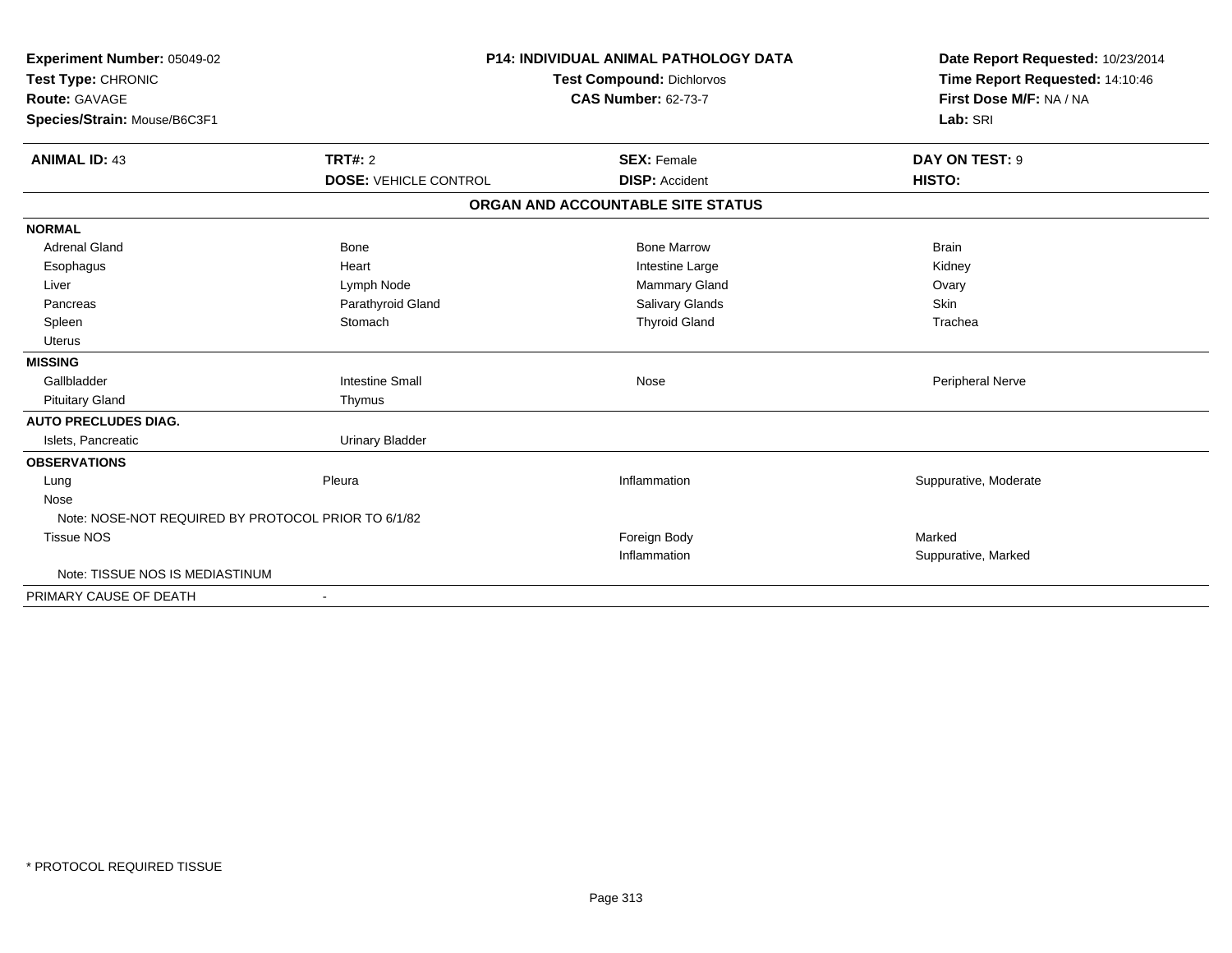| | | | |
|---|---|---|---|
| **Experiment Number:** 05049-02 | **P14: INDIVIDUAL ANIMAL PATHOLOGY DATA** | | **Date Report Requested:** 10/23/2014 |
| **Test Type:** CHRONIC | **Test Compound:** Dichlorvos | | **Time Report Requested:** 14:10:46 |
| **Route:** GAVAGE | **CAS Number:** 62-73-7 | | **First Dose M/F:** NA / NA |
| **Species/Strain:** Mouse/B6C3F1 | | | **Lab:** SRI |

| **ANIMAL ID:** 43 | **TRT#:** 2 | **SEX:** Female | **DAY ON TEST:** 9 |
|---|---|---|---|
| | **DOSE:** VEHICLE CONTROL | **DISP:** Accident | **HISTO:** |

**ORGAN AND ACCOUNTABLE SITE STATUS**

| | | | |
|---|---|---|---|
| **NORMAL** | | | |
| Adrenal Gland | Bone | Bone Marrow | Brain |
| Esophagus | Heart | Intestine Large | Kidney |
| Liver | Lymph Node | Mammary Gland | Ovary |
| Pancreas | Parathyroid Gland | Salivary Glands | Skin |
| Spleen | Stomach | Thyroid Gland | Trachea |
| Uterus | | | |
| **MISSING** | | | |
| Gallbladder | Intestine Small | Nose | Peripheral Nerve |
| Pituitary Gland | Thymus | | |
| **AUTO PRECLUDES DIAG.** | | | |
| Islets, Pancreatic | Urinary Bladder | | |
| **OBSERVATIONS** | | | |
| Lung | Pleura | Inflammation | Suppurative, Moderate |
| Nose | | | |
| Note: NOSE-NOT REQUIRED BY PROTOCOL PRIOR TO 6/1/82 | | | |
| Tissue NOS | | Foreign Body | Marked |
| | | Inflammation | Suppurative, Marked |
| Note: TISSUE NOS IS MEDIASTINUM | | | |
| PRIMARY CAUSE OF DEATH | - | | |

* PROTOCOL REQUIRED TISSUE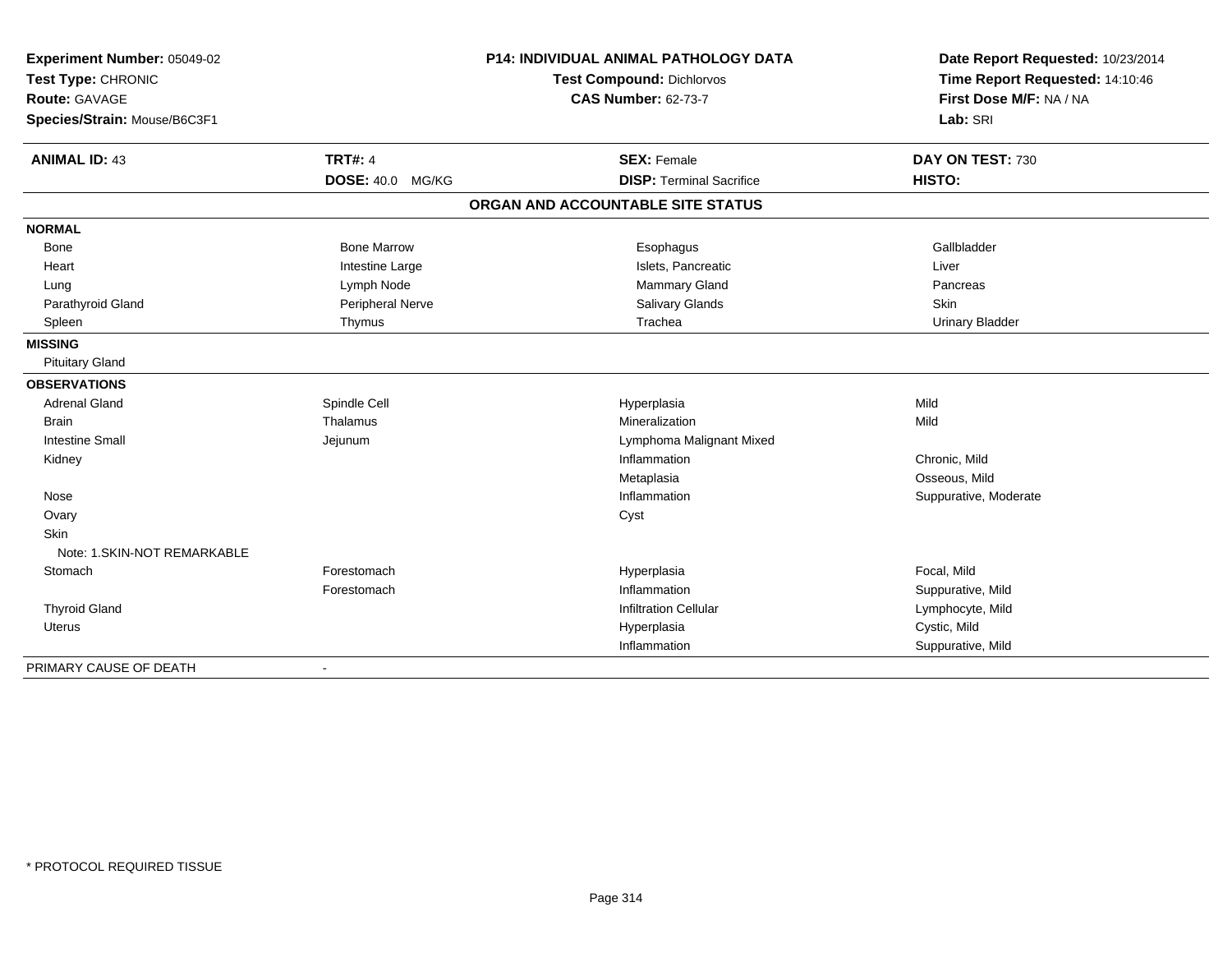**Experiment Number:** 05049-02
**Test Type:** CHRONIC
**Route:** GAVAGE
**Species/Strain:** Mouse/B6C3F1

**P14: INDIVIDUAL ANIMAL PATHOLOGY DATA**
**Test Compound:** Dichlorvos
**CAS Number:** 62-73-7

**Date Report Requested:** 10/23/2014
**Time Report Requested:** 14:10:46
**First Dose M/F:** NA / NA
**Lab:** SRI

| **ANIMAL ID:** 43 | **TRT#:** 4 | **SEX:** Female | **DAY ON TEST:** 730 |
|---|---|---|---|
| | **DOSE:** 40.0 MG/KG | **DISP:** Terminal Sacrifice | **HISTO:** |

## ORGAN AND ACCOUNTABLE SITE STATUS

| | | | |
|---|---|---|---|
| **NORMAL** | | | |
| Bone | Bone Marrow | Esophagus | Gallbladder |
| Heart | Intestine Large | Islets, Pancreatic | Liver |
| Lung | Lymph Node | Mammary Gland | Pancreas |
| Parathyroid Gland | Peripheral Nerve | Salivary Glands | Skin |
| Spleen | Thymus | Trachea | Urinary Bladder |
| **MISSING** | | | |
| Pituitary Gland | | | |
| **OBSERVATIONS** | | | |
| Adrenal Gland | Spindle Cell | Hyperplasia | Mild |
| Brain | Thalamus | Mineralization | Mild |
| Intestine Small | Jejunum | Lymphoma Malignant Mixed | |
| Kidney | | Inflammation | Chronic, Mild |
| | | Metaplasia | Osseous, Mild |
| Nose | | Inflammation | Suppurative, Moderate |
| Ovary | | Cyst | |
| Skin | | | |
| Note: 1.SKIN-NOT REMARKABLE | | | |
| Stomach | Forestomach | Hyperplasia | Focal, Mild |
| | Forestomach | Inflammation | Suppurative, Mild |
| Thyroid Gland | | Infiltration Cellular | Lymphocyte, Mild |
| Uterus | | Hyperplasia | Cystic, Mild |
| | | Inflammation | Suppurative, Mild |
| PRIMARY CAUSE OF DEATH | - | | |

\* PROTOCOL REQUIRED TISSUE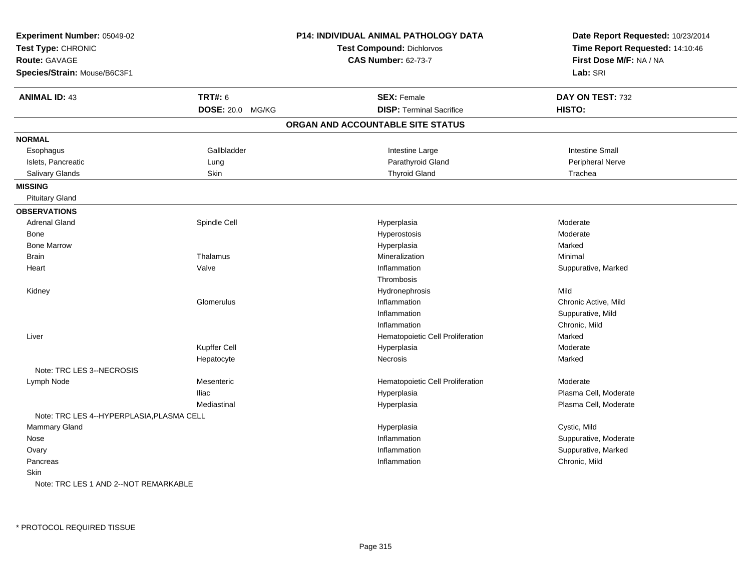**Experiment Number:** 05049-02
**Test Type:** CHRONIC
**Route:** GAVAGE
**Species/Strain:** Mouse/B6C3F1

**P14: INDIVIDUAL ANIMAL PATHOLOGY DATA**
**Test Compound:** Dichlorvos
**CAS Number:** 62-73-7

**Date Report Requested:** 10/23/2014
**Time Report Requested:** 14:10:46
**First Dose M/F:** NA / NA
**Lab:** SRI

| **ANIMAL ID:** 43 | **TRT#:** 6 | **SEX:** Female | **DAY ON TEST:** 732 |
|---|---|---|---|
| | **DOSE:** 20.0 MG/KG | **DISP:** Terminal Sacrifice | **HISTO:** |

## ORGAN AND ACCOUNTABLE SITE STATUS

**NORMAL**

| | | | |
|---|---|---|---|
| Esophagus | Gallbladder | Intestine Large | Intestine Small |
| Islets, Pancreatic | Lung | Parathyroid Gland | Peripheral Nerve |
| Salivary Glands | Skin | Thyroid Gland | Trachea |

**MISSING**

Pituitary Gland

**OBSERVATIONS**

| Organ | Site | Observation | Qualifier/Severity |
|---|---|---|---|
| Adrenal Gland | Spindle Cell | Hyperplasia | Moderate |
| Bone | | Hyperostosis | Moderate |
| Bone Marrow | | Hyperplasia | Marked |
| Brain | Thalamus | Mineralization | Minimal |
| Heart | Valve | Inflammation | Suppurative, Marked |
| | | Thrombosis | |
| Kidney | | Hydronephrosis | Mild |
| | Glomerulus | Inflammation | Chronic Active, Mild |
| | | Inflammation | Suppurative, Mild |
| | | Inflammation | Chronic, Mild |
| Liver | | Hematopoietic Cell Proliferation | Marked |
| | Kupffer Cell | Hyperplasia | Moderate |
| | Hepatocyte | Necrosis | Marked |
| Note: TRC LES 3--NECROSIS | | | |
| Lymph Node | Mesenteric | Hematopoietic Cell Proliferation | Moderate |
| | Iliac | Hyperplasia | Plasma Cell, Moderate |
| | Mediastinal | Hyperplasia | Plasma Cell, Moderate |
| Note: TRC LES 4--HYPERPLASIA,PLASMA CELL | | | |
| Mammary Gland | | Hyperplasia | Cystic, Mild |
| Nose | | Inflammation | Suppurative, Moderate |
| Ovary | | Inflammation | Suppurative, Marked |
| Pancreas | | Inflammation | Chronic, Mild |
| Skin | | | |
| Note: TRC LES 1 AND 2--NOT REMARKABLE | | | |

* PROTOCOL REQUIRED TISSUE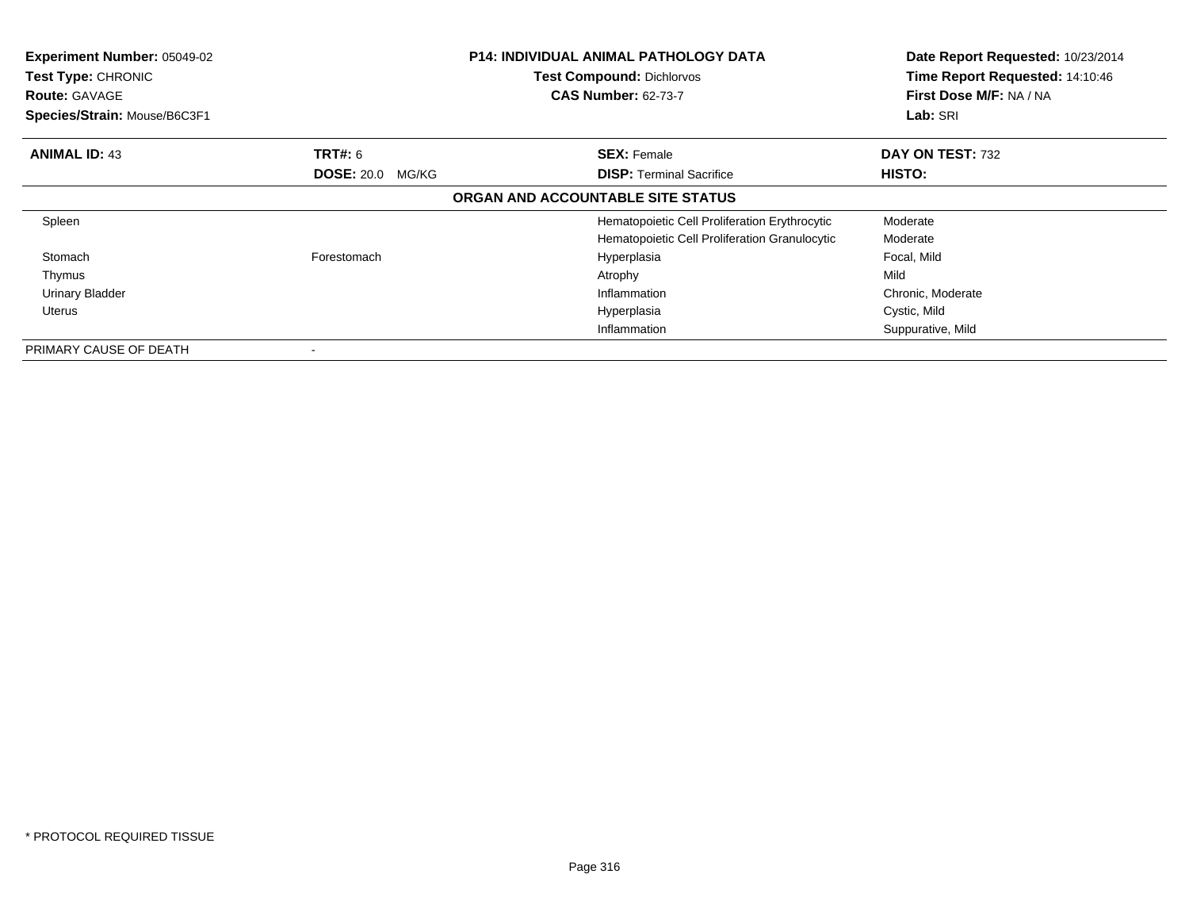**Experiment Number:** 05049-02
**Test Type:** CHRONIC
**Route:** GAVAGE
**Species/Strain:** Mouse/B6C3F1

**P14: INDIVIDUAL ANIMAL PATHOLOGY DATA**
**Test Compound:** Dichlorvos
**CAS Number:** 62-73-7

**Date Report Requested:** 10/23/2014
**Time Report Requested:** 14:10:46
**First Dose M/F:** NA / NA
**Lab:** SRI

| **ANIMAL ID:** 43 | **TRT#:** 6 | **SEX:** Female | **DAY ON TEST:** 732 |
|---|---|---|---|
| | **DOSE:** 20.0 MG/KG | **DISP:** Terminal Sacrifice | **HISTO:** |

**ORGAN AND ACCOUNTABLE SITE STATUS**

| | | | |
|---|---|---|---|
| Spleen | | Hematopoietic Cell Proliferation Erythrocytic | Moderate |
| | | Hematopoietic Cell Proliferation Granulocytic | Moderate |
| Stomach | Forestomach | Hyperplasia | Focal, Mild |
| Thymus | | Atrophy | Mild |
| Urinary Bladder | | Inflammation | Chronic, Moderate |
| Uterus | | Hyperplasia | Cystic, Mild |
| | | Inflammation | Suppurative, Mild |
| PRIMARY CAUSE OF DEATH | - | | |

* PROTOCOL REQUIRED TISSUE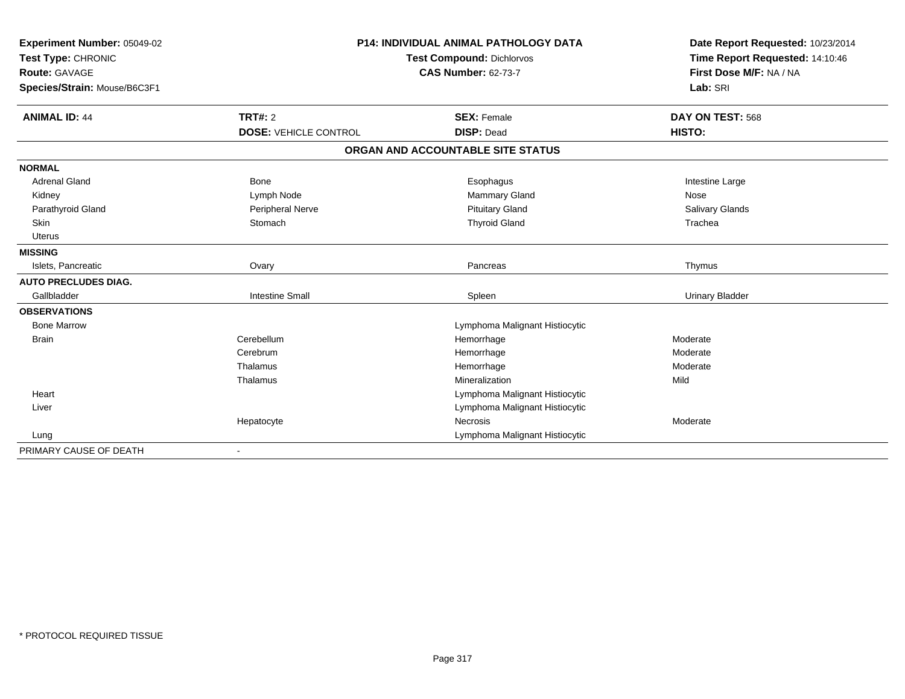**Experiment Number:** 05049-02
**Test Type:** CHRONIC
**Route:** GAVAGE
**Species/Strain:** Mouse/B6C3F1

**P14: INDIVIDUAL ANIMAL PATHOLOGY DATA**
**Test Compound:** Dichlorvos
**CAS Number:** 62-73-7

**Date Report Requested:** 10/23/2014
**Time Report Requested:** 14:10:46
**First Dose M/F:** NA / NA
**Lab:** SRI

| **ANIMAL ID:** 44 | **TRT#:** 2 | **SEX:** Female | **DAY ON TEST:** 568 |
|---|---|---|---|
| | **DOSE:** VEHICLE CONTROL | **DISP:** Dead | **HISTO:** |

**ORGAN AND ACCOUNTABLE SITE STATUS**

| | | | |
|---|---|---|---|
| **NORMAL** | | | |
| Adrenal Gland | Bone | Esophagus | Intestine Large |
| Kidney | Lymph Node | Mammary Gland | Nose |
| Parathyroid Gland | Peripheral Nerve | Pituitary Gland | Salivary Glands |
| Skin | Stomach | Thyroid Gland | Trachea |
| Uterus | | | |
| **MISSING** | | | |
| Islets, Pancreatic | Ovary | Pancreas | Thymus |
| **AUTO PRECLUDES DIAG.** | | | |
| Gallbladder | Intestine Small | Spleen | Urinary Bladder |
| **OBSERVATIONS** | | | |
| Bone Marrow | | Lymphoma Malignant Histiocytic | |
| Brain | Cerebellum | Hemorrhage | Moderate |
| | Cerebrum | Hemorrhage | Moderate |
| | Thalamus | Hemorrhage | Moderate |
| | Thalamus | Mineralization | Mild |
| Heart | | Lymphoma Malignant Histiocytic | |
| Liver | | Lymphoma Malignant Histiocytic | |
| | Hepatocyte | Necrosis | Moderate |
| Lung | | Lymphoma Malignant Histiocytic | |
| PRIMARY CAUSE OF DEATH | - | | |

* PROTOCOL REQUIRED TISSUE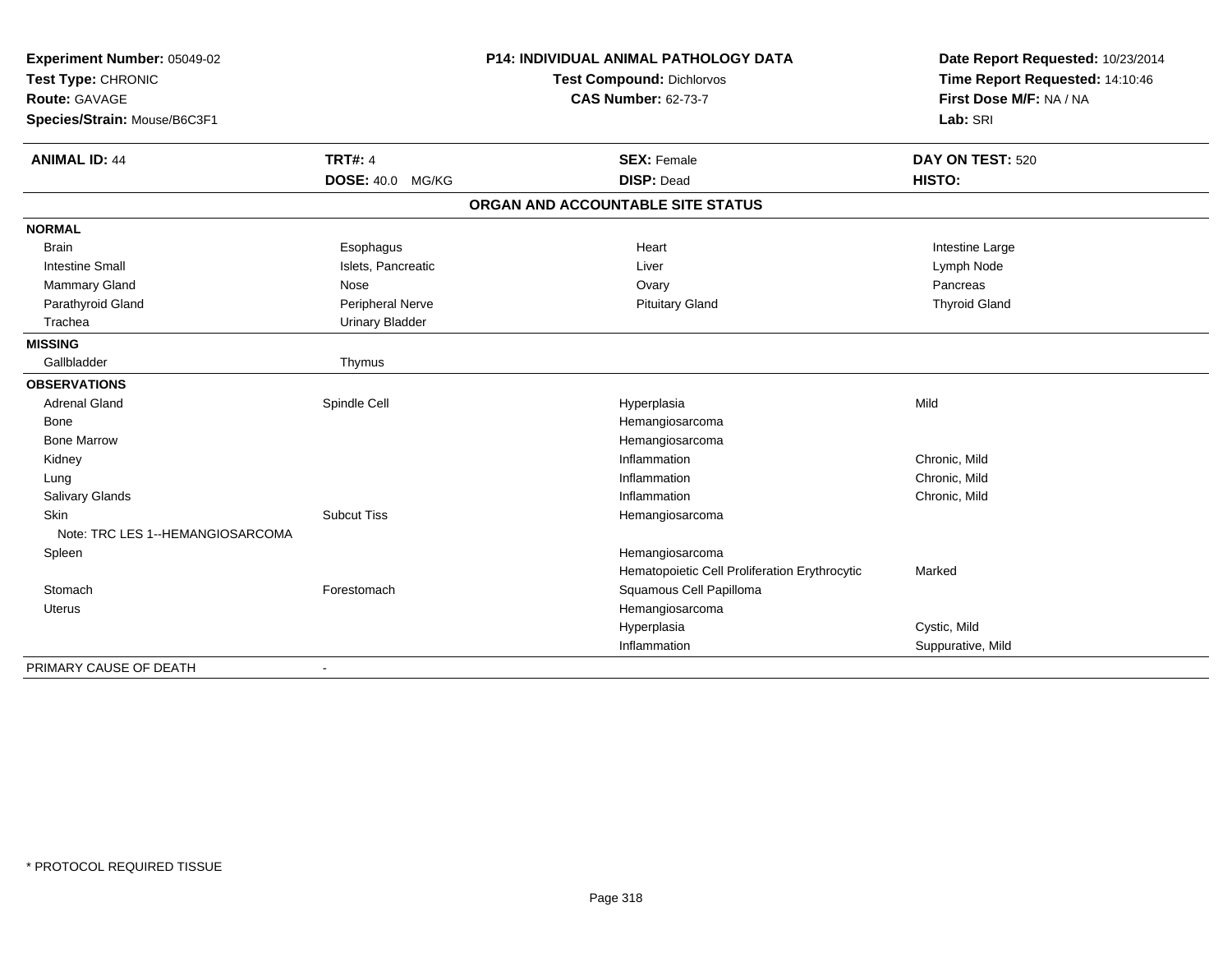**Experiment Number:** 05049-02
**Test Type:** CHRONIC
**Route:** GAVAGE
**Species/Strain:** Mouse/B6C3F1

**P14: INDIVIDUAL ANIMAL PATHOLOGY DATA**
**Test Compound:** Dichlorvos
**CAS Number:** 62-73-7

**Date Report Requested:** 10/23/2014
**Time Report Requested:** 14:10:46
**First Dose M/F:** NA / NA
**Lab:** SRI

| **ANIMAL ID:** 44 | **TRT#:** 4 | **SEX:** Female | **DAY ON TEST:** 520 |
|---|---|---|---|
| | **DOSE:** 40.0 MG/KG | **DISP:** Dead | **HISTO:** |

**ORGAN AND ACCOUNTABLE SITE STATUS**

| | | | |
|---|---|---|---|
| **NORMAL** | | | |
| Brain | Esophagus | Heart | Intestine Large |
| Intestine Small | Islets, Pancreatic | Liver | Lymph Node |
| Mammary Gland | Nose | Ovary | Pancreas |
| Parathyroid Gland | Peripheral Nerve | Pituitary Gland | Thyroid Gland |
| Trachea | Urinary Bladder | | |
| **MISSING** | | | |
| Gallbladder | Thymus | | |
| **OBSERVATIONS** | | | |
| Adrenal Gland | Spindle Cell | Hyperplasia | Mild |
| Bone | | Hemangiosarcoma | |
| Bone Marrow | | Hemangiosarcoma | |
| Kidney | | Inflammation | Chronic, Mild |
| Lung | | Inflammation | Chronic, Mild |
| Salivary Glands | | Inflammation | Chronic, Mild |
| Skin | Subcut Tiss | Hemangiosarcoma | |
| Note: TRC LES 1--HEMANGIOSARCOMA | | | |
| Spleen | | Hemangiosarcoma | |
| | | Hematopoietic Cell Proliferation Erythrocytic | Marked |
| Stomach | Forestomach | Squamous Cell Papilloma | |
| Uterus | | Hemangiosarcoma | |
| | | Hyperplasia | Cystic, Mild |
| | | Inflammation | Suppurative, Mild |
| PRIMARY CAUSE OF DEATH | - | | |

* PROTOCOL REQUIRED TISSUE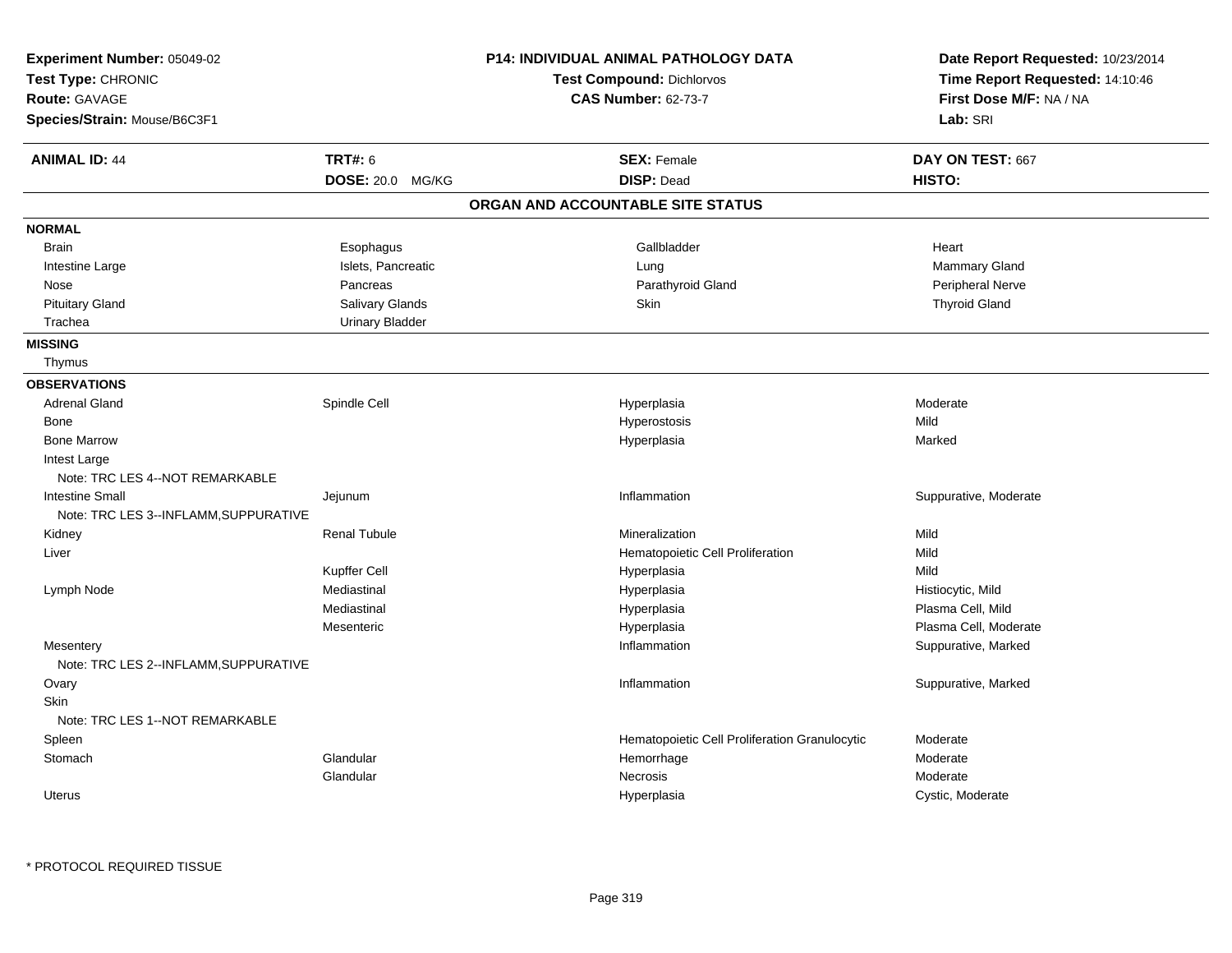**Experiment Number:** 05049-02
**Test Type:** CHRONIC
**Route:** GAVAGE
**Species/Strain:** Mouse/B6C3F1

**P14: INDIVIDUAL ANIMAL PATHOLOGY DATA**
**Test Compound:** Dichlorvos
**CAS Number:** 62-73-7

**Date Report Requested:** 10/23/2014
**Time Report Requested:** 14:10:46
**First Dose M/F:** NA / NA
**Lab:** SRI

| **ANIMAL ID:** 44 | **TRT#:** 6 | **SEX:** Female | **DAY ON TEST:** 667 |
|---|---|---|---|
| | **DOSE:** 20.0 MG/KG | **DISP:** Dead | **HISTO:** |

## ORGAN AND ACCOUNTABLE SITE STATUS

**NORMAL**

| | | | |
|---|---|---|---|
| Brain | Esophagus | Gallbladder | Heart |
| Intestine Large | Islets, Pancreatic | Lung | Mammary Gland |
| Nose | Pancreas | Parathyroid Gland | Peripheral Nerve |
| Pituitary Gland | Salivary Glands | Skin | Thyroid Gland |
| Trachea | Urinary Bladder | | |

**MISSING**

Thymus

**OBSERVATIONS**

| Organ | Site | Observation | Severity |
|---|---|---|---|
| Adrenal Gland | Spindle Cell | Hyperplasia | Moderate |
| Bone | | Hyperostosis | Mild |
| Bone Marrow | | Hyperplasia | Marked |
| Intest Large | | | |
| Note: TRC LES 4--NOT REMARKABLE | | | |
| Intestine Small | Jejunum | Inflammation | Suppurative, Moderate |
| Note: TRC LES 3--INFLAMM,SUPPURATIVE | | | |
| Kidney | Renal Tubule | Mineralization | Mild |
| Liver | | Hematopoietic Cell Proliferation | Mild |
| | Kupffer Cell | Hyperplasia | Mild |
| Lymph Node | Mediastinal | Hyperplasia | Histiocytic, Mild |
| | Mediastinal | Hyperplasia | Plasma Cell, Mild |
| | Mesenteric | Hyperplasia | Plasma Cell, Moderate |
| Mesentery | | Inflammation | Suppurative, Marked |
| Note: TRC LES 2--INFLAMM,SUPPURATIVE | | | |
| Ovary | | Inflammation | Suppurative, Marked |
| Skin | | | |
| Note: TRC LES 1--NOT REMARKABLE | | | |
| Spleen | | Hematopoietic Cell Proliferation Granulocytic | Moderate |
| Stomach | Glandular | Hemorrhage | Moderate |
| | Glandular | Necrosis | Moderate |
| Uterus | | Hyperplasia | Cystic, Moderate |

\* PROTOCOL REQUIRED TISSUE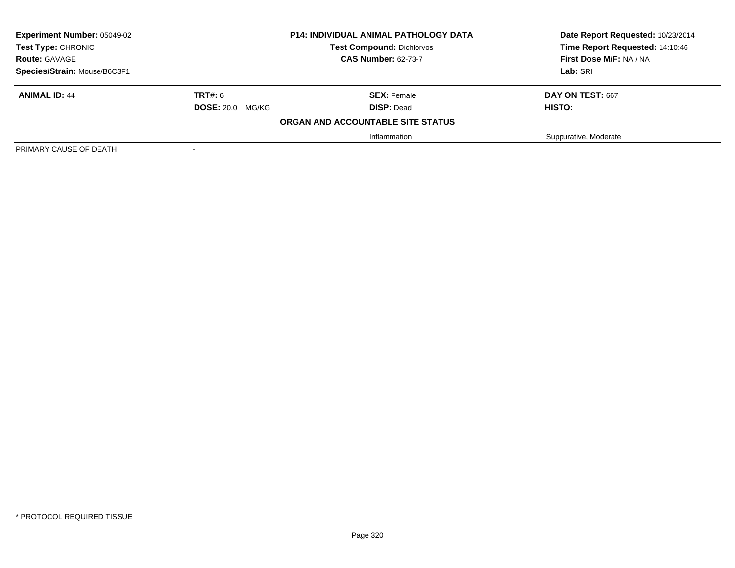| **Experiment Number:** 05049-02 | **P14: INDIVIDUAL ANIMAL PATHOLOGY DATA** | **Date Report Requested:** 10/23/2014 |
|---|---|---|
| **Test Type:** CHRONIC | **Test Compound:** Dichlorvos | **Time Report Requested:** 14:10:46 |
| **Route:** GAVAGE | **CAS Number:** 62-73-7 | **First Dose M/F:** NA / NA |
| **Species/Strain:** Mouse/B6C3F1 | | **Lab:** SRI |

| **ANIMAL ID:** 44 | **TRT#:** 6 | **SEX:** Female | **DAY ON TEST:** 667 |
|---|---|---|---|
| | **DOSE:** 20.0 MG/KG | **DISP:** Dead | **HISTO:** |
| | | **ORGAN AND ACCOUNTABLE SITE STATUS** | |
| | | Inflammation | Suppurative, Moderate |
| PRIMARY CAUSE OF DEATH | - | | |

* PROTOCOL REQUIRED TISSUE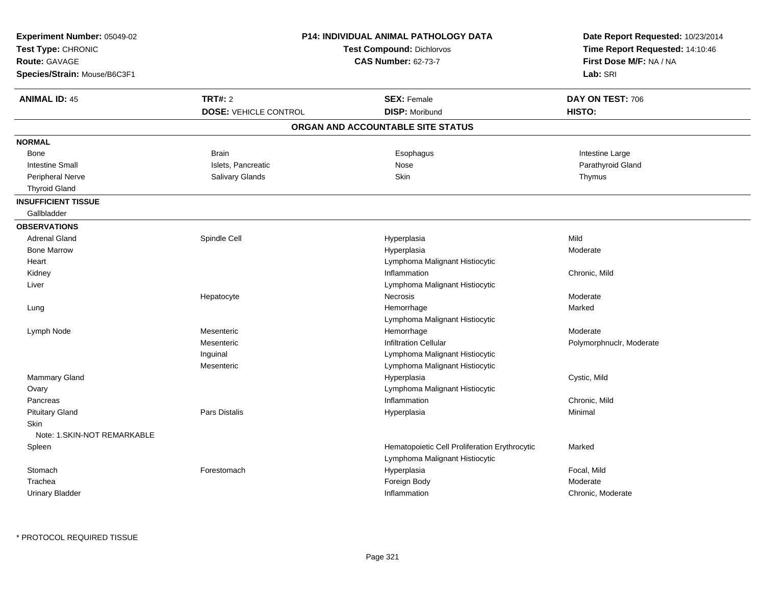**Experiment Number:** 05049-02
**Test Type:** CHRONIC
**Route:** GAVAGE
**Species/Strain:** Mouse/B6C3F1

**P14: INDIVIDUAL ANIMAL PATHOLOGY DATA**
**Test Compound:** Dichlorvos
**CAS Number:** 62-73-7

**Date Report Requested:** 10/23/2014
**Time Report Requested:** 14:10:46
**First Dose M/F:** NA / NA
**Lab:** SRI

| **ANIMAL ID:** 45 | **TRT#:** 2 | **SEX:** Female | **DAY ON TEST:** 706 |
|---|---|---|---|
| | **DOSE:** VEHICLE CONTROL | **DISP:** Moribund | **HISTO:** |

## ORGAN AND ACCOUNTABLE SITE STATUS

**NORMAL**

| | | | |
|---|---|---|---|
| Bone | Brain | Esophagus | Intestine Large |
| Intestine Small | Islets, Pancreatic | Nose | Parathyroid Gland |
| Peripheral Nerve | Salivary Glands | Skin | Thymus |
| Thyroid Gland | | | |

**INSUFFICIENT TISSUE**

Gallbladder

**OBSERVATIONS**

| Organ | Site | Observation | Severity |
|---|---|---|---|
| Adrenal Gland | Spindle Cell | Hyperplasia | Mild |
| Bone Marrow | | Hyperplasia | Moderate |
| Heart | | Lymphoma Malignant Histiocytic | |
| Kidney | | Inflammation | Chronic, Mild |
| Liver | | Lymphoma Malignant Histiocytic | |
| | Hepatocyte | Necrosis | Moderate |
| Lung | | Hemorrhage | Marked |
| | | Lymphoma Malignant Histiocytic | |
| Lymph Node | Mesenteric | Hemorrhage | Moderate |
| | Mesenteric | Infiltration Cellular | Polymorphnuclr, Moderate |
| | Inguinal | Lymphoma Malignant Histiocytic | |
| | Mesenteric | Lymphoma Malignant Histiocytic | |
| Mammary Gland | | Hyperplasia | Cystic, Mild |
| Ovary | | Lymphoma Malignant Histiocytic | |
| Pancreas | | Inflammation | Chronic, Mild |
| Pituitary Gland | Pars Distalis | Hyperplasia | Minimal |
| Skin | | | |
| Note: 1.SKIN-NOT REMARKABLE | | | |
| Spleen | | Hematopoietic Cell Proliferation Erythrocytic | Marked |
| | | Lymphoma Malignant Histiocytic | |
| Stomach | Forestomach | Hyperplasia | Focal, Mild |
| Trachea | | Foreign Body | Moderate |
| Urinary Bladder | | Inflammation | Chronic, Moderate |

* PROTOCOL REQUIRED TISSUE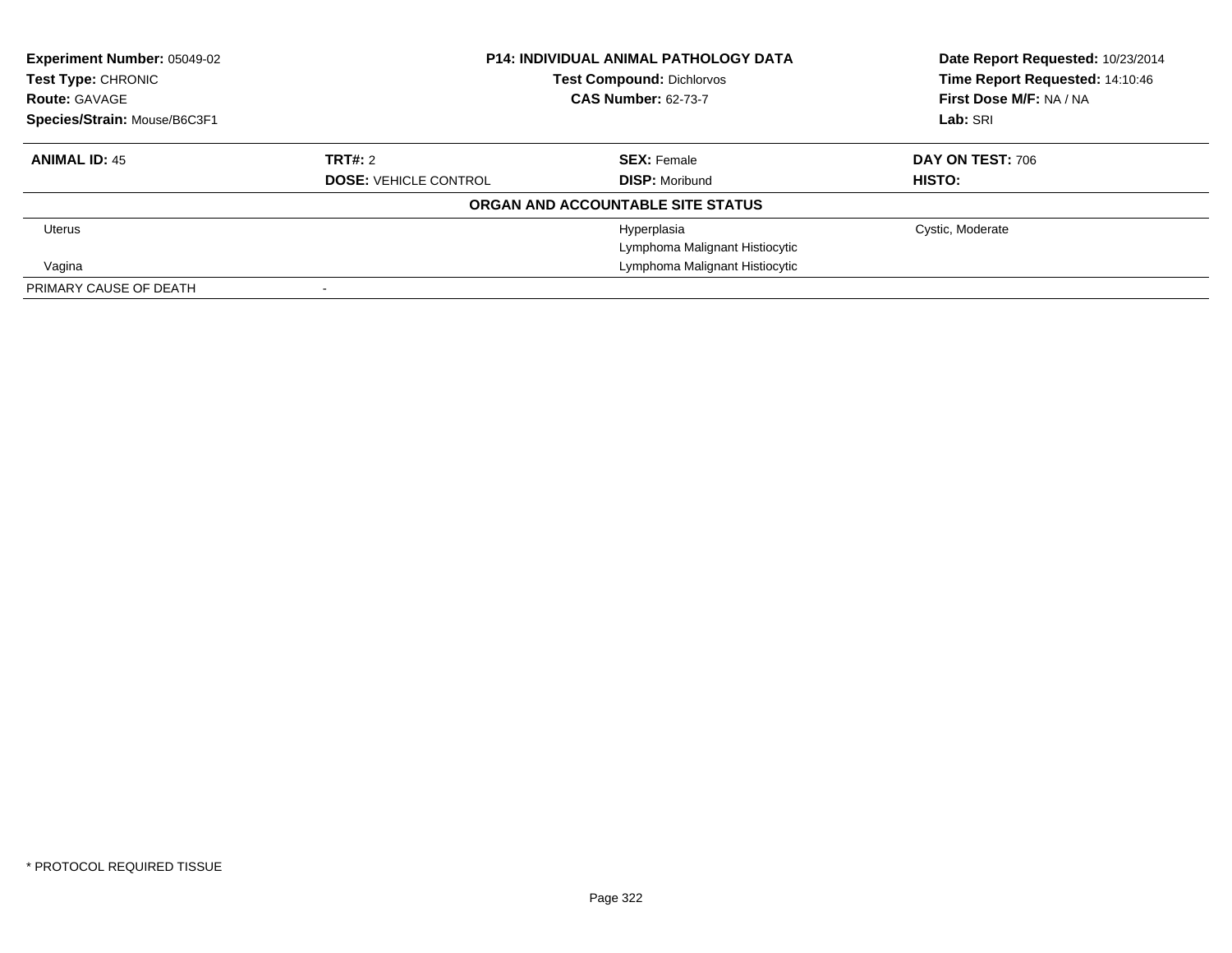**Experiment Number:** 05049-02
**Test Type:** CHRONIC
**Route:** GAVAGE
**Species/Strain:** Mouse/B6C3F1

**P14: INDIVIDUAL ANIMAL PATHOLOGY DATA**
**Test Compound:** Dichlorvos
**CAS Number:** 62-73-7

**Date Report Requested:** 10/23/2014
**Time Report Requested:** 14:10:46
**First Dose M/F:** NA / NA
**Lab:** SRI

| **ANIMAL ID:** 45 | **TRT#:** 2 | **SEX:** Female | **DAY ON TEST:** 706 |
|---|---|---|---|
| | **DOSE:** VEHICLE CONTROL | **DISP:** Moribund | **HISTO:** |

**ORGAN AND ACCOUNTABLE SITE STATUS**

| | | | |
|---|---|---|---|
| Uterus | | Hyperplasia | Cystic, Moderate |
| | | Lymphoma Malignant Histiocytic | |
| Vagina | | Lymphoma Malignant Histiocytic | |
| PRIMARY CAUSE OF DEATH | - | | |

* PROTOCOL REQUIRED TISSUE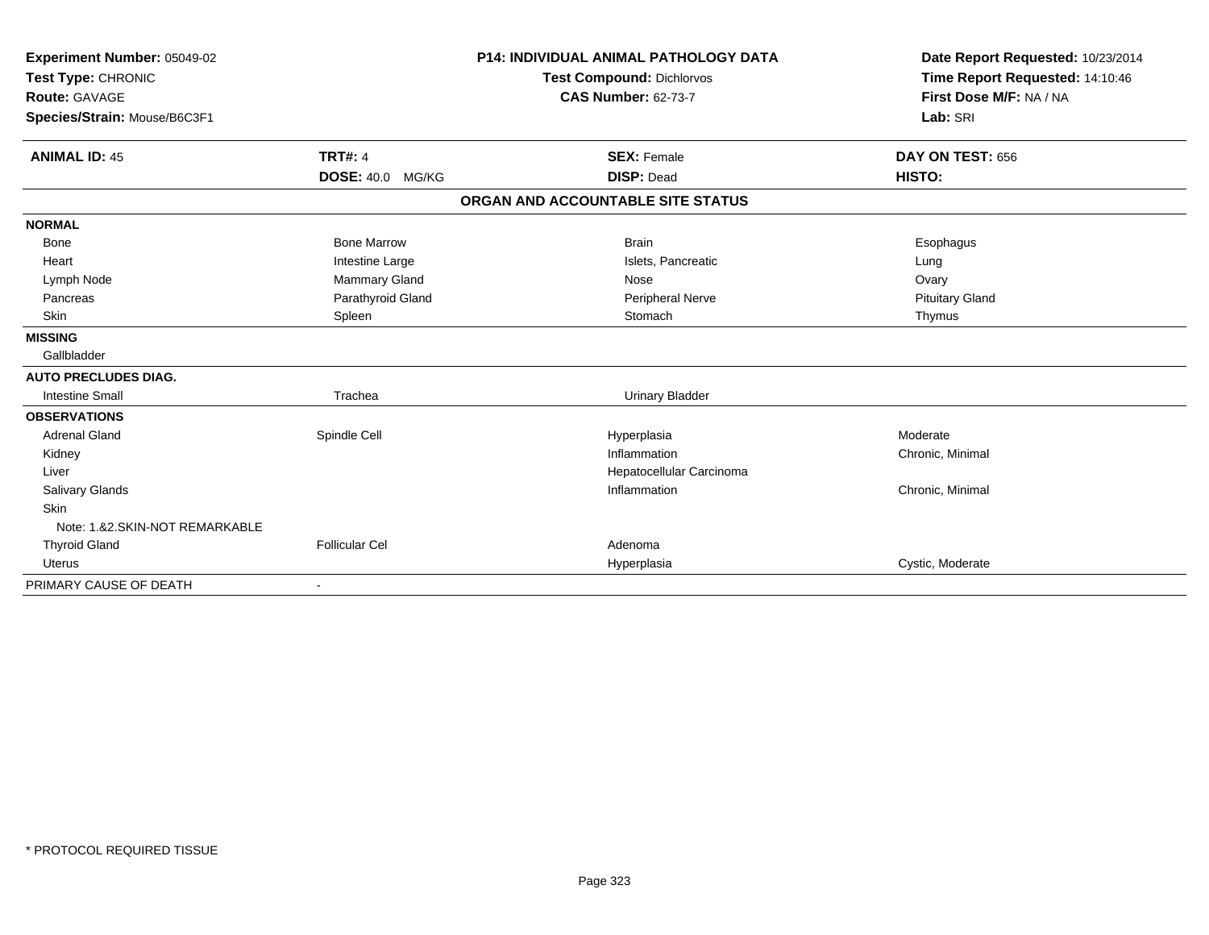**Experiment Number:** 05049-02
**Test Type:** CHRONIC
**Route:** GAVAGE
**Species/Strain:** Mouse/B6C3F1

**P14: INDIVIDUAL ANIMAL PATHOLOGY DATA**
**Test Compound:** Dichlorvos
**CAS Number:** 62-73-7

**Date Report Requested:** 10/23/2014
**Time Report Requested:** 14:10:46
**First Dose M/F:** NA / NA
**Lab:** SRI

| **ANIMAL ID:** 45 | **TRT#:** 4 | **SEX:** Female | **DAY ON TEST:** 656 |
|---|---|---|---|
| | **DOSE:** 40.0 MG/KG | **DISP:** Dead | **HISTO:** |

## ORGAN AND ACCOUNTABLE SITE STATUS

| | | | |
|---|---|---|---|
| **NORMAL** | | | |
| Bone | Bone Marrow | Brain | Esophagus |
| Heart | Intestine Large | Islets, Pancreatic | Lung |
| Lymph Node | Mammary Gland | Nose | Ovary |
| Pancreas | Parathyroid Gland | Peripheral Nerve | Pituitary Gland |
| Skin | Spleen | Stomach | Thymus |
| **MISSING** | | | |
| Gallbladder | | | |
| **AUTO PRECLUDES DIAG.** | | | |
| Intestine Small | Trachea | Urinary Bladder | |
| **OBSERVATIONS** | | | |
| Adrenal Gland | Spindle Cell | Hyperplasia | Moderate |
| Kidney | | Inflammation | Chronic, Minimal |
| Liver | | Hepatocellular Carcinoma | |
| Salivary Glands | | Inflammation | Chronic, Minimal |
| Skin | | | |
| Note: 1.&2.SKIN-NOT REMARKABLE | | | |
| Thyroid Gland | Follicular Cel | Adenoma | |
| Uterus | | Hyperplasia | Cystic, Moderate |
| PRIMARY CAUSE OF DEATH | - | | |

\* PROTOCOL REQUIRED TISSUE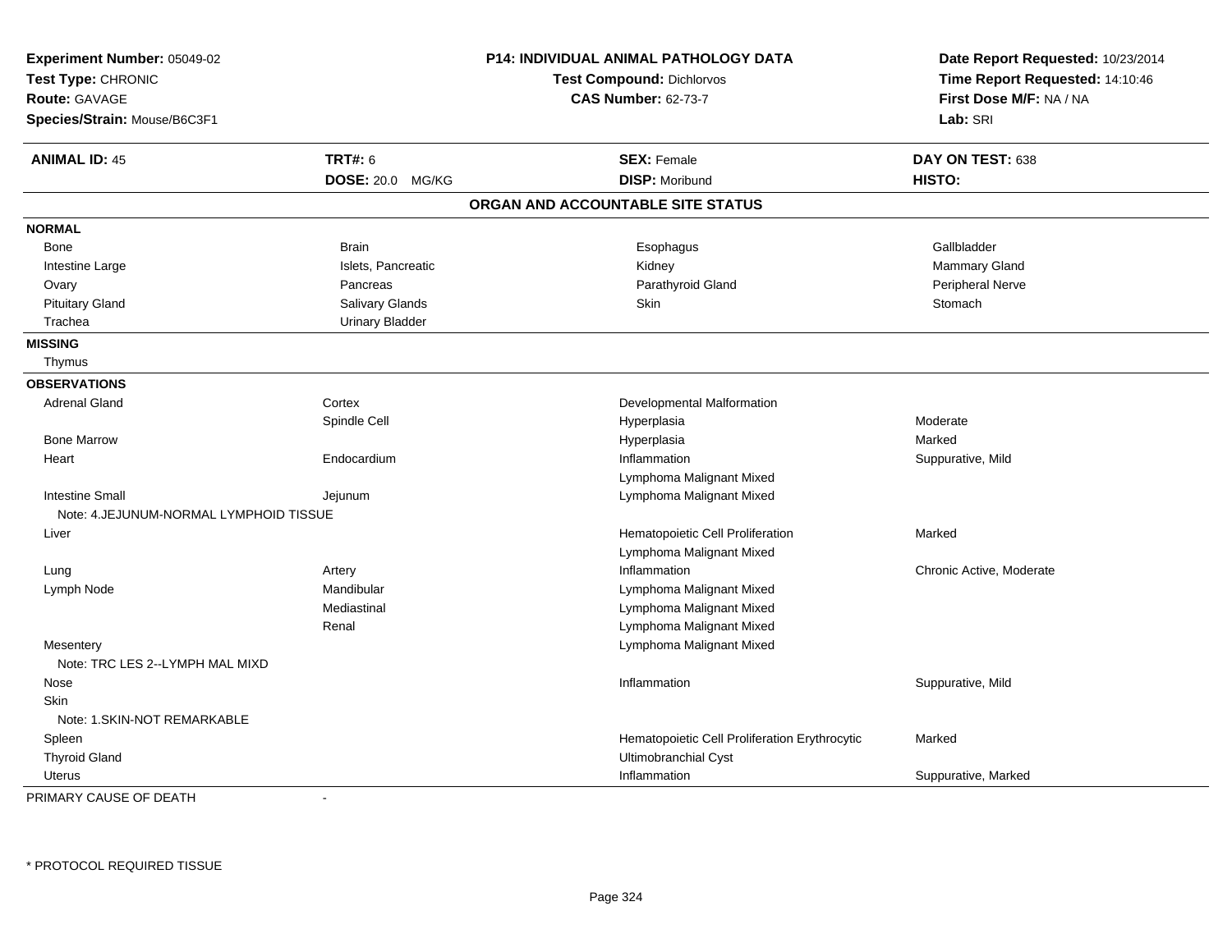**Experiment Number:** 05049-02
**Test Type:** CHRONIC
**Route:** GAVAGE
**Species/Strain:** Mouse/B6C3F1

**P14: INDIVIDUAL ANIMAL PATHOLOGY DATA**
**Test Compound:** Dichlorvos
**CAS Number:** 62-73-7

**Date Report Requested:** 10/23/2014
**Time Report Requested:** 14:10:46
**First Dose M/F:** NA / NA
**Lab:** SRI

| **ANIMAL ID:** 45 | **TRT#:** 6 | **SEX:** Female | **DAY ON TEST:** 638 |
|---|---|---|---|
| | **DOSE:** 20.0 MG/KG | **DISP:** Moribund | **HISTO:** |

## ORGAN AND ACCOUNTABLE SITE STATUS

**NORMAL**

| | | | |
|---|---|---|---|
| Bone | Brain | Esophagus | Gallbladder |
| Intestine Large | Islets, Pancreatic | Kidney | Mammary Gland |
| Ovary | Pancreas | Parathyroid Gland | Peripheral Nerve |
| Pituitary Gland | Salivary Glands | Skin | Stomach |
| Trachea | Urinary Bladder | | |

**MISSING**

Thymus

**OBSERVATIONS**

| Organ | Site | Observation | Severity |
|---|---|---|---|
| Adrenal Gland | Cortex | Developmental Malformation | |
| | Spindle Cell | Hyperplasia | Moderate |
| Bone Marrow | | Hyperplasia | Marked |
| Heart | Endocardium | Inflammation | Suppurative, Mild |
| | | Lymphoma Malignant Mixed | |
| Intestine Small | Jejunum | Lymphoma Malignant Mixed | |
| Note: 4.JEJUNUM-NORMAL LYMPHOID TISSUE | | | |
| Liver | | Hematopoietic Cell Proliferation | Marked |
| | | Lymphoma Malignant Mixed | |
| Lung | Artery | Inflammation | Chronic Active, Moderate |
| Lymph Node | Mandibular | Lymphoma Malignant Mixed | |
| | Mediastinal | Lymphoma Malignant Mixed | |
| | Renal | Lymphoma Malignant Mixed | |
| Mesentery | | Lymphoma Malignant Mixed | |
| Note: TRC LES 2--LYMPH MAL MIXD | | | |
| Nose | | Inflammation | Suppurative, Mild |
| Skin | | | |
| Note: 1.SKIN-NOT REMARKABLE | | | |
| Spleen | | Hematopoietic Cell Proliferation Erythrocytic | Marked |
| Thyroid Gland | | Ultimobranchial Cyst | |
| Uterus | | Inflammation | Suppurative, Marked |

PRIMARY CAUSE OF DEATH -

\* PROTOCOL REQUIRED TISSUE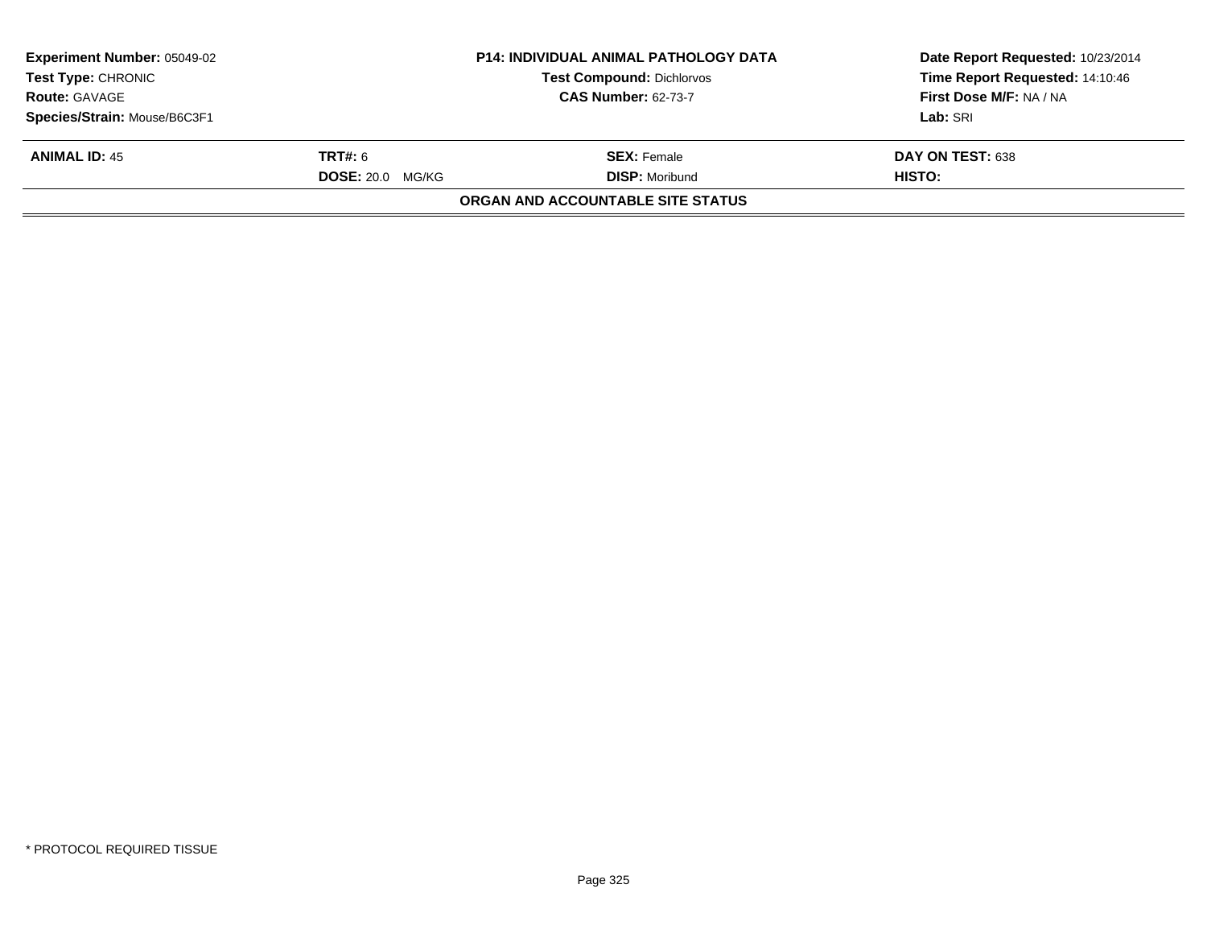| **Experiment Number:** 05049-02 | **P14: INDIVIDUAL ANIMAL PATHOLOGY DATA** | **Date Report Requested:** 10/23/2014 |
|---|---|---|
| **Test Type:** CHRONIC | **Test Compound:** Dichlorvos | **Time Report Requested:** 14:10:46 |
| **Route:** GAVAGE | **CAS Number:** 62-73-7 | **First Dose M/F:** NA / NA |
| **Species/Strain:** Mouse/B6C3F1 | | **Lab:** SRI |

| **ANIMAL ID:** 45 | **TRT#:** 6 | **SEX:** Female | **DAY ON TEST:** 638 |
|---|---|---|---|
| | **DOSE:** 20.0 MG/KG | **DISP:** Moribund | **HISTO:** |

**ORGAN AND ACCOUNTABLE SITE STATUS**

* PROTOCOL REQUIRED TISSUE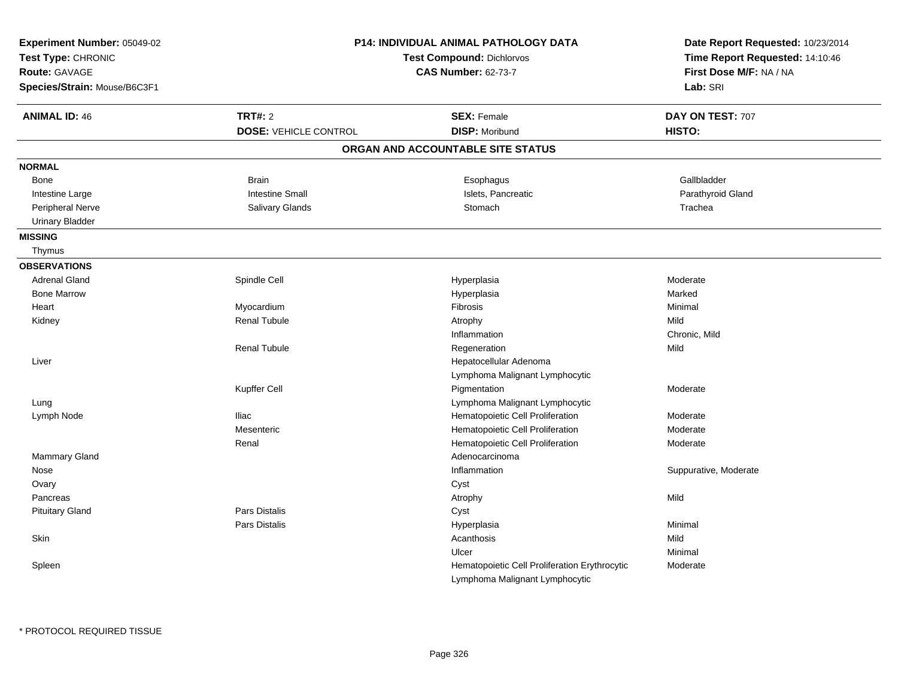**Experiment Number:** 05049-02
**Test Type:** CHRONIC
**Route:** GAVAGE
**Species/Strain:** Mouse/B6C3F1

**P14: INDIVIDUAL ANIMAL PATHOLOGY DATA**
**Test Compound:** Dichlorvos
**CAS Number:** 62-73-7

**Date Report Requested:** 10/23/2014
**Time Report Requested:** 14:10:46
**First Dose M/F:** NA / NA
**Lab:** SRI

| **ANIMAL ID:** 46 | **TRT#:** 2 | **SEX:** Female | **DAY ON TEST:** 707 |
|---|---|---|---|
| | **DOSE:** VEHICLE CONTROL | **DISP:** Moribund | **HISTO:** |

## ORGAN AND ACCOUNTABLE SITE STATUS

**NORMAL**

| | | | |
|---|---|---|---|
| Bone | Brain | Esophagus | Gallbladder |
| Intestine Large | Intestine Small | Islets, Pancreatic | Parathyroid Gland |
| Peripheral Nerve | Salivary Glands | Stomach | Trachea |
| Urinary Bladder | | | |

**MISSING**

Thymus

**OBSERVATIONS**

| Organ | Site | Observation | Severity |
|---|---|---|---|
| Adrenal Gland | Spindle Cell | Hyperplasia | Moderate |
| Bone Marrow | | Hyperplasia | Marked |
| Heart | Myocardium | Fibrosis | Minimal |
| Kidney | Renal Tubule | Atrophy | Mild |
| | | Inflammation | Chronic, Mild |
| | Renal Tubule | Regeneration | Mild |
| Liver | | Hepatocellular Adenoma | |
| | | Lymphoma Malignant Lymphocytic | |
| | Kupffer Cell | Pigmentation | Moderate |
| Lung | | Lymphoma Malignant Lymphocytic | |
| Lymph Node | Iliac | Hematopoietic Cell Proliferation | Moderate |
| | Mesenteric | Hematopoietic Cell Proliferation | Moderate |
| | Renal | Hematopoietic Cell Proliferation | Moderate |
| Mammary Gland | | Adenocarcinoma | |
| Nose | | Inflammation | Suppurative, Moderate |
| Ovary | | Cyst | |
| Pancreas | | Atrophy | Mild |
| Pituitary Gland | Pars Distalis | Cyst | |
| | Pars Distalis | Hyperplasia | Minimal |
| Skin | | Acanthosis | Mild |
| | | Ulcer | Minimal |
| Spleen | | Hematopoietic Cell Proliferation Erythrocytic | Moderate |
| | | Lymphoma Malignant Lymphocytic | |

* PROTOCOL REQUIRED TISSUE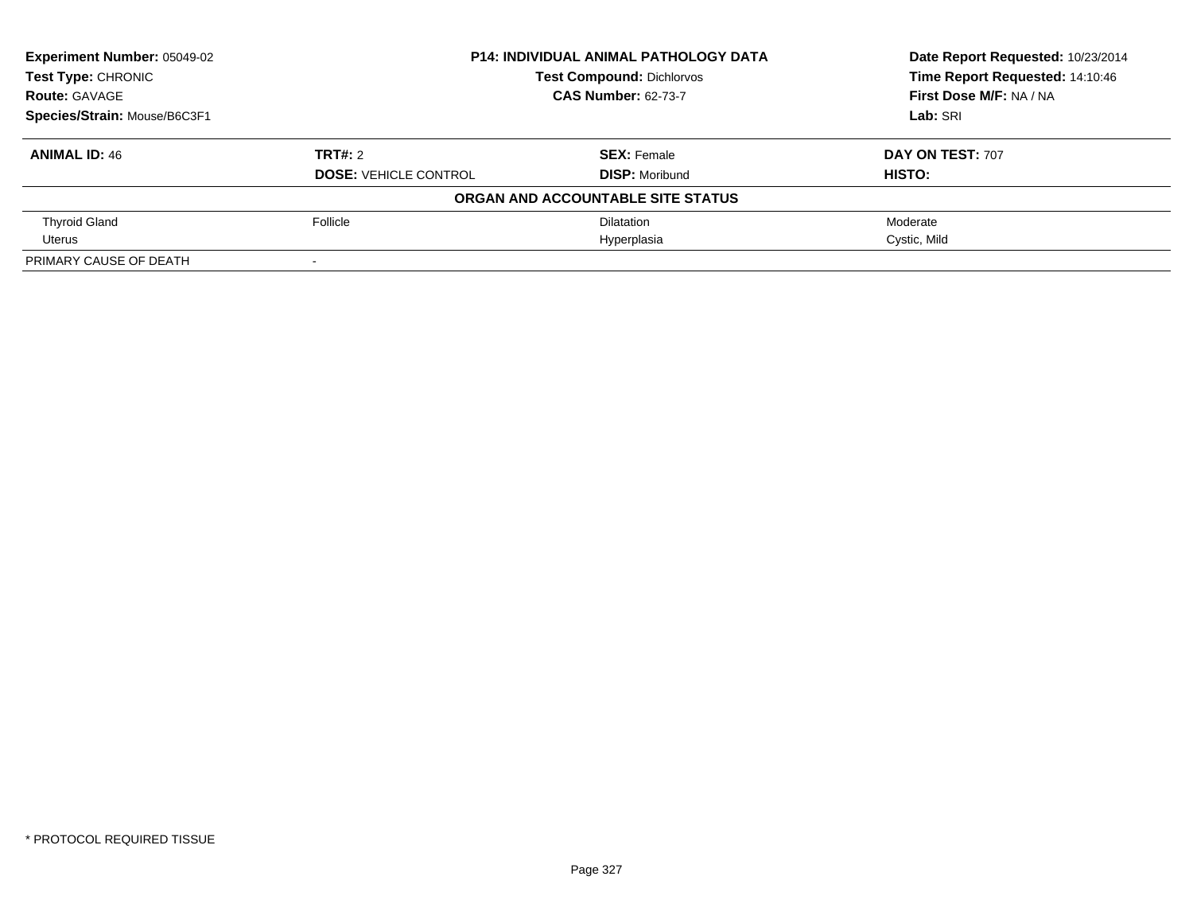**Experiment Number:** 05049-02
**Test Type:** CHRONIC
**Route:** GAVAGE
**Species/Strain:** Mouse/B6C3F1

## P14: INDIVIDUAL ANIMAL PATHOLOGY DATA

**Test Compound:** Dichlorvos
**CAS Number:** 62-73-7

**Date Report Requested:** 10/23/2014
**Time Report Requested:** 14:10:46
**First Dose M/F:** NA / NA
**Lab:** SRI

| **ANIMAL ID:** 46 | **TRT#:** 2 | **SEX:** Female | **DAY ON TEST:** 707 |
|---|---|---|---|
| | **DOSE:** VEHICLE CONTROL | **DISP:** Moribund | **HISTO:** |
| | | **ORGAN AND ACCOUNTABLE SITE STATUS** | |
| Thyroid Gland | Follicle | Dilatation | Moderate |
| Uterus | | Hyperplasia | Cystic, Mild |
| PRIMARY CAUSE OF DEATH | - | | |

* PROTOCOL REQUIRED TISSUE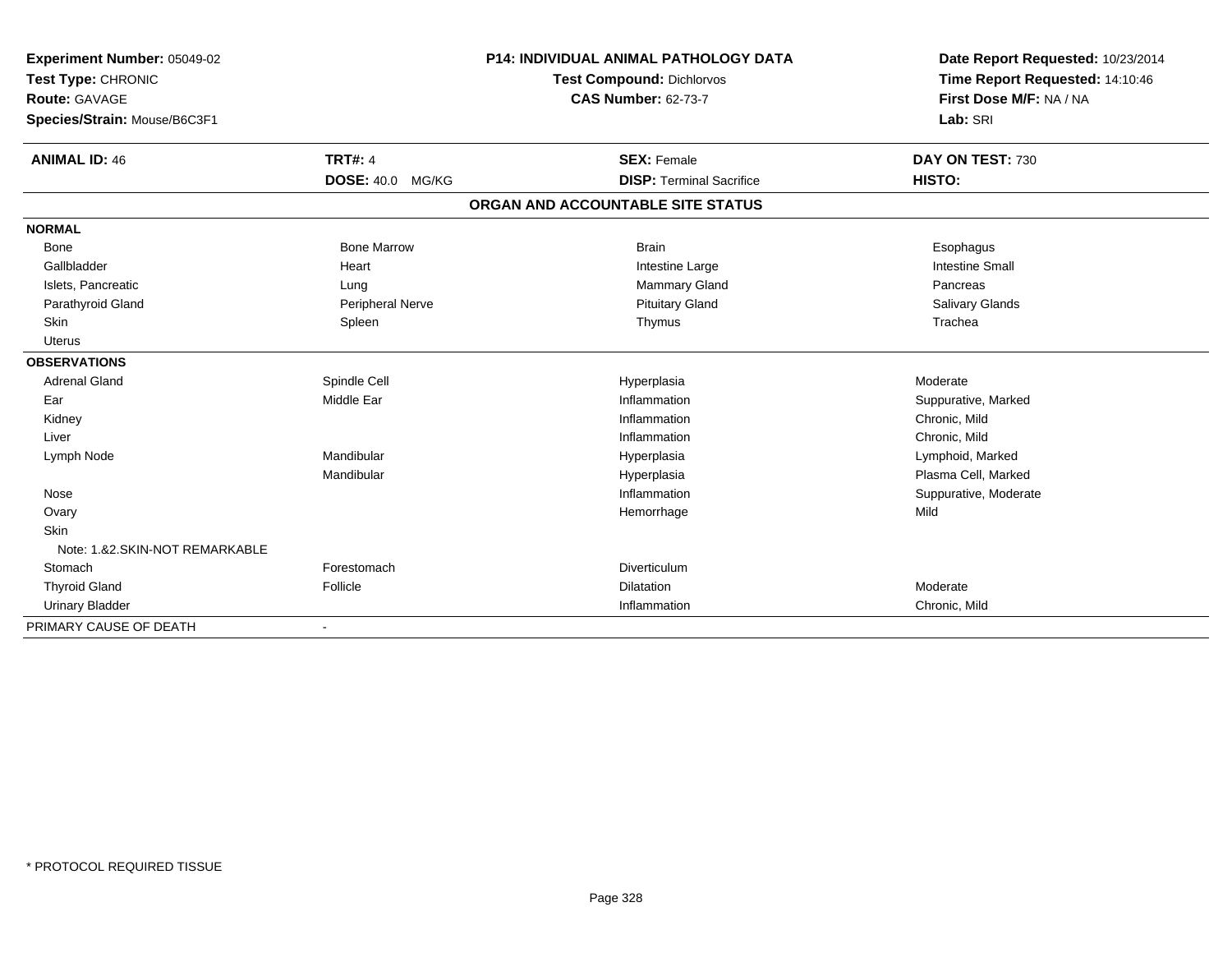**Experiment Number:** 05049-02
**Test Type:** CHRONIC
**Route:** GAVAGE
**Species/Strain:** Mouse/B6C3F1

**P14: INDIVIDUAL ANIMAL PATHOLOGY DATA**
**Test Compound:** Dichlorvos
**CAS Number:** 62-73-7

**Date Report Requested:** 10/23/2014
**Time Report Requested:** 14:10:46
**First Dose M/F:** NA / NA
**Lab:** SRI

| **ANIMAL ID:** 46 | **TRT#:** 4 | **SEX:** Female | **DAY ON TEST:** 730 |
|---|---|---|---|
| | **DOSE:** 40.0 MG/KG | **DISP:** Terminal Sacrifice | **HISTO:** |

## ORGAN AND ACCOUNTABLE SITE STATUS

| | | | |
|---|---|---|---|
| **NORMAL** | | | |
| Bone | Bone Marrow | Brain | Esophagus |
| Gallbladder | Heart | Intestine Large | Intestine Small |
| Islets, Pancreatic | Lung | Mammary Gland | Pancreas |
| Parathyroid Gland | Peripheral Nerve | Pituitary Gland | Salivary Glands |
| Skin | Spleen | Thymus | Trachea |
| Uterus | | | |
| **OBSERVATIONS** | | | |
| Adrenal Gland | Spindle Cell | Hyperplasia | Moderate |
| Ear | Middle Ear | Inflammation | Suppurative, Marked |
| Kidney | | Inflammation | Chronic, Mild |
| Liver | | Inflammation | Chronic, Mild |
| Lymph Node | Mandibular | Hyperplasia | Lymphoid, Marked |
| | Mandibular | Hyperplasia | Plasma Cell, Marked |
| Nose | | Inflammation | Suppurative, Moderate |
| Ovary | | Hemorrhage | Mild |
| Skin | | | |
| Note: 1.&2.SKIN-NOT REMARKABLE | | | |
| Stomach | Forestomach | Diverticulum | |
| Thyroid Gland | Follicle | Dilatation | Moderate |
| Urinary Bladder | | Inflammation | Chronic, Mild |
| PRIMARY CAUSE OF DEATH | - | | |

* PROTOCOL REQUIRED TISSUE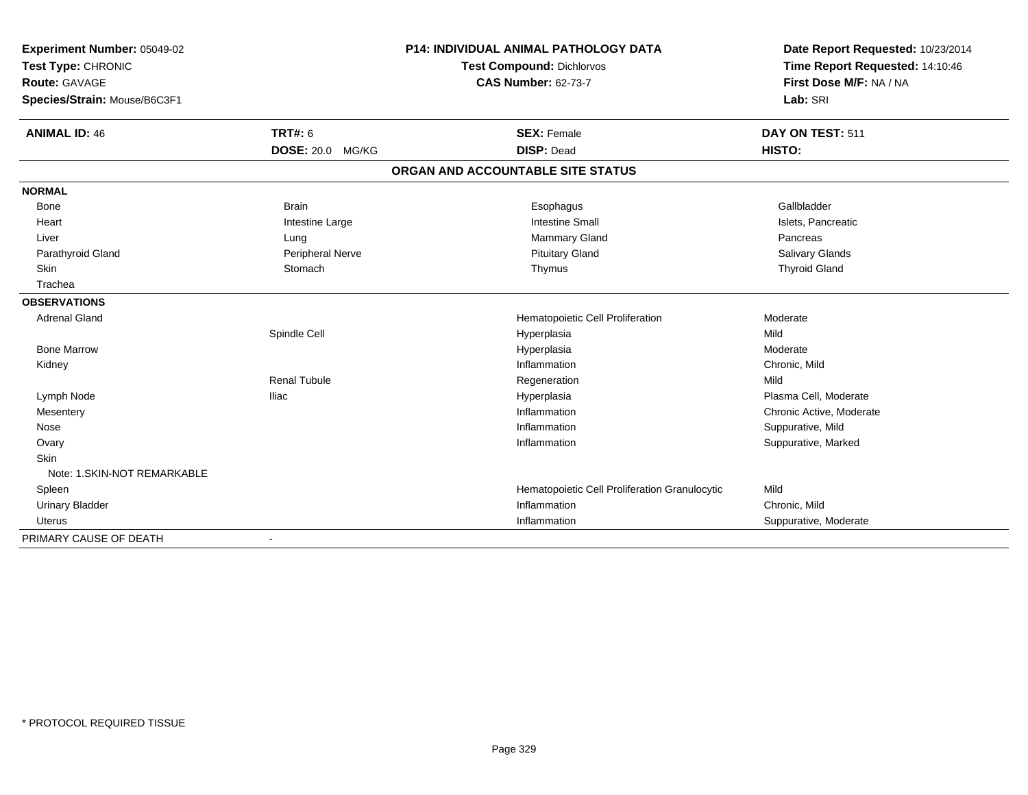**Experiment Number:** 05049-02
**Test Type:** CHRONIC
**Route:** GAVAGE
**Species/Strain:** Mouse/B6C3F1

**P14: INDIVIDUAL ANIMAL PATHOLOGY DATA**
**Test Compound:** Dichlorvos
**CAS Number:** 62-73-7

**Date Report Requested:** 10/23/2014
**Time Report Requested:** 14:10:46
**First Dose M/F:** NA / NA
**Lab:** SRI

| **ANIMAL ID:** 46 | **TRT#:** 6 | **SEX:** Female | **DAY ON TEST:** 511 |
|---|---|---|---|
| | **DOSE:** 20.0 MG/KG | **DISP:** Dead | **HISTO:** |

## ORGAN AND ACCOUNTABLE SITE STATUS

| | | | |
|---|---|---|---|
| **NORMAL** | | | |
| Bone | Brain | Esophagus | Gallbladder |
| Heart | Intestine Large | Intestine Small | Islets, Pancreatic |
| Liver | Lung | Mammary Gland | Pancreas |
| Parathyroid Gland | Peripheral Nerve | Pituitary Gland | Salivary Glands |
| Skin | Stomach | Thymus | Thyroid Gland |
| Trachea | | | |
| **OBSERVATIONS** | | | |
| Adrenal Gland | | Hematopoietic Cell Proliferation | Moderate |
| | Spindle Cell | Hyperplasia | Mild |
| Bone Marrow | | Hyperplasia | Moderate |
| Kidney | | Inflammation | Chronic, Mild |
| | Renal Tubule | Regeneration | Mild |
| Lymph Node | Iliac | Hyperplasia | Plasma Cell, Moderate |
| Mesentery | | Inflammation | Chronic Active, Moderate |
| Nose | | Inflammation | Suppurative, Mild |
| Ovary | | Inflammation | Suppurative, Marked |
| Skin | | | |
| Note: 1.SKIN-NOT REMARKABLE | | | |
| Spleen | | Hematopoietic Cell Proliferation Granulocytic | Mild |
| Urinary Bladder | | Inflammation | Chronic, Mild |
| Uterus | | Inflammation | Suppurative, Moderate |
| PRIMARY CAUSE OF DEATH | - | | |

\* PROTOCOL REQUIRED TISSUE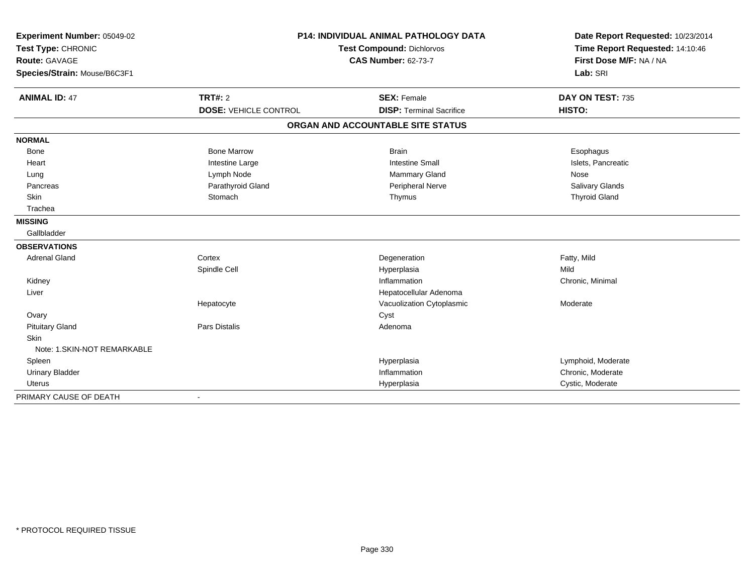**Experiment Number:** 05049-02
**Test Type:** CHRONIC
**Route:** GAVAGE
**Species/Strain:** Mouse/B6C3F1

**P14: INDIVIDUAL ANIMAL PATHOLOGY DATA**
**Test Compound:** Dichlorvos
**CAS Number:** 62-73-7

**Date Report Requested:** 10/23/2014
**Time Report Requested:** 14:10:46
**First Dose M/F:** NA / NA
**Lab:** SRI

| **ANIMAL ID:** 47 | **TRT#:** 2 | **SEX:** Female | **DAY ON TEST:** 735 |
|---|---|---|---|
| | **DOSE:** VEHICLE CONTROL | **DISP:** Terminal Sacrifice | **HISTO:** |

**ORGAN AND ACCOUNTABLE SITE STATUS**

| | | | |
|---|---|---|---|
| **NORMAL** | | | |
| Bone | Bone Marrow | Brain | Esophagus |
| Heart | Intestine Large | Intestine Small | Islets, Pancreatic |
| Lung | Lymph Node | Mammary Gland | Nose |
| Pancreas | Parathyroid Gland | Peripheral Nerve | Salivary Glands |
| Skin | Stomach | Thymus | Thyroid Gland |
| Trachea | | | |
| **MISSING** | | | |
| Gallbladder | | | |
| **OBSERVATIONS** | | | |
| Adrenal Gland | Cortex | Degeneration | Fatty, Mild |
| | Spindle Cell | Hyperplasia | Mild |
| Kidney | | Inflammation | Chronic, Minimal |
| Liver | | Hepatocellular Adenoma | |
| | Hepatocyte | Vacuolization Cytoplasmic | Moderate |
| Ovary | | Cyst | |
| Pituitary Gland | Pars Distalis | Adenoma | |
| Skin | | | |
| Note: 1.SKIN-NOT REMARKABLE | | | |
| Spleen | | Hyperplasia | Lymphoid, Moderate |
| Urinary Bladder | | Inflammation | Chronic, Moderate |
| Uterus | | Hyperplasia | Cystic, Moderate |
| PRIMARY CAUSE OF DEATH | - | | |

\* PROTOCOL REQUIRED TISSUE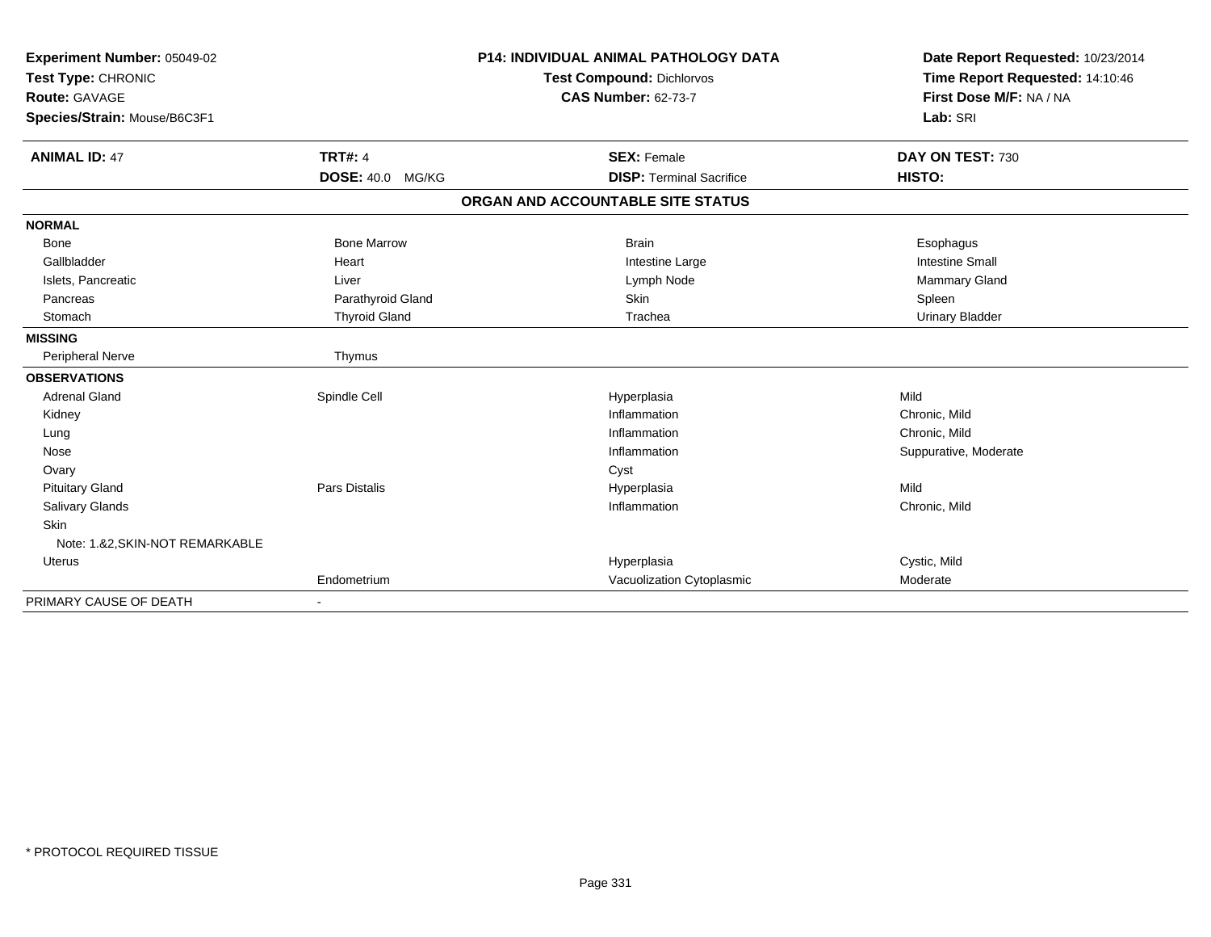**Experiment Number:** 05049-02
**Test Type:** CHRONIC
**Route:** GAVAGE
**Species/Strain:** Mouse/B6C3F1

**P14: INDIVIDUAL ANIMAL PATHOLOGY DATA**
**Test Compound:** Dichlorvos
**CAS Number:** 62-73-7

**Date Report Requested:** 10/23/2014
**Time Report Requested:** 14:10:46
**First Dose M/F:** NA / NA
**Lab:** SRI

| **ANIMAL ID:** 47 | **TRT#:** 4 | **SEX:** Female | **DAY ON TEST:** 730 |
|---|---|---|---|
| | **DOSE:** 40.0 MG/KG | **DISP:** Terminal Sacrifice | **HISTO:** |

## ORGAN AND ACCOUNTABLE SITE STATUS

| | | | |
|---|---|---|---|
| **NORMAL** | | | |
| Bone | Bone Marrow | Brain | Esophagus |
| Gallbladder | Heart | Intestine Large | Intestine Small |
| Islets, Pancreatic | Liver | Lymph Node | Mammary Gland |
| Pancreas | Parathyroid Gland | Skin | Spleen |
| Stomach | Thyroid Gland | Trachea | Urinary Bladder |
| **MISSING** | | | |
| Peripheral Nerve | Thymus | | |
| **OBSERVATIONS** | | | |
| Adrenal Gland | Spindle Cell | Hyperplasia | Mild |
| Kidney | | Inflammation | Chronic, Mild |
| Lung | | Inflammation | Chronic, Mild |
| Nose | | Inflammation | Suppurative, Moderate |
| Ovary | | Cyst | |
| Pituitary Gland | Pars Distalis | Hyperplasia | Mild |
| Salivary Glands | | Inflammation | Chronic, Mild |
| Skin | | | |
| Note: 1.&2,SKIN-NOT REMARKABLE | | | |
| Uterus | | Hyperplasia | Cystic, Mild |
| | Endometrium | Vacuolization Cytoplasmic | Moderate |
| PRIMARY CAUSE OF DEATH | - | | |

\* PROTOCOL REQUIRED TISSUE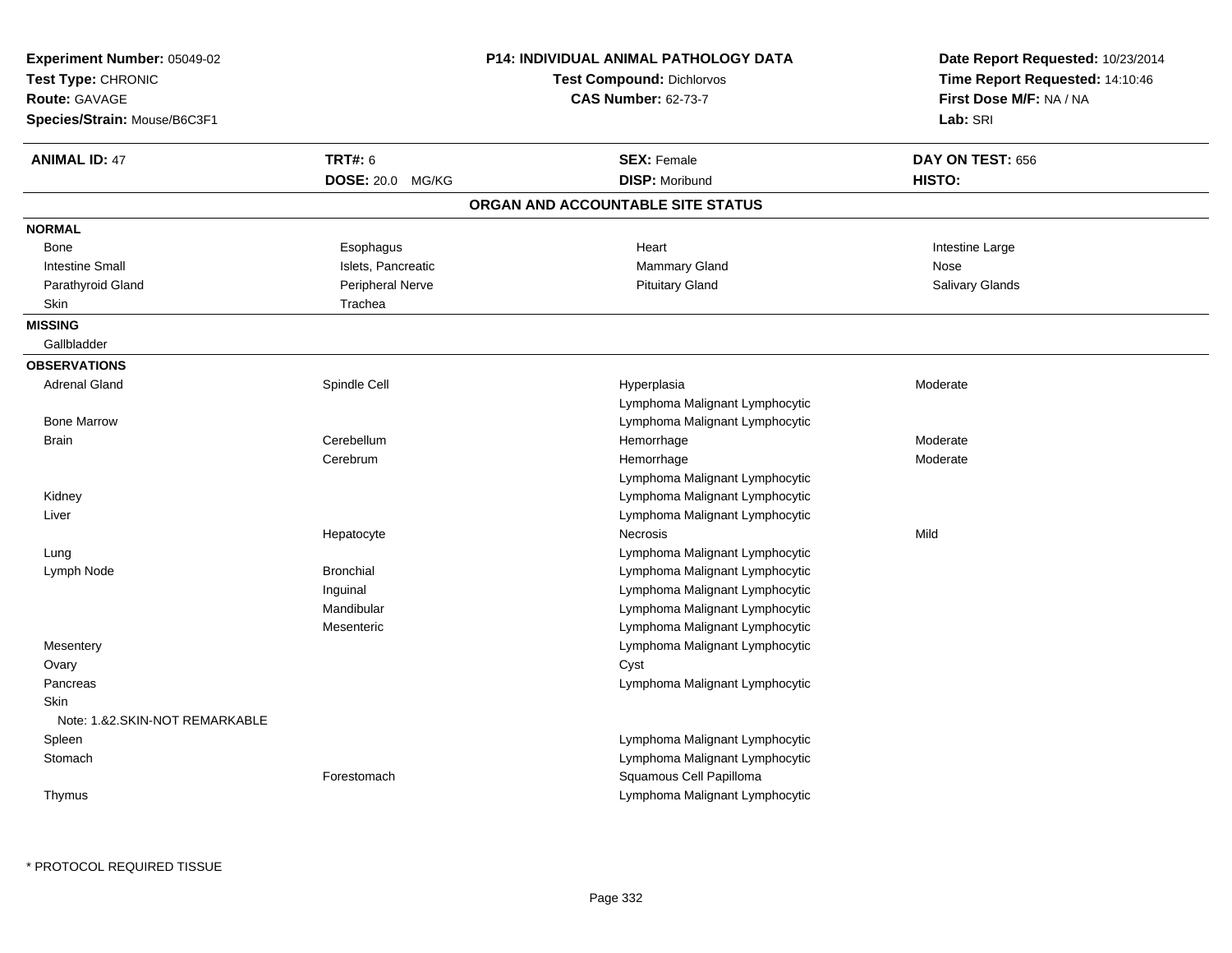**Experiment Number:** 05049-02
**Test Type:** CHRONIC
**Route:** GAVAGE
**Species/Strain:** Mouse/B6C3F1

**P14: INDIVIDUAL ANIMAL PATHOLOGY DATA**
**Test Compound:** Dichlorvos
**CAS Number:** 62-73-7

**Date Report Requested:** 10/23/2014
**Time Report Requested:** 14:10:46
**First Dose M/F:** NA / NA
**Lab:** SRI

| **ANIMAL ID:** 47 | **TRT#:** 6 | **SEX:** Female | **DAY ON TEST:** 656 |
|---|---|---|---|
| | **DOSE:** 20.0 MG/KG | **DISP:** Moribund | **HISTO:** |

## ORGAN AND ACCOUNTABLE SITE STATUS

**NORMAL**

| | | | |
|---|---|---|---|
| Bone | Esophagus | Heart | Intestine Large |
| Intestine Small | Islets, Pancreatic | Mammary Gland | Nose |
| Parathyroid Gland | Peripheral Nerve | Pituitary Gland | Salivary Glands |
| Skin | Trachea | | |

**MISSING**

Gallbladder

**OBSERVATIONS**

| | | | |
|---|---|---|---|
| Adrenal Gland | Spindle Cell | Hyperplasia | Moderate |
| | | Lymphoma Malignant Lymphocytic | |
| Bone Marrow | | Lymphoma Malignant Lymphocytic | |
| Brain | Cerebellum | Hemorrhage | Moderate |
| | Cerebrum | Hemorrhage | Moderate |
| | | Lymphoma Malignant Lymphocytic | |
| Kidney | | Lymphoma Malignant Lymphocytic | |
| Liver | | Lymphoma Malignant Lymphocytic | |
| | Hepatocyte | Necrosis | Mild |
| Lung | | Lymphoma Malignant Lymphocytic | |
| Lymph Node | Bronchial | Lymphoma Malignant Lymphocytic | |
| | Inguinal | Lymphoma Malignant Lymphocytic | |
| | Mandibular | Lymphoma Malignant Lymphocytic | |
| | Mesenteric | Lymphoma Malignant Lymphocytic | |
| Mesentery | | Lymphoma Malignant Lymphocytic | |
| Ovary | | Cyst | |
| Pancreas | | Lymphoma Malignant Lymphocytic | |
| Skin | | | |
| Note: 1.&2.SKIN-NOT REMARKABLE | | | |
| Spleen | | Lymphoma Malignant Lymphocytic | |
| Stomach | | Lymphoma Malignant Lymphocytic | |
| | Forestomach | Squamous Cell Papilloma | |
| Thymus | | Lymphoma Malignant Lymphocytic | |

\* PROTOCOL REQUIRED TISSUE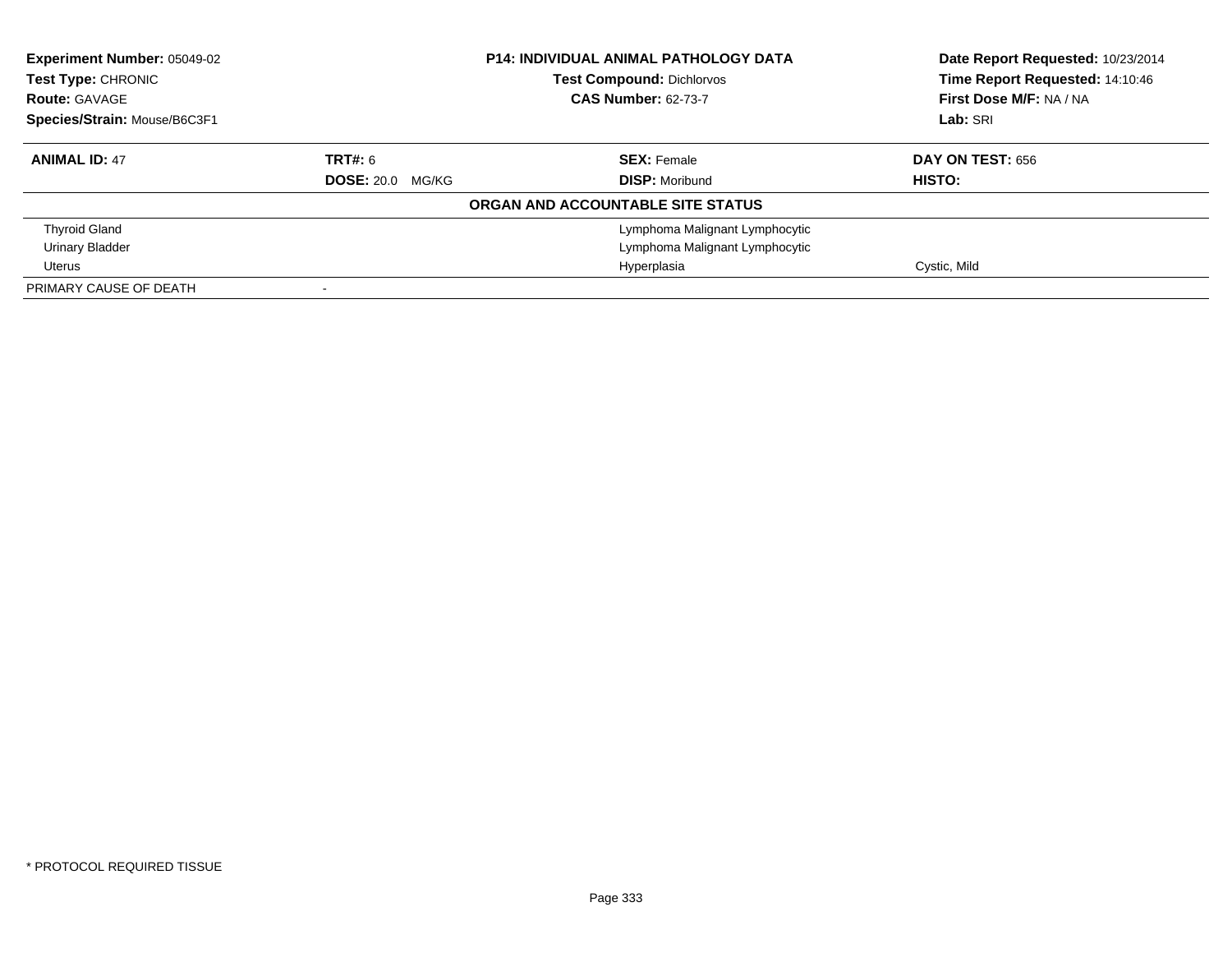**Experiment Number:** 05049-02
**Test Type:** CHRONIC
**Route:** GAVAGE
**Species/Strain:** Mouse/B6C3F1

**P14: INDIVIDUAL ANIMAL PATHOLOGY DATA**
**Test Compound:** Dichlorvos
**CAS Number:** 62-73-7

**Date Report Requested:** 10/23/2014
**Time Report Requested:** 14:10:46
**First Dose M/F:** NA / NA
**Lab:** SRI

| **ANIMAL ID:** 47 | **TRT#:** 6 | **SEX:** Female | **DAY ON TEST:** 656 |
|---|---|---|---|
| | **DOSE:** 20.0 MG/KG | **DISP:** Moribund | **HISTO:** |

**ORGAN AND ACCOUNTABLE SITE STATUS**

| | | | |
|---|---|---|---|
| Thyroid Gland | | Lymphoma Malignant Lymphocytic | |
| Urinary Bladder | | Lymphoma Malignant Lymphocytic | |
| Uterus | | Hyperplasia | Cystic, Mild |
| PRIMARY CAUSE OF DEATH | - | | |

* PROTOCOL REQUIRED TISSUE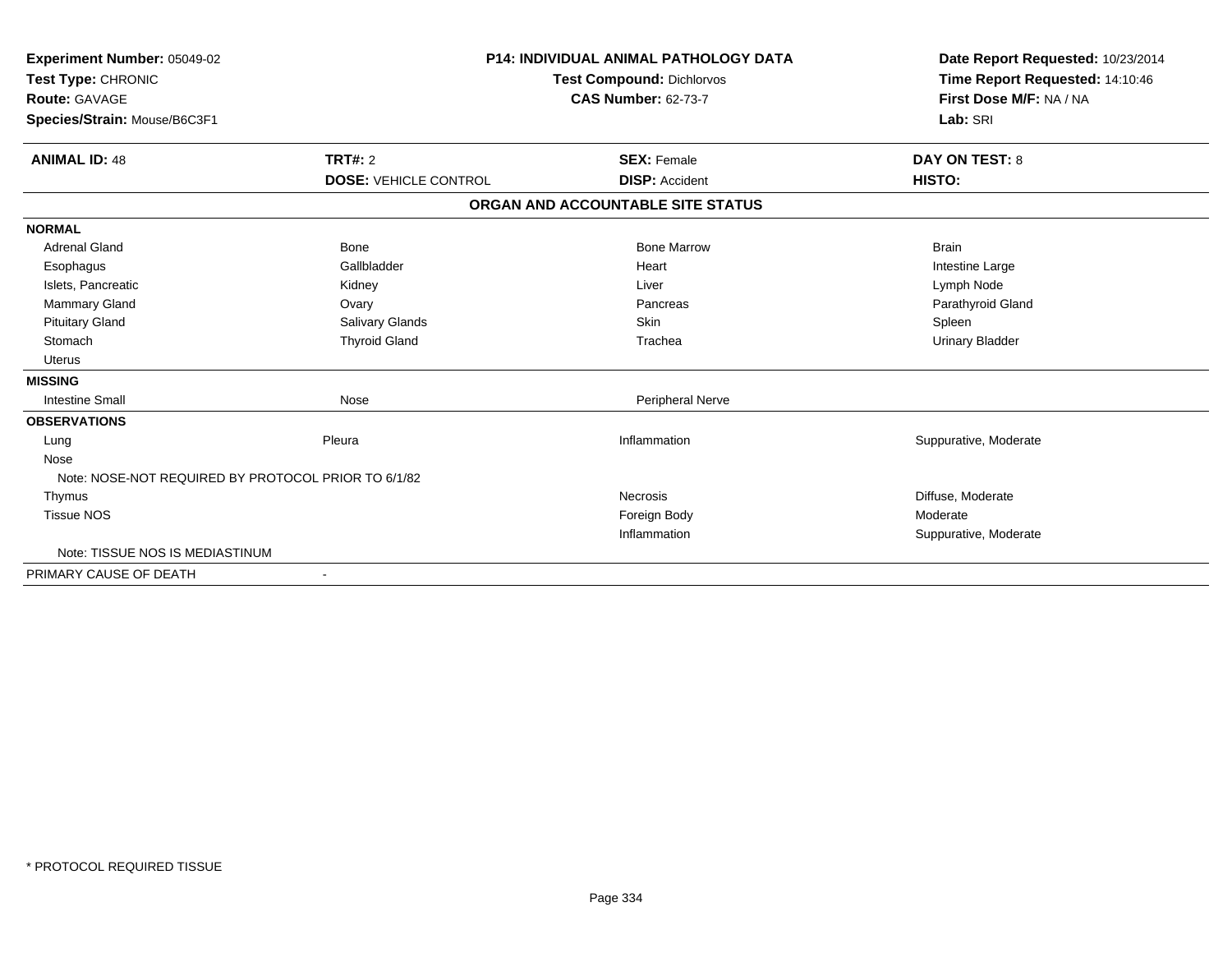**Experiment Number:** 05049-02
**Test Type:** CHRONIC
**Route:** GAVAGE
**Species/Strain:** Mouse/B6C3F1

**P14: INDIVIDUAL ANIMAL PATHOLOGY DATA**
**Test Compound:** Dichlorvos
**CAS Number:** 62-73-7

**Date Report Requested:** 10/23/2014
**Time Report Requested:** 14:10:46
**First Dose M/F:** NA / NA
**Lab:** SRI

| **ANIMAL ID:** 48 | **TRT#:** 2 | **SEX:** Female | **DAY ON TEST:** 8 |
|---|---|---|---|
| | **DOSE:** VEHICLE CONTROL | **DISP:** Accident | **HISTO:** |

**ORGAN AND ACCOUNTABLE SITE STATUS**

| | | | |
|---|---|---|---|
| **NORMAL** | | | |
| Adrenal Gland | Bone | Bone Marrow | Brain |
| Esophagus | Gallbladder | Heart | Intestine Large |
| Islets, Pancreatic | Kidney | Liver | Lymph Node |
| Mammary Gland | Ovary | Pancreas | Parathyroid Gland |
| Pituitary Gland | Salivary Glands | Skin | Spleen |
| Stomach | Thyroid Gland | Trachea | Urinary Bladder |
| Uterus | | | |
| **MISSING** | | | |
| Intestine Small | Nose | Peripheral Nerve | |
| **OBSERVATIONS** | | | |
| Lung | Pleura | Inflammation | Suppurative, Moderate |
| Nose | | | |
| Note: NOSE-NOT REQUIRED BY PROTOCOL PRIOR TO 6/1/82 | | | |
| Thymus | | Necrosis | Diffuse, Moderate |
| Tissue NOS | | Foreign Body | Moderate |
| | | Inflammation | Suppurative, Moderate |
| Note: TISSUE NOS IS MEDIASTINUM | | | |
| PRIMARY CAUSE OF DEATH | - | | |

* PROTOCOL REQUIRED TISSUE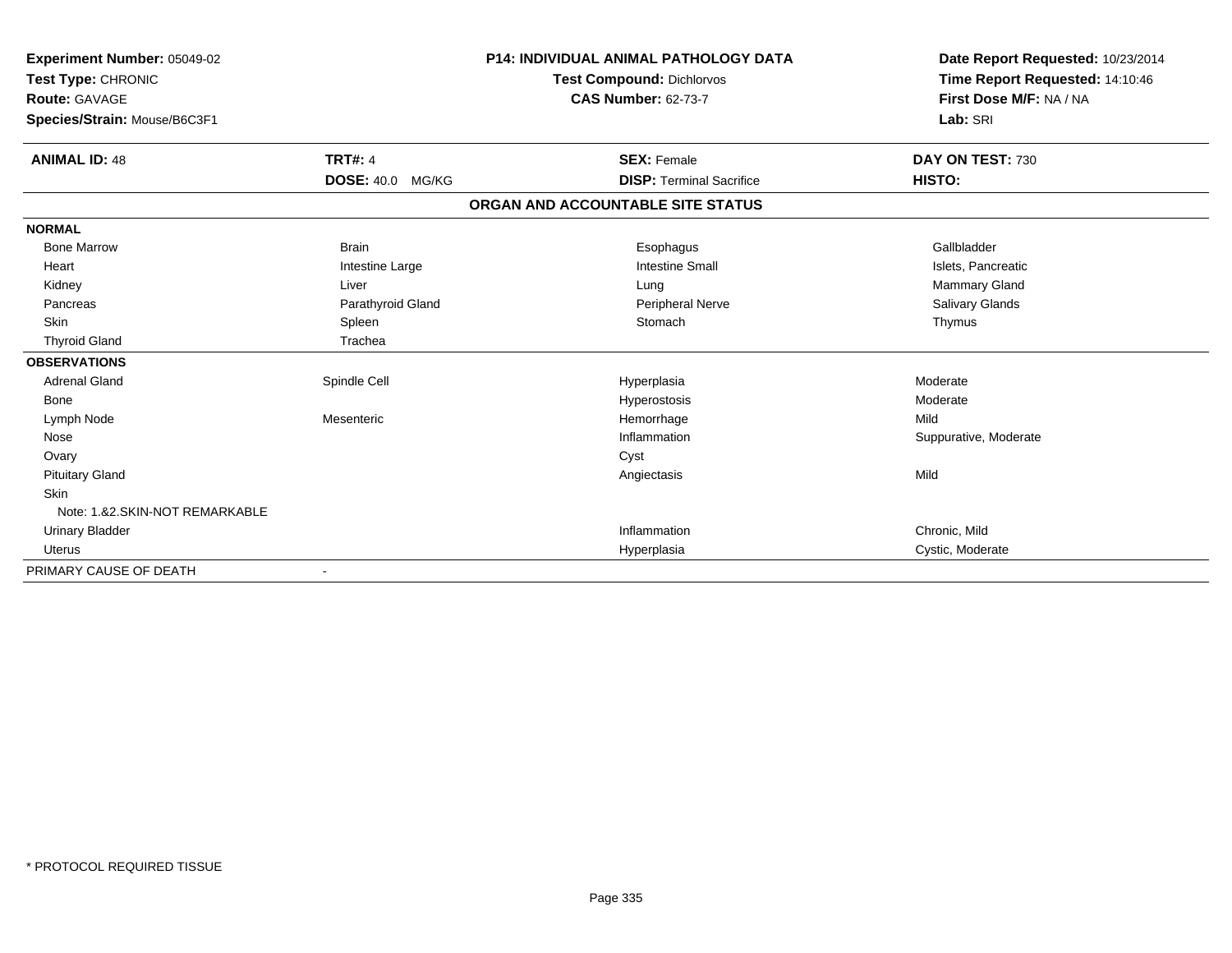**Experiment Number:** 05049-02
**Test Type:** CHRONIC
**Route:** GAVAGE
**Species/Strain:** Mouse/B6C3F1

**P14: INDIVIDUAL ANIMAL PATHOLOGY DATA**
**Test Compound:** Dichlorvos
**CAS Number:** 62-73-7

**Date Report Requested:** 10/23/2014
**Time Report Requested:** 14:10:46
**First Dose M/F:** NA / NA
**Lab:** SRI

| **ANIMAL ID:** 48 | **TRT#:** 4 | **SEX:** Female | **DAY ON TEST:** 730 |
|---|---|---|---|
| | **DOSE:** 40.0 MG/KG | **DISP:** Terminal Sacrifice | **HISTO:** |

**ORGAN AND ACCOUNTABLE SITE STATUS**

| | | | |
|---|---|---|---|
| **NORMAL** | | | |
| Bone Marrow | Brain | Esophagus | Gallbladder |
| Heart | Intestine Large | Intestine Small | Islets, Pancreatic |
| Kidney | Liver | Lung | Mammary Gland |
| Pancreas | Parathyroid Gland | Peripheral Nerve | Salivary Glands |
| Skin | Spleen | Stomach | Thymus |
| Thyroid Gland | Trachea | | |
| **OBSERVATIONS** | | | |
| Adrenal Gland | Spindle Cell | Hyperplasia | Moderate |
| Bone | | Hyperostosis | Moderate |
| Lymph Node | Mesenteric | Hemorrhage | Mild |
| Nose | | Inflammation | Suppurative, Moderate |
| Ovary | | Cyst | |
| Pituitary Gland | | Angiectasis | Mild |
| Skin | | | |
| Note: 1.&2.SKIN-NOT REMARKABLE | | | |
| Urinary Bladder | | Inflammation | Chronic, Mild |
| Uterus | | Hyperplasia | Cystic, Moderate |
| PRIMARY CAUSE OF DEATH | - | | |

\* PROTOCOL REQUIRED TISSUE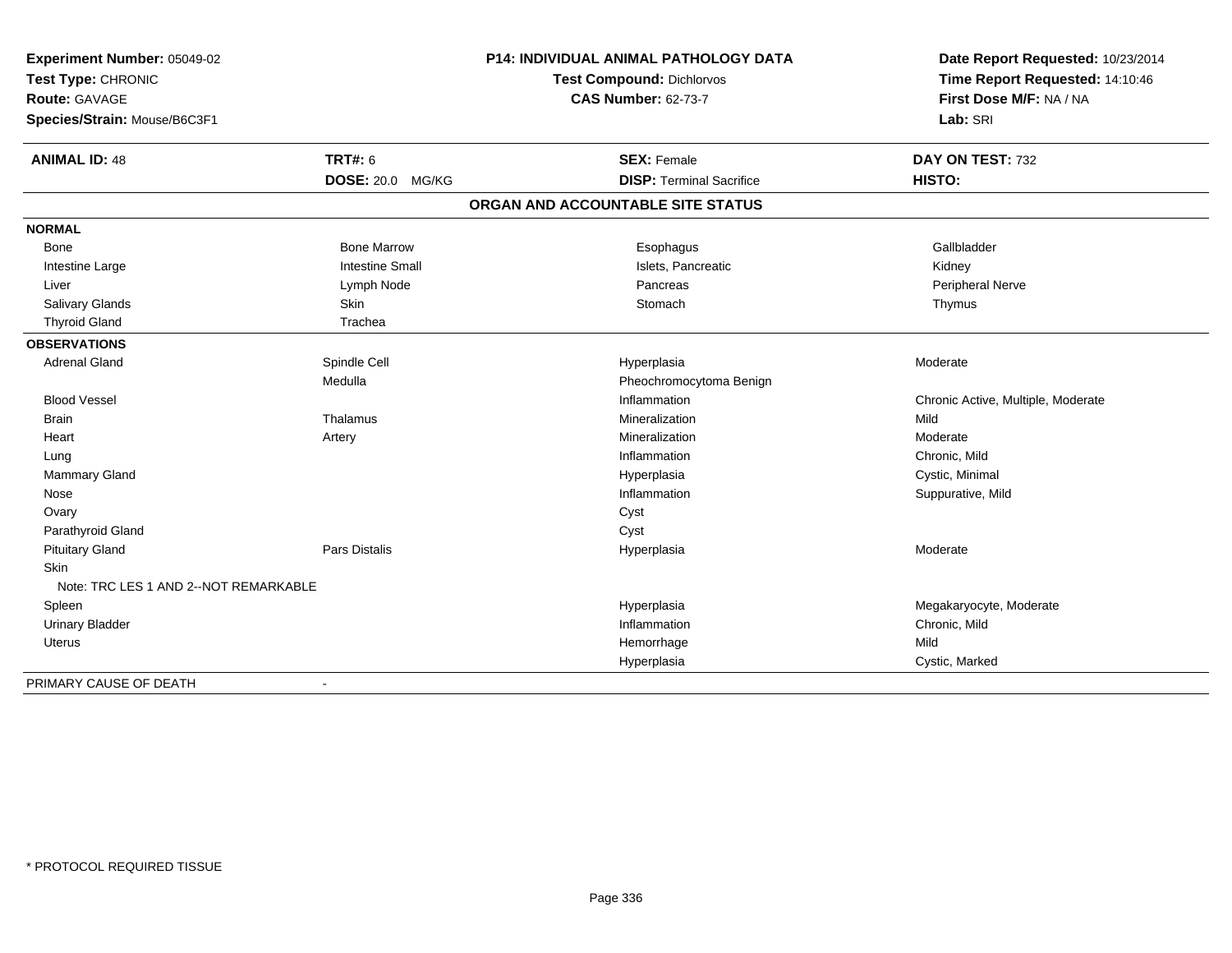**Experiment Number:** 05049-02
**Test Type:** CHRONIC
**Route:** GAVAGE
**Species/Strain:** Mouse/B6C3F1

**P14: INDIVIDUAL ANIMAL PATHOLOGY DATA**
**Test Compound:** Dichlorvos
**CAS Number:** 62-73-7

**Date Report Requested:** 10/23/2014
**Time Report Requested:** 14:10:46
**First Dose M/F:** NA / NA
**Lab:** SRI

| **ANIMAL ID:** 48 | **TRT#:** 6 | **SEX:** Female | **DAY ON TEST:** 732 |
|---|---|---|---|
| | **DOSE:** 20.0 MG/KG | **DISP:** Terminal Sacrifice | **HISTO:** |

## ORGAN AND ACCOUNTABLE SITE STATUS

| | | | |
|---|---|---|---|
| **NORMAL** | | | |
| Bone | Bone Marrow | Esophagus | Gallbladder |
| Intestine Large | Intestine Small | Islets, Pancreatic | Kidney |
| Liver | Lymph Node | Pancreas | Peripheral Nerve |
| Salivary Glands | Skin | Stomach | Thymus |
| Thyroid Gland | Trachea | | |
| **OBSERVATIONS** | | | |
| Adrenal Gland | Spindle Cell | Hyperplasia | Moderate |
| | Medulla | Pheochromocytoma Benign | |
| Blood Vessel | | Inflammation | Chronic Active, Multiple, Moderate |
| Brain | Thalamus | Mineralization | Mild |
| Heart | Artery | Mineralization | Moderate |
| Lung | | Inflammation | Chronic, Mild |
| Mammary Gland | | Hyperplasia | Cystic, Minimal |
| Nose | | Inflammation | Suppurative, Mild |
| Ovary | | Cyst | |
| Parathyroid Gland | | Cyst | |
| Pituitary Gland | Pars Distalis | Hyperplasia | Moderate |
| Skin | | | |
| Note: TRC LES 1 AND 2--NOT REMARKABLE | | | |
| Spleen | | Hyperplasia | Megakaryocyte, Moderate |
| Urinary Bladder | | Inflammation | Chronic, Mild |
| Uterus | | Hemorrhage | Mild |
| | | Hyperplasia | Cystic, Marked |
| PRIMARY CAUSE OF DEATH | - | | |

* PROTOCOL REQUIRED TISSUE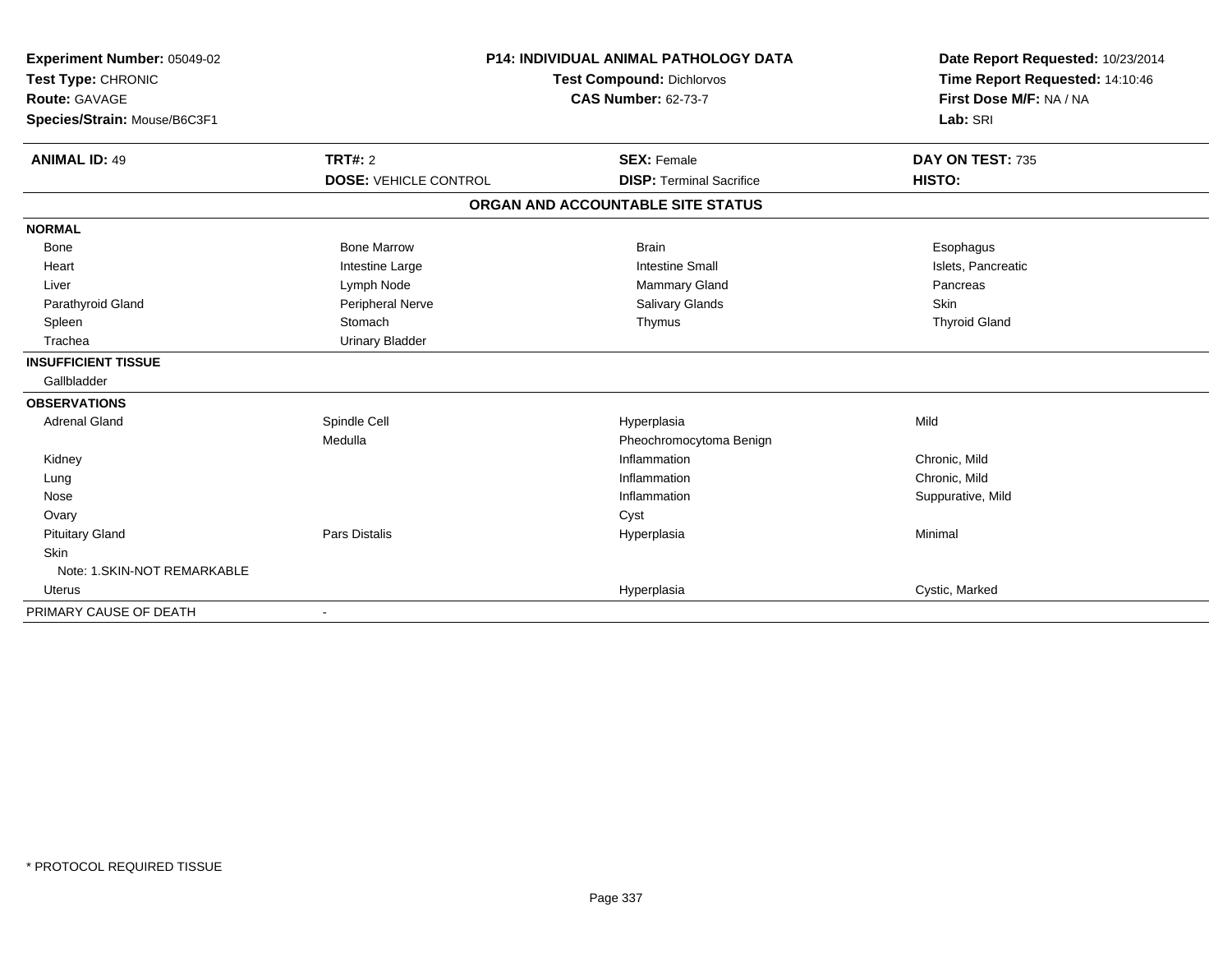**Experiment Number:** 05049-02
**Test Type:** CHRONIC
**Route:** GAVAGE
**Species/Strain:** Mouse/B6C3F1

**P14: INDIVIDUAL ANIMAL PATHOLOGY DATA**
**Test Compound:** Dichlorvos
**CAS Number:** 62-73-7

**Date Report Requested:** 10/23/2014
**Time Report Requested:** 14:10:46
**First Dose M/F:** NA / NA
**Lab:** SRI

| **ANIMAL ID:** 49 | **TRT#:** 2 | **SEX:** Female | **DAY ON TEST:** 735 |
|---|---|---|---|
| | **DOSE:** VEHICLE CONTROL | **DISP:** Terminal Sacrifice | **HISTO:** |

**ORGAN AND ACCOUNTABLE SITE STATUS**

| | | | |
|---|---|---|---|
| **NORMAL** | | | |
| Bone | Bone Marrow | Brain | Esophagus |
| Heart | Intestine Large | Intestine Small | Islets, Pancreatic |
| Liver | Lymph Node | Mammary Gland | Pancreas |
| Parathyroid Gland | Peripheral Nerve | Salivary Glands | Skin |
| Spleen | Stomach | Thymus | Thyroid Gland |
| Trachea | Urinary Bladder | | |
| **INSUFFICIENT TISSUE** | | | |
| Gallbladder | | | |
| **OBSERVATIONS** | | | |
| Adrenal Gland | Spindle Cell | Hyperplasia | Mild |
| | Medulla | Pheochromocytoma Benign | |
| Kidney | | Inflammation | Chronic, Mild |
| Lung | | Inflammation | Chronic, Mild |
| Nose | | Inflammation | Suppurative, Mild |
| Ovary | | Cyst | |
| Pituitary Gland | Pars Distalis | Hyperplasia | Minimal |
| Skin | | | |
| Note: 1.SKIN-NOT REMARKABLE | | | |
| Uterus | | Hyperplasia | Cystic, Marked |
| PRIMARY CAUSE OF DEATH | - | | |

\* PROTOCOL REQUIRED TISSUE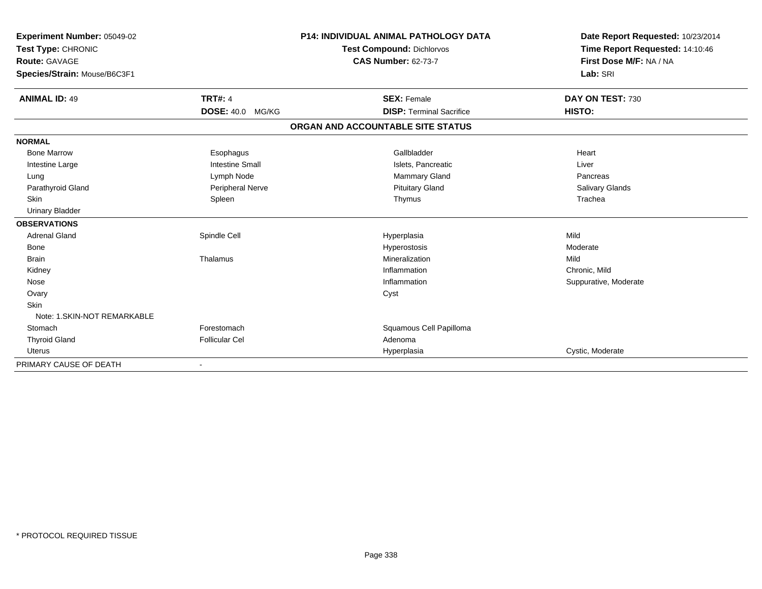**Experiment Number:** 05049-02
**Test Type:** CHRONIC
**Route:** GAVAGE
**Species/Strain:** Mouse/B6C3F1

**P14: INDIVIDUAL ANIMAL PATHOLOGY DATA**
**Test Compound:** Dichlorvos
**CAS Number:** 62-73-7

**Date Report Requested:** 10/23/2014
**Time Report Requested:** 14:10:46
**First Dose M/F:** NA / NA
**Lab:** SRI

| **ANIMAL ID:** 49 | **TRT#:** 4 | **SEX:** Female | **DAY ON TEST:** 730 |
|---|---|---|---|
| | **DOSE:** 40.0 MG/KG | **DISP:** Terminal Sacrifice | **HISTO:** |

**ORGAN AND ACCOUNTABLE SITE STATUS**

| | | | |
|---|---|---|---|
| **NORMAL** | | | |
| Bone Marrow | Esophagus | Gallbladder | Heart |
| Intestine Large | Intestine Small | Islets, Pancreatic | Liver |
| Lung | Lymph Node | Mammary Gland | Pancreas |
| Parathyroid Gland | Peripheral Nerve | Pituitary Gland | Salivary Glands |
| Skin | Spleen | Thymus | Trachea |
| Urinary Bladder | | | |
| **OBSERVATIONS** | | | |
| Adrenal Gland | Spindle Cell | Hyperplasia | Mild |
| Bone | | Hyperostosis | Moderate |
| Brain | Thalamus | Mineralization | Mild |
| Kidney | | Inflammation | Chronic, Mild |
| Nose | | Inflammation | Suppurative, Moderate |
| Ovary | | Cyst | |
| Skin | | | |
| Note: 1.SKIN-NOT REMARKABLE | | | |
| Stomach | Forestomach | Squamous Cell Papilloma | |
| Thyroid Gland | Follicular Cel | Adenoma | |
| Uterus | | Hyperplasia | Cystic, Moderate |
| PRIMARY CAUSE OF DEATH | - | | |

* PROTOCOL REQUIRED TISSUE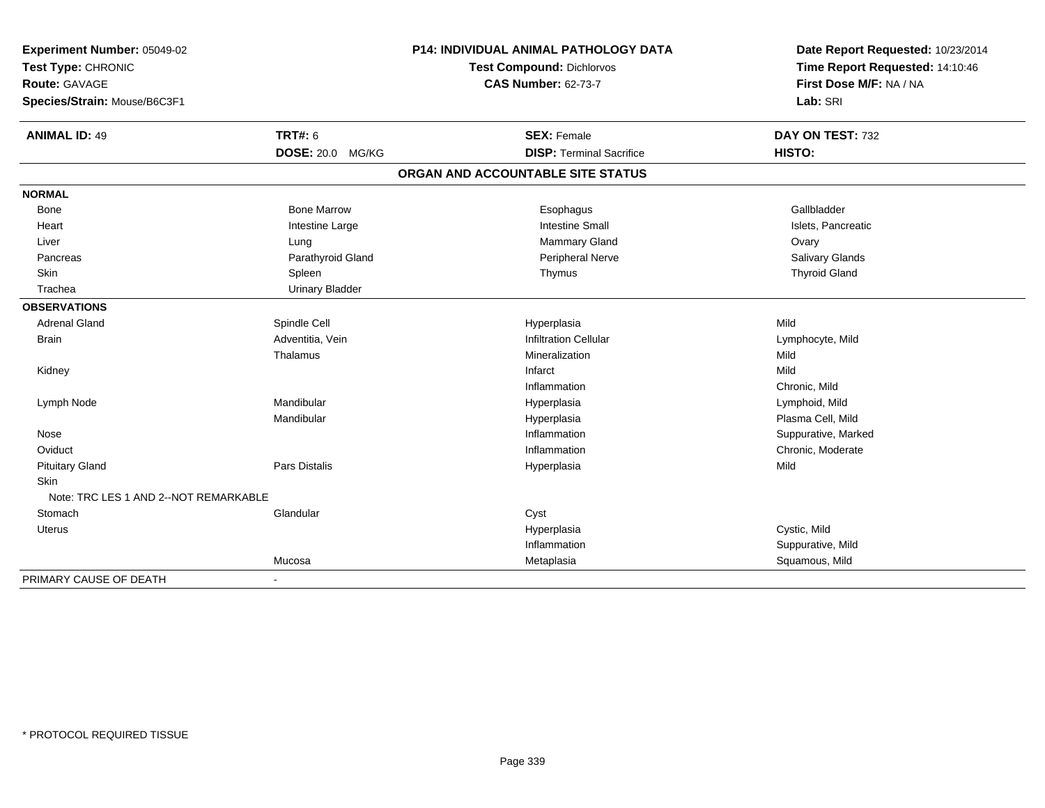**Experiment Number:** 05049-02
**Test Type:** CHRONIC
**Route:** GAVAGE
**Species/Strain:** Mouse/B6C3F1

**P14: INDIVIDUAL ANIMAL PATHOLOGY DATA**
**Test Compound:** Dichlorvos
**CAS Number:** 62-73-7

**Date Report Requested:** 10/23/2014
**Time Report Requested:** 14:10:46
**First Dose M/F:** NA / NA
**Lab:** SRI

| **ANIMAL ID:** 49 | **TRT#:** 6 | **SEX:** Female | **DAY ON TEST:** 732 |
|---|---|---|---|
| | **DOSE:** 20.0 MG/KG | **DISP:** Terminal Sacrifice | **HISTO:** |

## ORGAN AND ACCOUNTABLE SITE STATUS

| | | | |
|---|---|---|---|
| **NORMAL** | | | |
| Bone | Bone Marrow | Esophagus | Gallbladder |
| Heart | Intestine Large | Intestine Small | Islets, Pancreatic |
| Liver | Lung | Mammary Gland | Ovary |
| Pancreas | Parathyroid Gland | Peripheral Nerve | Salivary Glands |
| Skin | Spleen | Thymus | Thyroid Gland |
| Trachea | Urinary Bladder | | |
| **OBSERVATIONS** | | | |
| Adrenal Gland | Spindle Cell | Hyperplasia | Mild |
| Brain | Adventitia, Vein | Infiltration Cellular | Lymphocyte, Mild |
| | Thalamus | Mineralization | Mild |
| Kidney | | Infarct | Mild |
| | | Inflammation | Chronic, Mild |
| Lymph Node | Mandibular | Hyperplasia | Lymphoid, Mild |
| | Mandibular | Hyperplasia | Plasma Cell, Mild |
| Nose | | Inflammation | Suppurative, Marked |
| Oviduct | | Inflammation | Chronic, Moderate |
| Pituitary Gland | Pars Distalis | Hyperplasia | Mild |
| Skin | | | |
| Note: TRC LES 1 AND 2--NOT REMARKABLE | | | |
| Stomach | Glandular | Cyst | |
| Uterus | | Hyperplasia | Cystic, Mild |
| | | Inflammation | Suppurative, Mild |
| | Mucosa | Metaplasia | Squamous, Mild |
| PRIMARY CAUSE OF DEATH | - | | |

\* PROTOCOL REQUIRED TISSUE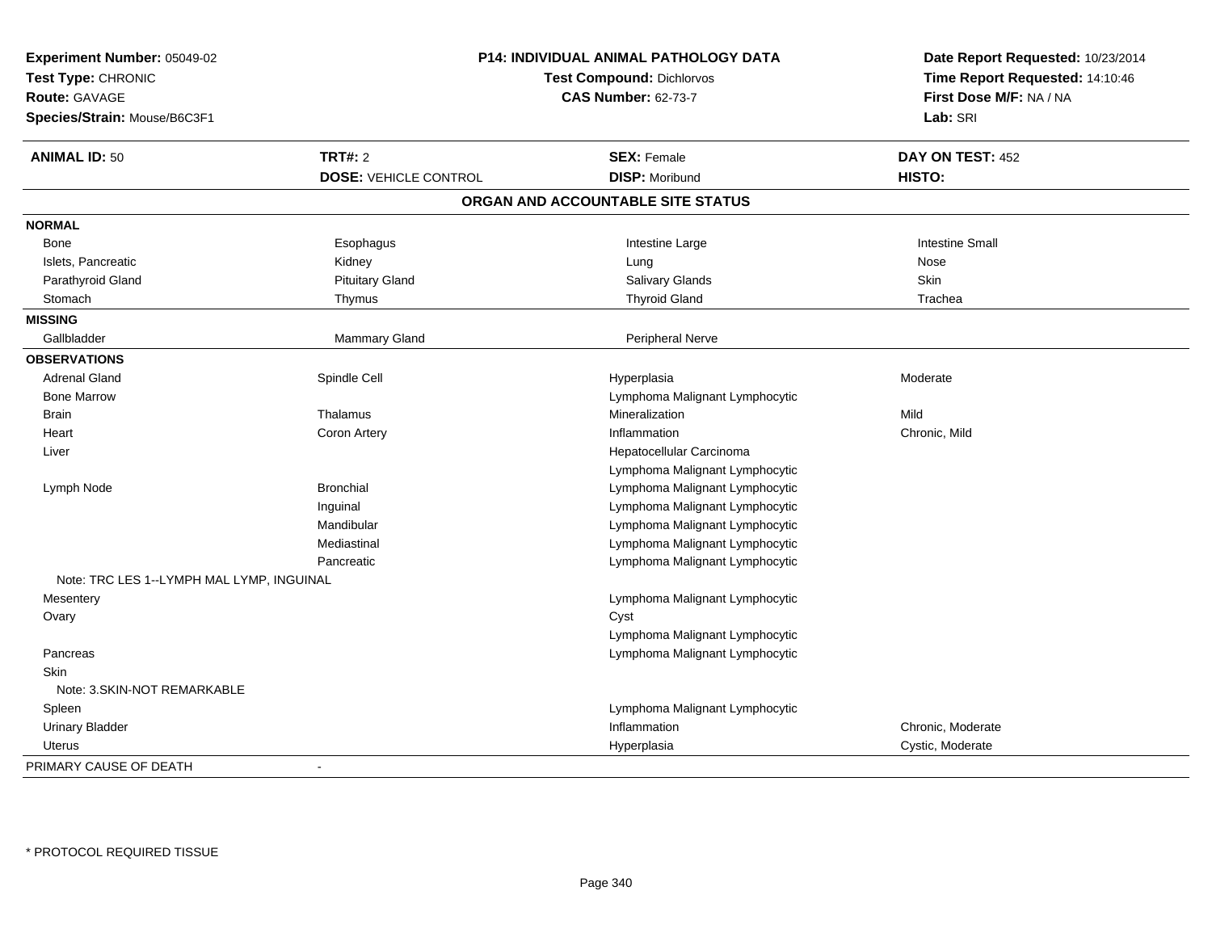**Experiment Number:** 05049-02
**Test Type:** CHRONIC
**Route:** GAVAGE
**Species/Strain:** Mouse/B6C3F1

**P14: INDIVIDUAL ANIMAL PATHOLOGY DATA**
**Test Compound:** Dichlorvos
**CAS Number:** 62-73-7

**Date Report Requested:** 10/23/2014
**Time Report Requested:** 14:10:46
**First Dose M/F:** NA / NA
**Lab:** SRI

| **ANIMAL ID:** 50 | **TRT#:** 2 | **SEX:** Female | **DAY ON TEST:** 452 |
|---|---|---|---|
| | **DOSE:** VEHICLE CONTROL | **DISP:** Moribund | **HISTO:** |

## ORGAN AND ACCOUNTABLE SITE STATUS

| | | | |
|---|---|---|---|
| **NORMAL** | | | |
| Bone | Esophagus | Intestine Large | Intestine Small |
| Islets, Pancreatic | Kidney | Lung | Nose |
| Parathyroid Gland | Pituitary Gland | Salivary Glands | Skin |
| Stomach | Thymus | Thyroid Gland | Trachea |
| **MISSING** | | | |
| Gallbladder | Mammary Gland | Peripheral Nerve | |
| **OBSERVATIONS** | | | |
| Adrenal Gland | Spindle Cell | Hyperplasia | Moderate |
| Bone Marrow | | Lymphoma Malignant Lymphocytic | |
| Brain | Thalamus | Mineralization | Mild |
| Heart | Coron Artery | Inflammation | Chronic, Mild |
| Liver | | Hepatocellular Carcinoma | |
| | | Lymphoma Malignant Lymphocytic | |
| Lymph Node | Bronchial | Lymphoma Malignant Lymphocytic | |
| | Inguinal | Lymphoma Malignant Lymphocytic | |
| | Mandibular | Lymphoma Malignant Lymphocytic | |
| | Mediastinal | Lymphoma Malignant Lymphocytic | |
| | Pancreatic | Lymphoma Malignant Lymphocytic | |
| Note: TRC LES 1--LYMPH MAL LYMP, INGUINAL | | | |
| Mesentery | | Lymphoma Malignant Lymphocytic | |
| Ovary | | Cyst | |
| | | Lymphoma Malignant Lymphocytic | |
| Pancreas | | Lymphoma Malignant Lymphocytic | |
| Skin | | | |
| Note: 3.SKIN-NOT REMARKABLE | | | |
| Spleen | | Lymphoma Malignant Lymphocytic | |
| Urinary Bladder | | Inflammation | Chronic, Moderate |
| Uterus | | Hyperplasia | Cystic, Moderate |
| PRIMARY CAUSE OF DEATH | - | | |

* PROTOCOL REQUIRED TISSUE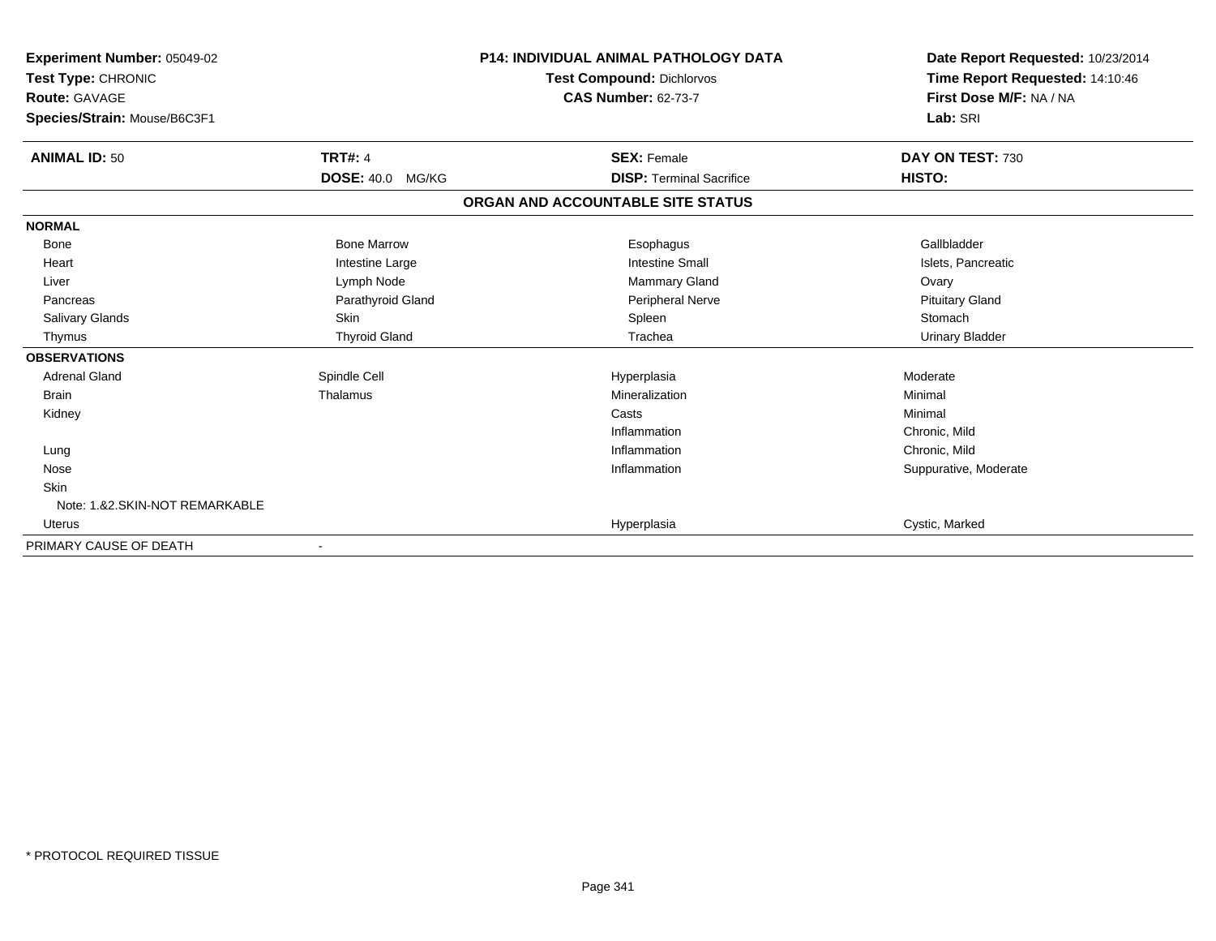**Experiment Number:** 05049-02
**Test Type:** CHRONIC
**Route:** GAVAGE
**Species/Strain:** Mouse/B6C3F1

**P14: INDIVIDUAL ANIMAL PATHOLOGY DATA**
**Test Compound:** Dichlorvos
**CAS Number:** 62-73-7

**Date Report Requested:** 10/23/2014
**Time Report Requested:** 14:10:46
**First Dose M/F:** NA / NA
**Lab:** SRI

| **ANIMAL ID:** 50 | **TRT#:** 4 | **SEX:** Female | **DAY ON TEST:** 730 |
|---|---|---|---|
| | **DOSE:** 40.0 MG/KG | **DISP:** Terminal Sacrifice | **HISTO:** |

**ORGAN AND ACCOUNTABLE SITE STATUS**

| | | | |
|---|---|---|---|
| **NORMAL** | | | |
| Bone | Bone Marrow | Esophagus | Gallbladder |
| Heart | Intestine Large | Intestine Small | Islets, Pancreatic |
| Liver | Lymph Node | Mammary Gland | Ovary |
| Pancreas | Parathyroid Gland | Peripheral Nerve | Pituitary Gland |
| Salivary Glands | Skin | Spleen | Stomach |
| Thymus | Thyroid Gland | Trachea | Urinary Bladder |
| **OBSERVATIONS** | | | |
| Adrenal Gland | Spindle Cell | Hyperplasia | Moderate |
| Brain | Thalamus | Mineralization | Minimal |
| Kidney | | Casts | Minimal |
| | | Inflammation | Chronic, Mild |
| Lung | | Inflammation | Chronic, Mild |
| Nose | | Inflammation | Suppurative, Moderate |
| Skin | | | |
| Note: 1.&2.SKIN-NOT REMARKABLE | | | |
| Uterus | | Hyperplasia | Cystic, Marked |
| PRIMARY CAUSE OF DEATH | - | | |

* PROTOCOL REQUIRED TISSUE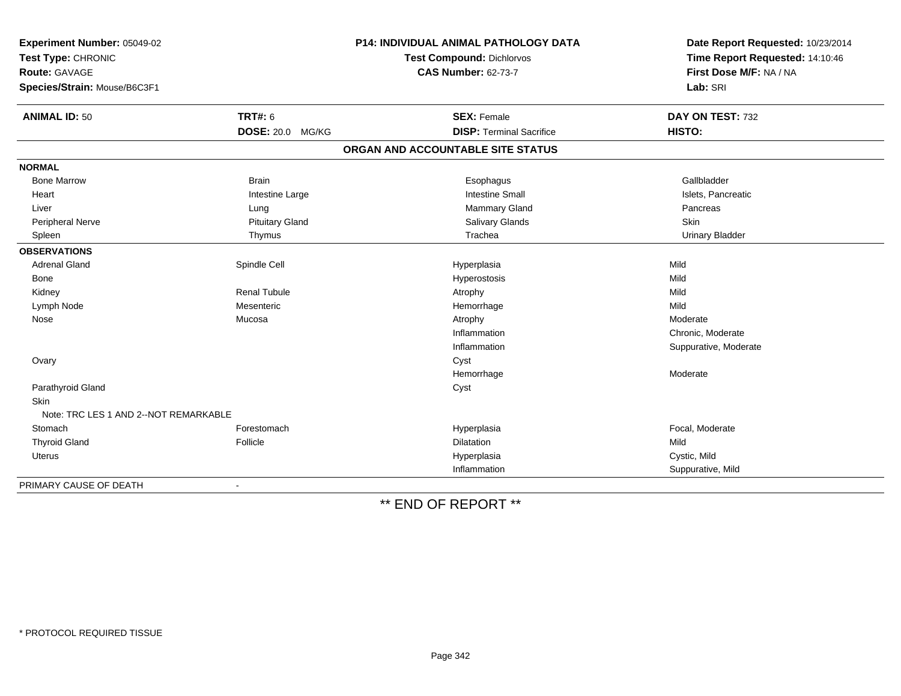**Experiment Number:** 05049-02
**Test Type:** CHRONIC
**Route:** GAVAGE
**Species/Strain:** Mouse/B6C3F1

**P14: INDIVIDUAL ANIMAL PATHOLOGY DATA**
**Test Compound:** Dichlorvos
**CAS Number:** 62-73-7

**Date Report Requested:** 10/23/2014
**Time Report Requested:** 14:10:46
**First Dose M/F:** NA / NA
**Lab:** SRI

| **ANIMAL ID:** 50 | **TRT#:** 6 | **SEX:** Female | **DAY ON TEST:** 732 |
|---|---|---|---|
| | **DOSE:** 20.0 MG/KG | **DISP:** Terminal Sacrifice | **HISTO:** |

**ORGAN AND ACCOUNTABLE SITE STATUS**

| | | | |
|---|---|---|---|
| **NORMAL** | | | |
| Bone Marrow | Brain | Esophagus | Gallbladder |
| Heart | Intestine Large | Intestine Small | Islets, Pancreatic |
| Liver | Lung | Mammary Gland | Pancreas |
| Peripheral Nerve | Pituitary Gland | Salivary Glands | Skin |
| Spleen | Thymus | Trachea | Urinary Bladder |
| **OBSERVATIONS** | | | |
| Adrenal Gland | Spindle Cell | Hyperplasia | Mild |
| Bone | | Hyperostosis | Mild |
| Kidney | Renal Tubule | Atrophy | Mild |
| Lymph Node | Mesenteric | Hemorrhage | Mild |
| Nose | Mucosa | Atrophy | Moderate |
| | | Inflammation | Chronic, Moderate |
| | | Inflammation | Suppurative, Moderate |
| Ovary | | Cyst | |
| | | Hemorrhage | Moderate |
| Parathyroid Gland | | Cyst | |
| Skin | | | |
| Note: TRC LES 1 AND 2--NOT REMARKABLE | | | |
| Stomach | Forestomach | Hyperplasia | Focal, Moderate |
| Thyroid Gland | Follicle | Dilatation | Mild |
| Uterus | | Hyperplasia | Cystic, Mild |
| | | Inflammation | Suppurative, Mild |
| PRIMARY CAUSE OF DEATH | - | | |

** END OF REPORT **

* PROTOCOL REQUIRED TISSUE